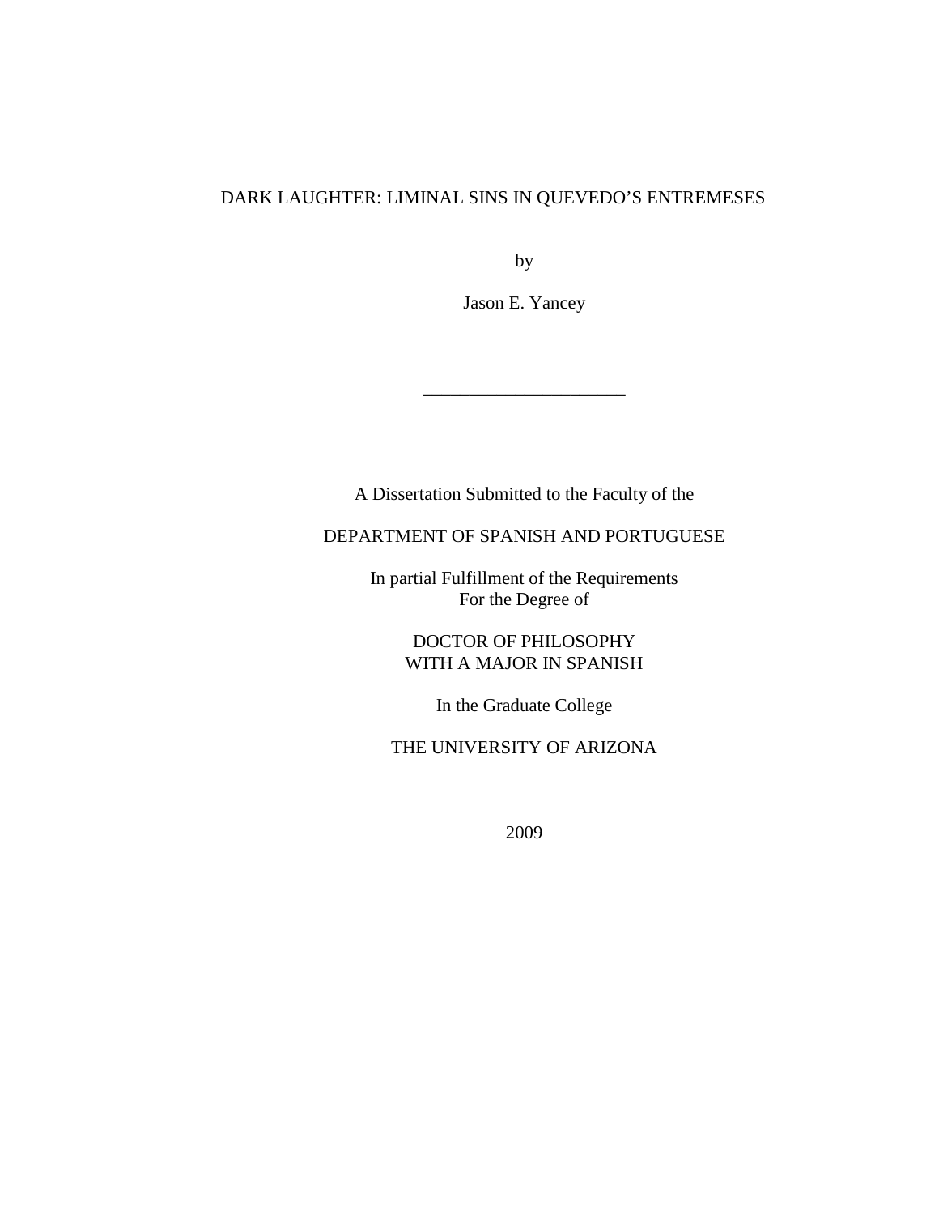# DARK LAUGHTER: LIMINAL SINS IN QUEVEDO'S ENTREMESES

by

Jason E. Yancey

______________________

A Dissertation Submitted to the Faculty of the

DEPARTMENT OF SPANISH AND PORTUGUESE

In partial Fulfillment of the Requirements
For the Degree of

DOCTOR OF PHILOSOPHY
WITH A MAJOR IN SPANISH

In the Graduate College

THE UNIVERSITY OF ARIZONA

2009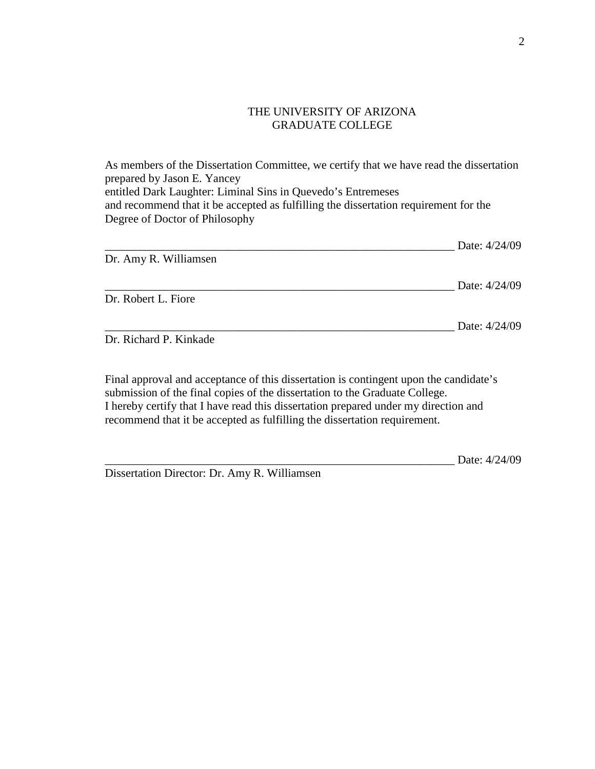THE UNIVERSITY OF ARIZONA
GRADUATE COLLEGE

As members of the Dissertation Committee, we certify that we have read the dissertation prepared by Jason E. Yancey
entitled Dark Laughter: Liminal Sins in Quevedo's Entremeses
and recommend that it be accepted as fulfilling the dissertation requirement for the Degree of Doctor of Philosophy

_______________________________________________________________ Date: 4/24/09
Dr. Amy R. Williamsen

_______________________________________________________________ Date: 4/24/09
Dr. Robert L. Fiore

_______________________________________________________________ Date: 4/24/09
Dr. Richard P. Kinkade

Final approval and acceptance of this dissertation is contingent upon the candidate's submission of the final copies of the dissertation to the Graduate College.
I hereby certify that I have read this dissertation prepared under my direction and recommend that it be accepted as fulfilling the dissertation requirement.

_______________________________________________________________ Date: 4/24/09
Dissertation Director: Dr. Amy R. Williamsen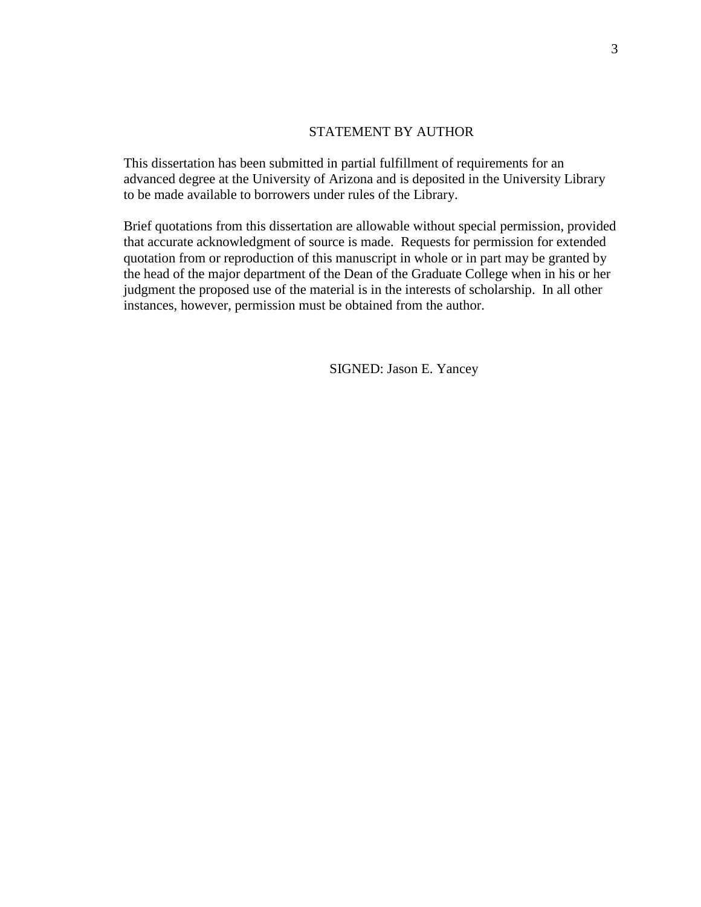## STATEMENT BY AUTHOR

This dissertation has been submitted in partial fulfillment of requirements for an advanced degree at the University of Arizona and is deposited in the University Library to be made available to borrowers under rules of the Library.

Brief quotations from this dissertation are allowable without special permission, provided that accurate acknowledgment of source is made. Requests for permission for extended quotation from or reproduction of this manuscript in whole or in part may be granted by the head of the major department of the Dean of the Graduate College when in his or her judgment the proposed use of the material is in the interests of scholarship. In all other instances, however, permission must be obtained from the author.

SIGNED: Jason E. Yancey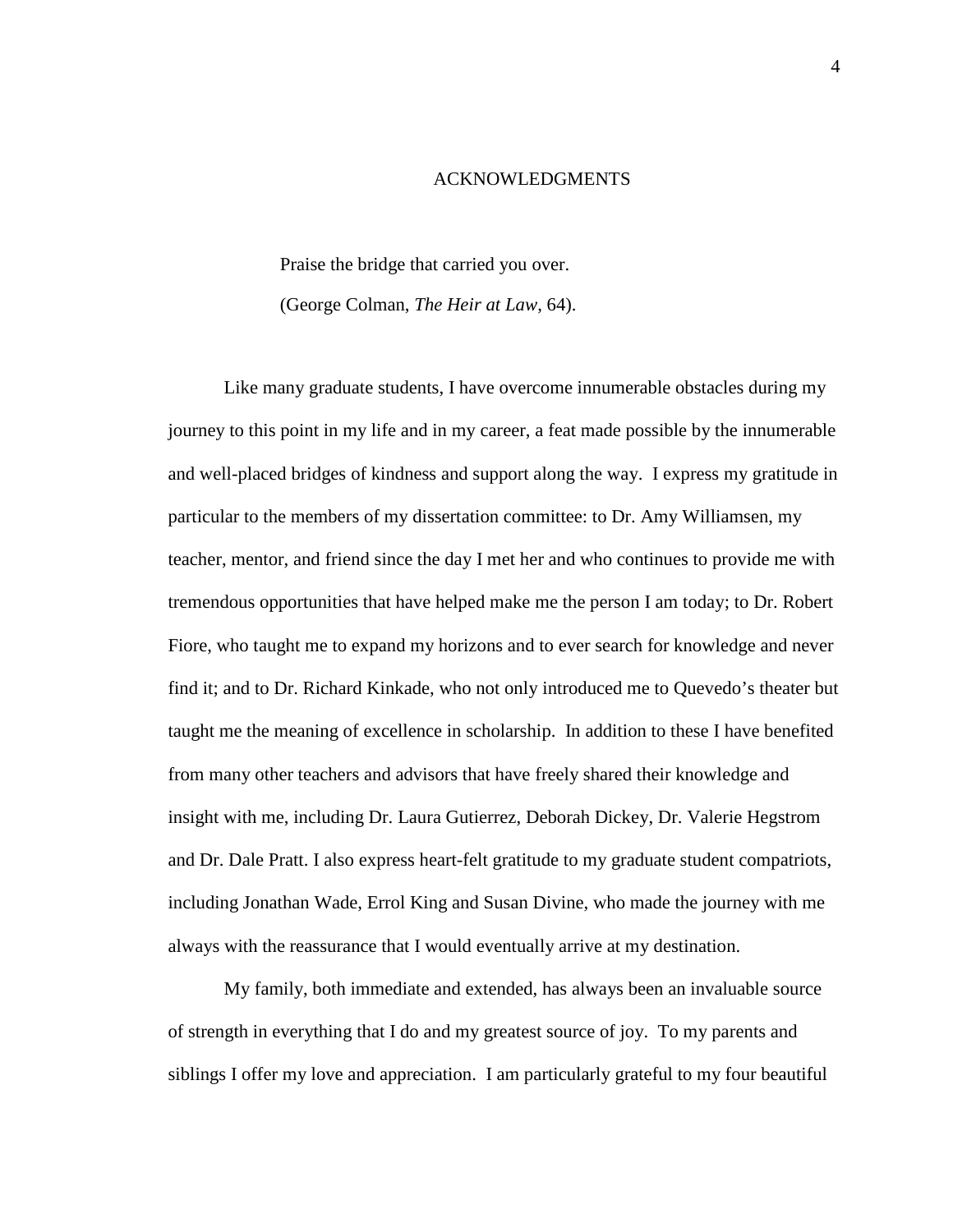# ACKNOWLEDGMENTS

> Praise the bridge that carried you over.
>
> (George Colman, *The Heir at Law*, 64).

Like many graduate students, I have overcome innumerable obstacles during my journey to this point in my life and in my career, a feat made possible by the innumerable and well-placed bridges of kindness and support along the way. I express my gratitude in particular to the members of my dissertation committee: to Dr. Amy Williamsen, my teacher, mentor, and friend since the day I met her and who continues to provide me with tremendous opportunities that have helped make me the person I am today; to Dr. Robert Fiore, who taught me to expand my horizons and to ever search for knowledge and never find it; and to Dr. Richard Kinkade, who not only introduced me to Quevedo's theater but taught me the meaning of excellence in scholarship. In addition to these I have benefited from many other teachers and advisors that have freely shared their knowledge and insight with me, including Dr. Laura Gutierrez, Deborah Dickey, Dr. Valerie Hegstrom and Dr. Dale Pratt. I also express heart-felt gratitude to my graduate student compatriots, including Jonathan Wade, Errol King and Susan Divine, who made the journey with me always with the reassurance that I would eventually arrive at my destination.

My family, both immediate and extended, has always been an invaluable source of strength in everything that I do and my greatest source of joy. To my parents and siblings I offer my love and appreciation. I am particularly grateful to my four beautiful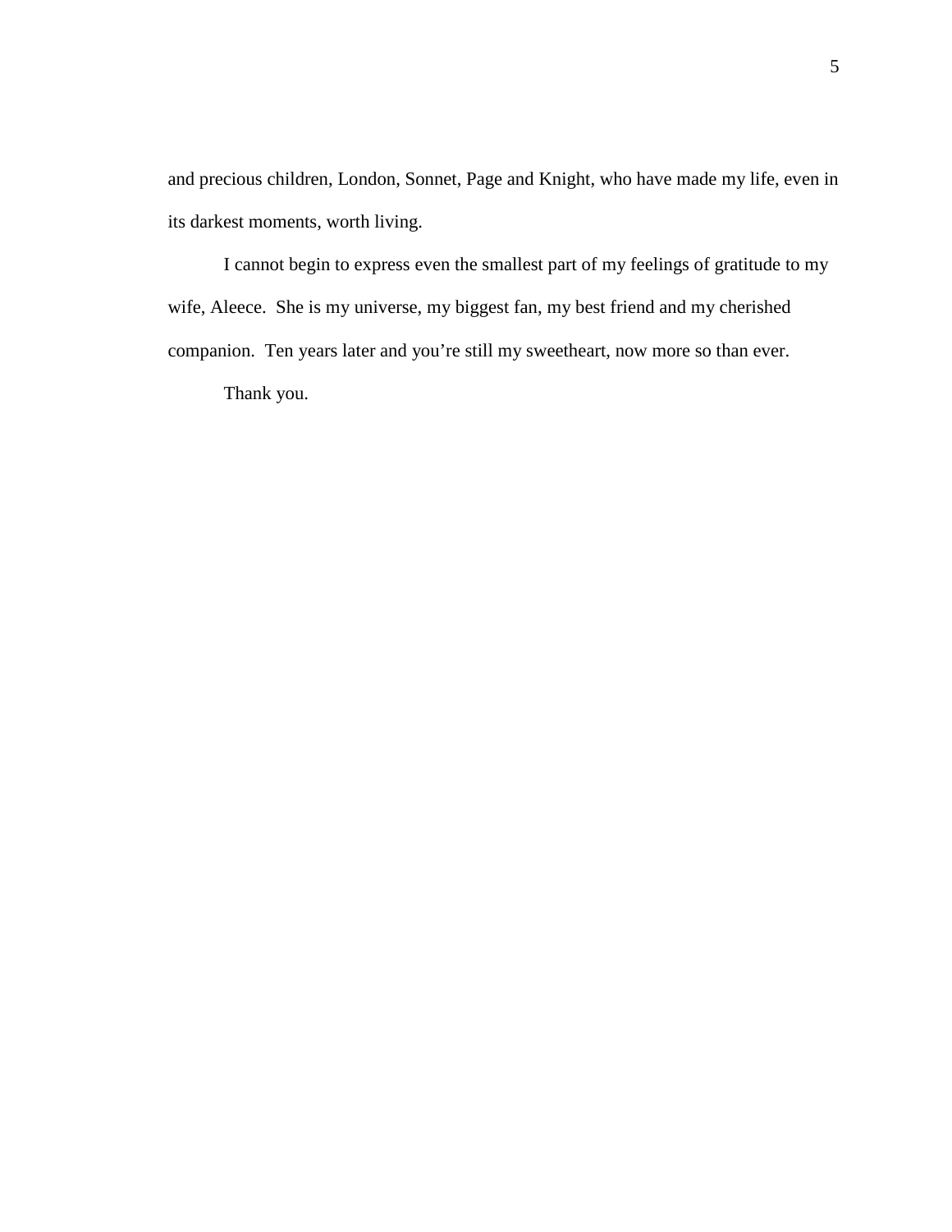and precious children, London, Sonnet, Page and Knight, who have made my life, even in its darkest moments, worth living.

I cannot begin to express even the smallest part of my feelings of gratitude to my wife, Aleece. She is my universe, my biggest fan, my best friend and my cherished companion. Ten years later and you're still my sweetheart, now more so than ever.

Thank you.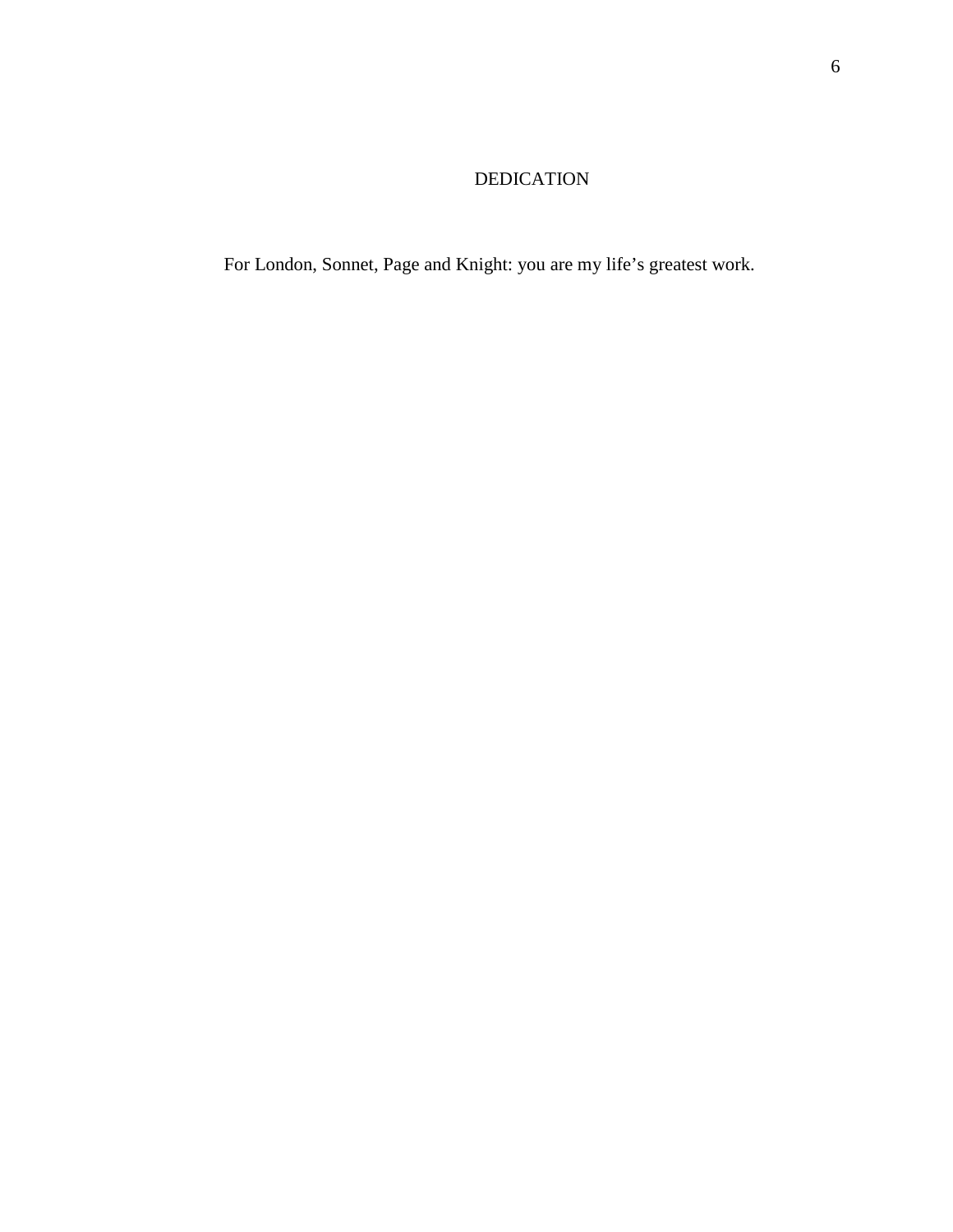# DEDICATION

For London, Sonnet, Page and Knight: you are my life's greatest work.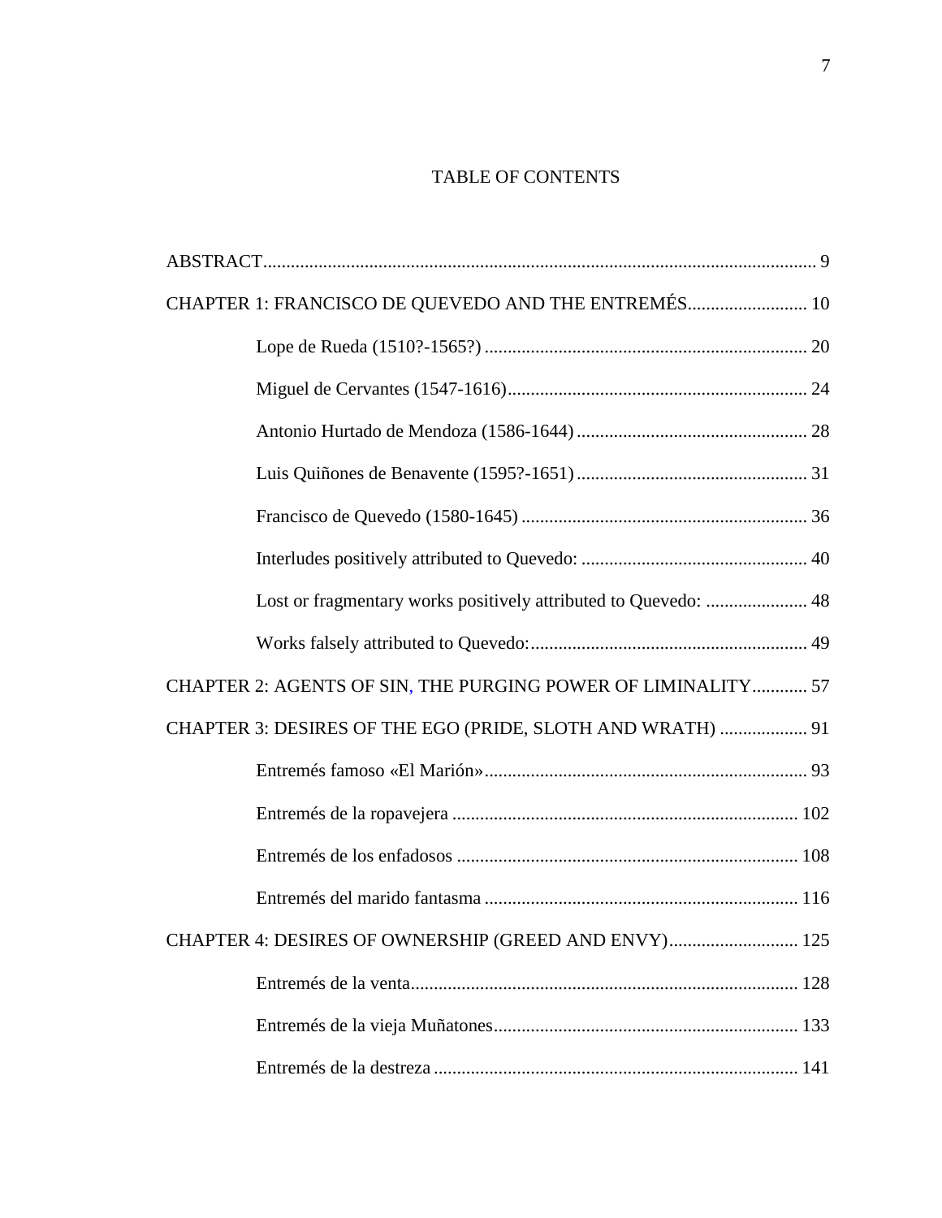# TABLE OF CONTENTS

ABSTRACT....................................................................................................................... 9

CHAPTER 1: FRANCISCO DE QUEVEDO AND THE ENTREMÉS.......................... 10

- Lope de Rueda (1510?-1565?) ...................................................................... 20
- Miguel de Cervantes (1547-1616)................................................................. 24
- Antonio Hurtado de Mendoza (1586-1644) .................................................. 28
- Luis Quiñones de Benavente (1595?-1651) .................................................. 31
- Francisco de Quevedo (1580-1645) .............................................................. 36
- Interludes positively attributed to Quevedo: ................................................. 40
- Lost or fragmentary works positively attributed to Quevedo: ...................... 48
- Works falsely attributed to Quevedo:............................................................ 49

CHAPTER 2: AGENTS OF SIN, THE PURGING POWER OF LIMINALITY............ 57

CHAPTER 3: DESIRES OF THE EGO (PRIDE, SLOTH AND WRATH) ................... 91

- Entremés famoso «El Marión»...................................................................... 93
- Entremés de la ropavejera ........................................................................... 102
- Entremés de los enfadosos .......................................................................... 108
- Entremés del marido fantasma .................................................................... 116

CHAPTER 4: DESIRES OF OWNERSHIP (GREED AND ENVY)............................ 125

- Entremés de la venta.................................................................................... 128
- Entremés de la vieja Muñatones.................................................................. 133
- Entremés de la destreza ............................................................................... 141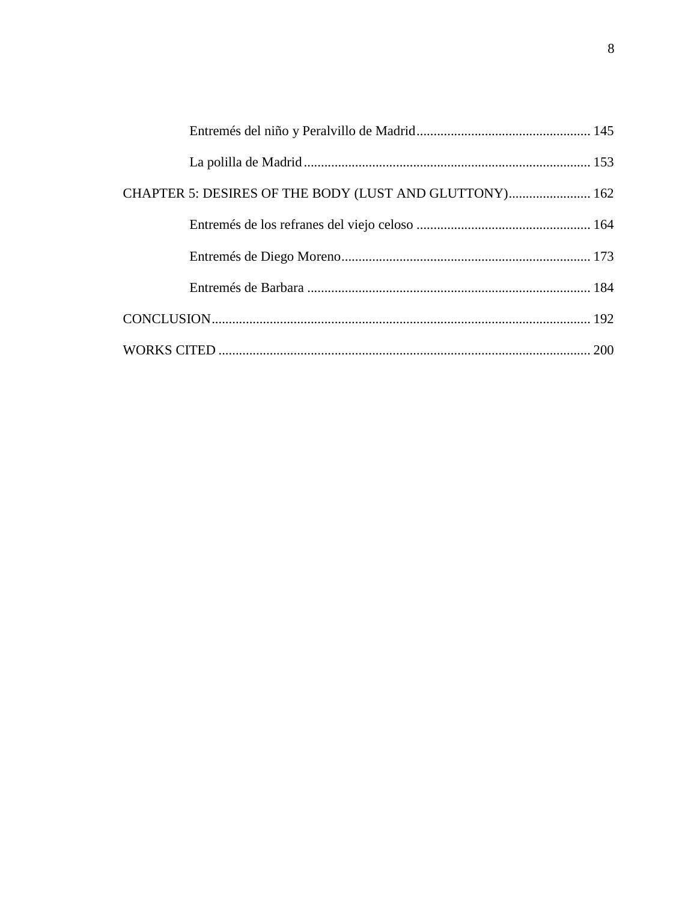Entremés del niño y Peralvillo de Madrid .................................................. 145

La polilla de Madrid .................................................................................. 153

CHAPTER 5: DESIRES OF THE BODY (LUST AND GLUTTONY) ........................ 162

Entremés de los refranes del viejo celoso .................................................. 164

Entremés de Diego Moreno ........................................................................ 173

Entremés de Barbara .................................................................................. 184

CONCLUSION ............................................................................................................ 192

WORKS CITED ........................................................................................................... 200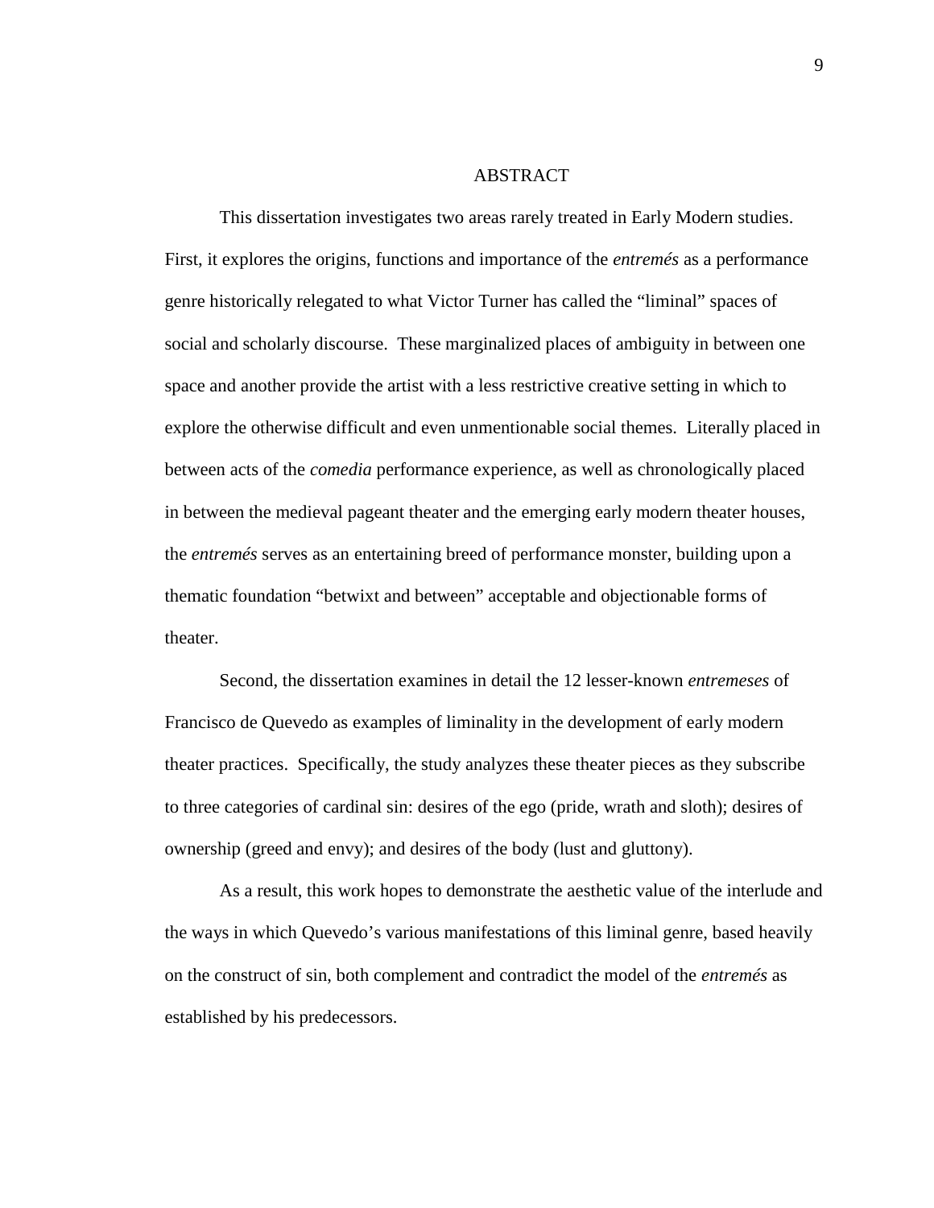# ABSTRACT

This dissertation investigates two areas rarely treated in Early Modern studies. First, it explores the origins, functions and importance of the *entremés* as a performance genre historically relegated to what Victor Turner has called the "liminal" spaces of social and scholarly discourse. These marginalized places of ambiguity in between one space and another provide the artist with a less restrictive creative setting in which to explore the otherwise difficult and even unmentionable social themes. Literally placed in between acts of the *comedia* performance experience, as well as chronologically placed in between the medieval pageant theater and the emerging early modern theater houses, the *entremés* serves as an entertaining breed of performance monster, building upon a thematic foundation "betwixt and between" acceptable and objectionable forms of theater.

Second, the dissertation examines in detail the 12 lesser-known *entremeses* of Francisco de Quevedo as examples of liminality in the development of early modern theater practices. Specifically, the study analyzes these theater pieces as they subscribe to three categories of cardinal sin: desires of the ego (pride, wrath and sloth); desires of ownership (greed and envy); and desires of the body (lust and gluttony).

As a result, this work hopes to demonstrate the aesthetic value of the interlude and the ways in which Quevedo's various manifestations of this liminal genre, based heavily on the construct of sin, both complement and contradict the model of the *entremés* as established by his predecessors.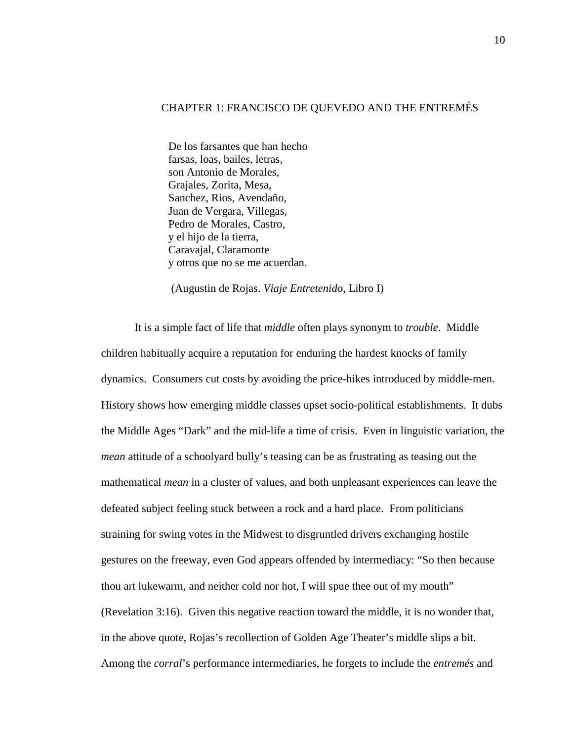# CHAPTER 1: FRANCISCO DE QUEVEDO AND THE ENTREMÉS

> De los farsantes que han hecho  
> farsas, loas, bailes, letras,  
> son Antonio de Morales,  
> Grajales, Zorita, Mesa,  
> Sanchez, Rios, Avendaño,  
> Juan de Vergara, Villegas,  
> Pedro de Morales, Castro,  
> y el hijo de la tierra,  
> Caravajal, Claramonte  
> y otros que no se me acuerdan.
>
> (Augustin de Rojas. *Viaje Entretenido*, Libro I)

It is a simple fact of life that *middle* often plays synonym to *trouble*. Middle children habitually acquire a reputation for enduring the hardest knocks of family dynamics. Consumers cut costs by avoiding the price-hikes introduced by middle-men. History shows how emerging middle classes upset socio-political establishments. It dubs the Middle Ages "Dark" and the mid-life a time of crisis. Even in linguistic variation, the *mean* attitude of a schoolyard bully's teasing can be as frustrating as teasing out the mathematical *mean* in a cluster of values, and both unpleasant experiences can leave the defeated subject feeling stuck between a rock and a hard place. From politicians straining for swing votes in the Midwest to disgruntled drivers exchanging hostile gestures on the freeway, even God appears offended by intermediacy: "So then because thou art lukewarm, and neither cold nor hot, I will spue thee out of my mouth" (Revelation 3:16). Given this negative reaction toward the middle, it is no wonder that, in the above quote, Rojas's recollection of Golden Age Theater's middle slips a bit. Among the *corral*'s performance intermediaries, he forgets to include the *entremés* and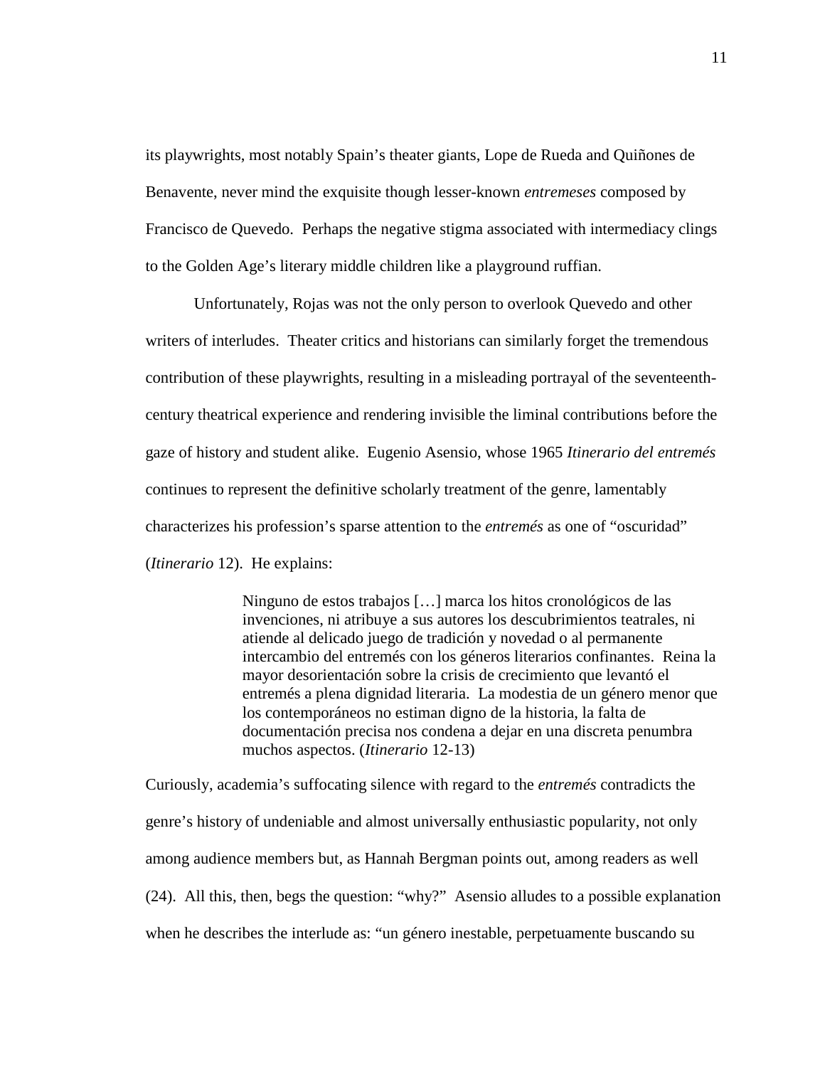its playwrights, most notably Spain's theater giants, Lope de Rueda and Quiñones de Benavente, never mind the exquisite though lesser-known *entremeses* composed by Francisco de Quevedo. Perhaps the negative stigma associated with intermediacy clings to the Golden Age's literary middle children like a playground ruffian.

Unfortunately, Rojas was not the only person to overlook Quevedo and other writers of interludes. Theater critics and historians can similarly forget the tremendous contribution of these playwrights, resulting in a misleading portrayal of the seventeenth-century theatrical experience and rendering invisible the liminal contributions before the gaze of history and student alike. Eugenio Asensio, whose 1965 *Itinerario del entremés* continues to represent the definitive scholarly treatment of the genre, lamentably characterizes his profession's sparse attention to the *entremés* as one of "oscuridad" (*Itinerario* 12). He explains:

> Ninguno de estos trabajos […] marca los hitos cronológicos de las invenciones, ni atribuye a sus autores los descubrimientos teatrales, ni atiende al delicado juego de tradición y novedad o al permanente intercambio del entremés con los géneros literarios confinantes. Reina la mayor desorientación sobre la crisis de crecimiento que levantó el entremés a plena dignidad literaria. La modestia de un género menor que los contemporáneos no estiman digno de la historia, la falta de documentación precisa nos condena a dejar en una discreta penumbra muchos aspectos. (*Itinerario* 12-13)

Curiously, academia's suffocating silence with regard to the *entremés* contradicts the genre's history of undeniable and almost universally enthusiastic popularity, not only among audience members but, as Hannah Bergman points out, among readers as well (24). All this, then, begs the question: "why?" Asensio alludes to a possible explanation when he describes the interlude as: "un género inestable, perpetuamente buscando su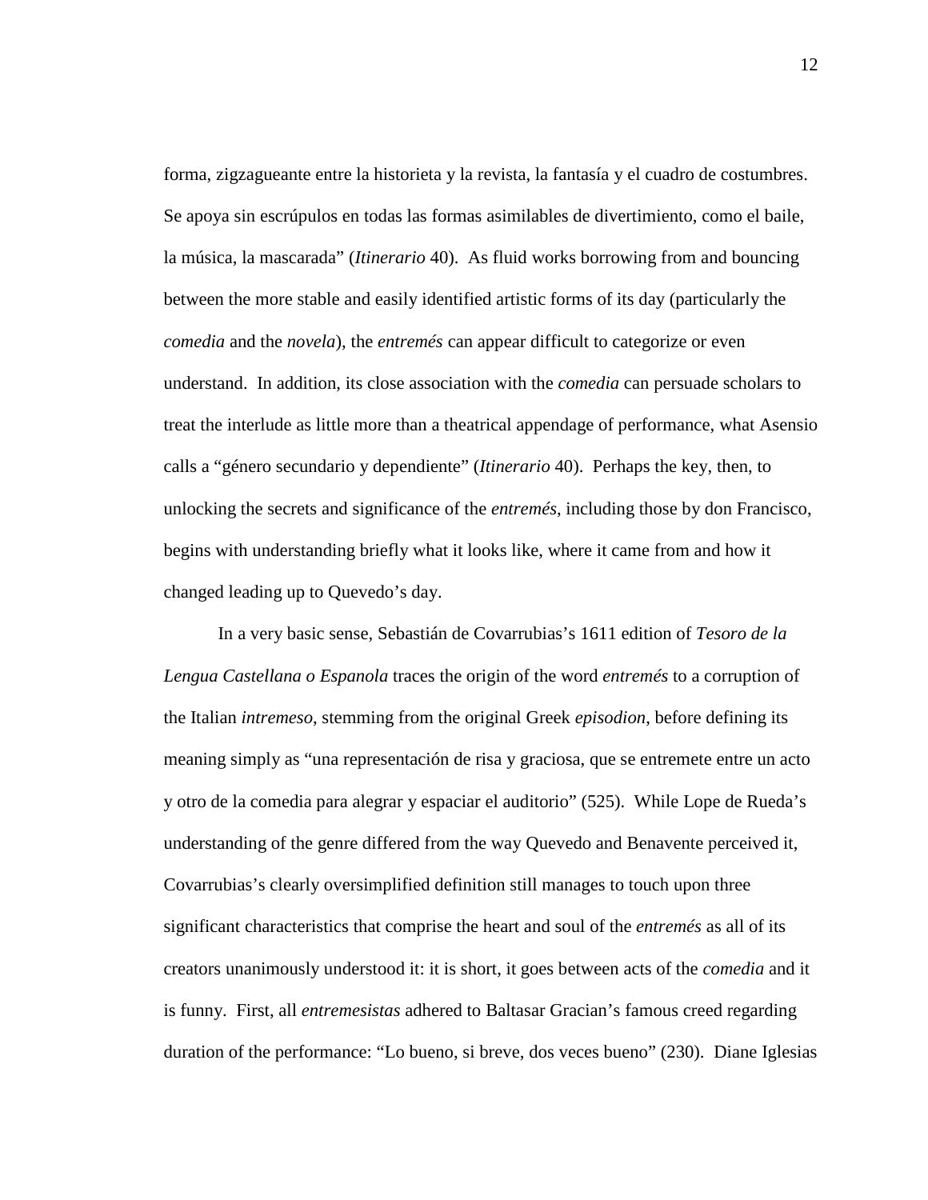forma, zigzagueante entre la historieta y la revista, la fantasía y el cuadro de costumbres. Se apoya sin escrúpulos en todas las formas asimilables de divertimiento, como el baile, la música, la mascarada" (*Itinerario* 40). As fluid works borrowing from and bouncing between the more stable and easily identified artistic forms of its day (particularly the *comedia* and the *novela*), the *entremés* can appear difficult to categorize or even understand. In addition, its close association with the *comedia* can persuade scholars to treat the interlude as little more than a theatrical appendage of performance, what Asensio calls a "género secundario y dependiente" (*Itinerario* 40). Perhaps the key, then, to unlocking the secrets and significance of the *entremés*, including those by don Francisco, begins with understanding briefly what it looks like, where it came from and how it changed leading up to Quevedo's day.

In a very basic sense, Sebastián de Covarrubias's 1611 edition of *Tesoro de la Lengua Castellana o Espanola* traces the origin of the word *entremés* to a corruption of the Italian *intremeso*, stemming from the original Greek *episodion*, before defining its meaning simply as "una representación de risa y graciosa, que se entremete entre un acto y otro de la comedia para alegrar y espaciar el auditorio" (525). While Lope de Rueda's understanding of the genre differed from the way Quevedo and Benavente perceived it, Covarrubias's clearly oversimplified definition still manages to touch upon three significant characteristics that comprise the heart and soul of the *entremés* as all of its creators unanimously understood it: it is short, it goes between acts of the *comedia* and it is funny. First, all *entremesistas* adhered to Baltasar Gracian's famous creed regarding duration of the performance: "Lo bueno, si breve, dos veces bueno" (230). Diane Iglesias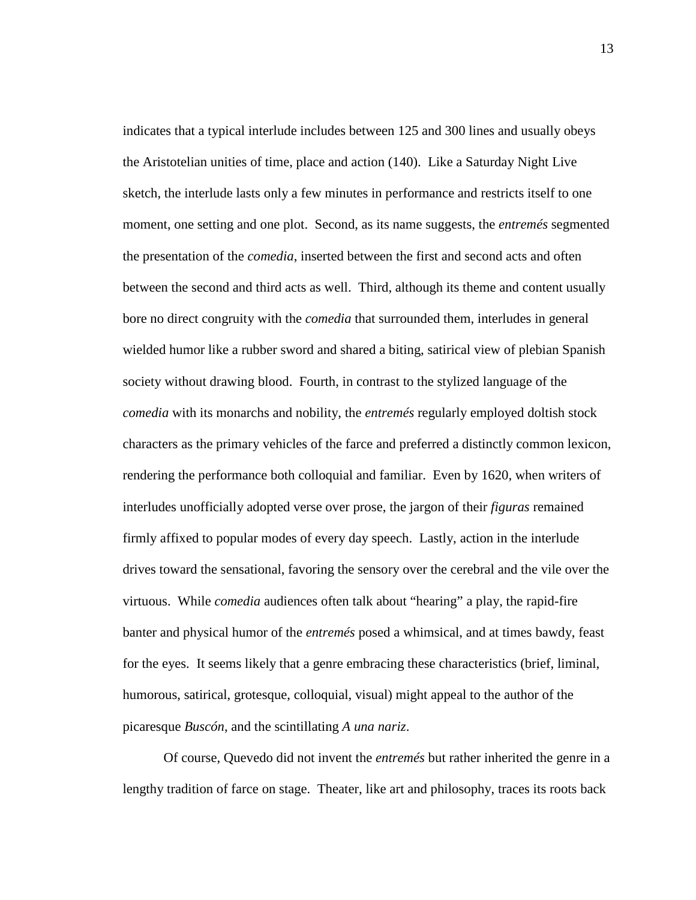indicates that a typical interlude includes between 125 and 300 lines and usually obeys the Aristotelian unities of time, place and action (140). Like a Saturday Night Live sketch, the interlude lasts only a few minutes in performance and restricts itself to one moment, one setting and one plot. Second, as its name suggests, the *entremés* segmented the presentation of the *comedia*, inserted between the first and second acts and often between the second and third acts as well. Third, although its theme and content usually bore no direct congruity with the *comedia* that surrounded them, interludes in general wielded humor like a rubber sword and shared a biting, satirical view of plebian Spanish society without drawing blood. Fourth, in contrast to the stylized language of the *comedia* with its monarchs and nobility, the *entremés* regularly employed doltish stock characters as the primary vehicles of the farce and preferred a distinctly common lexicon, rendering the performance both colloquial and familiar. Even by 1620, when writers of interludes unofficially adopted verse over prose, the jargon of their *figuras* remained firmly affixed to popular modes of every day speech. Lastly, action in the interlude drives toward the sensational, favoring the sensory over the cerebral and the vile over the virtuous. While *comedia* audiences often talk about "hearing" a play, the rapid-fire banter and physical humor of the *entremés* posed a whimsical, and at times bawdy, feast for the eyes. It seems likely that a genre embracing these characteristics (brief, liminal, humorous, satirical, grotesque, colloquial, visual) might appeal to the author of the picaresque *Buscón*, and the scintillating *A una nariz*.

Of course, Quevedo did not invent the *entremés* but rather inherited the genre in a lengthy tradition of farce on stage. Theater, like art and philosophy, traces its roots back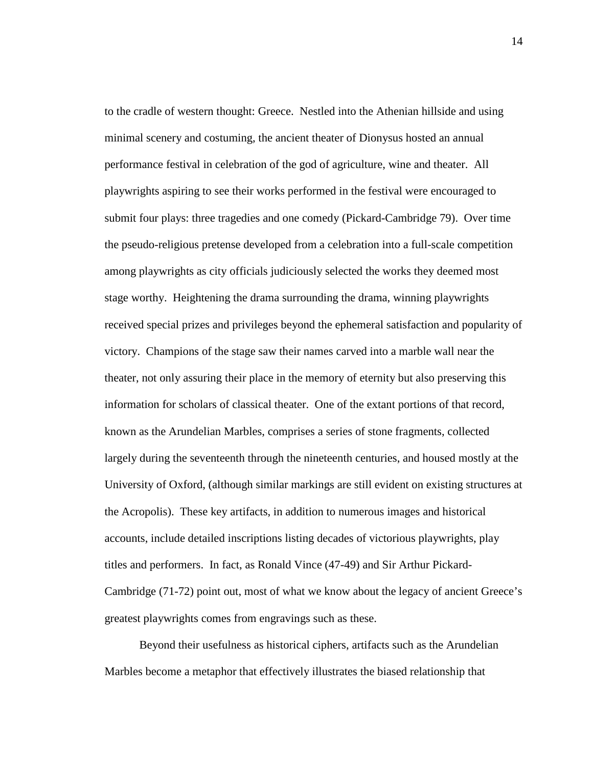to the cradle of western thought: Greece. Nestled into the Athenian hillside and using minimal scenery and costuming, the ancient theater of Dionysus hosted an annual performance festival in celebration of the god of agriculture, wine and theater. All playwrights aspiring to see their works performed in the festival were encouraged to submit four plays: three tragedies and one comedy (Pickard-Cambridge 79). Over time the pseudo-religious pretense developed from a celebration into a full-scale competition among playwrights as city officials judiciously selected the works they deemed most stage worthy. Heightening the drama surrounding the drama, winning playwrights received special prizes and privileges beyond the ephemeral satisfaction and popularity of victory. Champions of the stage saw their names carved into a marble wall near the theater, not only assuring their place in the memory of eternity but also preserving this information for scholars of classical theater. One of the extant portions of that record, known as the Arundelian Marbles, comprises a series of stone fragments, collected largely during the seventeenth through the nineteenth centuries, and housed mostly at the University of Oxford, (although similar markings are still evident on existing structures at the Acropolis). These key artifacts, in addition to numerous images and historical accounts, include detailed inscriptions listing decades of victorious playwrights, play titles and performers. In fact, as Ronald Vince (47-49) and Sir Arthur Pickard-Cambridge (71-72) point out, most of what we know about the legacy of ancient Greece's greatest playwrights comes from engravings such as these.

Beyond their usefulness as historical ciphers, artifacts such as the Arundelian Marbles become a metaphor that effectively illustrates the biased relationship that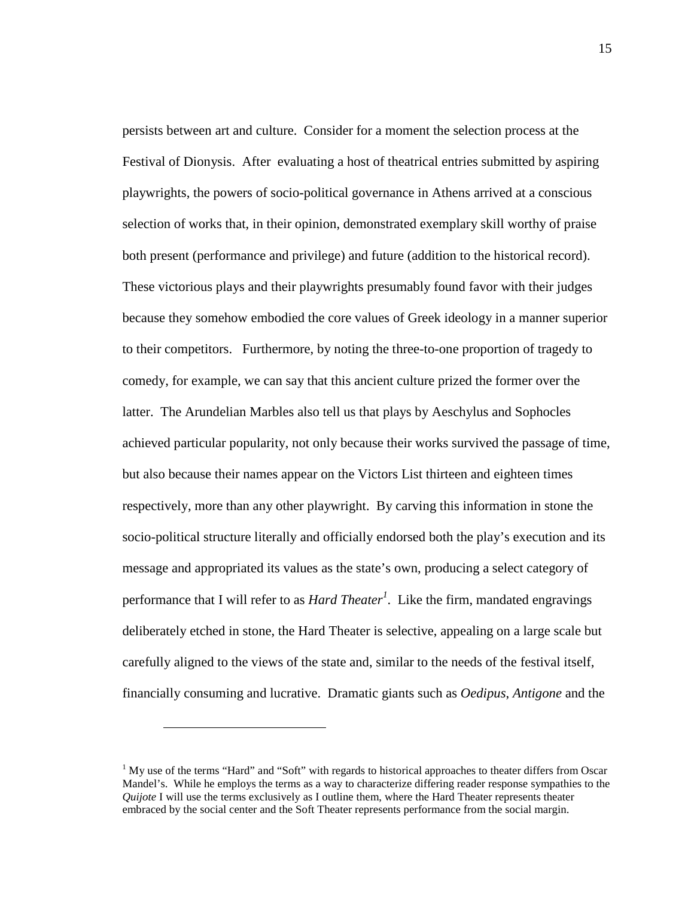persists between art and culture. Consider for a moment the selection process at the Festival of Dionysis. After evaluating a host of theatrical entries submitted by aspiring playwrights, the powers of socio-political governance in Athens arrived at a conscious selection of works that, in their opinion, demonstrated exemplary skill worthy of praise both present (performance and privilege) and future (addition to the historical record). These victorious plays and their playwrights presumably found favor with their judges because they somehow embodied the core values of Greek ideology in a manner superior to their competitors. Furthermore, by noting the three-to-one proportion of tragedy to comedy, for example, we can say that this ancient culture prized the former over the latter. The Arundelian Marbles also tell us that plays by Aeschylus and Sophocles achieved particular popularity, not only because their works survived the passage of time, but also because their names appear on the Victors List thirteen and eighteen times respectively, more than any other playwright. By carving this information in stone the socio-political structure literally and officially endorsed both the play's execution and its message and appropriated its values as the state's own, producing a select category of performance that I will refer to as *Hard Theater*[1]. Like the firm, mandated engravings deliberately etched in stone, the Hard Theater is selective, appealing on a large scale but carefully aligned to the views of the state and, similar to the needs of the festival itself, financially consuming and lucrative. Dramatic giants such as *Oedipus*, *Antigone* and the

---

[1] My use of the terms "Hard" and "Soft" with regards to historical approaches to theater differs from Oscar Mandel's. While he employs the terms as a way to characterize differing reader response sympathies to the *Quijote* I will use the terms exclusively as I outline them, where the Hard Theater represents theater embraced by the social center and the Soft Theater represents performance from the social margin.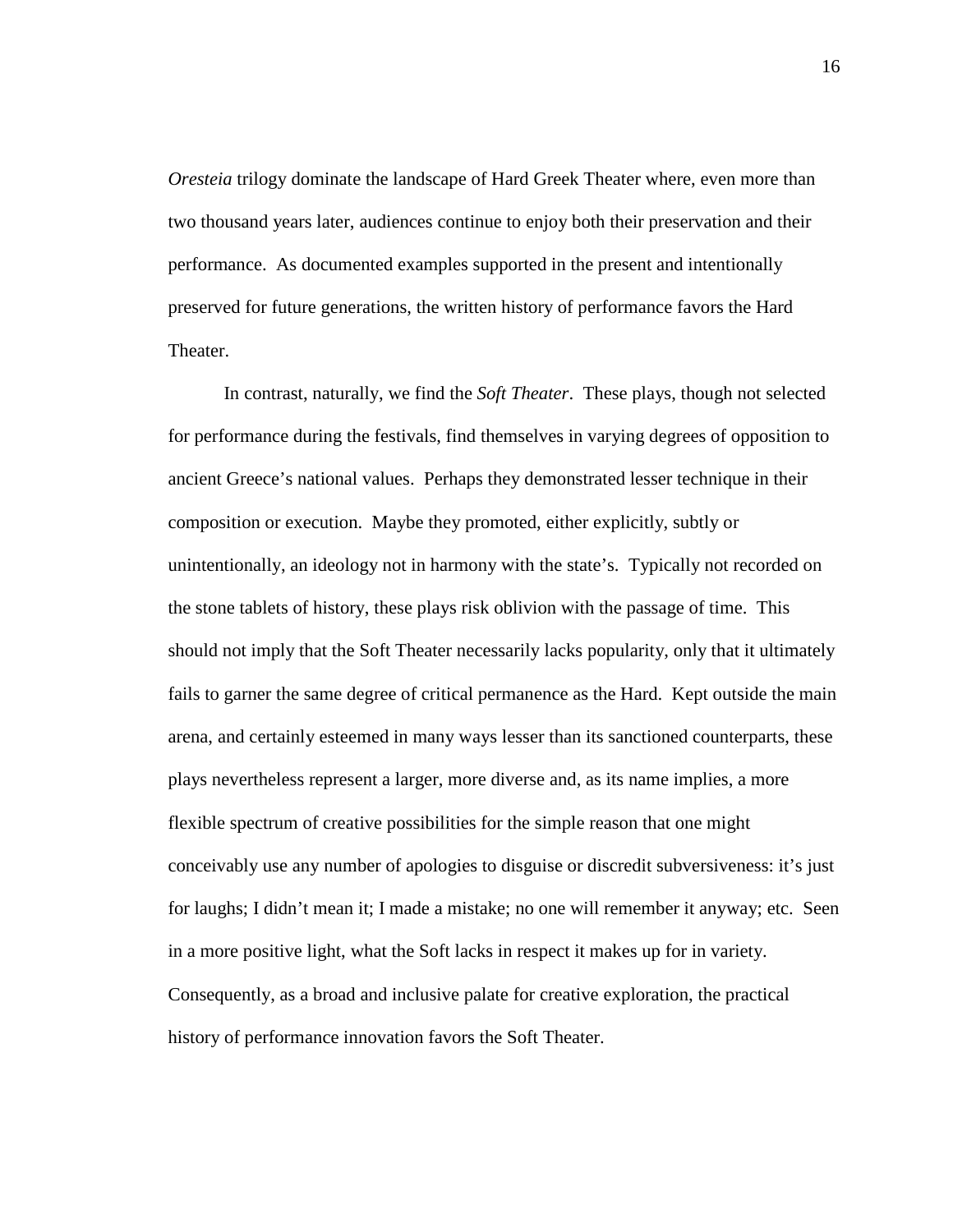*Oresteia* trilogy dominate the landscape of Hard Greek Theater where, even more than two thousand years later, audiences continue to enjoy both their preservation and their performance. As documented examples supported in the present and intentionally preserved for future generations, the written history of performance favors the Hard Theater.

In contrast, naturally, we find the *Soft Theater*. These plays, though not selected for performance during the festivals, find themselves in varying degrees of opposition to ancient Greece's national values. Perhaps they demonstrated lesser technique in their composition or execution. Maybe they promoted, either explicitly, subtly or unintentionally, an ideology not in harmony with the state's. Typically not recorded on the stone tablets of history, these plays risk oblivion with the passage of time. This should not imply that the Soft Theater necessarily lacks popularity, only that it ultimately fails to garner the same degree of critical permanence as the Hard. Kept outside the main arena, and certainly esteemed in many ways lesser than its sanctioned counterparts, these plays nevertheless represent a larger, more diverse and, as its name implies, a more flexible spectrum of creative possibilities for the simple reason that one might conceivably use any number of apologies to disguise or discredit subversiveness: it's just for laughs; I didn't mean it; I made a mistake; no one will remember it anyway; etc. Seen in a more positive light, what the Soft lacks in respect it makes up for in variety. Consequently, as a broad and inclusive palate for creative exploration, the practical history of performance innovation favors the Soft Theater.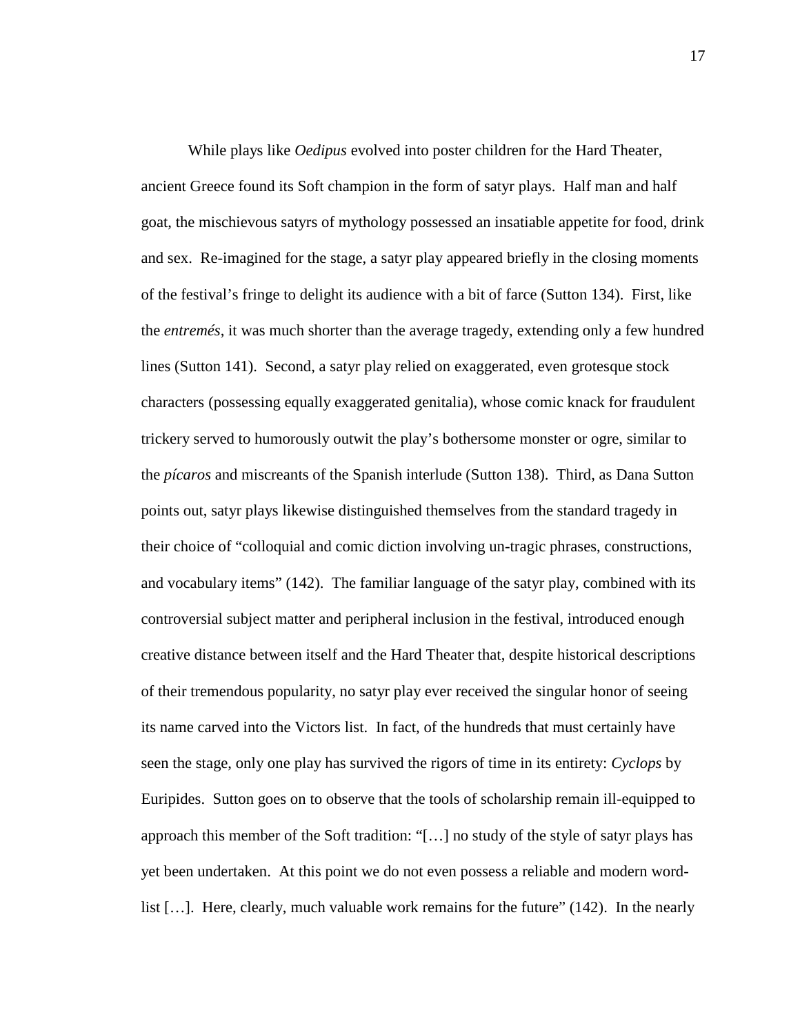While plays like *Oedipus* evolved into poster children for the Hard Theater, ancient Greece found its Soft champion in the form of satyr plays. Half man and half goat, the mischievous satyrs of mythology possessed an insatiable appetite for food, drink and sex. Re-imagined for the stage, a satyr play appeared briefly in the closing moments of the festival's fringe to delight its audience with a bit of farce (Sutton 134). First, like the *entremés*, it was much shorter than the average tragedy, extending only a few hundred lines (Sutton 141). Second, a satyr play relied on exaggerated, even grotesque stock characters (possessing equally exaggerated genitalia), whose comic knack for fraudulent trickery served to humorously outwit the play's bothersome monster or ogre, similar to the *pícaros* and miscreants of the Spanish interlude (Sutton 138). Third, as Dana Sutton points out, satyr plays likewise distinguished themselves from the standard tragedy in their choice of "colloquial and comic diction involving un-tragic phrases, constructions, and vocabulary items" (142). The familiar language of the satyr play, combined with its controversial subject matter and peripheral inclusion in the festival, introduced enough creative distance between itself and the Hard Theater that, despite historical descriptions of their tremendous popularity, no satyr play ever received the singular honor of seeing its name carved into the Victors list. In fact, of the hundreds that must certainly have seen the stage, only one play has survived the rigors of time in its entirety: *Cyclops* by Euripides. Sutton goes on to observe that the tools of scholarship remain ill-equipped to approach this member of the Soft tradition: "[…] no study of the style of satyr plays has yet been undertaken. At this point we do not even possess a reliable and modern word-list […]. Here, clearly, much valuable work remains for the future" (142). In the nearly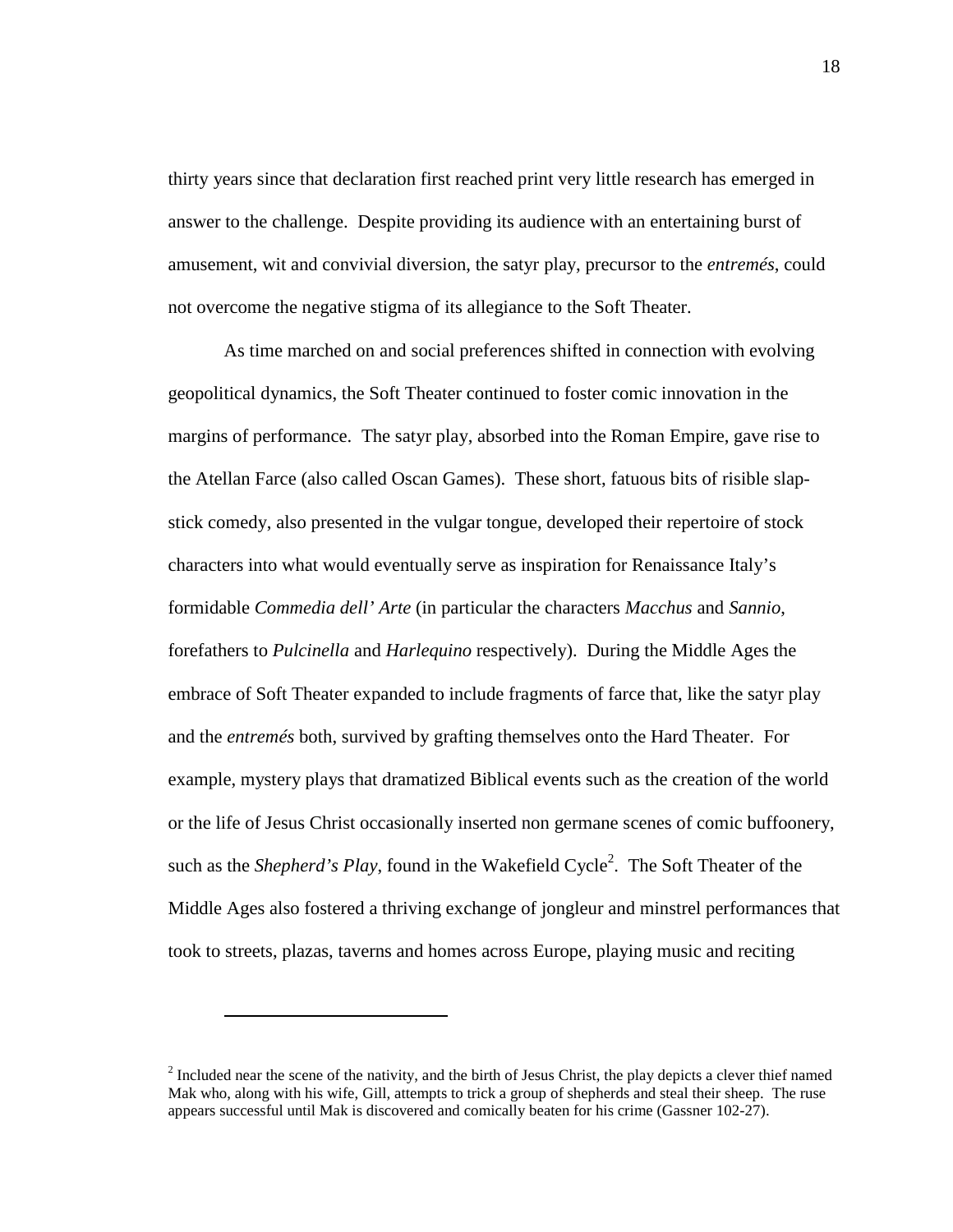thirty years since that declaration first reached print very little research has emerged in answer to the challenge. Despite providing its audience with an entertaining burst of amusement, wit and convivial diversion, the satyr play, precursor to the *entremés*, could not overcome the negative stigma of its allegiance to the Soft Theater.

As time marched on and social preferences shifted in connection with evolving geopolitical dynamics, the Soft Theater continued to foster comic innovation in the margins of performance. The satyr play, absorbed into the Roman Empire, gave rise to the Atellan Farce (also called Oscan Games). These short, fatuous bits of risible slap-stick comedy, also presented in the vulgar tongue, developed their repertoire of stock characters into what would eventually serve as inspiration for Renaissance Italy's formidable *Commedia dell' Arte* (in particular the characters *Macchus* and *Sannio*, forefathers to *Pulcinella* and *Harlequino* respectively). During the Middle Ages the embrace of Soft Theater expanded to include fragments of farce that, like the satyr play and the *entremés* both, survived by grafting themselves onto the Hard Theater. For example, mystery plays that dramatized Biblical events such as the creation of the world or the life of Jesus Christ occasionally inserted non germane scenes of comic buffoonery, such as the *Shepherd's Play*, found in the Wakefield Cycle[2]. The Soft Theater of the Middle Ages also fostered a thriving exchange of jongleur and minstrel performances that took to streets, plazas, taverns and homes across Europe, playing music and reciting

---

[2] Included near the scene of the nativity, and the birth of Jesus Christ, the play depicts a clever thief named Mak who, along with his wife, Gill, attempts to trick a group of shepherds and steal their sheep. The ruse appears successful until Mak is discovered and comically beaten for his crime (Gassner 102-27).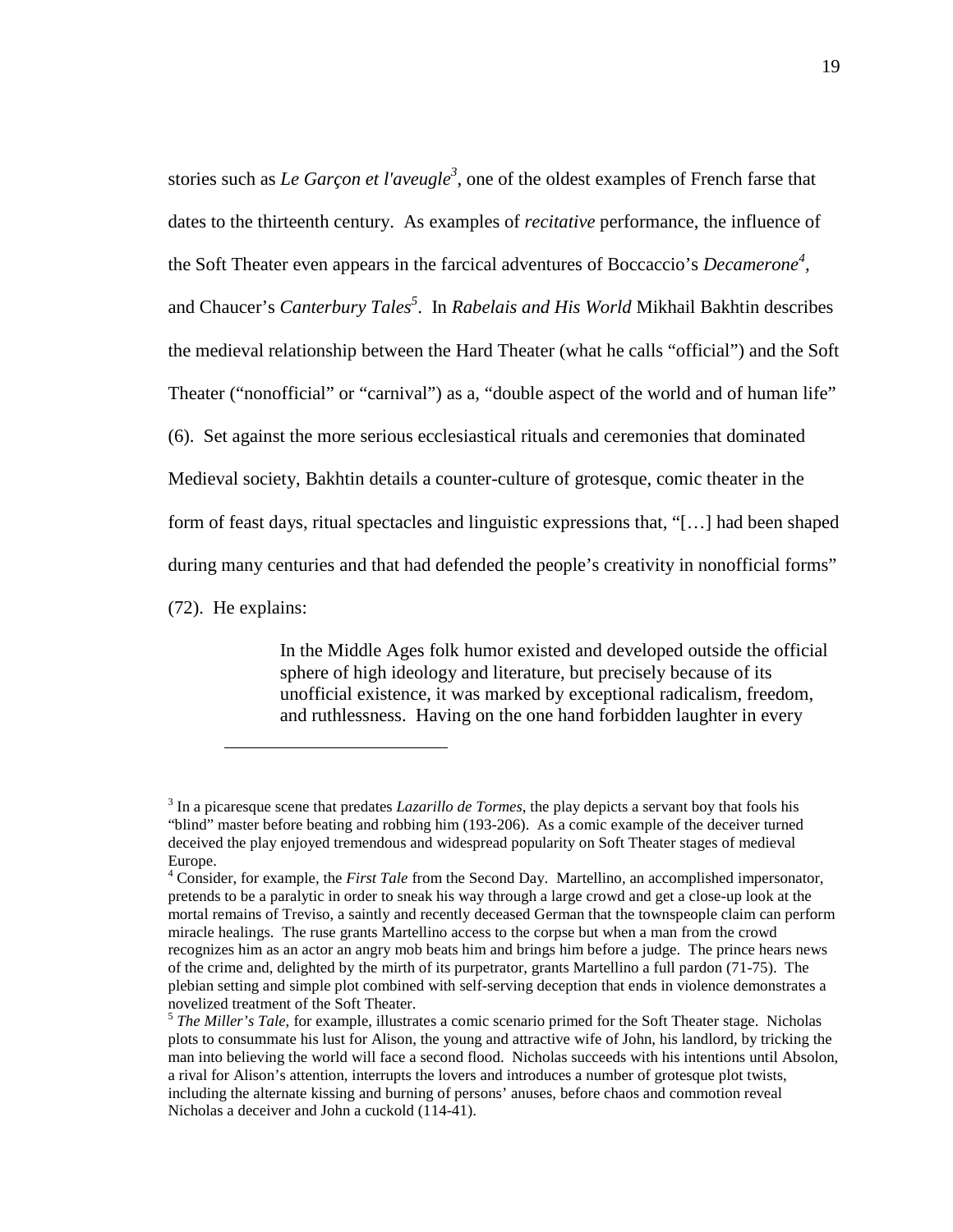stories such as *Le Garçon et l'aveugle*[3], one of the oldest examples of French farse that dates to the thirteenth century. As examples of *recitative* performance, the influence of the Soft Theater even appears in the farcical adventures of Boccaccio's *Decamerone*[4], and Chaucer's *Canterbury Tales*[5]. In *Rabelais and His World* Mikhail Bakhtin describes the medieval relationship between the Hard Theater (what he calls "official") and the Soft Theater ("nonofficial" or "carnival") as a, "double aspect of the world and of human life" (6). Set against the more serious ecclesiastical rituals and ceremonies that dominated Medieval society, Bakhtin details a counter-culture of grotesque, comic theater in the form of feast days, ritual spectacles and linguistic expressions that, "[…] had been shaped during many centuries and that had defended the people's creativity in nonofficial forms" (72). He explains:

> In the Middle Ages folk humor existed and developed outside the official sphere of high ideology and literature, but precisely because of its unofficial existence, it was marked by exceptional radicalism, freedom, and ruthlessness. Having on the one hand forbidden laughter in every

---

[3] In a picaresque scene that predates *Lazarillo de Tormes*, the play depicts a servant boy that fools his "blind" master before beating and robbing him (193-206). As a comic example of the deceiver turned deceived the play enjoyed tremendous and widespread popularity on Soft Theater stages of medieval Europe.

[4] Consider, for example, the *First Tale* from the Second Day. Martellino, an accomplished impersonator, pretends to be a paralytic in order to sneak his way through a large crowd and get a close-up look at the mortal remains of Treviso, a saintly and recently deceased German that the townspeople claim can perform miracle healings. The ruse grants Martellino access to the corpse but when a man from the crowd recognizes him as an actor an angry mob beats him and brings him before a judge. The prince hears news of the crime and, delighted by the mirth of its purpetrator, grants Martellino a full pardon (71-75). The plebian setting and simple plot combined with self-serving deception that ends in violence demonstrates a novelized treatment of the Soft Theater.

[5] *The Miller's Tale*, for example, illustrates a comic scenario primed for the Soft Theater stage. Nicholas plots to consummate his lust for Alison, the young and attractive wife of John, his landlord, by tricking the man into believing the world will face a second flood. Nicholas succeeds with his intentions until Absolon, a rival for Alison's attention, interrupts the lovers and introduces a number of grotesque plot twists, including the alternate kissing and burning of persons' anuses, before chaos and commotion reveal Nicholas a deceiver and John a cuckold (114-41).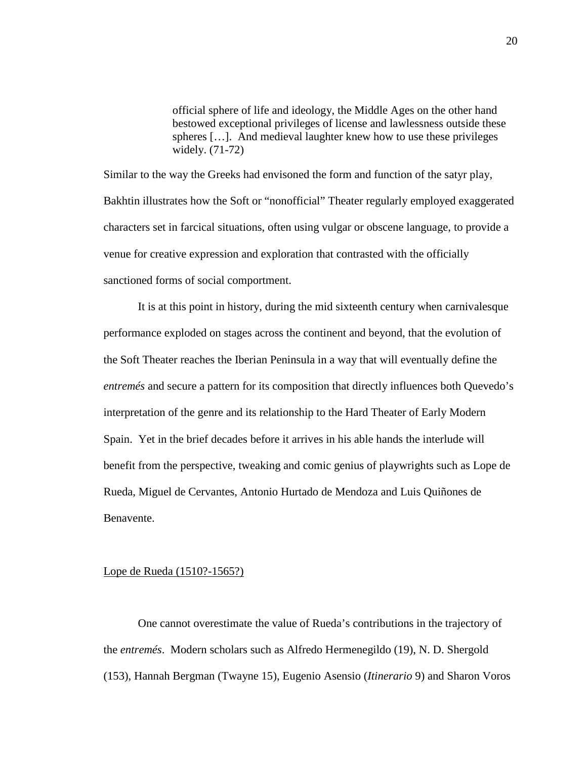> official sphere of life and ideology, the Middle Ages on the other hand bestowed exceptional privileges of license and lawlessness outside these spheres […]. And medieval laughter knew how to use these privileges widely. (71-72)

Similar to the way the Greeks had envisoned the form and function of the satyr play, Bakhtin illustrates how the Soft or "nonofficial" Theater regularly employed exaggerated characters set in farcical situations, often using vulgar or obscene language, to provide a venue for creative expression and exploration that contrasted with the officially sanctioned forms of social comportment.

It is at this point in history, during the mid sixteenth century when carnivalesque performance exploded on stages across the continent and beyond, that the evolution of the Soft Theater reaches the Iberian Peninsula in a way that will eventually define the *entremés* and secure a pattern for its composition that directly influences both Quevedo's interpretation of the genre and its relationship to the Hard Theater of Early Modern Spain. Yet in the brief decades before it arrives in his able hands the interlude will benefit from the perspective, tweaking and comic genius of playwrights such as Lope de Rueda, Miguel de Cervantes, Antonio Hurtado de Mendoza and Luis Quiñones de Benavente.

<u>Lope de Rueda (1510?-1565?)</u>

One cannot overestimate the value of Rueda's contributions in the trajectory of the *entremés*. Modern scholars such as Alfredo Hermenegildo (19), N. D. Shergold (153), Hannah Bergman (Twayne 15), Eugenio Asensio (*Itinerario* 9) and Sharon Voros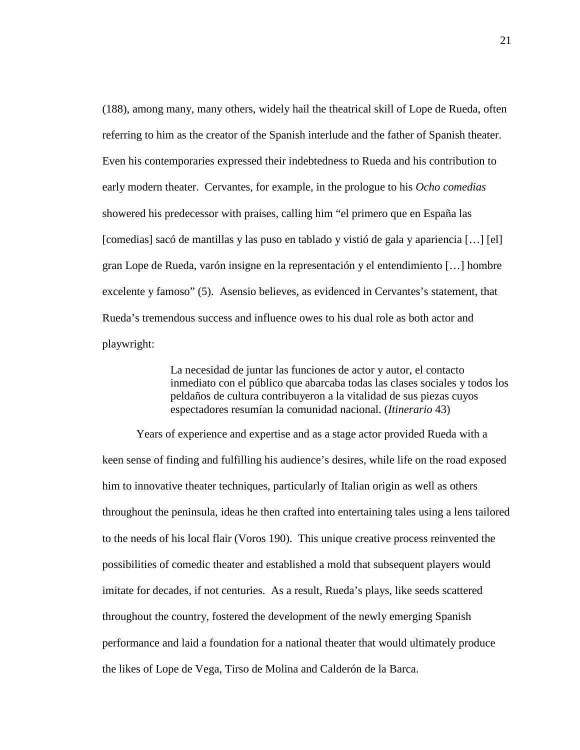(188), among many, many others, widely hail the theatrical skill of Lope de Rueda, often referring to him as the creator of the Spanish interlude and the father of Spanish theater. Even his contemporaries expressed their indebtedness to Rueda and his contribution to early modern theater. Cervantes, for example, in the prologue to his *Ocho comedias* showered his predecessor with praises, calling him "el primero que en España las [comedias] sacó de mantillas y las puso en tablado y vistió de gala y apariencia […] [el] gran Lope de Rueda, varón insigne en la representación y el entendimiento […] hombre excelente y famoso" (5). Asensio believes, as evidenced in Cervantes's statement, that Rueda's tremendous success and influence owes to his dual role as both actor and playwright:

> La necesidad de juntar las funciones de actor y autor, el contacto inmediato con el público que abarcaba todas las clases sociales y todos los peldaños de cultura contribuyeron a la vitalidad de sus piezas cuyos espectadores resumían la comunidad nacional. (*Itinerario* 43)

Years of experience and expertise and as a stage actor provided Rueda with a keen sense of finding and fulfilling his audience's desires, while life on the road exposed him to innovative theater techniques, particularly of Italian origin as well as others throughout the peninsula, ideas he then crafted into entertaining tales using a lens tailored to the needs of his local flair (Voros 190). This unique creative process reinvented the possibilities of comedic theater and established a mold that subsequent players would imitate for decades, if not centuries. As a result, Rueda's plays, like seeds scattered throughout the country, fostered the development of the newly emerging Spanish performance and laid a foundation for a national theater that would ultimately produce the likes of Lope de Vega, Tirso de Molina and Calderón de la Barca.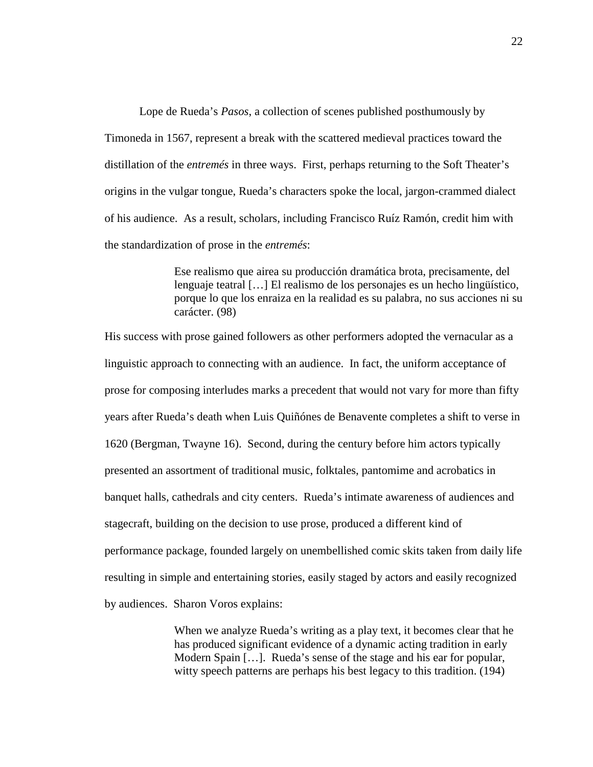Lope de Rueda's *Pasos*, a collection of scenes published posthumously by Timoneda in 1567, represent a break with the scattered medieval practices toward the distillation of the *entremés* in three ways. First, perhaps returning to the Soft Theater's origins in the vulgar tongue, Rueda's characters spoke the local, jargon-crammed dialect of his audience. As a result, scholars, including Francisco Ruíz Ramón, credit him with the standardization of prose in the *entremés*:

> Ese realismo que airea su producción dramática brota, precisamente, del lenguaje teatral […] El realismo de los personajes es un hecho lingüístico, porque lo que los enraiza en la realidad es su palabra, no sus acciones ni su carácter. (98)

His success with prose gained followers as other performers adopted the vernacular as a linguistic approach to connecting with an audience. In fact, the uniform acceptance of prose for composing interludes marks a precedent that would not vary for more than fifty years after Rueda's death when Luis Quiñónes de Benavente completes a shift to verse in 1620 (Bergman, Twayne 16). Second, during the century before him actors typically presented an assortment of traditional music, folktales, pantomime and acrobatics in banquet halls, cathedrals and city centers. Rueda's intimate awareness of audiences and stagecraft, building on the decision to use prose, produced a different kind of performance package, founded largely on unembellished comic skits taken from daily life resulting in simple and entertaining stories, easily staged by actors and easily recognized by audiences. Sharon Voros explains:

> When we analyze Rueda's writing as a play text, it becomes clear that he has produced significant evidence of a dynamic acting tradition in early Modern Spain […]. Rueda's sense of the stage and his ear for popular, witty speech patterns are perhaps his best legacy to this tradition. (194)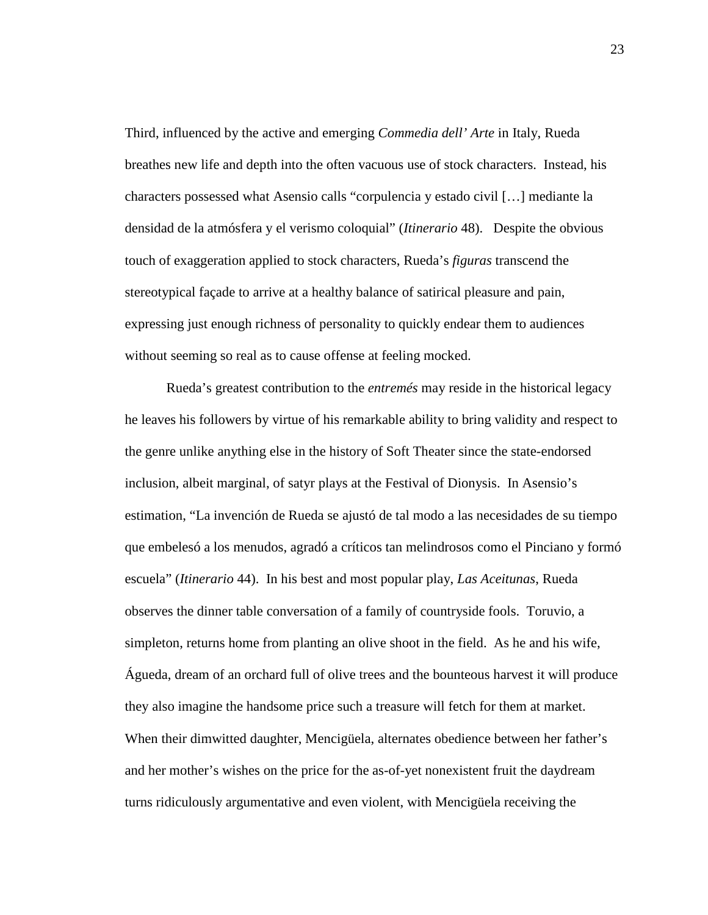Third, influenced by the active and emerging *Commedia dell' Arte* in Italy, Rueda breathes new life and depth into the often vacuous use of stock characters. Instead, his characters possessed what Asensio calls "corpulencia y estado civil […] mediante la densidad de la atmósfera y el verismo coloquial" (*Itinerario* 48). Despite the obvious touch of exaggeration applied to stock characters, Rueda's *figuras* transcend the stereotypical façade to arrive at a healthy balance of satirical pleasure and pain, expressing just enough richness of personality to quickly endear them to audiences without seeming so real as to cause offense at feeling mocked.

Rueda's greatest contribution to the *entremés* may reside in the historical legacy he leaves his followers by virtue of his remarkable ability to bring validity and respect to the genre unlike anything else in the history of Soft Theater since the state-endorsed inclusion, albeit marginal, of satyr plays at the Festival of Dionysis. In Asensio's estimation, "La invención de Rueda se ajustó de tal modo a las necesidades de su tiempo que embelesó a los menudos, agradó a críticos tan melindrosos como el Pinciano y formó escuela" (*Itinerario* 44). In his best and most popular play, *Las Aceitunas*, Rueda observes the dinner table conversation of a family of countryside fools. Toruvio, a simpleton, returns home from planting an olive shoot in the field. As he and his wife, Águeda, dream of an orchard full of olive trees and the bounteous harvest it will produce they also imagine the handsome price such a treasure will fetch for them at market. When their dimwitted daughter, Mencigüela, alternates obedience between her father's and her mother's wishes on the price for the as-of-yet nonexistent fruit the daydream turns ridiculously argumentative and even violent, with Mencigüela receiving the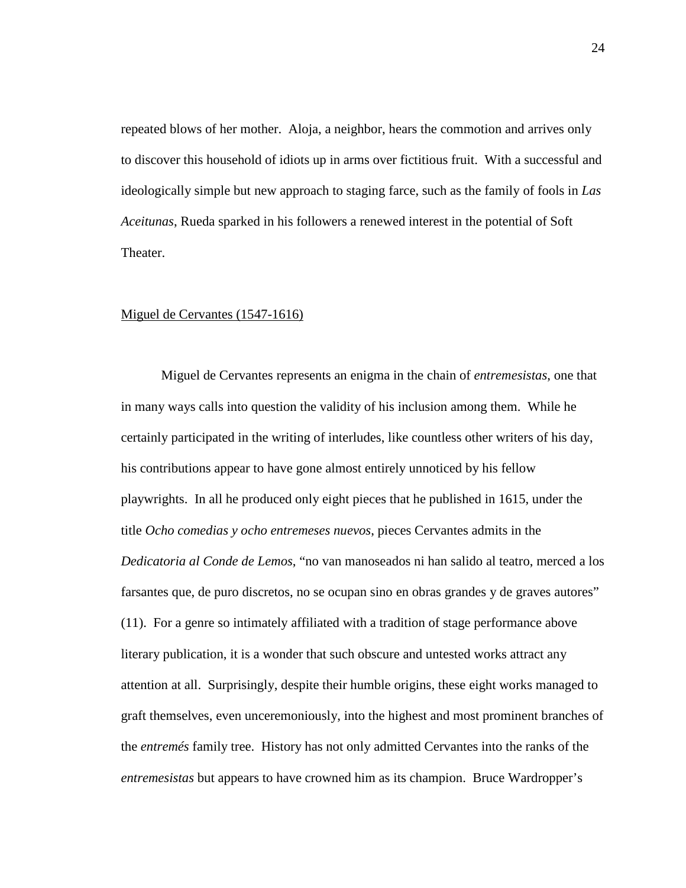repeated blows of her mother. Aloja, a neighbor, hears the commotion and arrives only to discover this household of idiots up in arms over fictitious fruit. With a successful and ideologically simple but new approach to staging farce, such as the family of fools in *Las Aceitunas*, Rueda sparked in his followers a renewed interest in the potential of Soft Theater.

## Miguel de Cervantes (1547-1616)

Miguel de Cervantes represents an enigma in the chain of *entremesistas*, one that in many ways calls into question the validity of his inclusion among them. While he certainly participated in the writing of interludes, like countless other writers of his day, his contributions appear to have gone almost entirely unnoticed by his fellow playwrights. In all he produced only eight pieces that he published in 1615, under the title *Ocho comedias y ocho entremeses nuevos*, pieces Cervantes admits in the *Dedicatoria al Conde de Lemos*, "no van manoseados ni han salido al teatro, merced a los farsantes que, de puro discretos, no se ocupan sino en obras grandes y de graves autores" (11). For a genre so intimately affiliated with a tradition of stage performance above literary publication, it is a wonder that such obscure and untested works attract any attention at all. Surprisingly, despite their humble origins, these eight works managed to graft themselves, even unceremoniously, into the highest and most prominent branches of the *entremés* family tree. History has not only admitted Cervantes into the ranks of the *entremesistas* but appears to have crowned him as its champion. Bruce Wardropper's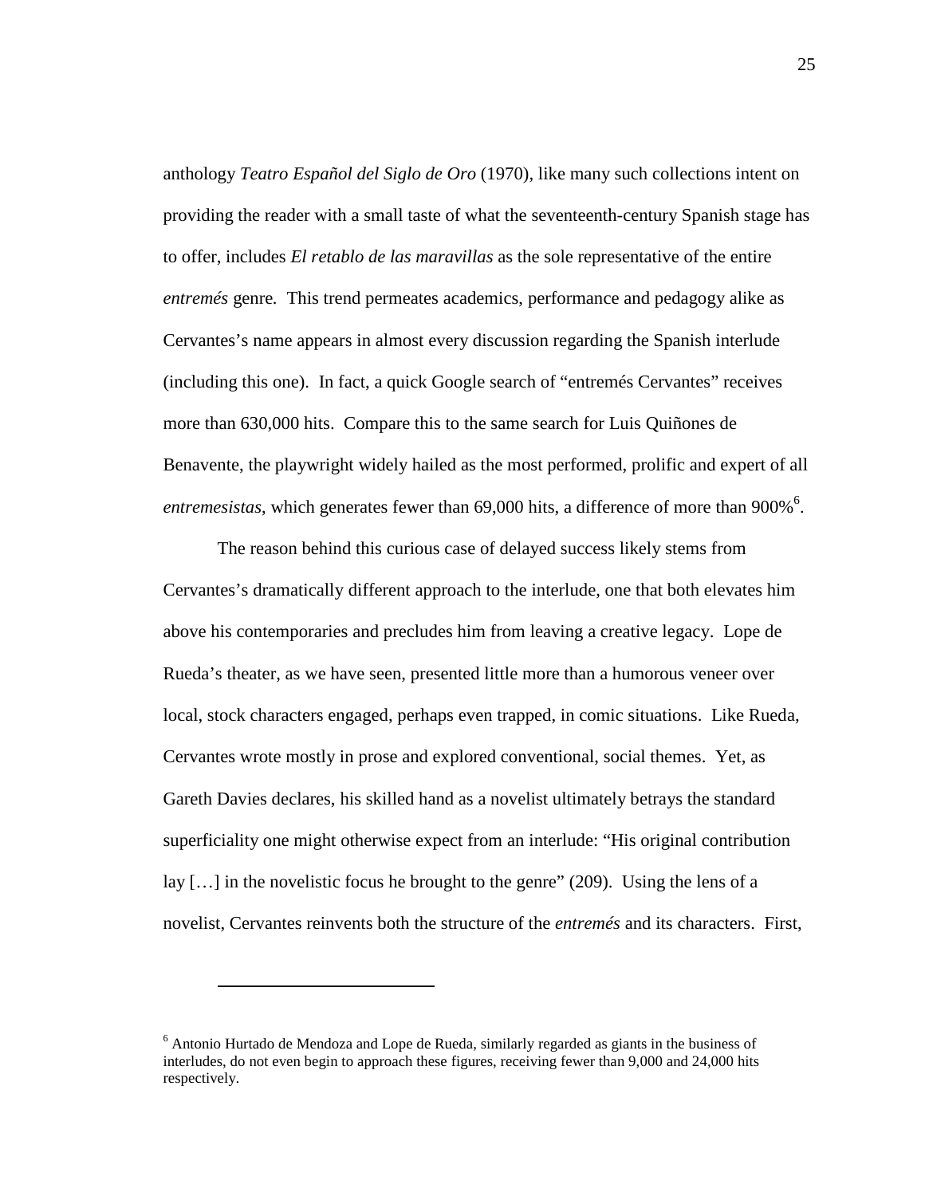anthology *Teatro Español del Siglo de Oro* (1970), like many such collections intent on providing the reader with a small taste of what the seventeenth-century Spanish stage has to offer, includes *El retablo de las maravillas* as the sole representative of the entire *entremés* genre. This trend permeates academics, performance and pedagogy alike as Cervantes's name appears in almost every discussion regarding the Spanish interlude (including this one). In fact, a quick Google search of "entremés Cervantes" receives more than 630,000 hits. Compare this to the same search for Luis Quiñones de Benavente, the playwright widely hailed as the most performed, prolific and expert of all *entremesistas*, which generates fewer than 69,000 hits, a difference of more than 900%[6].

The reason behind this curious case of delayed success likely stems from Cervantes's dramatically different approach to the interlude, one that both elevates him above his contemporaries and precludes him from leaving a creative legacy. Lope de Rueda's theater, as we have seen, presented little more than a humorous veneer over local, stock characters engaged, perhaps even trapped, in comic situations. Like Rueda, Cervantes wrote mostly in prose and explored conventional, social themes. Yet, as Gareth Davies declares, his skilled hand as a novelist ultimately betrays the standard superficiality one might otherwise expect from an interlude: "His original contribution lay […] in the novelistic focus he brought to the genre" (209). Using the lens of a novelist, Cervantes reinvents both the structure of the *entremés* and its characters. First,

---

[6] Antonio Hurtado de Mendoza and Lope de Rueda, similarly regarded as giants in the business of interludes, do not even begin to approach these figures, receiving fewer than 9,000 and 24,000 hits respectively.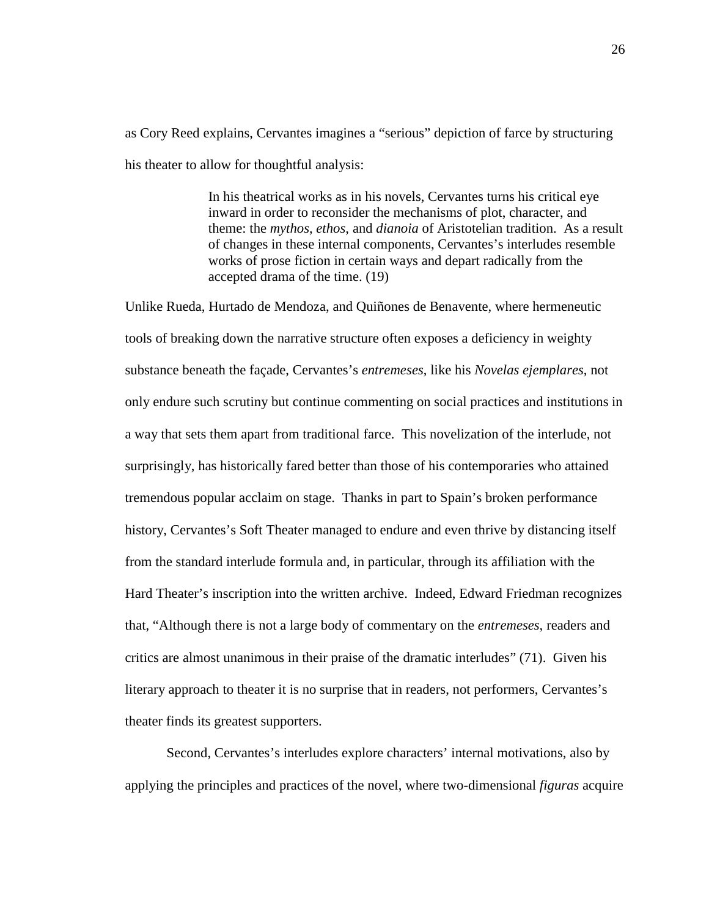as Cory Reed explains, Cervantes imagines a "serious" depiction of farce by structuring his theater to allow for thoughtful analysis:

> In his theatrical works as in his novels, Cervantes turns his critical eye inward in order to reconsider the mechanisms of plot, character, and theme: the *mythos*, *ethos*, and *dianoia* of Aristotelian tradition. As a result of changes in these internal components, Cervantes's interludes resemble works of prose fiction in certain ways and depart radically from the accepted drama of the time. (19)

Unlike Rueda, Hurtado de Mendoza, and Quiñones de Benavente, where hermeneutic tools of breaking down the narrative structure often exposes a deficiency in weighty substance beneath the façade, Cervantes's *entremeses*, like his *Novelas ejemplares*, not only endure such scrutiny but continue commenting on social practices and institutions in a way that sets them apart from traditional farce. This novelization of the interlude, not surprisingly, has historically fared better than those of his contemporaries who attained tremendous popular acclaim on stage. Thanks in part to Spain's broken performance history, Cervantes's Soft Theater managed to endure and even thrive by distancing itself from the standard interlude formula and, in particular, through its affiliation with the Hard Theater's inscription into the written archive. Indeed, Edward Friedman recognizes that, "Although there is not a large body of commentary on the *entremeses*, readers and critics are almost unanimous in their praise of the dramatic interludes" (71). Given his literary approach to theater it is no surprise that in readers, not performers, Cervantes's theater finds its greatest supporters.

Second, Cervantes's interludes explore characters' internal motivations, also by applying the principles and practices of the novel, where two-dimensional *figuras* acquire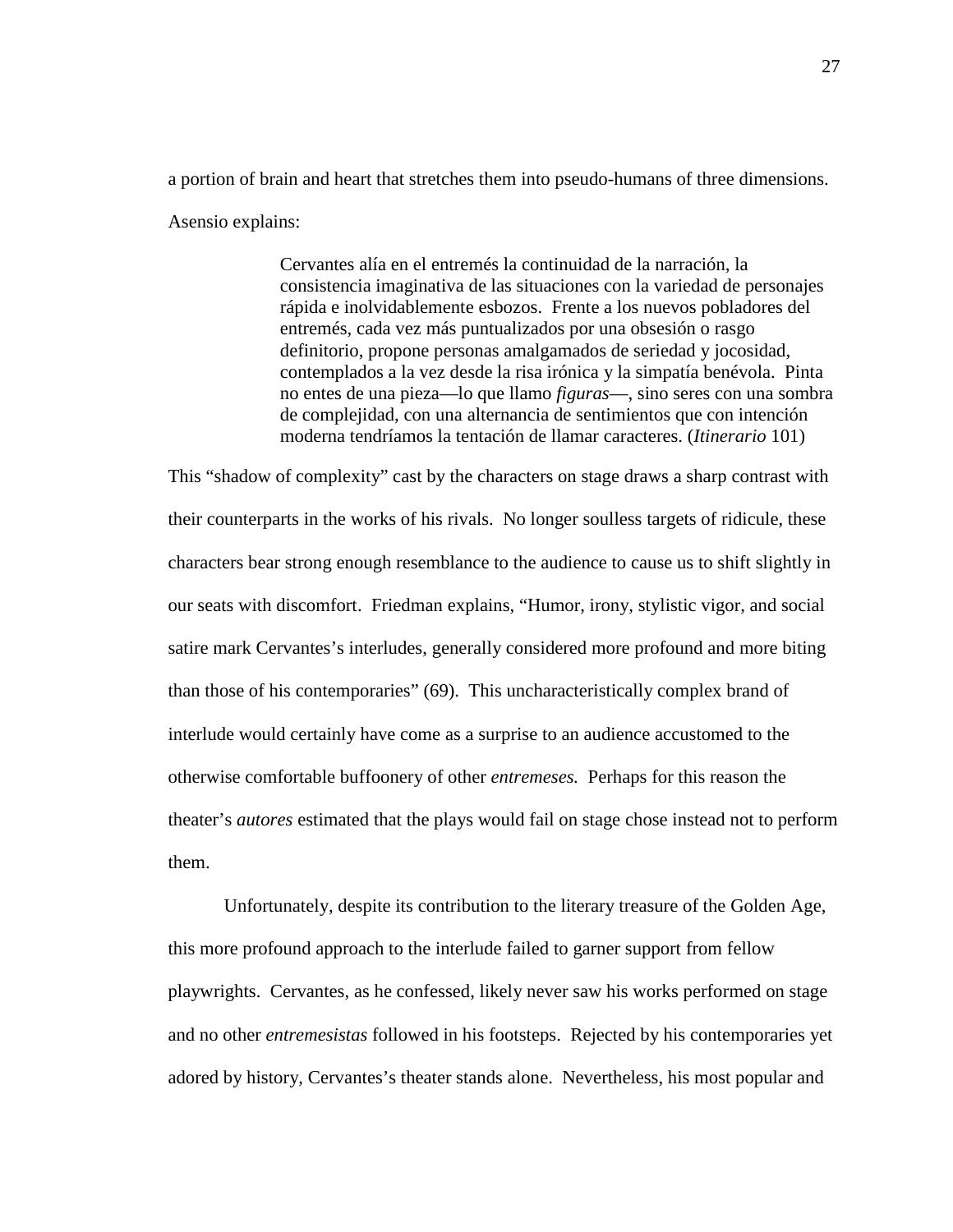a portion of brain and heart that stretches them into pseudo-humans of three dimensions. Asensio explains:

> Cervantes alía en el entremés la continuidad de la narración, la consistencia imaginativa de las situaciones con la variedad de personajes rápida e inolvidablemente esbozos. Frente a los nuevos pobladores del entremés, cada vez más puntualizados por una obsesión o rasgo definitorio, propone personas amalgamados de seriedad y jocosidad, contemplados a la vez desde la risa irónica y la simpatía benévola. Pinta no entes de una pieza—lo que llamo *figuras*—, sino seres con una sombra de complejidad, con una alternancia de sentimientos que con intención moderna tendríamos la tentación de llamar caracteres. (*Itinerario* 101)

This "shadow of complexity" cast by the characters on stage draws a sharp contrast with their counterparts in the works of his rivals. No longer soulless targets of ridicule, these characters bear strong enough resemblance to the audience to cause us to shift slightly in our seats with discomfort. Friedman explains, "Humor, irony, stylistic vigor, and social satire mark Cervantes's interludes, generally considered more profound and more biting than those of his contemporaries" (69). This uncharacteristically complex brand of interlude would certainly have come as a surprise to an audience accustomed to the otherwise comfortable buffoonery of other *entremeses.* Perhaps for this reason the theater's *autores* estimated that the plays would fail on stage chose instead not to perform them.

Unfortunately, despite its contribution to the literary treasure of the Golden Age, this more profound approach to the interlude failed to garner support from fellow playwrights. Cervantes, as he confessed, likely never saw his works performed on stage and no other *entremesistas* followed in his footsteps. Rejected by his contemporaries yet adored by history, Cervantes's theater stands alone. Nevertheless, his most popular and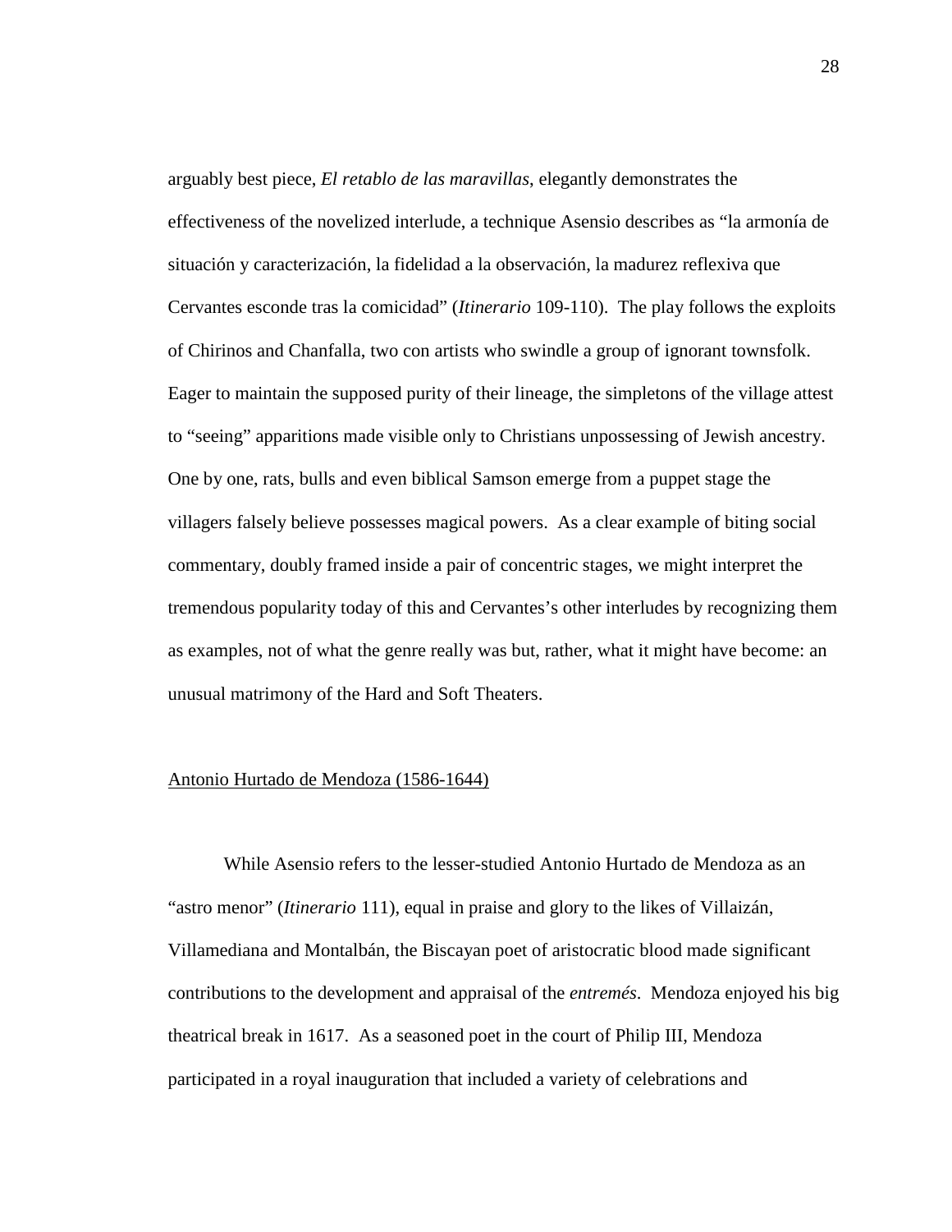arguably best piece, *El retablo de las maravillas*, elegantly demonstrates the effectiveness of the novelized interlude, a technique Asensio describes as "la armonía de situación y caracterización, la fidelidad a la observación, la madurez reflexiva que Cervantes esconde tras la comicidad" (*Itinerario* 109-110). The play follows the exploits of Chirinos and Chanfalla, two con artists who swindle a group of ignorant townsfolk. Eager to maintain the supposed purity of their lineage, the simpletons of the village attest to "seeing" apparitions made visible only to Christians unpossessing of Jewish ancestry. One by one, rats, bulls and even biblical Samson emerge from a puppet stage the villagers falsely believe possesses magical powers. As a clear example of biting social commentary, doubly framed inside a pair of concentric stages, we might interpret the tremendous popularity today of this and Cervantes's other interludes by recognizing them as examples, not of what the genre really was but, rather, what it might have become: an unusual matrimony of the Hard and Soft Theaters.

<u>Antonio Hurtado de Mendoza (1586-1644)</u>

While Asensio refers to the lesser-studied Antonio Hurtado de Mendoza as an "astro menor" (*Itinerario* 111), equal in praise and glory to the likes of Villaizán, Villamediana and Montalbán, the Biscayan poet of aristocratic blood made significant contributions to the development and appraisal of the *entremés*. Mendoza enjoyed his big theatrical break in 1617. As a seasoned poet in the court of Philip III, Mendoza participated in a royal inauguration that included a variety of celebrations and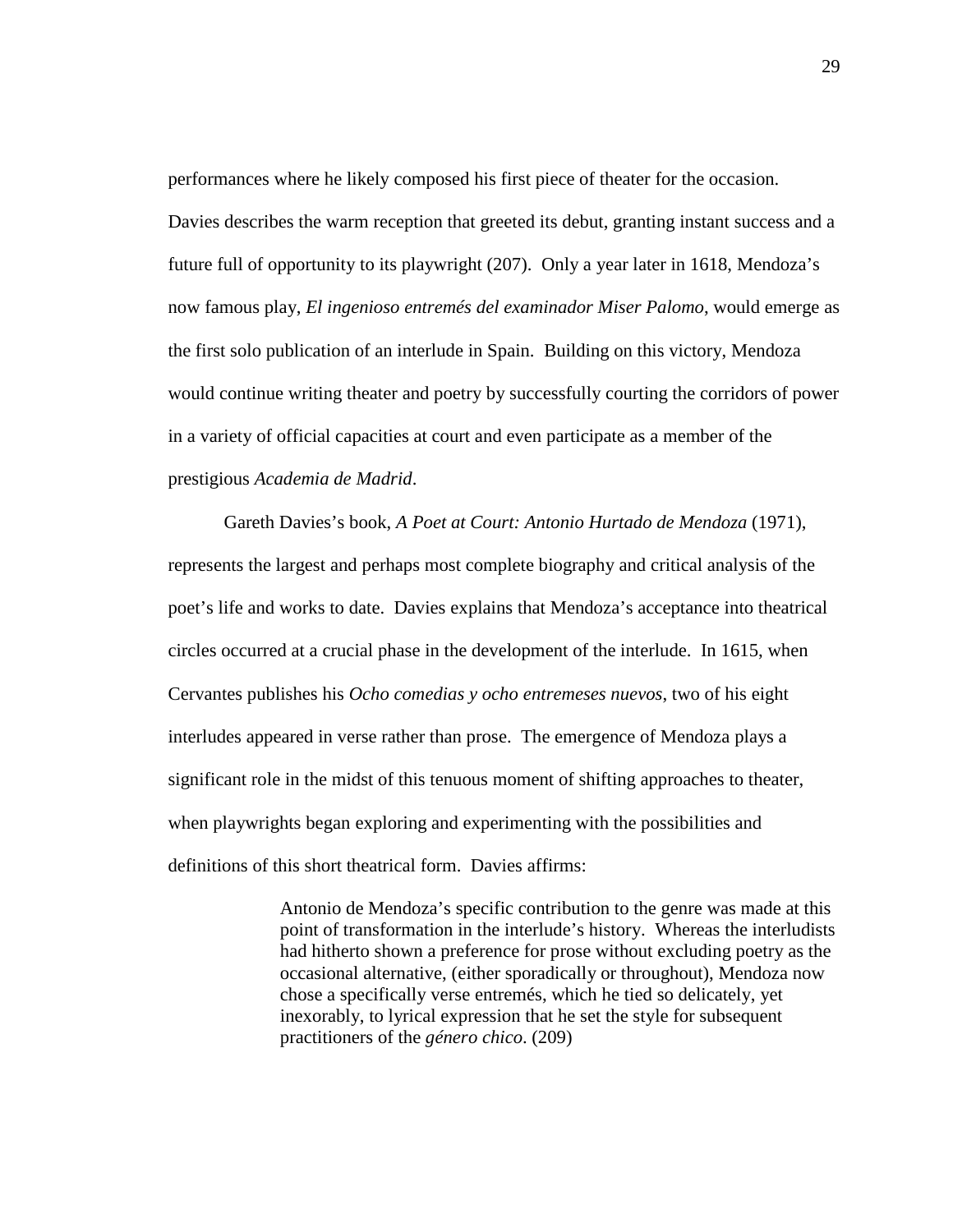performances where he likely composed his first piece of theater for the occasion. Davies describes the warm reception that greeted its debut, granting instant success and a future full of opportunity to its playwright (207). Only a year later in 1618, Mendoza's now famous play, *El ingenioso entremés del examinador Miser Palomo*, would emerge as the first solo publication of an interlude in Spain. Building on this victory, Mendoza would continue writing theater and poetry by successfully courting the corridors of power in a variety of official capacities at court and even participate as a member of the prestigious *Academia de Madrid*.

Gareth Davies's book, *A Poet at Court: Antonio Hurtado de Mendoza* (1971), represents the largest and perhaps most complete biography and critical analysis of the poet's life and works to date. Davies explains that Mendoza's acceptance into theatrical circles occurred at a crucial phase in the development of the interlude. In 1615, when Cervantes publishes his *Ocho comedias y ocho entremeses nuevos*, two of his eight interludes appeared in verse rather than prose. The emergence of Mendoza plays a significant role in the midst of this tenuous moment of shifting approaches to theater, when playwrights began exploring and experimenting with the possibilities and definitions of this short theatrical form. Davies affirms:

> Antonio de Mendoza's specific contribution to the genre was made at this point of transformation in the interlude's history. Whereas the interludists had hitherto shown a preference for prose without excluding poetry as the occasional alternative, (either sporadically or throughout), Mendoza now chose a specifically verse entremés, which he tied so delicately, yet inexorably, to lyrical expression that he set the style for subsequent practitioners of the *género chico*. (209)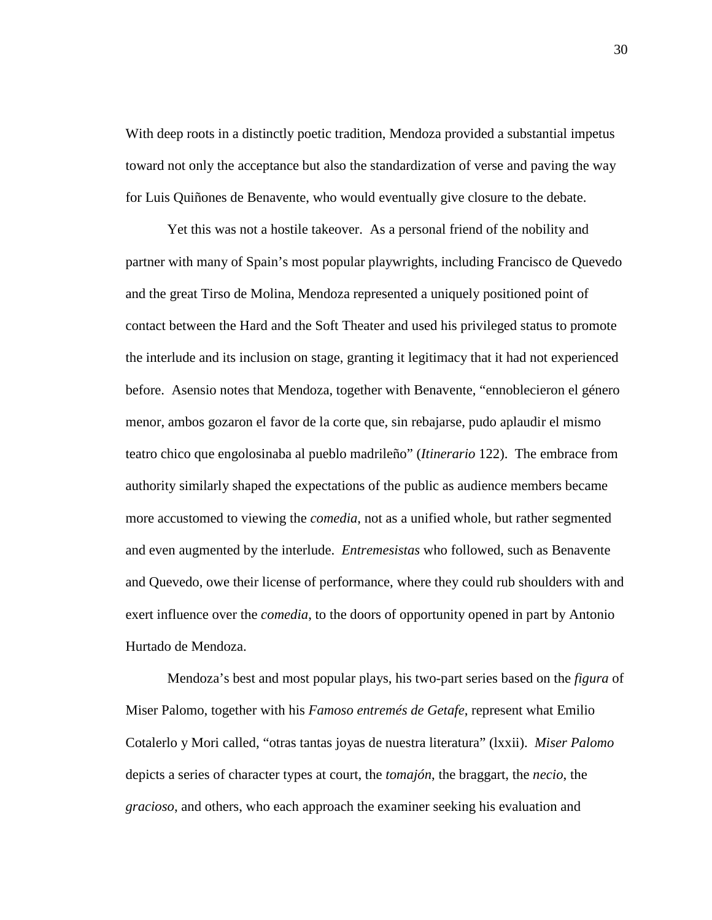With deep roots in a distinctly poetic tradition, Mendoza provided a substantial impetus toward not only the acceptance but also the standardization of verse and paving the way for Luis Quiñones de Benavente, who would eventually give closure to the debate.

Yet this was not a hostile takeover. As a personal friend of the nobility and partner with many of Spain's most popular playwrights, including Francisco de Quevedo and the great Tirso de Molina, Mendoza represented a uniquely positioned point of contact between the Hard and the Soft Theater and used his privileged status to promote the interlude and its inclusion on stage, granting it legitimacy that it had not experienced before. Asensio notes that Mendoza, together with Benavente, "ennoblecieron el género menor, ambos gozaron el favor de la corte que, sin rebajarse, pudo aplaudir el mismo teatro chico que engolosinaba al pueblo madrileño" (*Itinerario* 122). The embrace from authority similarly shaped the expectations of the public as audience members became more accustomed to viewing the *comedia*, not as a unified whole, but rather segmented and even augmented by the interlude. *Entremesistas* who followed, such as Benavente and Quevedo, owe their license of performance, where they could rub shoulders with and exert influence over the *comedia*, to the doors of opportunity opened in part by Antonio Hurtado de Mendoza.

Mendoza's best and most popular plays, his two-part series based on the *figura* of Miser Palomo, together with his *Famoso entremés de Getafe*, represent what Emilio Cotalerlo y Mori called, "otras tantas joyas de nuestra literatura" (lxxii). *Miser Palomo* depicts a series of character types at court, the *tomajón*, the braggart, the *necio*, the *gracioso*, and others, who each approach the examiner seeking his evaluation and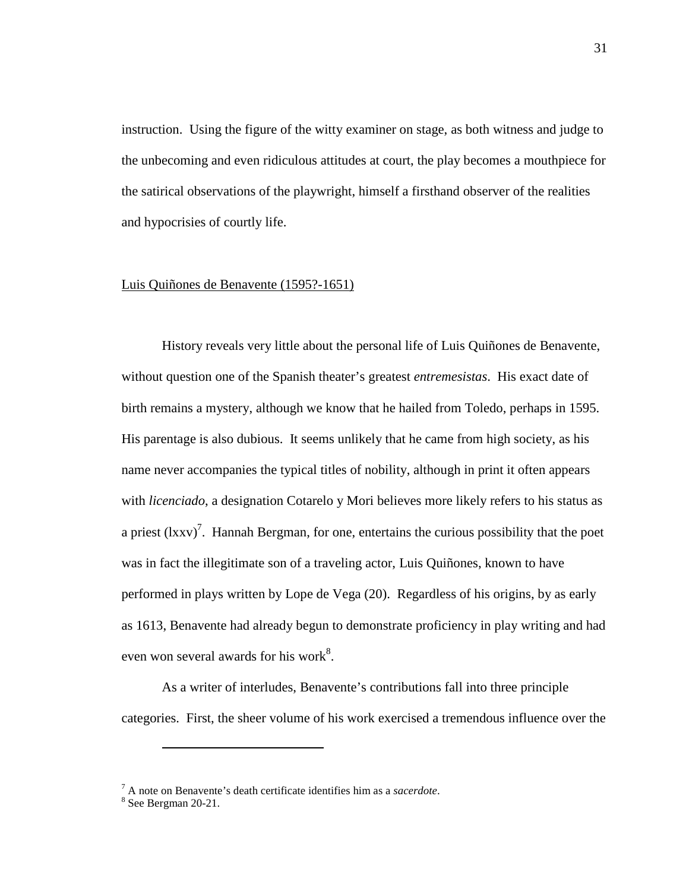instruction. Using the figure of the witty examiner on stage, as both witness and judge to the unbecoming and even ridiculous attitudes at court, the play becomes a mouthpiece for the satirical observations of the playwright, himself a firsthand observer of the realities and hypocrisies of courtly life.

Luis Quiñones de Benavente (1595?-1651)

History reveals very little about the personal life of Luis Quiñones de Benavente, without question one of the Spanish theater's greatest *entremesistas*. His exact date of birth remains a mystery, although we know that he hailed from Toledo, perhaps in 1595. His parentage is also dubious. It seems unlikely that he came from high society, as his name never accompanies the typical titles of nobility, although in print it often appears with *licenciado*, a designation Cotarelo y Mori believes more likely refers to his status as a priest (lxxv)[7]. Hannah Bergman, for one, entertains the curious possibility that the poet was in fact the illegitimate son of a traveling actor, Luis Quiñones, known to have performed in plays written by Lope de Vega (20). Regardless of his origins, by as early as 1613, Benavente had already begun to demonstrate proficiency in play writing and had even won several awards for his work[8].

As a writer of interludes, Benavente's contributions fall into three principle categories. First, the sheer volume of his work exercised a tremendous influence over the

[7] A note on Benavente's death certificate identifies him as a *sacerdote*.
[8] See Bergman 20-21.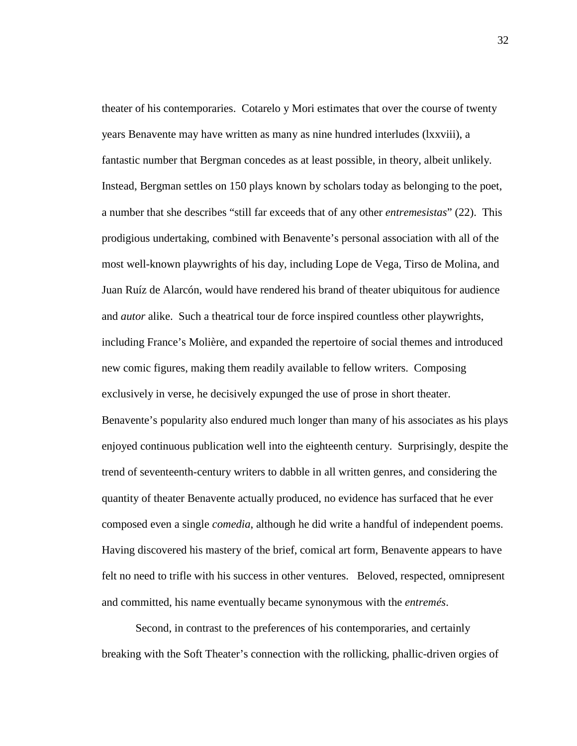theater of his contemporaries. Cotarelo y Mori estimates that over the course of twenty years Benavente may have written as many as nine hundred interludes (lxxviii), a fantastic number that Bergman concedes as at least possible, in theory, albeit unlikely. Instead, Bergman settles on 150 plays known by scholars today as belonging to the poet, a number that she describes "still far exceeds that of any other *entremesistas*" (22). This prodigious undertaking, combined with Benavente's personal association with all of the most well-known playwrights of his day, including Lope de Vega, Tirso de Molina, and Juan Ruíz de Alarcón, would have rendered his brand of theater ubiquitous for audience and *autor* alike. Such a theatrical tour de force inspired countless other playwrights, including France's Molière, and expanded the repertoire of social themes and introduced new comic figures, making them readily available to fellow writers. Composing exclusively in verse, he decisively expunged the use of prose in short theater. Benavente's popularity also endured much longer than many of his associates as his plays enjoyed continuous publication well into the eighteenth century. Surprisingly, despite the trend of seventeenth-century writers to dabble in all written genres, and considering the quantity of theater Benavente actually produced, no evidence has surfaced that he ever composed even a single *comedia*, although he did write a handful of independent poems. Having discovered his mastery of the brief, comical art form, Benavente appears to have felt no need to trifle with his success in other ventures. Beloved, respected, omnipresent and committed, his name eventually became synonymous with the *entremés*.

Second, in contrast to the preferences of his contemporaries, and certainly breaking with the Soft Theater's connection with the rollicking, phallic-driven orgies of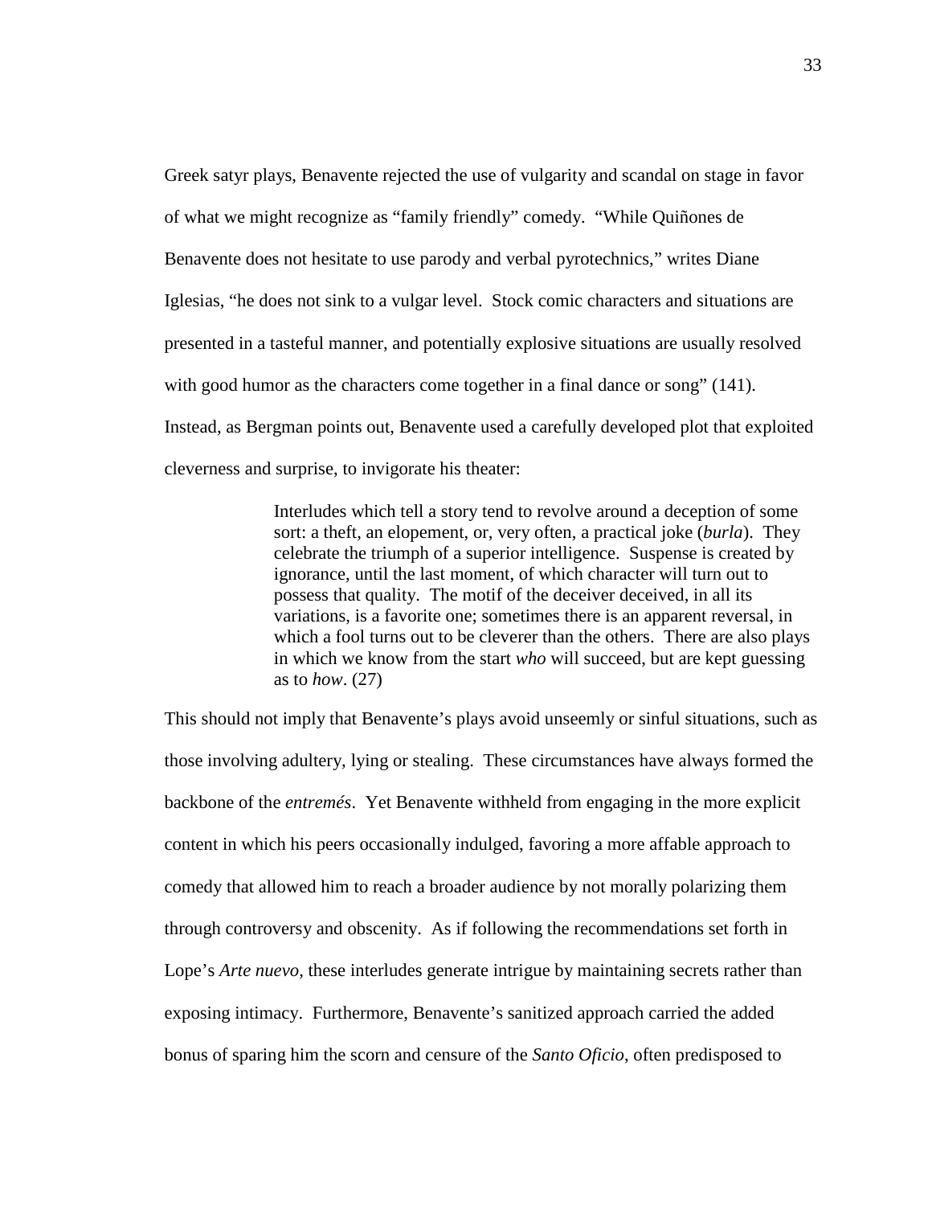Greek satyr plays, Benavente rejected the use of vulgarity and scandal on stage in favor of what we might recognize as "family friendly" comedy. "While Quiñones de Benavente does not hesitate to use parody and verbal pyrotechnics," writes Diane Iglesias, "he does not sink to a vulgar level. Stock comic characters and situations are presented in a tasteful manner, and potentially explosive situations are usually resolved with good humor as the characters come together in a final dance or song" (141). Instead, as Bergman points out, Benavente used a carefully developed plot that exploited cleverness and surprise, to invigorate his theater:

> Interludes which tell a story tend to revolve around a deception of some sort: a theft, an elopement, or, very often, a practical joke (*burla*). They celebrate the triumph of a superior intelligence. Suspense is created by ignorance, until the last moment, of which character will turn out to possess that quality. The motif of the deceiver deceived, in all its variations, is a favorite one; sometimes there is an apparent reversal, in which a fool turns out to be cleverer than the others. There are also plays in which we know from the start *who* will succeed, but are kept guessing as to *how*. (27)

This should not imply that Benavente's plays avoid unseemly or sinful situations, such as those involving adultery, lying or stealing. These circumstances have always formed the backbone of the *entremés*. Yet Benavente withheld from engaging in the more explicit content in which his peers occasionally indulged, favoring a more affable approach to comedy that allowed him to reach a broader audience by not morally polarizing them through controversy and obscenity. As if following the recommendations set forth in Lope's *Arte nuevo*, these interludes generate intrigue by maintaining secrets rather than exposing intimacy. Furthermore, Benavente's sanitized approach carried the added bonus of sparing him the scorn and censure of the *Santo Oficio*, often predisposed to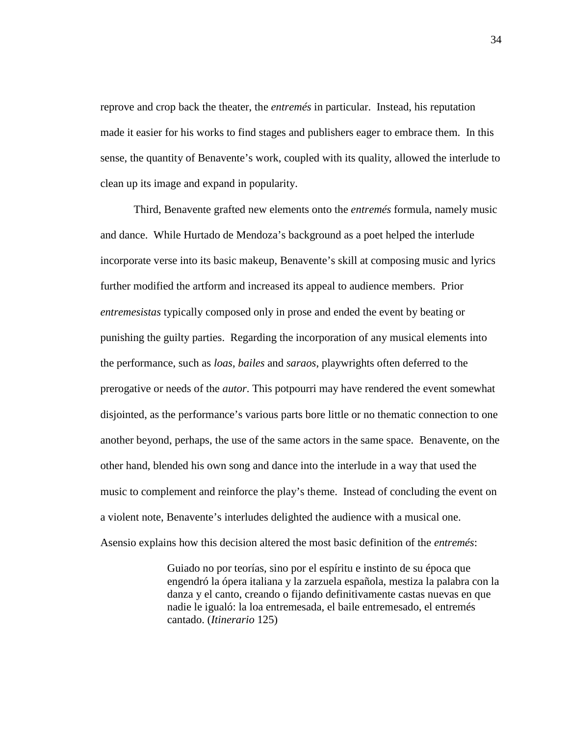reprove and crop back the theater, the *entremés* in particular. Instead, his reputation made it easier for his works to find stages and publishers eager to embrace them. In this sense, the quantity of Benavente's work, coupled with its quality, allowed the interlude to clean up its image and expand in popularity.

Third, Benavente grafted new elements onto the *entremés* formula, namely music and dance. While Hurtado de Mendoza's background as a poet helped the interlude incorporate verse into its basic makeup, Benavente's skill at composing music and lyrics further modified the artform and increased its appeal to audience members. Prior *entremesistas* typically composed only in prose and ended the event by beating or punishing the guilty parties. Regarding the incorporation of any musical elements into the performance, such as *loas*, *bailes* and *saraos*, playwrights often deferred to the prerogative or needs of the *autor*. This potpourri may have rendered the event somewhat disjointed, as the performance's various parts bore little or no thematic connection to one another beyond, perhaps, the use of the same actors in the same space. Benavente, on the other hand, blended his own song and dance into the interlude in a way that used the music to complement and reinforce the play's theme. Instead of concluding the event on a violent note, Benavente's interludes delighted the audience with a musical one. Asensio explains how this decision altered the most basic definition of the *entremés*:

> Guiado no por teorías, sino por el espíritu e instinto de su época que engendró la ópera italiana y la zarzuela española, mestiza la palabra con la danza y el canto, creando o fijando definitivamente castas nuevas en que nadie le igualó: la loa entremesada, el baile entremesado, el entremés cantado. (*Itinerario* 125)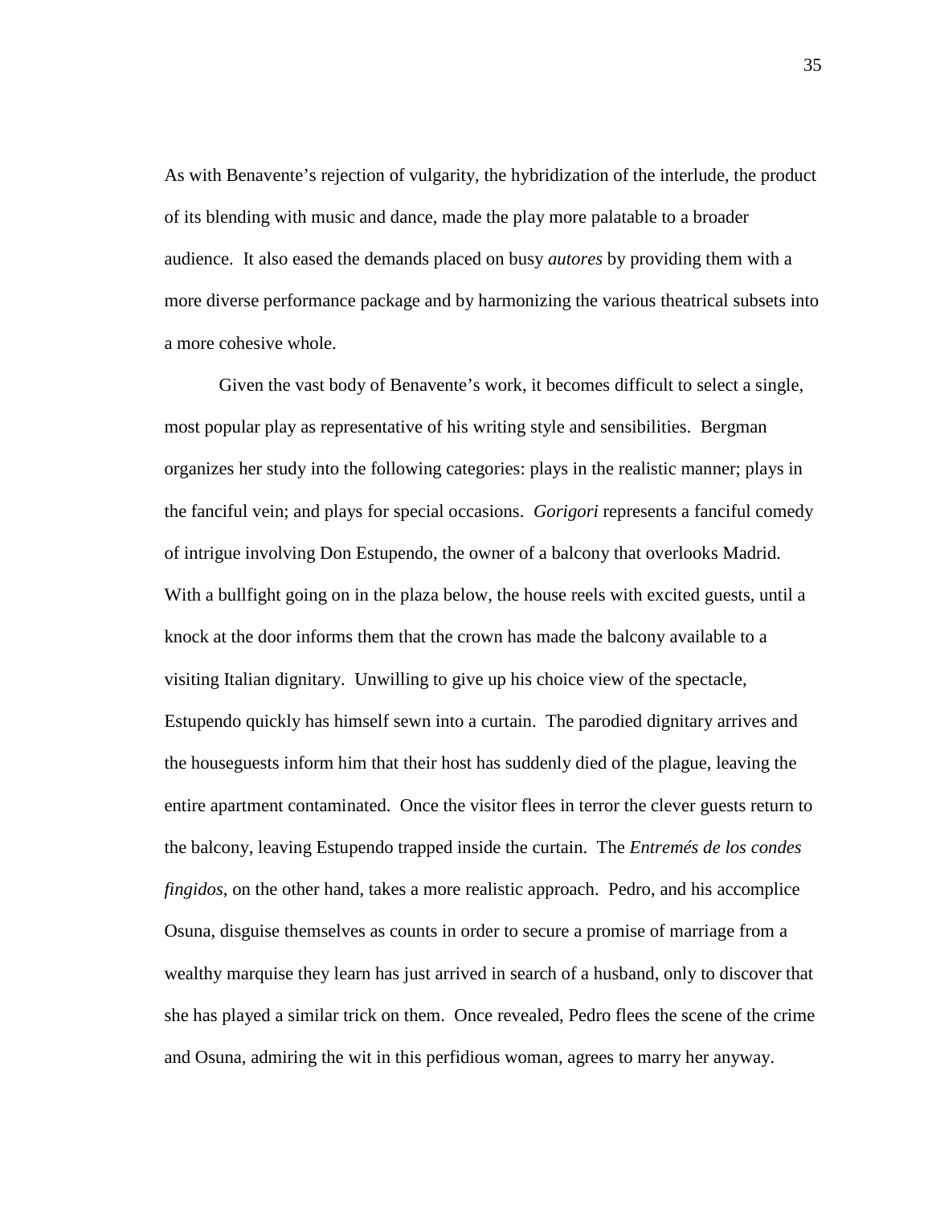As with Benavente's rejection of vulgarity, the hybridization of the interlude, the product of its blending with music and dance, made the play more palatable to a broader audience. It also eased the demands placed on busy *autores* by providing them with a more diverse performance package and by harmonizing the various theatrical subsets into a more cohesive whole.

Given the vast body of Benavente's work, it becomes difficult to select a single, most popular play as representative of his writing style and sensibilities. Bergman organizes her study into the following categories: plays in the realistic manner; plays in the fanciful vein; and plays for special occasions. *Gorigori* represents a fanciful comedy of intrigue involving Don Estupendo, the owner of a balcony that overlooks Madrid. With a bullfight going on in the plaza below, the house reels with excited guests, until a knock at the door informs them that the crown has made the balcony available to a visiting Italian dignitary. Unwilling to give up his choice view of the spectacle, Estupendo quickly has himself sewn into a curtain. The parodied dignitary arrives and the houseguests inform him that their host has suddenly died of the plague, leaving the entire apartment contaminated. Once the visitor flees in terror the clever guests return to the balcony, leaving Estupendo trapped inside the curtain. The *Entremés de los condes fingidos*, on the other hand, takes a more realistic approach. Pedro, and his accomplice Osuna, disguise themselves as counts in order to secure a promise of marriage from a wealthy marquise they learn has just arrived in search of a husband, only to discover that she has played a similar trick on them. Once revealed, Pedro flees the scene of the crime and Osuna, admiring the wit in this perfidious woman, agrees to marry her anyway.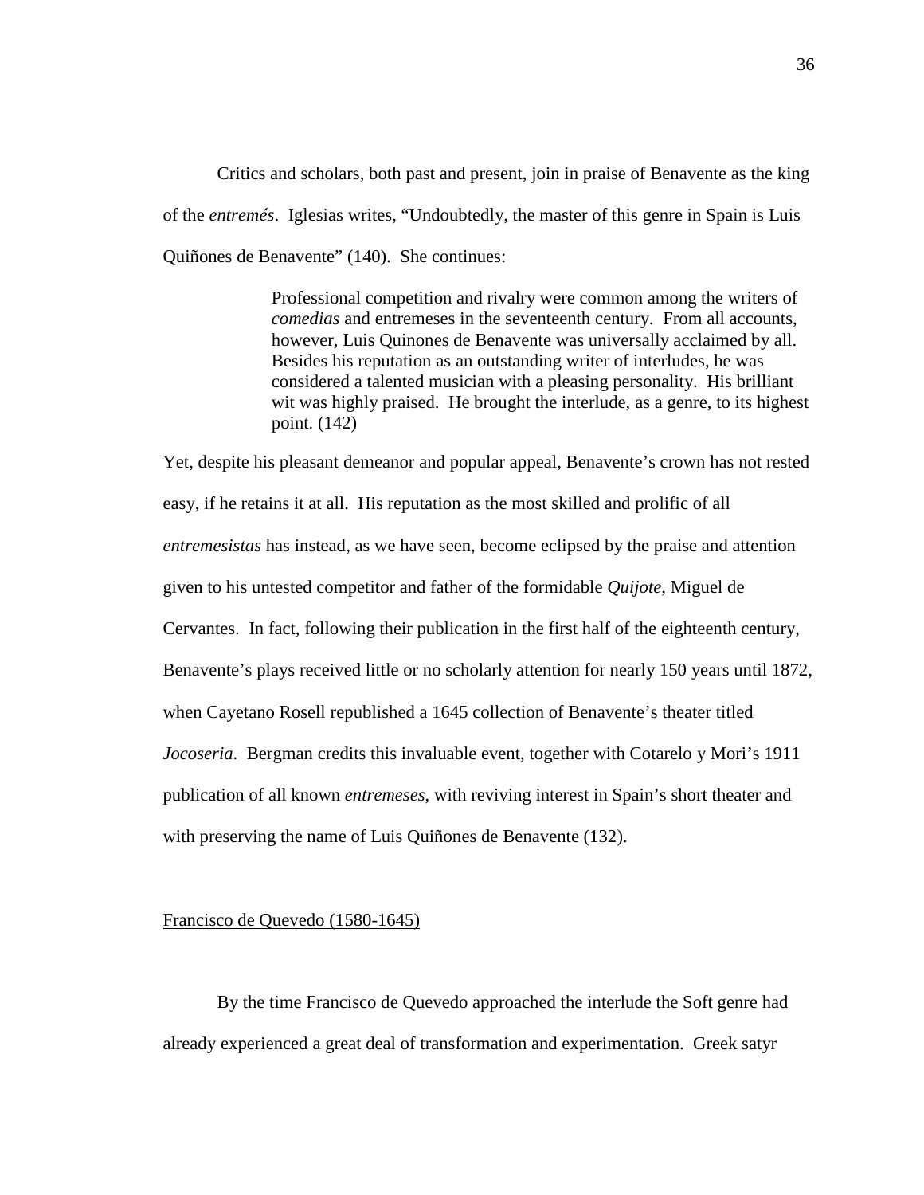Critics and scholars, both past and present, join in praise of Benavente as the king of the *entremés*. Iglesias writes, "Undoubtedly, the master of this genre in Spain is Luis Quiñones de Benavente" (140). She continues:

> Professional competition and rivalry were common among the writers of *comedias* and entremeses in the seventeenth century. From all accounts, however, Luis Quinones de Benavente was universally acclaimed by all. Besides his reputation as an outstanding writer of interludes, he was considered a talented musician with a pleasing personality. His brilliant wit was highly praised. He brought the interlude, as a genre, to its highest point. (142)

Yet, despite his pleasant demeanor and popular appeal, Benavente's crown has not rested easy, if he retains it at all. His reputation as the most skilled and prolific of all *entremesistas* has instead, as we have seen, become eclipsed by the praise and attention given to his untested competitor and father of the formidable *Quijote*, Miguel de Cervantes. In fact, following their publication in the first half of the eighteenth century, Benavente's plays received little or no scholarly attention for nearly 150 years until 1872, when Cayetano Rosell republished a 1645 collection of Benavente's theater titled *Jocoseria*. Bergman credits this invaluable event, together with Cotarelo y Mori's 1911 publication of all known *entremeses*, with reviving interest in Spain's short theater and with preserving the name of Luis Quiñones de Benavente (132).

## Francisco de Quevedo (1580-1645)

By the time Francisco de Quevedo approached the interlude the Soft genre had already experienced a great deal of transformation and experimentation. Greek satyr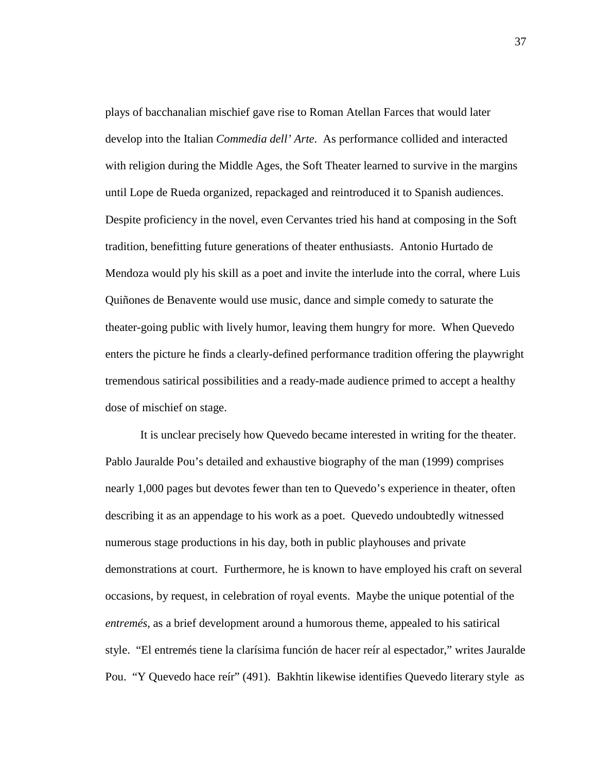plays of bacchanalian mischief gave rise to Roman Atellan Farces that would later develop into the Italian *Commedia dell' Arte*. As performance collided and interacted with religion during the Middle Ages, the Soft Theater learned to survive in the margins until Lope de Rueda organized, repackaged and reintroduced it to Spanish audiences. Despite proficiency in the novel, even Cervantes tried his hand at composing in the Soft tradition, benefitting future generations of theater enthusiasts. Antonio Hurtado de Mendoza would ply his skill as a poet and invite the interlude into the corral, where Luis Quiñones de Benavente would use music, dance and simple comedy to saturate the theater-going public with lively humor, leaving them hungry for more. When Quevedo enters the picture he finds a clearly-defined performance tradition offering the playwright tremendous satirical possibilities and a ready-made audience primed to accept a healthy dose of mischief on stage.

It is unclear precisely how Quevedo became interested in writing for the theater. Pablo Jauralde Pou's detailed and exhaustive biography of the man (1999) comprises nearly 1,000 pages but devotes fewer than ten to Quevedo's experience in theater, often describing it as an appendage to his work as a poet. Quevedo undoubtedly witnessed numerous stage productions in his day, both in public playhouses and private demonstrations at court. Furthermore, he is known to have employed his craft on several occasions, by request, in celebration of royal events. Maybe the unique potential of the *entremés*, as a brief development around a humorous theme, appealed to his satirical style. "El entremés tiene la clarísima función de hacer reír al espectador," writes Jauralde Pou. "Y Quevedo hace reír" (491). Bakhtin likewise identifies Quevedo literary style as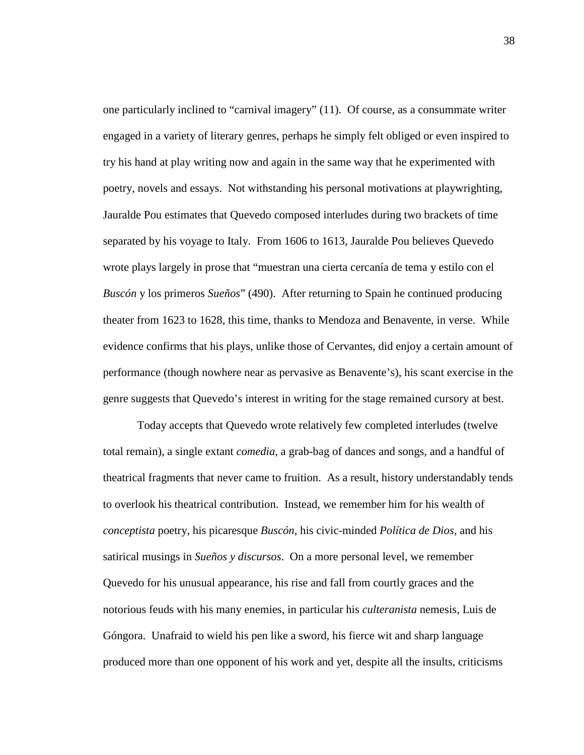one particularly inclined to "carnival imagery" (11). Of course, as a consummate writer engaged in a variety of literary genres, perhaps he simply felt obliged or even inspired to try his hand at play writing now and again in the same way that he experimented with poetry, novels and essays. Not withstanding his personal motivations at playwrighting, Jauralde Pou estimates that Quevedo composed interludes during two brackets of time separated by his voyage to Italy. From 1606 to 1613, Jauralde Pou believes Quevedo wrote plays largely in prose that "muestran una cierta cercanía de tema y estilo con el *Buscón* y los primeros *Sueños*" (490). After returning to Spain he continued producing theater from 1623 to 1628, this time, thanks to Mendoza and Benavente, in verse. While evidence confirms that his plays, unlike those of Cervantes, did enjoy a certain amount of performance (though nowhere near as pervasive as Benavente's), his scant exercise in the genre suggests that Quevedo's interest in writing for the stage remained cursory at best.

Today accepts that Quevedo wrote relatively few completed interludes (twelve total remain), a single extant *comedia*, a grab-bag of dances and songs, and a handful of theatrical fragments that never came to fruition. As a result, history understandably tends to overlook his theatrical contribution. Instead, we remember him for his wealth of *conceptista* poetry, his picaresque *Buscón*, his civic-minded *Política de Dios*, and his satirical musings in *Sueños y discursos*. On a more personal level, we remember Quevedo for his unusual appearance, his rise and fall from courtly graces and the notorious feuds with his many enemies, in particular his *culteranista* nemesis, Luis de Góngora. Unafraid to wield his pen like a sword, his fierce wit and sharp language produced more than one opponent of his work and yet, despite all the insults, criticisms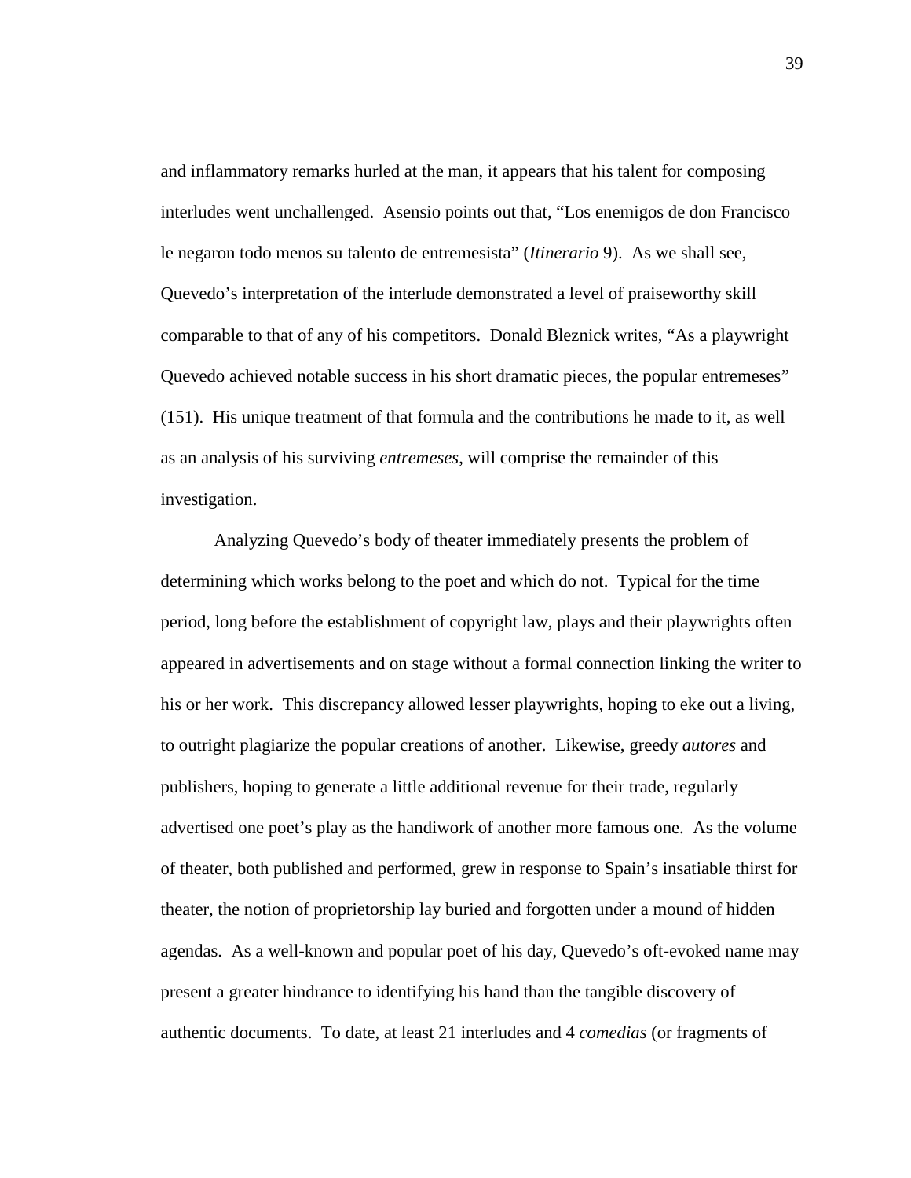and inflammatory remarks hurled at the man, it appears that his talent for composing interludes went unchallenged. Asensio points out that, "Los enemigos de don Francisco le negaron todo menos su talento de entremesista" (*Itinerario* 9). As we shall see, Quevedo's interpretation of the interlude demonstrated a level of praiseworthy skill comparable to that of any of his competitors. Donald Bleznick writes, "As a playwright Quevedo achieved notable success in his short dramatic pieces, the popular entremeses" (151). His unique treatment of that formula and the contributions he made to it, as well as an analysis of his surviving *entremeses*, will comprise the remainder of this investigation.

Analyzing Quevedo's body of theater immediately presents the problem of determining which works belong to the poet and which do not. Typical for the time period, long before the establishment of copyright law, plays and their playwrights often appeared in advertisements and on stage without a formal connection linking the writer to his or her work. This discrepancy allowed lesser playwrights, hoping to eke out a living, to outright plagiarize the popular creations of another. Likewise, greedy *autores* and publishers, hoping to generate a little additional revenue for their trade, regularly advertised one poet's play as the handiwork of another more famous one. As the volume of theater, both published and performed, grew in response to Spain's insatiable thirst for theater, the notion of proprietorship lay buried and forgotten under a mound of hidden agendas. As a well-known and popular poet of his day, Quevedo's oft-evoked name may present a greater hindrance to identifying his hand than the tangible discovery of authentic documents. To date, at least 21 interludes and 4 *comedias* (or fragments of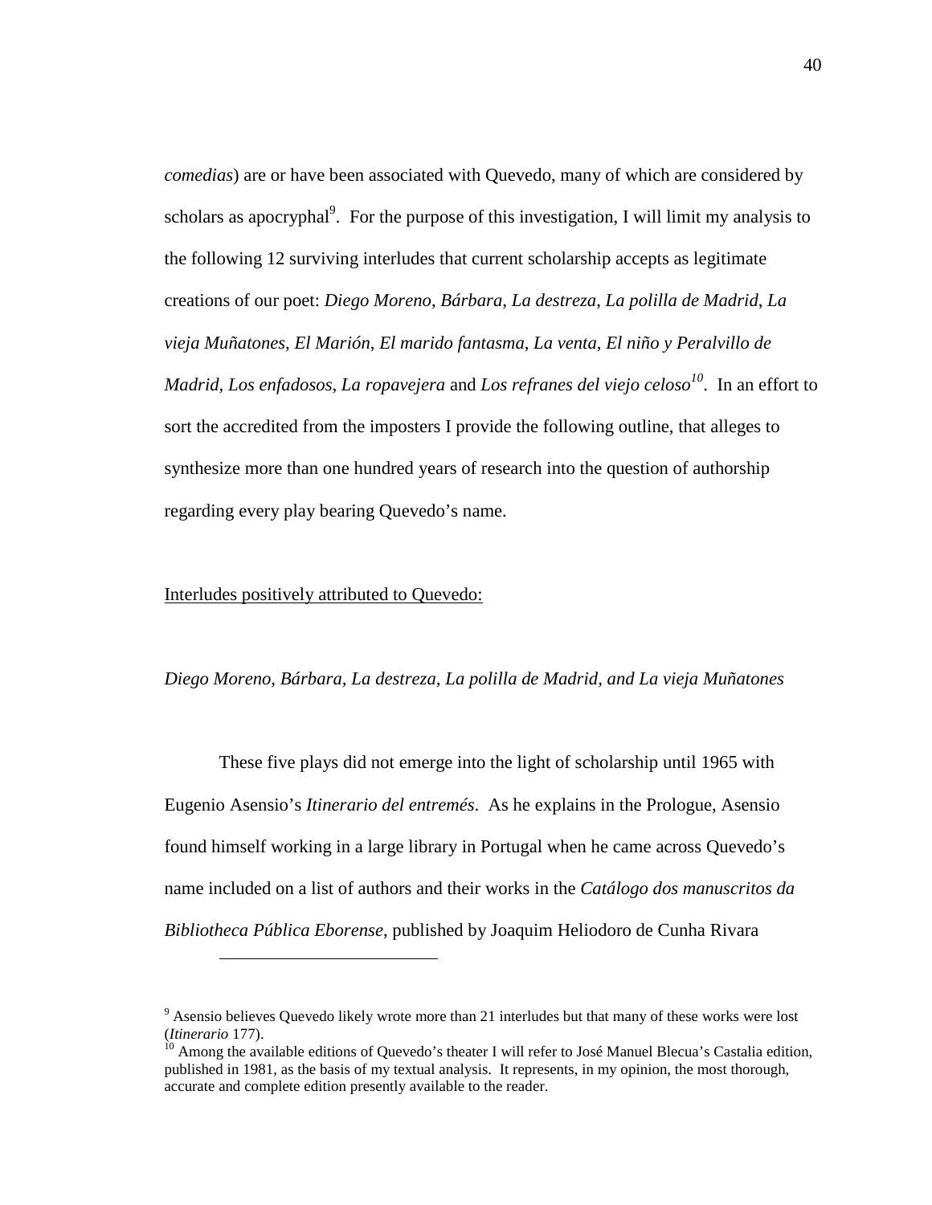*comedias*) are or have been associated with Quevedo, many of which are considered by scholars as apocryphal[9]. For the purpose of this investigation, I will limit my analysis to the following 12 surviving interludes that current scholarship accepts as legitimate creations of our poet: *Diego Moreno*, *Bárbara*, *La destreza*, *La polilla de Madrid*, *La vieja Muñatones*, *El Marión*, *El marido fantasma*, *La venta*, *El niño y Peralvillo de Madrid*, *Los enfadosos*, *La ropavejera* and *Los refranes del viejo celoso*[10]. In an effort to sort the accredited from the imposters I provide the following outline, that alleges to synthesize more than one hundred years of research into the question of authorship regarding every play bearing Quevedo's name.

<u>Interludes positively attributed to Quevedo:</u>

*Diego Moreno, Bárbara, La destreza, La polilla de Madrid, and La vieja Muñatones*

These five plays did not emerge into the light of scholarship until 1965 with Eugenio Asensio's *Itinerario del entremés*. As he explains in the Prologue, Asensio found himself working in a large library in Portugal when he came across Quevedo's name included on a list of authors and their works in the *Catálogo dos manuscritos da Bibliotheca Pública Eborense*, published by Joaquim Heliodoro de Cunha Rivara

---

[9] Asensio believes Quevedo likely wrote more than 21 interludes but that many of these works were lost (*Itinerario* 177).

[10] Among the available editions of Quevedo's theater I will refer to José Manuel Blecua's Castalia edition, published in 1981, as the basis of my textual analysis. It represents, in my opinion, the most thorough, accurate and complete edition presently available to the reader.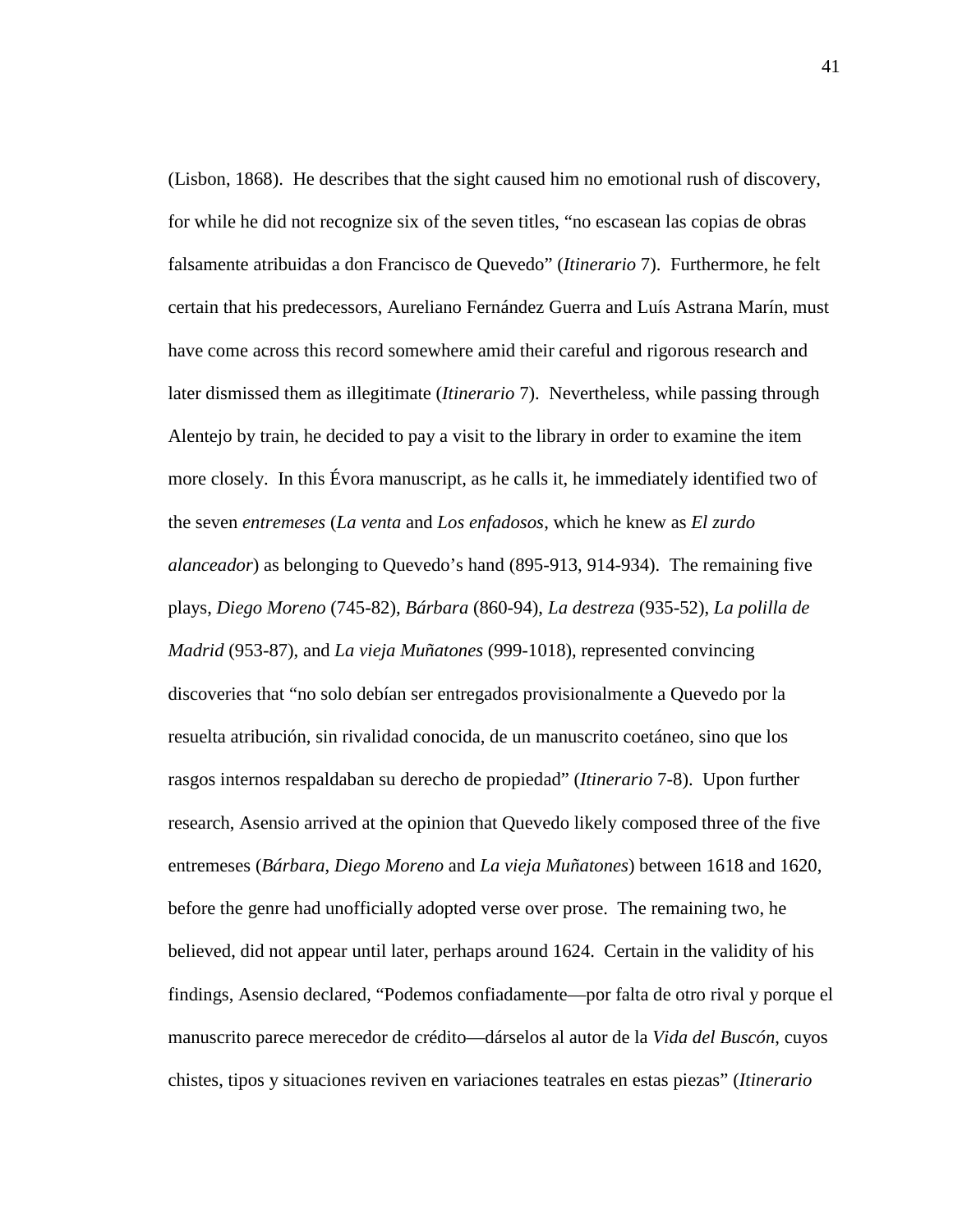(Lisbon, 1868). He describes that the sight caused him no emotional rush of discovery, for while he did not recognize six of the seven titles, "no escasean las copias de obras falsamente atribuidas a don Francisco de Quevedo" (*Itinerario* 7). Furthermore, he felt certain that his predecessors, Aureliano Fernández Guerra and Luís Astrana Marín, must have come across this record somewhere amid their careful and rigorous research and later dismissed them as illegitimate (*Itinerario* 7). Nevertheless, while passing through Alentejo by train, he decided to pay a visit to the library in order to examine the item more closely. In this Évora manuscript, as he calls it, he immediately identified two of the seven *entremeses* (*La venta* and *Los enfadosos*, which he knew as *El zurdo alanceador*) as belonging to Quevedo's hand (895-913, 914-934). The remaining five plays, *Diego Moreno* (745-82), *Bárbara* (860-94), *La destreza* (935-52), *La polilla de Madrid* (953-87), and *La vieja Muñatones* (999-1018), represented convincing discoveries that "no solo debían ser entregados provisionalmente a Quevedo por la resuelta atribución, sin rivalidad conocida, de un manuscrito coetáneo, sino que los rasgos internos respaldaban su derecho de propiedad" (*Itinerario* 7-8). Upon further research, Asensio arrived at the opinion that Quevedo likely composed three of the five entremeses (*Bárbara*, *Diego Moreno* and *La vieja Muñatones*) between 1618 and 1620, before the genre had unofficially adopted verse over prose. The remaining two, he believed, did not appear until later, perhaps around 1624. Certain in the validity of his findings, Asensio declared, "Podemos confiadamente—por falta de otro rival y porque el manuscrito parece merecedor de crédito—dárselos al autor de la *Vida del Buscón*, cuyos chistes, tipos y situaciones reviven en variaciones teatrales en estas piezas" (*Itinerario*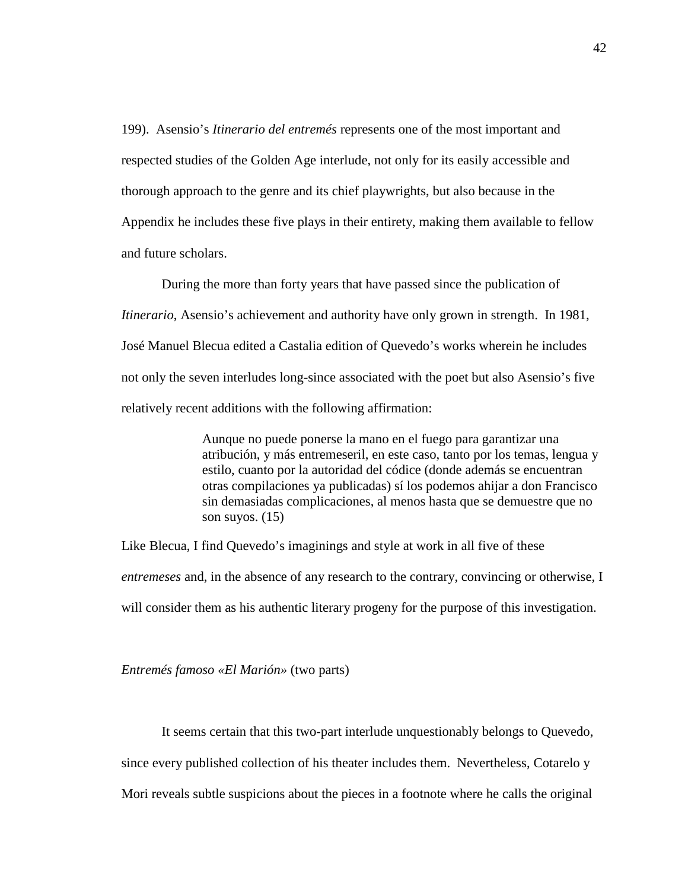199). Asensio's *Itinerario del entremés* represents one of the most important and respected studies of the Golden Age interlude, not only for its easily accessible and thorough approach to the genre and its chief playwrights, but also because in the Appendix he includes these five plays in their entirety, making them available to fellow and future scholars.

During the more than forty years that have passed since the publication of *Itinerario*, Asensio's achievement and authority have only grown in strength. In 1981, José Manuel Blecua edited a Castalia edition of Quevedo's works wherein he includes not only the seven interludes long-since associated with the poet but also Asensio's five relatively recent additions with the following affirmation:

> Aunque no puede ponerse la mano en el fuego para garantizar una atribución, y más entremeseril, en este caso, tanto por los temas, lengua y estilo, cuanto por la autoridad del códice (donde además se encuentran otras compilaciones ya publicadas) sí los podemos ahijar a don Francisco sin demasiadas complicaciones, al menos hasta que se demuestre que no son suyos. (15)

Like Blecua, I find Quevedo's imaginings and style at work in all five of these *entremeses* and, in the absence of any research to the contrary, convincing or otherwise, I will consider them as his authentic literary progeny for the purpose of this investigation.

*Entremés famoso «El Marión»* (two parts)

It seems certain that this two-part interlude unquestionably belongs to Quevedo, since every published collection of his theater includes them. Nevertheless, Cotarelo y Mori reveals subtle suspicions about the pieces in a footnote where he calls the original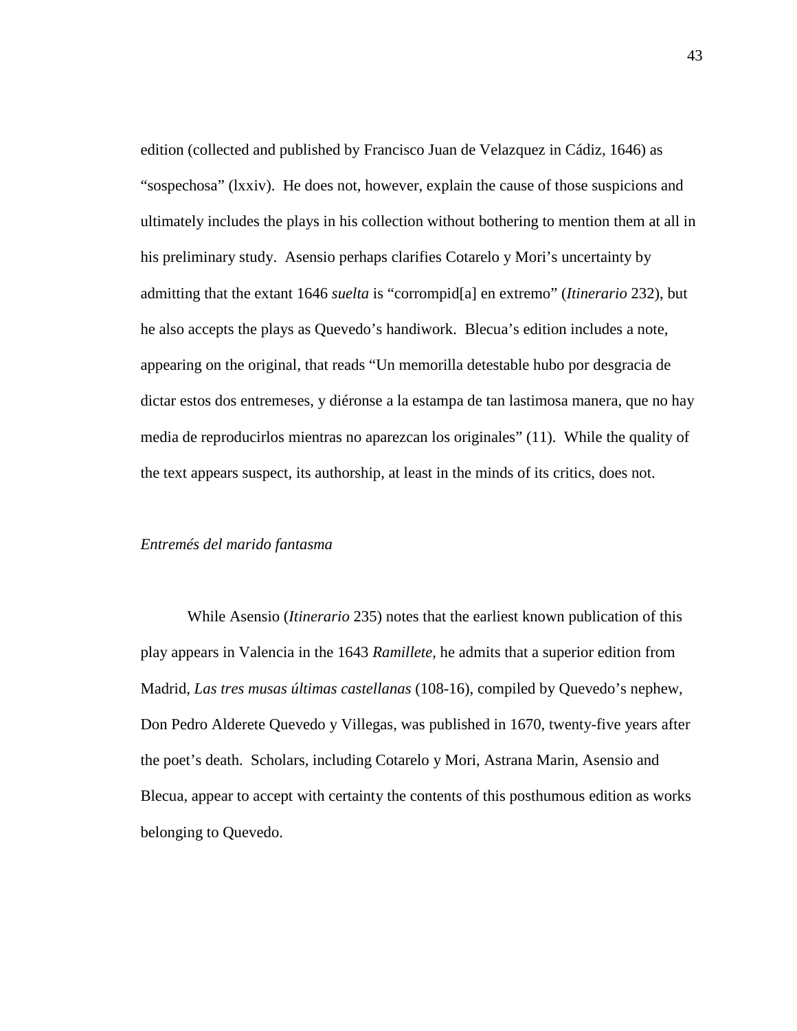edition (collected and published by Francisco Juan de Velazquez in Cádiz, 1646) as "sospechosa" (lxxiv). He does not, however, explain the cause of those suspicions and ultimately includes the plays in his collection without bothering to mention them at all in his preliminary study. Asensio perhaps clarifies Cotarelo y Mori's uncertainty by admitting that the extant 1646 *suelta* is "corrompid[a] en extremo" (*Itinerario* 232), but he also accepts the plays as Quevedo's handiwork. Blecua's edition includes a note, appearing on the original, that reads "Un memorilla detestable hubo por desgracia de dictar estos dos entremeses, y diéronse a la estampa de tan lastimosa manera, que no hay media de reproducirlos mientras no aparezcan los originales" (11). While the quality of the text appears suspect, its authorship, at least in the minds of its critics, does not.

*Entremés del marido fantasma*

While Asensio (*Itinerario* 235) notes that the earliest known publication of this play appears in Valencia in the 1643 *Ramillete*, he admits that a superior edition from Madrid, *Las tres musas últimas castellanas* (108-16), compiled by Quevedo's nephew, Don Pedro Alderete Quevedo y Villegas, was published in 1670, twenty-five years after the poet's death. Scholars, including Cotarelo y Mori, Astrana Marin, Asensio and Blecua, appear to accept with certainty the contents of this posthumous edition as works belonging to Quevedo.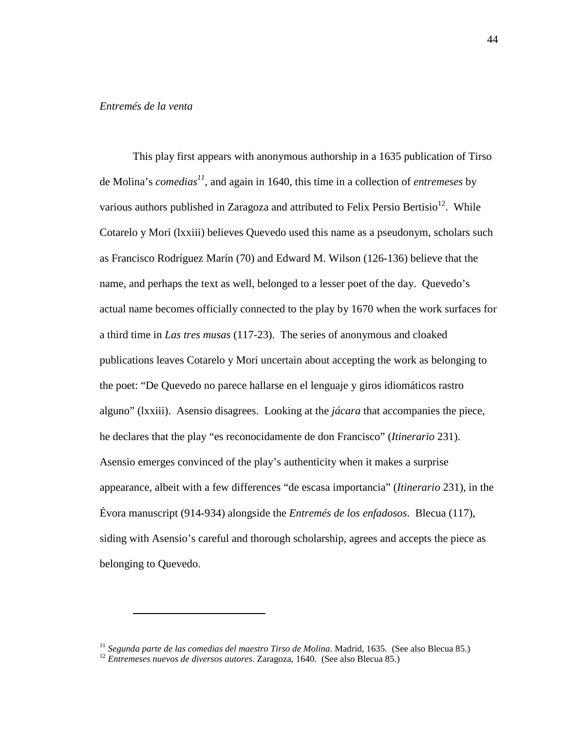*Entremés de la venta*

This play first appears with anonymous authorship in a 1635 publication of Tirso de Molina's *comedias*[11], and again in 1640, this time in a collection of *entremeses* by various authors published in Zaragoza and attributed to Felix Persio Bertisio[12]. While Cotarelo y Mori (lxxiii) believes Quevedo used this name as a pseudonym, scholars such as Francisco Rodríguez Marín (70) and Edward M. Wilson (126-136) believe that the name, and perhaps the text as well, belonged to a lesser poet of the day. Quevedo's actual name becomes officially connected to the play by 1670 when the work surfaces for a third time in *Las tres musas* (117-23). The series of anonymous and cloaked publications leaves Cotarelo y Mori uncertain about accepting the work as belonging to the poet: "De Quevedo no parece hallarse en el lenguaje y giros idiomáticos rastro alguno" (lxxiii). Asensio disagrees. Looking at the *jácara* that accompanies the piece, he declares that the play "es reconocidamente de don Francisco" (*Itinerario* 231). Asensio emerges convinced of the play's authenticity when it makes a surprise appearance, albeit with a few differences "de escasa importancia" (*Itinerario* 231), in the Évora manuscript (914-934) alongside the *Entremés de los enfadosos*. Blecua (117), siding with Asensio's careful and thorough scholarship, agrees and accepts the piece as belonging to Quevedo.

---

[11] *Segunda parte de las comedias del maestro Tirso de Molina*. Madrid, 1635. (See also Blecua 85.)

[12] *Entremeses nuevos de diversos autores*. Zaragoza, 1640. (See also Blecua 85.)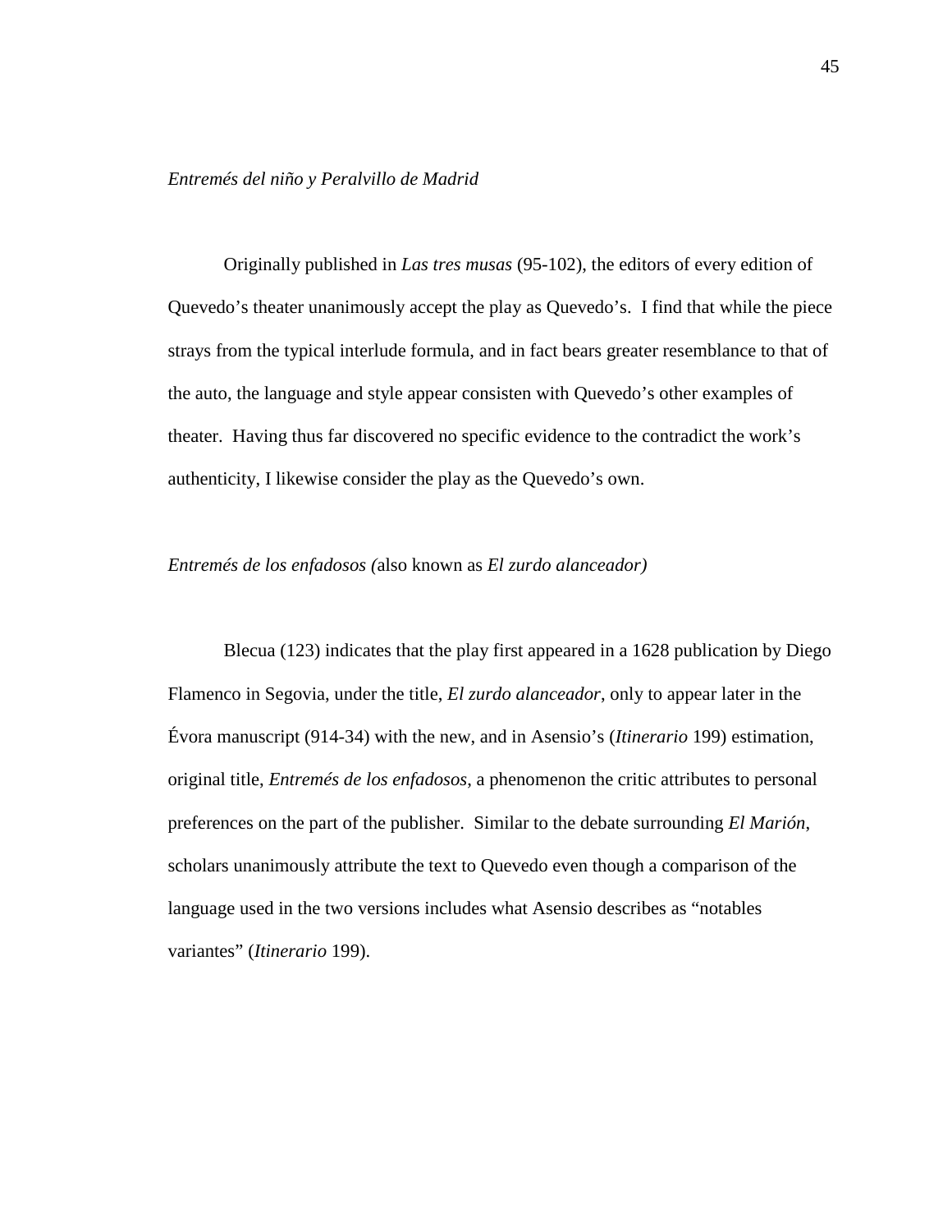*Entremés del niño y Peralvillo de Madrid*

Originally published in *Las tres musas* (95-102), the editors of every edition of Quevedo's theater unanimously accept the play as Quevedo's. I find that while the piece strays from the typical interlude formula, and in fact bears greater resemblance to that of the auto, the language and style appear consisten with Quevedo's other examples of theater. Having thus far discovered no specific evidence to the contradict the work's authenticity, I likewise consider the play as the Quevedo's own.

*Entremés de los enfadosos (*also known as *El zurdo alanceador)*

Blecua (123) indicates that the play first appeared in a 1628 publication by Diego Flamenco in Segovia, under the title, *El zurdo alanceador*, only to appear later in the Évora manuscript (914-34) with the new, and in Asensio's (*Itinerario* 199) estimation, original title, *Entremés de los enfadosos*, a phenomenon the critic attributes to personal preferences on the part of the publisher. Similar to the debate surrounding *El Marión*, scholars unanimously attribute the text to Quevedo even though a comparison of the language used in the two versions includes what Asensio describes as "notables variantes" (*Itinerario* 199).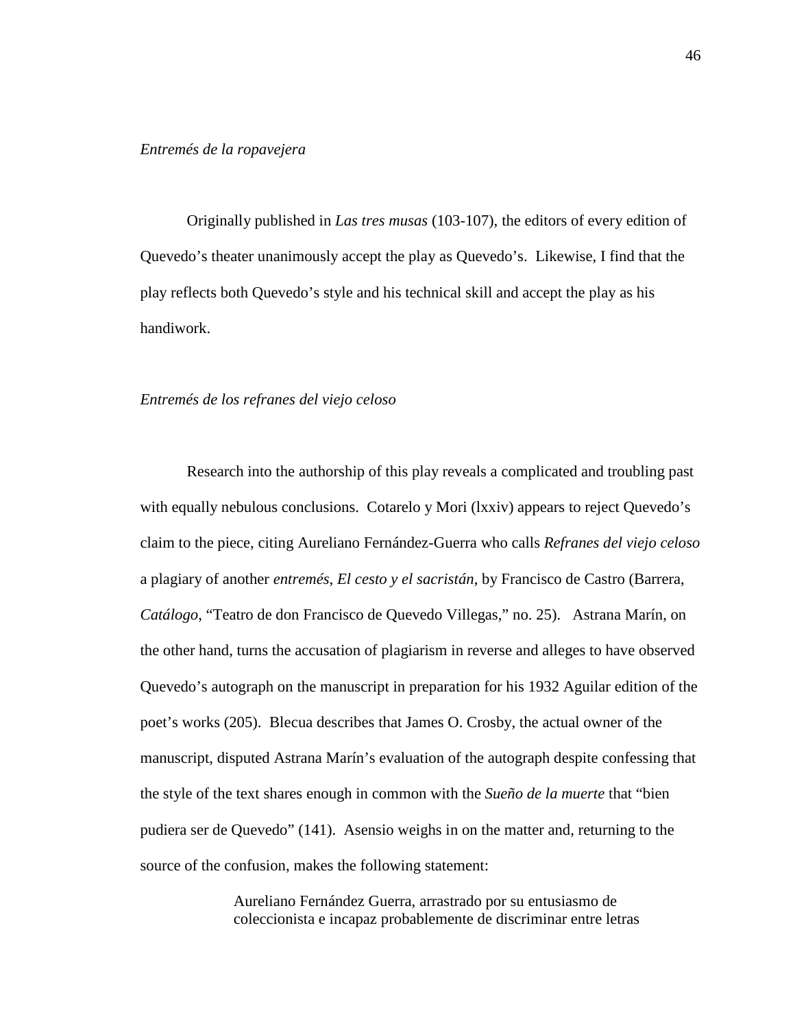### *Entremés de la ropavejera*

Originally published in *Las tres musas* (103-107), the editors of every edition of Quevedo's theater unanimously accept the play as Quevedo's. Likewise, I find that the play reflects both Quevedo's style and his technical skill and accept the play as his handiwork.

### *Entremés de los refranes del viejo celoso*

Research into the authorship of this play reveals a complicated and troubling past with equally nebulous conclusions. Cotarelo y Mori (lxxiv) appears to reject Quevedo's claim to the piece, citing Aureliano Fernández-Guerra who calls *Refranes del viejo celoso* a plagiary of another *entremés*, *El cesto y el sacristán*, by Francisco de Castro (Barrera, *Catálogo*, "Teatro de don Francisco de Quevedo Villegas," no. 25). Astrana Marín, on the other hand, turns the accusation of plagiarism in reverse and alleges to have observed Quevedo's autograph on the manuscript in preparation for his 1932 Aguilar edition of the poet's works (205). Blecua describes that James O. Crosby, the actual owner of the manuscript, disputed Astrana Marín's evaluation of the autograph despite confessing that the style of the text shares enough in common with the *Sueño de la muerte* that "bien pudiera ser de Quevedo" (141). Asensio weighs in on the matter and, returning to the source of the confusion, makes the following statement:

> Aureliano Fernández Guerra, arrastrado por su entusiasmo de coleccionista e incapaz probablemente de discriminar entre letras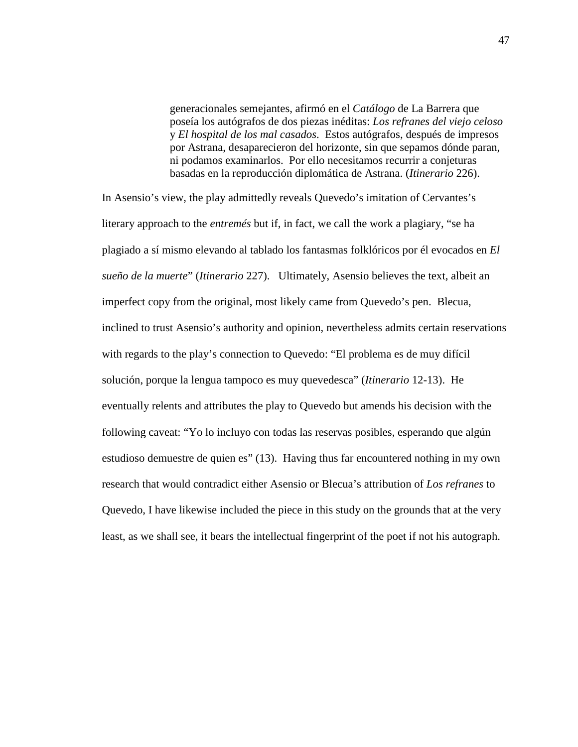> generacionales semejantes, afirmó en el *Catálogo* de La Barrera que poseía los autógrafos de dos piezas inéditas: *Los refranes del viejo celoso* y *El hospital de los mal casados*. Estos autógrafos, después de impresos por Astrana, desaparecieron del horizonte, sin que sepamos dónde paran, ni podamos examinarlos. Por ello necesitamos recurrir a conjeturas basadas en la reproducción diplomática de Astrana. (*Itinerario* 226).

In Asensio's view, the play admittedly reveals Quevedo's imitation of Cervantes's literary approach to the *entremés* but if, in fact, we call the work a plagiary, "se ha plagiado a sí mismo elevando al tablado los fantasmas folklóricos por él evocados en *El sueño de la muerte*" (*Itinerario* 227). Ultimately, Asensio believes the text, albeit an imperfect copy from the original, most likely came from Quevedo's pen. Blecua, inclined to trust Asensio's authority and opinion, nevertheless admits certain reservations with regards to the play's connection to Quevedo: "El problema es de muy difícil solución, porque la lengua tampoco es muy quevedesca" (*Itinerario* 12-13). He eventually relents and attributes the play to Quevedo but amends his decision with the following caveat: "Yo lo incluyo con todas las reservas posibles, esperando que algún estudioso demuestre de quien es" (13). Having thus far encountered nothing in my own research that would contradict either Asensio or Blecua's attribution of *Los refranes* to Quevedo, I have likewise included the piece in this study on the grounds that at the very least, as we shall see, it bears the intellectual fingerprint of the poet if not his autograph.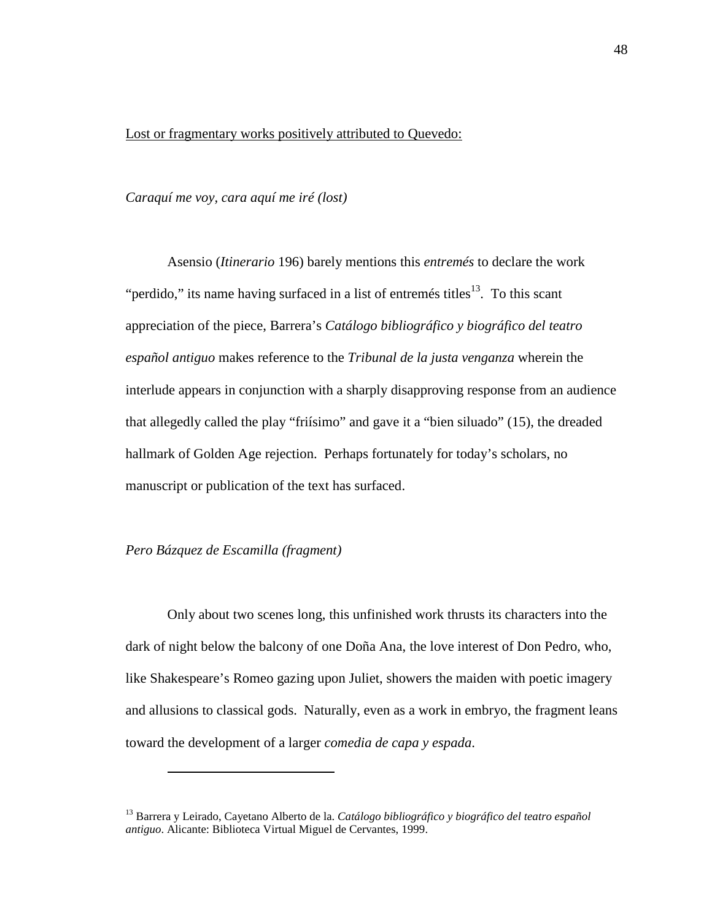Lost or fragmentary works positively attributed to Quevedo:

*Caraquí me voy, cara aquí me iré (lost)*

Asensio (*Itinerario* 196) barely mentions this *entremés* to declare the work "perdido," its name having surfaced in a list of entremés titles[13]. To this scant appreciation of the piece, Barrera's *Catálogo bibliográfico y biográfico del teatro español antiguo* makes reference to the *Tribunal de la justa venganza* wherein the interlude appears in conjunction with a sharply disapproving response from an audience that allegedly called the play "friísimo" and gave it a "bien siluado" (15), the dreaded hallmark of Golden Age rejection. Perhaps fortunately for today's scholars, no manuscript or publication of the text has surfaced.

*Pero Bázquez de Escamilla (fragment)*

Only about two scenes long, this unfinished work thrusts its characters into the dark of night below the balcony of one Doña Ana, the love interest of Don Pedro, who, like Shakespeare's Romeo gazing upon Juliet, showers the maiden with poetic imagery and allusions to classical gods. Naturally, even as a work in embryo, the fragment leans toward the development of a larger *comedia de capa y espada*.

---

[13] Barrera y Leirado, Cayetano Alberto de la. *Catálogo bibliográfico y biográfico del teatro español antiguo*. Alicante: Biblioteca Virtual Miguel de Cervantes, 1999.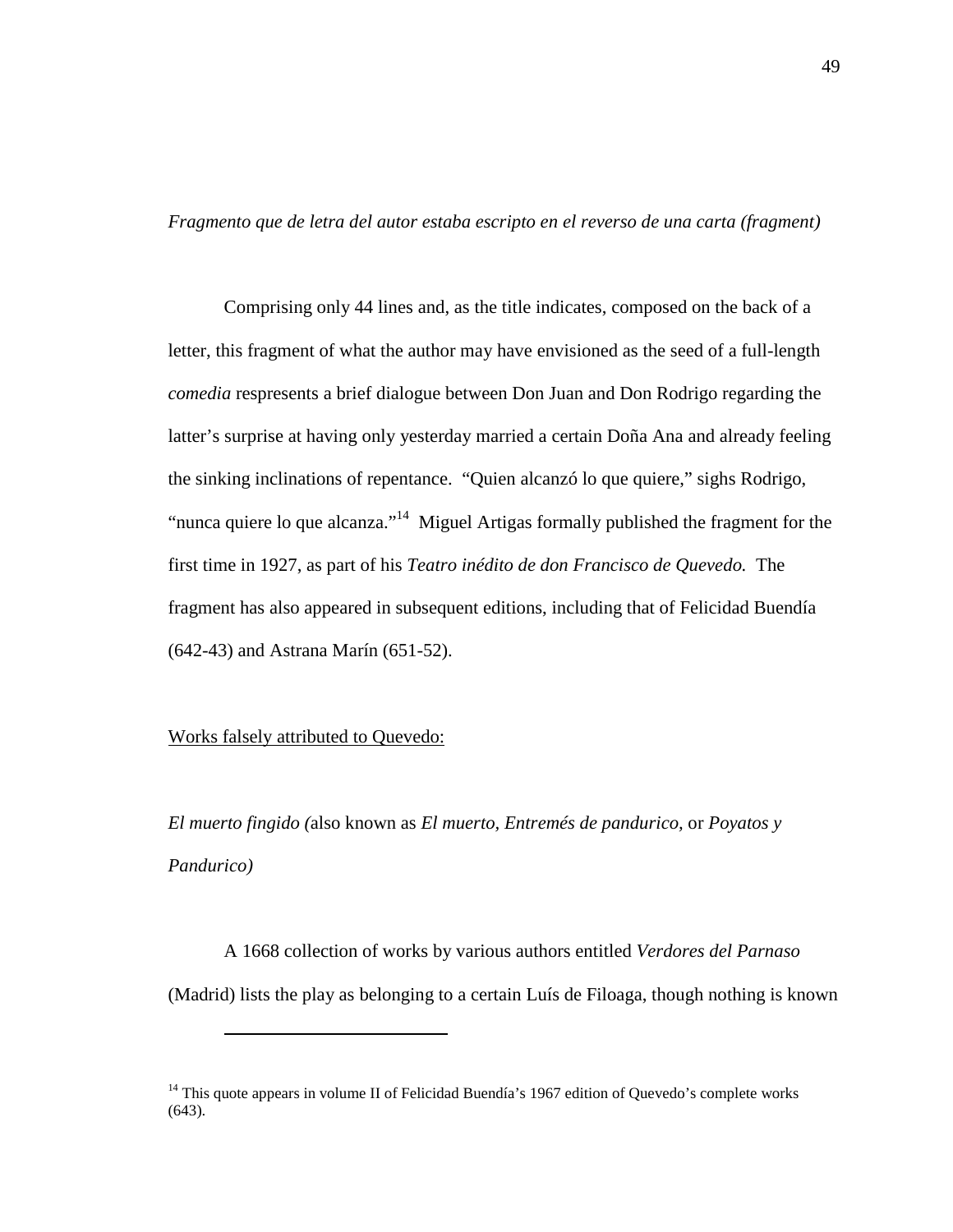*Fragmento que de letra del autor estaba escripto en el reverso de una carta (fragment)*

Comprising only 44 lines and, as the title indicates, composed on the back of a letter, this fragment of what the author may have envisioned as the seed of a full-length *comedia* respresents a brief dialogue between Don Juan and Don Rodrigo regarding the latter's surprise at having only yesterday married a certain Doña Ana and already feeling the sinking inclinations of repentance. "Quien alcanzó lo que quiere," sighs Rodrigo, "nunca quiere lo que alcanza."[14] Miguel Artigas formally published the fragment for the first time in 1927, as part of his *Teatro inédito de don Francisco de Quevedo.* The fragment has also appeared in subsequent editions, including that of Felicidad Buendía (642-43) and Astrana Marín (651-52).

<u>Works falsely attributed to Quevedo:</u>

*El muerto fingido (*also known as *El muerto*, *Entremés de pandurico*, or *Poyatos y Pandurico)*

A 1668 collection of works by various authors entitled *Verdores del Parnaso* (Madrid) lists the play as belonging to a certain Luís de Filoaga, though nothing is known

---

[14] This quote appears in volume II of Felicidad Buendía's 1967 edition of Quevedo's complete works (643).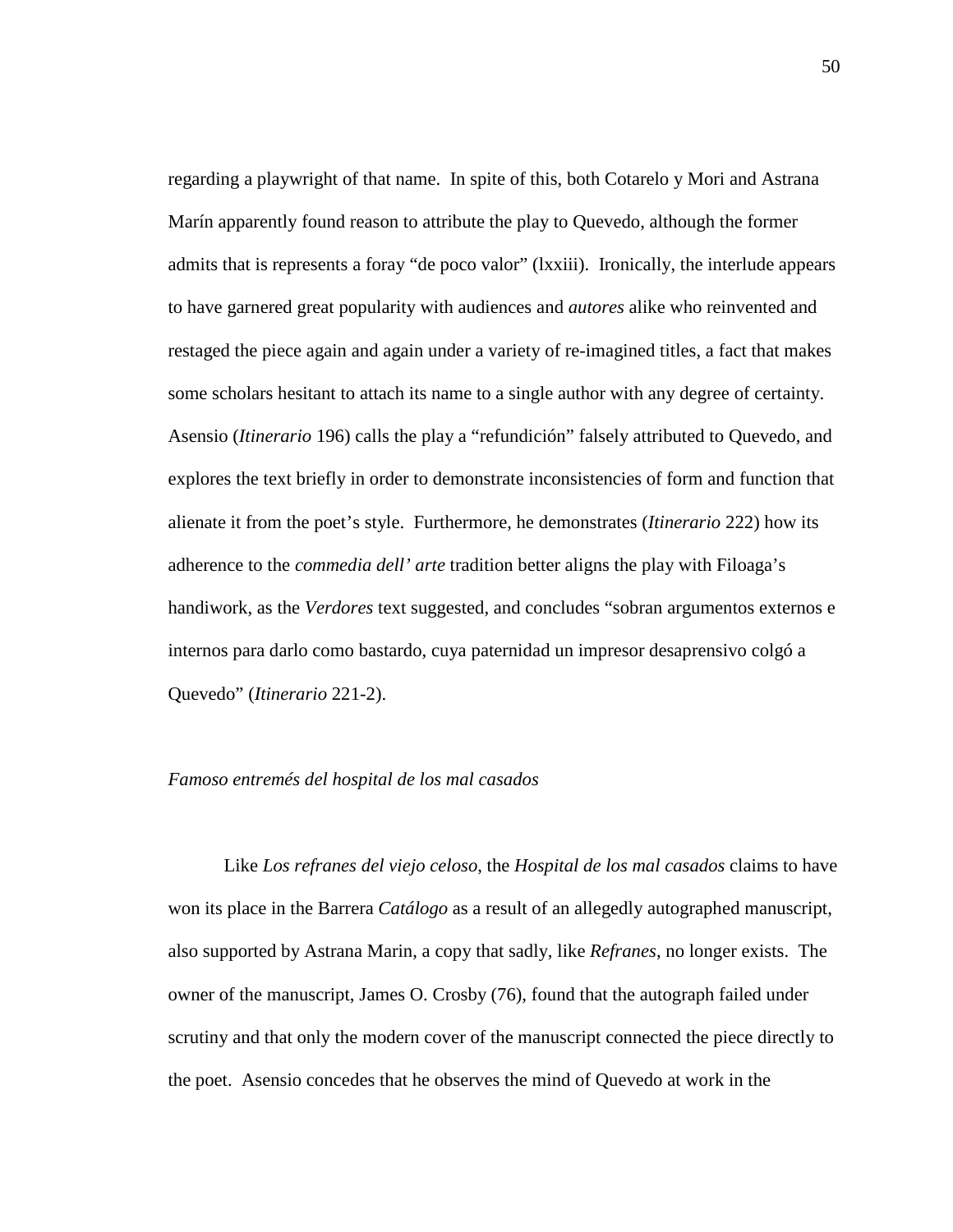regarding a playwright of that name. In spite of this, both Cotarelo y Mori and Astrana Marín apparently found reason to attribute the play to Quevedo, although the former admits that is represents a foray “de poco valor” (lxxiii). Ironically, the interlude appears to have garnered great popularity with audiences and *autores* alike who reinvented and restaged the piece again and again under a variety of re-imagined titles, a fact that makes some scholars hesitant to attach its name to a single author with any degree of certainty. Asensio (*Itinerario* 196) calls the play a “refundición” falsely attributed to Quevedo, and explores the text briefly in order to demonstrate inconsistencies of form and function that alienate it from the poet’s style. Furthermore, he demonstrates (*Itinerario* 222) how its adherence to the *commedia dell’ arte* tradition better aligns the play with Filoaga’s handiwork, as the *Verdores* text suggested, and concludes “sobran argumentos externos e internos para darlo como bastardo, cuya paternidad un impresor desaprensivo colgó a Quevedo” (*Itinerario* 221-2).

### *Famoso entremés del hospital de los mal casados*

Like *Los refranes del viejo celoso*, the *Hospital de los mal casados* claims to have won its place in the Barrera *Catálogo* as a result of an allegedly autographed manuscript, also supported by Astrana Marin, a copy that sadly, like *Refranes*, no longer exists. The owner of the manuscript, James O. Crosby (76), found that the autograph failed under scrutiny and that only the modern cover of the manuscript connected the piece directly to the poet. Asensio concedes that he observes the mind of Quevedo at work in the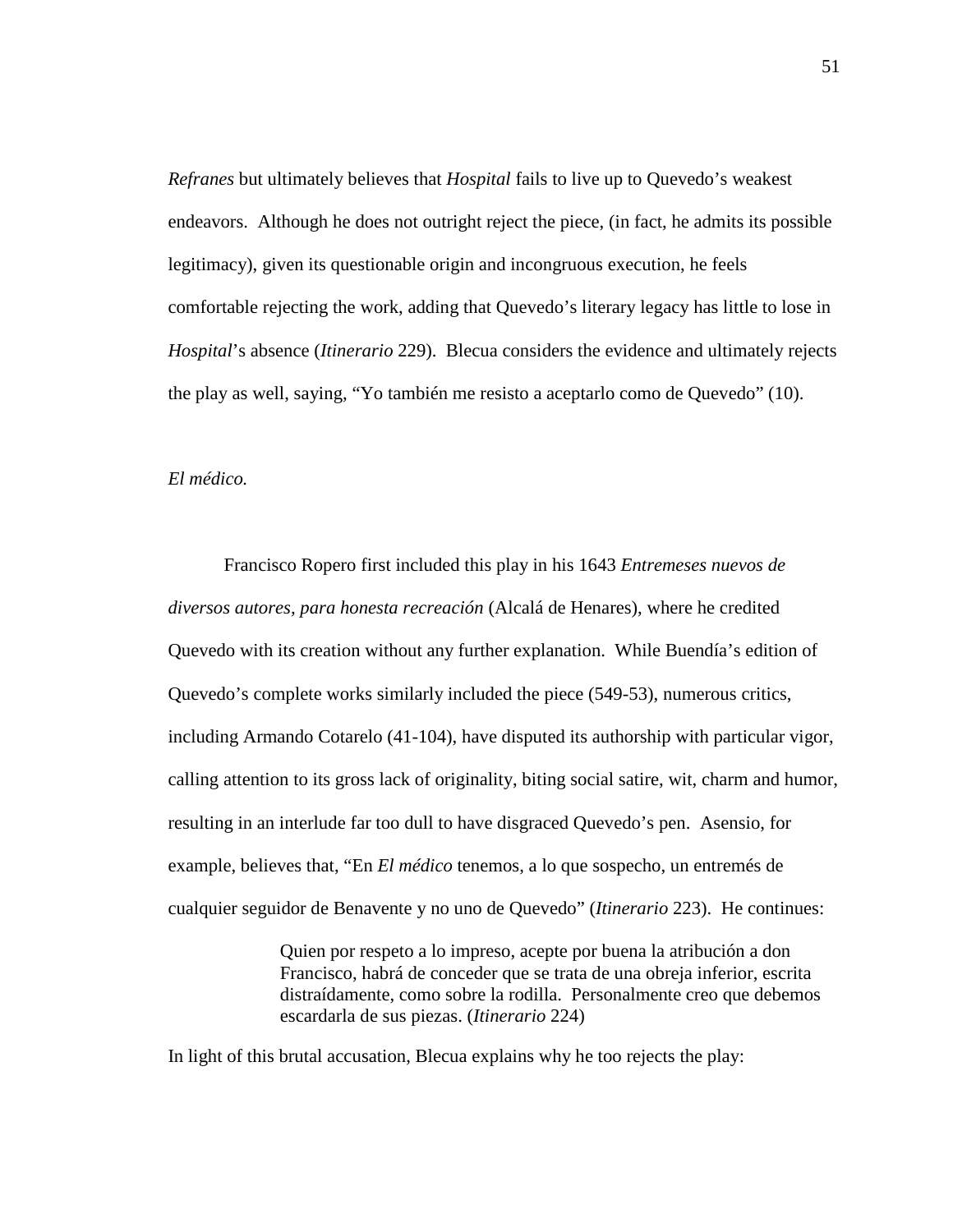*Refranes* but ultimately believes that *Hospital* fails to live up to Quevedo's weakest endeavors. Although he does not outright reject the piece, (in fact, he admits its possible legitimacy), given its questionable origin and incongruous execution, he feels comfortable rejecting the work, adding that Quevedo's literary legacy has little to lose in *Hospital*'s absence (*Itinerario* 229). Blecua considers the evidence and ultimately rejects the play as well, saying, "Yo también me resisto a aceptarlo como de Quevedo" (10).

*El médico.*

Francisco Ropero first included this play in his 1643 *Entremeses nuevos de diversos autores, para honesta recreación* (Alcalá de Henares), where he credited Quevedo with its creation without any further explanation. While Buendía's edition of Quevedo's complete works similarly included the piece (549-53), numerous critics, including Armando Cotarelo (41-104), have disputed its authorship with particular vigor, calling attention to its gross lack of originality, biting social satire, wit, charm and humor, resulting in an interlude far too dull to have disgraced Quevedo's pen. Asensio, for example, believes that, "En *El médico* tenemos, a lo que sospecho, un entremés de cualquier seguidor de Benavente y no uno de Quevedo" (*Itinerario* 223). He continues:

> Quien por respeto a lo impreso, acepte por buena la atribución a don Francisco, habrá de conceder que se trata de una obreja inferior, escrita distraídamente, como sobre la rodilla. Personalmente creo que debemos escardarla de sus piezas. (*Itinerario* 224)

In light of this brutal accusation, Blecua explains why he too rejects the play: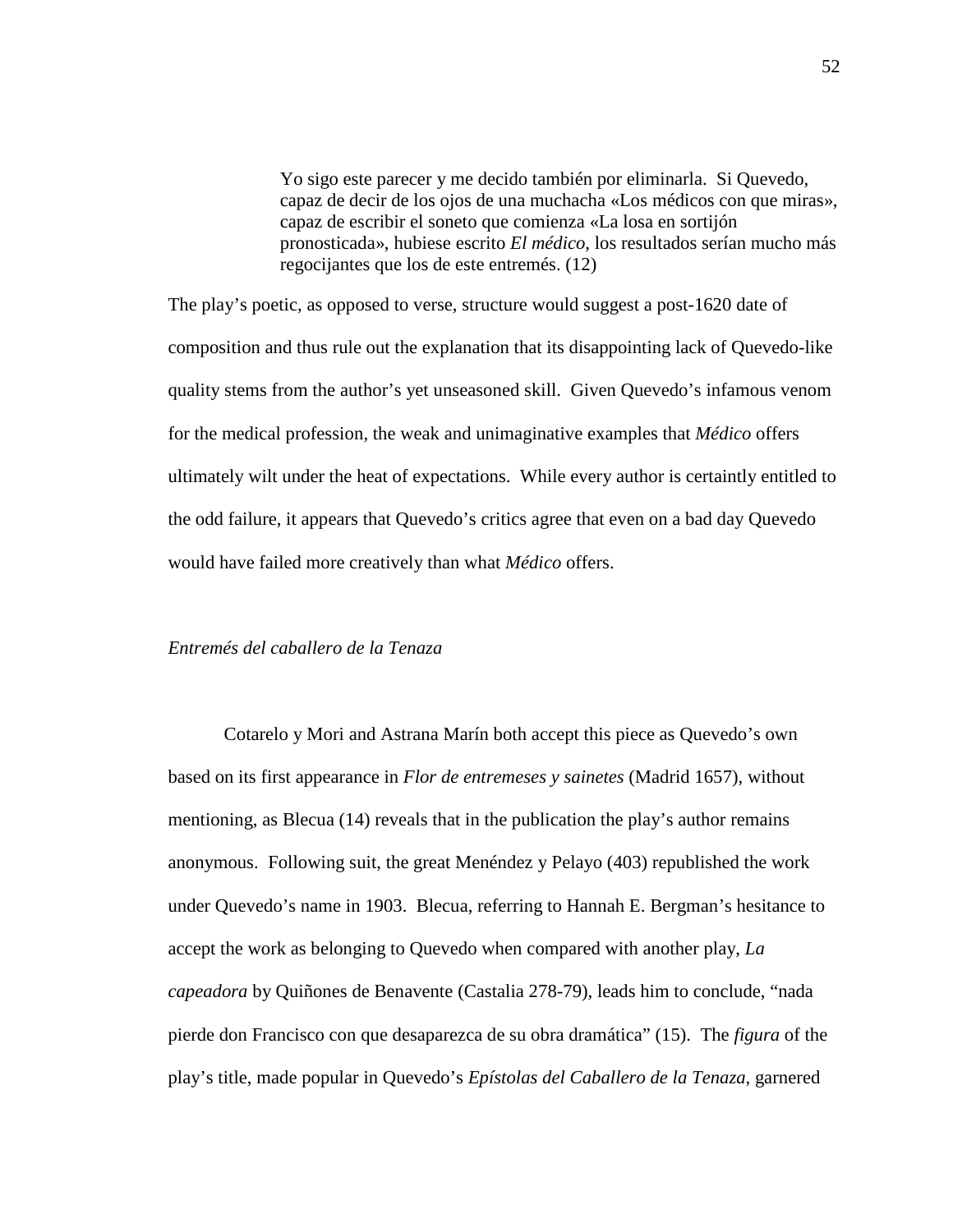> Yo sigo este parecer y me decido también por eliminarla. Si Quevedo, capaz de decir de los ojos de una muchacha «Los médicos con que miras», capaz de escribir el soneto que comienza «La losa en sortijón pronosticada», hubiese escrito *El médico*, los resultados serían mucho más regocijantes que los de este entremés. (12)

The play's poetic, as opposed to verse, structure would suggest a post-1620 date of composition and thus rule out the explanation that its disappointing lack of Quevedo-like quality stems from the author's yet unseasoned skill. Given Quevedo's infamous venom for the medical profession, the weak and unimaginative examples that *Médico* offers ultimately wilt under the heat of expectations. While every author is certaintly entitled to the odd failure, it appears that Quevedo's critics agree that even on a bad day Quevedo would have failed more creatively than what *Médico* offers.

*Entremés del caballero de la Tenaza*

Cotarelo y Mori and Astrana Marín both accept this piece as Quevedo's own based on its first appearance in *Flor de entremeses y sainetes* (Madrid 1657), without mentioning, as Blecua (14) reveals that in the publication the play's author remains anonymous. Following suit, the great Menéndez y Pelayo (403) republished the work under Quevedo's name in 1903. Blecua, referring to Hannah E. Bergman's hesitance to accept the work as belonging to Quevedo when compared with another play, *La capeadora* by Quiñones de Benavente (Castalia 278-79), leads him to conclude, "nada pierde don Francisco con que desaparezca de su obra dramática" (15). The *figura* of the play's title, made popular in Quevedo's *Epístolas del Caballero de la Tenaza*, garnered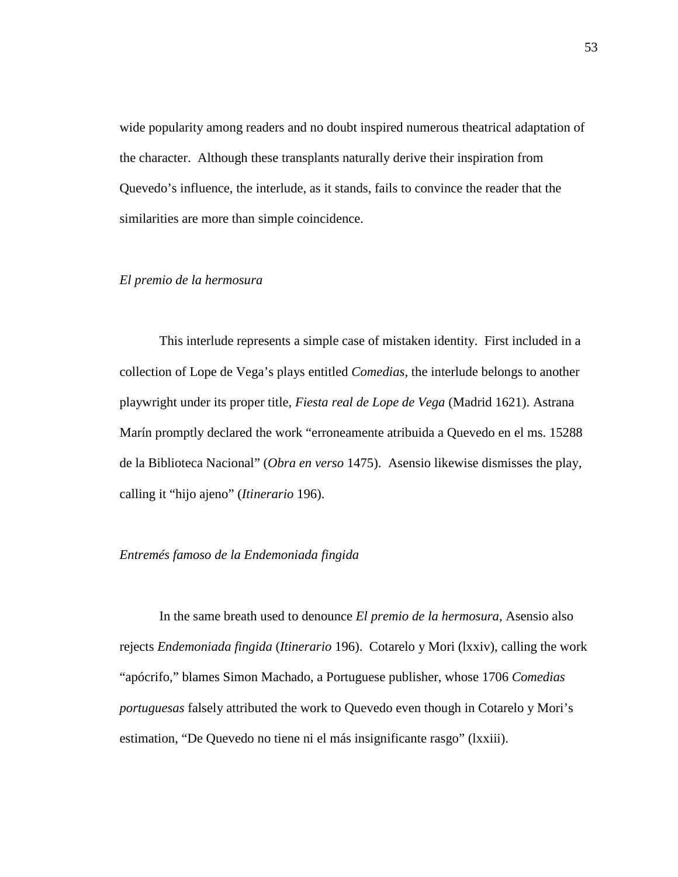wide popularity among readers and no doubt inspired numerous theatrical adaptation of the character. Although these transplants naturally derive their inspiration from Quevedo's influence, the interlude, as it stands, fails to convince the reader that the similarities are more than simple coincidence.

### *El premio de la hermosura*

This interlude represents a simple case of mistaken identity. First included in a collection of Lope de Vega's plays entitled *Comedias*, the interlude belongs to another playwright under its proper title, *Fiesta real de Lope de Vega* (Madrid 1621). Astrana Marín promptly declared the work "erroneamente atribuida a Quevedo en el ms. 15288 de la Biblioteca Nacional" (*Obra en verso* 1475). Asensio likewise dismisses the play, calling it "hijo ajeno" (*Itinerario* 196).

### *Entremés famoso de la Endemoniada fingida*

In the same breath used to denounce *El premio de la hermosura*, Asensio also rejects *Endemoniada fingida* (*Itinerario* 196). Cotarelo y Mori (lxxiv), calling the work "apócrifo," blames Simon Machado, a Portuguese publisher, whose 1706 *Comedias portuguesas* falsely attributed the work to Quevedo even though in Cotarelo y Mori's estimation, "De Quevedo no tiene ni el más insignificante rasgo" (lxxiii).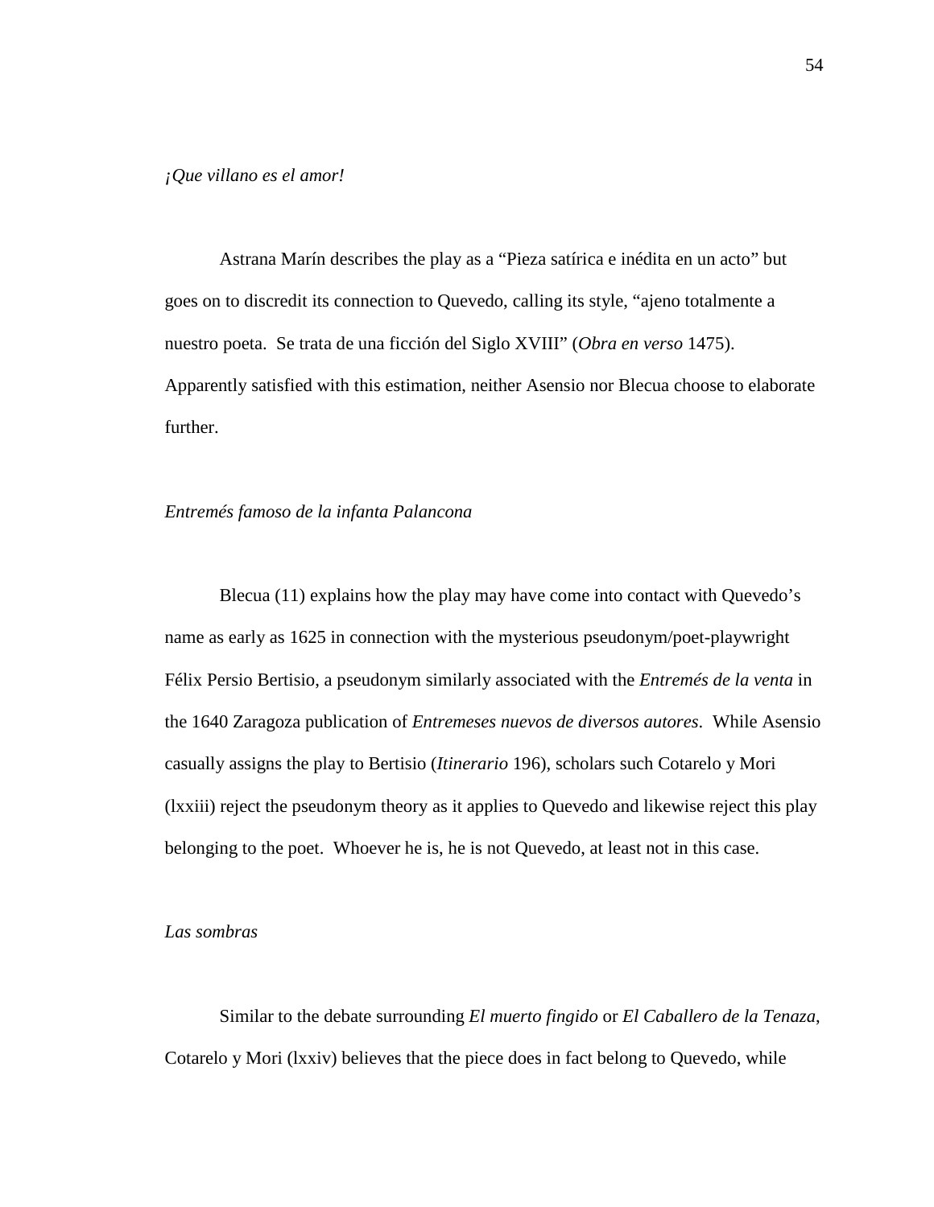*¡Que villano es el amor!*

Astrana Marín describes the play as a "Pieza satírica e inédita en un acto" but goes on to discredit its connection to Quevedo, calling its style, "ajeno totalmente a nuestro poeta. Se trata de una ficción del Siglo XVIII" (*Obra en verso* 1475). Apparently satisfied with this estimation, neither Asensio nor Blecua choose to elaborate further.

*Entremés famoso de la infanta Palancona*

Blecua (11) explains how the play may have come into contact with Quevedo's name as early as 1625 in connection with the mysterious pseudonym/poet-playwright Félix Persio Bertisio, a pseudonym similarly associated with the *Entremés de la venta* in the 1640 Zaragoza publication of *Entremeses nuevos de diversos autores*. While Asensio casually assigns the play to Bertisio (*Itinerario* 196), scholars such Cotarelo y Mori (lxxiii) reject the pseudonym theory as it applies to Quevedo and likewise reject this play belonging to the poet. Whoever he is, he is not Quevedo, at least not in this case.

*Las sombras*

Similar to the debate surrounding *El muerto fingido* or *El Caballero de la Tenaza*, Cotarelo y Mori (lxxiv) believes that the piece does in fact belong to Quevedo, while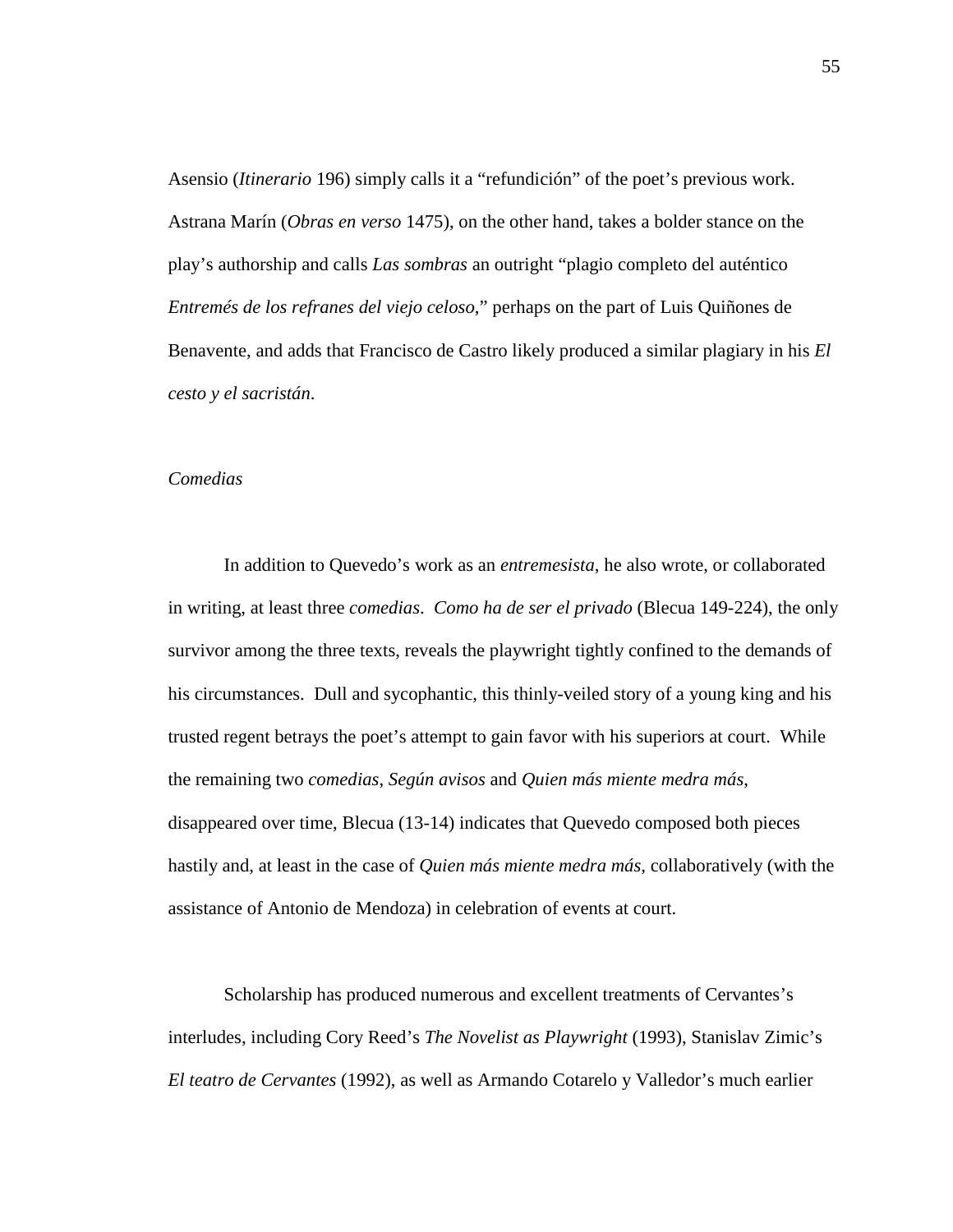Asensio (*Itinerario* 196) simply calls it a "refundición" of the poet's previous work. Astrana Marín (*Obras en verso* 1475), on the other hand, takes a bolder stance on the play's authorship and calls *Las sombras* an outright "plagio completo del auténtico *Entremés de los refranes del viejo celoso*," perhaps on the part of Luis Quiñones de Benavente, and adds that Francisco de Castro likely produced a similar plagiary in his *El cesto y el sacristán*.

### *Comedias*

In addition to Quevedo's work as an *entremesista*, he also wrote, or collaborated in writing, at least three *comedias*. *Como ha de ser el privado* (Blecua 149-224), the only survivor among the three texts, reveals the playwright tightly confined to the demands of his circumstances. Dull and sycophantic, this thinly-veiled story of a young king and his trusted regent betrays the poet's attempt to gain favor with his superiors at court. While the remaining two *comedias*, *Según avisos* and *Quien más miente medra más*, disappeared over time, Blecua (13-14) indicates that Quevedo composed both pieces hastily and, at least in the case of *Quien más miente medra más*, collaboratively (with the assistance of Antonio de Mendoza) in celebration of events at court.

Scholarship has produced numerous and excellent treatments of Cervantes's interludes, including Cory Reed's *The Novelist as Playwright* (1993), Stanislav Zimic's *El teatro de Cervantes* (1992), as well as Armando Cotarelo y Valledor's much earlier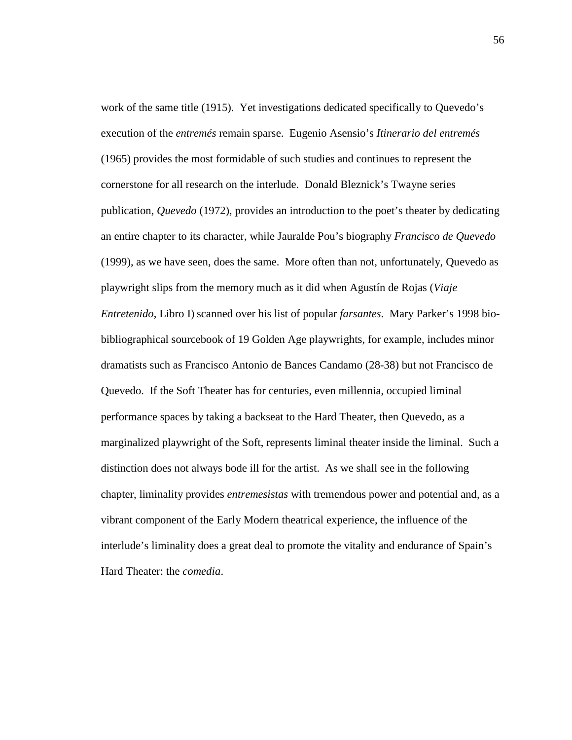work of the same title (1915). Yet investigations dedicated specifically to Quevedo's execution of the *entremés* remain sparse. Eugenio Asensio's *Itinerario del entremés* (1965) provides the most formidable of such studies and continues to represent the cornerstone for all research on the interlude. Donald Bleznick's Twayne series publication, *Quevedo* (1972), provides an introduction to the poet's theater by dedicating an entire chapter to its character, while Jauralde Pou's biography *Francisco de Quevedo* (1999), as we have seen, does the same. More often than not, unfortunately, Quevedo as playwright slips from the memory much as it did when Agustín de Rojas (*Viaje Entretenido*, Libro I) scanned over his list of popular *farsantes*. Mary Parker's 1998 bio-bibliographical sourcebook of 19 Golden Age playwrights, for example, includes minor dramatists such as Francisco Antonio de Bances Candamo (28-38) but not Francisco de Quevedo. If the Soft Theater has for centuries, even millennia, occupied liminal performance spaces by taking a backseat to the Hard Theater, then Quevedo, as a marginalized playwright of the Soft, represents liminal theater inside the liminal. Such a distinction does not always bode ill for the artist. As we shall see in the following chapter, liminality provides *entremesistas* with tremendous power and potential and, as a vibrant component of the Early Modern theatrical experience, the influence of the interlude's liminality does a great deal to promote the vitality and endurance of Spain's Hard Theater: the *comedia*.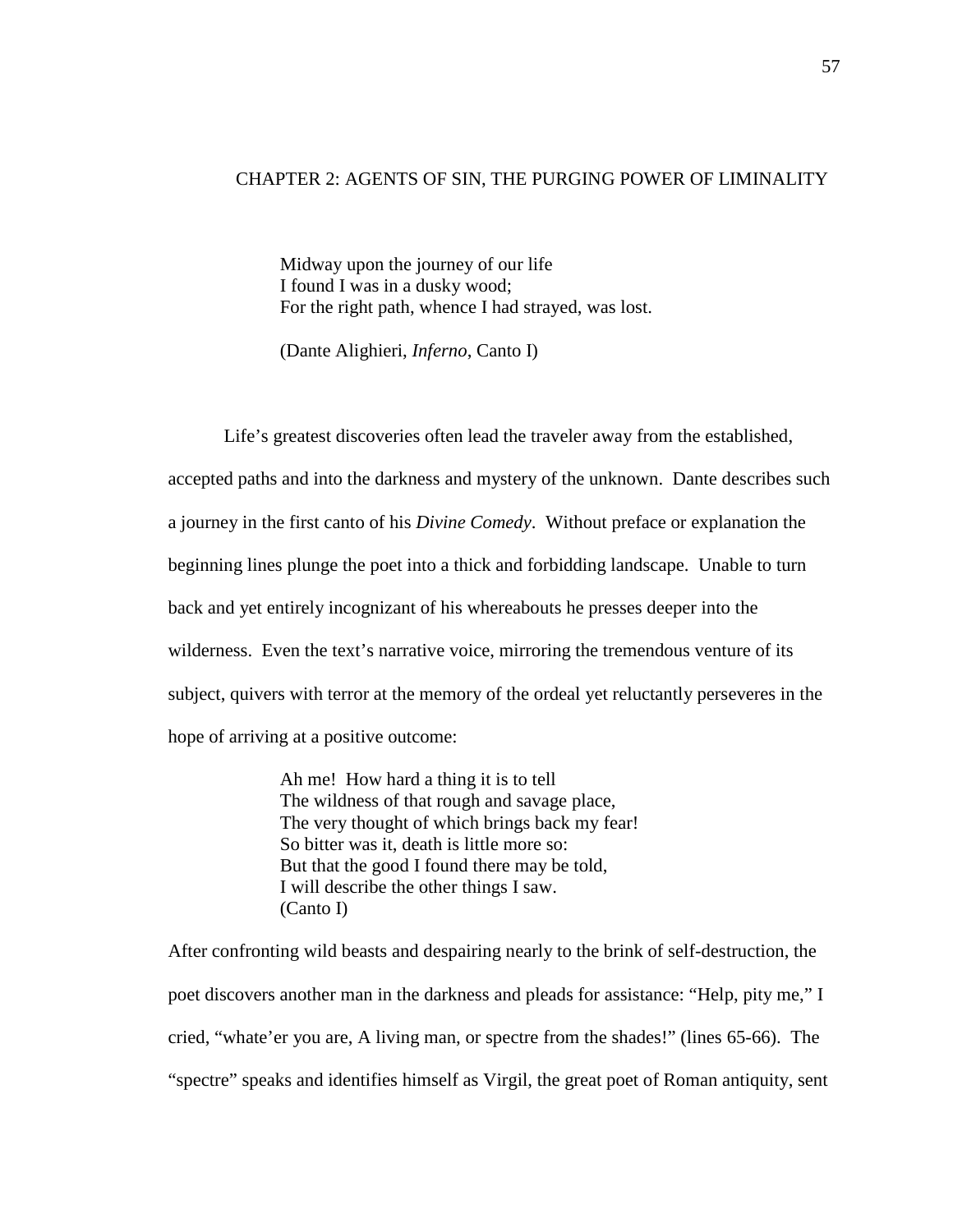## CHAPTER 2: AGENTS OF SIN, THE PURGING POWER OF LIMINALITY

> Midway upon the journey of our life
> I found I was in a dusky wood;
> For the right path, whence I had strayed, was lost.
>
> (Dante Alighieri, *Inferno*, Canto I)

Life's greatest discoveries often lead the traveler away from the established, accepted paths and into the darkness and mystery of the unknown. Dante describes such a journey in the first canto of his *Divine Comedy*. Without preface or explanation the beginning lines plunge the poet into a thick and forbidding landscape. Unable to turn back and yet entirely incognizant of his whereabouts he presses deeper into the wilderness. Even the text's narrative voice, mirroring the tremendous venture of its subject, quivers with terror at the memory of the ordeal yet reluctantly perseveres in the hope of arriving at a positive outcome:

> Ah me! How hard a thing it is to tell
> The wildness of that rough and savage place,
> The very thought of which brings back my fear!
> So bitter was it, death is little more so:
> But that the good I found there may be told,
> I will describe the other things I saw.
> (Canto I)

After confronting wild beasts and despairing nearly to the brink of self-destruction, the poet discovers another man in the darkness and pleads for assistance: "Help, pity me," I cried, "whate'er you are, A living man, or spectre from the shades!" (lines 65-66). The "spectre" speaks and identifies himself as Virgil, the great poet of Roman antiquity, sent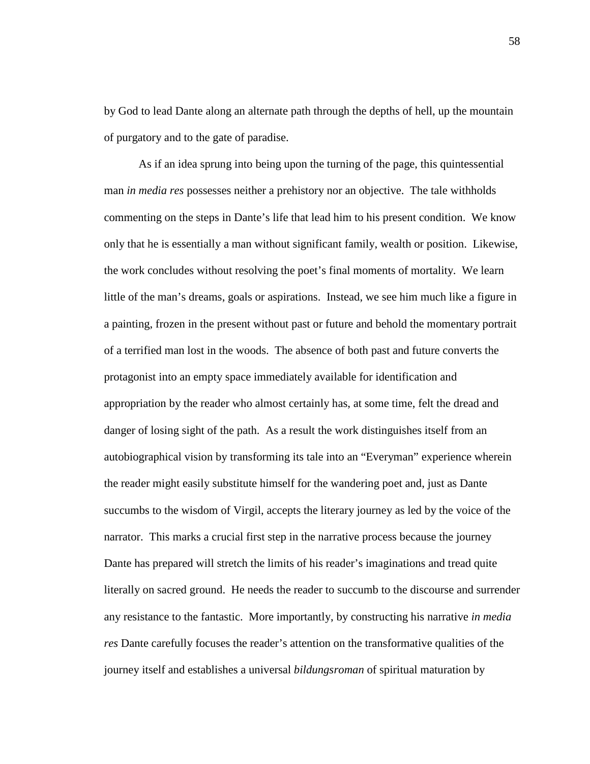by God to lead Dante along an alternate path through the depths of hell, up the mountain of purgatory and to the gate of paradise.

As if an idea sprung into being upon the turning of the page, this quintessential man *in media res* possesses neither a prehistory nor an objective. The tale withholds commenting on the steps in Dante's life that lead him to his present condition. We know only that he is essentially a man without significant family, wealth or position. Likewise, the work concludes without resolving the poet's final moments of mortality. We learn little of the man's dreams, goals or aspirations. Instead, we see him much like a figure in a painting, frozen in the present without past or future and behold the momentary portrait of a terrified man lost in the woods. The absence of both past and future converts the protagonist into an empty space immediately available for identification and appropriation by the reader who almost certainly has, at some time, felt the dread and danger of losing sight of the path. As a result the work distinguishes itself from an autobiographical vision by transforming its tale into an "Everyman" experience wherein the reader might easily substitute himself for the wandering poet and, just as Dante succumbs to the wisdom of Virgil, accepts the literary journey as led by the voice of the narrator. This marks a crucial first step in the narrative process because the journey Dante has prepared will stretch the limits of his reader's imaginations and tread quite literally on sacred ground. He needs the reader to succumb to the discourse and surrender any resistance to the fantastic. More importantly, by constructing his narrative *in media res* Dante carefully focuses the reader's attention on the transformative qualities of the journey itself and establishes a universal *bildungsroman* of spiritual maturation by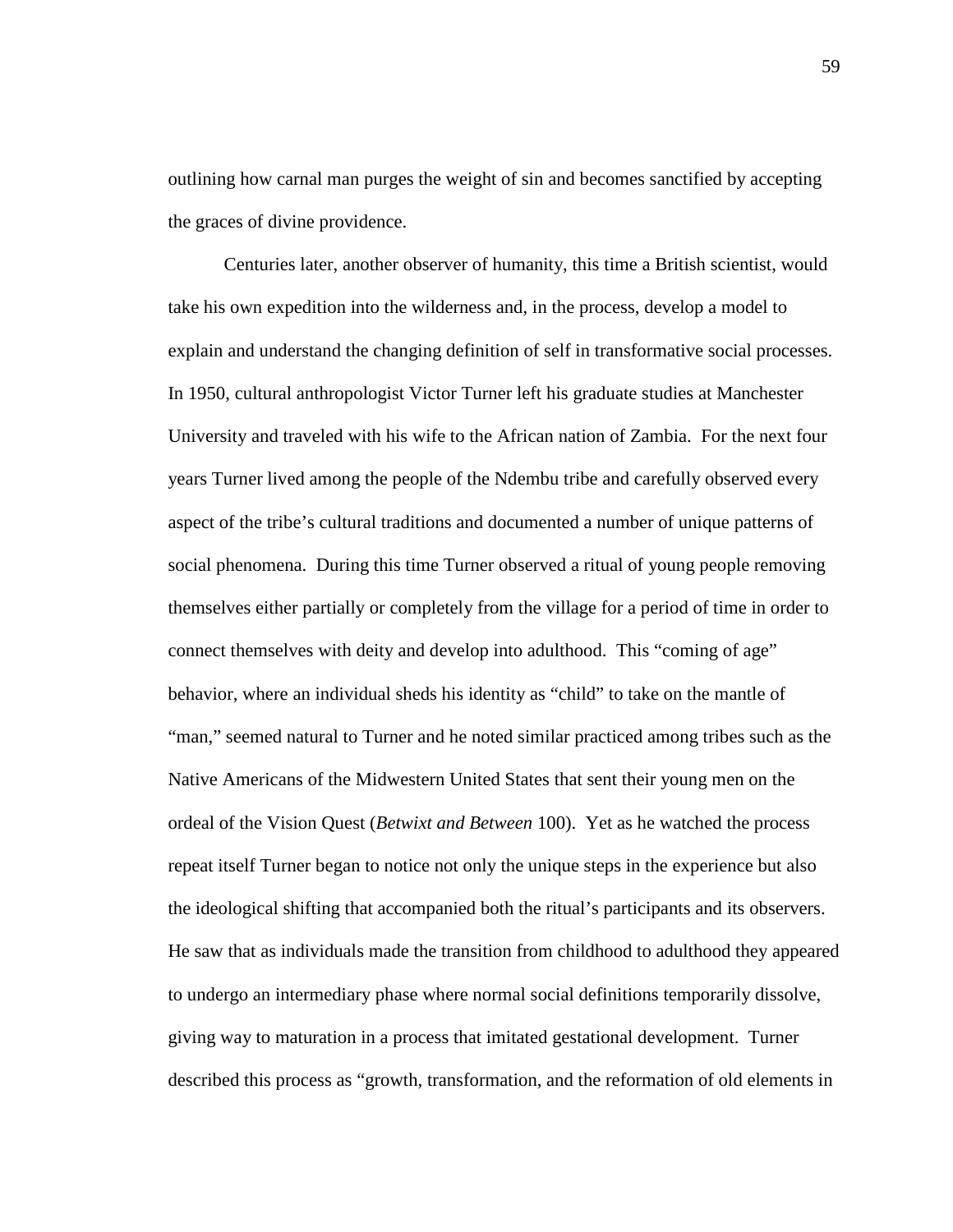outlining how carnal man purges the weight of sin and becomes sanctified by accepting the graces of divine providence.

Centuries later, another observer of humanity, this time a British scientist, would take his own expedition into the wilderness and, in the process, develop a model to explain and understand the changing definition of self in transformative social processes. In 1950, cultural anthropologist Victor Turner left his graduate studies at Manchester University and traveled with his wife to the African nation of Zambia. For the next four years Turner lived among the people of the Ndembu tribe and carefully observed every aspect of the tribe's cultural traditions and documented a number of unique patterns of social phenomena. During this time Turner observed a ritual of young people removing themselves either partially or completely from the village for a period of time in order to connect themselves with deity and develop into adulthood. This "coming of age" behavior, where an individual sheds his identity as "child" to take on the mantle of "man," seemed natural to Turner and he noted similar practiced among tribes such as the Native Americans of the Midwestern United States that sent their young men on the ordeal of the Vision Quest (*Betwixt and Between* 100). Yet as he watched the process repeat itself Turner began to notice not only the unique steps in the experience but also the ideological shifting that accompanied both the ritual's participants and its observers. He saw that as individuals made the transition from childhood to adulthood they appeared to undergo an intermediary phase where normal social definitions temporarily dissolve, giving way to maturation in a process that imitated gestational development. Turner described this process as "growth, transformation, and the reformation of old elements in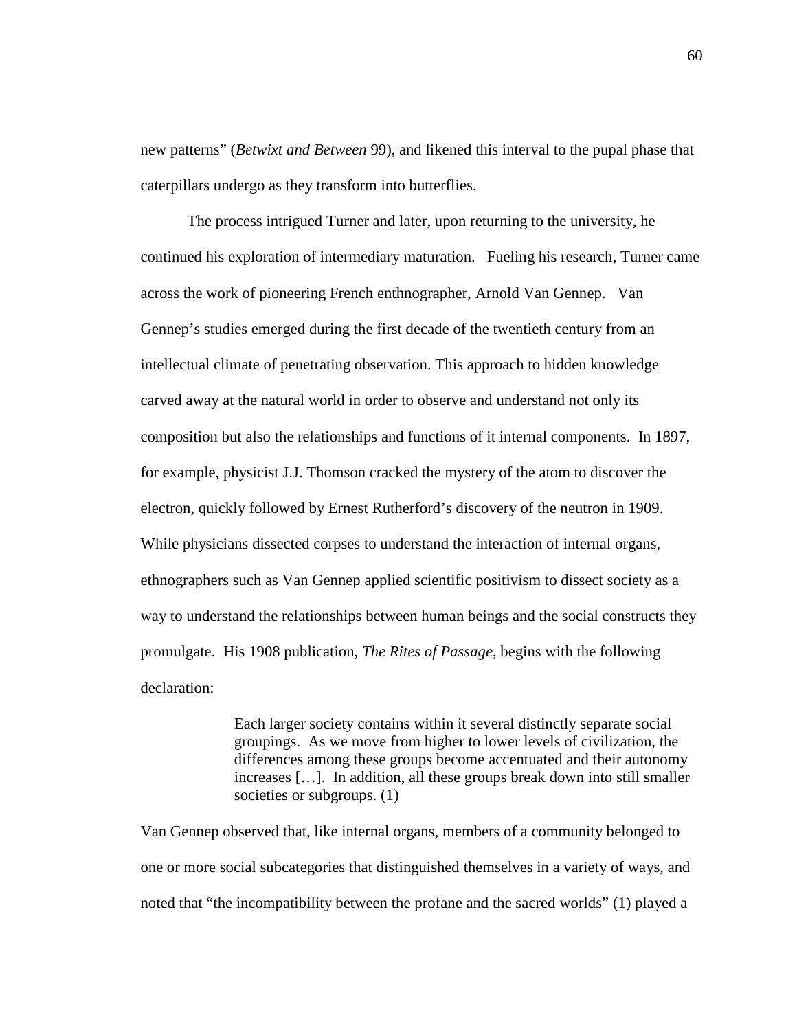new patterns" (*Betwixt and Between* 99), and likened this interval to the pupal phase that caterpillars undergo as they transform into butterflies.

The process intrigued Turner and later, upon returning to the university, he continued his exploration of intermediary maturation. Fueling his research, Turner came across the work of pioneering French enthnographer, Arnold Van Gennep. Van Gennep's studies emerged during the first decade of the twentieth century from an intellectual climate of penetrating observation. This approach to hidden knowledge carved away at the natural world in order to observe and understand not only its composition but also the relationships and functions of it internal components. In 1897, for example, physicist J.J. Thomson cracked the mystery of the atom to discover the electron, quickly followed by Ernest Rutherford's discovery of the neutron in 1909. While physicians dissected corpses to understand the interaction of internal organs, ethnographers such as Van Gennep applied scientific positivism to dissect society as a way to understand the relationships between human beings and the social constructs they promulgate. His 1908 publication, *The Rites of Passage*, begins with the following declaration:

> Each larger society contains within it several distinctly separate social groupings. As we move from higher to lower levels of civilization, the differences among these groups become accentuated and their autonomy increases […]. In addition, all these groups break down into still smaller societies or subgroups. (1)

Van Gennep observed that, like internal organs, members of a community belonged to one or more social subcategories that distinguished themselves in a variety of ways, and noted that "the incompatibility between the profane and the sacred worlds" (1) played a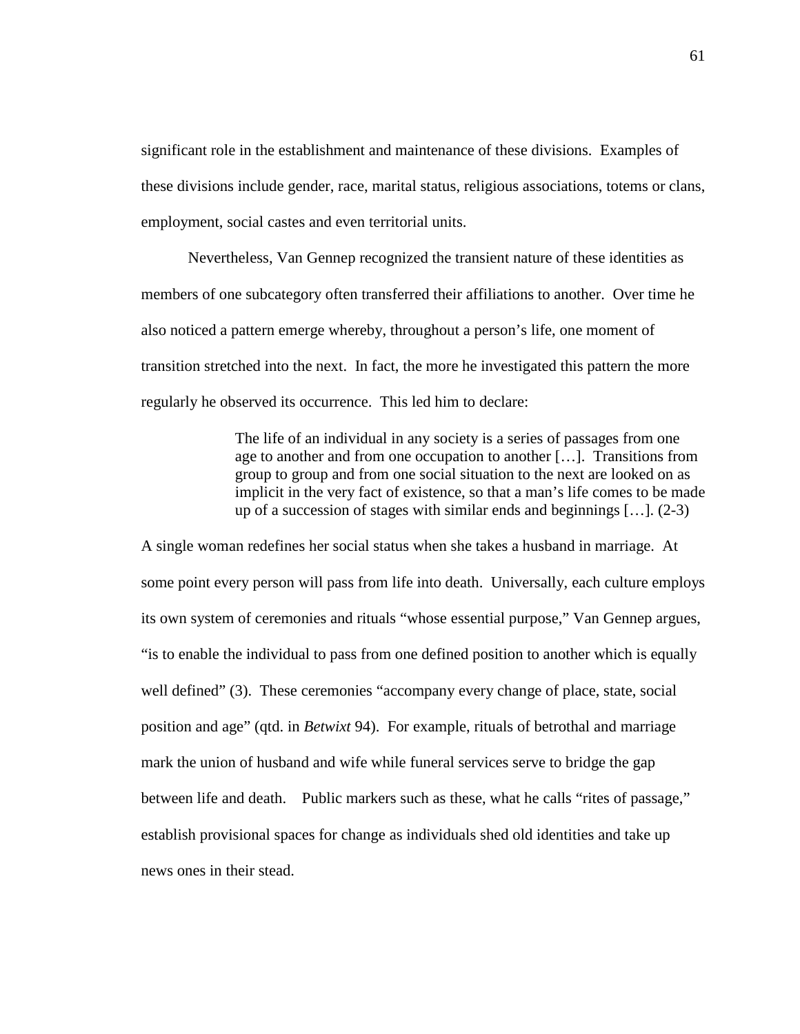significant role in the establishment and maintenance of these divisions. Examples of these divisions include gender, race, marital status, religious associations, totems or clans, employment, social castes and even territorial units.

Nevertheless, Van Gennep recognized the transient nature of these identities as members of one subcategory often transferred their affiliations to another. Over time he also noticed a pattern emerge whereby, throughout a person's life, one moment of transition stretched into the next. In fact, the more he investigated this pattern the more regularly he observed its occurrence. This led him to declare:

> The life of an individual in any society is a series of passages from one age to another and from one occupation to another […]. Transitions from group to group and from one social situation to the next are looked on as implicit in the very fact of existence, so that a man's life comes to be made up of a succession of stages with similar ends and beginnings […]. (2-3)

A single woman redefines her social status when she takes a husband in marriage. At some point every person will pass from life into death. Universally, each culture employs its own system of ceremonies and rituals "whose essential purpose," Van Gennep argues, "is to enable the individual to pass from one defined position to another which is equally well defined" (3). These ceremonies "accompany every change of place, state, social position and age" (qtd. in *Betwixt* 94). For example, rituals of betrothal and marriage mark the union of husband and wife while funeral services serve to bridge the gap between life and death. Public markers such as these, what he calls "rites of passage," establish provisional spaces for change as individuals shed old identities and take up news ones in their stead.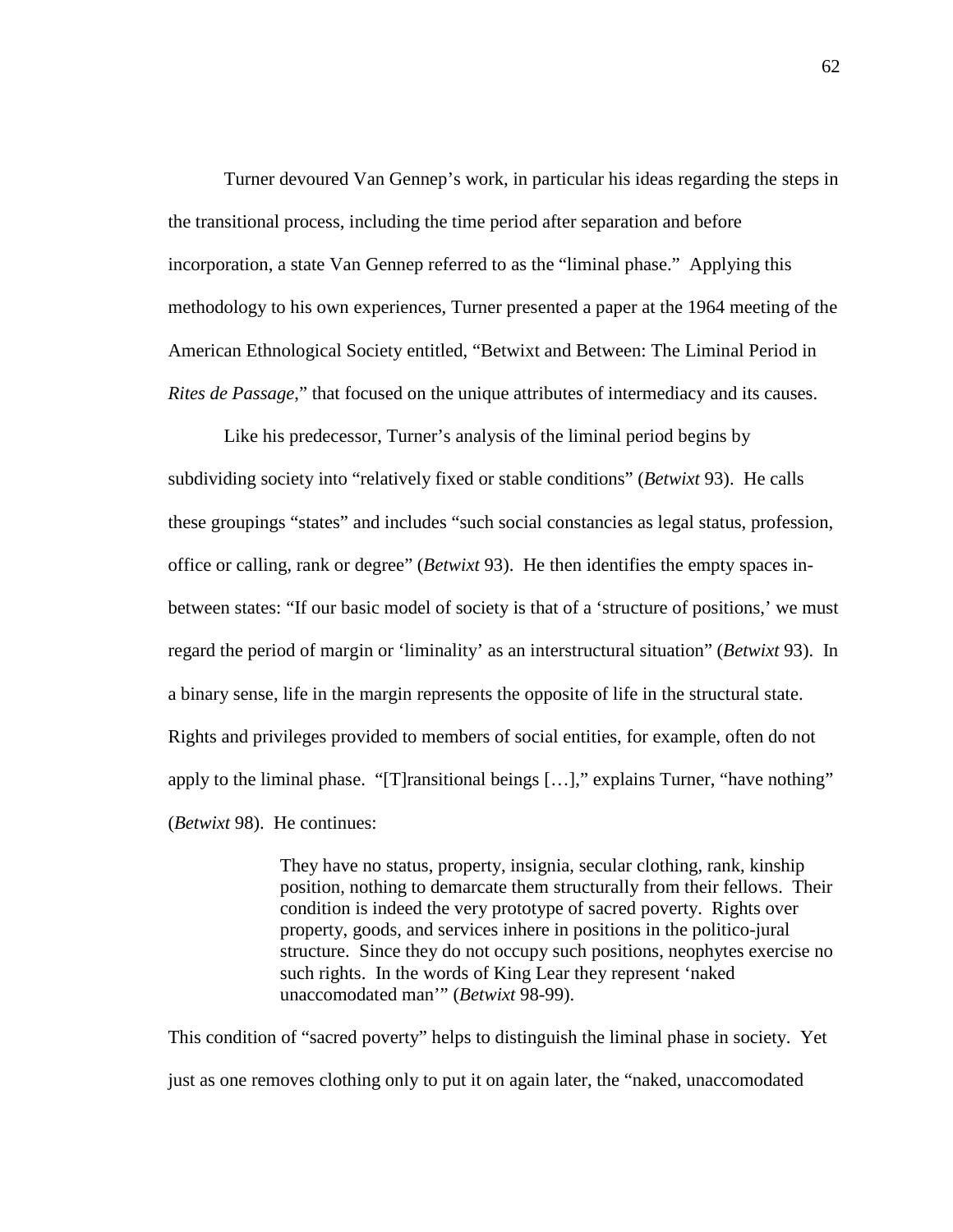Turner devoured Van Gennep's work, in particular his ideas regarding the steps in the transitional process, including the time period after separation and before incorporation, a state Van Gennep referred to as the "liminal phase." Applying this methodology to his own experiences, Turner presented a paper at the 1964 meeting of the American Ethnological Society entitled, "Betwixt and Between: The Liminal Period in *Rites de Passage*," that focused on the unique attributes of intermediacy and its causes.

Like his predecessor, Turner's analysis of the liminal period begins by subdividing society into "relatively fixed or stable conditions" (*Betwixt* 93). He calls these groupings "states" and includes "such social constancies as legal status, profession, office or calling, rank or degree" (*Betwixt* 93). He then identifies the empty spaces in-between states: "If our basic model of society is that of a 'structure of positions,' we must regard the period of margin or 'liminality' as an interstructural situation" (*Betwixt* 93). In a binary sense, life in the margin represents the opposite of life in the structural state. Rights and privileges provided to members of social entities, for example, often do not apply to the liminal phase. "[T]ransitional beings […]," explains Turner, "have nothing" (*Betwixt* 98). He continues:

> They have no status, property, insignia, secular clothing, rank, kinship position, nothing to demarcate them structurally from their fellows. Their condition is indeed the very prototype of sacred poverty. Rights over property, goods, and services inhere in positions in the politico-jural structure. Since they do not occupy such positions, neophytes exercise no such rights. In the words of King Lear they represent 'naked unaccomodated man'" (*Betwixt* 98-99).

This condition of "sacred poverty" helps to distinguish the liminal phase in society. Yet just as one removes clothing only to put it on again later, the "naked, unaccomodated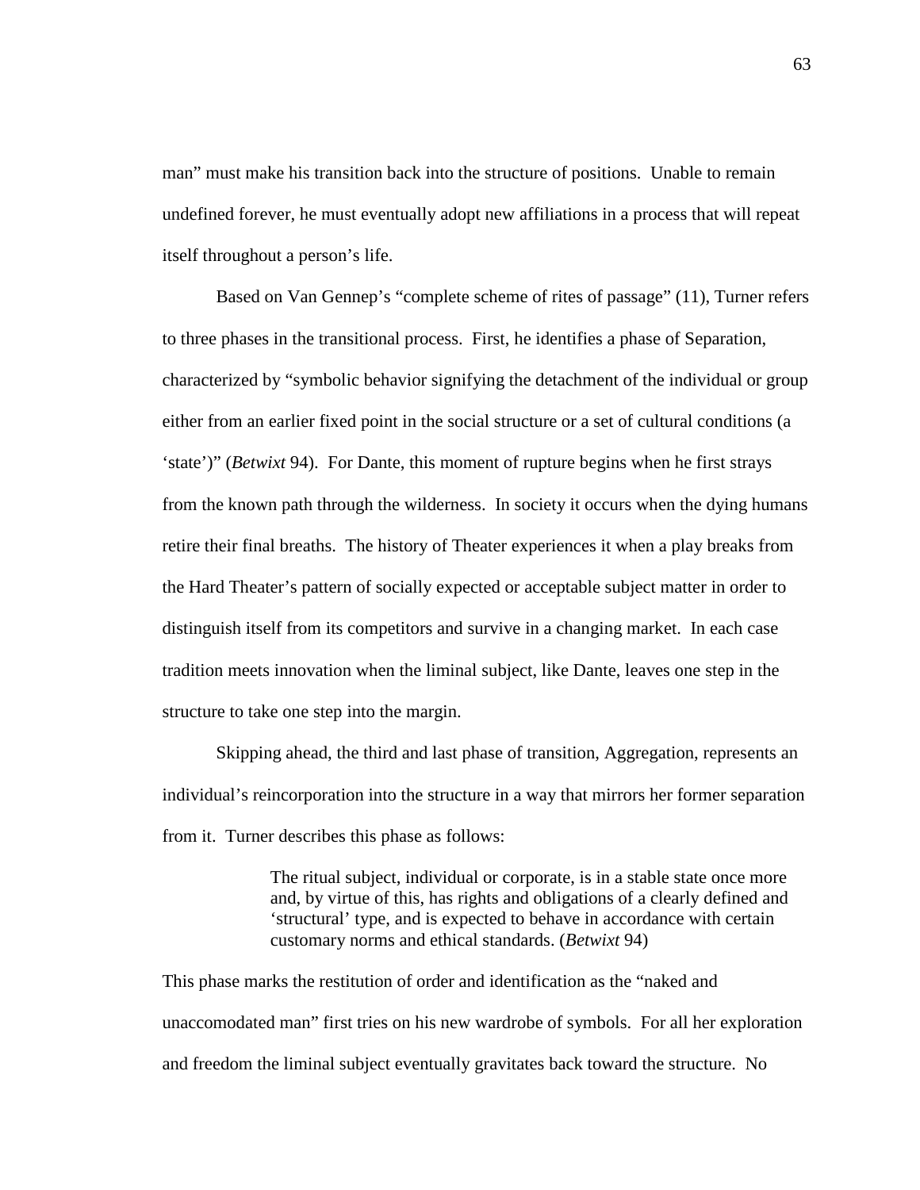man" must make his transition back into the structure of positions. Unable to remain undefined forever, he must eventually adopt new affiliations in a process that will repeat itself throughout a person's life.

Based on Van Gennep's "complete scheme of rites of passage" (11), Turner refers to three phases in the transitional process. First, he identifies a phase of Separation, characterized by "symbolic behavior signifying the detachment of the individual or group either from an earlier fixed point in the social structure or a set of cultural conditions (a 'state')" (*Betwixt* 94). For Dante, this moment of rupture begins when he first strays from the known path through the wilderness. In society it occurs when the dying humans retire their final breaths. The history of Theater experiences it when a play breaks from the Hard Theater's pattern of socially expected or acceptable subject matter in order to distinguish itself from its competitors and survive in a changing market. In each case tradition meets innovation when the liminal subject, like Dante, leaves one step in the structure to take one step into the margin.

Skipping ahead, the third and last phase of transition, Aggregation, represents an individual's reincorporation into the structure in a way that mirrors her former separation from it. Turner describes this phase as follows:

> The ritual subject, individual or corporate, is in a stable state once more and, by virtue of this, has rights and obligations of a clearly defined and 'structural' type, and is expected to behave in accordance with certain customary norms and ethical standards. (*Betwixt* 94)

This phase marks the restitution of order and identification as the "naked and unaccomodated man" first tries on his new wardrobe of symbols. For all her exploration and freedom the liminal subject eventually gravitates back toward the structure. No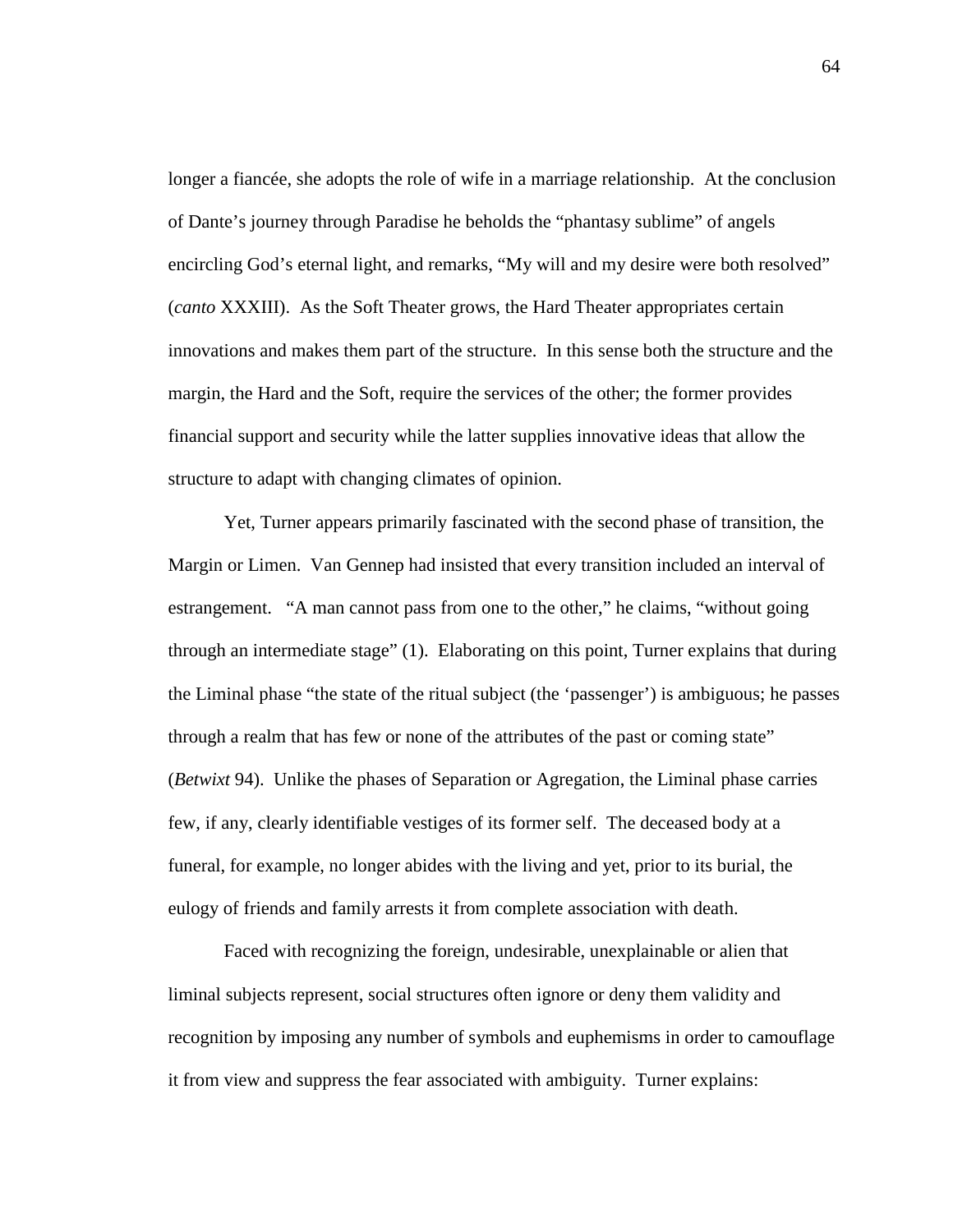longer a fiancée, she adopts the role of wife in a marriage relationship. At the conclusion of Dante's journey through Paradise he beholds the "phantasy sublime" of angels encircling God's eternal light, and remarks, "My will and my desire were both resolved" (*canto* XXXIII). As the Soft Theater grows, the Hard Theater appropriates certain innovations and makes them part of the structure. In this sense both the structure and the margin, the Hard and the Soft, require the services of the other; the former provides financial support and security while the latter supplies innovative ideas that allow the structure to adapt with changing climates of opinion.

Yet, Turner appears primarily fascinated with the second phase of transition, the Margin or Limen. Van Gennep had insisted that every transition included an interval of estrangement. "A man cannot pass from one to the other," he claims, "without going through an intermediate stage" (1). Elaborating on this point, Turner explains that during the Liminal phase "the state of the ritual subject (the 'passenger') is ambiguous; he passes through a realm that has few or none of the attributes of the past or coming state" (*Betwixt* 94). Unlike the phases of Separation or Agregation, the Liminal phase carries few, if any, clearly identifiable vestiges of its former self. The deceased body at a funeral, for example, no longer abides with the living and yet, prior to its burial, the eulogy of friends and family arrests it from complete association with death.

Faced with recognizing the foreign, undesirable, unexplainable or alien that liminal subjects represent, social structures often ignore or deny them validity and recognition by imposing any number of symbols and euphemisms in order to camouflage it from view and suppress the fear associated with ambiguity. Turner explains: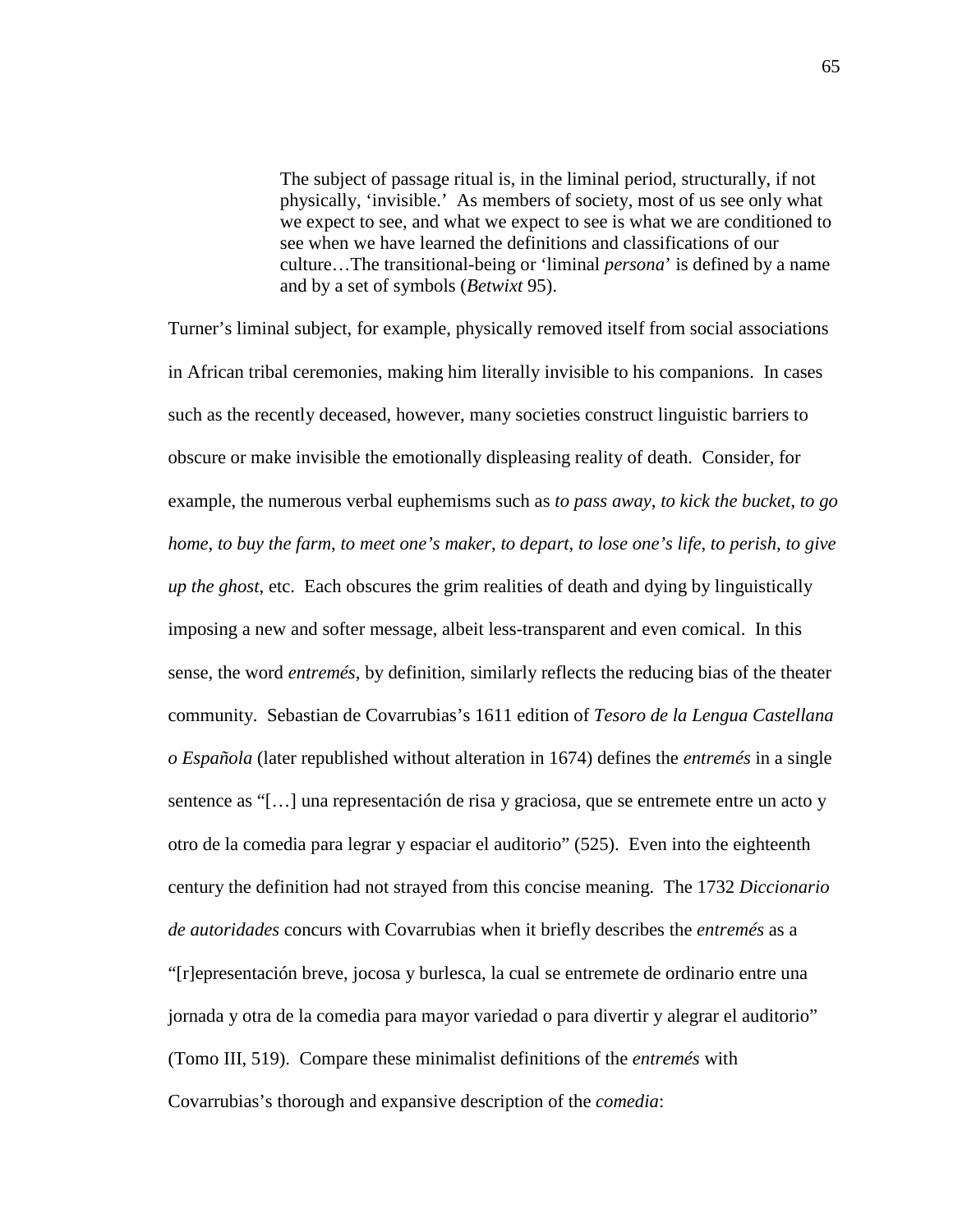> The subject of passage ritual is, in the liminal period, structurally, if not physically, 'invisible.' As members of society, most of us see only what we expect to see, and what we expect to see is what we are conditioned to see when we have learned the definitions and classifications of our culture…The transitional-being or 'liminal *persona*' is defined by a name and by a set of symbols (*Betwixt* 95).

Turner's liminal subject, for example, physically removed itself from social associations in African tribal ceremonies, making him literally invisible to his companions. In cases such as the recently deceased, however, many societies construct linguistic barriers to obscure or make invisible the emotionally displeasing reality of death. Consider, for example, the numerous verbal euphemisms such as *to pass away*, *to kick the bucket*, *to go home*, *to buy the farm, to meet one's maker, to depart, to lose one's life*, *to perish*, *to give up the ghost*, etc. Each obscures the grim realities of death and dying by linguistically imposing a new and softer message, albeit less-transparent and even comical. In this sense, the word *entremés*, by definition, similarly reflects the reducing bias of the theater community. Sebastian de Covarrubias's 1611 edition of *Tesoro de la Lengua Castellana o Española* (later republished without alteration in 1674) defines the *entremés* in a single sentence as "[…] una representación de risa y graciosa, que se entremete entre un acto y otro de la comedia para legrar y espaciar el auditorio" (525). Even into the eighteenth century the definition had not strayed from this concise meaning. The 1732 *Diccionario de autoridades* concurs with Covarrubias when it briefly describes the *entremés* as a "[r]epresentación breve, jocosa y burlesca, la cual se entremete de ordinario entre una jornada y otra de la comedia para mayor variedad o para divertir y alegrar el auditorio" (Tomo III, 519). Compare these minimalist definitions of the *entremés* with Covarrubias's thorough and expansive description of the *comedia*: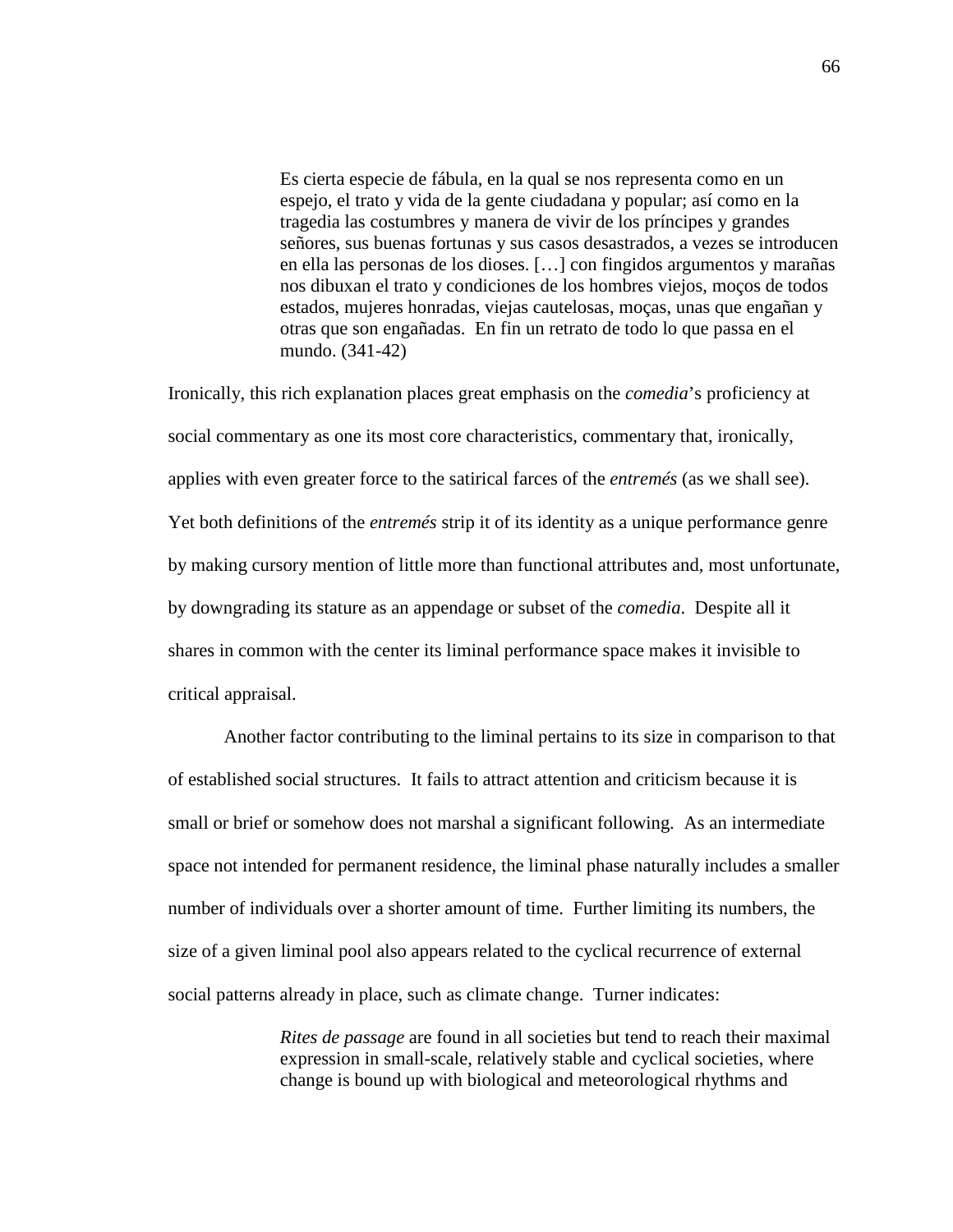> Es cierta especie de fábula, en la qual se nos representa como en un espejo, el trato y vida de la gente ciudadana y popular; así como en la tragedia las costumbres y manera de vivir de los príncipes y grandes señores, sus buenas fortunas y sus casos desastrados, a vezes se introducen en ella las personas de los dioses. […] con fingidos argumentos y marañas nos dibuxan el trato y condiciones de los hombres viejos, moços de todos estados, mujeres honradas, viejas cautelosas, moças, unas que engañan y otras que son engañadas. En fin un retrato de todo lo que passa en el mundo. (341-42)

Ironically, this rich explanation places great emphasis on the *comedia*'s proficiency at social commentary as one its most core characteristics, commentary that, ironically, applies with even greater force to the satirical farces of the *entremés* (as we shall see). Yet both definitions of the *entremés* strip it of its identity as a unique performance genre by making cursory mention of little more than functional attributes and, most unfortunate, by downgrading its stature as an appendage or subset of the *comedia*. Despite all it shares in common with the center its liminal performance space makes it invisible to critical appraisal.

Another factor contributing to the liminal pertains to its size in comparison to that of established social structures. It fails to attract attention and criticism because it is small or brief or somehow does not marshal a significant following. As an intermediate space not intended for permanent residence, the liminal phase naturally includes a smaller number of individuals over a shorter amount of time. Further limiting its numbers, the size of a given liminal pool also appears related to the cyclical recurrence of external social patterns already in place, such as climate change. Turner indicates:

> *Rites de passage* are found in all societies but tend to reach their maximal expression in small-scale, relatively stable and cyclical societies, where change is bound up with biological and meteorological rhythms and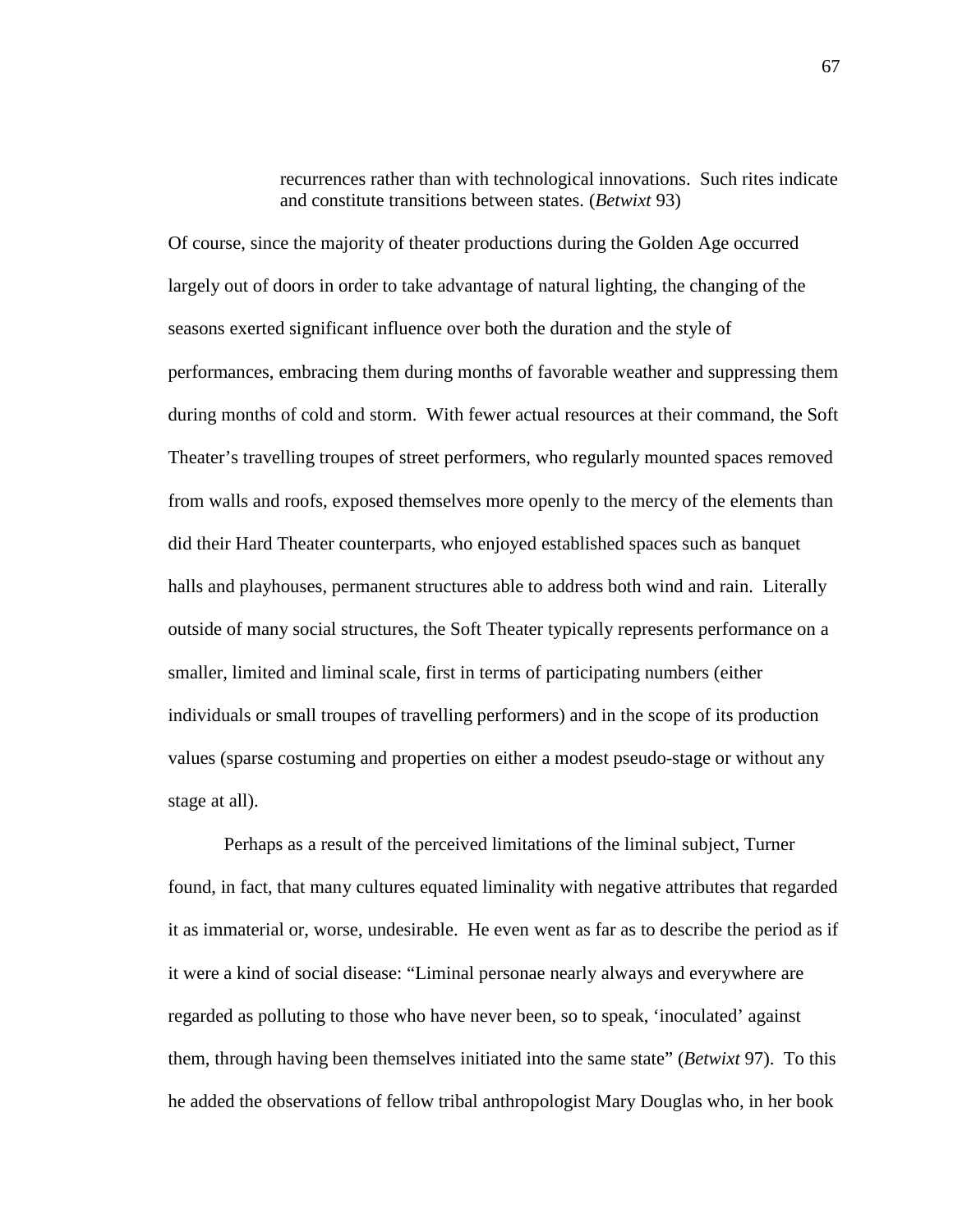> recurrences rather than with technological innovations. Such rites indicate and constitute transitions between states. (*Betwixt* 93)

Of course, since the majority of theater productions during the Golden Age occurred largely out of doors in order to take advantage of natural lighting, the changing of the seasons exerted significant influence over both the duration and the style of performances, embracing them during months of favorable weather and suppressing them during months of cold and storm. With fewer actual resources at their command, the Soft Theater's travelling troupes of street performers, who regularly mounted spaces removed from walls and roofs, exposed themselves more openly to the mercy of the elements than did their Hard Theater counterparts, who enjoyed established spaces such as banquet halls and playhouses, permanent structures able to address both wind and rain. Literally outside of many social structures, the Soft Theater typically represents performance on a smaller, limited and liminal scale, first in terms of participating numbers (either individuals or small troupes of travelling performers) and in the scope of its production values (sparse costuming and properties on either a modest pseudo-stage or without any stage at all).

Perhaps as a result of the perceived limitations of the liminal subject, Turner found, in fact, that many cultures equated liminality with negative attributes that regarded it as immaterial or, worse, undesirable. He even went as far as to describe the period as if it were a kind of social disease: "Liminal personae nearly always and everywhere are regarded as polluting to those who have never been, so to speak, 'inoculated' against them, through having been themselves initiated into the same state" (*Betwixt* 97). To this he added the observations of fellow tribal anthropologist Mary Douglas who, in her book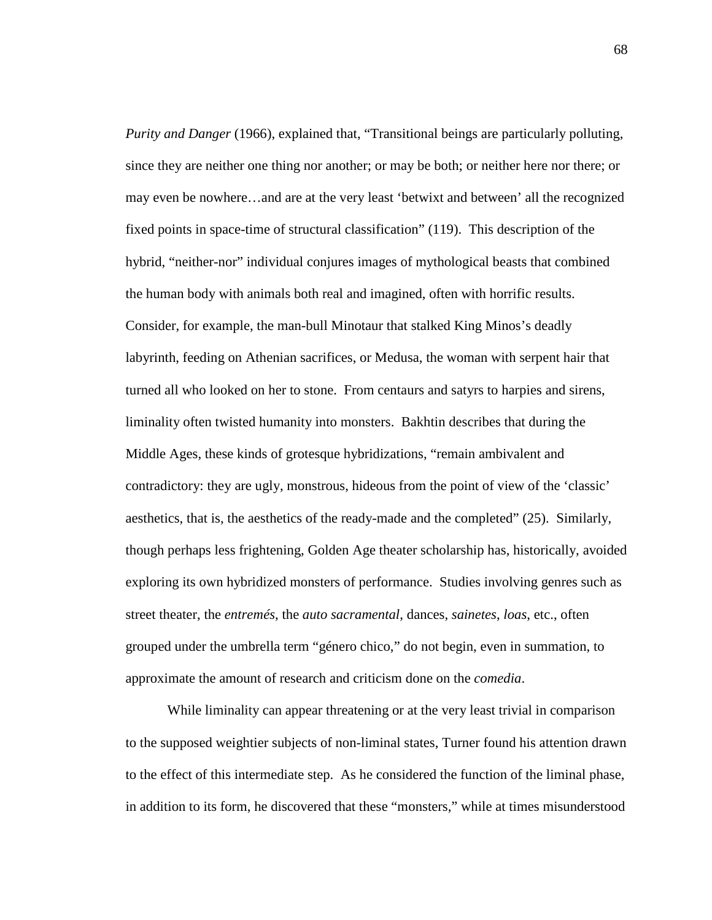*Purity and Danger* (1966), explained that, "Transitional beings are particularly polluting, since they are neither one thing nor another; or may be both; or neither here nor there; or may even be nowhere…and are at the very least 'betwixt and between' all the recognized fixed points in space-time of structural classification" (119). This description of the hybrid, "neither-nor" individual conjures images of mythological beasts that combined the human body with animals both real and imagined, often with horrific results. Consider, for example, the man-bull Minotaur that stalked King Minos's deadly labyrinth, feeding on Athenian sacrifices, or Medusa, the woman with serpent hair that turned all who looked on her to stone. From centaurs and satyrs to harpies and sirens, liminality often twisted humanity into monsters. Bakhtin describes that during the Middle Ages, these kinds of grotesque hybridizations, "remain ambivalent and contradictory: they are ugly, monstrous, hideous from the point of view of the 'classic' aesthetics, that is, the aesthetics of the ready-made and the completed" (25). Similarly, though perhaps less frightening, Golden Age theater scholarship has, historically, avoided exploring its own hybridized monsters of performance. Studies involving genres such as street theater, the *entremés*, the *auto sacramental*, dances, *sainetes*, *loas*, etc., often grouped under the umbrella term "género chico," do not begin, even in summation, to approximate the amount of research and criticism done on the *comedia*.

While liminality can appear threatening or at the very least trivial in comparison to the supposed weightier subjects of non-liminal states, Turner found his attention drawn to the effect of this intermediate step. As he considered the function of the liminal phase, in addition to its form, he discovered that these "monsters," while at times misunderstood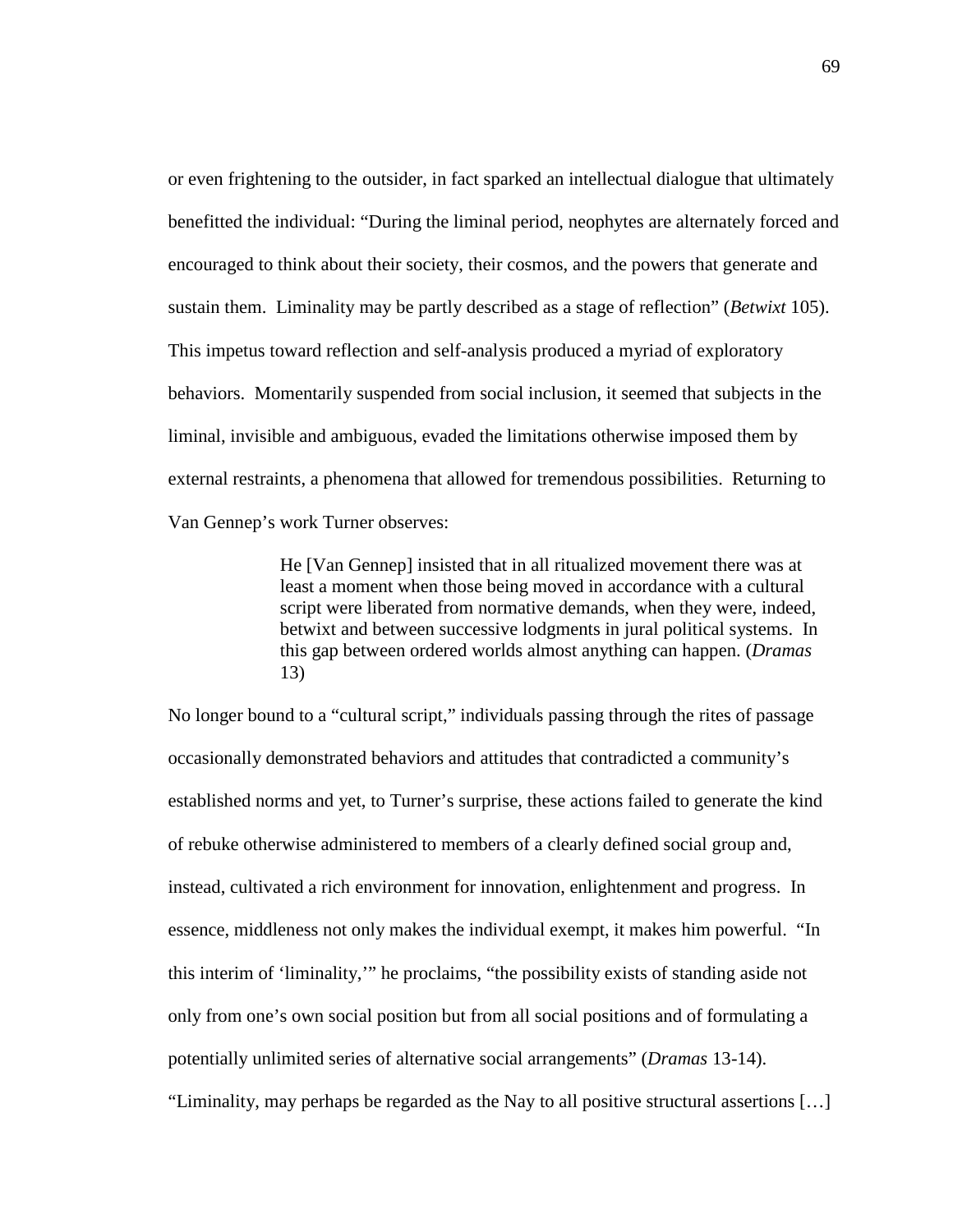or even frightening to the outsider, in fact sparked an intellectual dialogue that ultimately benefitted the individual: "During the liminal period, neophytes are alternately forced and encouraged to think about their society, their cosmos, and the powers that generate and sustain them. Liminality may be partly described as a stage of reflection" (*Betwixt* 105). This impetus toward reflection and self-analysis produced a myriad of exploratory behaviors. Momentarily suspended from social inclusion, it seemed that subjects in the liminal, invisible and ambiguous, evaded the limitations otherwise imposed them by external restraints, a phenomena that allowed for tremendous possibilities. Returning to Van Gennep's work Turner observes:

> He [Van Gennep] insisted that in all ritualized movement there was at least a moment when those being moved in accordance with a cultural script were liberated from normative demands, when they were, indeed, betwixt and between successive lodgments in jural political systems. In this gap between ordered worlds almost anything can happen. (*Dramas* 13)

No longer bound to a "cultural script," individuals passing through the rites of passage occasionally demonstrated behaviors and attitudes that contradicted a community's established norms and yet, to Turner's surprise, these actions failed to generate the kind of rebuke otherwise administered to members of a clearly defined social group and, instead, cultivated a rich environment for innovation, enlightenment and progress. In essence, middleness not only makes the individual exempt, it makes him powerful. "In this interim of 'liminality,'" he proclaims, "the possibility exists of standing aside not only from one's own social position but from all social positions and of formulating a potentially unlimited series of alternative social arrangements" (*Dramas* 13-14). "Liminality, may perhaps be regarded as the Nay to all positive structural assertions […]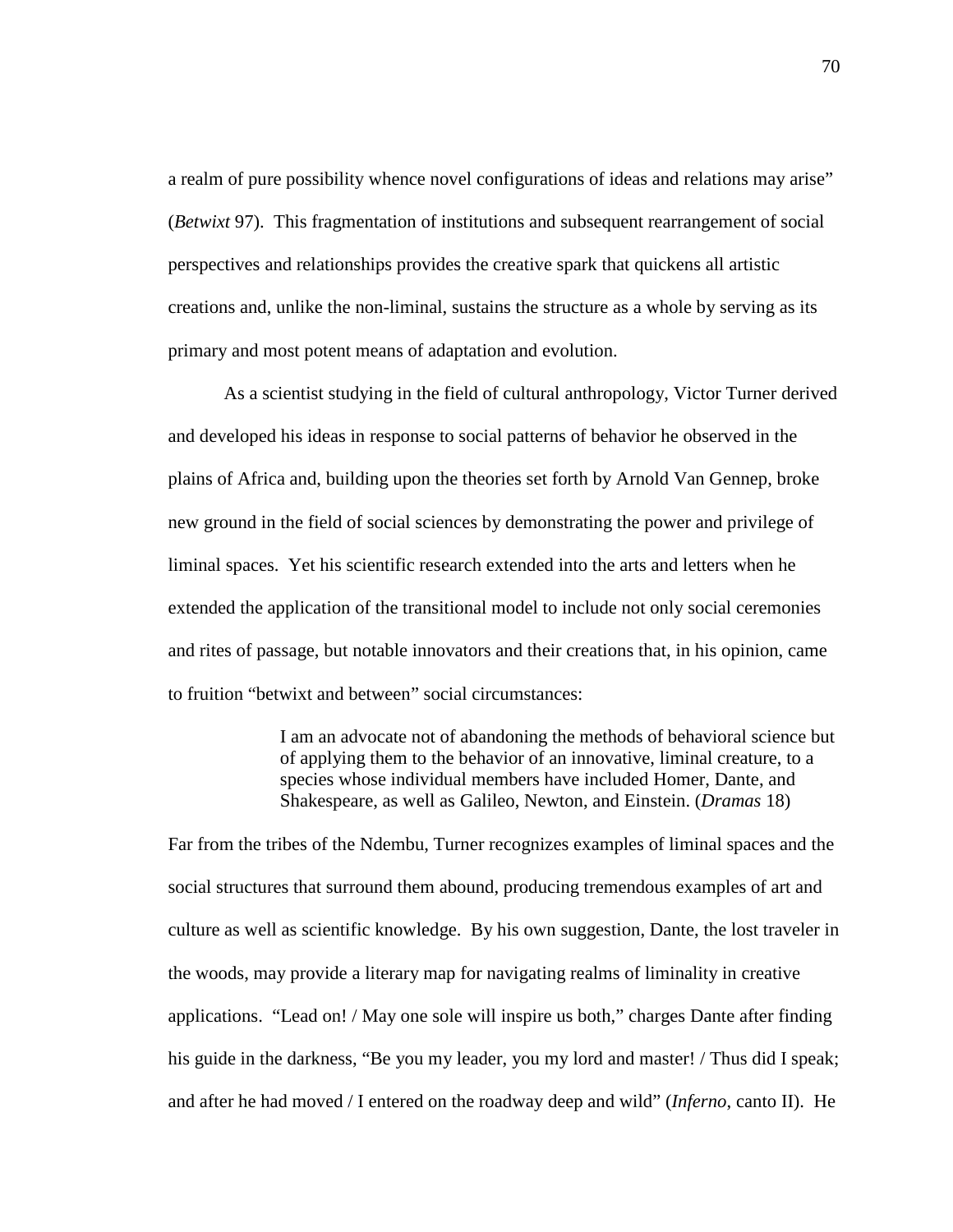a realm of pure possibility whence novel configurations of ideas and relations may arise" (*Betwixt* 97). This fragmentation of institutions and subsequent rearrangement of social perspectives and relationships provides the creative spark that quickens all artistic creations and, unlike the non-liminal, sustains the structure as a whole by serving as its primary and most potent means of adaptation and evolution.

As a scientist studying in the field of cultural anthropology, Victor Turner derived and developed his ideas in response to social patterns of behavior he observed in the plains of Africa and, building upon the theories set forth by Arnold Van Gennep, broke new ground in the field of social sciences by demonstrating the power and privilege of liminal spaces. Yet his scientific research extended into the arts and letters when he extended the application of the transitional model to include not only social ceremonies and rites of passage, but notable innovators and their creations that, in his opinion, came to fruition "betwixt and between" social circumstances:

> I am an advocate not of abandoning the methods of behavioral science but of applying them to the behavior of an innovative, liminal creature, to a species whose individual members have included Homer, Dante, and Shakespeare, as well as Galileo, Newton, and Einstein. (*Dramas* 18)

Far from the tribes of the Ndembu, Turner recognizes examples of liminal spaces and the social structures that surround them abound, producing tremendous examples of art and culture as well as scientific knowledge. By his own suggestion, Dante, the lost traveler in the woods, may provide a literary map for navigating realms of liminality in creative applications. "Lead on! / May one sole will inspire us both," charges Dante after finding his guide in the darkness, "Be you my leader, you my lord and master! / Thus did I speak; and after he had moved / I entered on the roadway deep and wild" (*Inferno*, canto II). He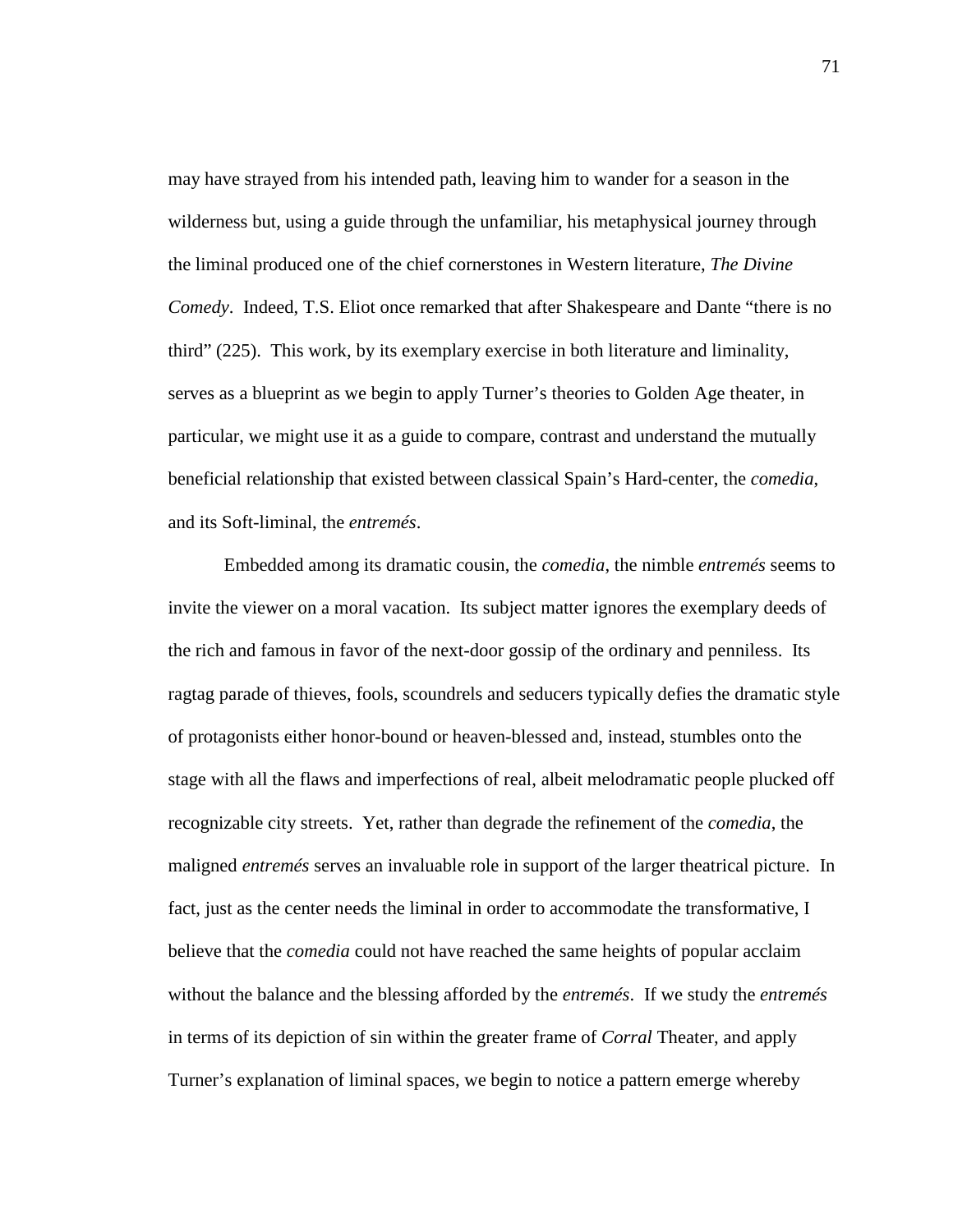may have strayed from his intended path, leaving him to wander for a season in the wilderness but, using a guide through the unfamiliar, his metaphysical journey through the liminal produced one of the chief cornerstones in Western literature, *The Divine Comedy*. Indeed, T.S. Eliot once remarked that after Shakespeare and Dante "there is no third" (225). This work, by its exemplary exercise in both literature and liminality, serves as a blueprint as we begin to apply Turner's theories to Golden Age theater, in particular, we might use it as a guide to compare, contrast and understand the mutually beneficial relationship that existed between classical Spain's Hard-center, the *comedia*, and its Soft-liminal, the *entremés*.

Embedded among its dramatic cousin, the *comedia*, the nimble *entremés* seems to invite the viewer on a moral vacation. Its subject matter ignores the exemplary deeds of the rich and famous in favor of the next-door gossip of the ordinary and penniless. Its ragtag parade of thieves, fools, scoundrels and seducers typically defies the dramatic style of protagonists either honor-bound or heaven-blessed and, instead, stumbles onto the stage with all the flaws and imperfections of real, albeit melodramatic people plucked off recognizable city streets. Yet, rather than degrade the refinement of the *comedia*, the maligned *entremés* serves an invaluable role in support of the larger theatrical picture. In fact, just as the center needs the liminal in order to accommodate the transformative, I believe that the *comedia* could not have reached the same heights of popular acclaim without the balance and the blessing afforded by the *entremés*. If we study the *entremés* in terms of its depiction of sin within the greater frame of *Corral* Theater, and apply Turner's explanation of liminal spaces, we begin to notice a pattern emerge whereby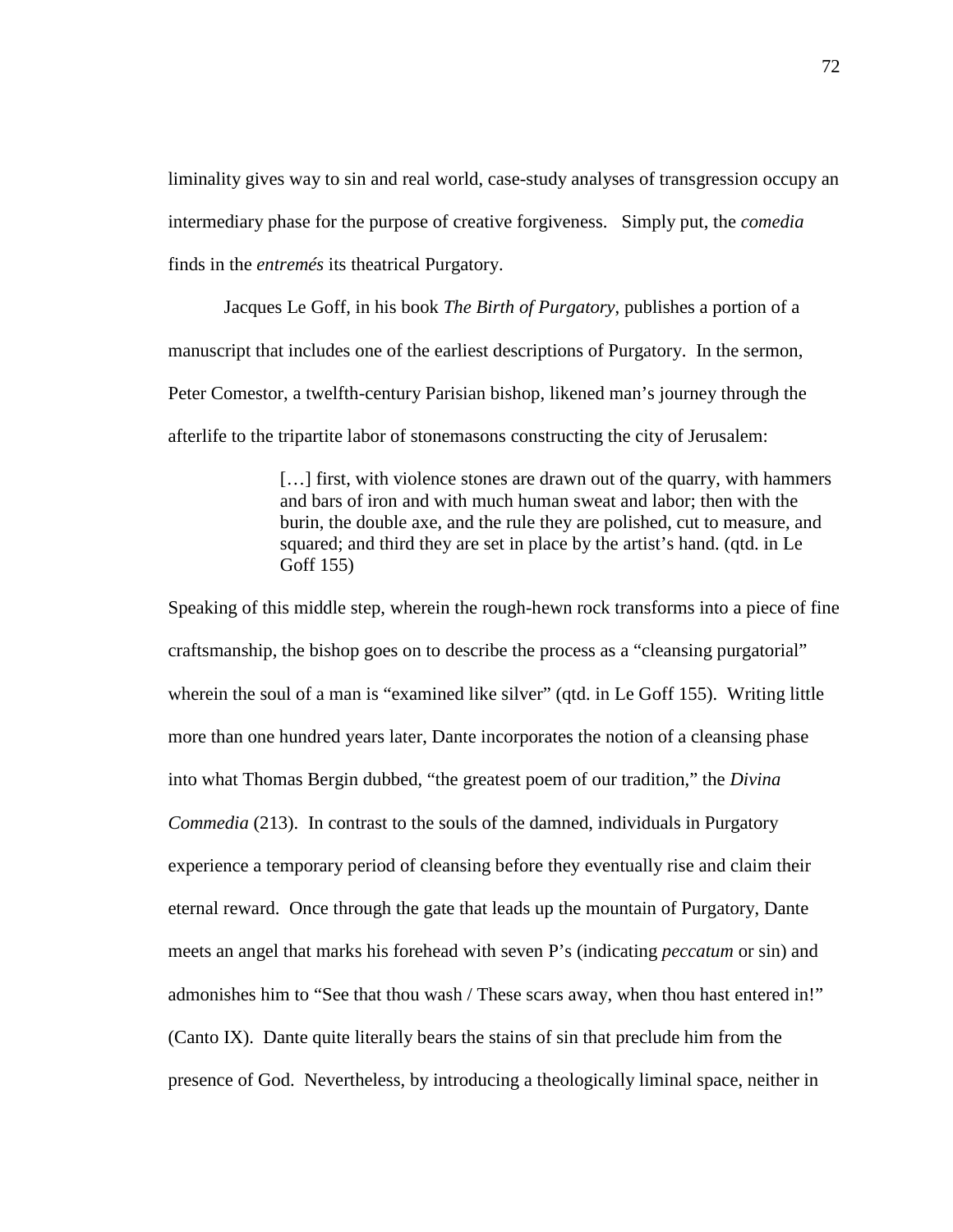liminality gives way to sin and real world, case-study analyses of transgression occupy an intermediary phase for the purpose of creative forgiveness. Simply put, the *comedia* finds in the *entremés* its theatrical Purgatory.

Jacques Le Goff, in his book *The Birth of Purgatory*, publishes a portion of a manuscript that includes one of the earliest descriptions of Purgatory. In the sermon, Peter Comestor, a twelfth-century Parisian bishop, likened man's journey through the afterlife to the tripartite labor of stonemasons constructing the city of Jerusalem:

> […] first, with violence stones are drawn out of the quarry, with hammers and bars of iron and with much human sweat and labor; then with the burin, the double axe, and the rule they are polished, cut to measure, and squared; and third they are set in place by the artist's hand. (qtd. in Le Goff 155)

Speaking of this middle step, wherein the rough-hewn rock transforms into a piece of fine craftsmanship, the bishop goes on to describe the process as a "cleansing purgatorial" wherein the soul of a man is "examined like silver" (qtd. in Le Goff 155). Writing little more than one hundred years later, Dante incorporates the notion of a cleansing phase into what Thomas Bergin dubbed, "the greatest poem of our tradition," the *Divina Commedia* (213). In contrast to the souls of the damned, individuals in Purgatory experience a temporary period of cleansing before they eventually rise and claim their eternal reward. Once through the gate that leads up the mountain of Purgatory, Dante meets an angel that marks his forehead with seven P's (indicating *peccatum* or sin) and admonishes him to "See that thou wash / These scars away, when thou hast entered in!" (Canto IX). Dante quite literally bears the stains of sin that preclude him from the presence of God. Nevertheless, by introducing a theologically liminal space, neither in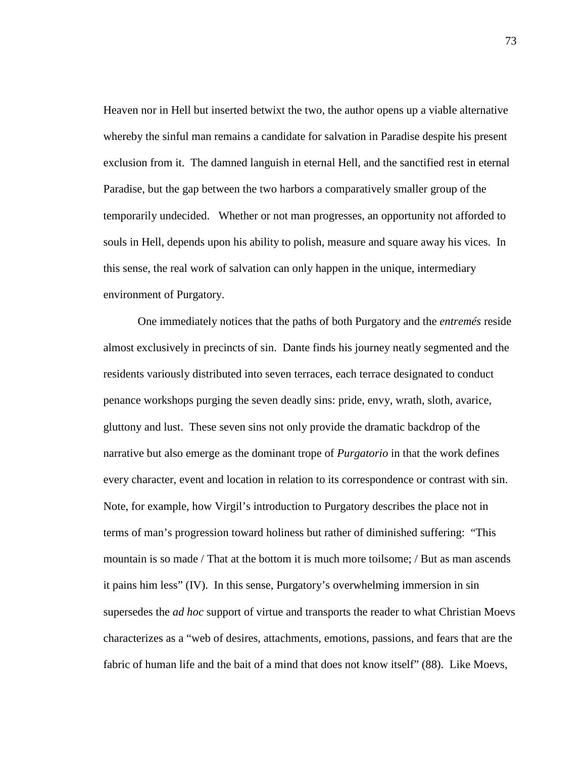Heaven nor in Hell but inserted betwixt the two, the author opens up a viable alternative whereby the sinful man remains a candidate for salvation in Paradise despite his present exclusion from it. The damned languish in eternal Hell, and the sanctified rest in eternal Paradise, but the gap between the two harbors a comparatively smaller group of the temporarily undecided. Whether or not man progresses, an opportunity not afforded to souls in Hell, depends upon his ability to polish, measure and square away his vices. In this sense, the real work of salvation can only happen in the unique, intermediary environment of Purgatory.

One immediately notices that the paths of both Purgatory and the *entremés* reside almost exclusively in precincts of sin. Dante finds his journey neatly segmented and the residents variously distributed into seven terraces, each terrace designated to conduct penance workshops purging the seven deadly sins: pride, envy, wrath, sloth, avarice, gluttony and lust. These seven sins not only provide the dramatic backdrop of the narrative but also emerge as the dominant trope of *Purgatorio* in that the work defines every character, event and location in relation to its correspondence or contrast with sin. Note, for example, how Virgil's introduction to Purgatory describes the place not in terms of man's progression toward holiness but rather of diminished suffering: "This mountain is so made / That at the bottom it is much more toilsome; / But as man ascends it pains him less" (IV). In this sense, Purgatory's overwhelming immersion in sin supersedes the *ad hoc* support of virtue and transports the reader to what Christian Moevs characterizes as a "web of desires, attachments, emotions, passions, and fears that are the fabric of human life and the bait of a mind that does not know itself" (88). Like Moevs,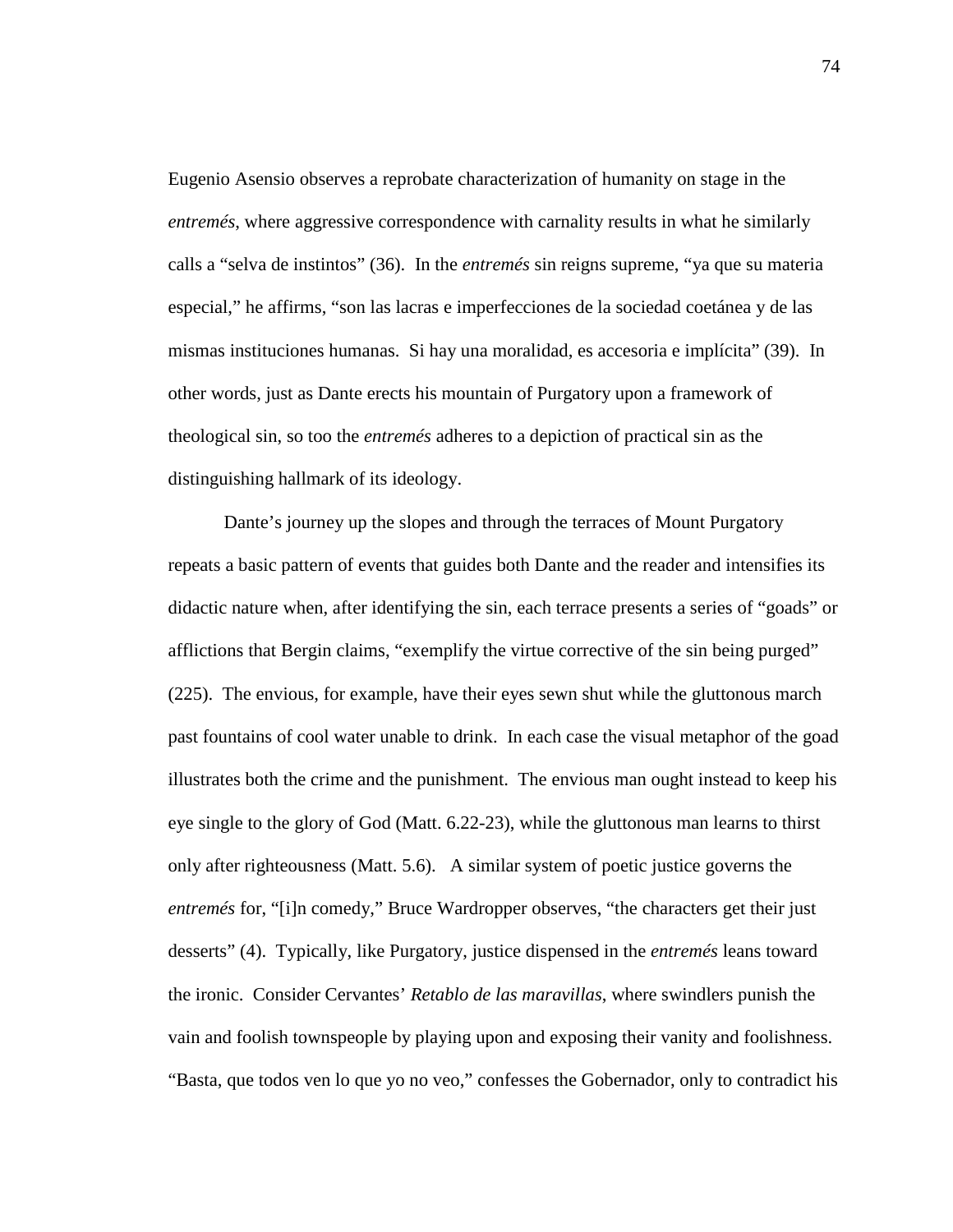Eugenio Asensio observes a reprobate characterization of humanity on stage in the *entremés*, where aggressive correspondence with carnality results in what he similarly calls a "selva de instintos" (36). In the *entremés* sin reigns supreme, "ya que su materia especial," he affirms, "son las lacras e imperfecciones de la sociedad coetánea y de las mismas instituciones humanas. Si hay una moralidad, es accesoria e implícita" (39). In other words, just as Dante erects his mountain of Purgatory upon a framework of theological sin, so too the *entremés* adheres to a depiction of practical sin as the distinguishing hallmark of its ideology.

Dante's journey up the slopes and through the terraces of Mount Purgatory repeats a basic pattern of events that guides both Dante and the reader and intensifies its didactic nature when, after identifying the sin, each terrace presents a series of "goads" or afflictions that Bergin claims, "exemplify the virtue corrective of the sin being purged" (225). The envious, for example, have their eyes sewn shut while the gluttonous march past fountains of cool water unable to drink. In each case the visual metaphor of the goad illustrates both the crime and the punishment. The envious man ought instead to keep his eye single to the glory of God (Matt. 6.22-23), while the gluttonous man learns to thirst only after righteousness (Matt. 5.6). A similar system of poetic justice governs the *entremés* for, "[i]n comedy," Bruce Wardropper observes, "the characters get their just desserts" (4). Typically, like Purgatory, justice dispensed in the *entremés* leans toward the ironic. Consider Cervantes' *Retablo de las maravillas*, where swindlers punish the vain and foolish townspeople by playing upon and exposing their vanity and foolishness. "Basta, que todos ven lo que yo no veo," confesses the Gobernador, only to contradict his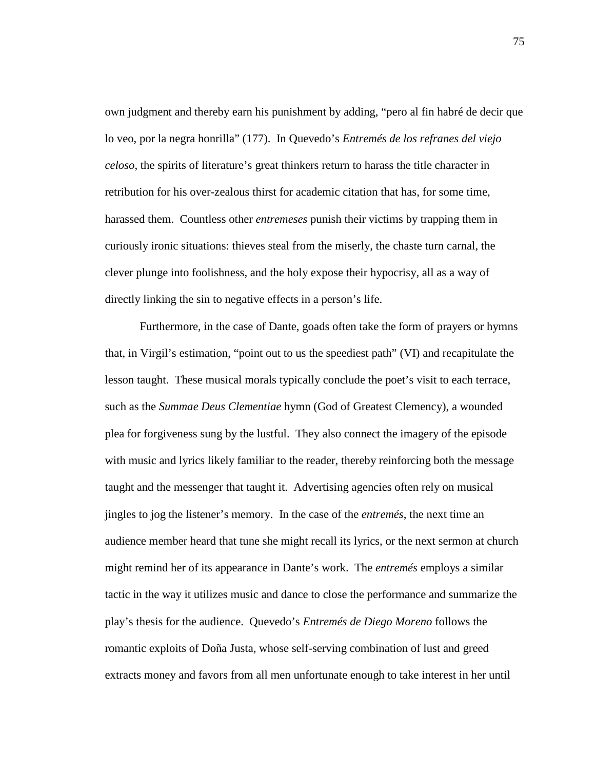own judgment and thereby earn his punishment by adding, "pero al fin habré de decir que lo veo, por la negra honrilla" (177). In Quevedo's *Entremés de los refranes del viejo celoso*, the spirits of literature's great thinkers return to harass the title character in retribution for his over-zealous thirst for academic citation that has, for some time, harassed them. Countless other *entremeses* punish their victims by trapping them in curiously ironic situations: thieves steal from the miserly, the chaste turn carnal, the clever plunge into foolishness, and the holy expose their hypocrisy, all as a way of directly linking the sin to negative effects in a person's life.

Furthermore, in the case of Dante, goads often take the form of prayers or hymns that, in Virgil's estimation, "point out to us the speediest path" (VI) and recapitulate the lesson taught. These musical morals typically conclude the poet's visit to each terrace, such as the *Summae Deus Clementiae* hymn (God of Greatest Clemency), a wounded plea for forgiveness sung by the lustful. They also connect the imagery of the episode with music and lyrics likely familiar to the reader, thereby reinforcing both the message taught and the messenger that taught it. Advertising agencies often rely on musical jingles to jog the listener's memory. In the case of the *entremés*, the next time an audience member heard that tune she might recall its lyrics, or the next sermon at church might remind her of its appearance in Dante's work. The *entremés* employs a similar tactic in the way it utilizes music and dance to close the performance and summarize the play's thesis for the audience. Quevedo's *Entremés de Diego Moreno* follows the romantic exploits of Doña Justa, whose self-serving combination of lust and greed extracts money and favors from all men unfortunate enough to take interest in her until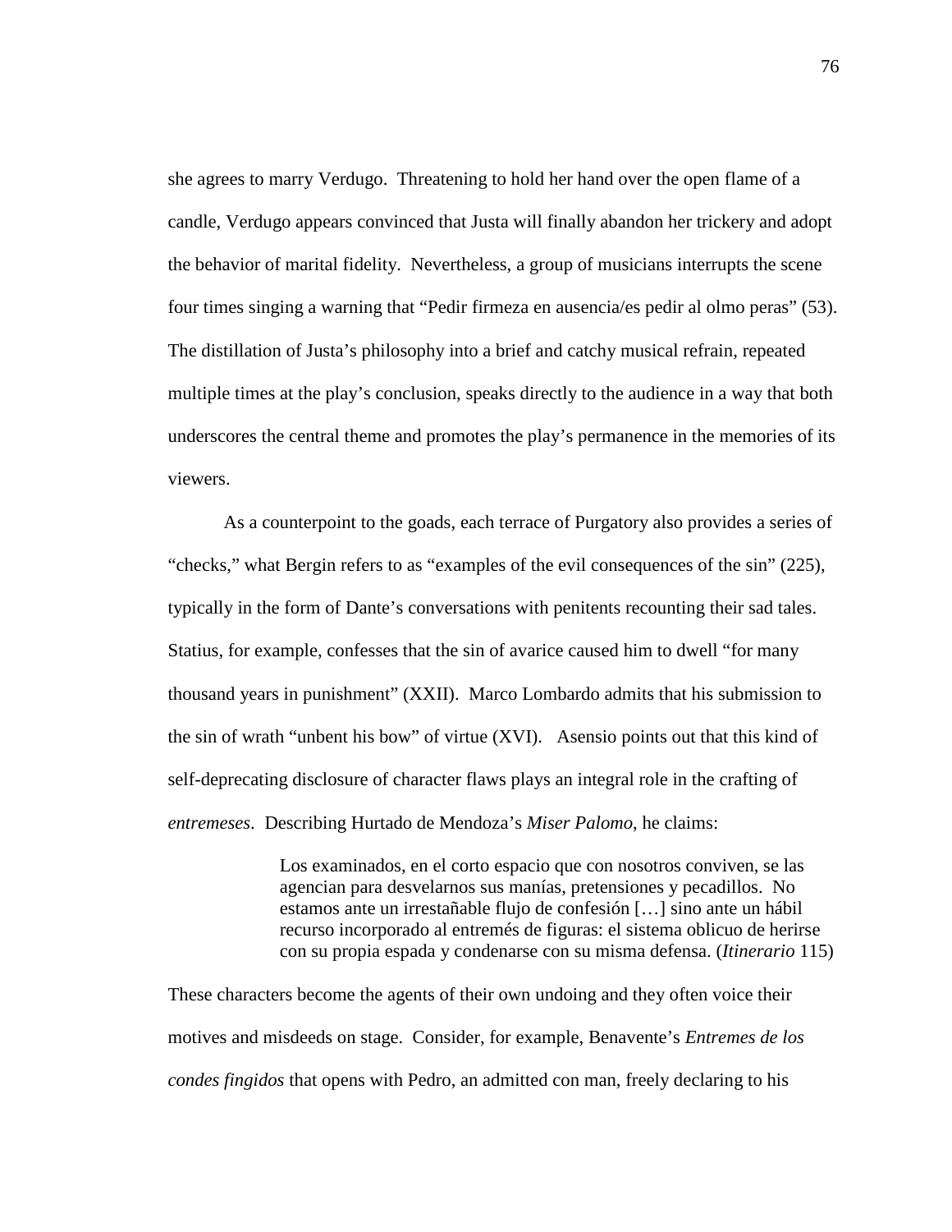she agrees to marry Verdugo. Threatening to hold her hand over the open flame of a candle, Verdugo appears convinced that Justa will finally abandon her trickery and adopt the behavior of marital fidelity. Nevertheless, a group of musicians interrupts the scene four times singing a warning that "Pedir firmeza en ausencia/es pedir al olmo peras" (53). The distillation of Justa's philosophy into a brief and catchy musical refrain, repeated multiple times at the play's conclusion, speaks directly to the audience in a way that both underscores the central theme and promotes the play's permanence in the memories of its viewers.

As a counterpoint to the goads, each terrace of Purgatory also provides a series of "checks," what Bergin refers to as "examples of the evil consequences of the sin" (225), typically in the form of Dante's conversations with penitents recounting their sad tales. Statius, for example, confesses that the sin of avarice caused him to dwell "for many thousand years in punishment" (XXII). Marco Lombardo admits that his submission to the sin of wrath "unbent his bow" of virtue (XVI). Asensio points out that this kind of self-deprecating disclosure of character flaws plays an integral role in the crafting of *entremeses*. Describing Hurtado de Mendoza's *Miser Palomo*, he claims:

> Los examinados, en el corto espacio que con nosotros conviven, se las agencian para desvelarnos sus manías, pretensiones y pecadillos. No estamos ante un irrestañable flujo de confesión […] sino ante un hábil recurso incorporado al entremés de figuras: el sistema oblicuo de herirse con su propia espada y condenarse con su misma defensa. (*Itinerario* 115)

These characters become the agents of their own undoing and they often voice their motives and misdeeds on stage. Consider, for example, Benavente's *Entremes de los condes fingidos* that opens with Pedro, an admitted con man, freely declaring to his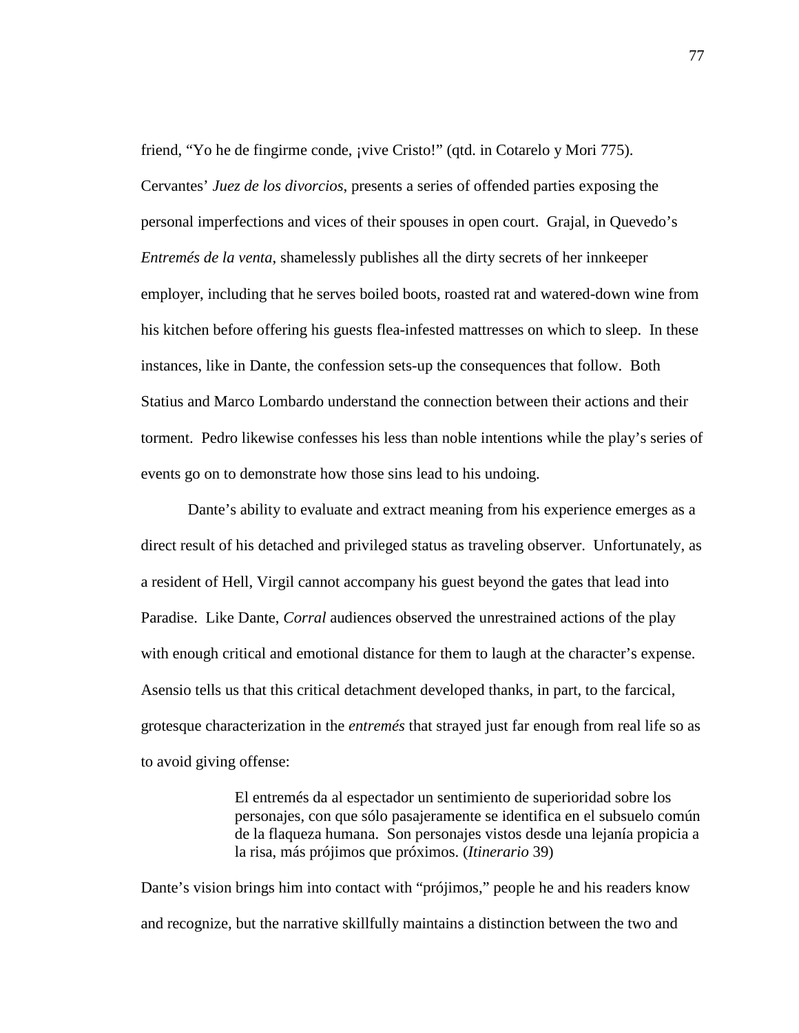friend, “Yo he de fingirme conde, ¡vive Cristo!” (qtd. in Cotarelo y Mori 775). Cervantes’ *Juez de los divorcios*, presents a series of offended parties exposing the personal imperfections and vices of their spouses in open court. Grajal, in Quevedo’s *Entremés de la venta*, shamelessly publishes all the dirty secrets of her innkeeper employer, including that he serves boiled boots, roasted rat and watered-down wine from his kitchen before offering his guests flea-infested mattresses on which to sleep. In these instances, like in Dante, the confession sets-up the consequences that follow. Both Statius and Marco Lombardo understand the connection between their actions and their torment. Pedro likewise confesses his less than noble intentions while the play’s series of events go on to demonstrate how those sins lead to his undoing.

Dante’s ability to evaluate and extract meaning from his experience emerges as a direct result of his detached and privileged status as traveling observer. Unfortunately, as a resident of Hell, Virgil cannot accompany his guest beyond the gates that lead into Paradise. Like Dante, *Corral* audiences observed the unrestrained actions of the play with enough critical and emotional distance for them to laugh at the character’s expense. Asensio tells us that this critical detachment developed thanks, in part, to the farcical, grotesque characterization in the *entremés* that strayed just far enough from real life so as to avoid giving offense:

> El entremés da al espectador un sentimiento de superioridad sobre los personajes, con que sólo pasajeramente se identifica en el subsuelo común de la flaqueza humana. Son personajes vistos desde una lejanía propicia a la risa, más prójimos que próximos. (*Itinerario* 39)

Dante’s vision brings him into contact with “prójimos,” people he and his readers know and recognize, but the narrative skillfully maintains a distinction between the two and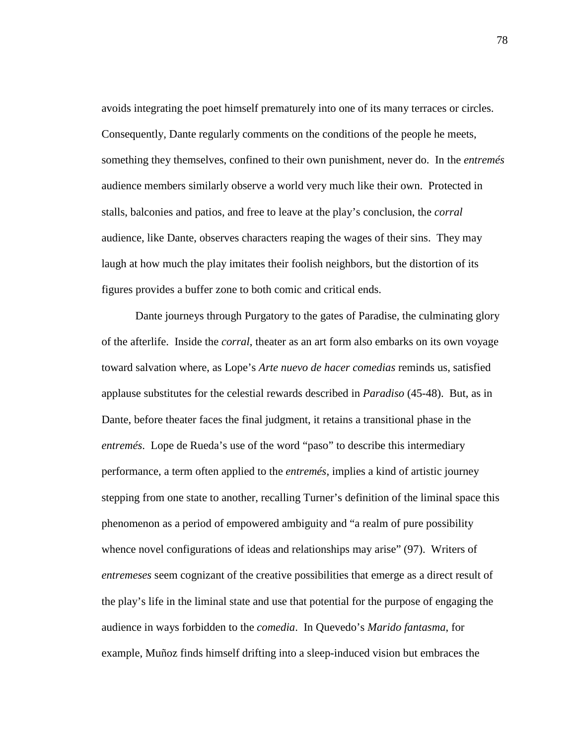avoids integrating the poet himself prematurely into one of its many terraces or circles. Consequently, Dante regularly comments on the conditions of the people he meets, something they themselves, confined to their own punishment, never do. In the *entremés* audience members similarly observe a world very much like their own. Protected in stalls, balconies and patios, and free to leave at the play's conclusion, the *corral* audience, like Dante, observes characters reaping the wages of their sins. They may laugh at how much the play imitates their foolish neighbors, but the distortion of its figures provides a buffer zone to both comic and critical ends.

Dante journeys through Purgatory to the gates of Paradise, the culminating glory of the afterlife. Inside the *corral*, theater as an art form also embarks on its own voyage toward salvation where, as Lope's *Arte nuevo de hacer comedias* reminds us, satisfied applause substitutes for the celestial rewards described in *Paradiso* (45-48). But, as in Dante, before theater faces the final judgment, it retains a transitional phase in the *entremés*. Lope de Rueda's use of the word "paso" to describe this intermediary performance, a term often applied to the *entremés*, implies a kind of artistic journey stepping from one state to another, recalling Turner's definition of the liminal space this phenomenon as a period of empowered ambiguity and "a realm of pure possibility whence novel configurations of ideas and relationships may arise" (97). Writers of *entremeses* seem cognizant of the creative possibilities that emerge as a direct result of the play's life in the liminal state and use that potential for the purpose of engaging the audience in ways forbidden to the *comedia*. In Quevedo's *Marido fantasma*, for example, Muñoz finds himself drifting into a sleep-induced vision but embraces the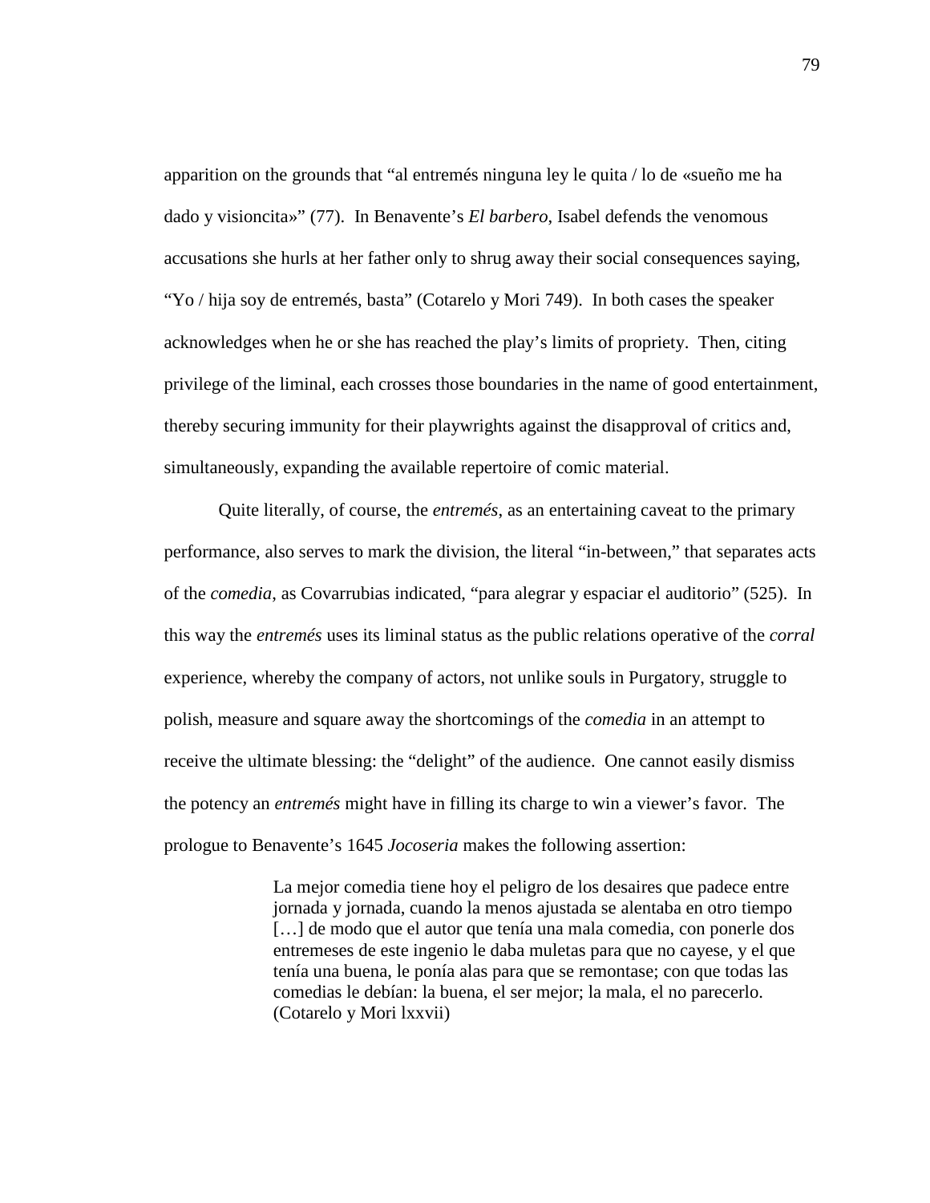apparition on the grounds that "al entremés ninguna ley le quita / lo de «sueño me ha dado y visioncita»" (77). In Benavente's *El barbero*, Isabel defends the venomous accusations she hurls at her father only to shrug away their social consequences saying, "Yo / hija soy de entremés, basta" (Cotarelo y Mori 749). In both cases the speaker acknowledges when he or she has reached the play's limits of propriety. Then, citing privilege of the liminal, each crosses those boundaries in the name of good entertainment, thereby securing immunity for their playwrights against the disapproval of critics and, simultaneously, expanding the available repertoire of comic material.

Quite literally, of course, the *entremés*, as an entertaining caveat to the primary performance, also serves to mark the division, the literal "in-between," that separates acts of the *comedia*, as Covarrubias indicated, "para alegrar y espaciar el auditorio" (525). In this way the *entremés* uses its liminal status as the public relations operative of the *corral* experience, whereby the company of actors, not unlike souls in Purgatory, struggle to polish, measure and square away the shortcomings of the *comedia* in an attempt to receive the ultimate blessing: the "delight" of the audience. One cannot easily dismiss the potency an *entremés* might have in filling its charge to win a viewer's favor. The prologue to Benavente's 1645 *Jocoseria* makes the following assertion:

> La mejor comedia tiene hoy el peligro de los desaires que padece entre jornada y jornada, cuando la menos ajustada se alentaba en otro tiempo […] de modo que el autor que tenía una mala comedia, con ponerle dos entremeses de este ingenio le daba muletas para que no cayese, y el que tenía una buena, le ponía alas para que se remontase; con que todas las comedias le debían: la buena, el ser mejor; la mala, el no parecerlo. (Cotarelo y Mori lxxvii)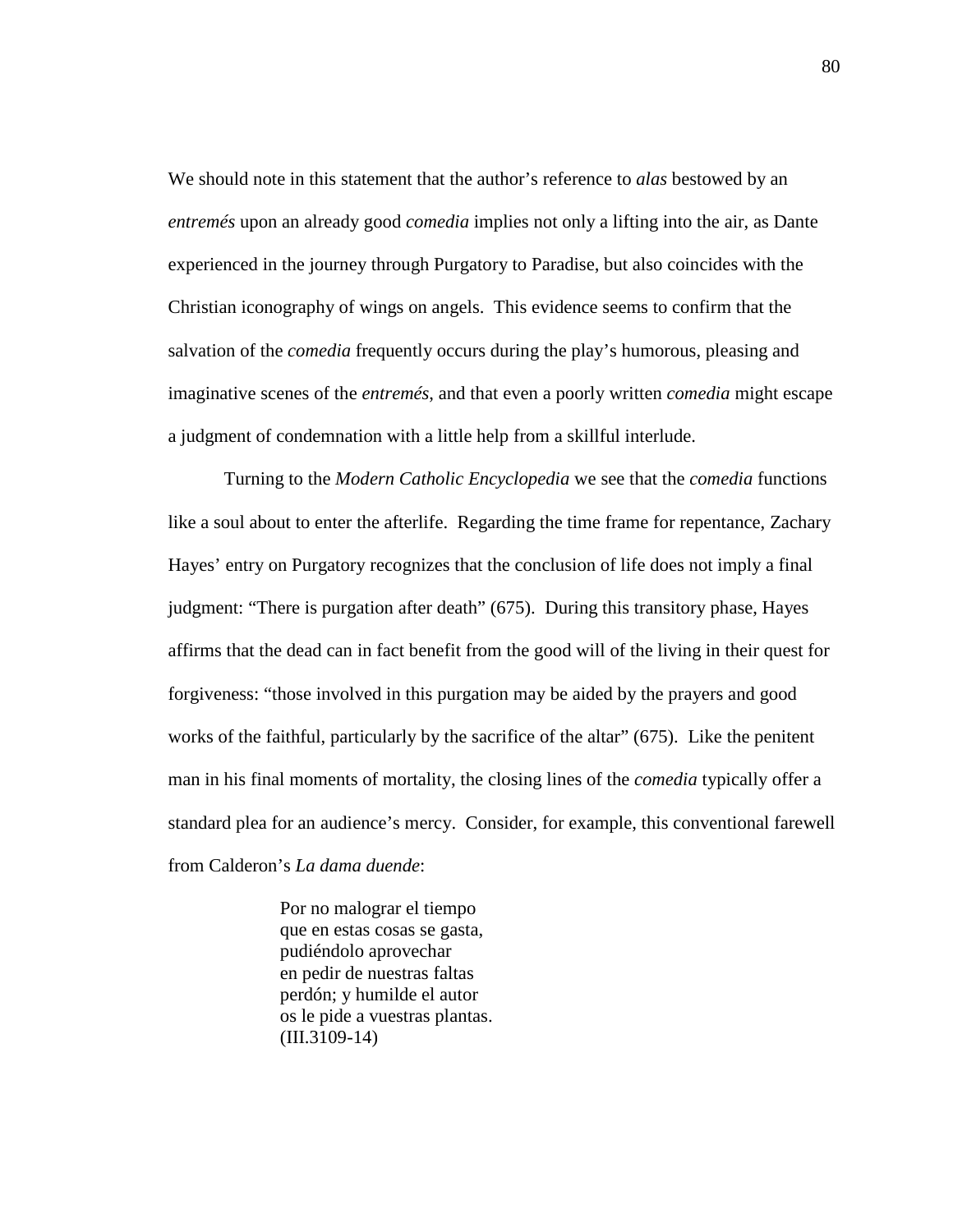We should note in this statement that the author's reference to *alas* bestowed by an *entremés* upon an already good *comedia* implies not only a lifting into the air, as Dante experienced in the journey through Purgatory to Paradise, but also coincides with the Christian iconography of wings on angels. This evidence seems to confirm that the salvation of the *comedia* frequently occurs during the play's humorous, pleasing and imaginative scenes of the *entremés*, and that even a poorly written *comedia* might escape a judgment of condemnation with a little help from a skillful interlude.

Turning to the *Modern Catholic Encyclopedia* we see that the *comedia* functions like a soul about to enter the afterlife. Regarding the time frame for repentance, Zachary Hayes' entry on Purgatory recognizes that the conclusion of life does not imply a final judgment: "There is purgation after death" (675). During this transitory phase, Hayes affirms that the dead can in fact benefit from the good will of the living in their quest for forgiveness: "those involved in this purgation may be aided by the prayers and good works of the faithful, particularly by the sacrifice of the altar" (675). Like the penitent man in his final moments of mortality, the closing lines of the *comedia* typically offer a standard plea for an audience's mercy. Consider, for example, this conventional farewell from Calderon's *La dama duende*:

> Por no malograr el tiempo
> que en estas cosas se gasta,
> pudiéndolo aprovechar
> en pedir de nuestras faltas
> perdón; y humilde el autor
> os le pide a vuestras plantas.
> (III.3109-14)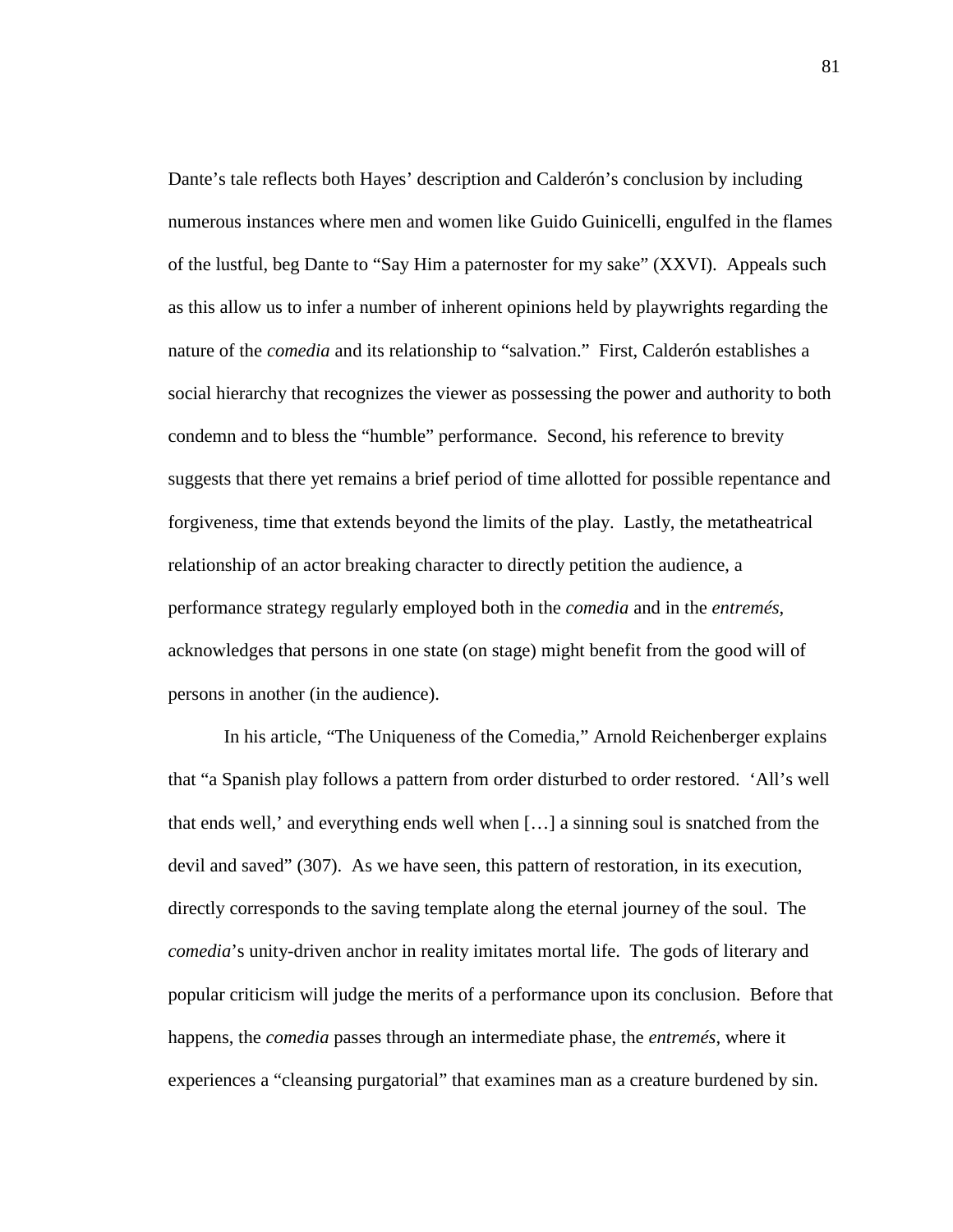Dante's tale reflects both Hayes' description and Calderón's conclusion by including numerous instances where men and women like Guido Guinicelli, engulfed in the flames of the lustful, beg Dante to "Say Him a paternoster for my sake" (XXVI). Appeals such as this allow us to infer a number of inherent opinions held by playwrights regarding the nature of the *comedia* and its relationship to "salvation." First, Calderón establishes a social hierarchy that recognizes the viewer as possessing the power and authority to both condemn and to bless the "humble" performance. Second, his reference to brevity suggests that there yet remains a brief period of time allotted for possible repentance and forgiveness, time that extends beyond the limits of the play. Lastly, the metatheatrical relationship of an actor breaking character to directly petition the audience, a performance strategy regularly employed both in the *comedia* and in the *entremés*, acknowledges that persons in one state (on stage) might benefit from the good will of persons in another (in the audience).

In his article, "The Uniqueness of the Comedia," Arnold Reichenberger explains that "a Spanish play follows a pattern from order disturbed to order restored. 'All's well that ends well,' and everything ends well when […] a sinning soul is snatched from the devil and saved" (307). As we have seen, this pattern of restoration, in its execution, directly corresponds to the saving template along the eternal journey of the soul. The *comedia*'s unity-driven anchor in reality imitates mortal life. The gods of literary and popular criticism will judge the merits of a performance upon its conclusion. Before that happens, the *comedia* passes through an intermediate phase, the *entremés*, where it experiences a "cleansing purgatorial" that examines man as a creature burdened by sin.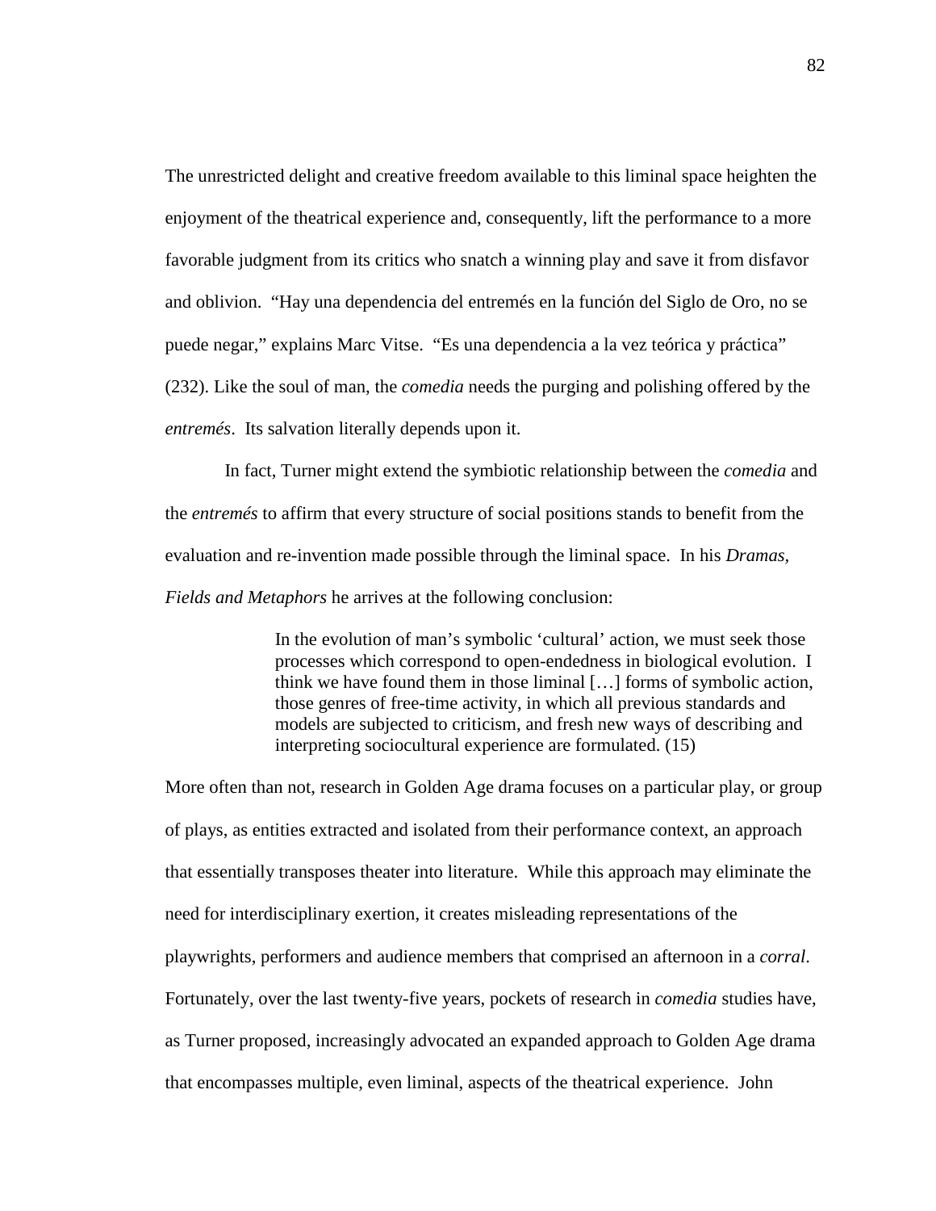The unrestricted delight and creative freedom available to this liminal space heighten the enjoyment of the theatrical experience and, consequently, lift the performance to a more favorable judgment from its critics who snatch a winning play and save it from disfavor and oblivion. "Hay una dependencia del entremés en la función del Siglo de Oro, no se puede negar," explains Marc Vitse. "Es una dependencia a la vez teórica y práctica" (232). Like the soul of man, the *comedia* needs the purging and polishing offered by the *entremés*. Its salvation literally depends upon it.

In fact, Turner might extend the symbiotic relationship between the *comedia* and the *entremés* to affirm that every structure of social positions stands to benefit from the evaluation and re-invention made possible through the liminal space. In his *Dramas, Fields and Metaphors* he arrives at the following conclusion:

> In the evolution of man's symbolic 'cultural' action, we must seek those processes which correspond to open-endedness in biological evolution. I think we have found them in those liminal […] forms of symbolic action, those genres of free-time activity, in which all previous standards and models are subjected to criticism, and fresh new ways of describing and interpreting sociocultural experience are formulated. (15)

More often than not, research in Golden Age drama focuses on a particular play, or group of plays, as entities extracted and isolated from their performance context, an approach that essentially transposes theater into literature. While this approach may eliminate the need for interdisciplinary exertion, it creates misleading representations of the playwrights, performers and audience members that comprised an afternoon in a *corral*. Fortunately, over the last twenty-five years, pockets of research in *comedia* studies have, as Turner proposed, increasingly advocated an expanded approach to Golden Age drama that encompasses multiple, even liminal, aspects of the theatrical experience. John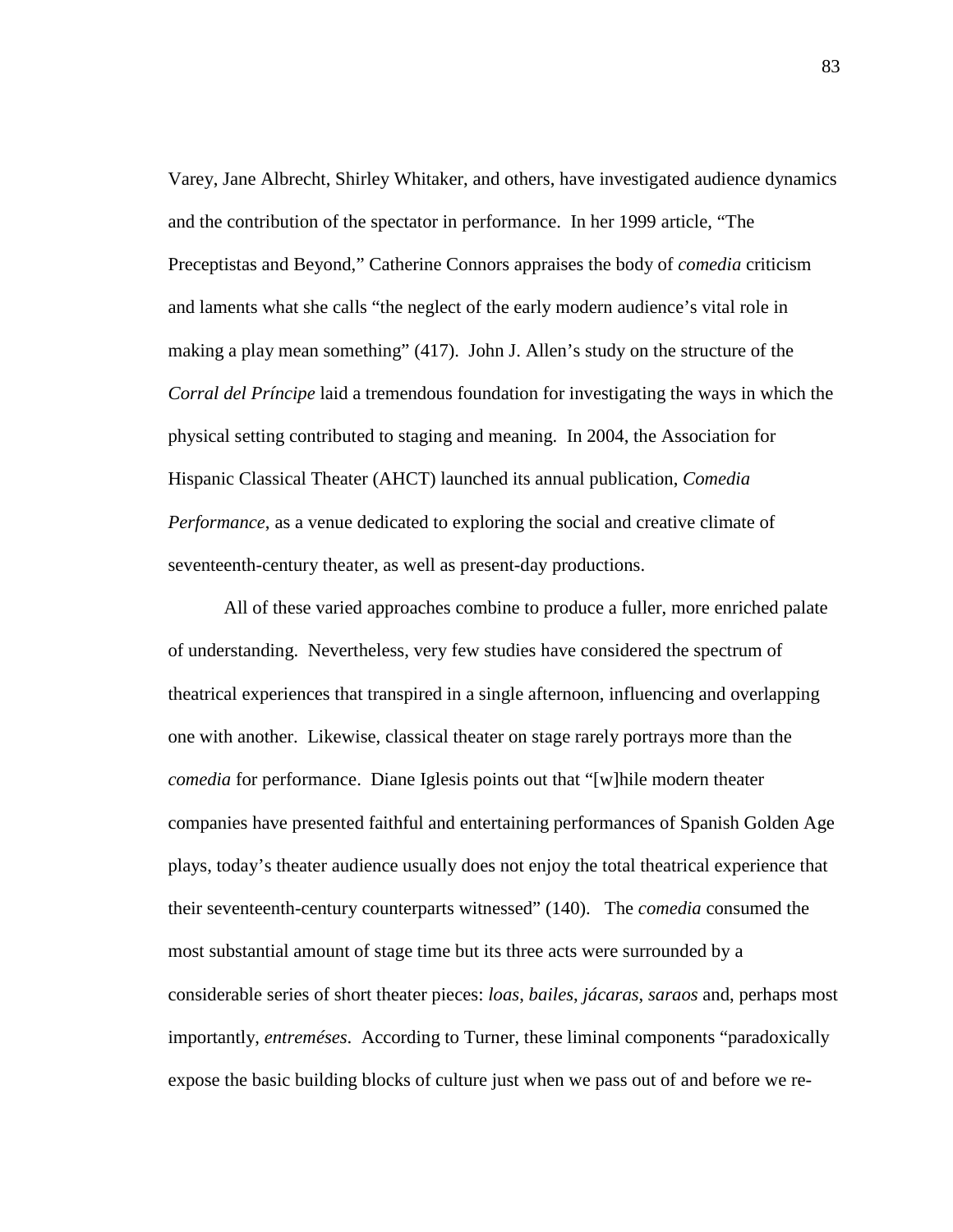Varey, Jane Albrecht, Shirley Whitaker, and others, have investigated audience dynamics and the contribution of the spectator in performance. In her 1999 article, "The Preceptistas and Beyond," Catherine Connors appraises the body of *comedia* criticism and laments what she calls "the neglect of the early modern audience's vital role in making a play mean something" (417). John J. Allen's study on the structure of the *Corral del Príncipe* laid a tremendous foundation for investigating the ways in which the physical setting contributed to staging and meaning. In 2004, the Association for Hispanic Classical Theater (AHCT) launched its annual publication, *Comedia Performance*, as a venue dedicated to exploring the social and creative climate of seventeenth-century theater, as well as present-day productions.

All of these varied approaches combine to produce a fuller, more enriched palate of understanding. Nevertheless, very few studies have considered the spectrum of theatrical experiences that transpired in a single afternoon, influencing and overlapping one with another. Likewise, classical theater on stage rarely portrays more than the *comedia* for performance. Diane Iglesis points out that "[w]hile modern theater companies have presented faithful and entertaining performances of Spanish Golden Age plays, today's theater audience usually does not enjoy the total theatrical experience that their seventeenth-century counterparts witnessed" (140). The *comedia* consumed the most substantial amount of stage time but its three acts were surrounded by a considerable series of short theater pieces: *loas*, *bailes*, *jácaras*, *saraos* and, perhaps most importantly, *entreméses*. According to Turner, these liminal components "paradoxically expose the basic building blocks of culture just when we pass out of and before we re-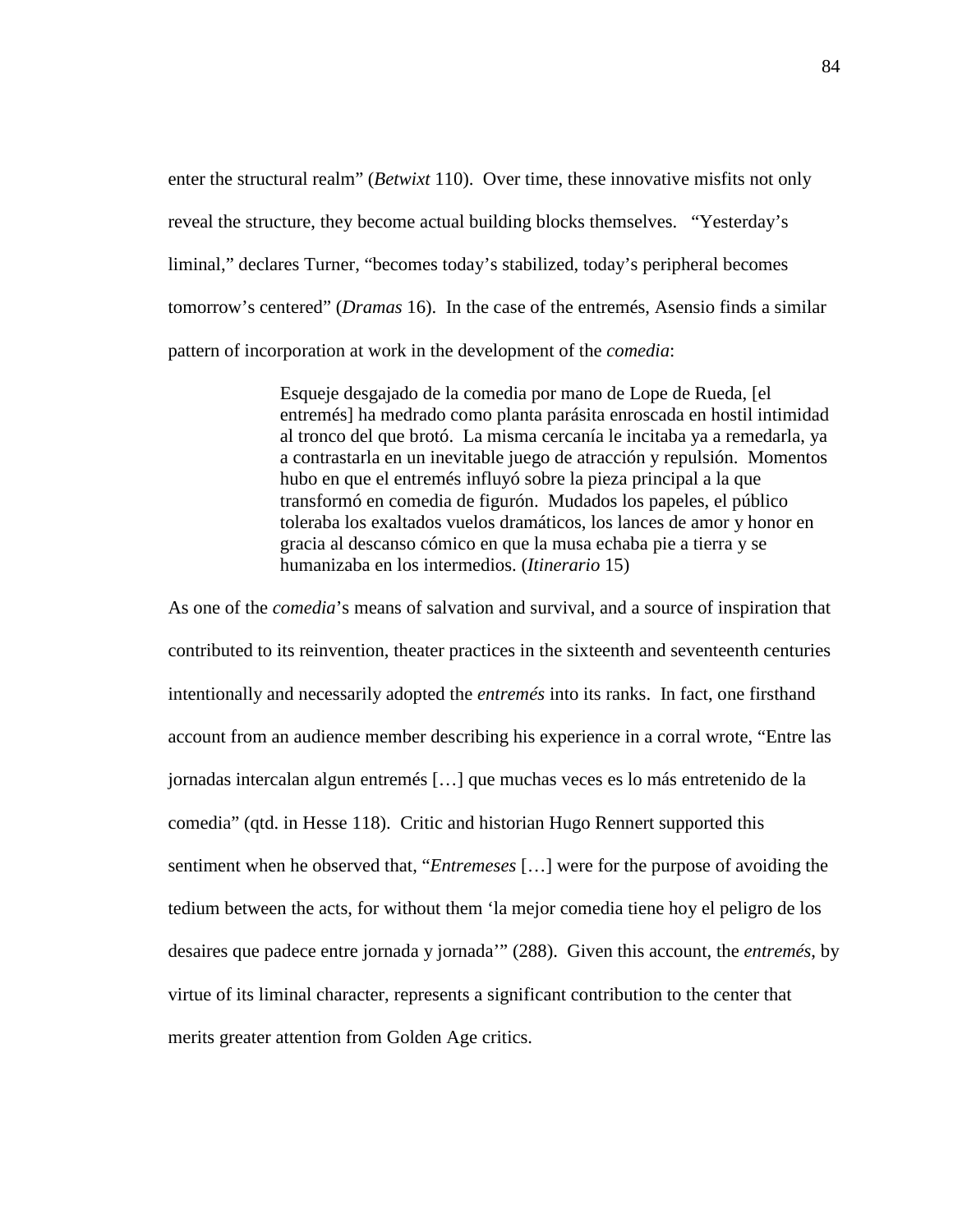enter the structural realm" (*Betwixt* 110). Over time, these innovative misfits not only reveal the structure, they become actual building blocks themselves. "Yesterday's liminal," declares Turner, "becomes today's stabilized, today's peripheral becomes tomorrow's centered" (*Dramas* 16). In the case of the entremés, Asensio finds a similar pattern of incorporation at work in the development of the *comedia*:

> Esqueje desgajado de la comedia por mano de Lope de Rueda, [el entremés] ha medrado como planta parásita enroscada en hostil intimidad al tronco del que brotó. La misma cercanía le incitaba ya a remedarla, ya a contrastarla en un inevitable juego de atracción y repulsión. Momentos hubo en que el entremés influyó sobre la pieza principal a la que transformó en comedia de figurón. Mudados los papeles, el público toleraba los exaltados vuelos dramáticos, los lances de amor y honor en gracia al descanso cómico en que la musa echaba pie a tierra y se humanizaba en los intermedios. (*Itinerario* 15)

As one of the *comedia*'s means of salvation and survival, and a source of inspiration that contributed to its reinvention, theater practices in the sixteenth and seventeenth centuries intentionally and necessarily adopted the *entremés* into its ranks. In fact, one firsthand account from an audience member describing his experience in a corral wrote, "Entre las jornadas intercalan algun entremés […] que muchas veces es lo más entretenido de la comedia" (qtd. in Hesse 118). Critic and historian Hugo Rennert supported this sentiment when he observed that, "*Entremeses* […] were for the purpose of avoiding the tedium between the acts, for without them 'la mejor comedia tiene hoy el peligro de los desaires que padece entre jornada y jornada'" (288). Given this account, the *entremés*, by virtue of its liminal character, represents a significant contribution to the center that merits greater attention from Golden Age critics.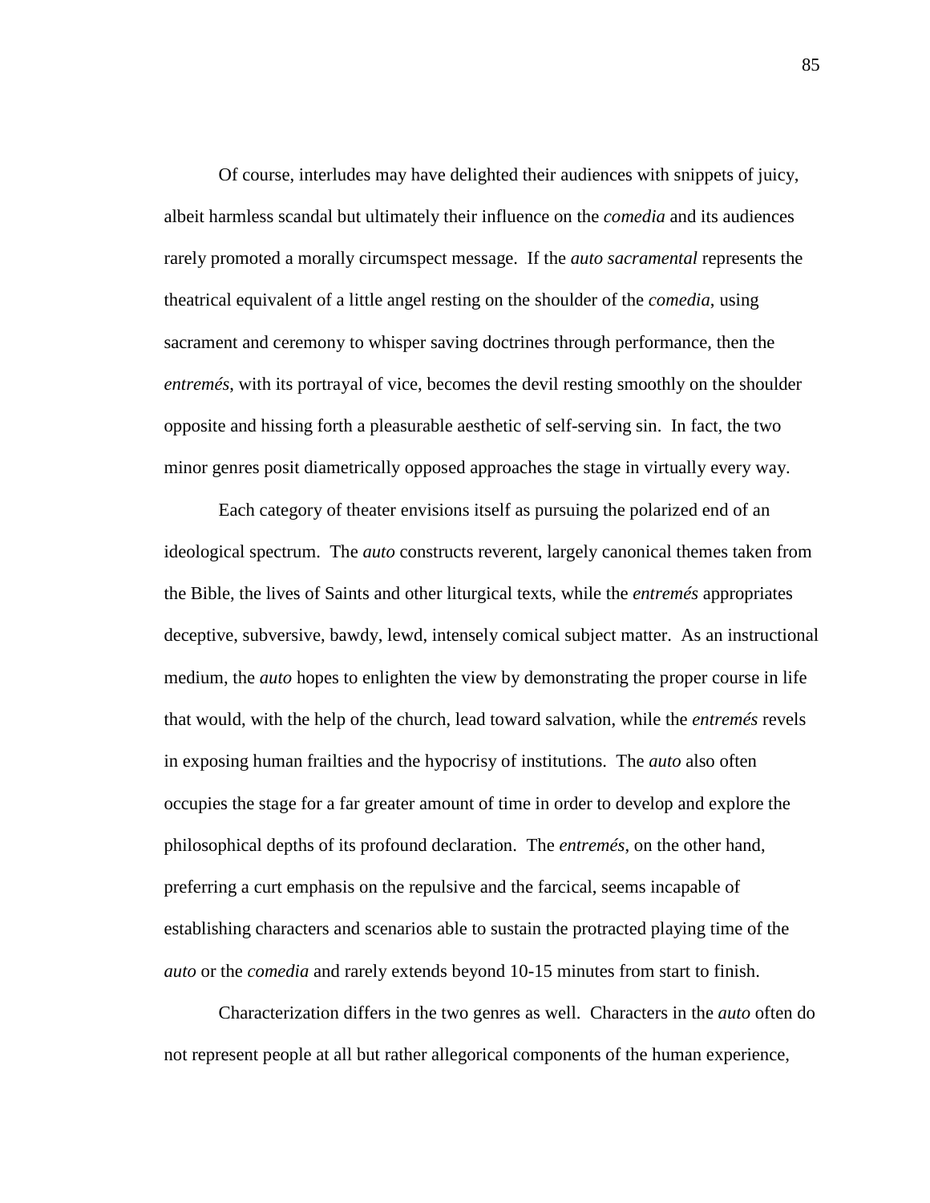Of course, interludes may have delighted their audiences with snippets of juicy, albeit harmless scandal but ultimately their influence on the *comedia* and its audiences rarely promoted a morally circumspect message. If the *auto sacramental* represents the theatrical equivalent of a little angel resting on the shoulder of the *comedia*, using sacrament and ceremony to whisper saving doctrines through performance, then the *entremés*, with its portrayal of vice, becomes the devil resting smoothly on the shoulder opposite and hissing forth a pleasurable aesthetic of self-serving sin. In fact, the two minor genres posit diametrically opposed approaches the stage in virtually every way.

Each category of theater envisions itself as pursuing the polarized end of an ideological spectrum. The *auto* constructs reverent, largely canonical themes taken from the Bible, the lives of Saints and other liturgical texts, while the *entremés* appropriates deceptive, subversive, bawdy, lewd, intensely comical subject matter. As an instructional medium, the *auto* hopes to enlighten the view by demonstrating the proper course in life that would, with the help of the church, lead toward salvation, while the *entremés* revels in exposing human frailties and the hypocrisy of institutions. The *auto* also often occupies the stage for a far greater amount of time in order to develop and explore the philosophical depths of its profound declaration. The *entremés*, on the other hand, preferring a curt emphasis on the repulsive and the farcical, seems incapable of establishing characters and scenarios able to sustain the protracted playing time of the *auto* or the *comedia* and rarely extends beyond 10-15 minutes from start to finish.

Characterization differs in the two genres as well. Characters in the *auto* often do not represent people at all but rather allegorical components of the human experience,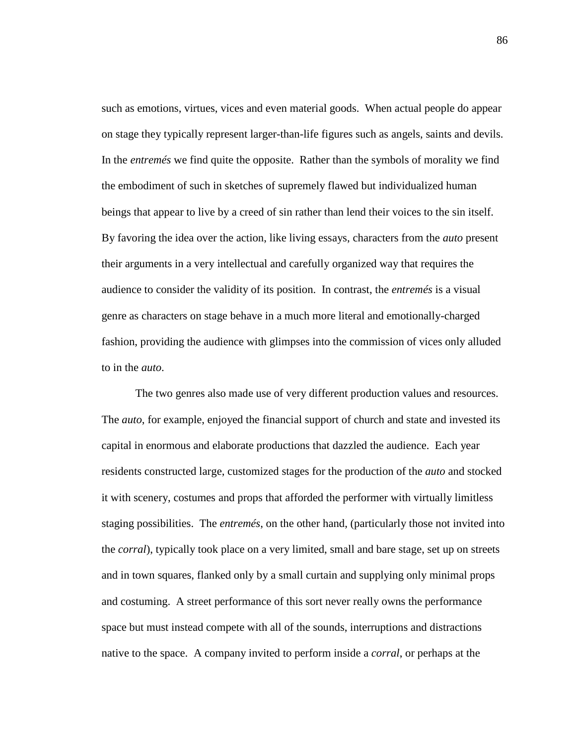such as emotions, virtues, vices and even material goods. When actual people do appear on stage they typically represent larger-than-life figures such as angels, saints and devils. In the *entremés* we find quite the opposite. Rather than the symbols of morality we find the embodiment of such in sketches of supremely flawed but individualized human beings that appear to live by a creed of sin rather than lend their voices to the sin itself. By favoring the idea over the action, like living essays, characters from the *auto* present their arguments in a very intellectual and carefully organized way that requires the audience to consider the validity of its position. In contrast, the *entremés* is a visual genre as characters on stage behave in a much more literal and emotionally-charged fashion, providing the audience with glimpses into the commission of vices only alluded to in the *auto*.

The two genres also made use of very different production values and resources. The *auto*, for example, enjoyed the financial support of church and state and invested its capital in enormous and elaborate productions that dazzled the audience. Each year residents constructed large, customized stages for the production of the *auto* and stocked it with scenery, costumes and props that afforded the performer with virtually limitless staging possibilities. The *entremés*, on the other hand, (particularly those not invited into the *corral*), typically took place on a very limited, small and bare stage, set up on streets and in town squares, flanked only by a small curtain and supplying only minimal props and costuming. A street performance of this sort never really owns the performance space but must instead compete with all of the sounds, interruptions and distractions native to the space. A company invited to perform inside a *corral*, or perhaps at the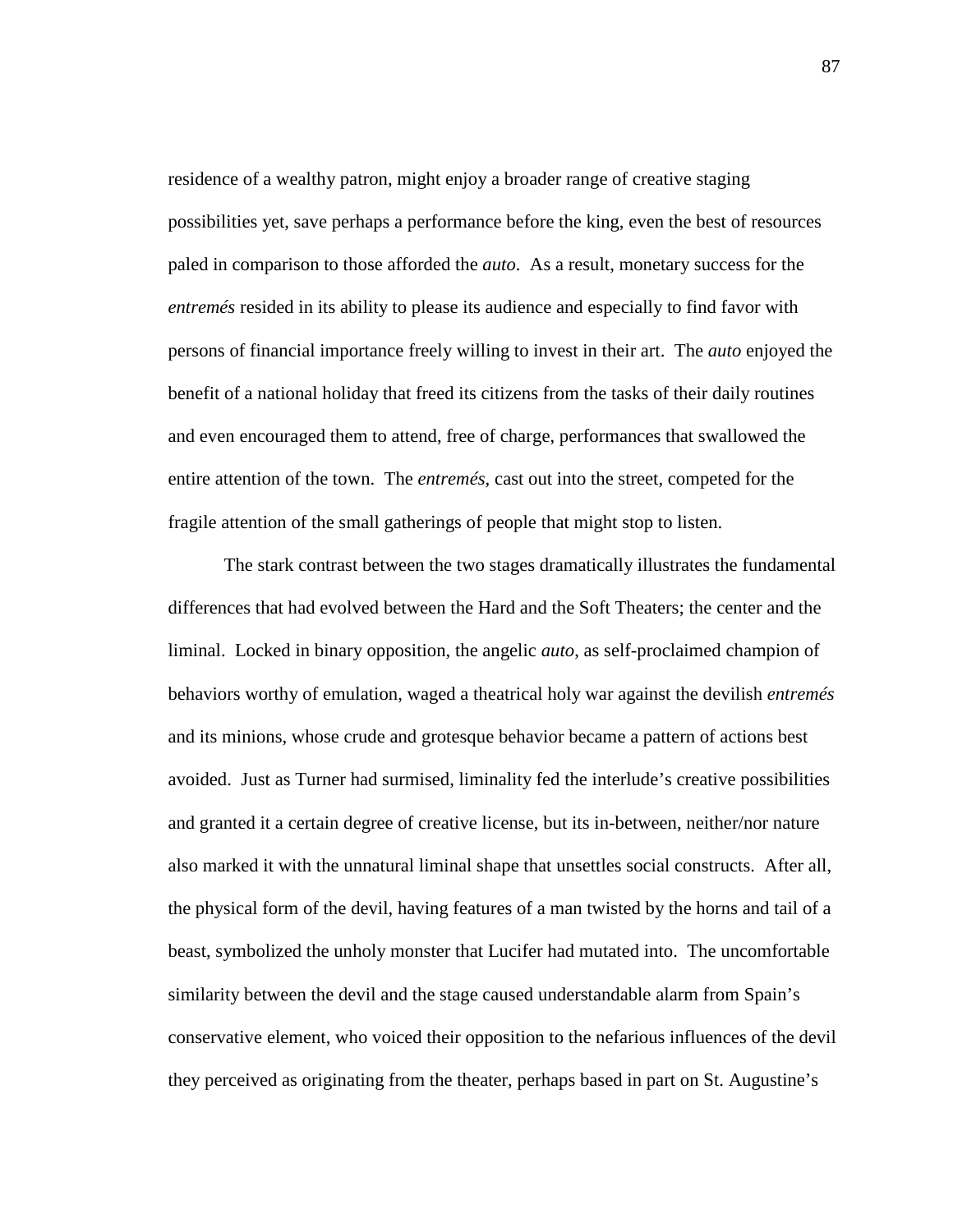residence of a wealthy patron, might enjoy a broader range of creative staging possibilities yet, save perhaps a performance before the king, even the best of resources paled in comparison to those afforded the *auto*. As a result, monetary success for the *entremés* resided in its ability to please its audience and especially to find favor with persons of financial importance freely willing to invest in their art. The *auto* enjoyed the benefit of a national holiday that freed its citizens from the tasks of their daily routines and even encouraged them to attend, free of charge, performances that swallowed the entire attention of the town. The *entremés*, cast out into the street, competed for the fragile attention of the small gatherings of people that might stop to listen.

The stark contrast between the two stages dramatically illustrates the fundamental differences that had evolved between the Hard and the Soft Theaters; the center and the liminal. Locked in binary opposition, the angelic *auto*, as self-proclaimed champion of behaviors worthy of emulation, waged a theatrical holy war against the devilish *entremés* and its minions, whose crude and grotesque behavior became a pattern of actions best avoided. Just as Turner had surmised, liminality fed the interlude's creative possibilities and granted it a certain degree of creative license, but its in-between, neither/nor nature also marked it with the unnatural liminal shape that unsettles social constructs. After all, the physical form of the devil, having features of a man twisted by the horns and tail of a beast, symbolized the unholy monster that Lucifer had mutated into. The uncomfortable similarity between the devil and the stage caused understandable alarm from Spain's conservative element, who voiced their opposition to the nefarious influences of the devil they perceived as originating from the theater, perhaps based in part on St. Augustine's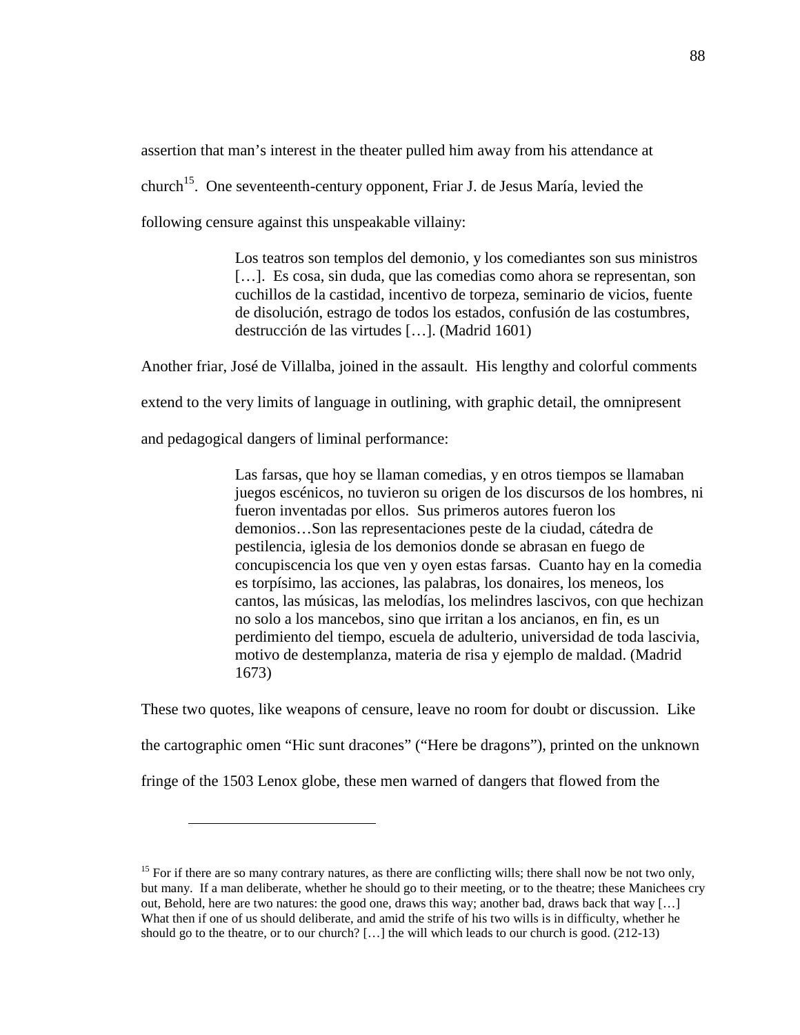assertion that man's interest in the theater pulled him away from his attendance at church[15]. One seventeenth-century opponent, Friar J. de Jesus María, levied the following censure against this unspeakable villainy:

> Los teatros son templos del demonio, y los comediantes son sus ministros […]. Es cosa, sin duda, que las comedias como ahora se representan, son cuchillos de la castidad, incentivo de torpeza, seminario de vicios, fuente de disolución, estrago de todos los estados, confusión de las costumbres, destrucción de las virtudes […]. (Madrid 1601)

Another friar, José de Villalba, joined in the assault. His lengthy and colorful comments extend to the very limits of language in outlining, with graphic detail, the omnipresent and pedagogical dangers of liminal performance:

> Las farsas, que hoy se llaman comedias, y en otros tiempos se llamaban juegos escénicos, no tuvieron su origen de los discursos de los hombres, ni fueron inventadas por ellos. Sus primeros autores fueron los demonios…Son las representaciones peste de la ciudad, cátedra de pestilencia, iglesia de los demonios donde se abrasan en fuego de concupiscencia los que ven y oyen estas farsas. Cuanto hay en la comedia es torpísimo, las acciones, las palabras, los donaires, los meneos, los cantos, las músicas, las melodías, los melindres lascivos, con que hechizan no solo a los mancebos, sino que irritan a los ancianos, en fin, es un perdimiento del tiempo, escuela de adulterio, universidad de toda lascivia, motivo de destemplanza, materia de risa y ejemplo de maldad. (Madrid 1673)

These two quotes, like weapons of censure, leave no room for doubt or discussion. Like the cartographic omen "Hic sunt dracones" ("Here be dragons"), printed on the unknown fringe of the 1503 Lenox globe, these men warned of dangers that flowed from the

---

[15] For if there are so many contrary natures, as there are conflicting wills; there shall now be not two only, but many. If a man deliberate, whether he should go to their meeting, or to the theatre; these Manichees cry out, Behold, here are two natures: the good one, draws this way; another bad, draws back that way […] What then if one of us should deliberate, and amid the strife of his two wills is in difficulty, whether he should go to the theatre, or to our church? […] the will which leads to our church is good. (212-13)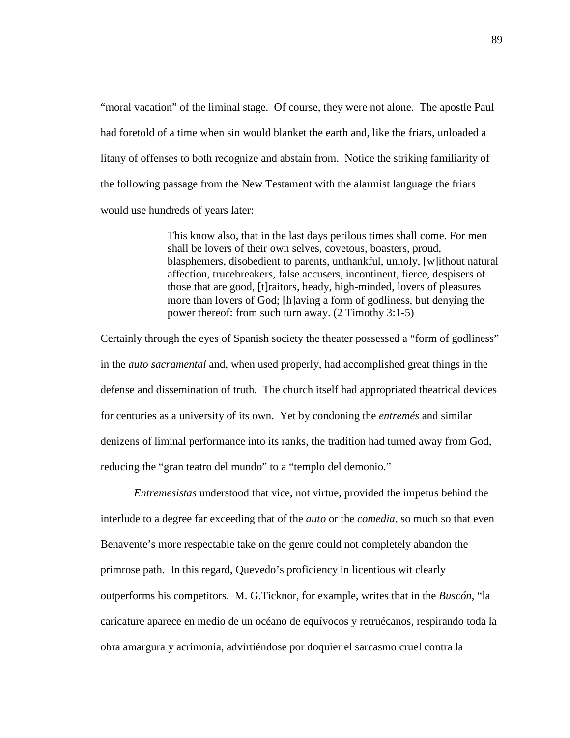"moral vacation" of the liminal stage. Of course, they were not alone. The apostle Paul had foretold of a time when sin would blanket the earth and, like the friars, unloaded a litany of offenses to both recognize and abstain from. Notice the striking familiarity of the following passage from the New Testament with the alarmist language the friars would use hundreds of years later:

> This know also, that in the last days perilous times shall come. For men shall be lovers of their own selves, covetous, boasters, proud, blasphemers, disobedient to parents, unthankful, unholy, [w]ithout natural affection, trucebreakers, false accusers, incontinent, fierce, despisers of those that are good, [t]raitors, heady, high-minded, lovers of pleasures more than lovers of God; [h]aving a form of godliness, but denying the power thereof: from such turn away. (2 Timothy 3:1-5)

Certainly through the eyes of Spanish society the theater possessed a "form of godliness" in the *auto sacramental* and, when used properly, had accomplished great things in the defense and dissemination of truth. The church itself had appropriated theatrical devices for centuries as a university of its own. Yet by condoning the *entremés* and similar denizens of liminal performance into its ranks, the tradition had turned away from God, reducing the "gran teatro del mundo" to a "templo del demonio."

*Entremesistas* understood that vice, not virtue, provided the impetus behind the interlude to a degree far exceeding that of the *auto* or the *comedia*, so much so that even Benavente's more respectable take on the genre could not completely abandon the primrose path. In this regard, Quevedo's proficiency in licentious wit clearly outperforms his competitors. M. G.Ticknor, for example, writes that in the *Buscón*, "la caricature aparece en medio de un océano de equívocos y retruécanos, respirando toda la obra amargura y acrimonia, advirtiéndose por doquier el sarcasmo cruel contra la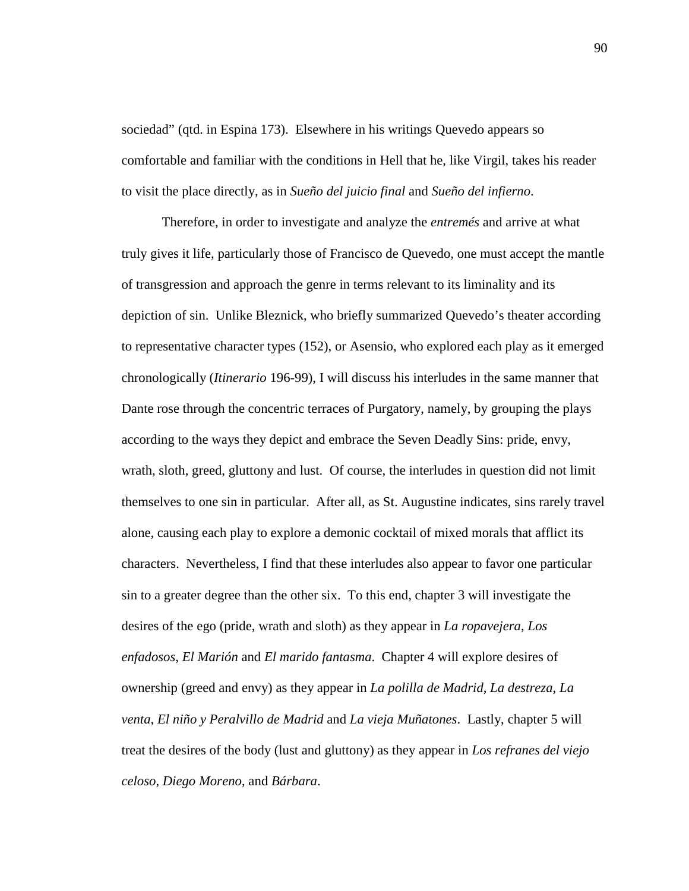sociedad" (qtd. in Espina 173). Elsewhere in his writings Quevedo appears so comfortable and familiar with the conditions in Hell that he, like Virgil, takes his reader to visit the place directly, as in *Sueño del juicio final* and *Sueño del infierno*.

Therefore, in order to investigate and analyze the *entremés* and arrive at what truly gives it life, particularly those of Francisco de Quevedo, one must accept the mantle of transgression and approach the genre in terms relevant to its liminality and its depiction of sin. Unlike Bleznick, who briefly summarized Quevedo's theater according to representative character types (152), or Asensio, who explored each play as it emerged chronologically (*Itinerario* 196-99), I will discuss his interludes in the same manner that Dante rose through the concentric terraces of Purgatory, namely, by grouping the plays according to the ways they depict and embrace the Seven Deadly Sins: pride, envy, wrath, sloth, greed, gluttony and lust. Of course, the interludes in question did not limit themselves to one sin in particular. After all, as St. Augustine indicates, sins rarely travel alone, causing each play to explore a demonic cocktail of mixed morals that afflict its characters. Nevertheless, I find that these interludes also appear to favor one particular sin to a greater degree than the other six. To this end, chapter 3 will investigate the desires of the ego (pride, wrath and sloth) as they appear in *La ropavejera*, *Los enfadosos*, *El Marión* and *El marido fantasma*. Chapter 4 will explore desires of ownership (greed and envy) as they appear in *La polilla de Madrid*, *La destreza*, *La venta*, *El niño y Peralvillo de Madrid* and *La vieja Muñatones*. Lastly, chapter 5 will treat the desires of the body (lust and gluttony) as they appear in *Los refranes del viejo celoso*, *Diego Moreno*, and *Bárbara*.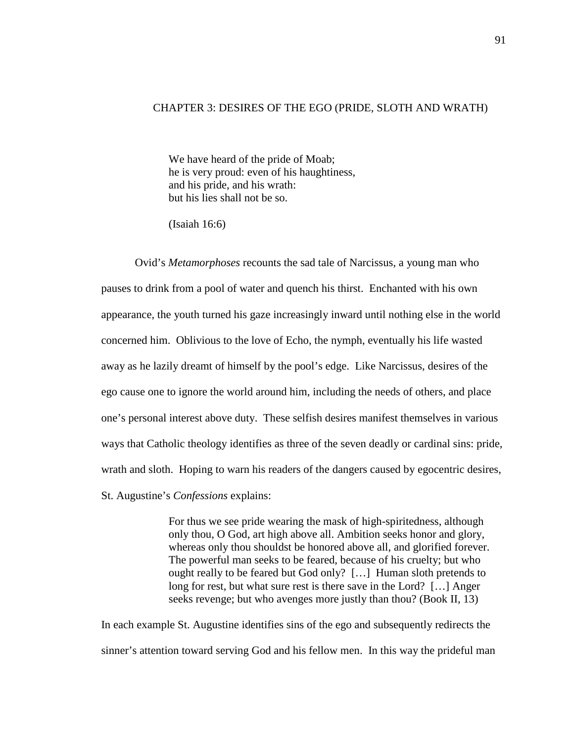# CHAPTER 3: DESIRES OF THE EGO (PRIDE, SLOTH AND WRATH)

> We have heard of the pride of Moab;
> he is very proud: even of his haughtiness,
> and his pride, and his wrath:
> but his lies shall not be so.
>
> (Isaiah 16:6)

Ovid's *Metamorphoses* recounts the sad tale of Narcissus, a young man who pauses to drink from a pool of water and quench his thirst. Enchanted with his own appearance, the youth turned his gaze increasingly inward until nothing else in the world concerned him. Oblivious to the love of Echo, the nymph, eventually his life wasted away as he lazily dreamt of himself by the pool's edge. Like Narcissus, desires of the ego cause one to ignore the world around him, including the needs of others, and place one's personal interest above duty. These selfish desires manifest themselves in various ways that Catholic theology identifies as three of the seven deadly or cardinal sins: pride, wrath and sloth. Hoping to warn his readers of the dangers caused by egocentric desires, St. Augustine's *Confessions* explains:

> For thus we see pride wearing the mask of high-spiritedness, although only thou, O God, art high above all. Ambition seeks honor and glory, whereas only thou shouldst be honored above all, and glorified forever. The powerful man seeks to be feared, because of his cruelty; but who ought really to be feared but God only? […] Human sloth pretends to long for rest, but what sure rest is there save in the Lord? […] Anger seeks revenge; but who avenges more justly than thou? (Book II, 13)

In each example St. Augustine identifies sins of the ego and subsequently redirects the sinner's attention toward serving God and his fellow men. In this way the prideful man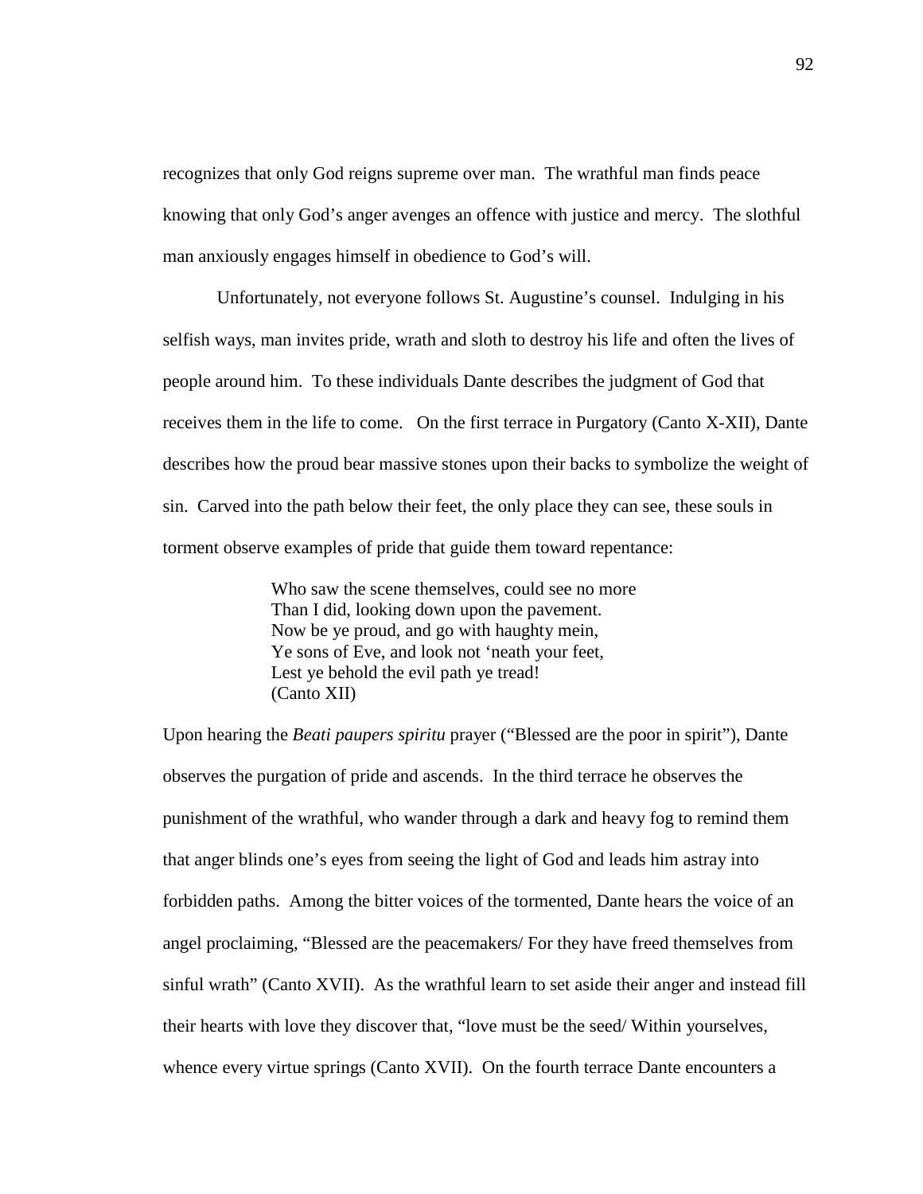recognizes that only God reigns supreme over man. The wrathful man finds peace knowing that only God's anger avenges an offence with justice and mercy. The slothful man anxiously engages himself in obedience to God's will.

Unfortunately, not everyone follows St. Augustine's counsel. Indulging in his selfish ways, man invites pride, wrath and sloth to destroy his life and often the lives of people around him. To these individuals Dante describes the judgment of God that receives them in the life to come. On the first terrace in Purgatory (Canto X-XII), Dante describes how the proud bear massive stones upon their backs to symbolize the weight of sin. Carved into the path below their feet, the only place they can see, these souls in torment observe examples of pride that guide them toward repentance:

> Who saw the scene themselves, could see no more
> Than I did, looking down upon the pavement.
> Now be ye proud, and go with haughty mein,
> Ye sons of Eve, and look not 'neath your feet,
> Lest ye behold the evil path ye tread!
> (Canto XII)

Upon hearing the *Beati paupers spiritu* prayer ("Blessed are the poor in spirit"), Dante observes the purgation of pride and ascends. In the third terrace he observes the punishment of the wrathful, who wander through a dark and heavy fog to remind them that anger blinds one's eyes from seeing the light of God and leads him astray into forbidden paths. Among the bitter voices of the tormented, Dante hears the voice of an angel proclaiming, "Blessed are the peacemakers/ For they have freed themselves from sinful wrath" (Canto XVII). As the wrathful learn to set aside their anger and instead fill their hearts with love they discover that, "love must be the seed/ Within yourselves, whence every virtue springs (Canto XVII). On the fourth terrace Dante encounters a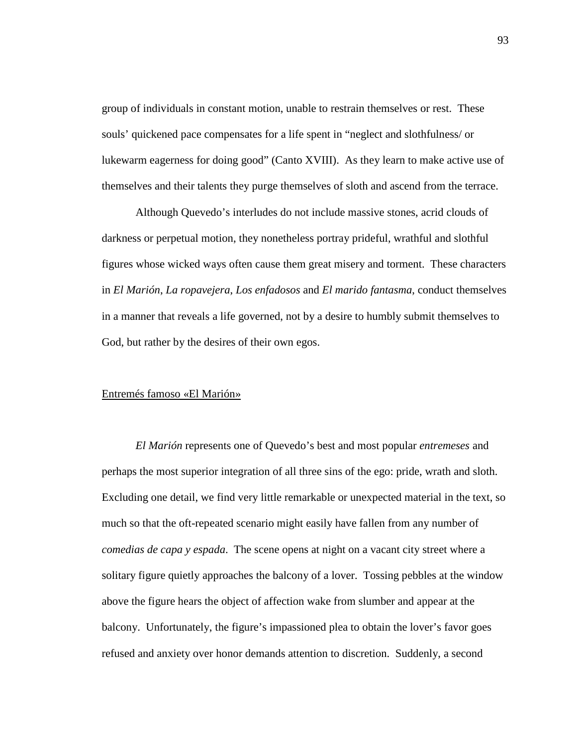group of individuals in constant motion, unable to restrain themselves or rest. These souls' quickened pace compensates for a life spent in "neglect and slothfulness/ or lukewarm eagerness for doing good" (Canto XVIII). As they learn to make active use of themselves and their talents they purge themselves of sloth and ascend from the terrace.

Although Quevedo's interludes do not include massive stones, acrid clouds of darkness or perpetual motion, they nonetheless portray prideful, wrathful and slothful figures whose wicked ways often cause them great misery and torment. These characters in *El Marión*, *La ropavejera*, *Los enfadosos* and *El marido fantasma*, conduct themselves in a manner that reveals a life governed, not by a desire to humbly submit themselves to God, but rather by the desires of their own egos.

### Entremés famoso «El Marión»

*El Marión* represents one of Quevedo's best and most popular *entremeses* and perhaps the most superior integration of all three sins of the ego: pride, wrath and sloth. Excluding one detail, we find very little remarkable or unexpected material in the text, so much so that the oft-repeated scenario might easily have fallen from any number of *comedias de capa y espada*. The scene opens at night on a vacant city street where a solitary figure quietly approaches the balcony of a lover. Tossing pebbles at the window above the figure hears the object of affection wake from slumber and appear at the balcony. Unfortunately, the figure's impassioned plea to obtain the lover's favor goes refused and anxiety over honor demands attention to discretion. Suddenly, a second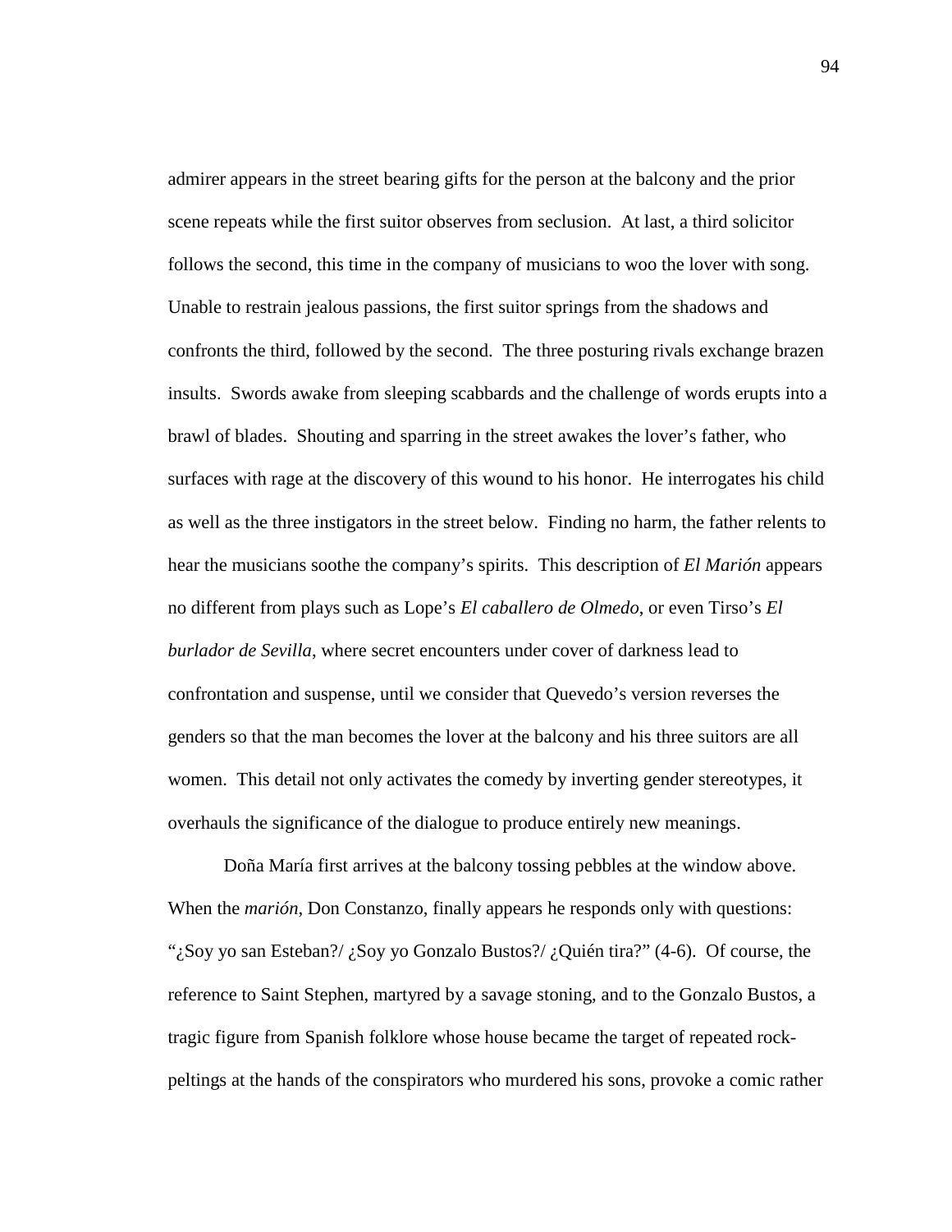admirer appears in the street bearing gifts for the person at the balcony and the prior scene repeats while the first suitor observes from seclusion. At last, a third solicitor follows the second, this time in the company of musicians to woo the lover with song. Unable to restrain jealous passions, the first suitor springs from the shadows and confronts the third, followed by the second. The three posturing rivals exchange brazen insults. Swords awake from sleeping scabbards and the challenge of words erupts into a brawl of blades. Shouting and sparring in the street awakes the lover's father, who surfaces with rage at the discovery of this wound to his honor. He interrogates his child as well as the three instigators in the street below. Finding no harm, the father relents to hear the musicians soothe the company's spirits. This description of *El Marión* appears no different from plays such as Lope's *El caballero de Olmedo*, or even Tirso's *El burlador de Sevilla*, where secret encounters under cover of darkness lead to confrontation and suspense, until we consider that Quevedo's version reverses the genders so that the man becomes the lover at the balcony and his three suitors are all women. This detail not only activates the comedy by inverting gender stereotypes, it overhauls the significance of the dialogue to produce entirely new meanings.

Doña María first arrives at the balcony tossing pebbles at the window above. When the *marión*, Don Constanzo, finally appears he responds only with questions: "¿Soy yo san Esteban?/ ¿Soy yo Gonzalo Bustos?/ ¿Quién tira?" (4-6). Of course, the reference to Saint Stephen, martyred by a savage stoning, and to the Gonzalo Bustos, a tragic figure from Spanish folklore whose house became the target of repeated rock-peltings at the hands of the conspirators who murdered his sons, provoke a comic rather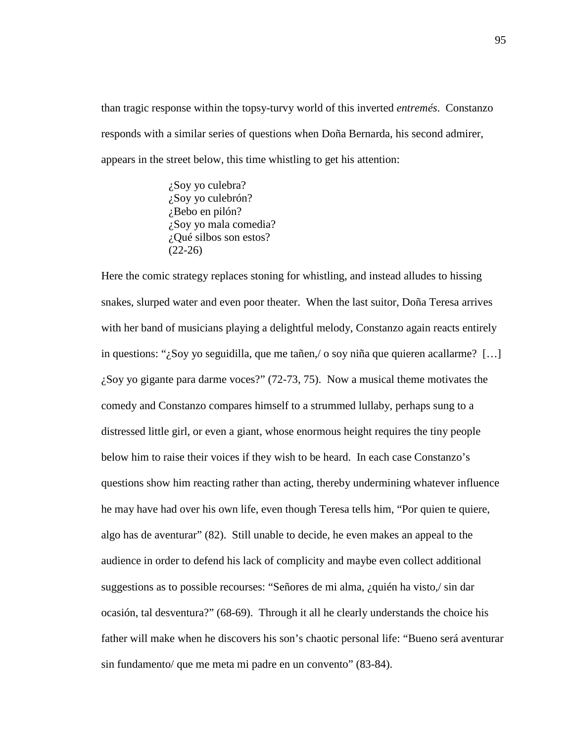than tragic response within the topsy-turvy world of this inverted *entremés*. Constanzo responds with a similar series of questions when Doña Bernarda, his second admirer, appears in the street below, this time whistling to get his attention:

> ¿Soy yo culebra?  
> ¿Soy yo culebrón?  
> ¿Bebo en pilón?  
> ¿Soy yo mala comedia?  
> ¿Qué silbos son estos?  
> (22-26)

Here the comic strategy replaces stoning for whistling, and instead alludes to hissing snakes, slurped water and even poor theater. When the last suitor, Doña Teresa arrives with her band of musicians playing a delightful melody, Constanzo again reacts entirely in questions: "¿Soy yo seguidilla, que me tañen,/ o soy niña que quieren acallarme? […] ¿Soy yo gigante para darme voces?" (72-73, 75). Now a musical theme motivates the comedy and Constanzo compares himself to a strummed lullaby, perhaps sung to a distressed little girl, or even a giant, whose enormous height requires the tiny people below him to raise their voices if they wish to be heard. In each case Constanzo's questions show him reacting rather than acting, thereby undermining whatever influence he may have had over his own life, even though Teresa tells him, "Por quien te quiere, algo has de aventurar" (82). Still unable to decide, he even makes an appeal to the audience in order to defend his lack of complicity and maybe even collect additional suggestions as to possible recourses: "Señores de mi alma, ¿quién ha visto,/ sin dar ocasión, tal desventura?" (68-69). Through it all he clearly understands the choice his father will make when he discovers his son's chaotic personal life: "Bueno será aventurar sin fundamento/ que me meta mi padre en un convento" (83-84).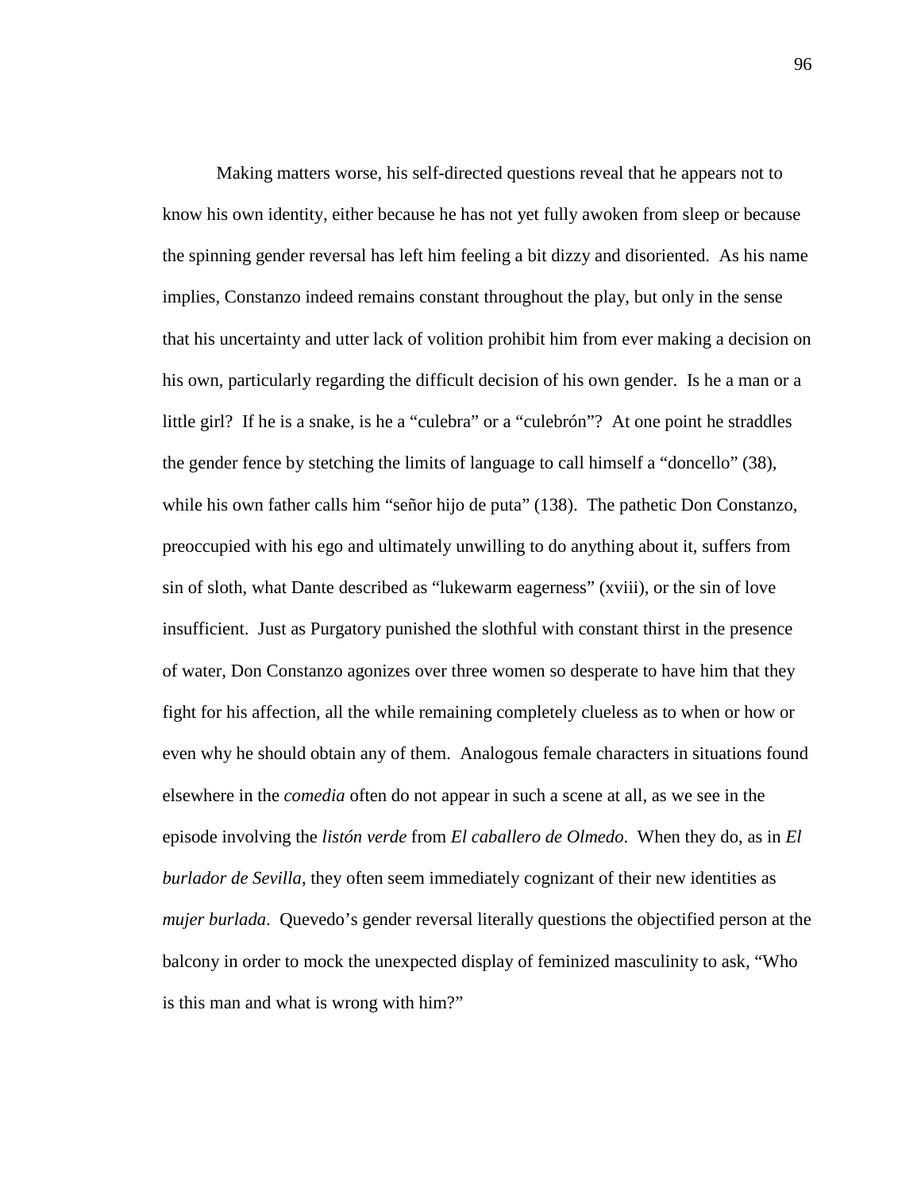Making matters worse, his self-directed questions reveal that he appears not to know his own identity, either because he has not yet fully awoken from sleep or because the spinning gender reversal has left him feeling a bit dizzy and disoriented. As his name implies, Constanzo indeed remains constant throughout the play, but only in the sense that his uncertainty and utter lack of volition prohibit him from ever making a decision on his own, particularly regarding the difficult decision of his own gender. Is he a man or a little girl? If he is a snake, is he a "culebra" or a "culebrón"? At one point he straddles the gender fence by stetching the limits of language to call himself a "doncello" (38), while his own father calls him "señor hijo de puta" (138). The pathetic Don Constanzo, preoccupied with his ego and ultimately unwilling to do anything about it, suffers from sin of sloth, what Dante described as "lukewarm eagerness" (xviii), or the sin of love insufficient. Just as Purgatory punished the slothful with constant thirst in the presence of water, Don Constanzo agonizes over three women so desperate to have him that they fight for his affection, all the while remaining completely clueless as to when or how or even why he should obtain any of them. Analogous female characters in situations found elsewhere in the *comedia* often do not appear in such a scene at all, as we see in the episode involving the *listón verde* from *El caballero de Olmedo*. When they do, as in *El burlador de Sevilla*, they often seem immediately cognizant of their new identities as *mujer burlada*. Quevedo's gender reversal literally questions the objectified person at the balcony in order to mock the unexpected display of feminized masculinity to ask, "Who is this man and what is wrong with him?"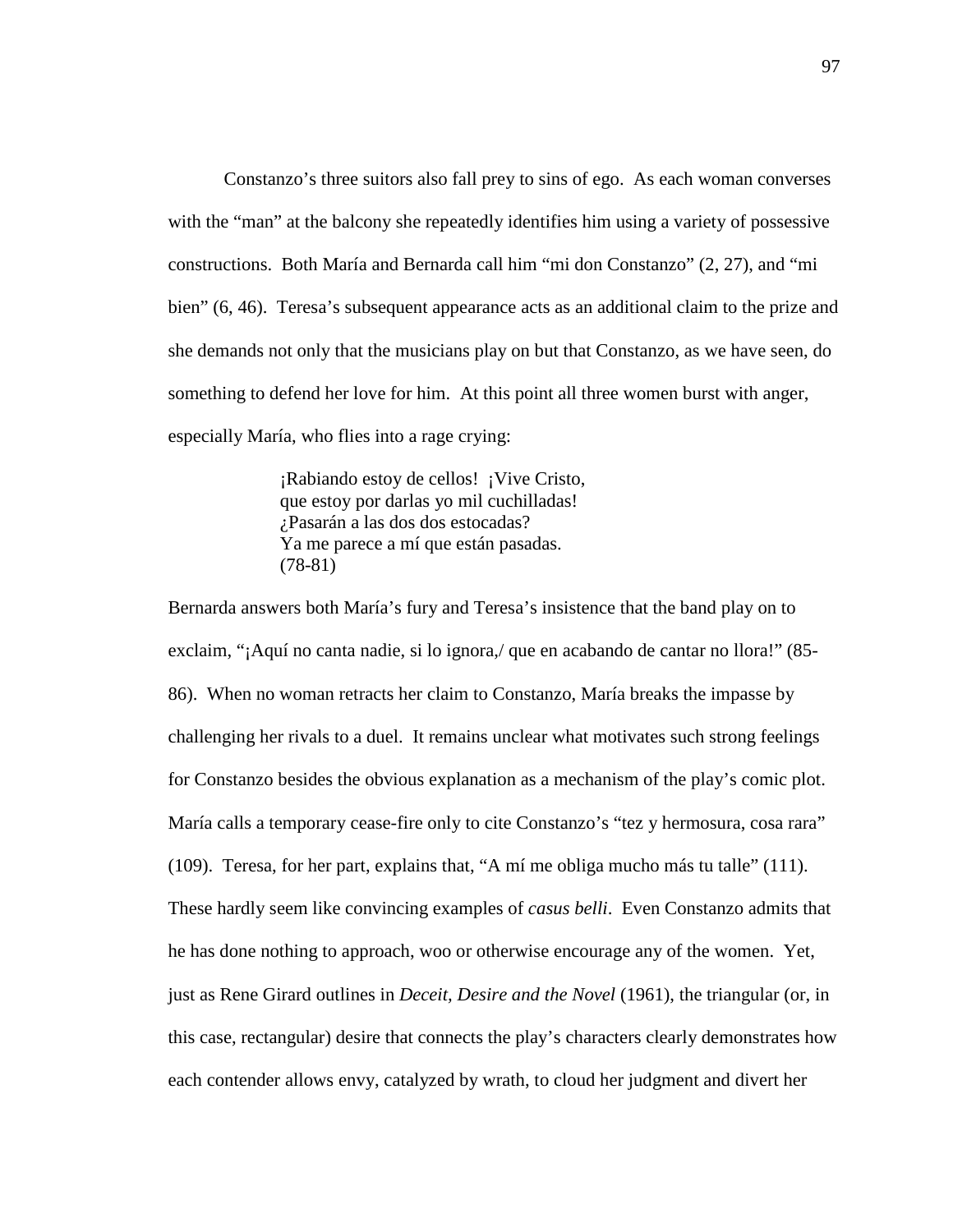Constanzo's three suitors also fall prey to sins of ego. As each woman converses with the "man" at the balcony she repeatedly identifies him using a variety of possessive constructions. Both María and Bernarda call him "mi don Constanzo" (2, 27), and "mi bien" (6, 46). Teresa's subsequent appearance acts as an additional claim to the prize and she demands not only that the musicians play on but that Constanzo, as we have seen, do something to defend her love for him. At this point all three women burst with anger, especially María, who flies into a rage crying:

> ¡Rabiando estoy de cellos! ¡Vive Cristo,
> que estoy por darlas yo mil cuchilladas!
> ¿Pasarán a las dos dos estocadas?
> Ya me parece a mí que están pasadas.
> (78-81)

Bernarda answers both María's fury and Teresa's insistence that the band play on to exclaim, "¡Aquí no canta nadie, si lo ignora,/ que en acabando de cantar no llora!" (85-86). When no woman retracts her claim to Constanzo, María breaks the impasse by challenging her rivals to a duel. It remains unclear what motivates such strong feelings for Constanzo besides the obvious explanation as a mechanism of the play's comic plot. María calls a temporary cease-fire only to cite Constanzo's "tez y hermosura, cosa rara" (109). Teresa, for her part, explains that, "A mí me obliga mucho más tu talle" (111). These hardly seem like convincing examples of *casus belli*. Even Constanzo admits that he has done nothing to approach, woo or otherwise encourage any of the women. Yet, just as Rene Girard outlines in *Deceit, Desire and the Novel* (1961), the triangular (or, in this case, rectangular) desire that connects the play's characters clearly demonstrates how each contender allows envy, catalyzed by wrath, to cloud her judgment and divert her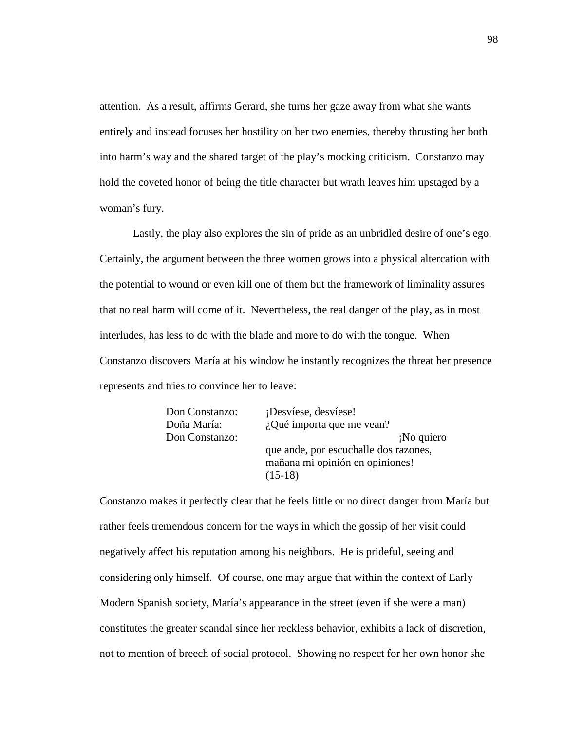attention. As a result, affirms Gerard, she turns her gaze away from what she wants entirely and instead focuses her hostility on her two enemies, thereby thrusting her both into harm's way and the shared target of the play's mocking criticism. Constanzo may hold the coveted honor of being the title character but wrath leaves him upstaged by a woman's fury.

Lastly, the play also explores the sin of pride as an unbridled desire of one's ego. Certainly, the argument between the three women grows into a physical altercation with the potential to wound or even kill one of them but the framework of liminality assures that no real harm will come of it. Nevertheless, the real danger of the play, as in most interludes, has less to do with the blade and more to do with the tongue. When Constanzo discovers María at his window he instantly recognizes the threat her presence represents and tries to convince her to leave:

> Don Constanzo: ¡Desvíese, desvíese!
> Doña María: ¿Qué importa que me vean?
> Don Constanzo: ¡No quiero
> que ande, por escuchalle dos razones,
> mañana mi opinión en opiniones!
> (15-18)

Constanzo makes it perfectly clear that he feels little or no direct danger from María but rather feels tremendous concern for the ways in which the gossip of her visit could negatively affect his reputation among his neighbors. He is prideful, seeing and considering only himself. Of course, one may argue that within the context of Early Modern Spanish society, María's appearance in the street (even if she were a man) constitutes the greater scandal since her reckless behavior, exhibits a lack of discretion, not to mention of breech of social protocol. Showing no respect for her own honor she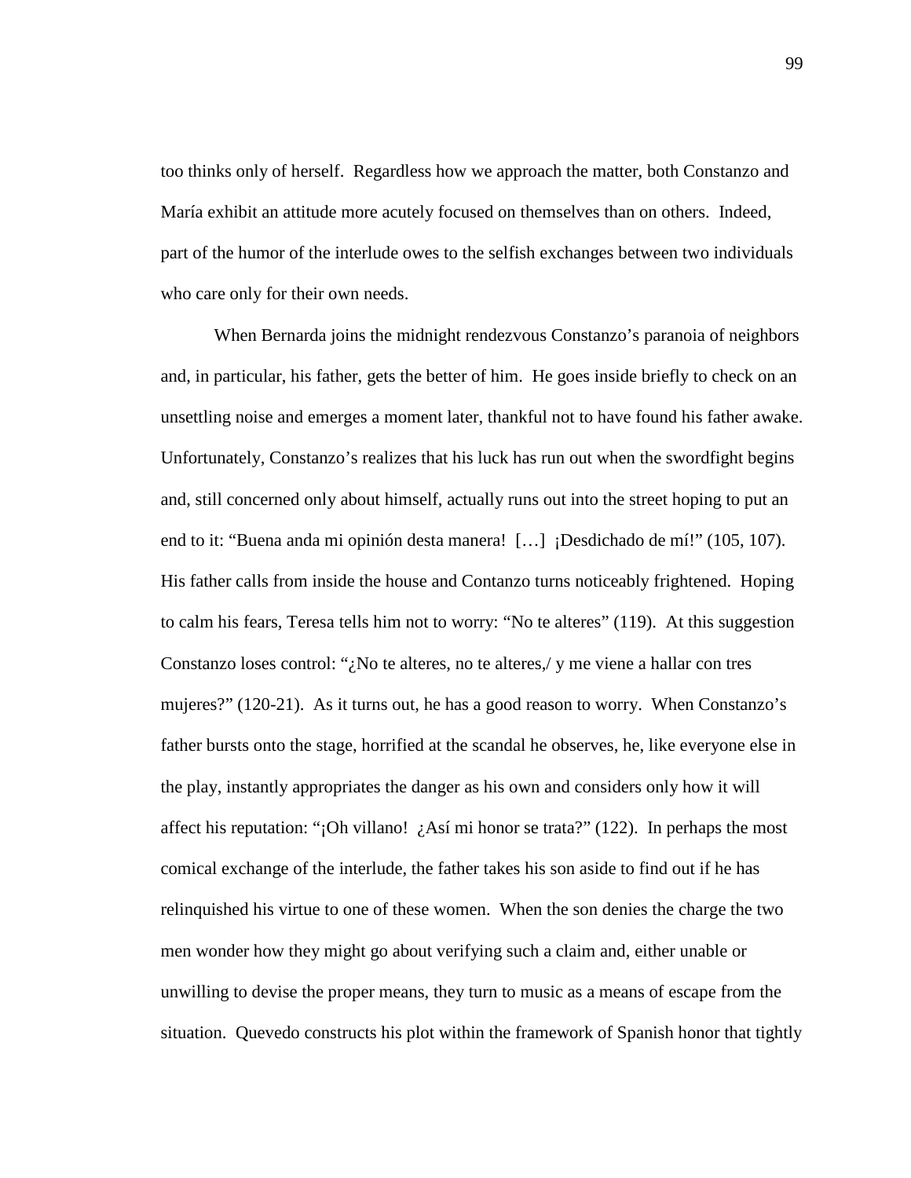too thinks only of herself. Regardless how we approach the matter, both Constanzo and María exhibit an attitude more acutely focused on themselves than on others. Indeed, part of the humor of the interlude owes to the selfish exchanges between two individuals who care only for their own needs.

When Bernarda joins the midnight rendezvous Constanzo's paranoia of neighbors and, in particular, his father, gets the better of him. He goes inside briefly to check on an unsettling noise and emerges a moment later, thankful not to have found his father awake. Unfortunately, Constanzo's realizes that his luck has run out when the swordfight begins and, still concerned only about himself, actually runs out into the street hoping to put an end to it: "Buena anda mi opinión desta manera! […] ¡Desdichado de mí!" (105, 107). His father calls from inside the house and Contanzo turns noticeably frightened. Hoping to calm his fears, Teresa tells him not to worry: "No te alteres" (119). At this suggestion Constanzo loses control: "¿No te alteres, no te alteres,/ y me viene a hallar con tres mujeres?" (120-21). As it turns out, he has a good reason to worry. When Constanzo's father bursts onto the stage, horrified at the scandal he observes, he, like everyone else in the play, instantly appropriates the danger as his own and considers only how it will affect his reputation: "¡Oh villano! ¿Así mi honor se trata?" (122). In perhaps the most comical exchange of the interlude, the father takes his son aside to find out if he has relinquished his virtue to one of these women. When the son denies the charge the two men wonder how they might go about verifying such a claim and, either unable or unwilling to devise the proper means, they turn to music as a means of escape from the situation. Quevedo constructs his plot within the framework of Spanish honor that tightly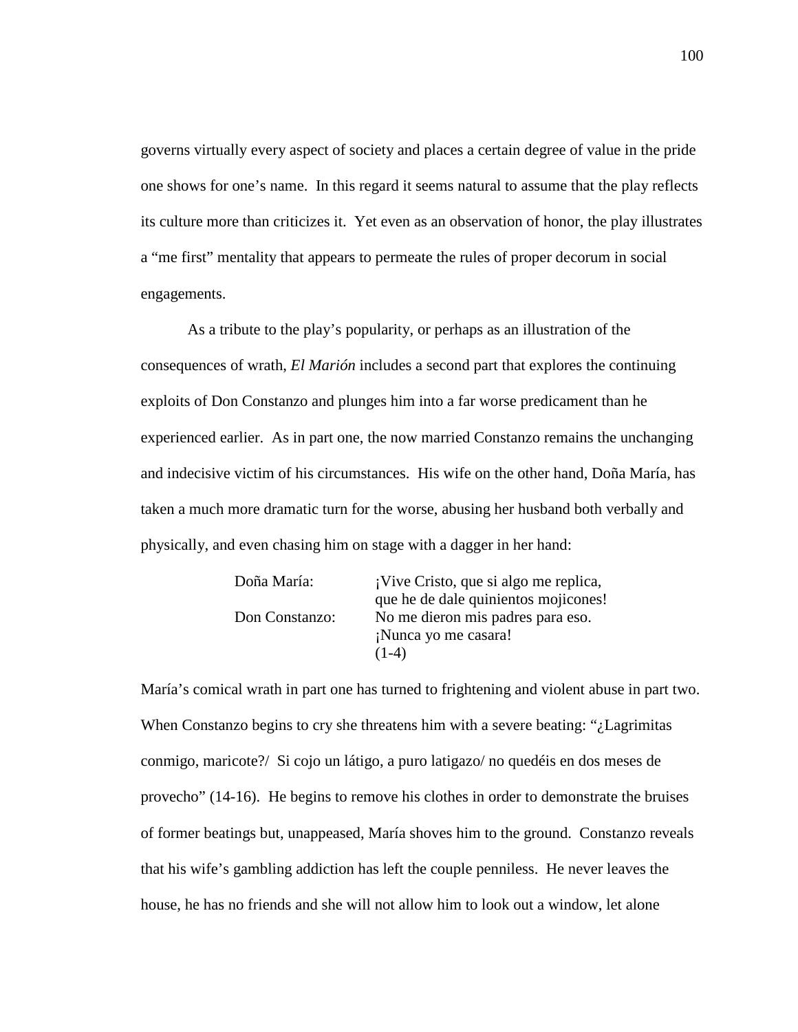governs virtually every aspect of society and places a certain degree of value in the pride one shows for one's name. In this regard it seems natural to assume that the play reflects its culture more than criticizes it. Yet even as an observation of honor, the play illustrates a "me first" mentality that appears to permeate the rules of proper decorum in social engagements.

As a tribute to the play's popularity, or perhaps as an illustration of the consequences of wrath, *El Marión* includes a second part that explores the continuing exploits of Don Constanzo and plunges him into a far worse predicament than he experienced earlier. As in part one, the now married Constanzo remains the unchanging and indecisive victim of his circumstances. His wife on the other hand, Doña María, has taken a much more dramatic turn for the worse, abusing her husband both verbally and physically, and even chasing him on stage with a dagger in her hand:

> Doña María: ¡Vive Cristo, que si algo me replica,
> que he de dale quinientos mojicones!
> Don Constanzo: No me dieron mis padres para eso.
> ¡Nunca yo me casara!
> (1-4)

María's comical wrath in part one has turned to frightening and violent abuse in part two. When Constanzo begins to cry she threatens him with a severe beating: "¿Lagrimitas conmigo, maricote?/ Si cojo un látigo, a puro latigazo/ no quedéis en dos meses de provecho" (14-16). He begins to remove his clothes in order to demonstrate the bruises of former beatings but, unappeased, María shoves him to the ground. Constanzo reveals that his wife's gambling addiction has left the couple penniless. He never leaves the house, he has no friends and she will not allow him to look out a window, let alone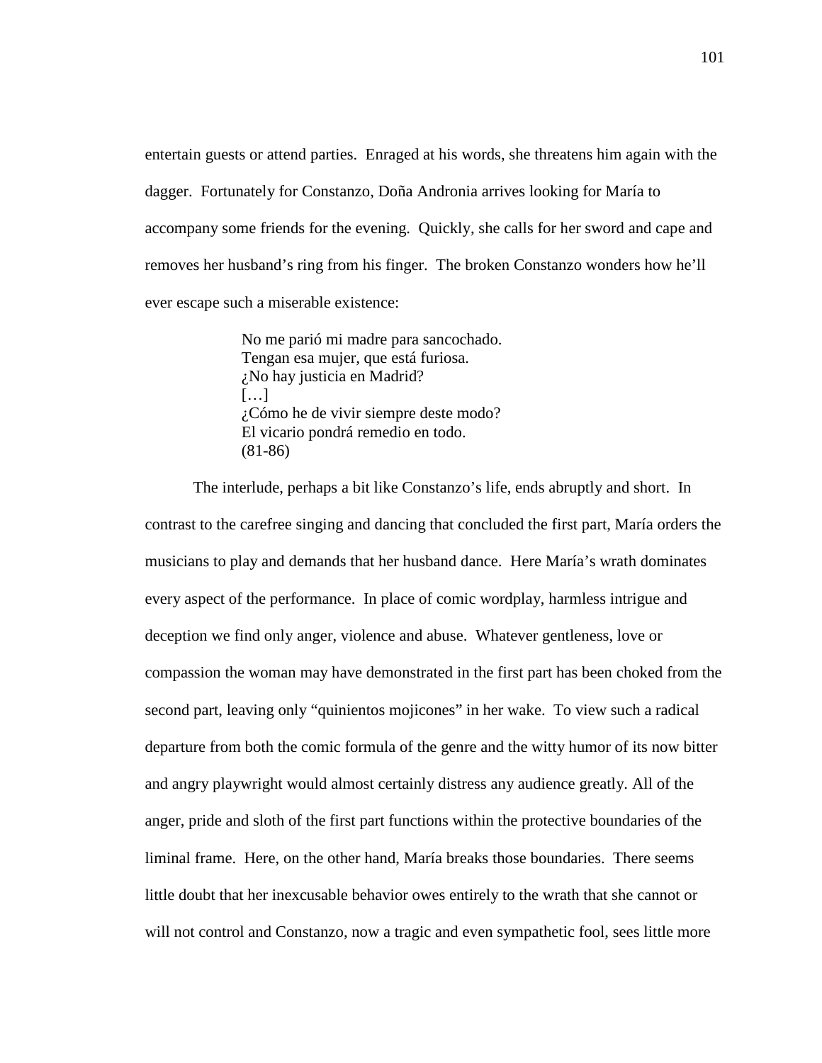entertain guests or attend parties. Enraged at his words, she threatens him again with the dagger. Fortunately for Constanzo, Doña Andronia arrives looking for María to accompany some friends for the evening. Quickly, she calls for her sword and cape and removes her husband's ring from his finger. The broken Constanzo wonders how he'll ever escape such a miserable existence:

> No me parió mi madre para sancochado.
> Tengan esa mujer, que está furiosa.
> ¿No hay justicia en Madrid?
> […]
> ¿Cómo he de vivir siempre deste modo?
> El vicario pondrá remedio en todo.
> (81-86)

The interlude, perhaps a bit like Constanzo's life, ends abruptly and short. In contrast to the carefree singing and dancing that concluded the first part, María orders the musicians to play and demands that her husband dance. Here María's wrath dominates every aspect of the performance. In place of comic wordplay, harmless intrigue and deception we find only anger, violence and abuse. Whatever gentleness, love or compassion the woman may have demonstrated in the first part has been choked from the second part, leaving only "quinientos mojicones" in her wake. To view such a radical departure from both the comic formula of the genre and the witty humor of its now bitter and angry playwright would almost certainly distress any audience greatly. All of the anger, pride and sloth of the first part functions within the protective boundaries of the liminal frame. Here, on the other hand, María breaks those boundaries. There seems little doubt that her inexcusable behavior owes entirely to the wrath that she cannot or will not control and Constanzo, now a tragic and even sympathetic fool, sees little more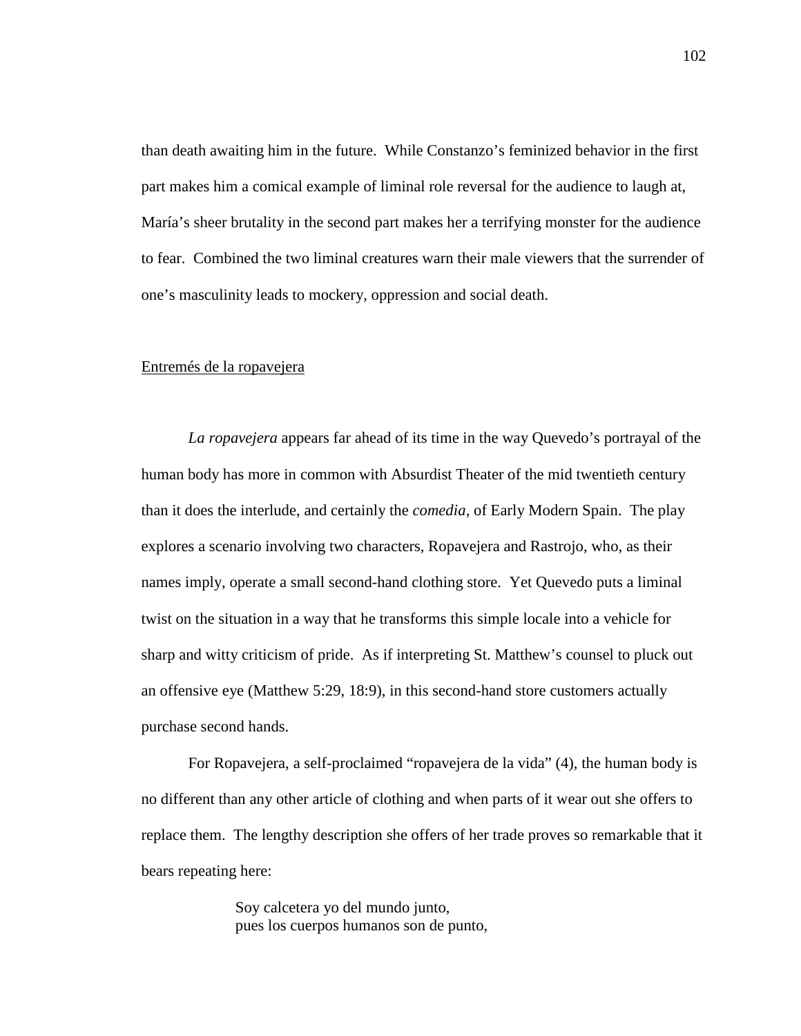than death awaiting him in the future. While Constanzo's feminized behavior in the first part makes him a comical example of liminal role reversal for the audience to laugh at, María's sheer brutality in the second part makes her a terrifying monster for the audience to fear. Combined the two liminal creatures warn their male viewers that the surrender of one's masculinity leads to mockery, oppression and social death.

## Entremés de la ropavejera

*La ropavejera* appears far ahead of its time in the way Quevedo's portrayal of the human body has more in common with Absurdist Theater of the mid twentieth century than it does the interlude, and certainly the *comedia*, of Early Modern Spain. The play explores a scenario involving two characters, Ropavejera and Rastrojo, who, as their names imply, operate a small second-hand clothing store. Yet Quevedo puts a liminal twist on the situation in a way that he transforms this simple locale into a vehicle for sharp and witty criticism of pride. As if interpreting St. Matthew's counsel to pluck out an offensive eye (Matthew 5:29, 18:9), in this second-hand store customers actually purchase second hands.

For Ropavejera, a self-proclaimed "ropavejera de la vida" (4), the human body is no different than any other article of clothing and when parts of it wear out she offers to replace them. The lengthy description she offers of her trade proves so remarkable that it bears repeating here:

> Soy calcetera yo del mundo junto,
> pues los cuerpos humanos son de punto,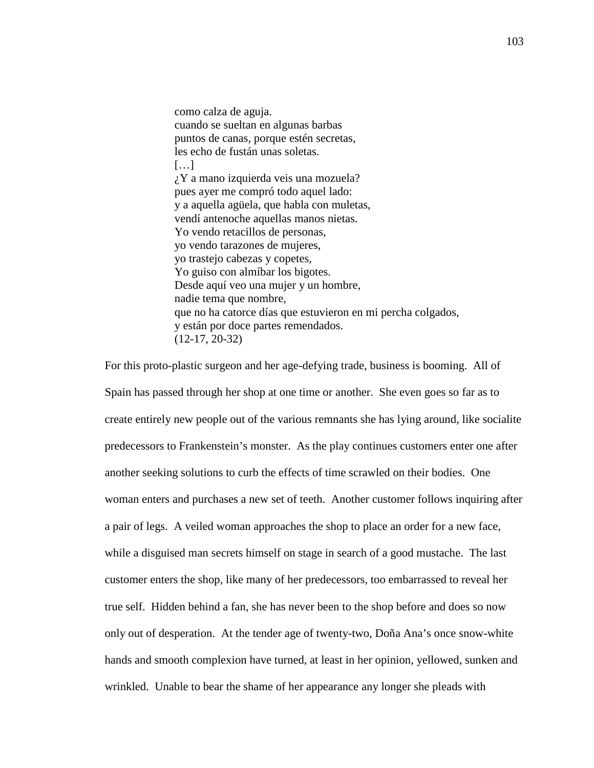como calza de aguja.  
cuando se sueltan en algunas barbas  
puntos de canas, porque estén secretas,  
les echo de fustán unas soletas.  
[…]  
¿Y a mano izquierda veis una mozuela?  
pues ayer me compró todo aquel lado:  
y a aquella agüela, que habla con muletas,  
vendí antenoche aquellas manos nietas.  
Yo vendo retacillos de personas,  
yo vendo tarazones de mujeres,  
yo trastejo cabezas y copetes,  
Yo guiso con almíbar los bigotes.  
Desde aquí veo una mujer y un hombre,  
nadie tema que nombre,  
que no ha catorce días que estuvieron en mi percha colgados,  
y están por doce partes remendados.  
(12-17, 20-32)

For this proto-plastic surgeon and her age-defying trade, business is booming. All of Spain has passed through her shop at one time or another. She even goes so far as to create entirely new people out of the various remnants she has lying around, like socialite predecessors to Frankenstein's monster. As the play continues customers enter one after another seeking solutions to curb the effects of time scrawled on their bodies. One woman enters and purchases a new set of teeth. Another customer follows inquiring after a pair of legs. A veiled woman approaches the shop to place an order for a new face, while a disguised man secrets himself on stage in search of a good mustache. The last customer enters the shop, like many of her predecessors, too embarrassed to reveal her true self. Hidden behind a fan, she has never been to the shop before and does so now only out of desperation. At the tender age of twenty-two, Doña Ana's once snow-white hands and smooth complexion have turned, at least in her opinion, yellowed, sunken and wrinkled. Unable to bear the shame of her appearance any longer she pleads with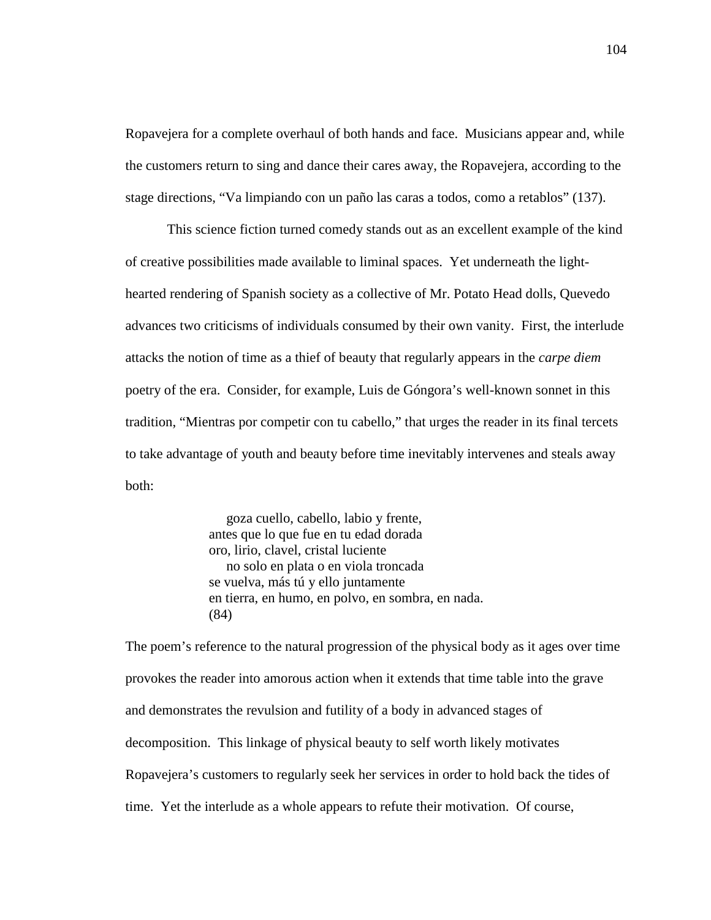Ropavejera for a complete overhaul of both hands and face. Musicians appear and, while the customers return to sing and dance their cares away, the Ropavejera, according to the stage directions, "Va limpiando con un paño las caras a todos, como a retablos" (137).

This science fiction turned comedy stands out as an excellent example of the kind of creative possibilities made available to liminal spaces. Yet underneath the light-hearted rendering of Spanish society as a collective of Mr. Potato Head dolls, Quevedo advances two criticisms of individuals consumed by their own vanity. First, the interlude attacks the notion of time as a thief of beauty that regularly appears in the *carpe diem* poetry of the era. Consider, for example, Luis de Góngora's well-known sonnet in this tradition, "Mientras por competir con tu cabello," that urges the reader in its final tercets to take advantage of youth and beauty before time inevitably intervenes and steals away both:

> goza cuello, cabello, labio y frente,
> antes que lo que fue en tu edad dorada
> oro, lirio, clavel, cristal luciente
> no solo en plata o en viola troncada
> se vuelva, más tú y ello juntamente
> en tierra, en humo, en polvo, en sombra, en nada.
> (84)

The poem's reference to the natural progression of the physical body as it ages over time provokes the reader into amorous action when it extends that time table into the grave and demonstrates the revulsion and futility of a body in advanced stages of decomposition. This linkage of physical beauty to self worth likely motivates Ropavejera's customers to regularly seek her services in order to hold back the tides of time. Yet the interlude as a whole appears to refute their motivation. Of course,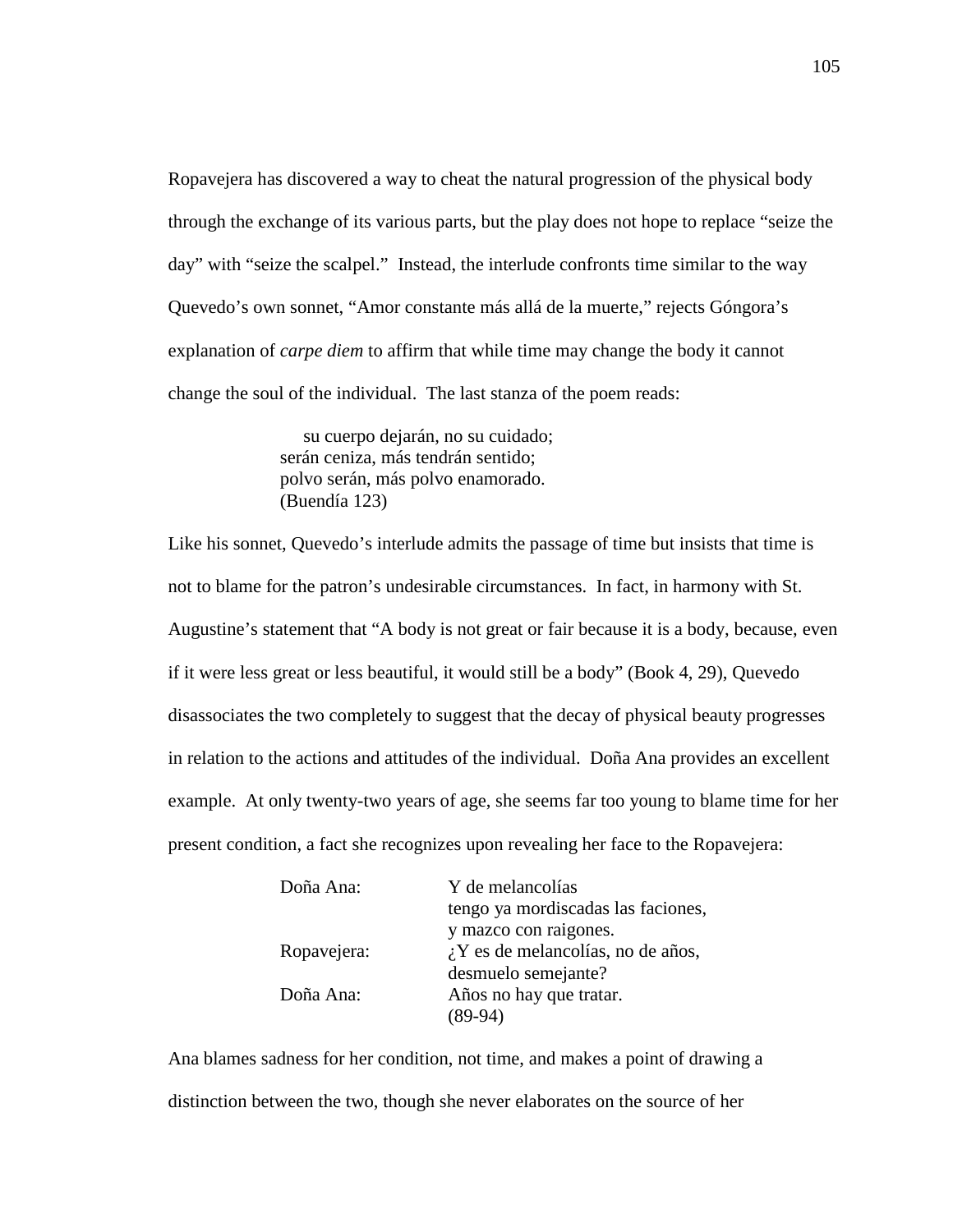Ropavejera has discovered a way to cheat the natural progression of the physical body through the exchange of its various parts, but the play does not hope to replace "seize the day" with "seize the scalpel." Instead, the interlude confronts time similar to the way Quevedo's own sonnet, "Amor constante más allá de la muerte," rejects Góngora's explanation of *carpe diem* to affirm that while time may change the body it cannot change the soul of the individual. The last stanza of the poem reads:

> su cuerpo dejarán, no su cuidado;
> serán ceniza, más tendrán sentido;
> polvo serán, más polvo enamorado.
> (Buendía 123)

Like his sonnet, Quevedo's interlude admits the passage of time but insists that time is not to blame for the patron's undesirable circumstances. In fact, in harmony with St. Augustine's statement that "A body is not great or fair because it is a body, because, even if it were less great or less beautiful, it would still be a body" (Book 4, 29), Quevedo disassociates the two completely to suggest that the decay of physical beauty progresses in relation to the actions and attitudes of the individual. Doña Ana provides an excellent example. At only twenty-two years of age, she seems far too young to blame time for her present condition, a fact she recognizes upon revealing her face to the Ropavejera:

> Doña Ana: Y de melancolías
> tengo ya mordiscadas las faciones,
> y mazco con raigones.
> Ropavejera: ¿Y es de melancolías, no de años,
> desmuelo semejante?
> Doña Ana: Años no hay que tratar.
> (89-94)

Ana blames sadness for her condition, not time, and makes a point of drawing a distinction between the two, though she never elaborates on the source of her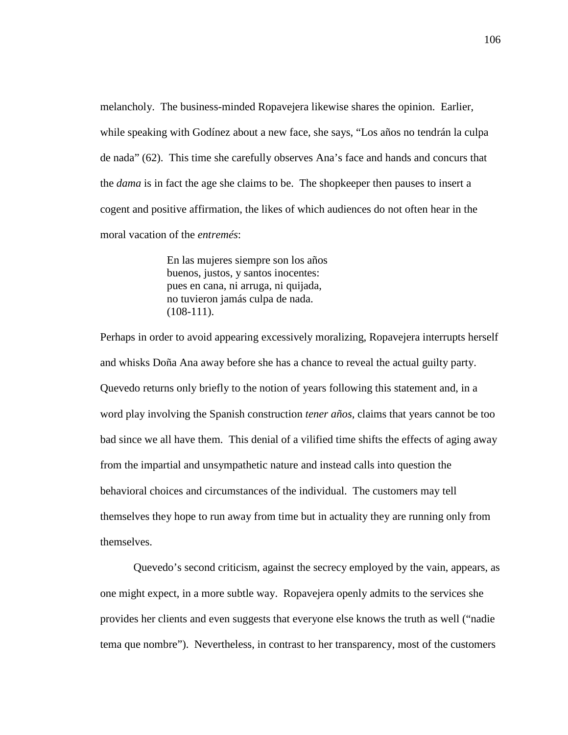melancholy. The business-minded Ropavejera likewise shares the opinion. Earlier, while speaking with Godínez about a new face, she says, "Los años no tendrán la culpa de nada" (62). This time she carefully observes Ana's face and hands and concurs that the *dama* is in fact the age she claims to be. The shopkeeper then pauses to insert a cogent and positive affirmation, the likes of which audiences do not often hear in the moral vacation of the *entremés*:

> En las mujeres siempre son los años
> buenos, justos, y santos inocentes:
> pues en cana, ni arruga, ni quijada,
> no tuvieron jamás culpa de nada.
> (108-111).

Perhaps in order to avoid appearing excessively moralizing, Ropavejera interrupts herself and whisks Doña Ana away before she has a chance to reveal the actual guilty party. Quevedo returns only briefly to the notion of years following this statement and, in a word play involving the Spanish construction *tener años*, claims that years cannot be too bad since we all have them. This denial of a vilified time shifts the effects of aging away from the impartial and unsympathetic nature and instead calls into question the behavioral choices and circumstances of the individual. The customers may tell themselves they hope to run away from time but in actuality they are running only from themselves.

Quevedo's second criticism, against the secrecy employed by the vain, appears, as one might expect, in a more subtle way. Ropavejera openly admits to the services she provides her clients and even suggests that everyone else knows the truth as well ("nadie tema que nombre"). Nevertheless, in contrast to her transparency, most of the customers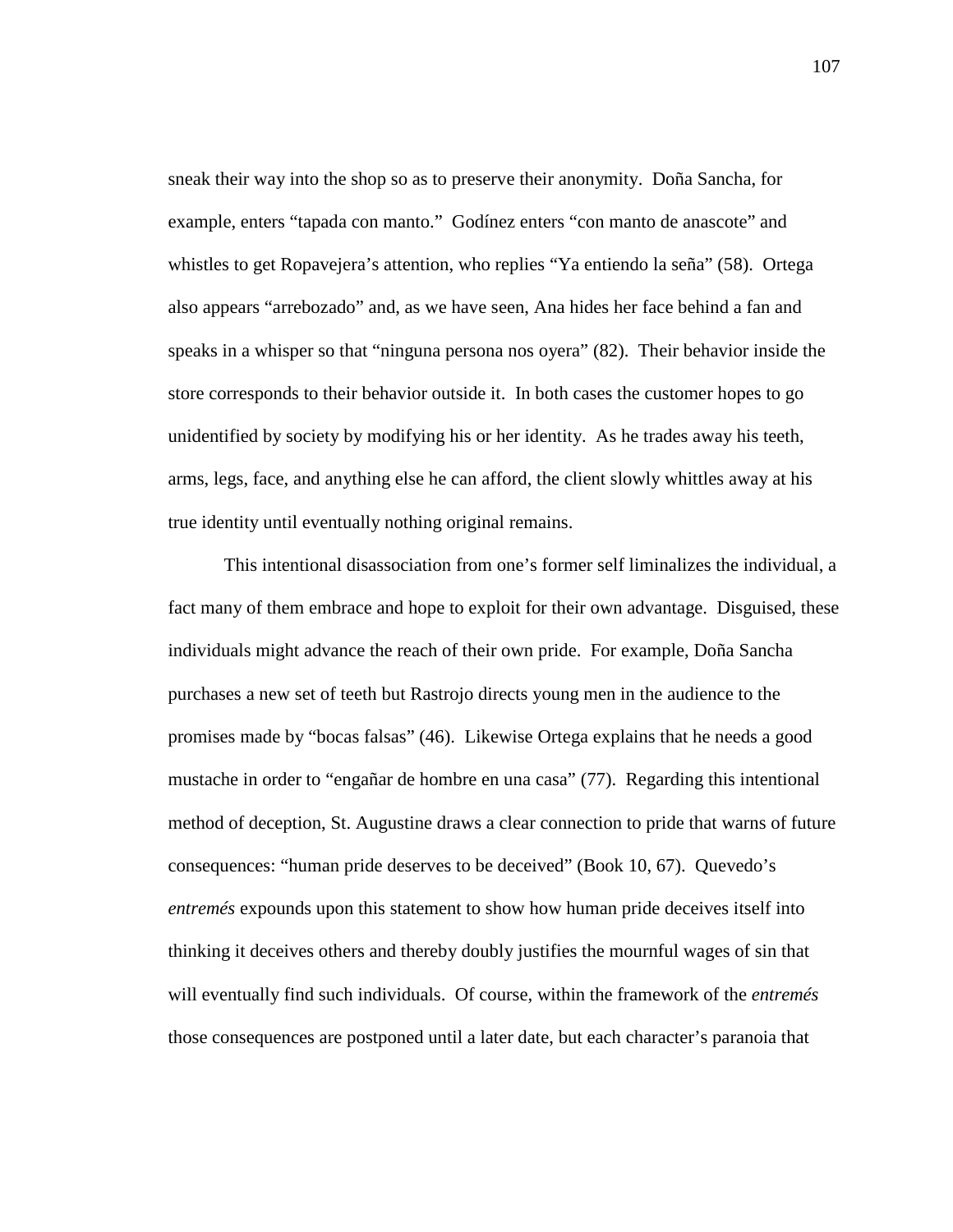sneak their way into the shop so as to preserve their anonymity. Doña Sancha, for example, enters "tapada con manto." Godínez enters "con manto de anascote" and whistles to get Ropavejera's attention, who replies "Ya entiendo la seña" (58). Ortega also appears "arrebozado" and, as we have seen, Ana hides her face behind a fan and speaks in a whisper so that "ninguna persona nos oyera" (82). Their behavior inside the store corresponds to their behavior outside it. In both cases the customer hopes to go unidentified by society by modifying his or her identity. As he trades away his teeth, arms, legs, face, and anything else he can afford, the client slowly whittles away at his true identity until eventually nothing original remains.

This intentional disassociation from one's former self liminalizes the individual, a fact many of them embrace and hope to exploit for their own advantage. Disguised, these individuals might advance the reach of their own pride. For example, Doña Sancha purchases a new set of teeth but Rastrojo directs young men in the audience to the promises made by "bocas falsas" (46). Likewise Ortega explains that he needs a good mustache in order to "engañar de hombre en una casa" (77). Regarding this intentional method of deception, St. Augustine draws a clear connection to pride that warns of future consequences: "human pride deserves to be deceived" (Book 10, 67). Quevedo's *entremés* expounds upon this statement to show how human pride deceives itself into thinking it deceives others and thereby doubly justifies the mournful wages of sin that will eventually find such individuals. Of course, within the framework of the *entremés* those consequences are postponed until a later date, but each character's paranoia that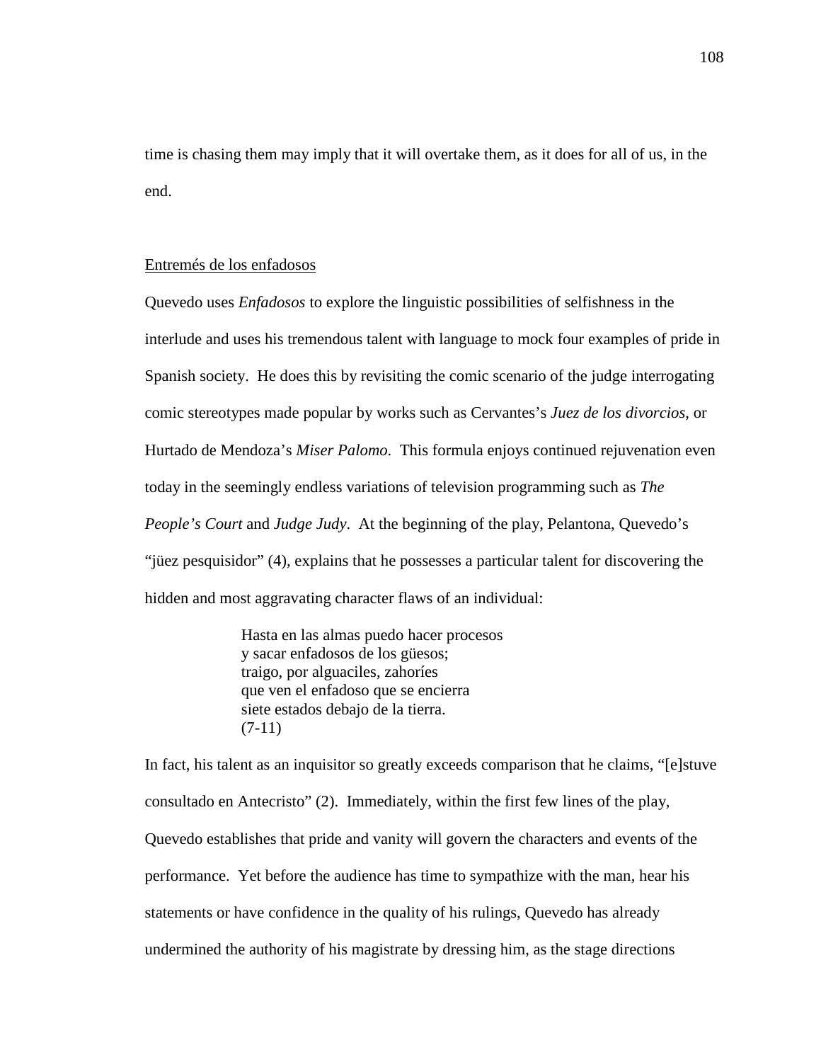time is chasing them may imply that it will overtake them, as it does for all of us, in the end.

<u>Entremés de los enfadosos</u>

Quevedo uses *Enfadosos* to explore the linguistic possibilities of selfishness in the interlude and uses his tremendous talent with language to mock four examples of pride in Spanish society. He does this by revisiting the comic scenario of the judge interrogating comic stereotypes made popular by works such as Cervantes's *Juez de los divorcios*, or Hurtado de Mendoza's *Miser Palomo*. This formula enjoys continued rejuvenation even today in the seemingly endless variations of television programming such as *The People's Court* and *Judge Judy*. At the beginning of the play, Pelantona, Quevedo's "jüez pesquisidor" (4), explains that he possesses a particular talent for discovering the hidden and most aggravating character flaws of an individual:

> Hasta en las almas puedo hacer procesos
> y sacar enfadosos de los güesos;
> traigo, por alguaciles, zahoríes
> que ven el enfadoso que se encierra
> siete estados debajo de la tierra.
> (7-11)

In fact, his talent as an inquisitor so greatly exceeds comparison that he claims, "[e]stuve consultado en Antecristo" (2). Immediately, within the first few lines of the play, Quevedo establishes that pride and vanity will govern the characters and events of the performance. Yet before the audience has time to sympathize with the man, hear his statements or have confidence in the quality of his rulings, Quevedo has already undermined the authority of his magistrate by dressing him, as the stage directions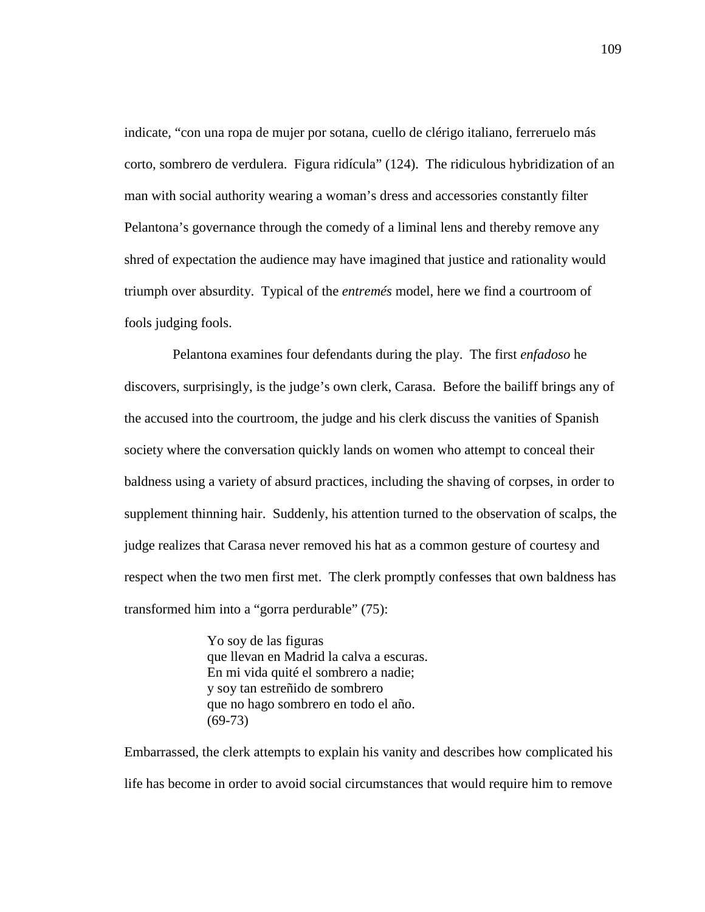indicate, "con una ropa de mujer por sotana, cuello de clérigo italiano, ferreruelo más corto, sombrero de verdulera. Figura ridícula" (124). The ridiculous hybridization of an man with social authority wearing a woman's dress and accessories constantly filter Pelantona's governance through the comedy of a liminal lens and thereby remove any shred of expectation the audience may have imagined that justice and rationality would triumph over absurdity. Typical of the *entremés* model, here we find a courtroom of fools judging fools.

Pelantona examines four defendants during the play. The first *enfadoso* he discovers, surprisingly, is the judge's own clerk, Carasa. Before the bailiff brings any of the accused into the courtroom, the judge and his clerk discuss the vanities of Spanish society where the conversation quickly lands on women who attempt to conceal their baldness using a variety of absurd practices, including the shaving of corpses, in order to supplement thinning hair. Suddenly, his attention turned to the observation of scalps, the judge realizes that Carasa never removed his hat as a common gesture of courtesy and respect when the two men first met. The clerk promptly confesses that own baldness has transformed him into a "gorra perdurable" (75):

> Yo soy de las figuras
> que llevan en Madrid la calva a escuras.
> En mi vida quité el sombrero a nadie;
> y soy tan estreñido de sombrero
> que no hago sombrero en todo el año.
> (69-73)

Embarrassed, the clerk attempts to explain his vanity and describes how complicated his life has become in order to avoid social circumstances that would require him to remove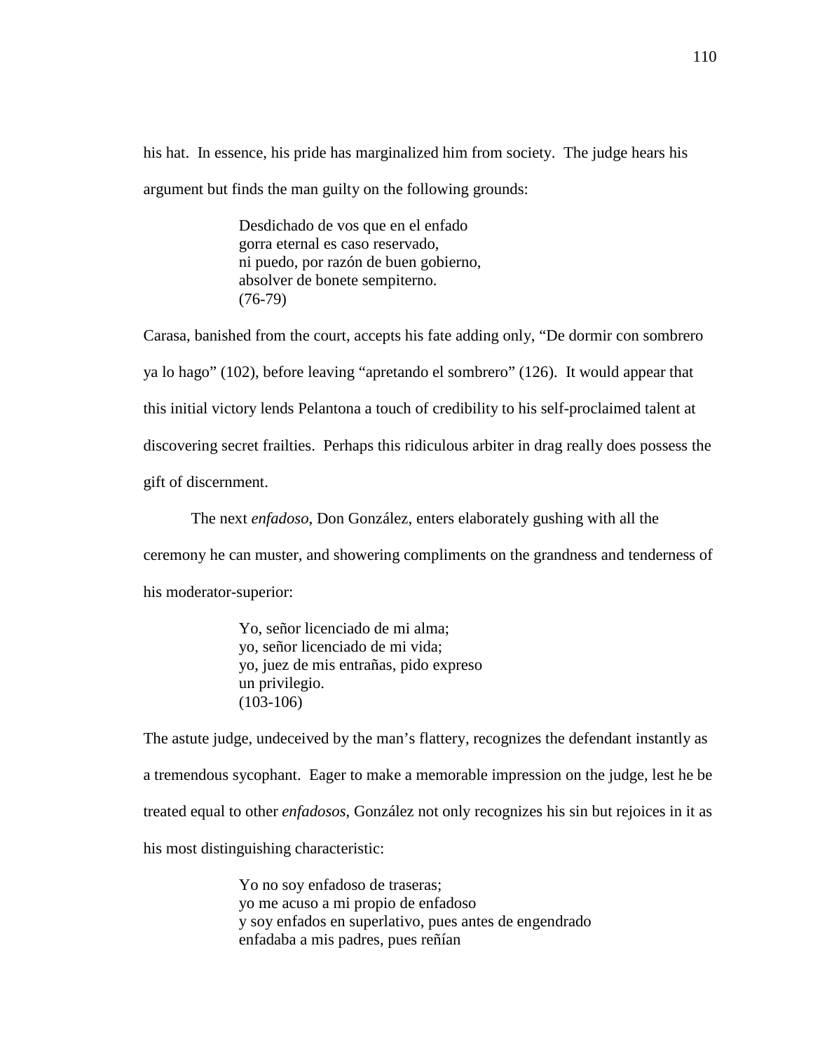his hat. In essence, his pride has marginalized him from society. The judge hears his argument but finds the man guilty on the following grounds:

> Desdichado de vos que en el enfado
> gorra eternal es caso reservado,
> ni puedo, por razón de buen gobierno,
> absolver de bonete sempiterno.
> (76-79)

Carasa, banished from the court, accepts his fate adding only, "De dormir con sombrero ya lo hago" (102), before leaving "apretando el sombrero" (126). It would appear that this initial victory lends Pelantona a touch of credibility to his self-proclaimed talent at discovering secret frailties. Perhaps this ridiculous arbiter in drag really does possess the gift of discernment.

The next *enfadoso*, Don González, enters elaborately gushing with all the ceremony he can muster, and showering compliments on the grandness and tenderness of his moderator-superior:

> Yo, señor licenciado de mi alma;
> yo, señor licenciado de mi vida;
> yo, juez de mis entrañas, pido expreso
> un privilegio.
> (103-106)

The astute judge, undeceived by the man's flattery, recognizes the defendant instantly as a tremendous sycophant. Eager to make a memorable impression on the judge, lest he be treated equal to other *enfadosos*, González not only recognizes his sin but rejoices in it as his most distinguishing characteristic:

> Yo no soy enfadoso de traseras;
> yo me acuso a mi propio de enfadoso
> y soy enfados en superlativo, pues antes de engendrado
> enfadaba a mis padres, pues reñían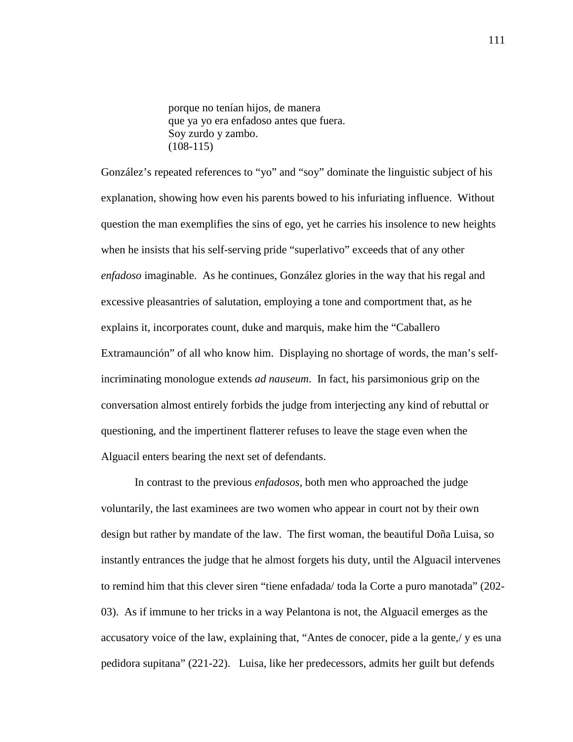> porque no tenían hijos, de manera
> que ya yo era enfadoso antes que fuera.
> Soy zurdo y zambo.
> (108-115)

González's repeated references to "yo" and "soy" dominate the linguistic subject of his explanation, showing how even his parents bowed to his infuriating influence. Without question the man exemplifies the sins of ego, yet he carries his insolence to new heights when he insists that his self-serving pride "superlativo" exceeds that of any other *enfadoso* imaginable. As he continues, González glories in the way that his regal and excessive pleasantries of salutation, employing a tone and comportment that, as he explains it, incorporates count, duke and marquis, make him the "Caballero Extramaunción" of all who know him. Displaying no shortage of words, the man's self-incriminating monologue extends *ad nauseum*. In fact, his parsimonious grip on the conversation almost entirely forbids the judge from interjecting any kind of rebuttal or questioning, and the impertinent flatterer refuses to leave the stage even when the Alguacil enters bearing the next set of defendants.

In contrast to the previous *enfadosos*, both men who approached the judge voluntarily, the last examinees are two women who appear in court not by their own design but rather by mandate of the law. The first woman, the beautiful Doña Luisa, so instantly entrances the judge that he almost forgets his duty, until the Alguacil intervenes to remind him that this clever siren "tiene enfadada/ toda la Corte a puro manotada" (202-03). As if immune to her tricks in a way Pelantona is not, the Alguacil emerges as the accusatory voice of the law, explaining that, "Antes de conocer, pide a la gente,/ y es una pedidora supitana" (221-22). Luisa, like her predecessors, admits her guilt but defends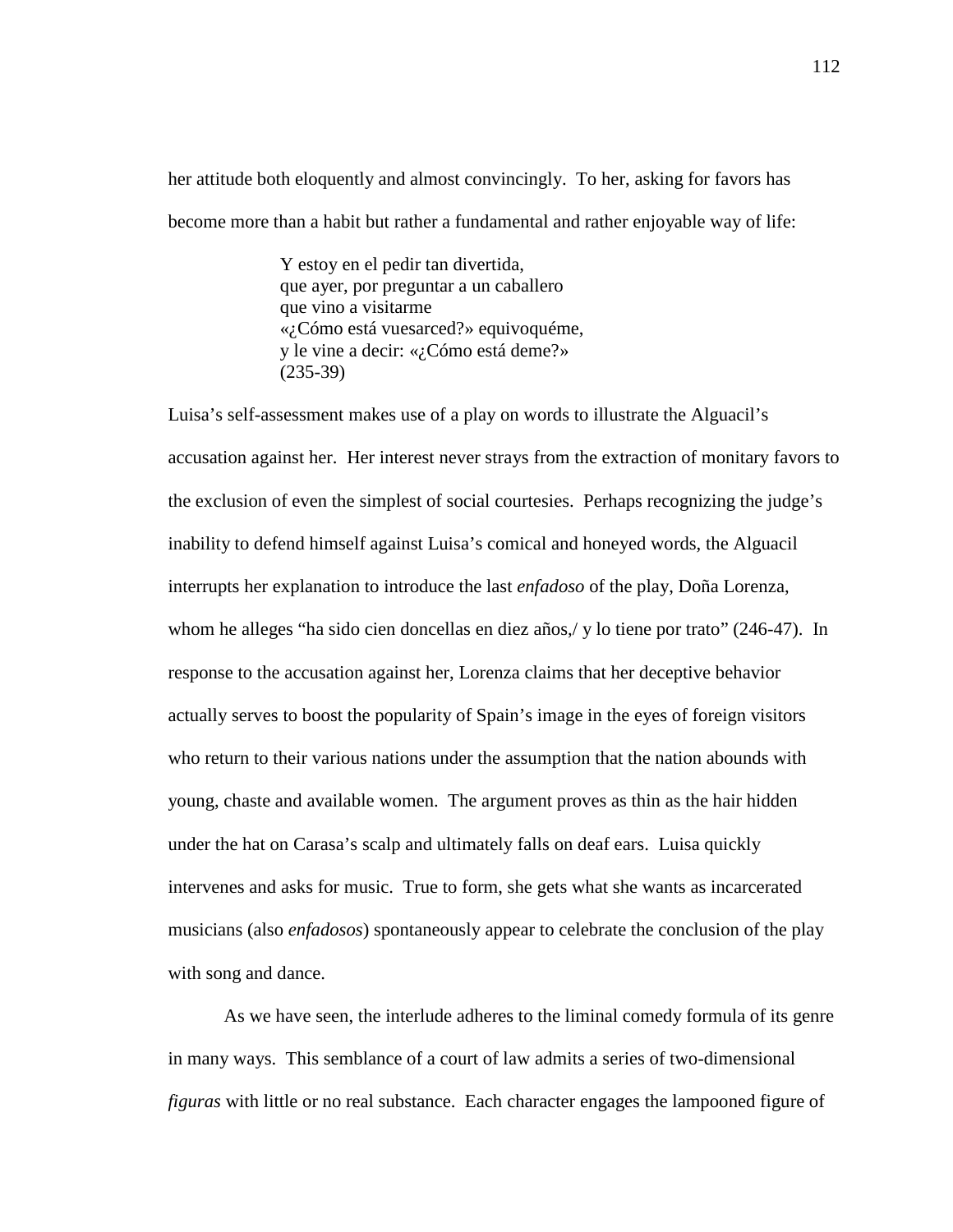her attitude both eloquently and almost convincingly. To her, asking for favors has become more than a habit but rather a fundamental and rather enjoyable way of life:

> Y estoy en el pedir tan divertida,
> que ayer, por preguntar a un caballero
> que vino a visitarme
> «¿Cómo está vuesarced?» equivoquéme,
> y le vine a decir: «¿Cómo está deme?»
> (235-39)

Luisa's self-assessment makes use of a play on words to illustrate the Alguacil's accusation against her. Her interest never strays from the extraction of monitary favors to the exclusion of even the simplest of social courtesies. Perhaps recognizing the judge's inability to defend himself against Luisa's comical and honeyed words, the Alguacil interrupts her explanation to introduce the last *enfadoso* of the play, Doña Lorenza, whom he alleges "ha sido cien doncellas en diez años,/ y lo tiene por trato" (246-47). In response to the accusation against her, Lorenza claims that her deceptive behavior actually serves to boost the popularity of Spain's image in the eyes of foreign visitors who return to their various nations under the assumption that the nation abounds with young, chaste and available women. The argument proves as thin as the hair hidden under the hat on Carasa's scalp and ultimately falls on deaf ears. Luisa quickly intervenes and asks for music. True to form, she gets what she wants as incarcerated musicians (also *enfadosos*) spontaneously appear to celebrate the conclusion of the play with song and dance.

As we have seen, the interlude adheres to the liminal comedy formula of its genre in many ways. This semblance of a court of law admits a series of two-dimensional *figuras* with little or no real substance. Each character engages the lampooned figure of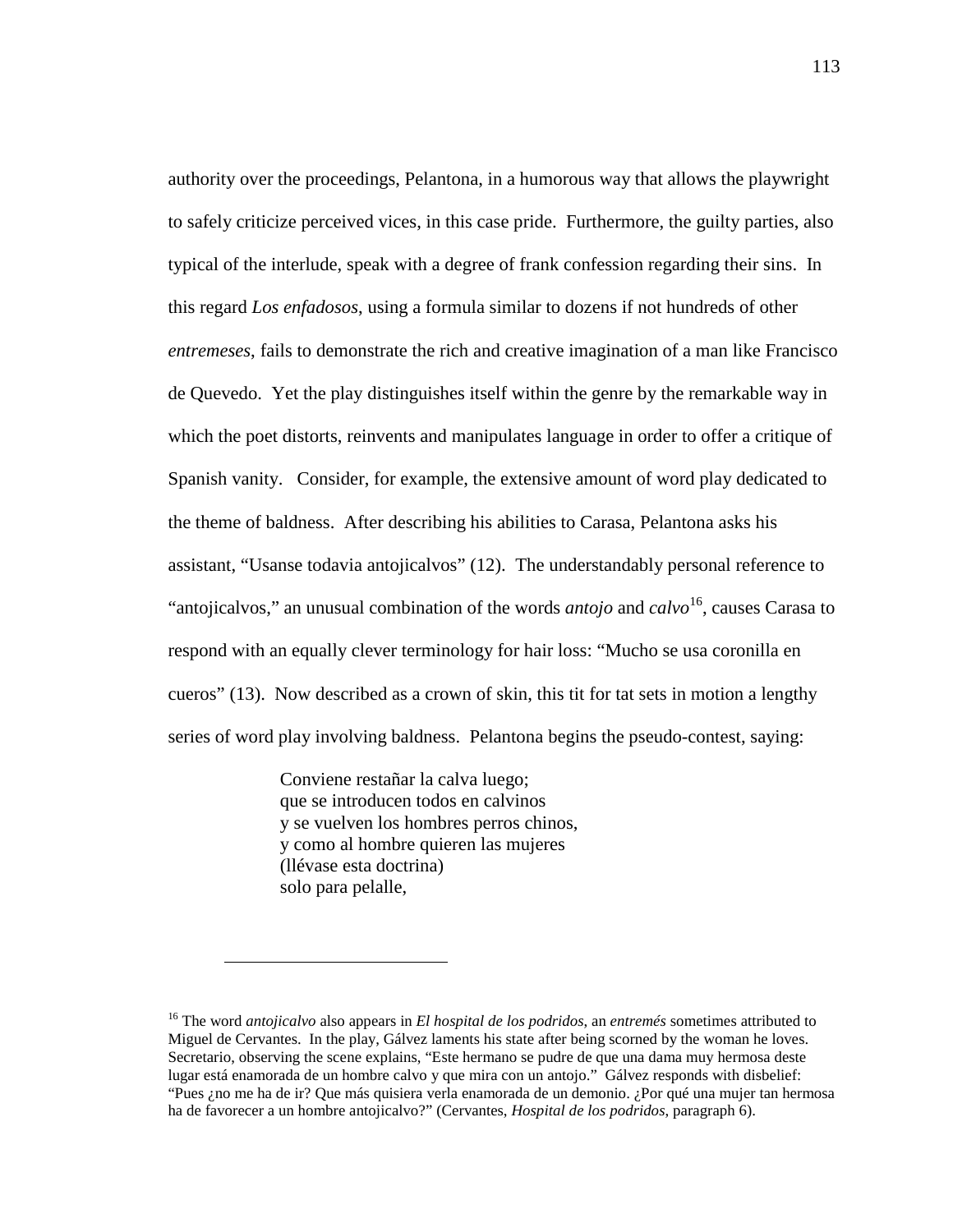authority over the proceedings, Pelantona, in a humorous way that allows the playwright to safely criticize perceived vices, in this case pride. Furthermore, the guilty parties, also typical of the interlude, speak with a degree of frank confession regarding their sins. In this regard *Los enfadosos*, using a formula similar to dozens if not hundreds of other *entremeses*, fails to demonstrate the rich and creative imagination of a man like Francisco de Quevedo. Yet the play distinguishes itself within the genre by the remarkable way in which the poet distorts, reinvents and manipulates language in order to offer a critique of Spanish vanity. Consider, for example, the extensive amount of word play dedicated to the theme of baldness. After describing his abilities to Carasa, Pelantona asks his assistant, "Usanse todavia antojicalvos" (12). The understandably personal reference to "antojicalvos," an unusual combination of the words *antojo* and *calvo*[16], causes Carasa to respond with an equally clever terminology for hair loss: "Mucho se usa coronilla en cueros" (13). Now described as a crown of skin, this tit for tat sets in motion a lengthy series of word play involving baldness. Pelantona begins the pseudo-contest, saying:

> Conviene restañar la calva luego;
> que se introducen todos en calvinos
> y se vuelven los hombres perros chinos,
> y como al hombre quieren las mujeres
> (llévase esta doctrina)
> solo para pelalle,

---

[16] The word *antojicalvo* also appears in *El hospital de los podridos*, an *entremés* sometimes attributed to Miguel de Cervantes. In the play, Gálvez laments his state after being scorned by the woman he loves. Secretario, observing the scene explains, "Este hermano se pudre de que una dama muy hermosa deste lugar está enamorada de un hombre calvo y que mira con un antojo." Gálvez responds with disbelief: "Pues ¿no me ha de ir? Que más quisiera verla enamorada de un demonio. ¿Por qué una mujer tan hermosa ha de favorecer a un hombre antojicalvo?" (Cervantes, *Hospital de los podridos*, paragraph 6).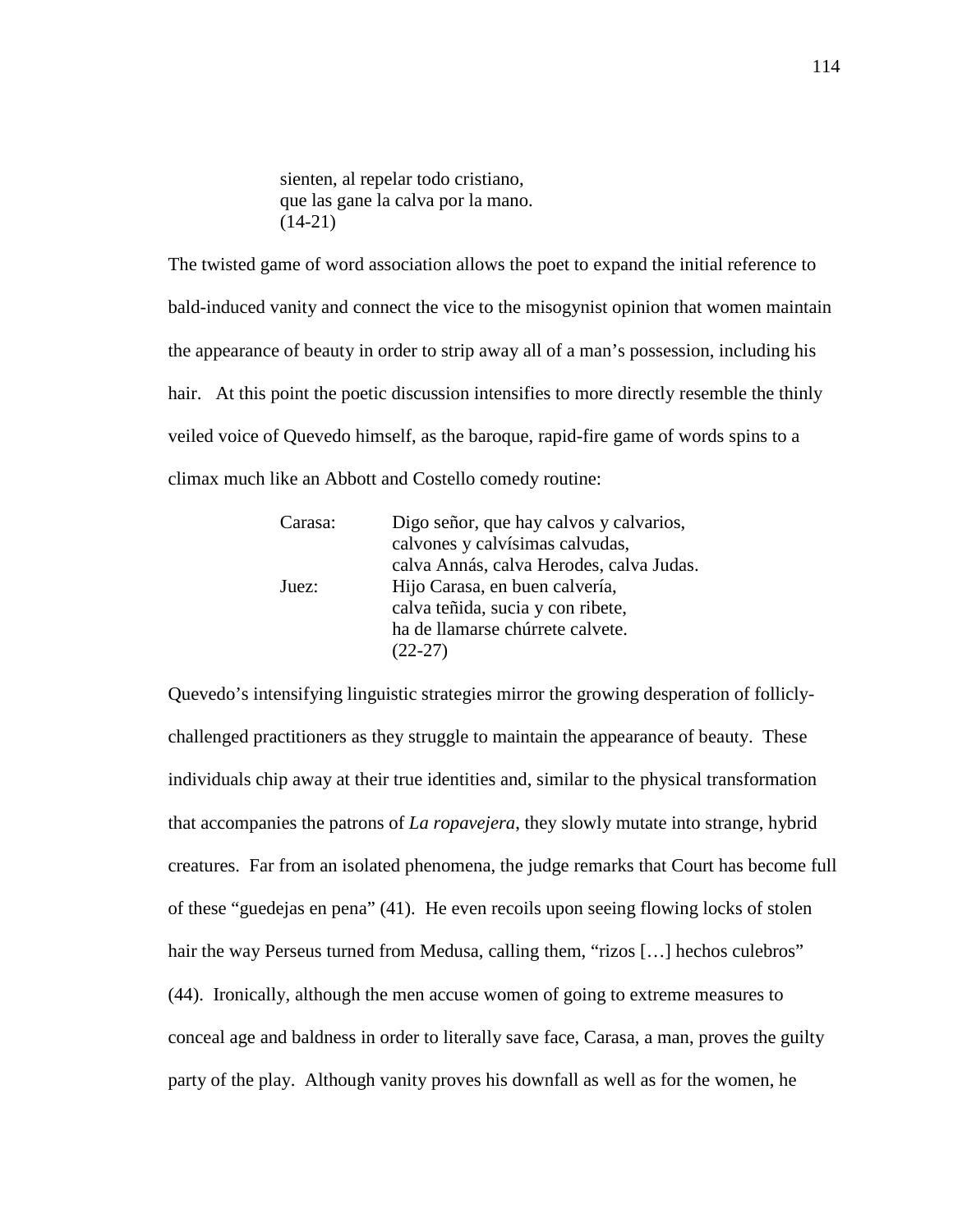> sienten, al repelar todo cristiano,
> que las gane la calva por la mano.
> (14-21)

The twisted game of word association allows the poet to expand the initial reference to bald-induced vanity and connect the vice to the misogynist opinion that women maintain the appearance of beauty in order to strip away all of a man's possession, including his hair. At this point the poetic discussion intensifies to more directly resemble the thinly veiled voice of Quevedo himself, as the baroque, rapid-fire game of words spins to a climax much like an Abbott and Costello comedy routine:

> Carasa: Digo señor, que hay calvos y calvarios,
> calvones y calvísimas calvudas,
> calva Annás, calva Herodes, calva Judas.
> Juez: Hijo Carasa, en buen calvería,
> calva teñida, sucia y con ribete,
> ha de llamarse chúrrete calvete.
> (22-27)

Quevedo's intensifying linguistic strategies mirror the growing desperation of follicly-challenged practitioners as they struggle to maintain the appearance of beauty. These individuals chip away at their true identities and, similar to the physical transformation that accompanies the patrons of *La ropavejera*, they slowly mutate into strange, hybrid creatures. Far from an isolated phenomena, the judge remarks that Court has become full of these "guedejas en pena" (41). He even recoils upon seeing flowing locks of stolen hair the way Perseus turned from Medusa, calling them, "rizos […] hechos culebros" (44). Ironically, although the men accuse women of going to extreme measures to conceal age and baldness in order to literally save face, Carasa, a man, proves the guilty party of the play. Although vanity proves his downfall as well as for the women, he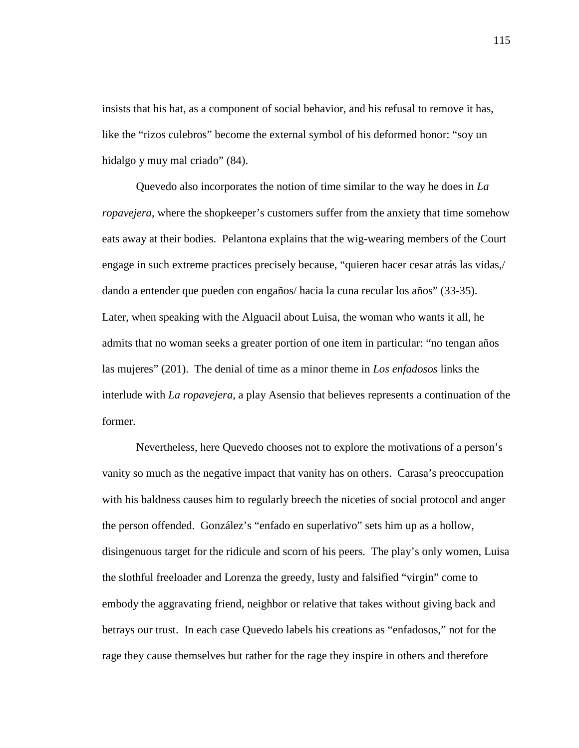insists that his hat, as a component of social behavior, and his refusal to remove it has, like the "rizos culebros" become the external symbol of his deformed honor: "soy un hidalgo y muy mal criado" (84).

Quevedo also incorporates the notion of time similar to the way he does in *La ropavejera*, where the shopkeeper's customers suffer from the anxiety that time somehow eats away at their bodies. Pelantona explains that the wig-wearing members of the Court engage in such extreme practices precisely because, "quieren hacer cesar atrás las vidas,/ dando a entender que pueden con engaños/ hacia la cuna recular los años" (33-35). Later, when speaking with the Alguacil about Luisa, the woman who wants it all, he admits that no woman seeks a greater portion of one item in particular: "no tengan años las mujeres" (201). The denial of time as a minor theme in *Los enfadosos* links the interlude with *La ropavejera*, a play Asensio that believes represents a continuation of the former.

Nevertheless, here Quevedo chooses not to explore the motivations of a person's vanity so much as the negative impact that vanity has on others. Carasa's preoccupation with his baldness causes him to regularly breech the niceties of social protocol and anger the person offended. González's "enfado en superlativo" sets him up as a hollow, disingenuous target for the ridicule and scorn of his peers. The play's only women, Luisa the slothful freeloader and Lorenza the greedy, lusty and falsified "virgin" come to embody the aggravating friend, neighbor or relative that takes without giving back and betrays our trust. In each case Quevedo labels his creations as "enfadosos," not for the rage they cause themselves but rather for the rage they inspire in others and therefore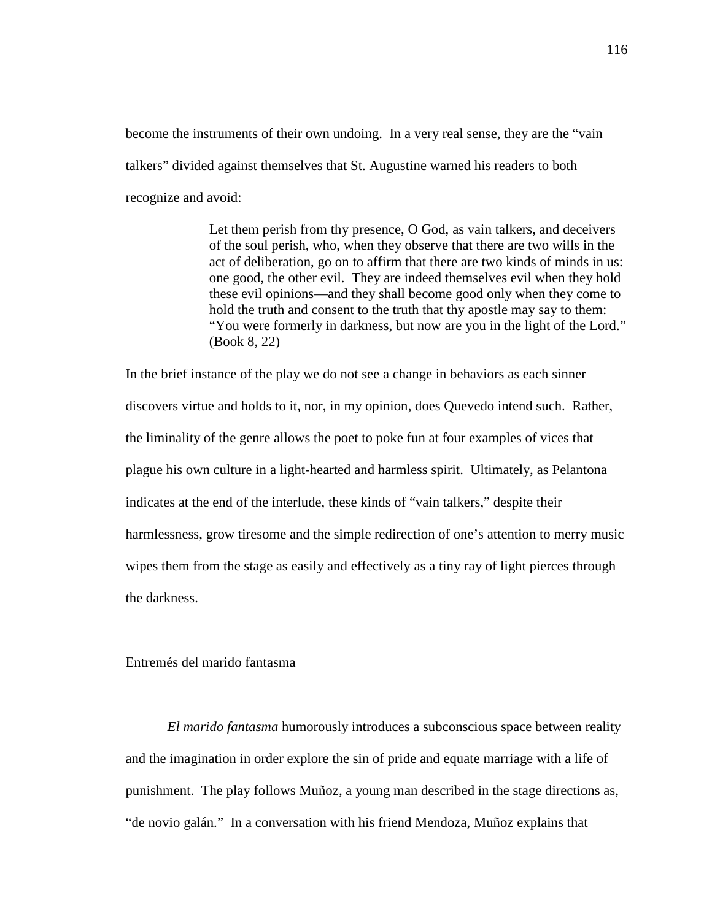become the instruments of their own undoing. In a very real sense, they are the "vain talkers" divided against themselves that St. Augustine warned his readers to both recognize and avoid:

> Let them perish from thy presence, O God, as vain talkers, and deceivers of the soul perish, who, when they observe that there are two wills in the act of deliberation, go on to affirm that there are two kinds of minds in us: one good, the other evil. They are indeed themselves evil when they hold these evil opinions—and they shall become good only when they come to hold the truth and consent to the truth that thy apostle may say to them: "You were formerly in darkness, but now are you in the light of the Lord." (Book 8, 22)

In the brief instance of the play we do not see a change in behaviors as each sinner discovers virtue and holds to it, nor, in my opinion, does Quevedo intend such. Rather, the liminality of the genre allows the poet to poke fun at four examples of vices that plague his own culture in a light-hearted and harmless spirit. Ultimately, as Pelantona indicates at the end of the interlude, these kinds of "vain talkers," despite their harmlessness, grow tiresome and the simple redirection of one's attention to merry music wipes them from the stage as easily and effectively as a tiny ray of light pierces through the darkness.

## Entremés del marido fantasma

*El marido fantasma* humorously introduces a subconscious space between reality and the imagination in order explore the sin of pride and equate marriage with a life of punishment. The play follows Muñoz, a young man described in the stage directions as, "de novio galán." In a conversation with his friend Mendoza, Muñoz explains that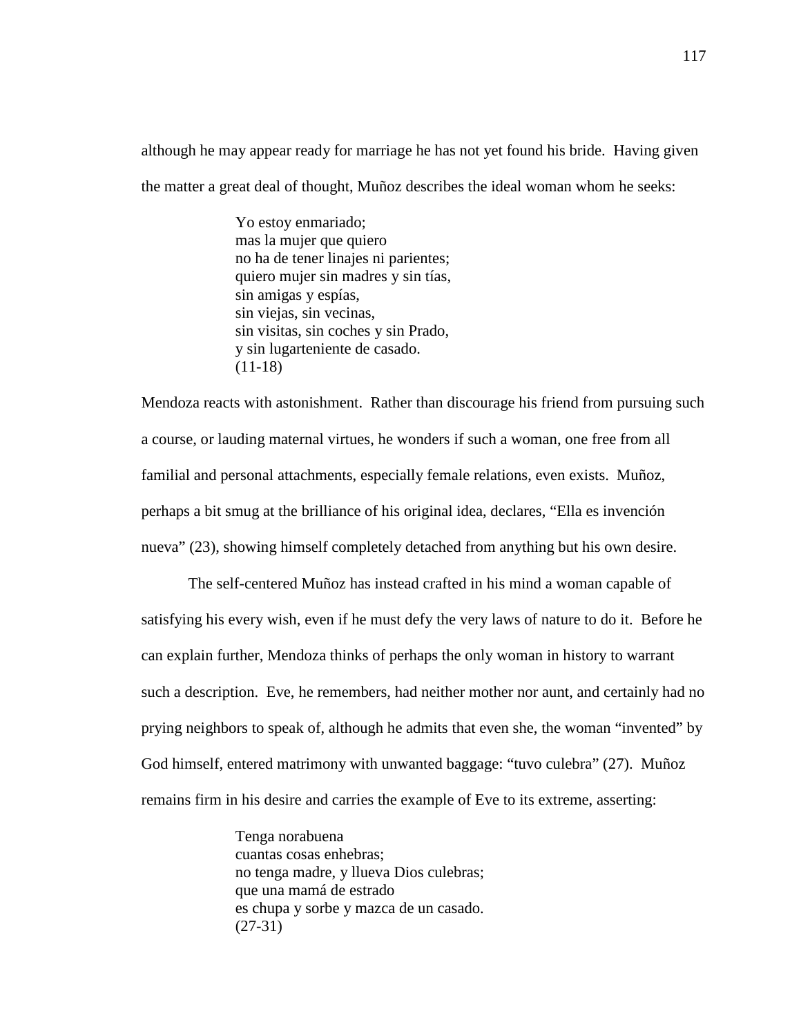although he may appear ready for marriage he has not yet found his bride. Having given the matter a great deal of thought, Muñoz describes the ideal woman whom he seeks:

> Yo estoy enmariado;
> mas la mujer que quiero
> no ha de tener linajes ni parientes;
> quiero mujer sin madres y sin tías,
> sin amigas y espías,
> sin viejas, sin vecinas,
> sin visitas, sin coches y sin Prado,
> y sin lugarteniente de casado.
> (11-18)

Mendoza reacts with astonishment. Rather than discourage his friend from pursuing such a course, or lauding maternal virtues, he wonders if such a woman, one free from all familial and personal attachments, especially female relations, even exists. Muñoz, perhaps a bit smug at the brilliance of his original idea, declares, "Ella es invención nueva" (23), showing himself completely detached from anything but his own desire.

The self-centered Muñoz has instead crafted in his mind a woman capable of satisfying his every wish, even if he must defy the very laws of nature to do it. Before he can explain further, Mendoza thinks of perhaps the only woman in history to warrant such a description. Eve, he remembers, had neither mother nor aunt, and certainly had no prying neighbors to speak of, although he admits that even she, the woman "invented" by God himself, entered matrimony with unwanted baggage: "tuvo culebra" (27). Muñoz remains firm in his desire and carries the example of Eve to its extreme, asserting:

> Tenga norabuena
> cuantas cosas enhebras;
> no tenga madre, y llueva Dios culebras;
> que una mamá de estrado
> es chupa y sorbe y mazca de un casado.
> (27-31)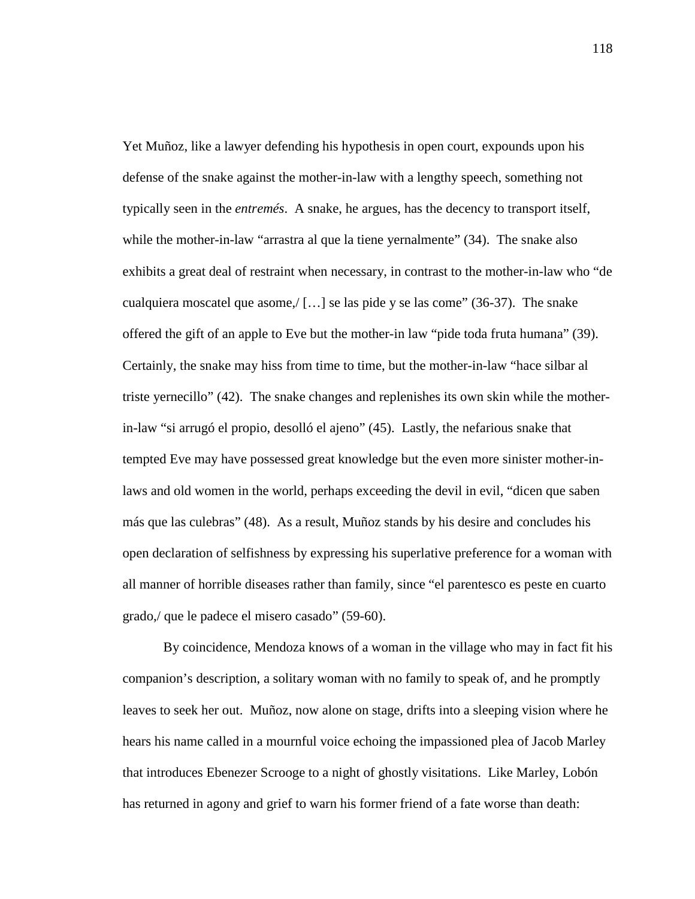Yet Muñoz, like a lawyer defending his hypothesis in open court, expounds upon his defense of the snake against the mother-in-law with a lengthy speech, something not typically seen in the *entremés*. A snake, he argues, has the decency to transport itself, while the mother-in-law "arrastra al que la tiene yernalmente" (34). The snake also exhibits a great deal of restraint when necessary, in contrast to the mother-in-law who "de cualquiera moscatel que asome,/ […] se las pide y se las come" (36-37). The snake offered the gift of an apple to Eve but the mother-in law "pide toda fruta humana" (39). Certainly, the snake may hiss from time to time, but the mother-in-law "hace silbar al triste yernecillo" (42). The snake changes and replenishes its own skin while the mother-in-law "si arrugó el propio, desolló el ajeno" (45). Lastly, the nefarious snake that tempted Eve may have possessed great knowledge but the even more sinister mother-in-laws and old women in the world, perhaps exceeding the devil in evil, "dicen que saben más que las culebras" (48). As a result, Muñoz stands by his desire and concludes his open declaration of selfishness by expressing his superlative preference for a woman with all manner of horrible diseases rather than family, since "el parentesco es peste en cuarto grado,/ que le padece el misero casado" (59-60).

By coincidence, Mendoza knows of a woman in the village who may in fact fit his companion's description, a solitary woman with no family to speak of, and he promptly leaves to seek her out. Muñoz, now alone on stage, drifts into a sleeping vision where he hears his name called in a mournful voice echoing the impassioned plea of Jacob Marley that introduces Ebenezer Scrooge to a night of ghostly visitations. Like Marley, Lobón has returned in agony and grief to warn his former friend of a fate worse than death: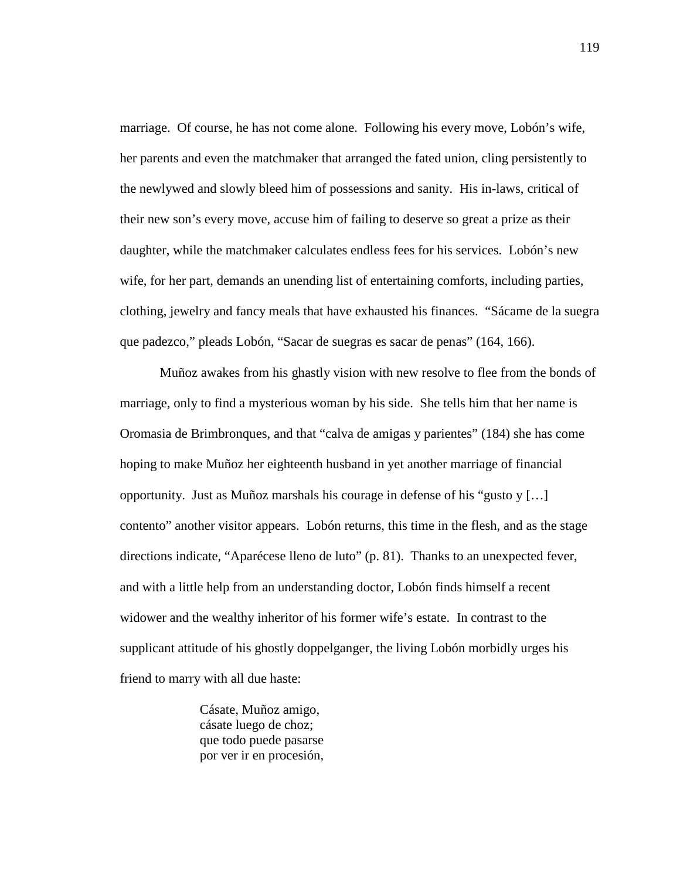marriage. Of course, he has not come alone. Following his every move, Lobón's wife, her parents and even the matchmaker that arranged the fated union, cling persistently to the newlywed and slowly bleed him of possessions and sanity. His in-laws, critical of their new son's every move, accuse him of failing to deserve so great a prize as their daughter, while the matchmaker calculates endless fees for his services. Lobón's new wife, for her part, demands an unending list of entertaining comforts, including parties, clothing, jewelry and fancy meals that have exhausted his finances. "Sácame de la suegra que padezco," pleads Lobón, "Sacar de suegras es sacar de penas" (164, 166).

Muñoz awakes from his ghastly vision with new resolve to flee from the bonds of marriage, only to find a mysterious woman by his side. She tells him that her name is Oromasia de Brimbronques, and that "calva de amigas y parientes" (184) she has come hoping to make Muñoz her eighteenth husband in yet another marriage of financial opportunity. Just as Muñoz marshals his courage in defense of his "gusto y […] contento" another visitor appears. Lobón returns, this time in the flesh, and as the stage directions indicate, "Aparécese lleno de luto" (p. 81). Thanks to an unexpected fever, and with a little help from an understanding doctor, Lobón finds himself a recent widower and the wealthy inheritor of his former wife's estate. In contrast to the supplicant attitude of his ghostly doppelganger, the living Lobón morbidly urges his friend to marry with all due haste:

> Cásate, Muñoz amigo,
> cásate luego de choz;
> que todo puede pasarse
> por ver ir en procesión,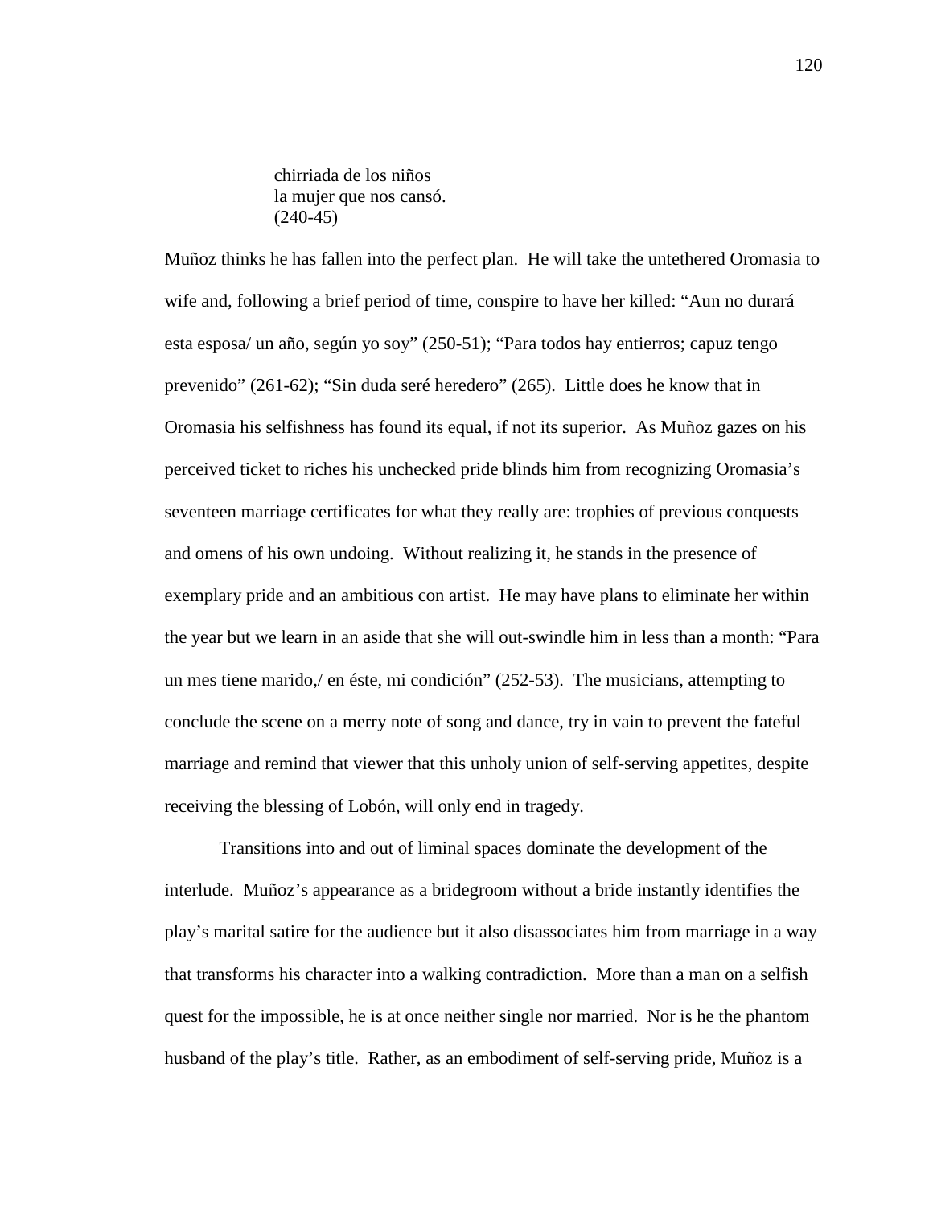> chirriada de los niños
> la mujer que nos cansó.
> (240-45)

Muñoz thinks he has fallen into the perfect plan. He will take the untethered Oromasia to wife and, following a brief period of time, conspire to have her killed: "Aun no durará esta esposa/ un año, según yo soy" (250-51); "Para todos hay entierros; capuz tengo prevenido" (261-62); "Sin duda seré heredero" (265). Little does he know that in Oromasia his selfishness has found its equal, if not its superior. As Muñoz gazes on his perceived ticket to riches his unchecked pride blinds him from recognizing Oromasia's seventeen marriage certificates for what they really are: trophies of previous conquests and omens of his own undoing. Without realizing it, he stands in the presence of exemplary pride and an ambitious con artist. He may have plans to eliminate her within the year but we learn in an aside that she will out-swindle him in less than a month: "Para un mes tiene marido,/ en éste, mi condición" (252-53). The musicians, attempting to conclude the scene on a merry note of song and dance, try in vain to prevent the fateful marriage and remind that viewer that this unholy union of self-serving appetites, despite receiving the blessing of Lobón, will only end in tragedy.

Transitions into and out of liminal spaces dominate the development of the interlude. Muñoz's appearance as a bridegroom without a bride instantly identifies the play's marital satire for the audience but it also disassociates him from marriage in a way that transforms his character into a walking contradiction. More than a man on a selfish quest for the impossible, he is at once neither single nor married. Nor is he the phantom husband of the play's title. Rather, as an embodiment of self-serving pride, Muñoz is a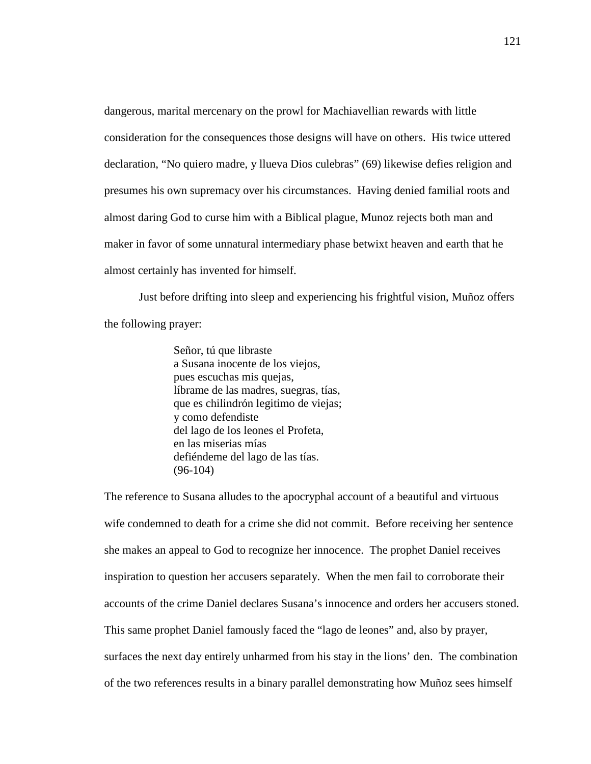dangerous, marital mercenary on the prowl for Machiavellian rewards with little consideration for the consequences those designs will have on others. His twice uttered declaration, "No quiero madre, y llueva Dios culebras" (69) likewise defies religion and presumes his own supremacy over his circumstances. Having denied familial roots and almost daring God to curse him with a Biblical plague, Munoz rejects both man and maker in favor of some unnatural intermediary phase betwixt heaven and earth that he almost certainly has invented for himself.

Just before drifting into sleep and experiencing his frightful vision, Muñoz offers the following prayer:

> Señor, tú que libraste
> a Susana inocente de los viejos,
> pues escuchas mis quejas,
> líbrame de las madres, suegras, tías,
> que es chilindrón legitimo de viejas;
> y como defendiste
> del lago de los leones el Profeta,
> en las miserias mías
> defiéndeme del lago de las tías.
> (96-104)

The reference to Susana alludes to the apocryphal account of a beautiful and virtuous wife condemned to death for a crime she did not commit. Before receiving her sentence she makes an appeal to God to recognize her innocence. The prophet Daniel receives inspiration to question her accusers separately. When the men fail to corroborate their accounts of the crime Daniel declares Susana's innocence and orders her accusers stoned. This same prophet Daniel famously faced the "lago de leones" and, also by prayer, surfaces the next day entirely unharmed from his stay in the lions' den. The combination of the two references results in a binary parallel demonstrating how Muñoz sees himself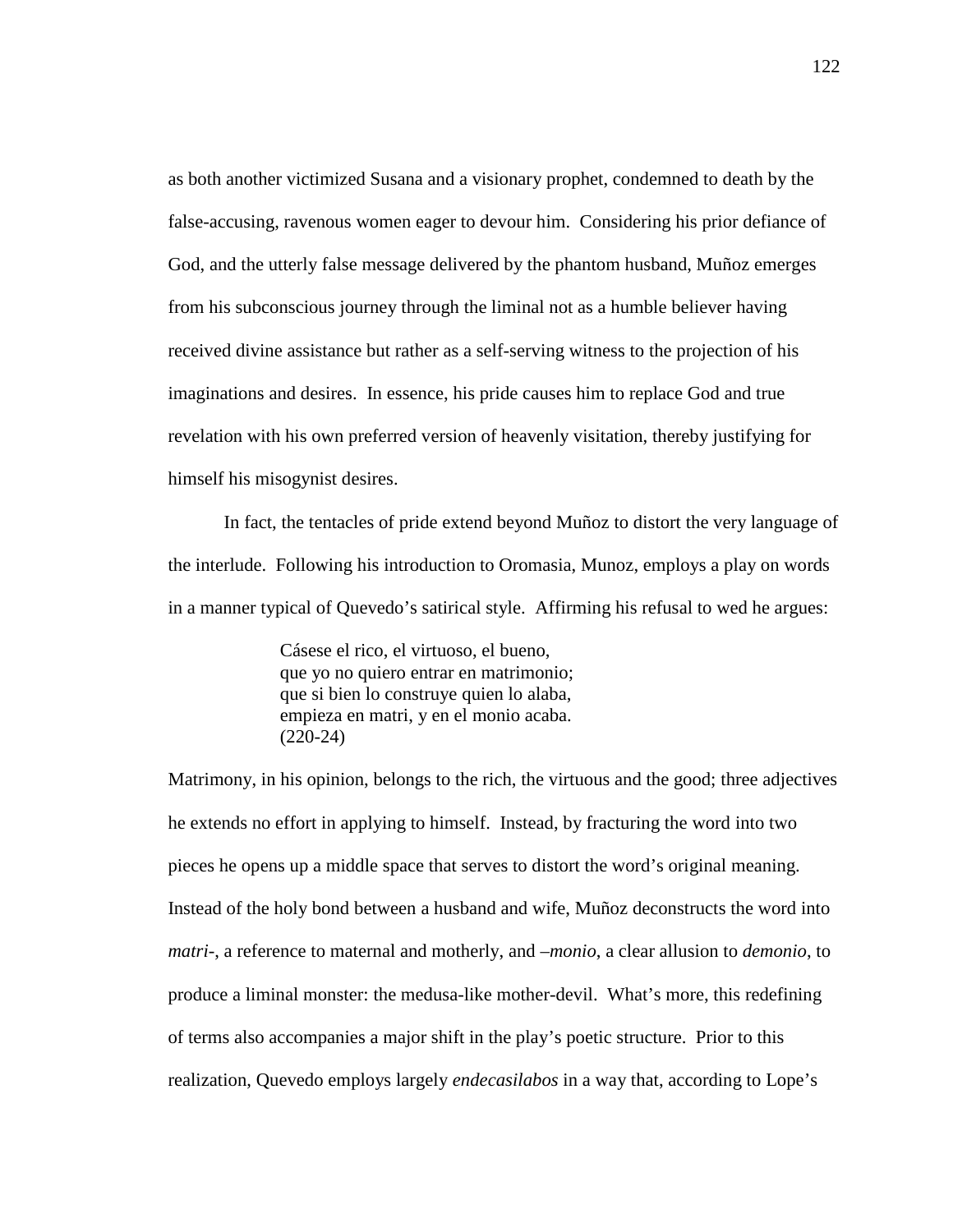as both another victimized Susana and a visionary prophet, condemned to death by the false-accusing, ravenous women eager to devour him. Considering his prior defiance of God, and the utterly false message delivered by the phantom husband, Muñoz emerges from his subconscious journey through the liminal not as a humble believer having received divine assistance but rather as a self-serving witness to the projection of his imaginations and desires. In essence, his pride causes him to replace God and true revelation with his own preferred version of heavenly visitation, thereby justifying for himself his misogynist desires.

In fact, the tentacles of pride extend beyond Muñoz to distort the very language of the interlude. Following his introduction to Oromasia, Munoz, employs a play on words in a manner typical of Quevedo's satirical style. Affirming his refusal to wed he argues:

> Cásese el rico, el virtuoso, el bueno,
> que yo no quiero entrar en matrimonio;
> que si bien lo construye quien lo alaba,
> empieza en matri, y en el monio acaba.
> (220-24)

Matrimony, in his opinion, belongs to the rich, the virtuous and the good; three adjectives he extends no effort in applying to himself. Instead, by fracturing the word into two pieces he opens up a middle space that serves to distort the word's original meaning. Instead of the holy bond between a husband and wife, Muñoz deconstructs the word into *matri-*, a reference to maternal and motherly, and *–monio*, a clear allusion to *demonio*, to produce a liminal monster: the medusa-like mother-devil. What's more, this redefining of terms also accompanies a major shift in the play's poetic structure. Prior to this realization, Quevedo employs largely *endecasilabos* in a way that, according to Lope's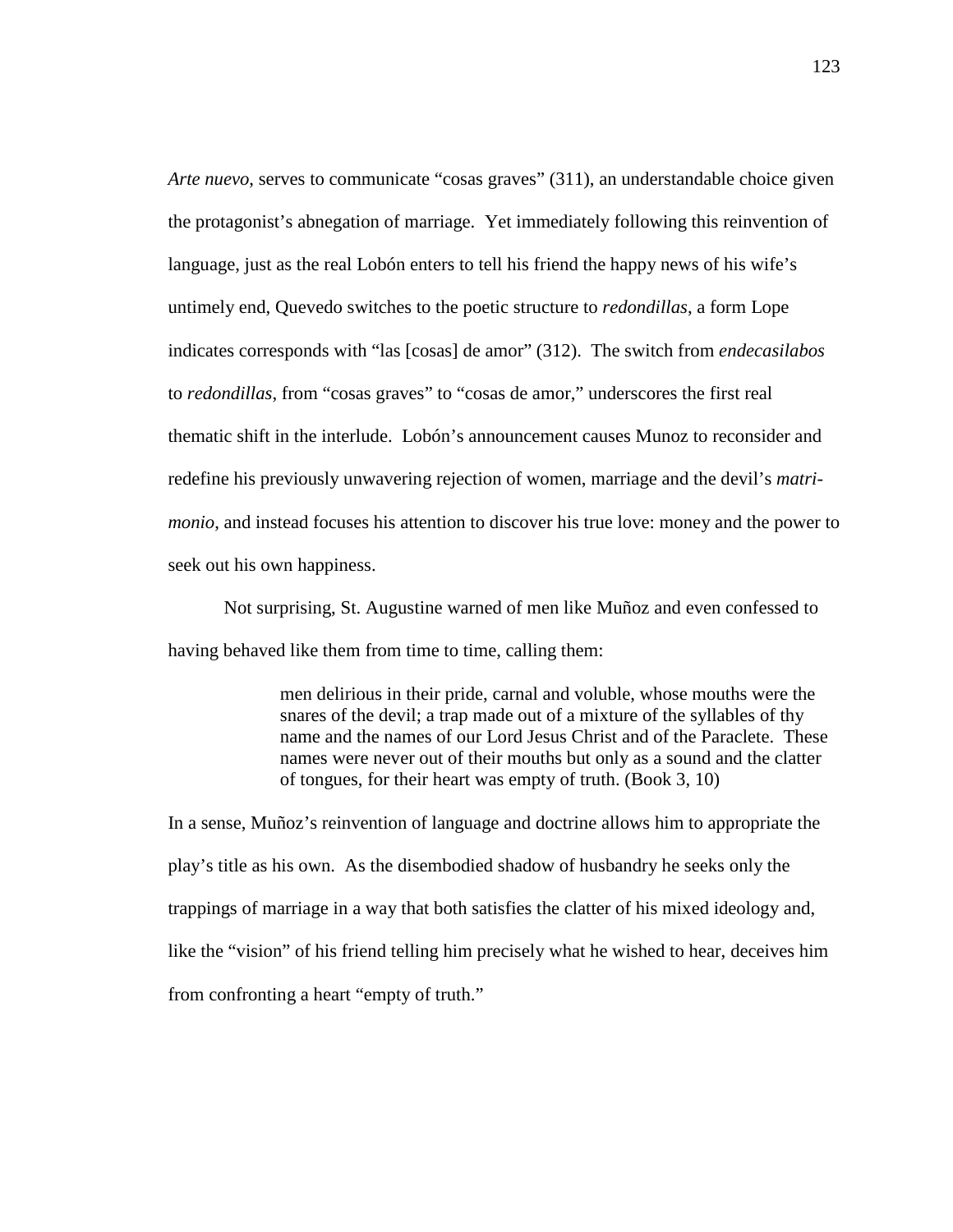*Arte nuevo*, serves to communicate "cosas graves" (311), an understandable choice given the protagonist's abnegation of marriage. Yet immediately following this reinvention of language, just as the real Lobón enters to tell his friend the happy news of his wife's untimely end, Quevedo switches to the poetic structure to *redondillas*, a form Lope indicates corresponds with "las [cosas] de amor" (312). The switch from *endecasilabos* to *redondillas*, from "cosas graves" to "cosas de amor," underscores the first real thematic shift in the interlude. Lobón's announcement causes Munoz to reconsider and redefine his previously unwavering rejection of women, marriage and the devil's *matri-monio*, and instead focuses his attention to discover his true love: money and the power to seek out his own happiness.

Not surprising, St. Augustine warned of men like Muñoz and even confessed to having behaved like them from time to time, calling them:

> men delirious in their pride, carnal and voluble, whose mouths were the snares of the devil; a trap made out of a mixture of the syllables of thy name and the names of our Lord Jesus Christ and of the Paraclete. These names were never out of their mouths but only as a sound and the clatter of tongues, for their heart was empty of truth. (Book 3, 10)

In a sense, Muñoz's reinvention of language and doctrine allows him to appropriate the play's title as his own. As the disembodied shadow of husbandry he seeks only the trappings of marriage in a way that both satisfies the clatter of his mixed ideology and, like the "vision" of his friend telling him precisely what he wished to hear, deceives him from confronting a heart "empty of truth."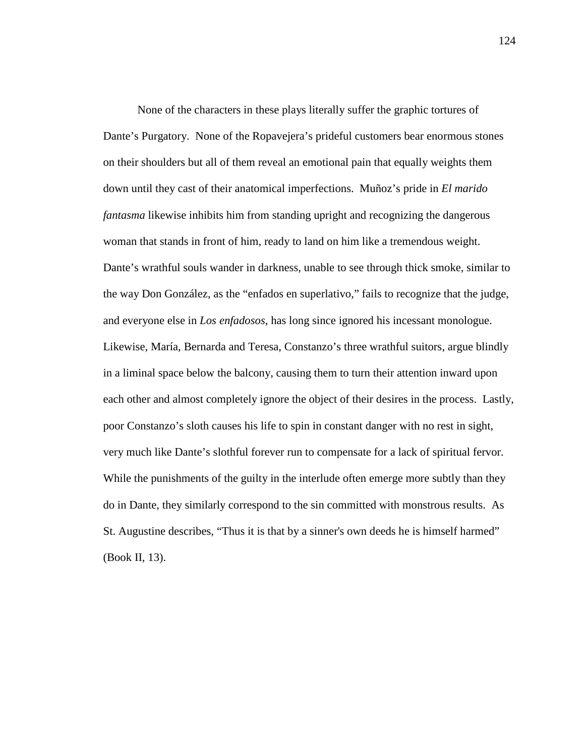None of the characters in these plays literally suffer the graphic tortures of Dante's Purgatory. None of the Ropavejera's prideful customers bear enormous stones on their shoulders but all of them reveal an emotional pain that equally weights them down until they cast of their anatomical imperfections. Muñoz's pride in *El marido fantasma* likewise inhibits him from standing upright and recognizing the dangerous woman that stands in front of him, ready to land on him like a tremendous weight. Dante's wrathful souls wander in darkness, unable to see through thick smoke, similar to the way Don González, as the "enfados en superlativo," fails to recognize that the judge, and everyone else in *Los enfadosos*, has long since ignored his incessant monologue. Likewise, María, Bernarda and Teresa, Constanzo's three wrathful suitors, argue blindly in a liminal space below the balcony, causing them to turn their attention inward upon each other and almost completely ignore the object of their desires in the process. Lastly, poor Constanzo's sloth causes his life to spin in constant danger with no rest in sight, very much like Dante's slothful forever run to compensate for a lack of spiritual fervor. While the punishments of the guilty in the interlude often emerge more subtly than they do in Dante, they similarly correspond to the sin committed with monstrous results. As St. Augustine describes, "Thus it is that by a sinner's own deeds he is himself harmed" (Book II, 13).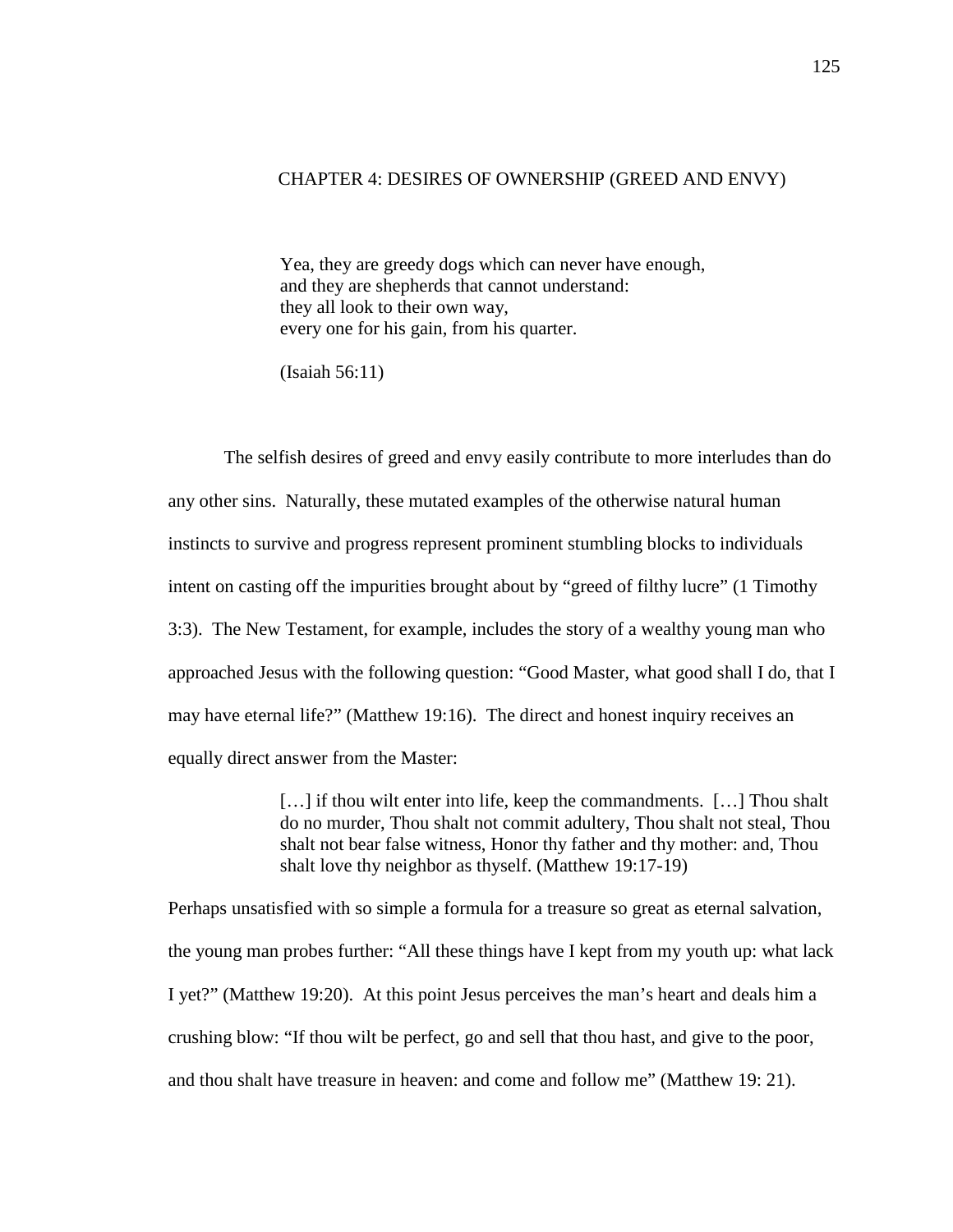# CHAPTER 4: DESIRES OF OWNERSHIP (GREED AND ENVY)

> Yea, they are greedy dogs which can never have enough,
> and they are shepherds that cannot understand:
> they all look to their own way,
> every one for his gain, from his quarter.
>
> (Isaiah 56:11)

The selfish desires of greed and envy easily contribute to more interludes than do any other sins. Naturally, these mutated examples of the otherwise natural human instincts to survive and progress represent prominent stumbling blocks to individuals intent on casting off the impurities brought about by "greed of filthy lucre" (1 Timothy 3:3). The New Testament, for example, includes the story of a wealthy young man who approached Jesus with the following question: "Good Master, what good shall I do, that I may have eternal life?" (Matthew 19:16). The direct and honest inquiry receives an equally direct answer from the Master:

> […] if thou wilt enter into life, keep the commandments. […] Thou shalt do no murder, Thou shalt not commit adultery, Thou shalt not steal, Thou shalt not bear false witness, Honor thy father and thy mother: and, Thou shalt love thy neighbor as thyself. (Matthew 19:17-19)

Perhaps unsatisfied with so simple a formula for a treasure so great as eternal salvation, the young man probes further: "All these things have I kept from my youth up: what lack I yet?" (Matthew 19:20). At this point Jesus perceives the man's heart and deals him a crushing blow: "If thou wilt be perfect, go and sell that thou hast, and give to the poor, and thou shalt have treasure in heaven: and come and follow me" (Matthew 19: 21).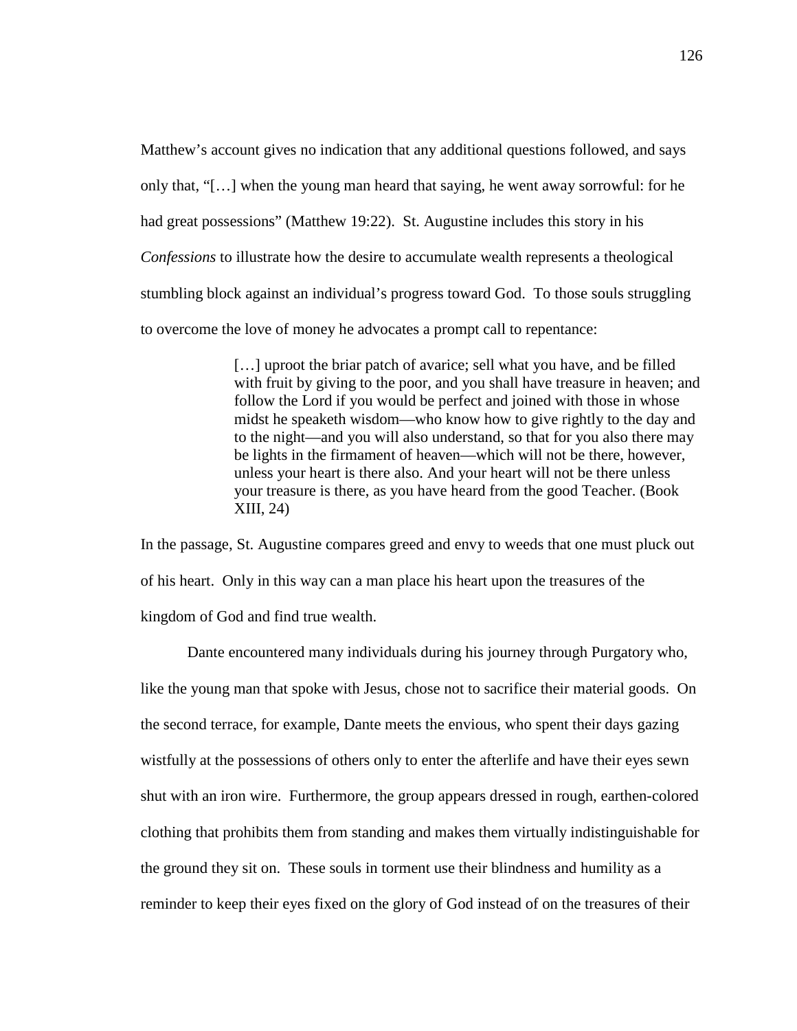Matthew's account gives no indication that any additional questions followed, and says only that, "[…] when the young man heard that saying, he went away sorrowful: for he had great possessions" (Matthew 19:22). St. Augustine includes this story in his *Confessions* to illustrate how the desire to accumulate wealth represents a theological stumbling block against an individual's progress toward God. To those souls struggling to overcome the love of money he advocates a prompt call to repentance:

> […] uproot the briar patch of avarice; sell what you have, and be filled with fruit by giving to the poor, and you shall have treasure in heaven; and follow the Lord if you would be perfect and joined with those in whose midst he speaketh wisdom—who know how to give rightly to the day and to the night—and you will also understand, so that for you also there may be lights in the firmament of heaven—which will not be there, however, unless your heart is there also. And your heart will not be there unless your treasure is there, as you have heard from the good Teacher. (Book XIII, 24)

In the passage, St. Augustine compares greed and envy to weeds that one must pluck out of his heart. Only in this way can a man place his heart upon the treasures of the kingdom of God and find true wealth.

Dante encountered many individuals during his journey through Purgatory who, like the young man that spoke with Jesus, chose not to sacrifice their material goods. On the second terrace, for example, Dante meets the envious, who spent their days gazing wistfully at the possessions of others only to enter the afterlife and have their eyes sewn shut with an iron wire. Furthermore, the group appears dressed in rough, earthen-colored clothing that prohibits them from standing and makes them virtually indistinguishable for the ground they sit on. These souls in torment use their blindness and humility as a reminder to keep their eyes fixed on the glory of God instead of on the treasures of their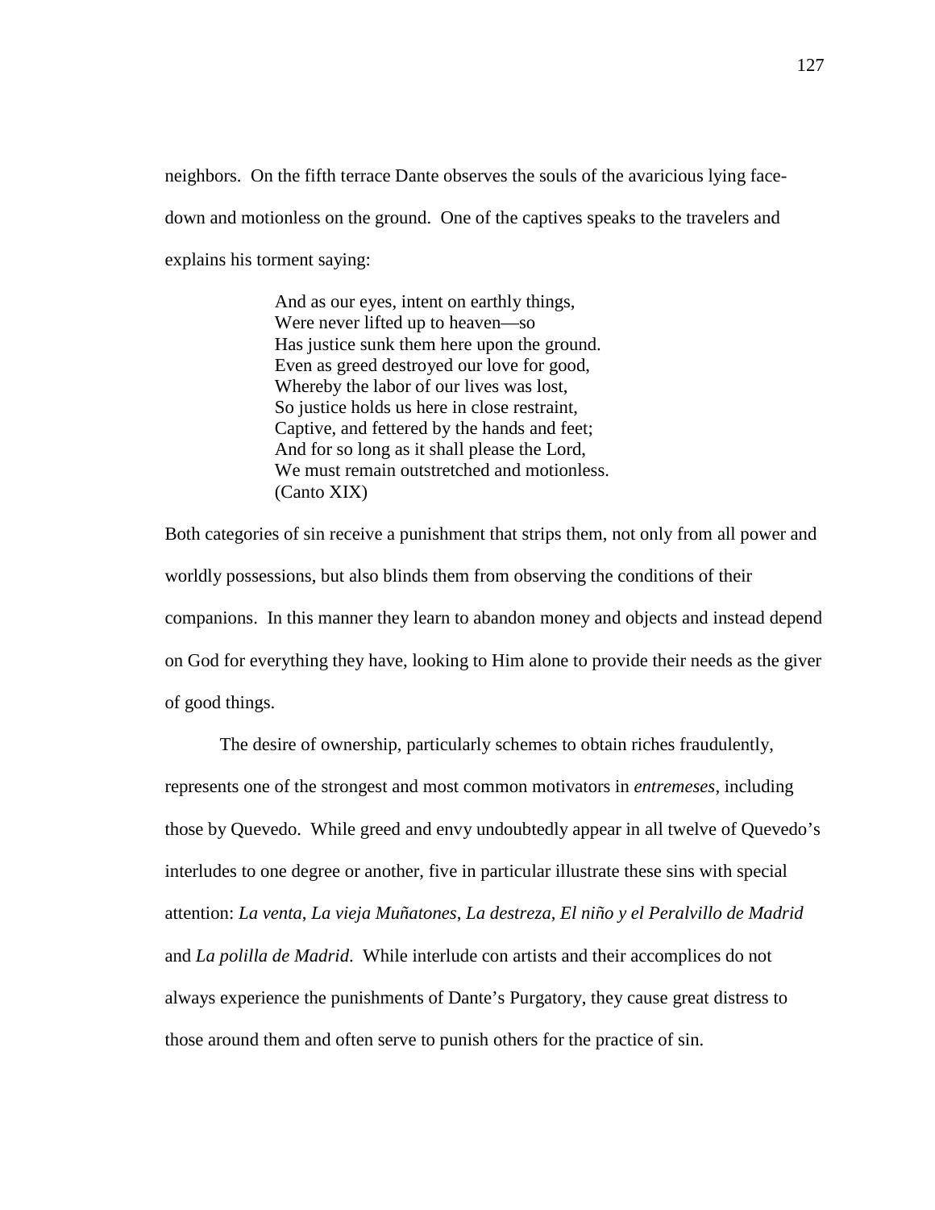neighbors. On the fifth terrace Dante observes the souls of the avaricious lying face-down and motionless on the ground. One of the captives speaks to the travelers and explains his torment saying:

> And as our eyes, intent on earthly things,
> Were never lifted up to heaven—so
> Has justice sunk them here upon the ground.
> Even as greed destroyed our love for good,
> Whereby the labor of our lives was lost,
> So justice holds us here in close restraint,
> Captive, and fettered by the hands and feet;
> And for so long as it shall please the Lord,
> We must remain outstretched and motionless.
> (Canto XIX)

Both categories of sin receive a punishment that strips them, not only from all power and worldly possessions, but also blinds them from observing the conditions of their companions. In this manner they learn to abandon money and objects and instead depend on God for everything they have, looking to Him alone to provide their needs as the giver of good things.

The desire of ownership, particularly schemes to obtain riches fraudulently, represents one of the strongest and most common motivators in *entremeses*, including those by Quevedo. While greed and envy undoubtedly appear in all twelve of Quevedo's interludes to one degree or another, five in particular illustrate these sins with special attention: *La venta*, *La vieja Muñatones*, *La destreza*, *El niño y el Peralvillo de Madrid* and *La polilla de Madrid*. While interlude con artists and their accomplices do not always experience the punishments of Dante's Purgatory, they cause great distress to those around them and often serve to punish others for the practice of sin.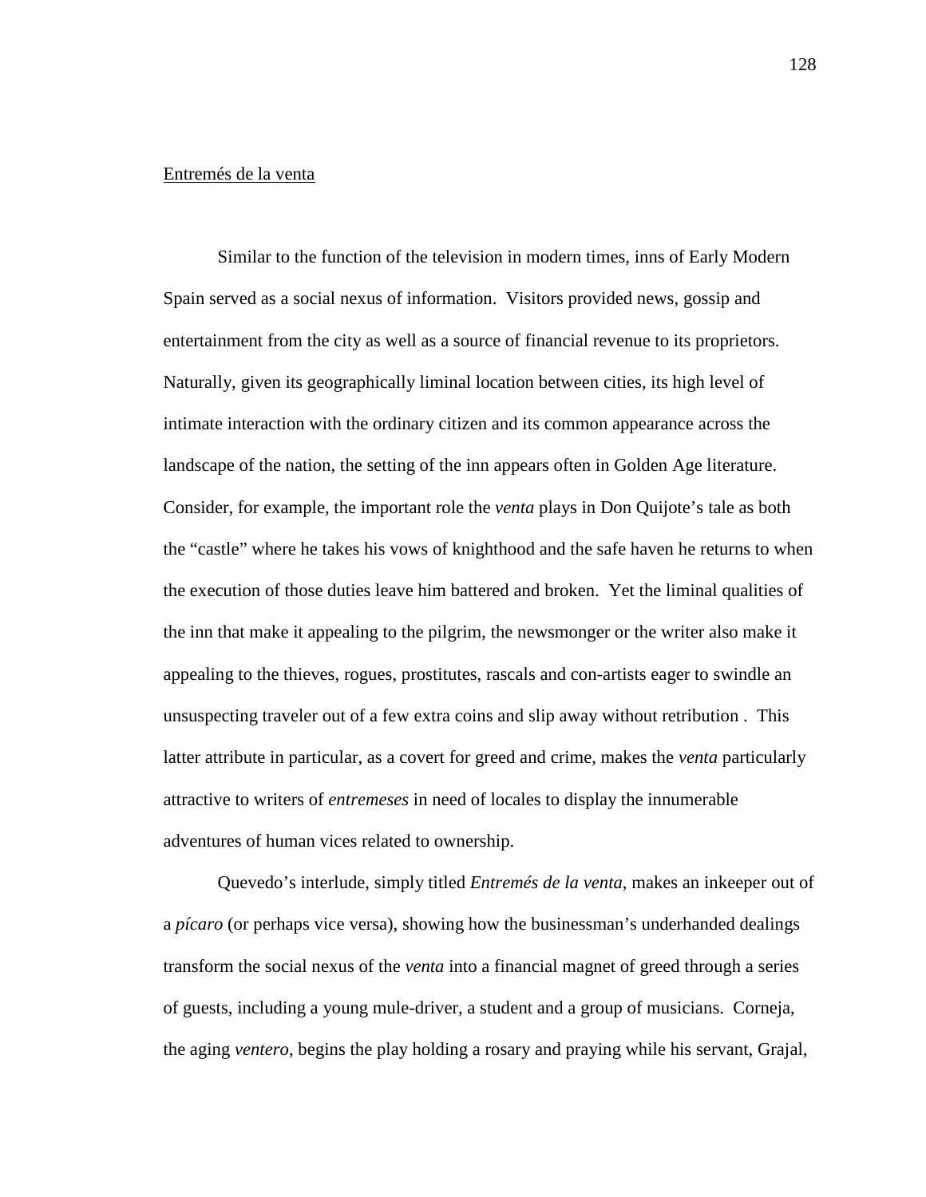Entremés de la venta

Similar to the function of the television in modern times, inns of Early Modern Spain served as a social nexus of information. Visitors provided news, gossip and entertainment from the city as well as a source of financial revenue to its proprietors. Naturally, given its geographically liminal location between cities, its high level of intimate interaction with the ordinary citizen and its common appearance across the landscape of the nation, the setting of the inn appears often in Golden Age literature. Consider, for example, the important role the *venta* plays in Don Quijote's tale as both the "castle" where he takes his vows of knighthood and the safe haven he returns to when the execution of those duties leave him battered and broken. Yet the liminal qualities of the inn that make it appealing to the pilgrim, the newsmonger or the writer also make it appealing to the thieves, rogues, prostitutes, rascals and con-artists eager to swindle an unsuspecting traveler out of a few extra coins and slip away without retribution . This latter attribute in particular, as a covert for greed and crime, makes the *venta* particularly attractive to writers of *entremeses* in need of locales to display the innumerable adventures of human vices related to ownership.

Quevedo's interlude, simply titled *Entremés de la venta*, makes an inkeeper out of a *pícaro* (or perhaps vice versa), showing how the businessman's underhanded dealings transform the social nexus of the *venta* into a financial magnet of greed through a series of guests, including a young mule-driver, a student and a group of musicians. Corneja, the aging *ventero*, begins the play holding a rosary and praying while his servant, Grajal,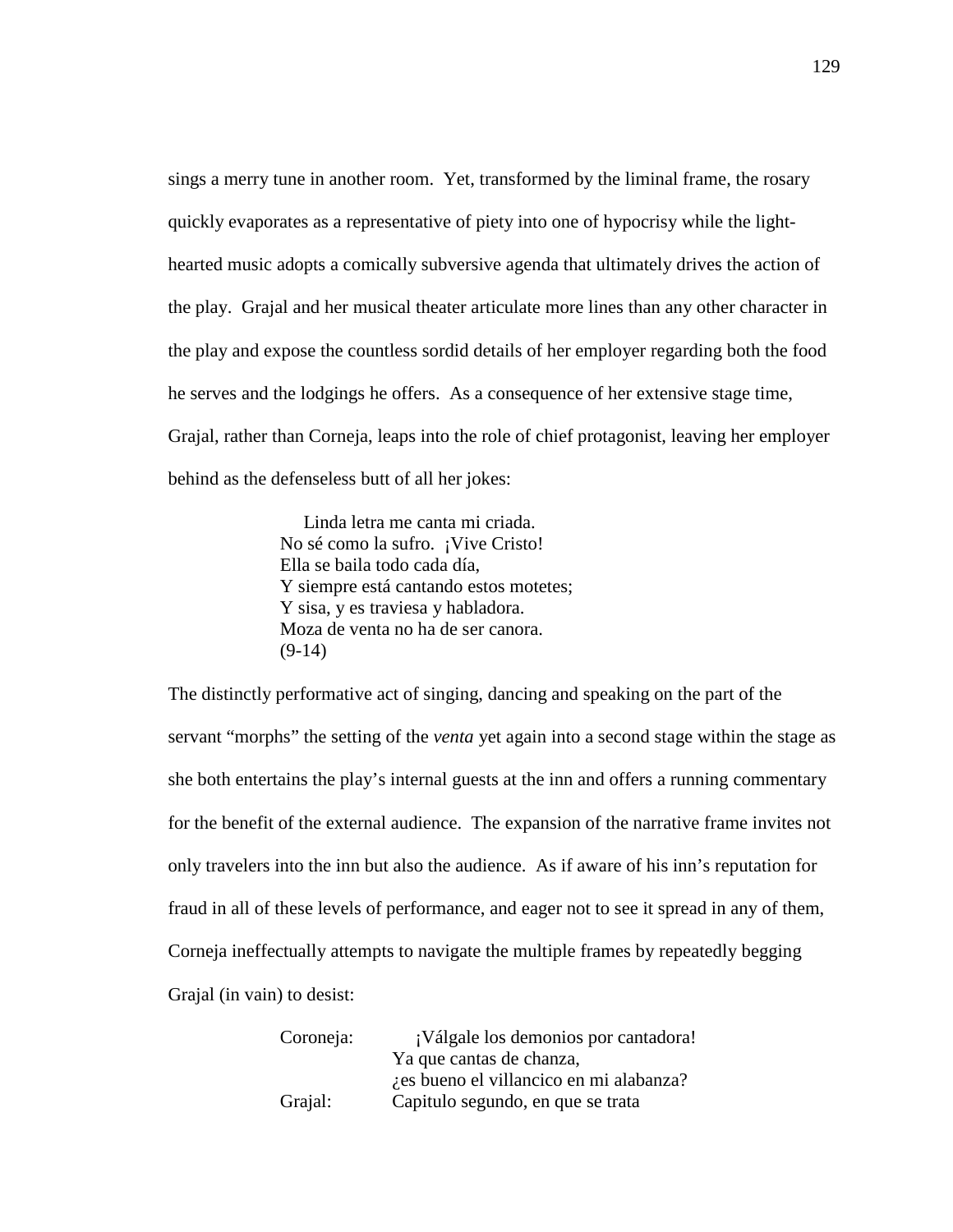sings a merry tune in another room. Yet, transformed by the liminal frame, the rosary quickly evaporates as a representative of piety into one of hypocrisy while the light-hearted music adopts a comically subversive agenda that ultimately drives the action of the play. Grajal and her musical theater articulate more lines than any other character in the play and expose the countless sordid details of her employer regarding both the food he serves and the lodgings he offers. As a consequence of her extensive stage time, Grajal, rather than Corneja, leaps into the role of chief protagonist, leaving her employer behind as the defenseless butt of all her jokes:

> Linda letra me canta mi criada.
> No sé como la sufro. ¡Vive Cristo!
> Ella se baila todo cada día,
> Y siempre está cantando estos motetes;
> Y sisa, y es traviesa y habladora.
> Moza de venta no ha de ser canora.
> (9-14)

The distinctly performative act of singing, dancing and speaking on the part of the servant "morphs" the setting of the *venta* yet again into a second stage within the stage as she both entertains the play's internal guests at the inn and offers a running commentary for the benefit of the external audience. The expansion of the narrative frame invites not only travelers into the inn but also the audience. As if aware of his inn's reputation for fraud in all of these levels of performance, and eager not to see it spread in any of them, Corneja ineffectually attempts to navigate the multiple frames by repeatedly begging Grajal (in vain) to desist:

> Coroneja: ¡Válgale los demonios por cantadora!
> Ya que cantas de chanza,
> ¿es bueno el villancico en mi alabanza?
> Grajal: Capitulo segundo, en que se trata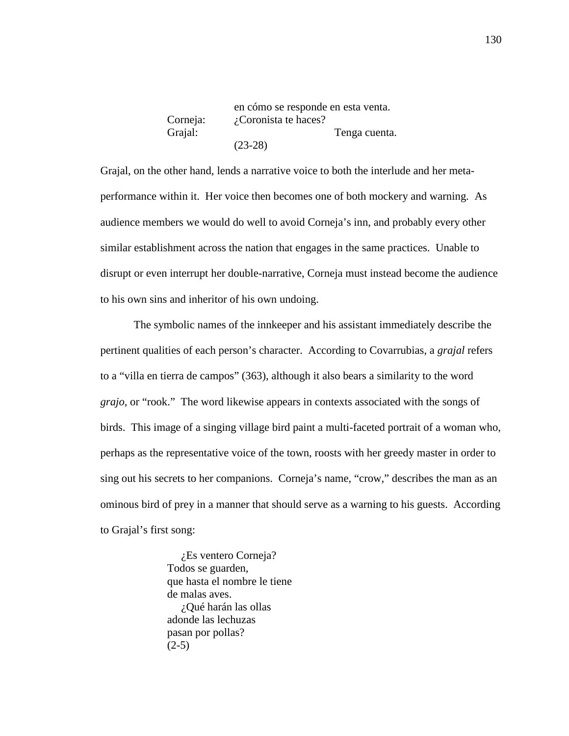en cómo se responde en esta venta.  
Corneja: ¿Coronista te haces?  
Grajal: Tenga cuenta.  
(23-28)

Grajal, on the other hand, lends a narrative voice to both the interlude and her meta-performance within it. Her voice then becomes one of both mockery and warning. As audience members we would do well to avoid Corneja's inn, and probably every other similar establishment across the nation that engages in the same practices. Unable to disrupt or even interrupt her double-narrative, Corneja must instead become the audience to his own sins and inheritor of his own undoing.

The symbolic names of the innkeeper and his assistant immediately describe the pertinent qualities of each person's character. According to Covarrubias, a *grajal* refers to a "villa en tierra de campos" (363), although it also bears a similarity to the word *grajo*, or "rook." The word likewise appears in contexts associated with the songs of birds. This image of a singing village bird paint a multi-faceted portrait of a woman who, perhaps as the representative voice of the town, roosts with her greedy master in order to sing out his secrets to her companions. Corneja's name, "crow," describes the man as an ominous bird of prey in a manner that should serve as a warning to his guests. According to Grajal's first song:

¿Es ventero Corneja?  
Todos se guarden,  
que hasta el nombre le tiene  
de malas aves.  
¿Qué harán las ollas  
adonde las lechuzas  
pasan por pollas?  
(2-5)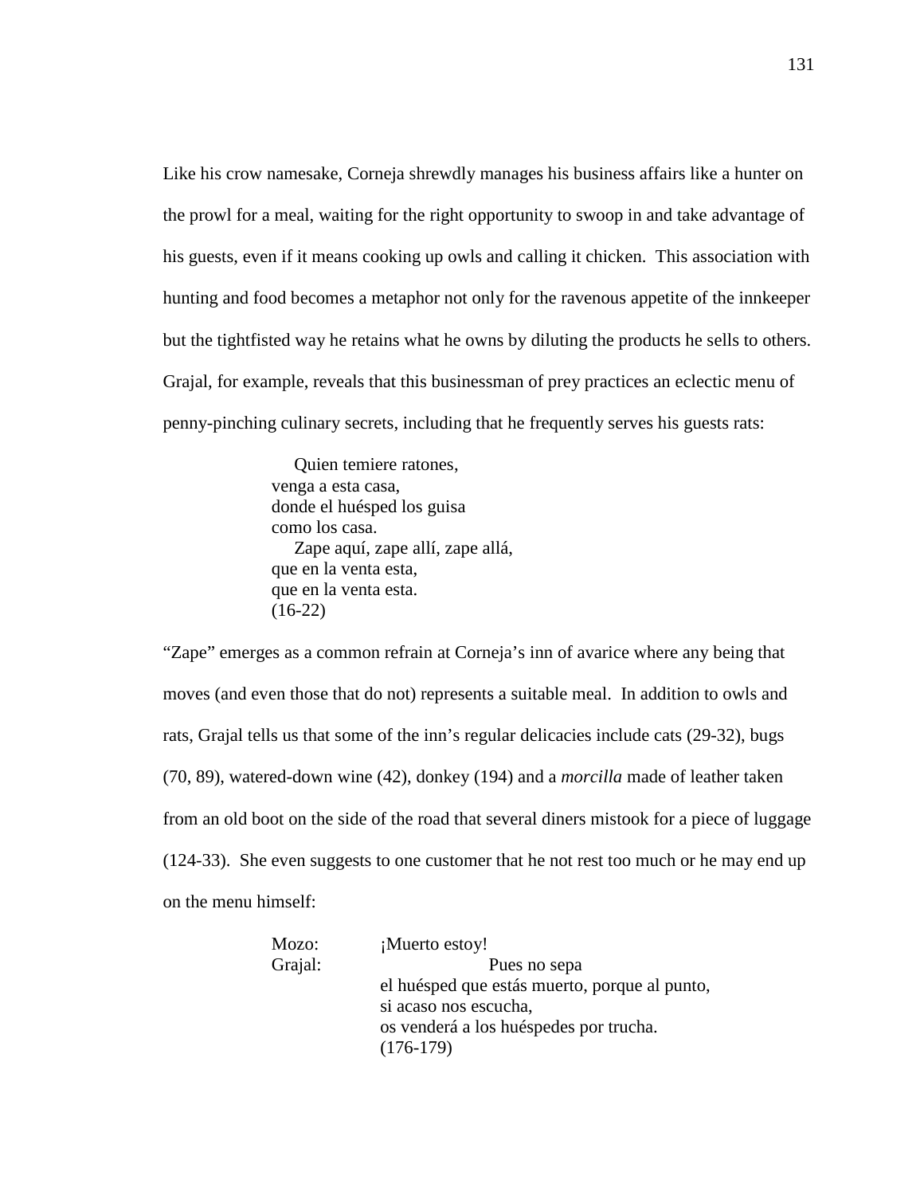Like his crow namesake, Corneja shrewdly manages his business affairs like a hunter on the prowl for a meal, waiting for the right opportunity to swoop in and take advantage of his guests, even if it means cooking up owls and calling it chicken. This association with hunting and food becomes a metaphor not only for the ravenous appetite of the innkeeper but the tightfisted way he retains what he owns by diluting the products he sells to others. Grajal, for example, reveals that this businessman of prey practices an eclectic menu of penny-pinching culinary secrets, including that he frequently serves his guests rats:

> Quien temiere ratones,  
> venga a esta casa,  
> donde el huésped los guisa  
> como los casa.  
> Zape aquí, zape allí, zape allá,  
> que en la venta esta,  
> que en la venta esta.  
> (16-22)

"Zape" emerges as a common refrain at Corneja's inn of avarice where any being that moves (and even those that do not) represents a suitable meal. In addition to owls and rats, Grajal tells us that some of the inn's regular delicacies include cats (29-32), bugs (70, 89), watered-down wine (42), donkey (194) and a *morcilla* made of leather taken from an old boot on the side of the road that several diners mistook for a piece of luggage (124-33). She even suggests to one customer that he not rest too much or he may end up on the menu himself:

> Mozo: ¡Muerto estoy!  
> Grajal: Pues no sepa  
> el huésped que estás muerto, porque al punto,  
> si acaso nos escucha,  
> os venderá a los huéspedes por trucha.  
> (176-179)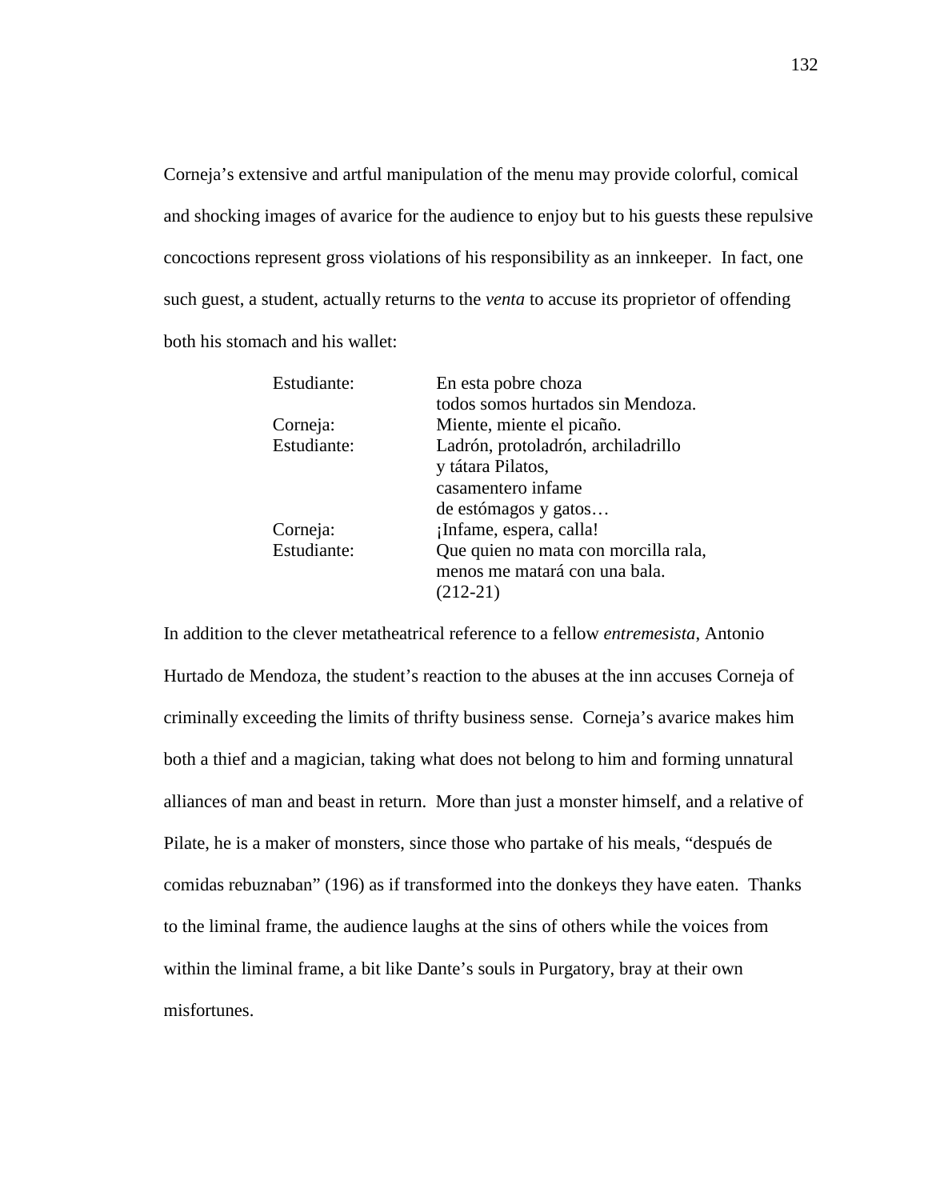Corneja's extensive and artful manipulation of the menu may provide colorful, comical and shocking images of avarice for the audience to enjoy but to his guests these repulsive concoctions represent gross violations of his responsibility as an innkeeper. In fact, one such guest, a student, actually returns to the *venta* to accuse its proprietor of offending both his stomach and his wallet:

| | |
|---|---|
| Estudiante: | En esta pobre choza<br>todos somos hurtados sin Mendoza. |
| Corneja: | Miente, miente el picaño. |
| Estudiante: | Ladrón, protoladrón, archiladrillo<br>y tátara Pilatos,<br>casamentero infame<br>de estómagos y gatos… |
| Corneja: | ¡Infame, espera, calla! |
| Estudiante: | Que quien no mata con morcilla rala,<br>menos me matará con una bala.<br>(212-21) |

In addition to the clever metatheatrical reference to a fellow *entremesista*, Antonio Hurtado de Mendoza, the student's reaction to the abuses at the inn accuses Corneja of criminally exceeding the limits of thrifty business sense. Corneja's avarice makes him both a thief and a magician, taking what does not belong to him and forming unnatural alliances of man and beast in return. More than just a monster himself, and a relative of Pilate, he is a maker of monsters, since those who partake of his meals, "después de comidas rebuznaban" (196) as if transformed into the donkeys they have eaten. Thanks to the liminal frame, the audience laughs at the sins of others while the voices from within the liminal frame, a bit like Dante's souls in Purgatory, bray at their own misfortunes.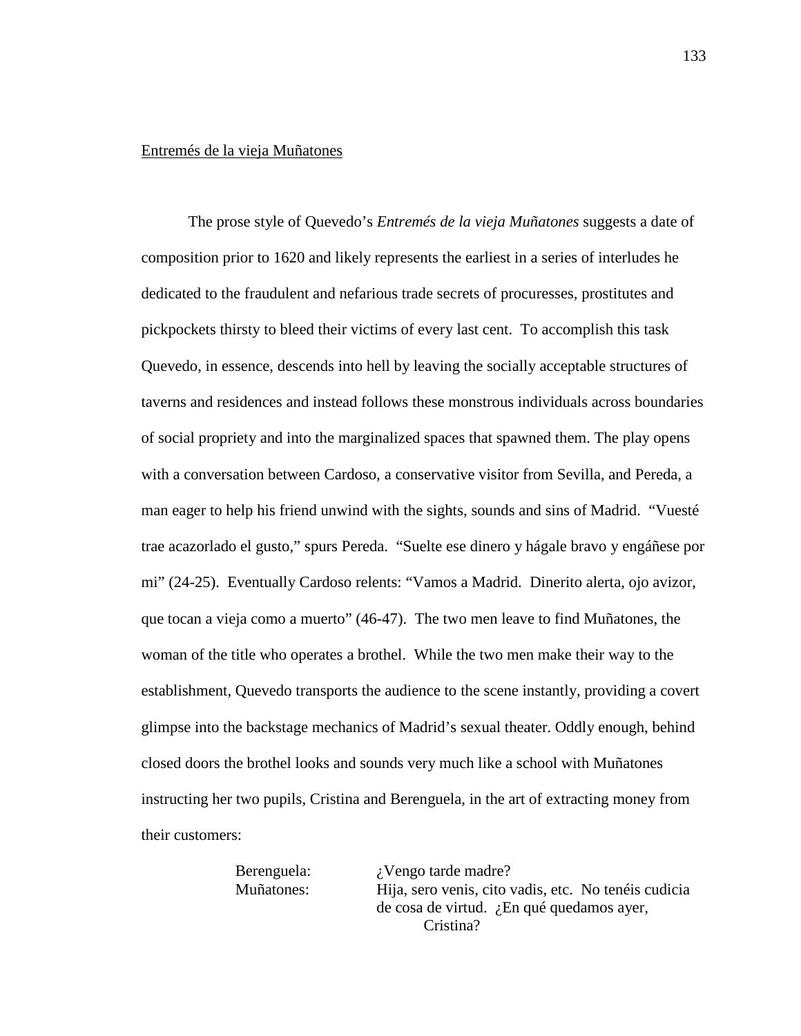Entremés de la vieja Muñatones

The prose style of Quevedo's *Entremés de la vieja Muñatones* suggests a date of composition prior to 1620 and likely represents the earliest in a series of interludes he dedicated to the fraudulent and nefarious trade secrets of procuresses, prostitutes and pickpockets thirsty to bleed their victims of every last cent. To accomplish this task Quevedo, in essence, descends into hell by leaving the socially acceptable structures of taverns and residences and instead follows these monstrous individuals across boundaries of social propriety and into the marginalized spaces that spawned them. The play opens with a conversation between Cardoso, a conservative visitor from Sevilla, and Pereda, a man eager to help his friend unwind with the sights, sounds and sins of Madrid. "Vuesté trae acazorlado el gusto," spurs Pereda. "Suelte ese dinero y hágale bravo y engáñese por mi" (24-25). Eventually Cardoso relents: "Vamos a Madrid. Dinerito alerta, ojo avizor, que tocan a vieja como a muerto" (46-47). The two men leave to find Muñatones, the woman of the title who operates a brothel. While the two men make their way to the establishment, Quevedo transports the audience to the scene instantly, providing a covert glimpse into the backstage mechanics of Madrid's sexual theater. Oddly enough, behind closed doors the brothel looks and sounds very much like a school with Muñatones instructing her two pupils, Cristina and Berenguela, in the art of extracting money from their customers:

> Berenguela: ¿Vengo tarde madre?
> Muñatones: Hija, sero venis, cito vadis, etc. No tenéis cudicia de cosa de virtud. ¿En qué quedamos ayer, Cristina?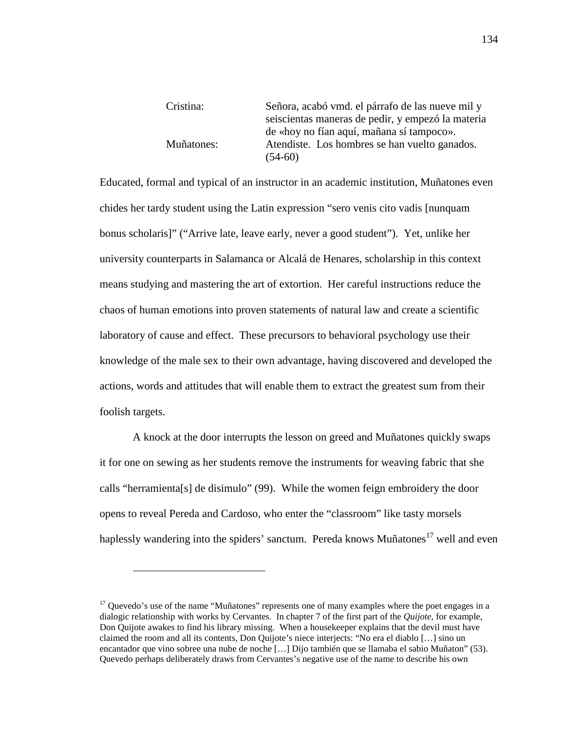| | |
|---|---|
| Cristina: | Señora, acabó vmd. el párrafo de las nueve mil y seiscientas maneras de pedir, y empezó la materia de «hoy no fían aquí, mañana sí tampoco». |
| Muñatones: | Atendiste. Los hombres se han vuelto ganados. (54-60) |

Educated, formal and typical of an instructor in an academic institution, Muñatones even chides her tardy student using the Latin expression "sero venis cito vadis [nunquam bonus scholaris]" ("Arrive late, leave early, never a good student"). Yet, unlike her university counterparts in Salamanca or Alcalá de Henares, scholarship in this context means studying and mastering the art of extortion. Her careful instructions reduce the chaos of human emotions into proven statements of natural law and create a scientific laboratory of cause and effect. These precursors to behavioral psychology use their knowledge of the male sex to their own advantage, having discovered and developed the actions, words and attitudes that will enable them to extract the greatest sum from their foolish targets.

A knock at the door interrupts the lesson on greed and Muñatones quickly swaps it for one on sewing as her students remove the instruments for weaving fabric that she calls "herramienta[s] de disimulo" (99). While the women feign embroidery the door opens to reveal Pereda and Cardoso, who enter the "classroom" like tasty morsels haplessly wandering into the spiders' sanctum. Pereda knows Muñatones[17] well and even

---

[17] Quevedo's use of the name "Muñatones" represents one of many examples where the poet engages in a dialogic relationship with works by Cervantes. In chapter 7 of the first part of the *Quijote*, for example, Don Quijote awakes to find his library missing. When a housekeeper explains that the devil must have claimed the room and all its contents, Don Quijote's niece interjects: "No era el diablo […] sino un encantador que vino sobree una nube de noche […] Dijo también que se llamaba el sabio Muñaton" (53). Quevedo perhaps deliberately draws from Cervantes's negative use of the name to describe his own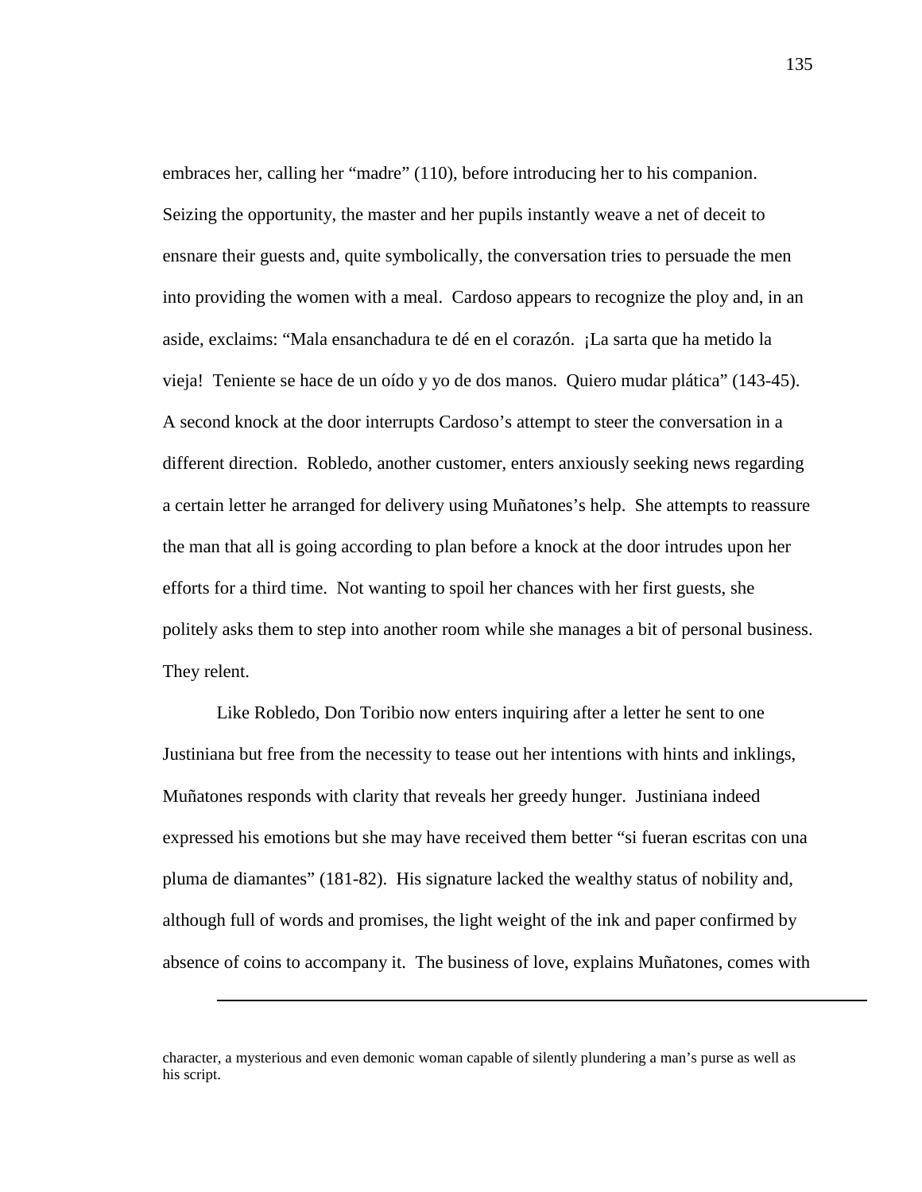embraces her, calling her "madre" (110), before introducing her to his companion. Seizing the opportunity, the master and her pupils instantly weave a net of deceit to ensnare their guests and, quite symbolically, the conversation tries to persuade the men into providing the women with a meal. Cardoso appears to recognize the ploy and, in an aside, exclaims: "Mala ensanchadura te dé en el corazón. ¡La sarta que ha metido la vieja! Teniente se hace de un oído y yo de dos manos. Quiero mudar plática" (143-45). A second knock at the door interrupts Cardoso's attempt to steer the conversation in a different direction. Robledo, another customer, enters anxiously seeking news regarding a certain letter he arranged for delivery using Muñatones's help. She attempts to reassure the man that all is going according to plan before a knock at the door intrudes upon her efforts for a third time. Not wanting to spoil her chances with her first guests, she politely asks them to step into another room while she manages a bit of personal business. They relent.

Like Robledo, Don Toribio now enters inquiring after a letter he sent to one Justiniana but free from the necessity to tease out her intentions with hints and inklings, Muñatones responds with clarity that reveals her greedy hunger. Justiniana indeed expressed his emotions but she may have received them better "si fueran escritas con una pluma de diamantes" (181-82). His signature lacked the wealthy status of nobility and, although full of words and promises, the light weight of the ink and paper confirmed by absence of coins to accompany it. The business of love, explains Muñatones, comes with

---

character, a mysterious and even demonic woman capable of silently plundering a man's purse as well as his script.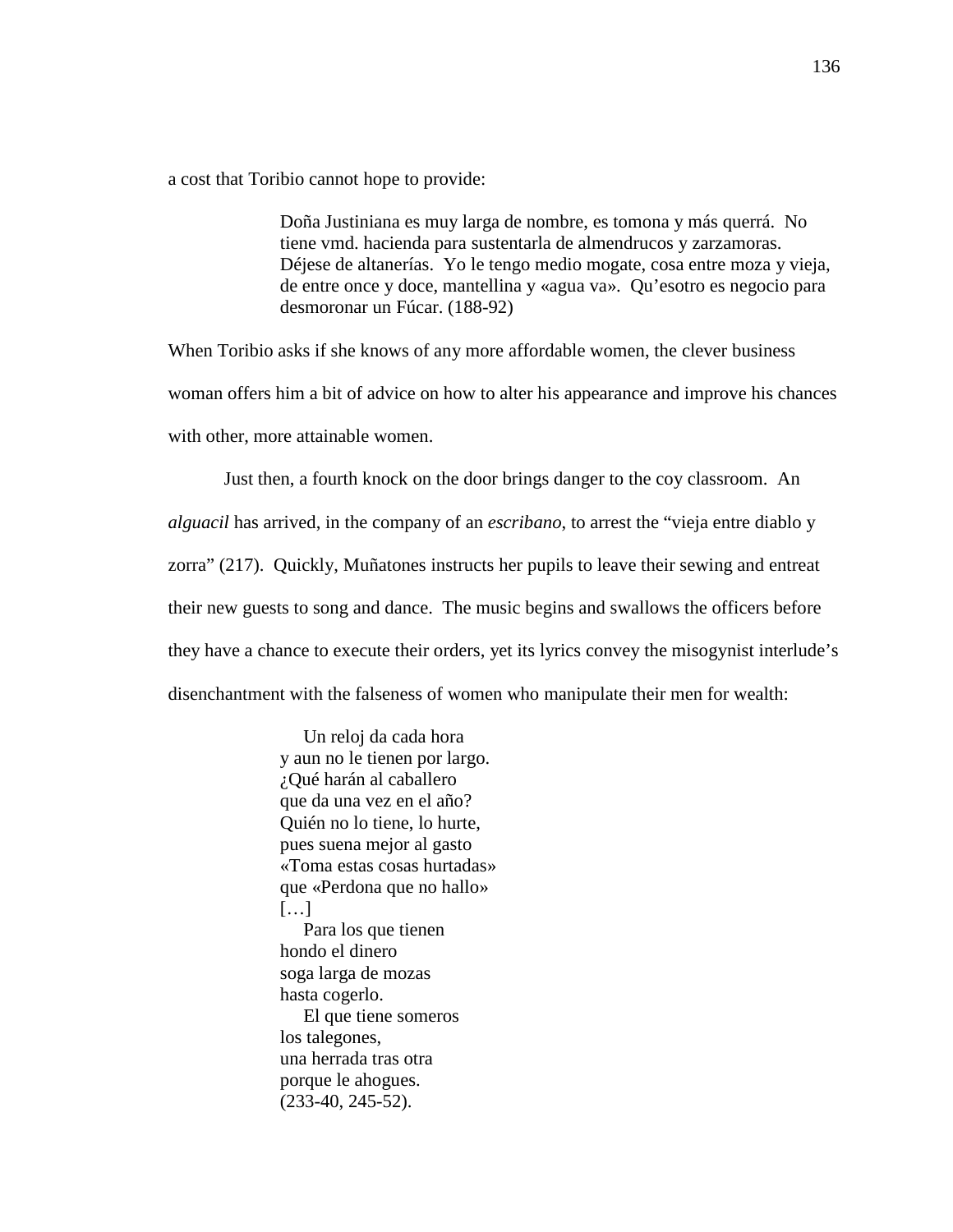a cost that Toribio cannot hope to provide:

> Doña Justiniana es muy larga de nombre, es tomona y más querrá. No tiene vmd. hacienda para sustentarla de almendrucos y zarzamoras. Déjese de altanerías. Yo le tengo medio mogate, cosa entre moza y vieja, de entre once y doce, mantellina y «agua va». Qu'esotro es negocio para desmoronar un Fúcar. (188-92)

When Toribio asks if she knows of any more affordable women, the clever business woman offers him a bit of advice on how to alter his appearance and improve his chances with other, more attainable women.

Just then, a fourth knock on the door brings danger to the coy classroom. An *alguacil* has arrived, in the company of an *escribano*, to arrest the "vieja entre diablo y zorra" (217). Quickly, Muñatones instructs her pupils to leave their sewing and entreat their new guests to song and dance. The music begins and swallows the officers before they have a chance to execute their orders, yet its lyrics convey the misogynist interlude's disenchantment with the falseness of women who manipulate their men for wealth:

> Un reloj da cada hora  
> y aun no le tienen por largo.  
> ¿Qué harán al caballero  
> que da una vez en el año?  
> Quién no lo tiene, lo hurte,  
> pues suena mejor al gasto  
> «Toma estas cosas hurtadas»  
> que «Perdona que no hallo»  
> […]  
> Para los que tienen  
> hondo el dinero  
> soga larga de mozas  
> hasta cogerlo.  
> El que tiene someros  
> los talegones,  
> una herrada tras otra  
> porque le ahogues.  
> (233-40, 245-52).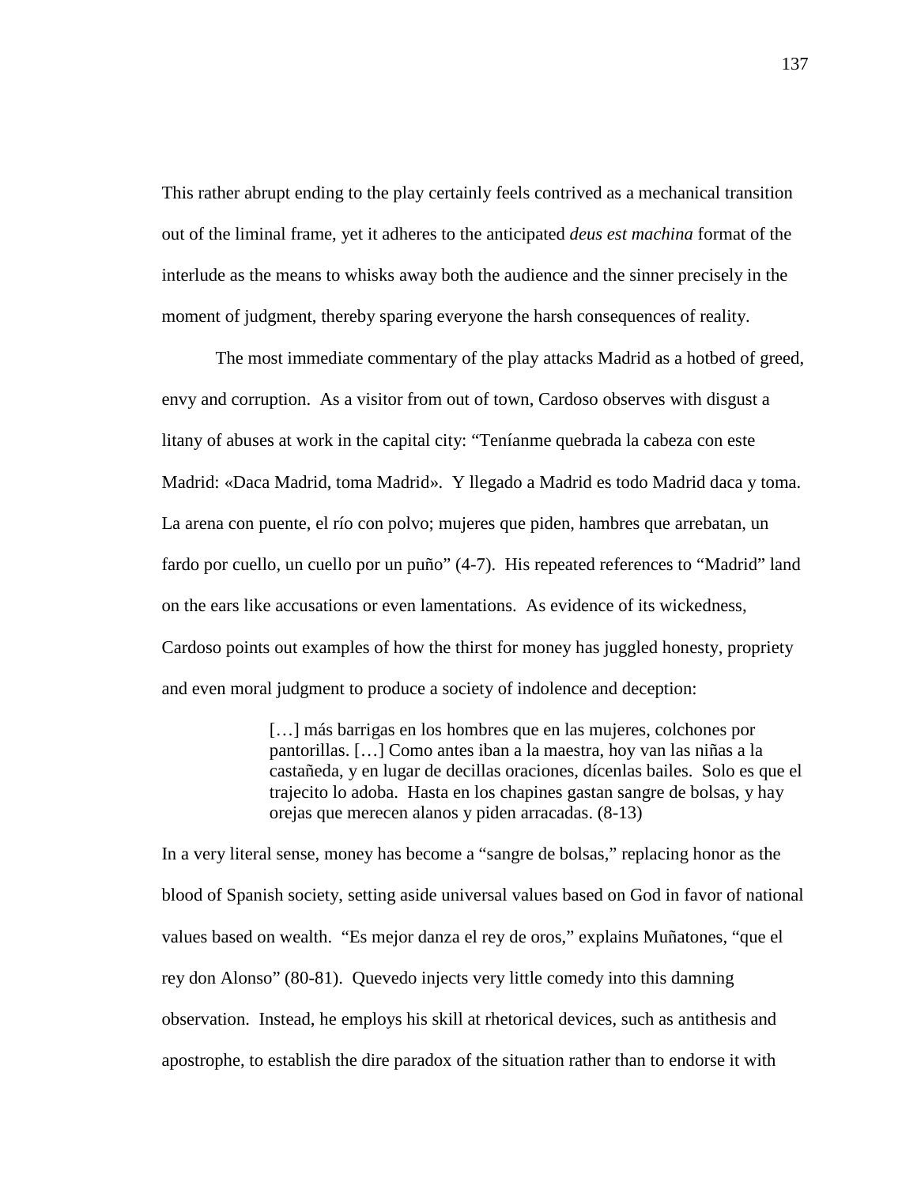This rather abrupt ending to the play certainly feels contrived as a mechanical transition out of the liminal frame, yet it adheres to the anticipated *deus est machina* format of the interlude as the means to whisks away both the audience and the sinner precisely in the moment of judgment, thereby sparing everyone the harsh consequences of reality.

The most immediate commentary of the play attacks Madrid as a hotbed of greed, envy and corruption. As a visitor from out of town, Cardoso observes with disgust a litany of abuses at work in the capital city: "Teníanme quebrada la cabeza con este Madrid: «Daca Madrid, toma Madrid». Y llegado a Madrid es todo Madrid daca y toma. La arena con puente, el río con polvo; mujeres que piden, hambres que arrebatan, un fardo por cuello, un cuello por un puño" (4-7). His repeated references to "Madrid" land on the ears like accusations or even lamentations. As evidence of its wickedness, Cardoso points out examples of how the thirst for money has juggled honesty, propriety and even moral judgment to produce a society of indolence and deception:

> […] más barrigas en los hombres que en las mujeres, colchones por pantorillas. […] Como antes iban a la maestra, hoy van las niñas a la castañeda, y en lugar de decillas oraciones, dícenlas bailes. Solo es que el trajecito lo adoba. Hasta en los chapines gastan sangre de bolsas, y hay orejas que merecen alanos y piden arracadas. (8-13)

In a very literal sense, money has become a "sangre de bolsas," replacing honor as the blood of Spanish society, setting aside universal values based on God in favor of national values based on wealth. "Es mejor danza el rey de oros," explains Muñatones, "que el rey don Alonso" (80-81). Quevedo injects very little comedy into this damning observation. Instead, he employs his skill at rhetorical devices, such as antithesis and apostrophe, to establish the dire paradox of the situation rather than to endorse it with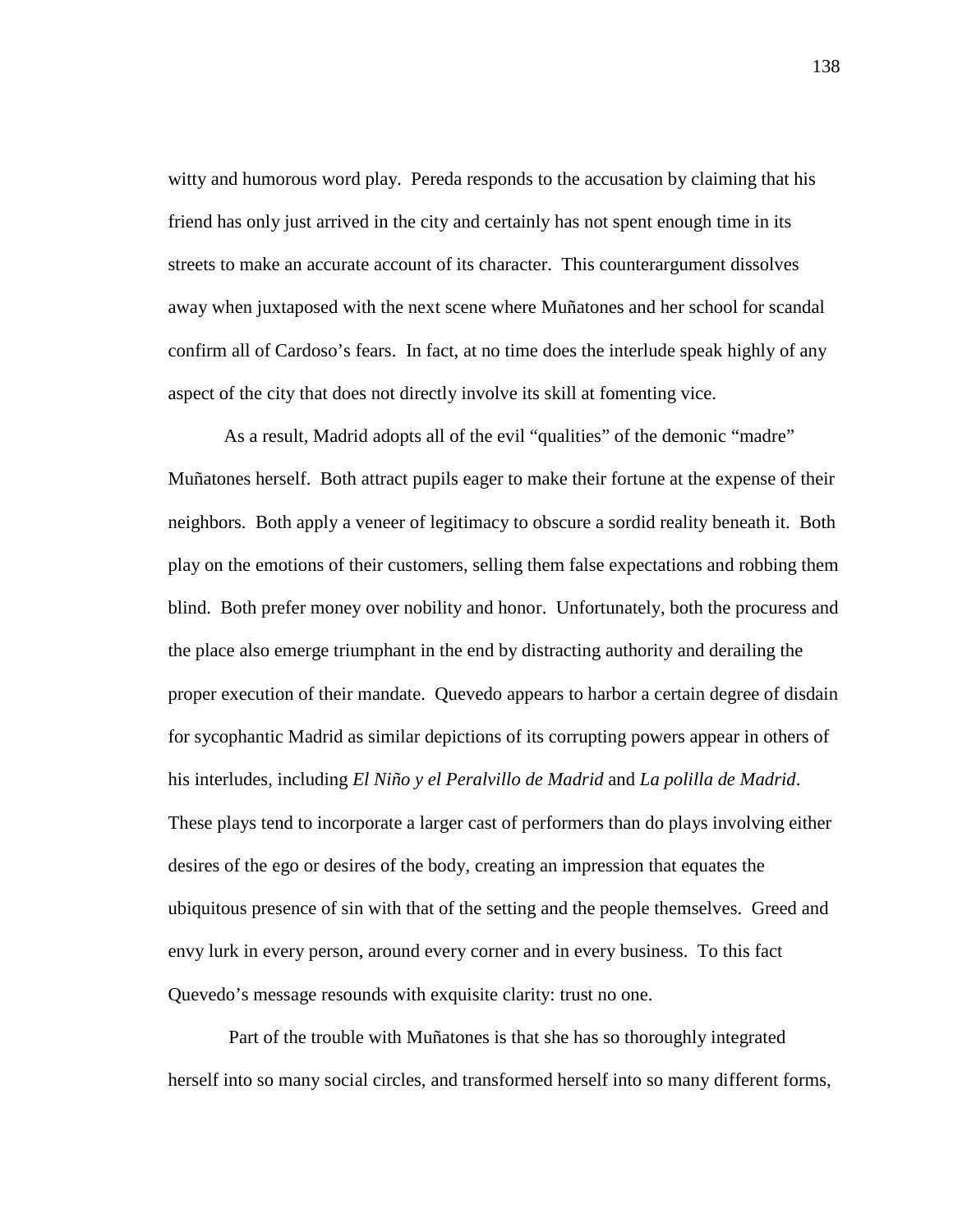witty and humorous word play. Pereda responds to the accusation by claiming that his friend has only just arrived in the city and certainly has not spent enough time in its streets to make an accurate account of its character. This counterargument dissolves away when juxtaposed with the next scene where Muñatones and her school for scandal confirm all of Cardoso's fears. In fact, at no time does the interlude speak highly of any aspect of the city that does not directly involve its skill at fomenting vice.

As a result, Madrid adopts all of the evil "qualities" of the demonic "madre" Muñatones herself. Both attract pupils eager to make their fortune at the expense of their neighbors. Both apply a veneer of legitimacy to obscure a sordid reality beneath it. Both play on the emotions of their customers, selling them false expectations and robbing them blind. Both prefer money over nobility and honor. Unfortunately, both the procuress and the place also emerge triumphant in the end by distracting authority and derailing the proper execution of their mandate. Quevedo appears to harbor a certain degree of disdain for sycophantic Madrid as similar depictions of its corrupting powers appear in others of his interludes, including *El Niño y el Peralvillo de Madrid* and *La polilla de Madrid*. These plays tend to incorporate a larger cast of performers than do plays involving either desires of the ego or desires of the body, creating an impression that equates the ubiquitous presence of sin with that of the setting and the people themselves. Greed and envy lurk in every person, around every corner and in every business. To this fact Quevedo's message resounds with exquisite clarity: trust no one.

Part of the trouble with Muñatones is that she has so thoroughly integrated herself into so many social circles, and transformed herself into so many different forms,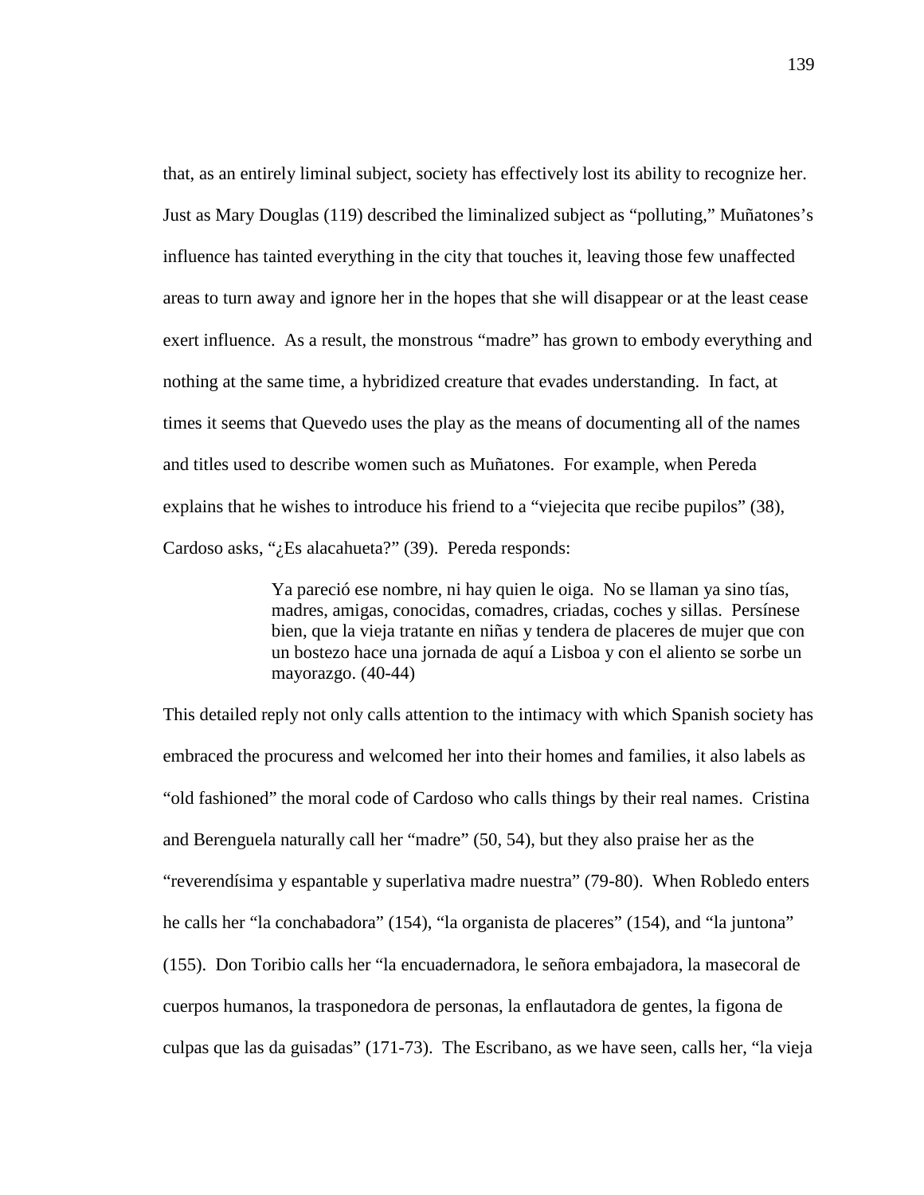that, as an entirely liminal subject, society has effectively lost its ability to recognize her. Just as Mary Douglas (119) described the liminalized subject as "polluting," Muñatones's influence has tainted everything in the city that touches it, leaving those few unaffected areas to turn away and ignore her in the hopes that she will disappear or at the least cease exert influence. As a result, the monstrous "madre" has grown to embody everything and nothing at the same time, a hybridized creature that evades understanding. In fact, at times it seems that Quevedo uses the play as the means of documenting all of the names and titles used to describe women such as Muñatones. For example, when Pereda explains that he wishes to introduce his friend to a "viejecita que recibe pupilos" (38), Cardoso asks, "¿Es alacahueta?" (39). Pereda responds:

> Ya pareció ese nombre, ni hay quien le oiga. No se llaman ya sino tías, madres, amigas, conocidas, comadres, criadas, coches y sillas. Persínese bien, que la vieja tratante en niñas y tendera de placeres de mujer que con un bostezo hace una jornada de aquí a Lisboa y con el aliento se sorbe un mayorazgo. (40-44)

This detailed reply not only calls attention to the intimacy with which Spanish society has embraced the procuress and welcomed her into their homes and families, it also labels as "old fashioned" the moral code of Cardoso who calls things by their real names. Cristina and Berenguela naturally call her "madre" (50, 54), but they also praise her as the "reverendísima y espantable y superlativa madre nuestra" (79-80). When Robledo enters he calls her "la conchabadora" (154), "la organista de placeres" (154), and "la juntona" (155). Don Toribio calls her "la encuadernadora, le señora embajadora, la masecoral de cuerpos humanos, la trasponedora de personas, la enflautadora de gentes, la figona de culpas que las da guisadas" (171-73). The Escribano, as we have seen, calls her, "la vieja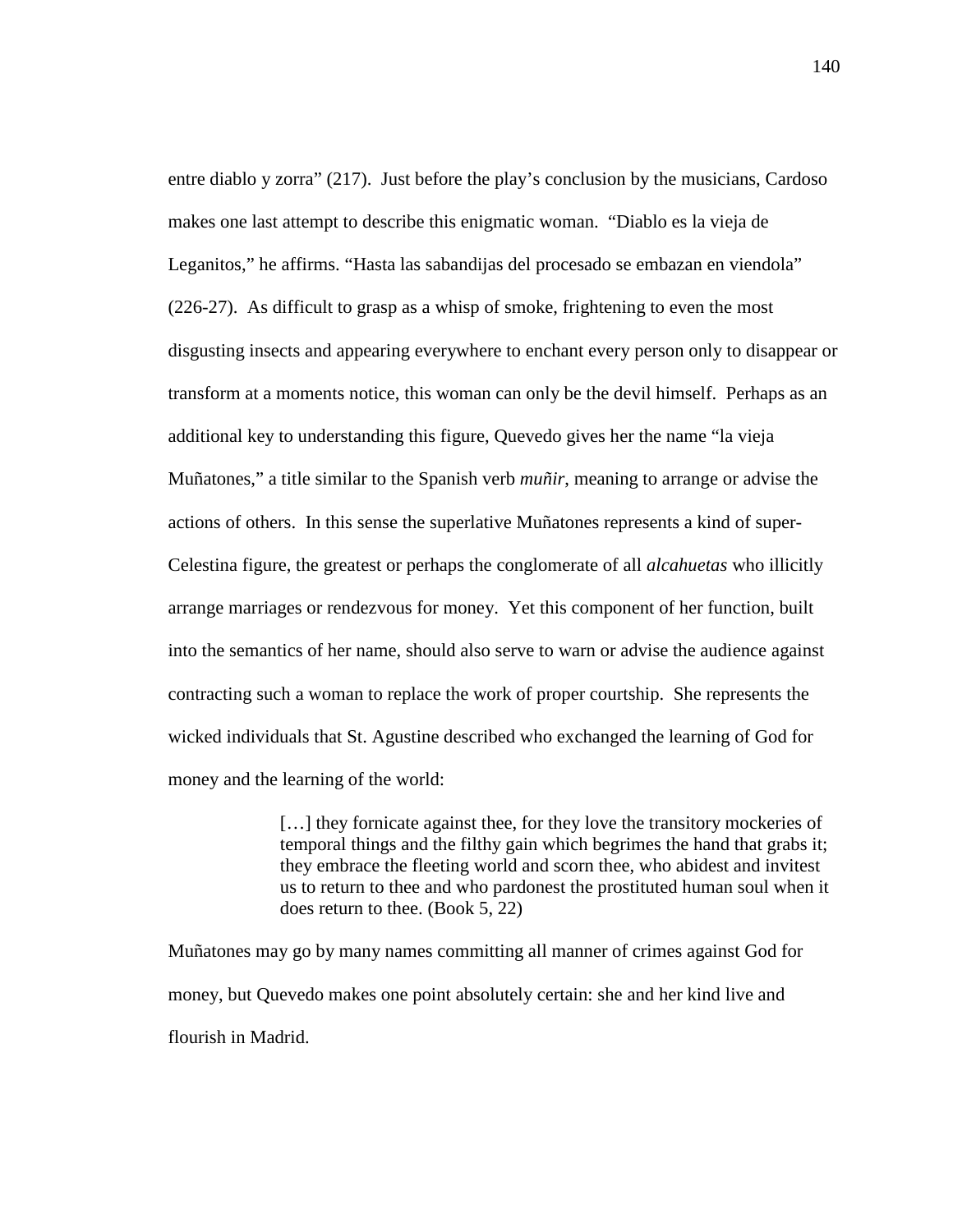entre diablo y zorra" (217). Just before the play's conclusion by the musicians, Cardoso makes one last attempt to describe this enigmatic woman. "Diablo es la vieja de Leganitos," he affirms. "Hasta las sabandijas del procesado se embazan en viendola" (226-27). As difficult to grasp as a whisp of smoke, frightening to even the most disgusting insects and appearing everywhere to enchant every person only to disappear or transform at a moments notice, this woman can only be the devil himself. Perhaps as an additional key to understanding this figure, Quevedo gives her the name "la vieja Muñatones," a title similar to the Spanish verb *muñir*, meaning to arrange or advise the actions of others. In this sense the superlative Muñatones represents a kind of super-Celestina figure, the greatest or perhaps the conglomerate of all *alcahuetas* who illicitly arrange marriages or rendezvous for money. Yet this component of her function, built into the semantics of her name, should also serve to warn or advise the audience against contracting such a woman to replace the work of proper courtship. She represents the wicked individuals that St. Agustine described who exchanged the learning of God for money and the learning of the world:

> […] they fornicate against thee, for they love the transitory mockeries of temporal things and the filthy gain which begrimes the hand that grabs it; they embrace the fleeting world and scorn thee, who abidest and invitest us to return to thee and who pardonest the prostituted human soul when it does return to thee. (Book 5, 22)

Muñatones may go by many names committing all manner of crimes against God for money, but Quevedo makes one point absolutely certain: she and her kind live and flourish in Madrid.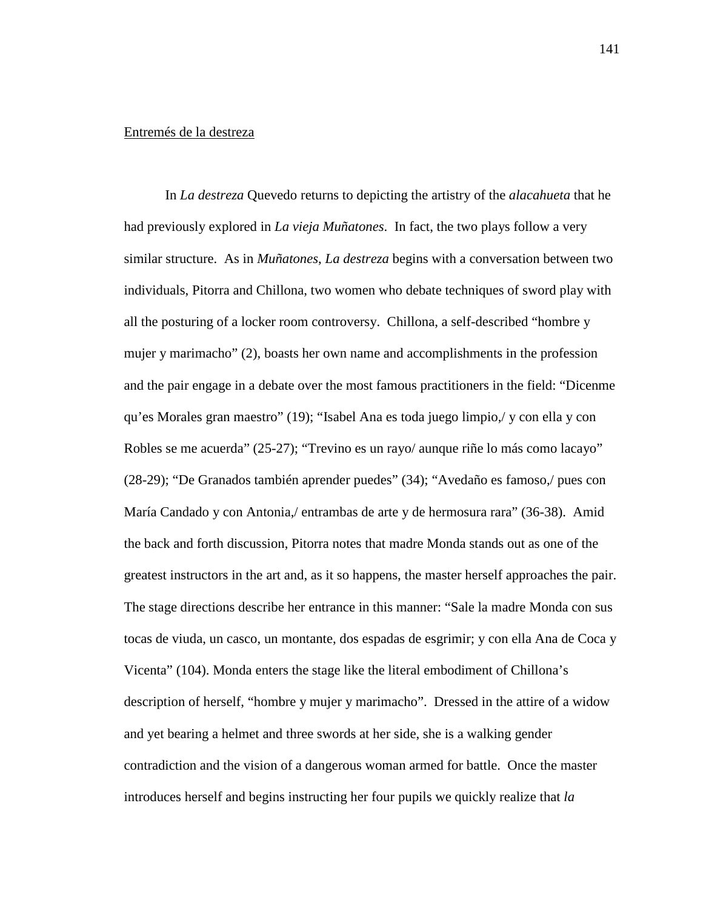Entremés de la destreza

In *La destreza* Quevedo returns to depicting the artistry of the *alacahueta* that he had previously explored in *La vieja Muñatones*. In fact, the two plays follow a very similar structure. As in *Muñatones*, *La destreza* begins with a conversation between two individuals, Pitorra and Chillona, two women who debate techniques of sword play with all the posturing of a locker room controversy. Chillona, a self-described "hombre y mujer y marimacho" (2), boasts her own name and accomplishments in the profession and the pair engage in a debate over the most famous practitioners in the field: "Dicenme qu'es Morales gran maestro" (19); "Isabel Ana es toda juego limpio,/ y con ella y con Robles se me acuerda" (25-27); "Trevino es un rayo/ aunque riñe lo más como lacayo" (28-29); "De Granados también aprender puedes" (34); "Avedaño es famoso,/ pues con María Candado y con Antonia,/ entrambas de arte y de hermosura rara" (36-38). Amid the back and forth discussion, Pitorra notes that madre Monda stands out as one of the greatest instructors in the art and, as it so happens, the master herself approaches the pair. The stage directions describe her entrance in this manner: "Sale la madre Monda con sus tocas de viuda, un casco, un montante, dos espadas de esgrimir; y con ella Ana de Coca y Vicenta" (104). Monda enters the stage like the literal embodiment of Chillona's description of herself, "hombre y mujer y marimacho". Dressed in the attire of a widow and yet bearing a helmet and three swords at her side, she is a walking gender contradiction and the vision of a dangerous woman armed for battle. Once the master introduces herself and begins instructing her four pupils we quickly realize that *la*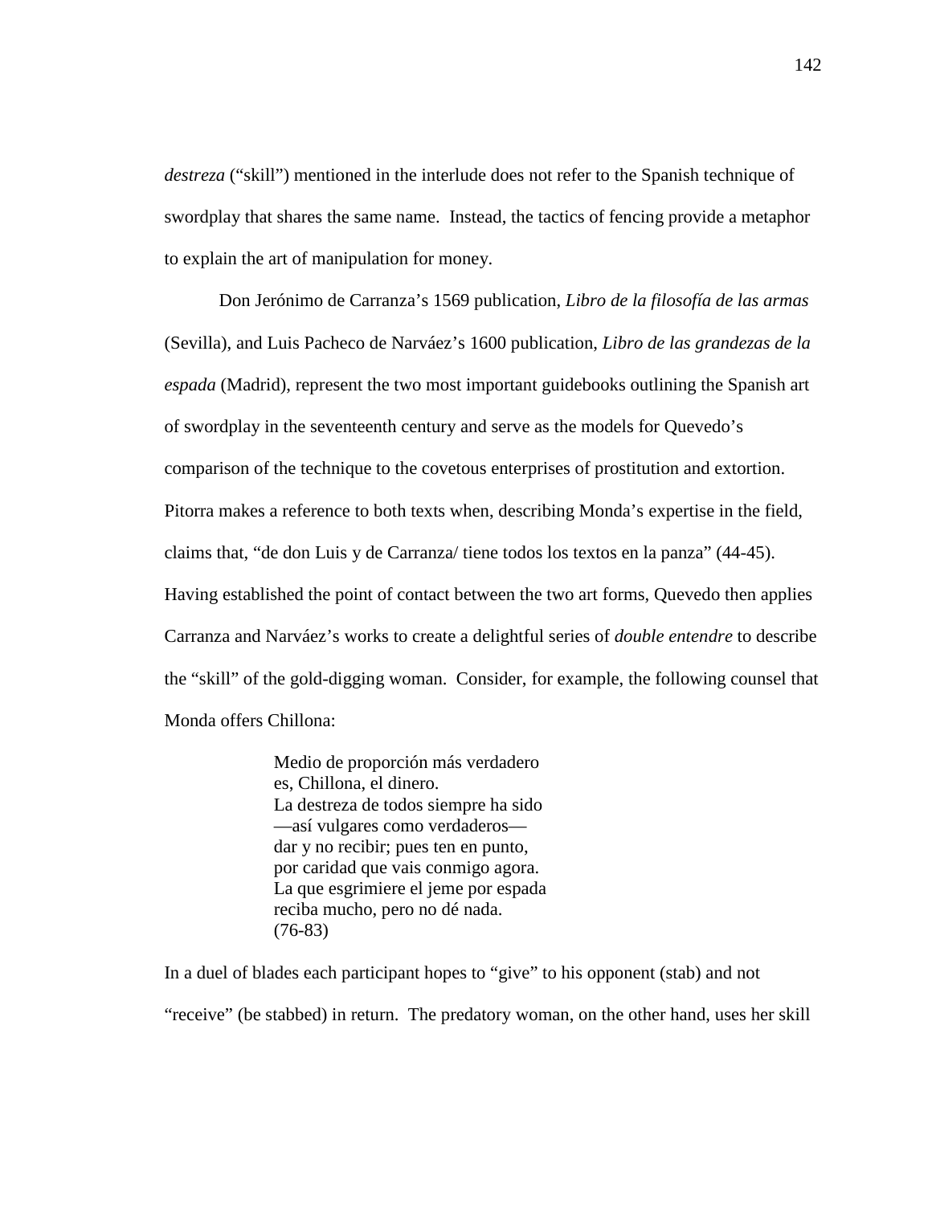*destreza* ("skill") mentioned in the interlude does not refer to the Spanish technique of swordplay that shares the same name. Instead, the tactics of fencing provide a metaphor to explain the art of manipulation for money.

Don Jerónimo de Carranza's 1569 publication, *Libro de la filosofía de las armas* (Sevilla), and Luis Pacheco de Narváez's 1600 publication, *Libro de las grandezas de la espada* (Madrid), represent the two most important guidebooks outlining the Spanish art of swordplay in the seventeenth century and serve as the models for Quevedo's comparison of the technique to the covetous enterprises of prostitution and extortion. Pitorra makes a reference to both texts when, describing Monda's expertise in the field, claims that, "de don Luis y de Carranza/ tiene todos los textos en la panza" (44-45). Having established the point of contact between the two art forms, Quevedo then applies Carranza and Narváez's works to create a delightful series of *double entendre* to describe the "skill" of the gold-digging woman. Consider, for example, the following counsel that Monda offers Chillona:

> Medio de proporción más verdadero
> es, Chillona, el dinero.
> La destreza de todos siempre ha sido
> —así vulgares como verdaderos—
> dar y no recibir; pues ten en punto,
> por caridad que vais conmigo agora.
> La que esgrimiere el jeme por espada
> reciba mucho, pero no dé nada.
> (76-83)

In a duel of blades each participant hopes to "give" to his opponent (stab) and not "receive" (be stabbed) in return. The predatory woman, on the other hand, uses her skill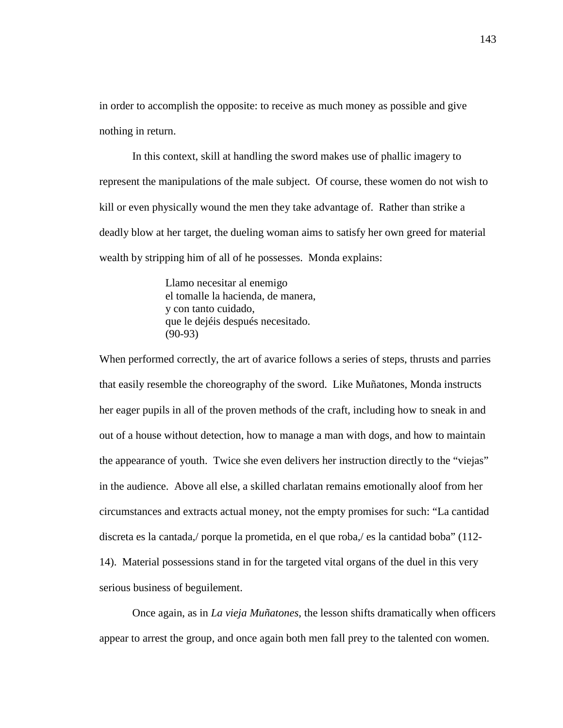in order to accomplish the opposite: to receive as much money as possible and give nothing in return.

In this context, skill at handling the sword makes use of phallic imagery to represent the manipulations of the male subject. Of course, these women do not wish to kill or even physically wound the men they take advantage of. Rather than strike a deadly blow at her target, the dueling woman aims to satisfy her own greed for material wealth by stripping him of all of he possesses. Monda explains:

> Llamo necesitar al enemigo  
> el tomalle la hacienda, de manera,  
> y con tanto cuidado,  
> que le dejéis después necesitado.  
> (90-93)

When performed correctly, the art of avarice follows a series of steps, thrusts and parries that easily resemble the choreography of the sword. Like Muñatones, Monda instructs her eager pupils in all of the proven methods of the craft, including how to sneak in and out of a house without detection, how to manage a man with dogs, and how to maintain the appearance of youth. Twice she even delivers her instruction directly to the "viejas" in the audience. Above all else, a skilled charlatan remains emotionally aloof from her circumstances and extracts actual money, not the empty promises for such: "La cantidad discreta es la cantada,/ porque la prometida, en el que roba,/ es la cantidad boba" (112-14). Material possessions stand in for the targeted vital organs of the duel in this very serious business of beguilement.

Once again, as in *La vieja Muñatones*, the lesson shifts dramatically when officers appear to arrest the group, and once again both men fall prey to the talented con women.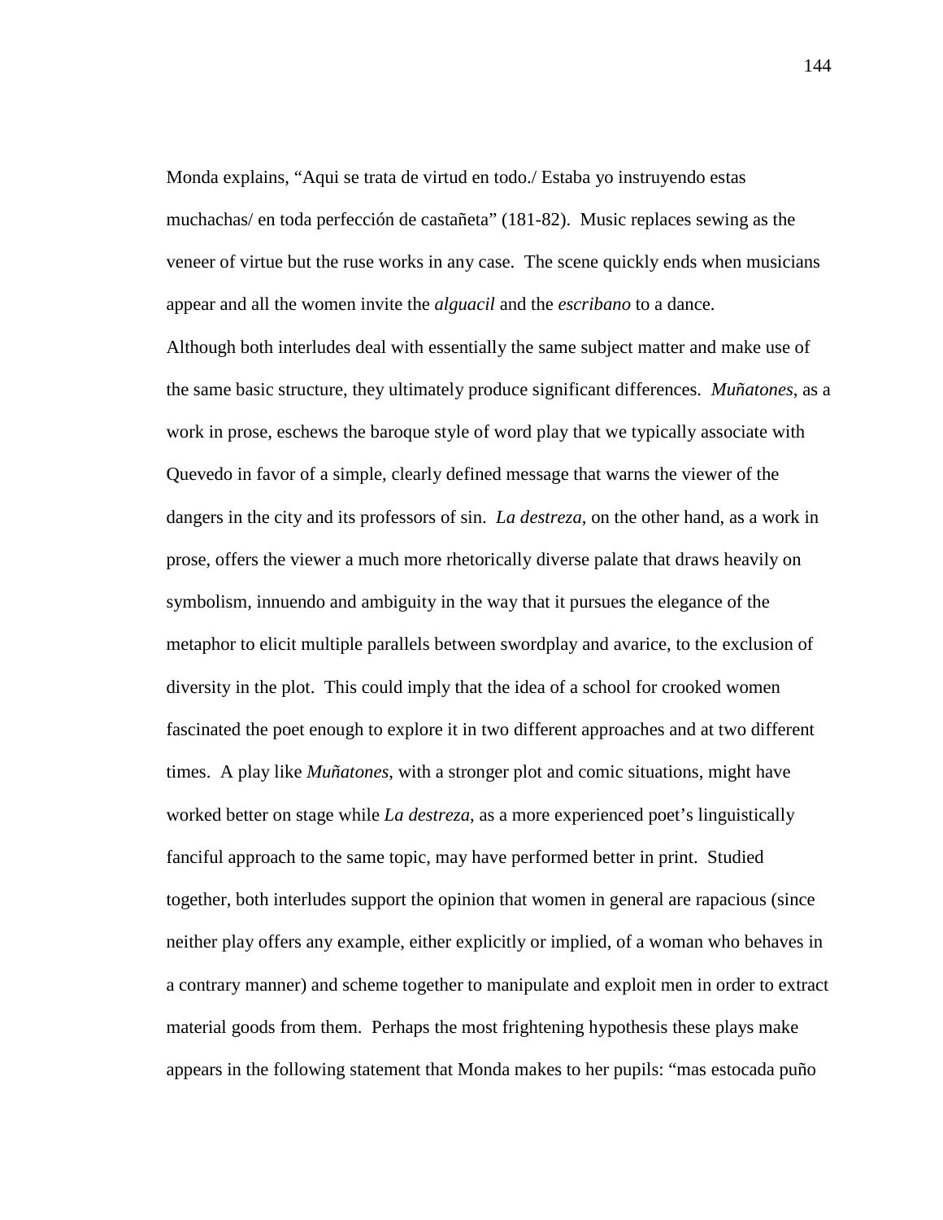Monda explains, "Aqui se trata de virtud en todo./ Estaba yo instruyendo estas muchachas/ en toda perfección de castañeta" (181-82). Music replaces sewing as the veneer of virtue but the ruse works in any case. The scene quickly ends when musicians appear and all the women invite the *alguacil* and the *escribano* to a dance.

Although both interludes deal with essentially the same subject matter and make use of the same basic structure, they ultimately produce significant differences. *Muñatones*, as a work in prose, eschews the baroque style of word play that we typically associate with Quevedo in favor of a simple, clearly defined message that warns the viewer of the dangers in the city and its professors of sin. *La destreza*, on the other hand, as a work in prose, offers the viewer a much more rhetorically diverse palate that draws heavily on symbolism, innuendo and ambiguity in the way that it pursues the elegance of the metaphor to elicit multiple parallels between swordplay and avarice, to the exclusion of diversity in the plot. This could imply that the idea of a school for crooked women fascinated the poet enough to explore it in two different approaches and at two different times. A play like *Muñatones*, with a stronger plot and comic situations, might have worked better on stage while *La destreza*, as a more experienced poet's linguistically fanciful approach to the same topic, may have performed better in print. Studied together, both interludes support the opinion that women in general are rapacious (since neither play offers any example, either explicitly or implied, of a woman who behaves in a contrary manner) and scheme together to manipulate and exploit men in order to extract material goods from them. Perhaps the most frightening hypothesis these plays make appears in the following statement that Monda makes to her pupils: "mas estocada puño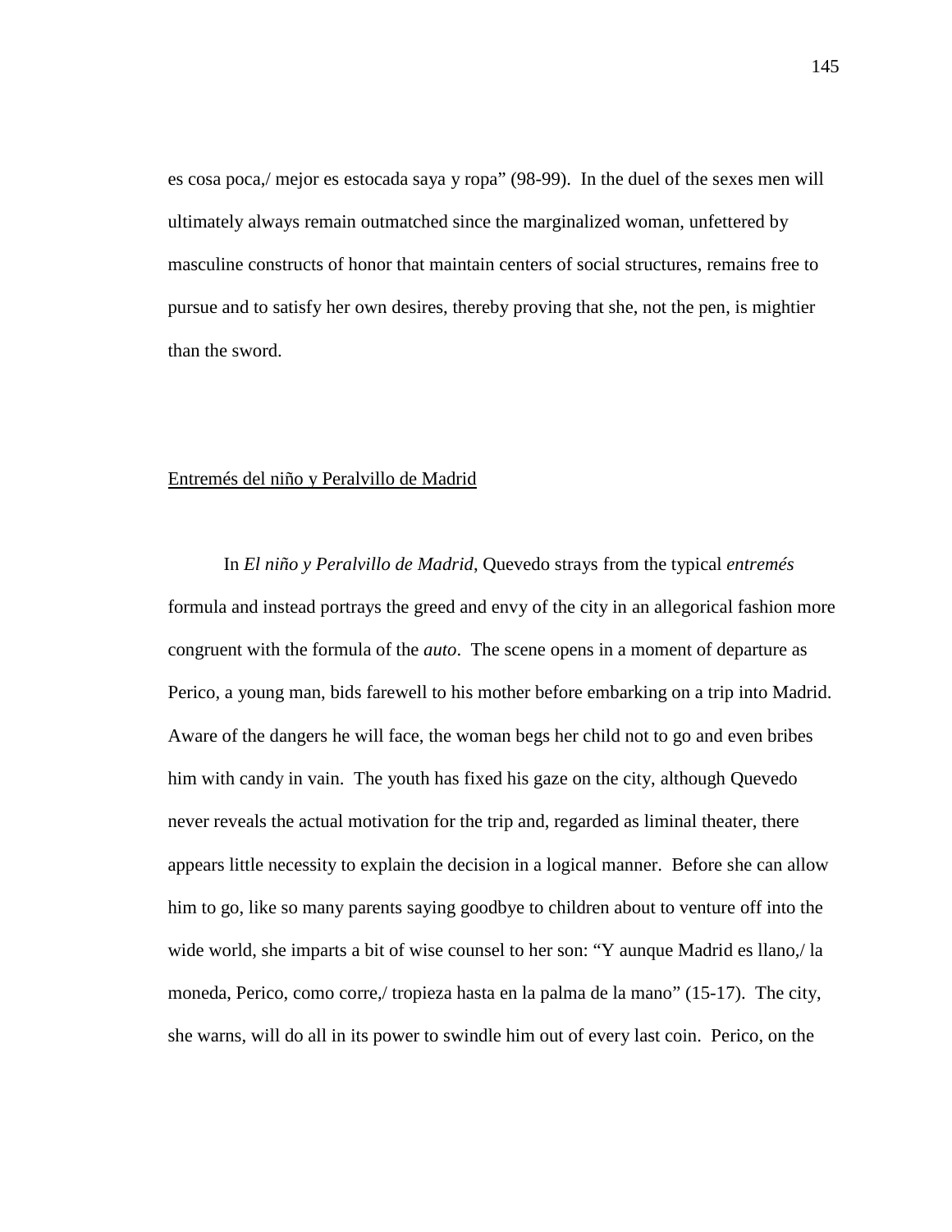es cosa poca,/ mejor es estocada saya y ropa" (98-99). In the duel of the sexes men will ultimately always remain outmatched since the marginalized woman, unfettered by masculine constructs of honor that maintain centers of social structures, remains free to pursue and to satisfy her own desires, thereby proving that she, not the pen, is mightier than the sword.

## Entremés del niño y Peralvillo de Madrid

In *El niño y Peralvillo de Madrid*, Quevedo strays from the typical *entremés* formula and instead portrays the greed and envy of the city in an allegorical fashion more congruent with the formula of the *auto*. The scene opens in a moment of departure as Perico, a young man, bids farewell to his mother before embarking on a trip into Madrid. Aware of the dangers he will face, the woman begs her child not to go and even bribes him with candy in vain. The youth has fixed his gaze on the city, although Quevedo never reveals the actual motivation for the trip and, regarded as liminal theater, there appears little necessity to explain the decision in a logical manner. Before she can allow him to go, like so many parents saying goodbye to children about to venture off into the wide world, she imparts a bit of wise counsel to her son: "Y aunque Madrid es llano,/ la moneda, Perico, como corre,/ tropieza hasta en la palma de la mano" (15-17). The city, she warns, will do all in its power to swindle him out of every last coin. Perico, on the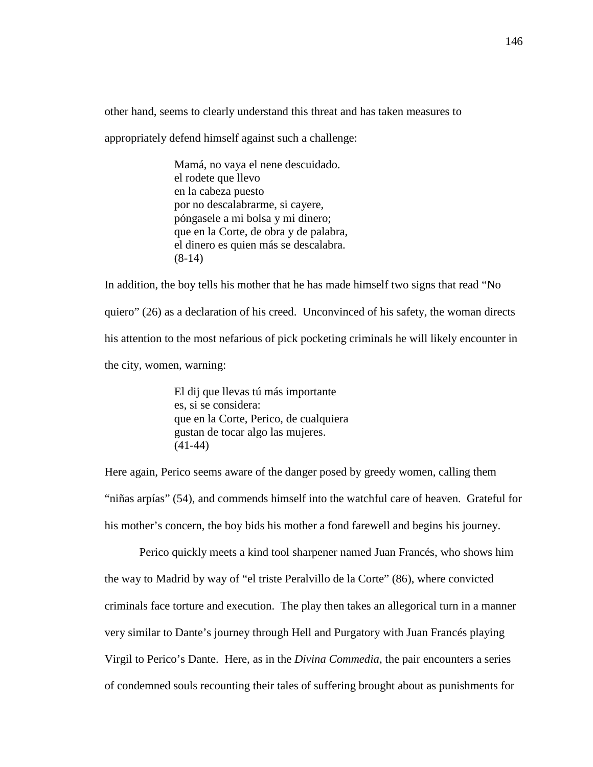other hand, seems to clearly understand this threat and has taken measures to appropriately defend himself against such a challenge:

> Mamá, no vaya el nene descuidado.  
> el rodete que llevo  
> en la cabeza puesto  
> por no descalabrarme, si cayere,  
> póngasele a mi bolsa y mi dinero;  
> que en la Corte, de obra y de palabra,  
> el dinero es quien más se descalabra.  
> (8-14)

In addition, the boy tells his mother that he has made himself two signs that read "No quiero" (26) as a declaration of his creed. Unconvinced of his safety, the woman directs his attention to the most nefarious of pick pocketing criminals he will likely encounter in the city, women, warning:

> El dij que llevas tú más importante  
> es, si se considera:  
> que en la Corte, Perico, de cualquiera  
> gustan de tocar algo las mujeres.  
> (41-44)

Here again, Perico seems aware of the danger posed by greedy women, calling them "niñas arpías" (54), and commends himself into the watchful care of heaven. Grateful for his mother's concern, the boy bids his mother a fond farewell and begins his journey.

Perico quickly meets a kind tool sharpener named Juan Francés, who shows him the way to Madrid by way of "el triste Peralvillo de la Corte" (86), where convicted criminals face torture and execution. The play then takes an allegorical turn in a manner very similar to Dante's journey through Hell and Purgatory with Juan Francés playing Virgil to Perico's Dante. Here, as in the *Divina Commedia*, the pair encounters a series of condemned souls recounting their tales of suffering brought about as punishments for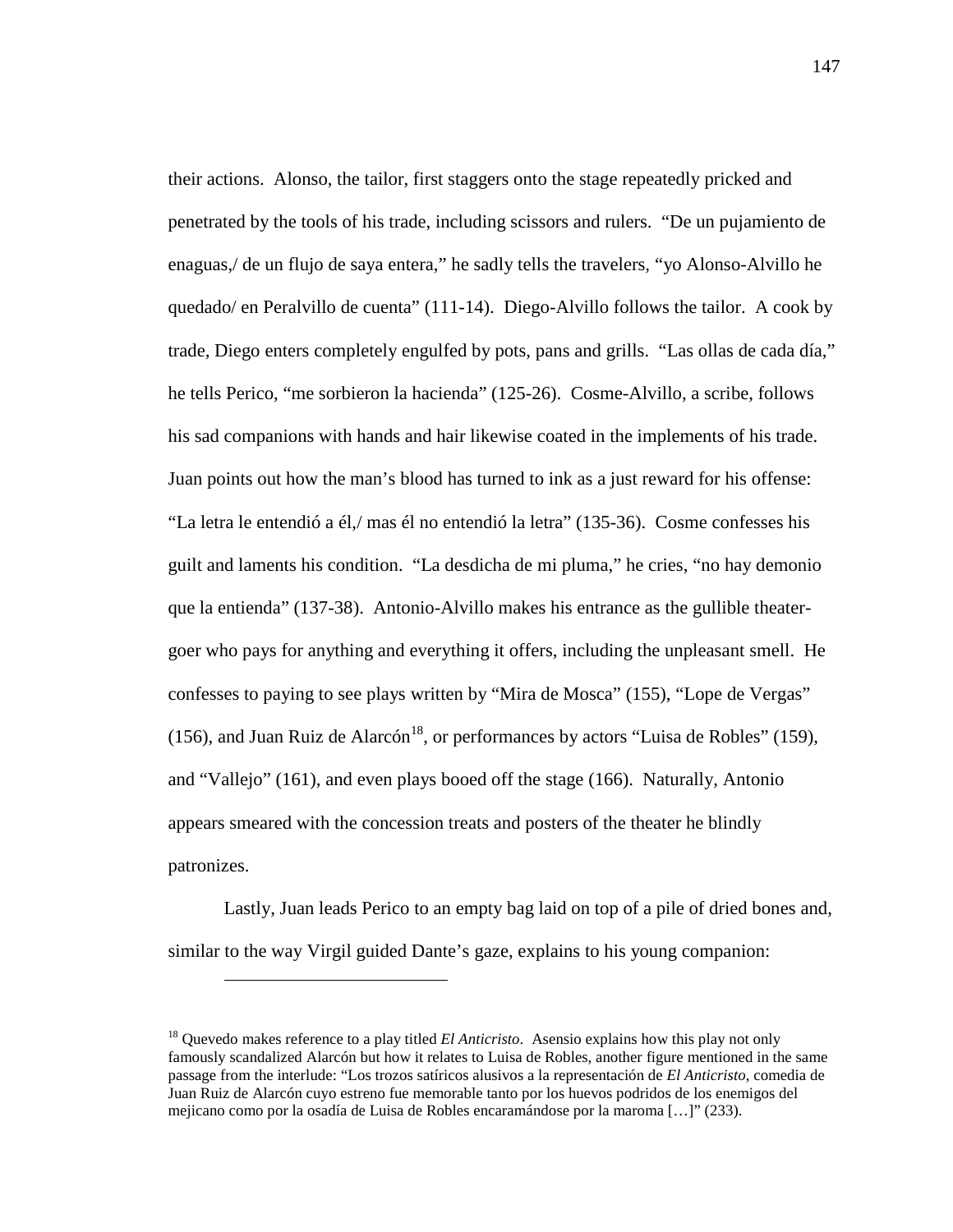their actions. Alonso, the tailor, first staggers onto the stage repeatedly pricked and penetrated by the tools of his trade, including scissors and rulers. "De un pujamiento de enaguas,/ de un flujo de saya entera," he sadly tells the travelers, "yo Alonso-Alvillo he quedado/ en Peralvillo de cuenta" (111-14). Diego-Alvillo follows the tailor. A cook by trade, Diego enters completely engulfed by pots, pans and grills. "Las ollas de cada día," he tells Perico, "me sorbieron la hacienda" (125-26). Cosme-Alvillo, a scribe, follows his sad companions with hands and hair likewise coated in the implements of his trade. Juan points out how the man's blood has turned to ink as a just reward for his offense: "La letra le entendió a él,/ mas él no entendió la letra" (135-36). Cosme confesses his guilt and laments his condition. "La desdicha de mi pluma," he cries, "no hay demonio que la entienda" (137-38). Antonio-Alvillo makes his entrance as the gullible theater-goer who pays for anything and everything it offers, including the unpleasant smell. He confesses to paying to see plays written by "Mira de Mosca" (155), "Lope de Vergas" (156), and Juan Ruiz de Alarcón[18], or performances by actors "Luisa de Robles" (159), and "Vallejo" (161), and even plays booed off the stage (166). Naturally, Antonio appears smeared with the concession treats and posters of the theater he blindly patronizes.

Lastly, Juan leads Perico to an empty bag laid on top of a pile of dried bones and, similar to the way Virgil guided Dante's gaze, explains to his young companion:

---

[18] Quevedo makes reference to a play titled *El Anticristo*. Asensio explains how this play not only famously scandalized Alarcón but how it relates to Luisa de Robles, another figure mentioned in the same passage from the interlude: "Los trozos satíricos alusivos a la representación de *El Anticristo*, comedia de Juan Ruiz de Alarcón cuyo estreno fue memorable tanto por los huevos podridos de los enemigos del mejicano como por la osadía de Luisa de Robles encaramándose por la maroma […]" (233).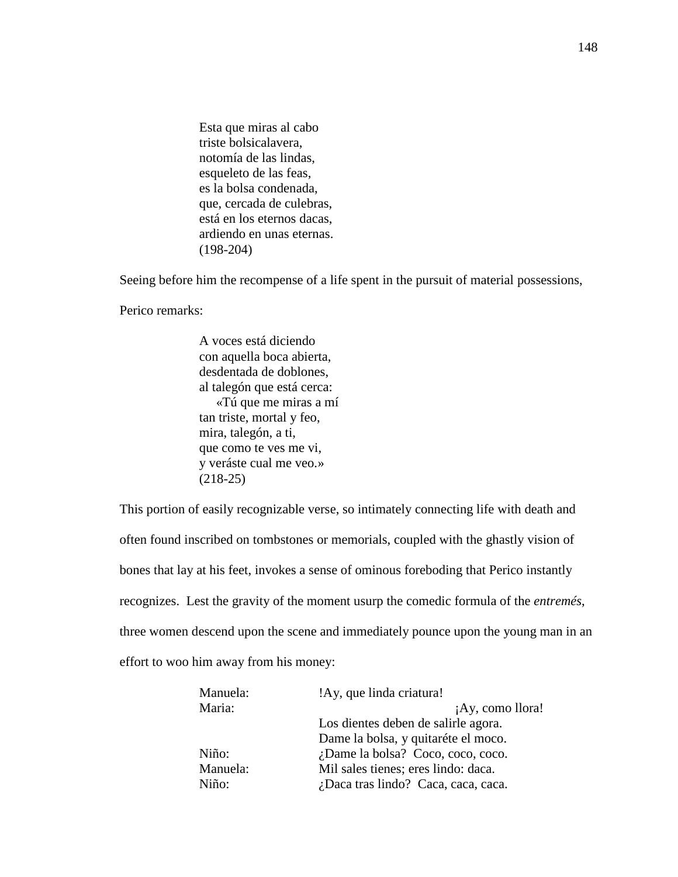> Esta que miras al cabo
> triste bolsicalavera,
> notomía de las lindas,
> esqueleto de las feas,
> es la bolsa condenada,
> que, cercada de culebras,
> está en los eternos dacas,
> ardiendo en unas eternas.
> (198-204)

Seeing before him the recompense of a life spent in the pursuit of material possessions, Perico remarks:

> A voces está diciendo
> con aquella boca abierta,
> desdentada de doblones,
> al talegón que está cerca:
>     «Tú que me miras a mí
> tan triste, mortal y feo,
> mira, talegón, a ti,
> que como te ves me vi,
> y veráste cual me veo.»
> (218-25)

This portion of easily recognizable verse, so intimately connecting life with death and often found inscribed on tombstones or memorials, coupled with the ghastly vision of bones that lay at his feet, invokes a sense of ominous foreboding that Perico instantly recognizes. Lest the gravity of the moment usurp the comedic formula of the *entremés*, three women descend upon the scene and immediately pounce upon the young man in an effort to woo him away from his money:

> Manuela: !Ay, que linda criatura!
> Maria: ¡Ay, como llora!
> Los dientes deben de salirle agora.
> Dame la bolsa, y quitaréte el moco.
> Niño: ¿Dame la bolsa? Coco, coco, coco.
> Manuela: Mil sales tienes; eres lindo: daca.
> Niño: ¿Daca tras lindo? Caca, caca, caca.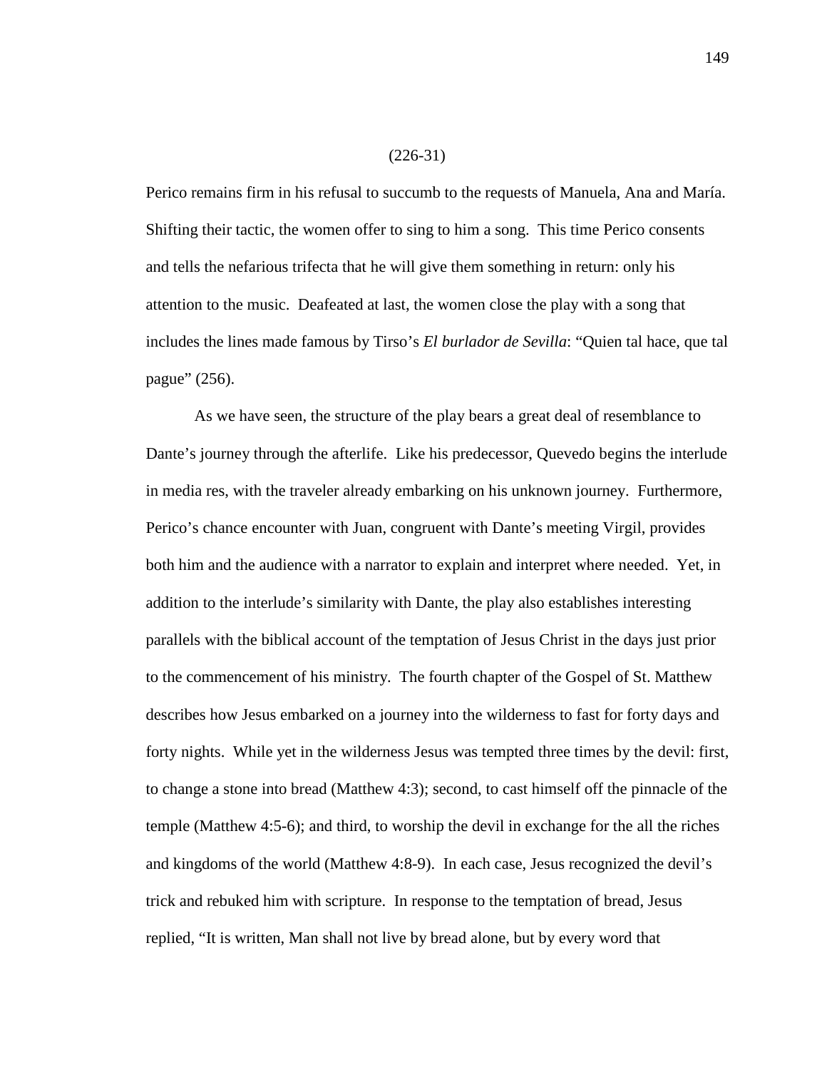(226-31)

Perico remains firm in his refusal to succumb to the requests of Manuela, Ana and María. Shifting their tactic, the women offer to sing to him a song. This time Perico consents and tells the nefarious trifecta that he will give them something in return: only his attention to the music. Deafeated at last, the women close the play with a song that includes the lines made famous by Tirso's *El burlador de Sevilla*: "Quien tal hace, que tal pague" (256).

As we have seen, the structure of the play bears a great deal of resemblance to Dante's journey through the afterlife. Like his predecessor, Quevedo begins the interlude in media res, with the traveler already embarking on his unknown journey. Furthermore, Perico's chance encounter with Juan, congruent with Dante's meeting Virgil, provides both him and the audience with a narrator to explain and interpret where needed. Yet, in addition to the interlude's similarity with Dante, the play also establishes interesting parallels with the biblical account of the temptation of Jesus Christ in the days just prior to the commencement of his ministry. The fourth chapter of the Gospel of St. Matthew describes how Jesus embarked on a journey into the wilderness to fast for forty days and forty nights. While yet in the wilderness Jesus was tempted three times by the devil: first, to change a stone into bread (Matthew 4:3); second, to cast himself off the pinnacle of the temple (Matthew 4:5-6); and third, to worship the devil in exchange for the all the riches and kingdoms of the world (Matthew 4:8-9). In each case, Jesus recognized the devil's trick and rebuked him with scripture. In response to the temptation of bread, Jesus replied, "It is written, Man shall not live by bread alone, but by every word that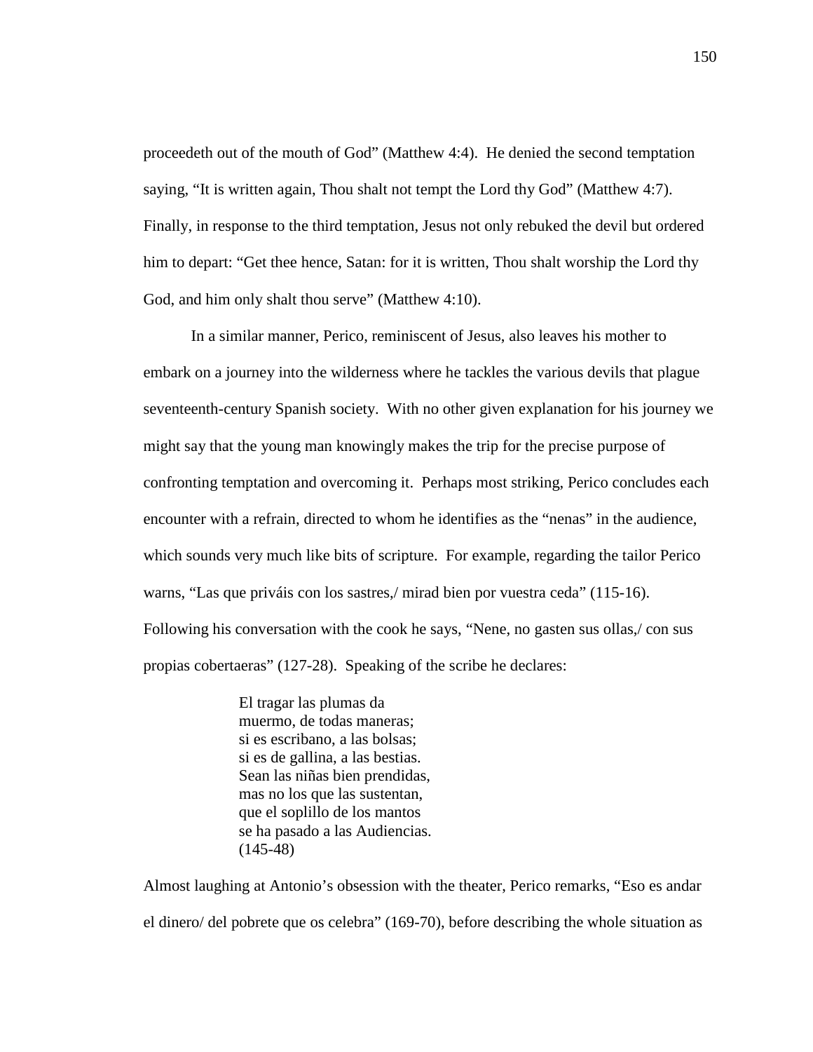proceedeth out of the mouth of God" (Matthew 4:4). He denied the second temptation saying, "It is written again, Thou shalt not tempt the Lord thy God" (Matthew 4:7). Finally, in response to the third temptation, Jesus not only rebuked the devil but ordered him to depart: "Get thee hence, Satan: for it is written, Thou shalt worship the Lord thy God, and him only shalt thou serve" (Matthew 4:10).

In a similar manner, Perico, reminiscent of Jesus, also leaves his mother to embark on a journey into the wilderness where he tackles the various devils that plague seventeenth-century Spanish society. With no other given explanation for his journey we might say that the young man knowingly makes the trip for the precise purpose of confronting temptation and overcoming it. Perhaps most striking, Perico concludes each encounter with a refrain, directed to whom he identifies as the "nenas" in the audience, which sounds very much like bits of scripture. For example, regarding the tailor Perico warns, "Las que priváis con los sastres,/ mirad bien por vuestra ceda" (115-16). Following his conversation with the cook he says, "Nene, no gasten sus ollas,/ con sus propias cobertaeras" (127-28). Speaking of the scribe he declares:

> El tragar las plumas da
> muermo, de todas maneras;
> si es escribano, a las bolsas;
> si es de gallina, a las bestias.
> Sean las niñas bien prendidas,
> mas no los que las sustentan,
> que el soplillo de los mantos
> se ha pasado a las Audiencias.
> (145-48)

Almost laughing at Antonio's obsession with the theater, Perico remarks, "Eso es andar el dinero/ del pobrete que os celebra" (169-70), before describing the whole situation as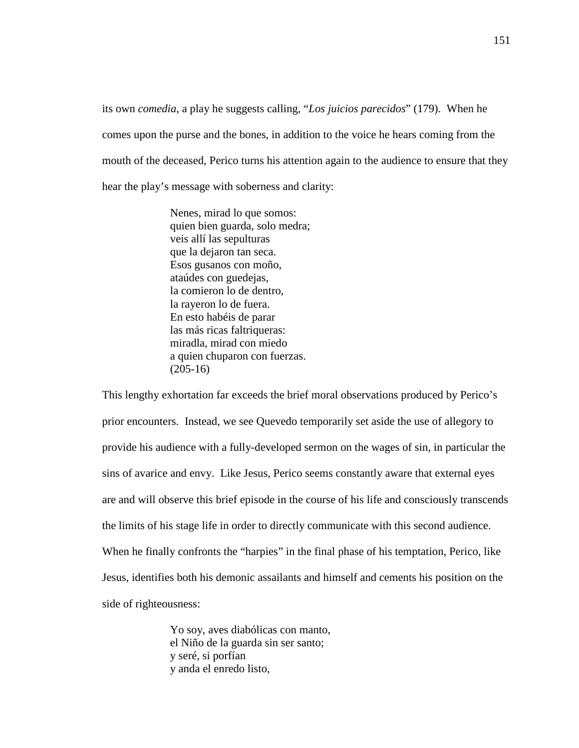its own *comedia*, a play he suggests calling, "*Los juicios parecidos*" (179). When he comes upon the purse and the bones, in addition to the voice he hears coming from the mouth of the deceased, Perico turns his attention again to the audience to ensure that they hear the play's message with soberness and clarity:

> Nenes, mirad lo que somos:
> quien bien guarda, solo medra;
> veis allí las sepulturas
> que la dejaron tan seca.
> Esos gusanos con moño,
> ataúdes con guedejas,
> la comieron lo de dentro,
> la rayeron lo de fuera.
> En esto habéis de parar
> las más ricas faltriqueras:
> miradla, mirad con miedo
> a quien chuparon con fuerzas.
> (205-16)

This lengthy exhortation far exceeds the brief moral observations produced by Perico's prior encounters. Instead, we see Quevedo temporarily set aside the use of allegory to provide his audience with a fully-developed sermon on the wages of sin, in particular the sins of avarice and envy. Like Jesus, Perico seems constantly aware that external eyes are and will observe this brief episode in the course of his life and consciously transcends the limits of his stage life in order to directly communicate with this second audience. When he finally confronts the "harpies" in the final phase of his temptation, Perico, like Jesus, identifies both his demonic assailants and himself and cements his position on the side of righteousness:

> Yo soy, aves diabólicas con manto,
> el Niño de la guarda sin ser santo;
> y seré, si porfían
> y anda el enredo listo,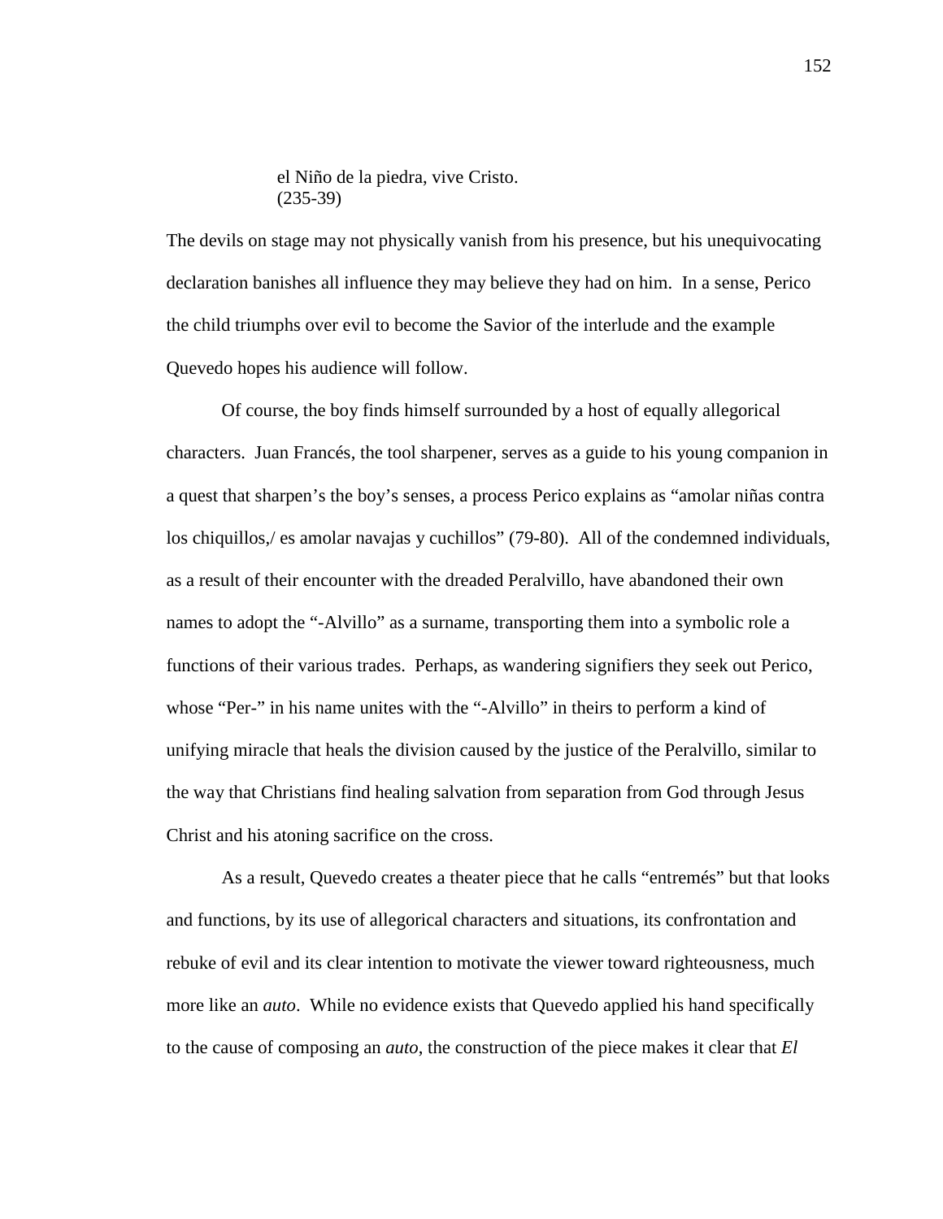el Niño de la piedra, vive Cristo.
(235-39)

The devils on stage may not physically vanish from his presence, but his unequivocating declaration banishes all influence they may believe they had on him. In a sense, Perico the child triumphs over evil to become the Savior of the interlude and the example Quevedo hopes his audience will follow.

Of course, the boy finds himself surrounded by a host of equally allegorical characters. Juan Francés, the tool sharpener, serves as a guide to his young companion in a quest that sharpen's the boy's senses, a process Perico explains as "amolar niñas contra los chiquillos,/ es amolar navajas y cuchillos" (79-80). All of the condemned individuals, as a result of their encounter with the dreaded Peralvillo, have abandoned their own names to adopt the "-Alvillo" as a surname, transporting them into a symbolic role a functions of their various trades. Perhaps, as wandering signifiers they seek out Perico, whose "Per-" in his name unites with the "-Alvillo" in theirs to perform a kind of unifying miracle that heals the division caused by the justice of the Peralvillo, similar to the way that Christians find healing salvation from separation from God through Jesus Christ and his atoning sacrifice on the cross.

As a result, Quevedo creates a theater piece that he calls "entremés" but that looks and functions, by its use of allegorical characters and situations, its confrontation and rebuke of evil and its clear intention to motivate the viewer toward righteousness, much more like an *auto*. While no evidence exists that Quevedo applied his hand specifically to the cause of composing an *auto*, the construction of the piece makes it clear that *El*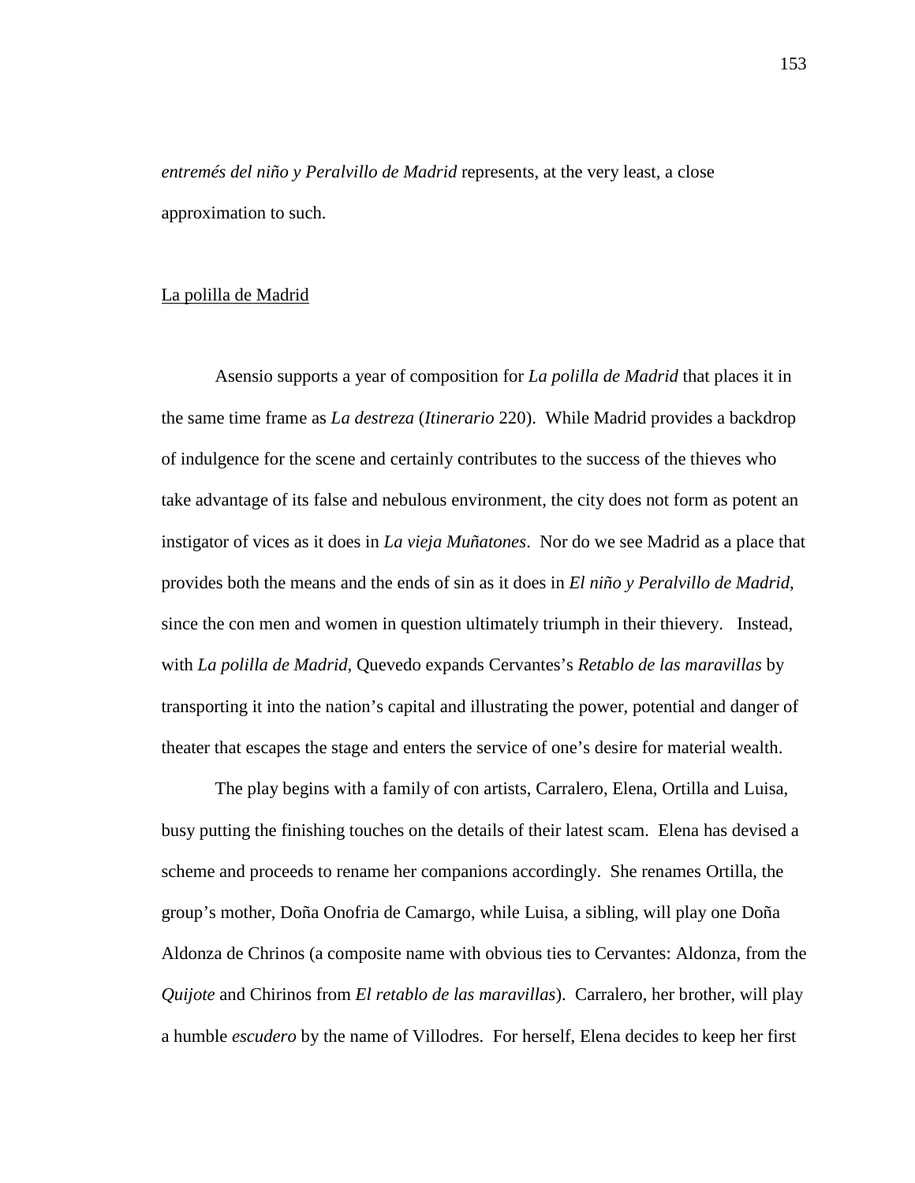*entremés del niño y Peralvillo de Madrid* represents, at the very least, a close approximation to such.

La polilla de Madrid

Asensio supports a year of composition for *La polilla de Madrid* that places it in the same time frame as *La destreza* (*Itinerario* 220). While Madrid provides a backdrop of indulgence for the scene and certainly contributes to the success of the thieves who take advantage of its false and nebulous environment, the city does not form as potent an instigator of vices as it does in *La vieja Muñatones*. Nor do we see Madrid as a place that provides both the means and the ends of sin as it does in *El niño y Peralvillo de Madrid*, since the con men and women in question ultimately triumph in their thievery. Instead, with *La polilla de Madrid*, Quevedo expands Cervantes's *Retablo de las maravillas* by transporting it into the nation's capital and illustrating the power, potential and danger of theater that escapes the stage and enters the service of one's desire for material wealth.

The play begins with a family of con artists, Carralero, Elena, Ortilla and Luisa, busy putting the finishing touches on the details of their latest scam. Elena has devised a scheme and proceeds to rename her companions accordingly. She renames Ortilla, the group's mother, Doña Onofria de Camargo, while Luisa, a sibling, will play one Doña Aldonza de Chrinos (a composite name with obvious ties to Cervantes: Aldonza, from the *Quijote* and Chirinos from *El retablo de las maravillas*). Carralero, her brother, will play a humble *escudero* by the name of Villodres. For herself, Elena decides to keep her first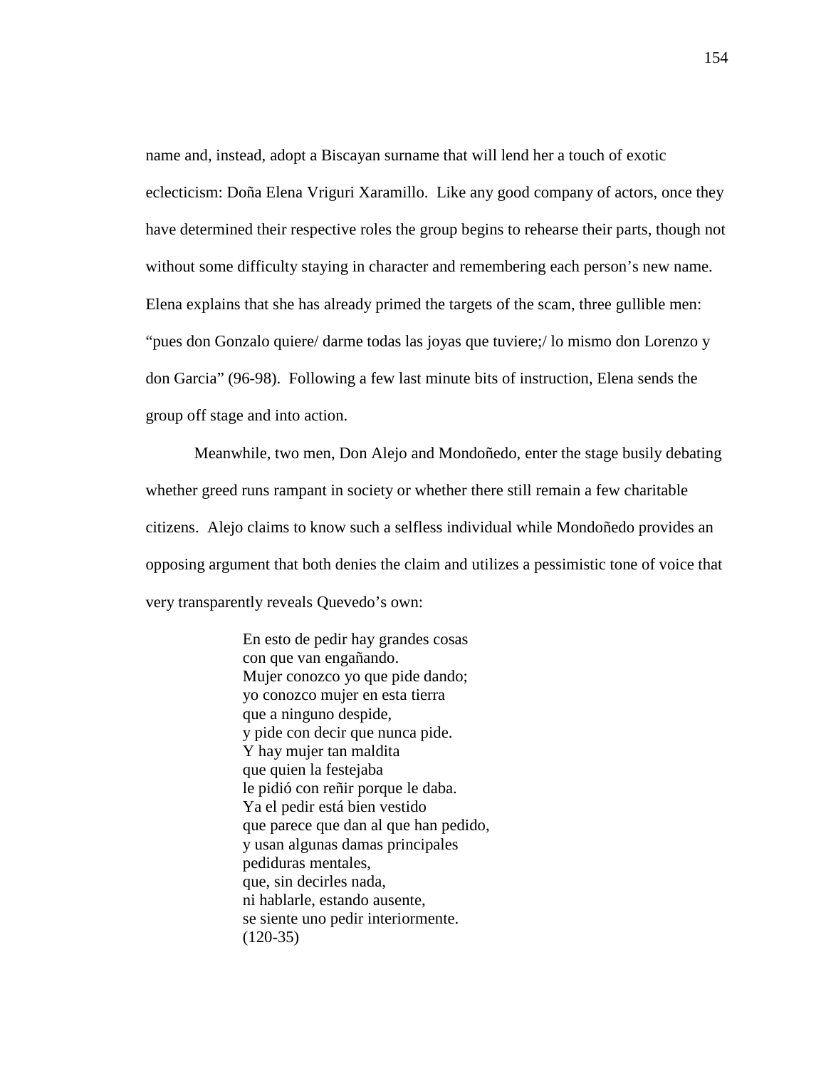name and, instead, adopt a Biscayan surname that will lend her a touch of exotic eclecticism: Doña Elena Vriguri Xaramillo. Like any good company of actors, once they have determined their respective roles the group begins to rehearse their parts, though not without some difficulty staying in character and remembering each person's new name. Elena explains that she has already primed the targets of the scam, three gullible men: "pues don Gonzalo quiere/ darme todas las joyas que tuviere;/ lo mismo don Lorenzo y don Garcia" (96-98). Following a few last minute bits of instruction, Elena sends the group off stage and into action.

Meanwhile, two men, Don Alejo and Mondoñedo, enter the stage busily debating whether greed runs rampant in society or whether there still remain a few charitable citizens. Alejo claims to know such a selfless individual while Mondoñedo provides an opposing argument that both denies the claim and utilizes a pessimistic tone of voice that very transparently reveals Quevedo's own:

> En esto de pedir hay grandes cosas
> con que van engañando.
> Mujer conozco yo que pide dando;
> yo conozco mujer en esta tierra
> que a ninguno despide,
> y pide con decir que nunca pide.
> Y hay mujer tan maldita
> que quien la festejaba
> le pidió con reñir porque le daba.
> Ya el pedir está bien vestido
> que parece que dan al que han pedido,
> y usan algunas damas principales
> pediduras mentales,
> que, sin decirles nada,
> ni hablarle, estando ausente,
> se siente uno pedir interiormente.
> (120-35)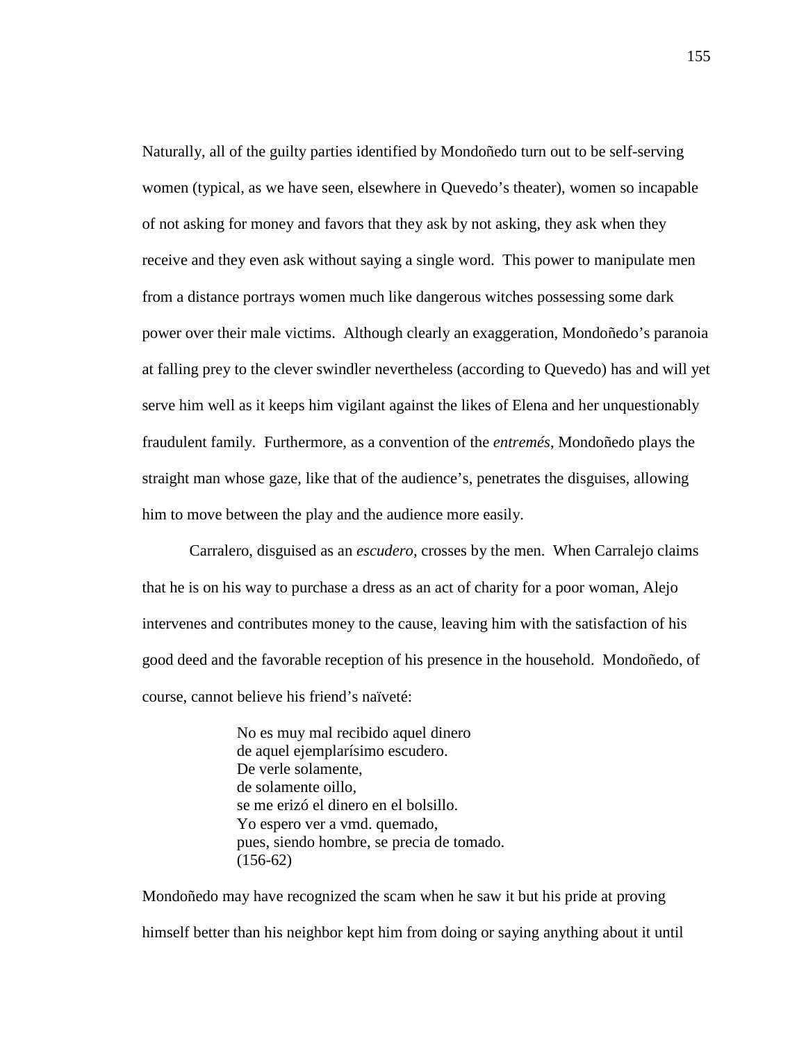Naturally, all of the guilty parties identified by Mondoñedo turn out to be self-serving women (typical, as we have seen, elsewhere in Quevedo's theater), women so incapable of not asking for money and favors that they ask by not asking, they ask when they receive and they even ask without saying a single word. This power to manipulate men from a distance portrays women much like dangerous witches possessing some dark power over their male victims. Although clearly an exaggeration, Mondoñedo's paranoia at falling prey to the clever swindler nevertheless (according to Quevedo) has and will yet serve him well as it keeps him vigilant against the likes of Elena and her unquestionably fraudulent family. Furthermore, as a convention of the *entremés*, Mondoñedo plays the straight man whose gaze, like that of the audience's, penetrates the disguises, allowing him to move between the play and the audience more easily.

Carralero, disguised as an *escudero*, crosses by the men. When Carralejo claims that he is on his way to purchase a dress as an act of charity for a poor woman, Alejo intervenes and contributes money to the cause, leaving him with the satisfaction of his good deed and the favorable reception of his presence in the household. Mondoñedo, of course, cannot believe his friend's naïveté:

> No es muy mal recibido aquel dinero
> de aquel ejemplarísimo escudero.
> De verle solamente,
> de solamente oillo,
> se me erizó el dinero en el bolsillo.
> Yo espero ver a vmd. quemado,
> pues, siendo hombre, se precia de tomado.
> (156-62)

Mondoñedo may have recognized the scam when he saw it but his pride at proving himself better than his neighbor kept him from doing or saying anything about it until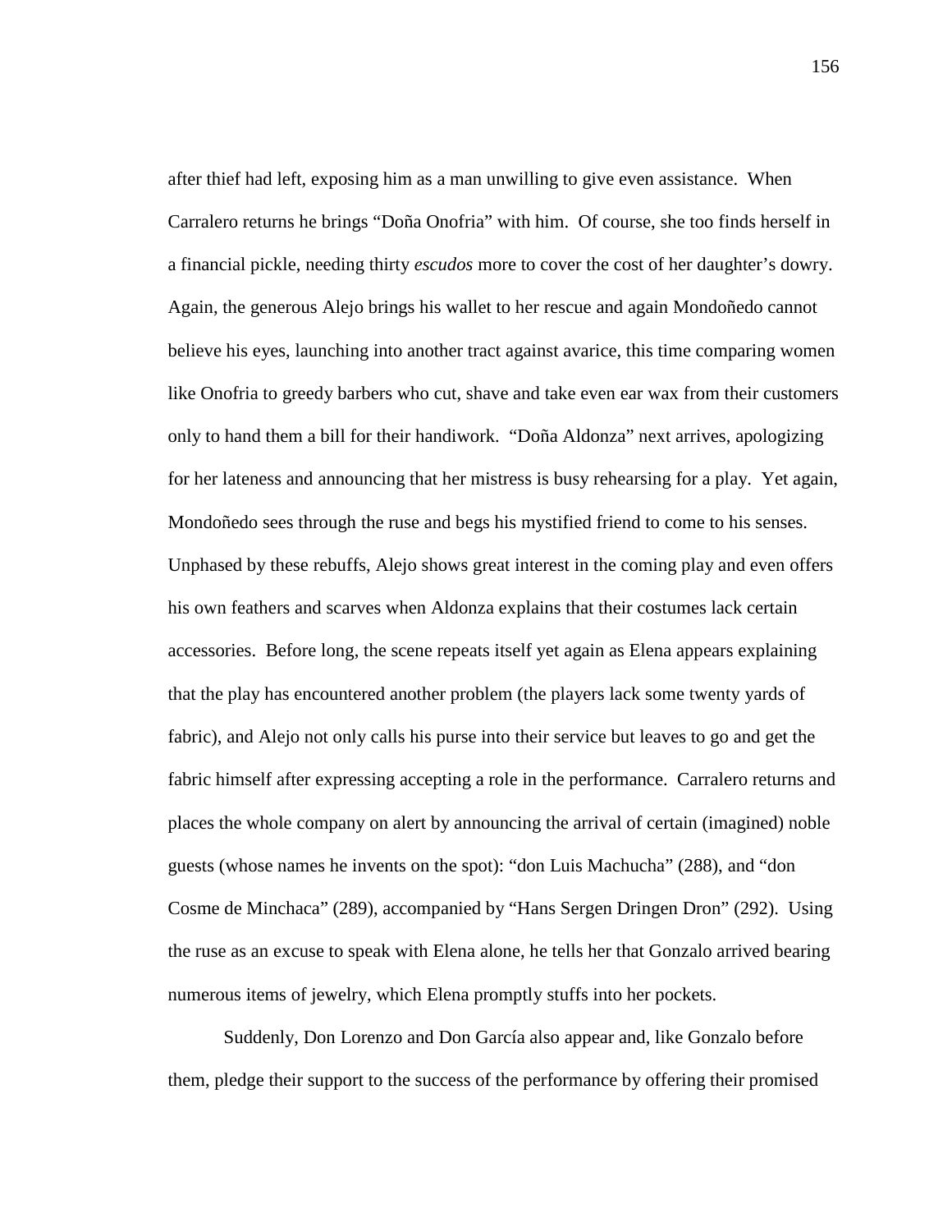after thief had left, exposing him as a man unwilling to give even assistance. When Carralero returns he brings "Doña Onofria" with him. Of course, she too finds herself in a financial pickle, needing thirty *escudos* more to cover the cost of her daughter's dowry. Again, the generous Alejo brings his wallet to her rescue and again Mondoñedo cannot believe his eyes, launching into another tract against avarice, this time comparing women like Onofria to greedy barbers who cut, shave and take even ear wax from their customers only to hand them a bill for their handiwork. "Doña Aldonza" next arrives, apologizing for her lateness and announcing that her mistress is busy rehearsing for a play. Yet again, Mondoñedo sees through the ruse and begs his mystified friend to come to his senses. Unphased by these rebuffs, Alejo shows great interest in the coming play and even offers his own feathers and scarves when Aldonza explains that their costumes lack certain accessories. Before long, the scene repeats itself yet again as Elena appears explaining that the play has encountered another problem (the players lack some twenty yards of fabric), and Alejo not only calls his purse into their service but leaves to go and get the fabric himself after expressing accepting a role in the performance. Carralero returns and places the whole company on alert by announcing the arrival of certain (imagined) noble guests (whose names he invents on the spot): "don Luis Machucha" (288), and "don Cosme de Minchaca" (289), accompanied by "Hans Sergen Dringen Dron" (292). Using the ruse as an excuse to speak with Elena alone, he tells her that Gonzalo arrived bearing numerous items of jewelry, which Elena promptly stuffs into her pockets.

Suddenly, Don Lorenzo and Don García also appear and, like Gonzalo before them, pledge their support to the success of the performance by offering their promised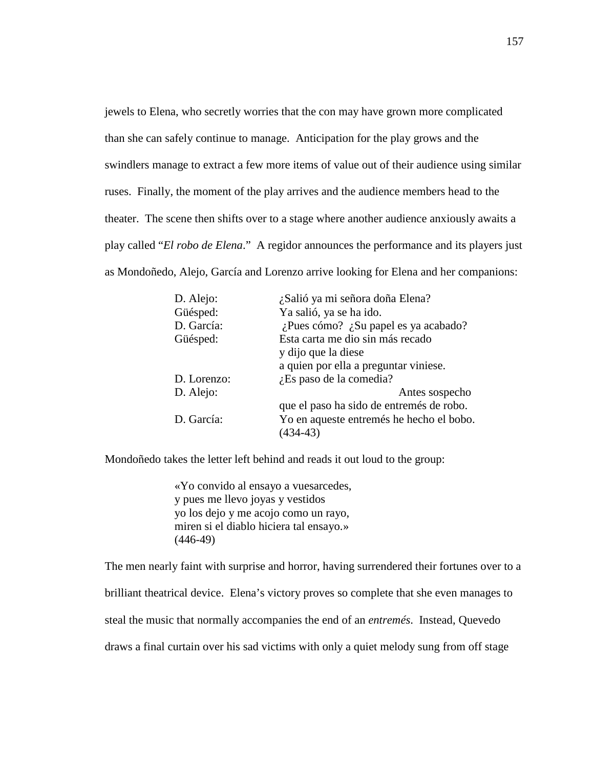jewels to Elena, who secretly worries that the con may have grown more complicated than she can safely continue to manage. Anticipation for the play grows and the swindlers manage to extract a few more items of value out of their audience using similar ruses. Finally, the moment of the play arrives and the audience members head to the theater. The scene then shifts over to a stage where another audience anxiously awaits a play called "*El robo de Elena*." A regidor announces the performance and its players just as Mondoñedo, Alejo, García and Lorenzo arrive looking for Elena and her companions:

> D. Alejo: ¿Salió ya mi señora doña Elena?
> Güésped: Ya salió, ya se ha ido.
> D. García: ¿Pues cómo? ¿Su papel es ya acabado?
> Güésped: Esta carta me dio sin más recado
> y dijo que la diese
> a quien por ella a preguntar viniese.
> D. Lorenzo: ¿Es paso de la comedia?
> D. Alejo: Antes sospecho
> que el paso ha sido de entremés de robo.
> D. García: Yo en aqueste entremés he hecho el bobo.
> (434-43)

Mondoñedo takes the letter left behind and reads it out loud to the group:

> «Yo convido al ensayo a vuesarcedes,
> y pues me llevo joyas y vestidos
> yo los dejo y me acojo como un rayo,
> miren si el diablo hiciera tal ensayo.»
> (446-49)

The men nearly faint with surprise and horror, having surrendered their fortunes over to a brilliant theatrical device. Elena's victory proves so complete that she even manages to steal the music that normally accompanies the end of an *entremés*. Instead, Quevedo draws a final curtain over his sad victims with only a quiet melody sung from off stage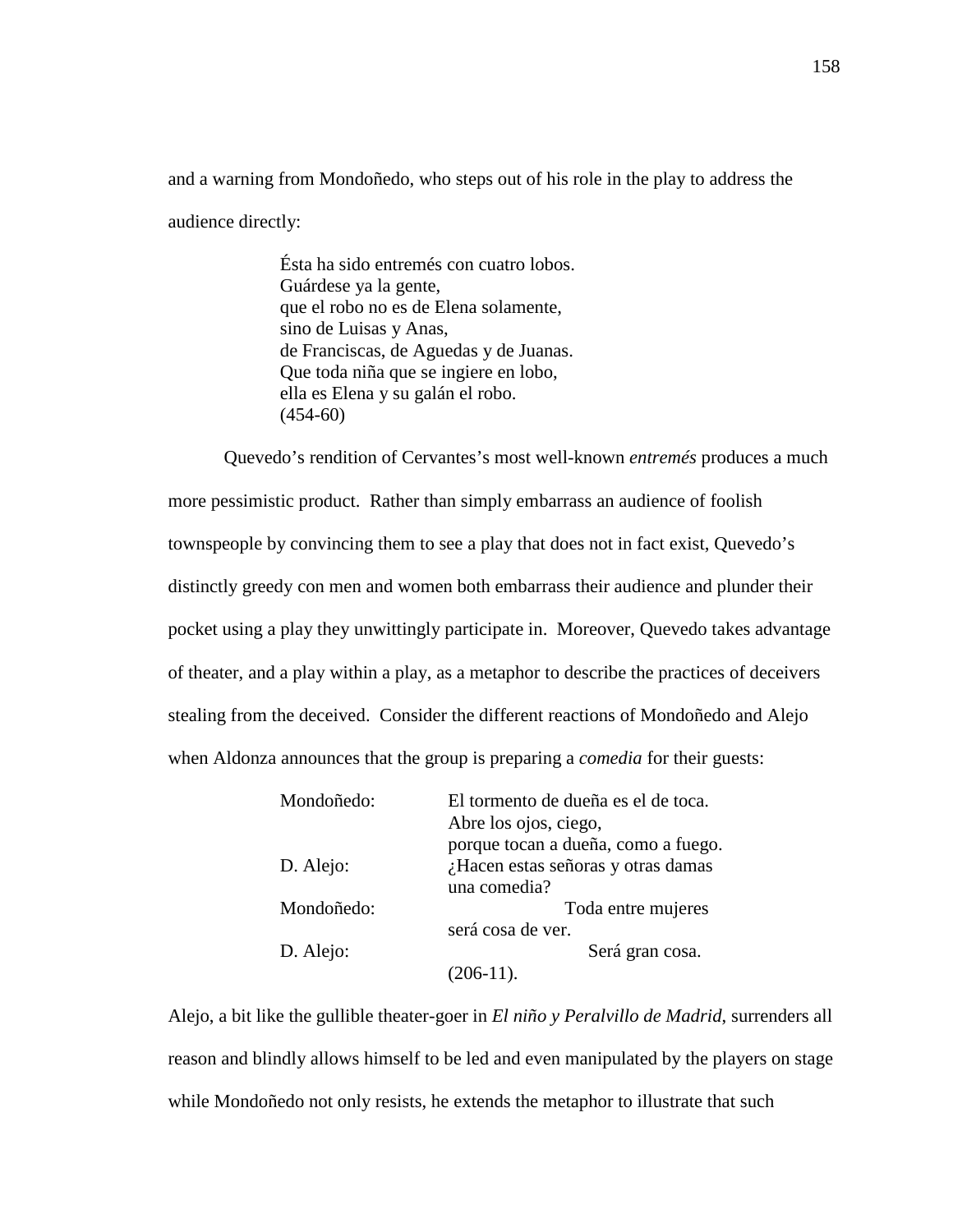and a warning from Mondoñedo, who steps out of his role in the play to address the audience directly:

> Ésta ha sido entremés con cuatro lobos.
> Guárdese ya la gente,
> que el robo no es de Elena solamente,
> sino de Luisas y Anas,
> de Franciscas, de Aguedas y de Juanas.
> Que toda niña que se ingiere en lobo,
> ella es Elena y su galán el robo.
> (454-60)

Quevedo's rendition of Cervantes's most well-known *entremés* produces a much more pessimistic product. Rather than simply embarrass an audience of foolish townspeople by convincing them to see a play that does not in fact exist, Quevedo's distinctly greedy con men and women both embarrass their audience and plunder their pocket using a play they unwittingly participate in. Moreover, Quevedo takes advantage of theater, and a play within a play, as a metaphor to describe the practices of deceivers stealing from the deceived. Consider the different reactions of Mondoñedo and Alejo when Aldonza announces that the group is preparing a *comedia* for their guests:

> Mondoñedo: El tormento de dueña es el de toca.
> Abre los ojos, ciego,
> porque tocan a dueña, como a fuego.
> D. Alejo: ¿Hacen estas señoras y otras damas
> una comedia?
> Mondoñedo: Toda entre mujeres
> será cosa de ver.
> D. Alejo: Será gran cosa.
> (206-11).

Alejo, a bit like the gullible theater-goer in *El niño y Peralvillo de Madrid*, surrenders all reason and blindly allows himself to be led and even manipulated by the players on stage while Mondoñedo not only resists, he extends the metaphor to illustrate that such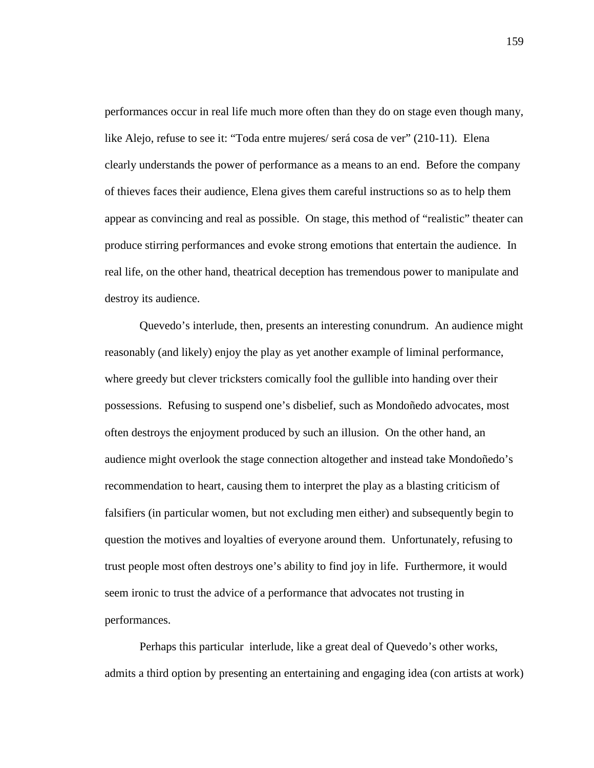performances occur in real life much more often than they do on stage even though many, like Alejo, refuse to see it: "Toda entre mujeres/ será cosa de ver" (210-11). Elena clearly understands the power of performance as a means to an end. Before the company of thieves faces their audience, Elena gives them careful instructions so as to help them appear as convincing and real as possible. On stage, this method of "realistic" theater can produce stirring performances and evoke strong emotions that entertain the audience. In real life, on the other hand, theatrical deception has tremendous power to manipulate and destroy its audience.

Quevedo's interlude, then, presents an interesting conundrum. An audience might reasonably (and likely) enjoy the play as yet another example of liminal performance, where greedy but clever tricksters comically fool the gullible into handing over their possessions. Refusing to suspend one's disbelief, such as Mondoñedo advocates, most often destroys the enjoyment produced by such an illusion. On the other hand, an audience might overlook the stage connection altogether and instead take Mondoñedo's recommendation to heart, causing them to interpret the play as a blasting criticism of falsifiers (in particular women, but not excluding men either) and subsequently begin to question the motives and loyalties of everyone around them. Unfortunately, refusing to trust people most often destroys one's ability to find joy in life. Furthermore, it would seem ironic to trust the advice of a performance that advocates not trusting in performances.

Perhaps this particular interlude, like a great deal of Quevedo's other works, admits a third option by presenting an entertaining and engaging idea (con artists at work)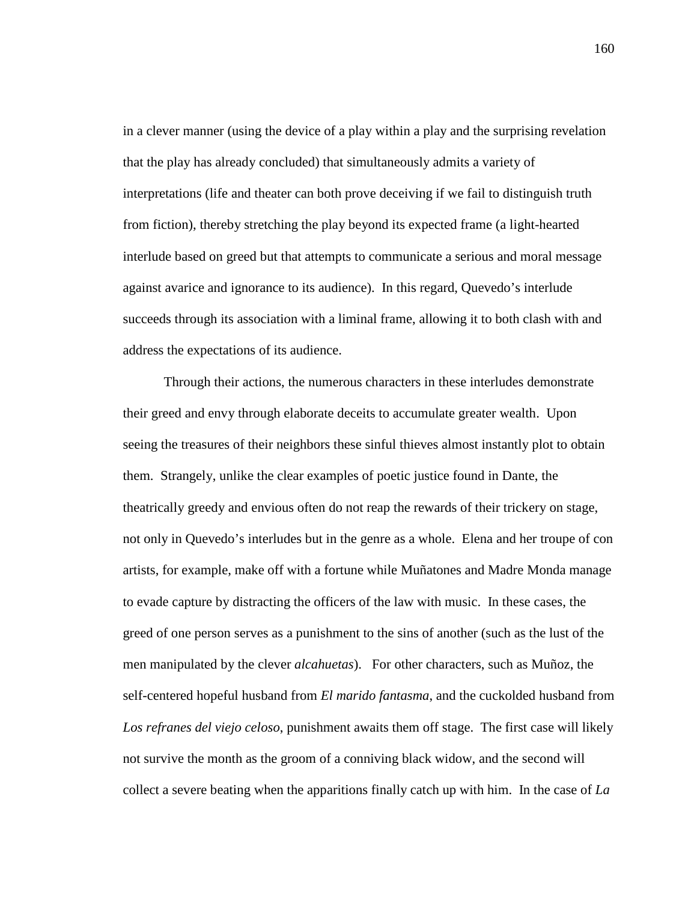in a clever manner (using the device of a play within a play and the surprising revelation that the play has already concluded) that simultaneously admits a variety of interpretations (life and theater can both prove deceiving if we fail to distinguish truth from fiction), thereby stretching the play beyond its expected frame (a light-hearted interlude based on greed but that attempts to communicate a serious and moral message against avarice and ignorance to its audience). In this regard, Quevedo's interlude succeeds through its association with a liminal frame, allowing it to both clash with and address the expectations of its audience.

Through their actions, the numerous characters in these interludes demonstrate their greed and envy through elaborate deceits to accumulate greater wealth. Upon seeing the treasures of their neighbors these sinful thieves almost instantly plot to obtain them. Strangely, unlike the clear examples of poetic justice found in Dante, the theatrically greedy and envious often do not reap the rewards of their trickery on stage, not only in Quevedo's interludes but in the genre as a whole. Elena and her troupe of con artists, for example, make off with a fortune while Muñatones and Madre Monda manage to evade capture by distracting the officers of the law with music. In these cases, the greed of one person serves as a punishment to the sins of another (such as the lust of the men manipulated by the clever *alcahuetas*). For other characters, such as Muñoz, the self-centered hopeful husband from *El marido fantasma*, and the cuckolded husband from *Los refranes del viejo celoso*, punishment awaits them off stage. The first case will likely not survive the month as the groom of a conniving black widow, and the second will collect a severe beating when the apparitions finally catch up with him. In the case of *La*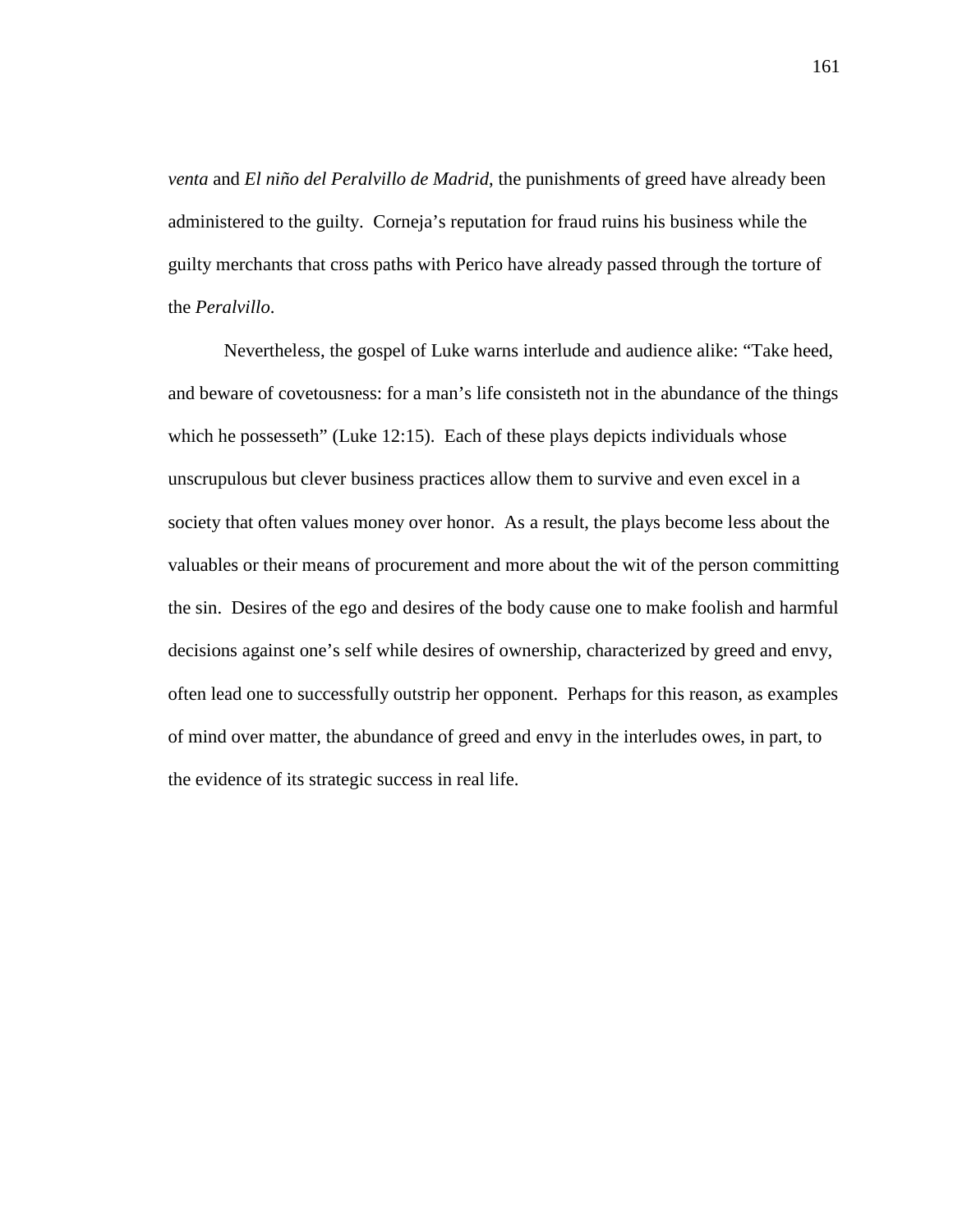*venta* and *El niño del Peralvillo de Madrid*, the punishments of greed have already been administered to the guilty. Corneja's reputation for fraud ruins his business while the guilty merchants that cross paths with Perico have already passed through the torture of the *Peralvillo*.

Nevertheless, the gospel of Luke warns interlude and audience alike: "Take heed, and beware of covetousness: for a man's life consisteth not in the abundance of the things which he possesseth" (Luke 12:15). Each of these plays depicts individuals whose unscrupulous but clever business practices allow them to survive and even excel in a society that often values money over honor. As a result, the plays become less about the valuables or their means of procurement and more about the wit of the person committing the sin. Desires of the ego and desires of the body cause one to make foolish and harmful decisions against one's self while desires of ownership, characterized by greed and envy, often lead one to successfully outstrip her opponent. Perhaps for this reason, as examples of mind over matter, the abundance of greed and envy in the interludes owes, in part, to the evidence of its strategic success in real life.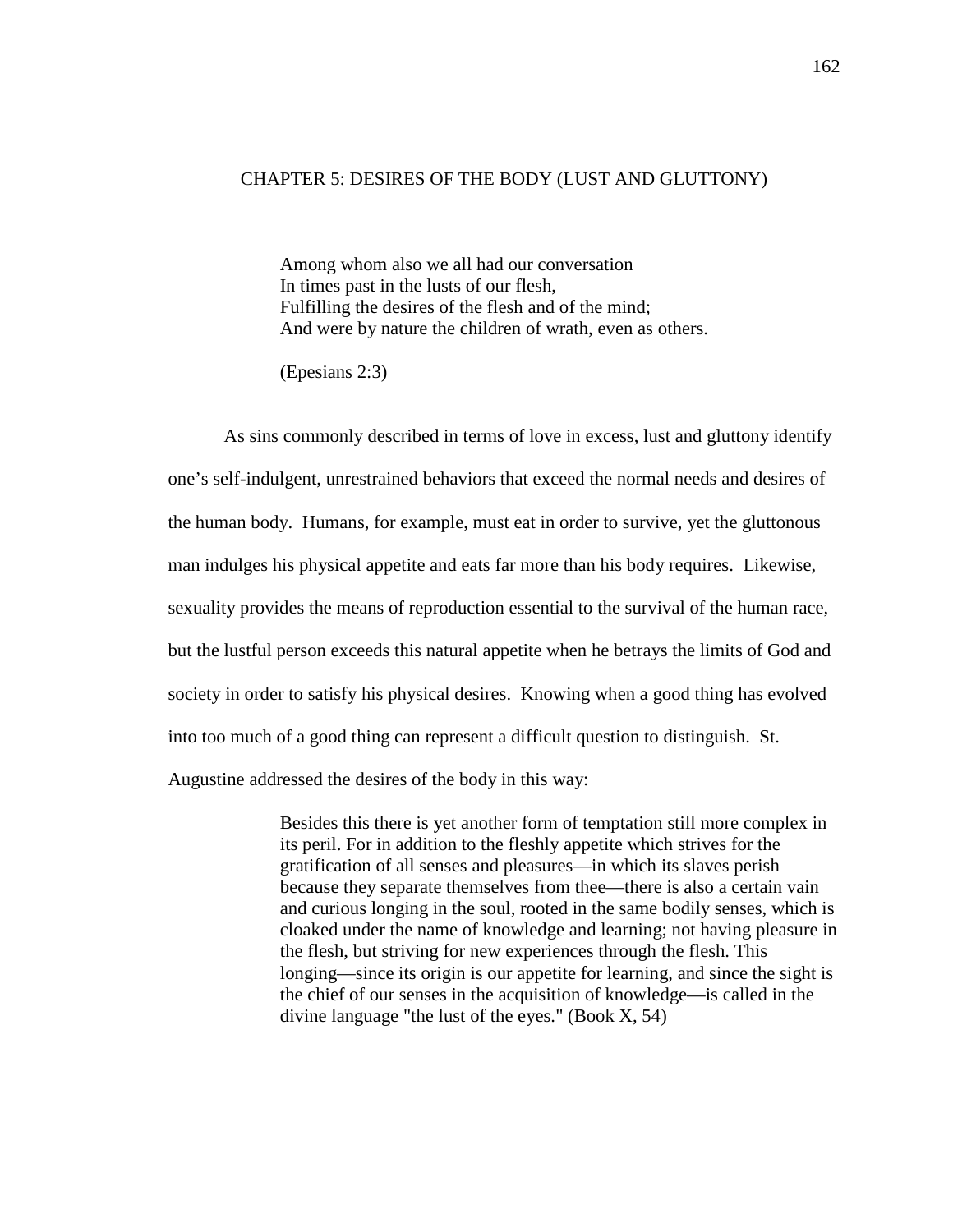# CHAPTER 5: DESIRES OF THE BODY (LUST AND GLUTTONY)

> Among whom also we all had our conversation
> In times past in the lusts of our flesh,
> Fulfilling the desires of the flesh and of the mind;
> And were by nature the children of wrath, even as others.
>
> (Epesians 2:3)

As sins commonly described in terms of love in excess, lust and gluttony identify one's self-indulgent, unrestrained behaviors that exceed the normal needs and desires of the human body. Humans, for example, must eat in order to survive, yet the gluttonous man indulges his physical appetite and eats far more than his body requires. Likewise, sexuality provides the means of reproduction essential to the survival of the human race, but the lustful person exceeds this natural appetite when he betrays the limits of God and society in order to satisfy his physical desires. Knowing when a good thing has evolved into too much of a good thing can represent a difficult question to distinguish. St. Augustine addressed the desires of the body in this way:

> Besides this there is yet another form of temptation still more complex in its peril. For in addition to the fleshly appetite which strives for the gratification of all senses and pleasures—in which its slaves perish because they separate themselves from thee—there is also a certain vain and curious longing in the soul, rooted in the same bodily senses, which is cloaked under the name of knowledge and learning; not having pleasure in the flesh, but striving for new experiences through the flesh. This longing—since its origin is our appetite for learning, and since the sight is the chief of our senses in the acquisition of knowledge—is called in the divine language "the lust of the eyes." (Book X, 54)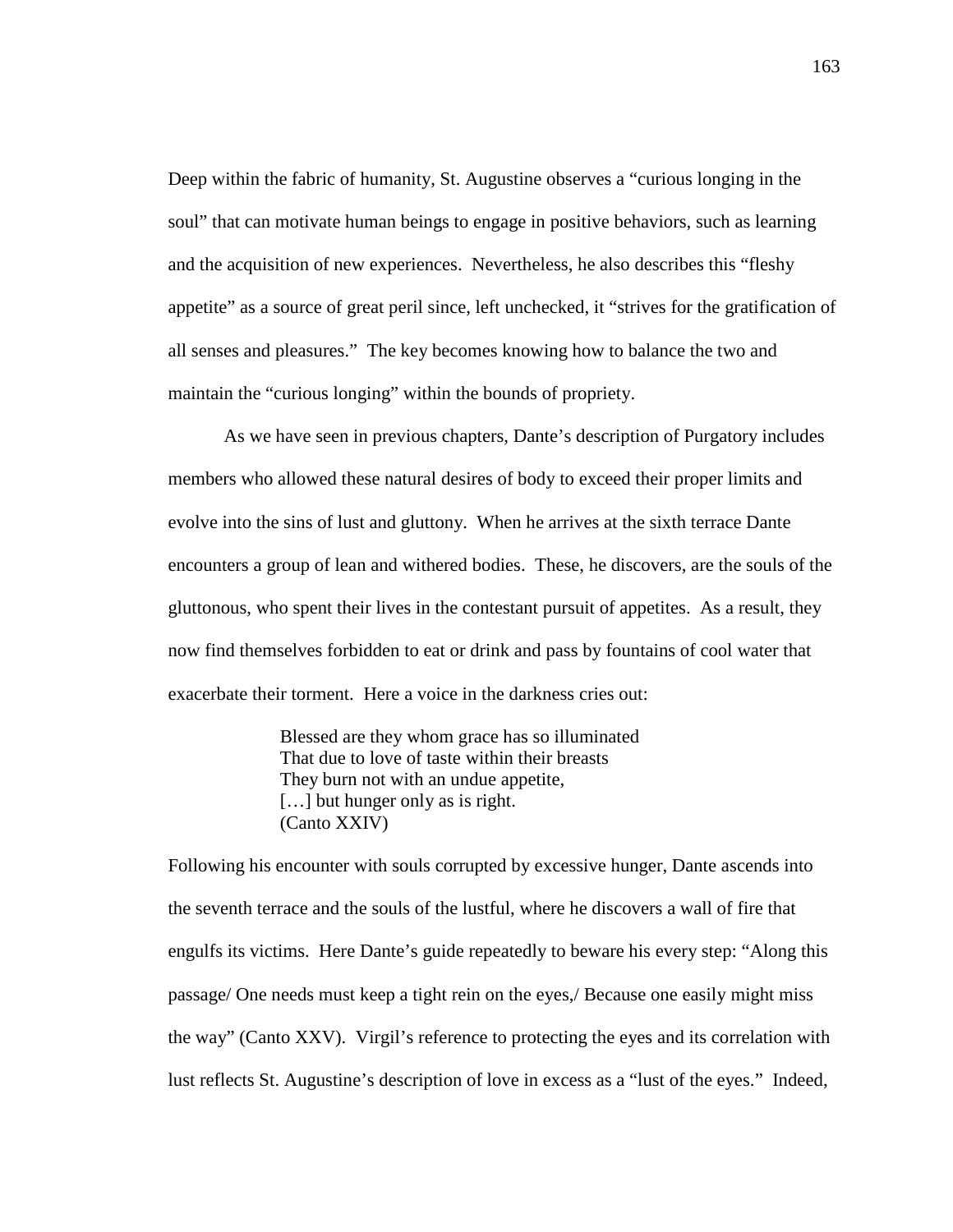Deep within the fabric of humanity, St. Augustine observes a "curious longing in the soul" that can motivate human beings to engage in positive behaviors, such as learning and the acquisition of new experiences. Nevertheless, he also describes this "fleshy appetite" as a source of great peril since, left unchecked, it "strives for the gratification of all senses and pleasures." The key becomes knowing how to balance the two and maintain the "curious longing" within the bounds of propriety.

As we have seen in previous chapters, Dante's description of Purgatory includes members who allowed these natural desires of body to exceed their proper limits and evolve into the sins of lust and gluttony. When he arrives at the sixth terrace Dante encounters a group of lean and withered bodies. These, he discovers, are the souls of the gluttonous, who spent their lives in the contestant pursuit of appetites. As a result, they now find themselves forbidden to eat or drink and pass by fountains of cool water that exacerbate their torment. Here a voice in the darkness cries out:

> Blessed are they whom grace has so illuminated
> That due to love of taste within their breasts
> They burn not with an undue appetite,
> […] but hunger only as is right.
> (Canto XXIV)

Following his encounter with souls corrupted by excessive hunger, Dante ascends into the seventh terrace and the souls of the lustful, where he discovers a wall of fire that engulfs its victims. Here Dante's guide repeatedly to beware his every step: "Along this passage/ One needs must keep a tight rein on the eyes,/ Because one easily might miss the way" (Canto XXV). Virgil's reference to protecting the eyes and its correlation with lust reflects St. Augustine's description of love in excess as a "lust of the eyes." Indeed,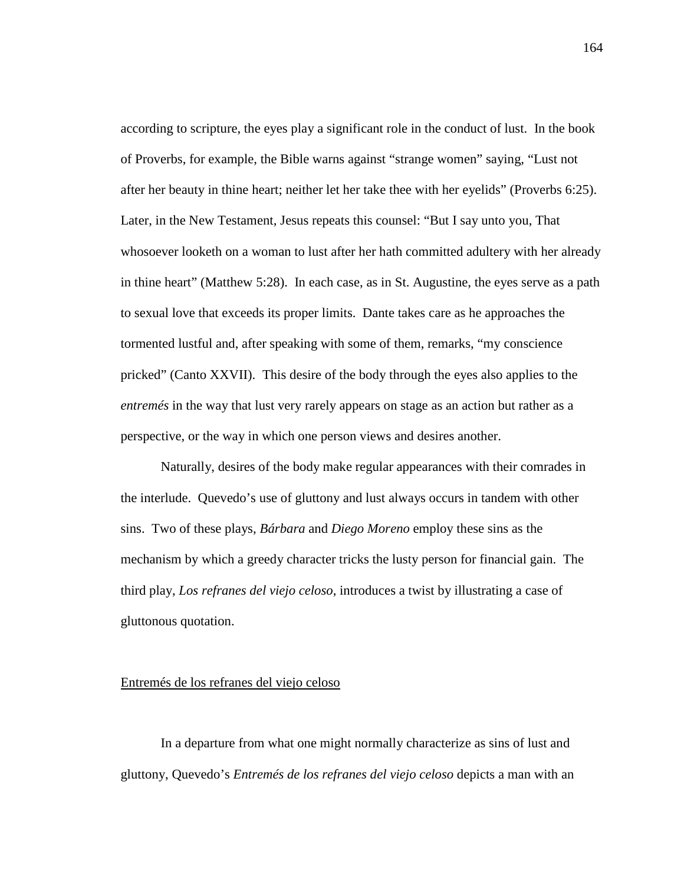according to scripture, the eyes play a significant role in the conduct of lust. In the book of Proverbs, for example, the Bible warns against "strange women" saying, "Lust not after her beauty in thine heart; neither let her take thee with her eyelids" (Proverbs 6:25). Later, in the New Testament, Jesus repeats this counsel: "But I say unto you, That whosoever looketh on a woman to lust after her hath committed adultery with her already in thine heart" (Matthew 5:28). In each case, as in St. Augustine, the eyes serve as a path to sexual love that exceeds its proper limits. Dante takes care as he approaches the tormented lustful and, after speaking with some of them, remarks, "my conscience pricked" (Canto XXVII). This desire of the body through the eyes also applies to the *entremés* in the way that lust very rarely appears on stage as an action but rather as a perspective, or the way in which one person views and desires another.

Naturally, desires of the body make regular appearances with their comrades in the interlude. Quevedo's use of gluttony and lust always occurs in tandem with other sins. Two of these plays, *Bárbara* and *Diego Moreno* employ these sins as the mechanism by which a greedy character tricks the lusty person for financial gain. The third play, *Los refranes del viejo celoso*, introduces a twist by illustrating a case of gluttonous quotation.

## Entremés de los refranes del viejo celoso

In a departure from what one might normally characterize as sins of lust and gluttony, Quevedo's *Entremés de los refranes del viejo celoso* depicts a man with an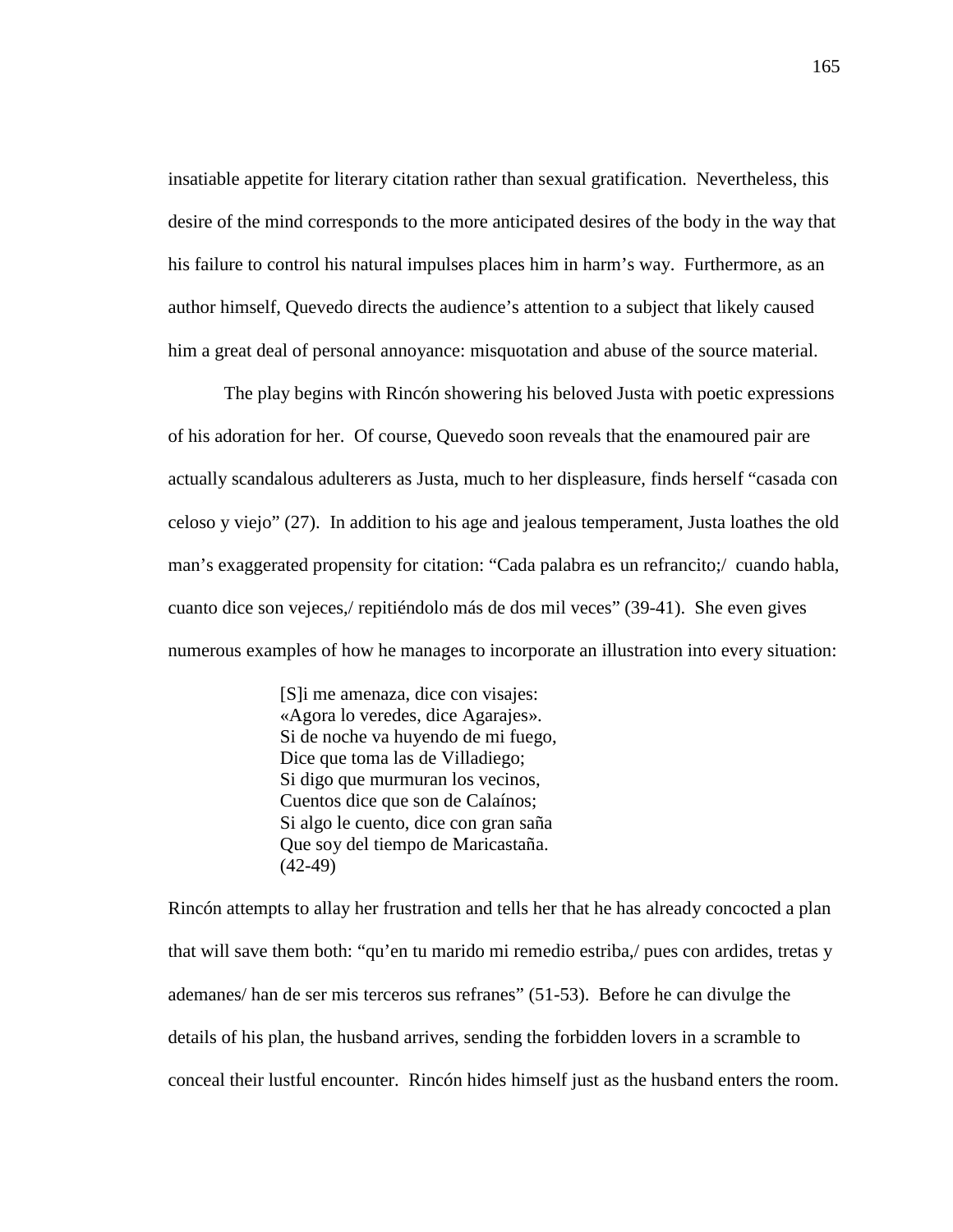insatiable appetite for literary citation rather than sexual gratification. Nevertheless, this desire of the mind corresponds to the more anticipated desires of the body in the way that his failure to control his natural impulses places him in harm's way. Furthermore, as an author himself, Quevedo directs the audience's attention to a subject that likely caused him a great deal of personal annoyance: misquotation and abuse of the source material.

The play begins with Rincón showering his beloved Justa with poetic expressions of his adoration for her. Of course, Quevedo soon reveals that the enamoured pair are actually scandalous adulterers as Justa, much to her displeasure, finds herself "casada con celoso y viejo" (27). In addition to his age and jealous temperament, Justa loathes the old man's exaggerated propensity for citation: "Cada palabra es un refrancito;/ cuando habla, cuanto dice son vejeces,/ repitiéndolo más de dos mil veces" (39-41). She even gives numerous examples of how he manages to incorporate an illustration into every situation:

> [S]i me amenaza, dice con visajes:
> «Agora lo veredes, dice Agarajes».
> Si de noche va huyendo de mi fuego,
> Dice que toma las de Villadiego;
> Si digo que murmuran los vecinos,
> Cuentos dice que son de Calaínos;
> Si algo le cuento, dice con gran saña
> Que soy del tiempo de Maricastaña.
> (42-49)

Rincón attempts to allay her frustration and tells her that he has already concocted a plan that will save them both: "qu'en tu marido mi remedio estriba,/ pues con ardides, tretas y ademanes/ han de ser mis terceros sus refranes" (51-53). Before he can divulge the details of his plan, the husband arrives, sending the forbidden lovers in a scramble to conceal their lustful encounter. Rincón hides himself just as the husband enters the room.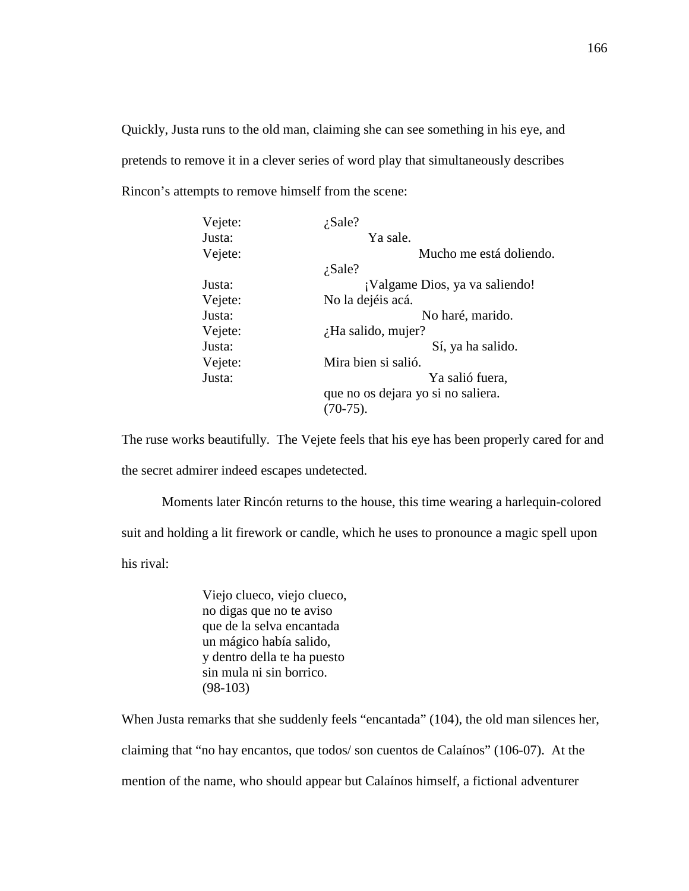Quickly, Justa runs to the old man, claiming she can see something in his eye, and pretends to remove it in a clever series of word play that simultaneously describes Rincon's attempts to remove himself from the scene:

> Vejete: ¿Sale?
> Justa: Ya sale.
> Vejete: Mucho me está doliendo.
> ¿Sale?
> Justa: ¡Valgame Dios, ya va saliendo!
> Vejete: No la dejéis acá.
> Justa: No haré, marido.
> Vejete: ¿Ha salido, mujer?
> Justa: Sí, ya ha salido.
> Vejete: Mira bien si salió.
> Justa: Ya salió fuera,
> que no os dejara yo si no saliera.
> (70-75).

The ruse works beautifully. The Vejete feels that his eye has been properly cared for and the secret admirer indeed escapes undetected.

Moments later Rincón returns to the house, this time wearing a harlequin-colored suit and holding a lit firework or candle, which he uses to pronounce a magic spell upon his rival:

> Viejo clueco, viejo clueco,
> no digas que no te aviso
> que de la selva encantada
> un mágico había salido,
> y dentro della te ha puesto
> sin mula ni sin borrico.
> (98-103)

When Justa remarks that she suddenly feels "encantada" (104), the old man silences her, claiming that "no hay encantos, que todos/ son cuentos de Calaínos" (106-07). At the mention of the name, who should appear but Calaínos himself, a fictional adventurer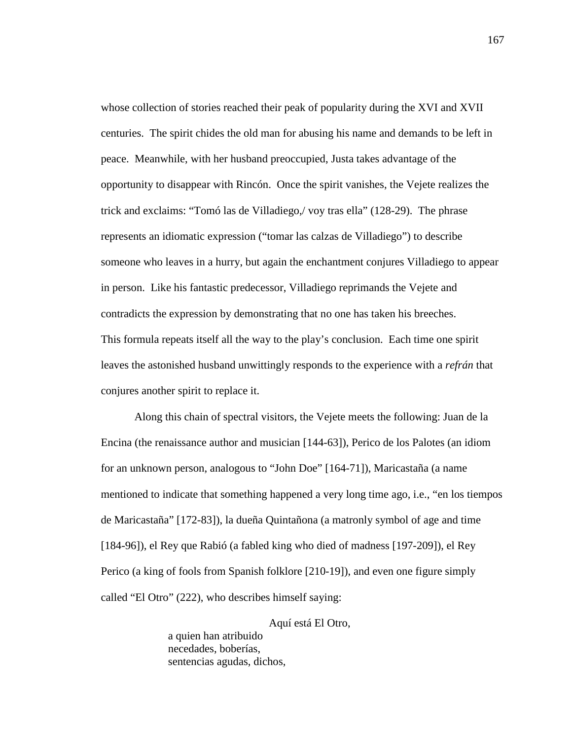whose collection of stories reached their peak of popularity during the XVI and XVII centuries. The spirit chides the old man for abusing his name and demands to be left in peace. Meanwhile, with her husband preoccupied, Justa takes advantage of the opportunity to disappear with Rincón. Once the spirit vanishes, the Vejete realizes the trick and exclaims: "Tomó las de Villadiego,/ voy tras ella" (128-29). The phrase represents an idiomatic expression ("tomar las calzas de Villadiego") to describe someone who leaves in a hurry, but again the enchantment conjures Villadiego to appear in person. Like his fantastic predecessor, Villadiego reprimands the Vejete and contradicts the expression by demonstrating that no one has taken his breeches.
This formula repeats itself all the way to the play's conclusion. Each time one spirit leaves the astonished husband unwittingly responds to the experience with a *refrán* that conjures another spirit to replace it.

Along this chain of spectral visitors, the Vejete meets the following: Juan de la Encina (the renaissance author and musician [144-63]), Perico de los Palotes (an idiom for an unknown person, analogous to "John Doe" [164-71]), Maricastaña (a name mentioned to indicate that something happened a very long time ago, i.e., "en los tiempos de Maricastaña" [172-83]), la dueña Quintañona (a matronly symbol of age and time [184-96]), el Rey que Rabió (a fabled king who died of madness [197-209]), el Rey Perico (a king of fools from Spanish folklore [210-19]), and even one figure simply called "El Otro" (222), who describes himself saying:

> Aquí está El Otro,
> a quien han atribuido
> necedades, boberías,
> sentencias agudas, dichos,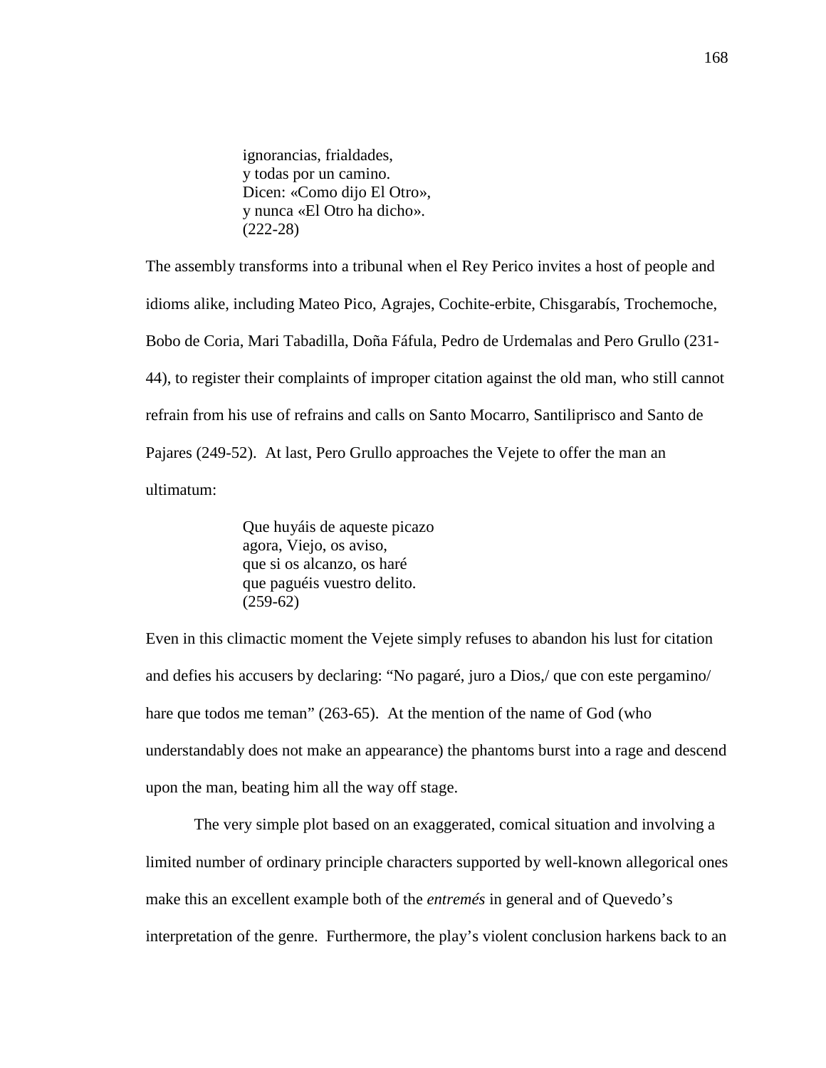> ignorancias, frialdades,
> y todas por un camino.
> Dicen: «Como dijo El Otro»,
> y nunca «El Otro ha dicho».
> (222-28)

The assembly transforms into a tribunal when el Rey Perico invites a host of people and idioms alike, including Mateo Pico, Agrajes, Cochite-erbite, Chisgarabís, Trochemoche, Bobo de Coria, Mari Tabadilla, Doña Fáfula, Pedro de Urdemalas and Pero Grullo (231-44), to register their complaints of improper citation against the old man, who still cannot refrain from his use of refrains and calls on Santo Mocarro, Santiliprisco and Santo de Pajares (249-52). At last, Pero Grullo approaches the Vejete to offer the man an ultimatum:

> Que huyáis de aqueste picazo
> agora, Viejo, os aviso,
> que si os alcanzo, os haré
> que paguéis vuestro delito.
> (259-62)

Even in this climactic moment the Vejete simply refuses to abandon his lust for citation and defies his accusers by declaring: "No pagaré, juro a Dios,/ que con este pergamino/ hare que todos me teman" (263-65). At the mention of the name of God (who understandably does not make an appearance) the phantoms burst into a rage and descend upon the man, beating him all the way off stage.

The very simple plot based on an exaggerated, comical situation and involving a limited number of ordinary principle characters supported by well-known allegorical ones make this an excellent example both of the *entremés* in general and of Quevedo's interpretation of the genre. Furthermore, the play's violent conclusion harkens back to an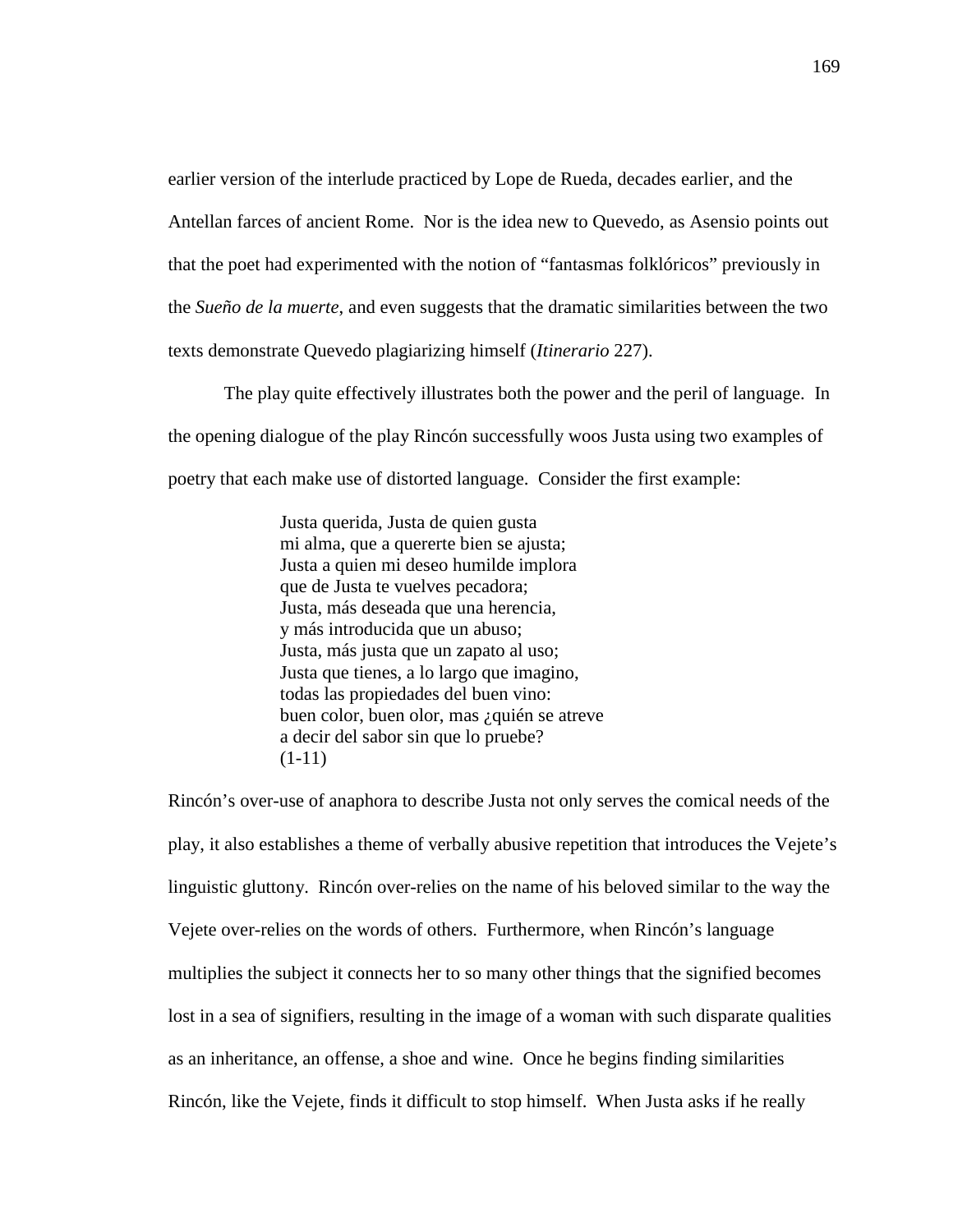earlier version of the interlude practiced by Lope de Rueda, decades earlier, and the Antellan farces of ancient Rome. Nor is the idea new to Quevedo, as Asensio points out that the poet had experimented with the notion of "fantasmas folklóricos" previously in the *Sueño de la muerte*, and even suggests that the dramatic similarities between the two texts demonstrate Quevedo plagiarizing himself (*Itinerario* 227).

The play quite effectively illustrates both the power and the peril of language. In the opening dialogue of the play Rincón successfully woos Justa using two examples of poetry that each make use of distorted language. Consider the first example:

> Justa querida, Justa de quien gusta
> mi alma, que a quererte bien se ajusta;
> Justa a quien mi deseo humilde implora
> que de Justa te vuelves pecadora;
> Justa, más deseada que una herencia,
> y más introducida que un abuso;
> Justa, más justa que un zapato al uso;
> Justa que tienes, a lo largo que imagino,
> todas las propiedades del buen vino:
> buen color, buen olor, mas ¿quién se atreve
> a decir del sabor sin que lo pruebe?
> (1-11)

Rincón's over-use of anaphora to describe Justa not only serves the comical needs of the play, it also establishes a theme of verbally abusive repetition that introduces the Vejete's linguistic gluttony. Rincón over-relies on the name of his beloved similar to the way the Vejete over-relies on the words of others. Furthermore, when Rincón's language multiplies the subject it connects her to so many other things that the signified becomes lost in a sea of signifiers, resulting in the image of a woman with such disparate qualities as an inheritance, an offense, a shoe and wine. Once he begins finding similarities Rincón, like the Vejete, finds it difficult to stop himself. When Justa asks if he really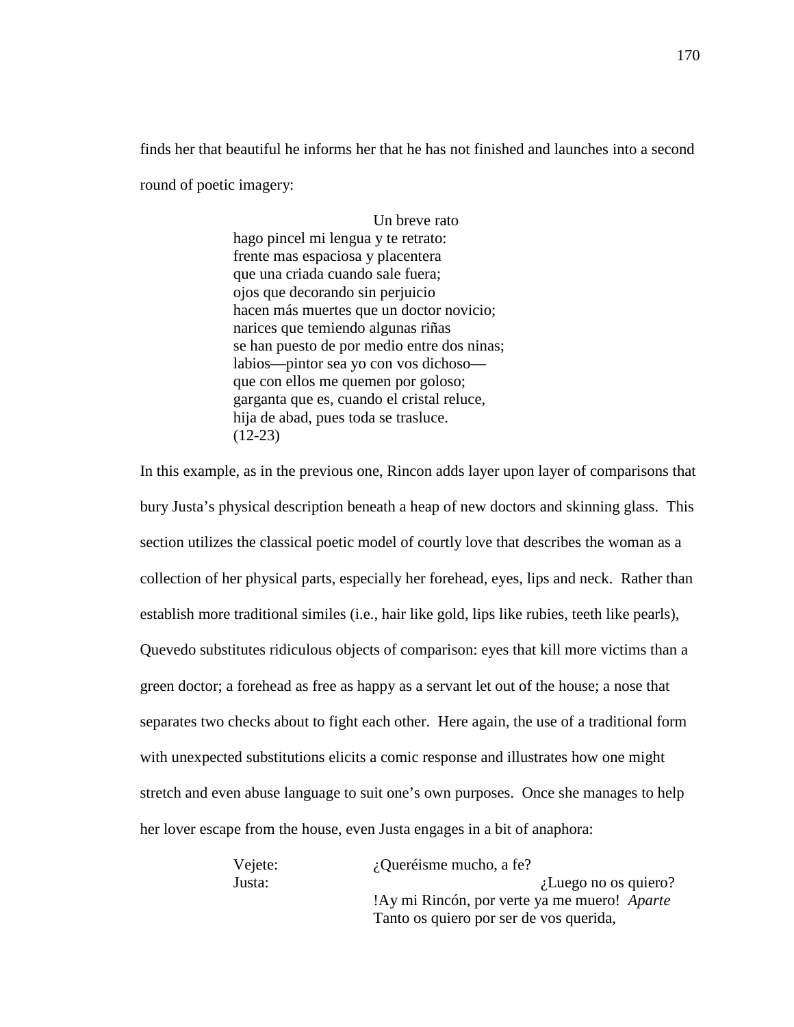finds her that beautiful he informs her that he has not finished and launches into a second round of poetic imagery:

> Un breve rato
> hago pincel mi lengua y te retrato:
> frente mas espaciosa y placentera
> que una criada cuando sale fuera;
> ojos que decorando sin perjuicio
> hacen más muertes que un doctor novicio;
> narices que temiendo algunas riñas
> se han puesto de por medio entre dos ninas;
> labios—pintor sea yo con vos dichoso—
> que con ellos me quemen por goloso;
> garganta que es, cuando el cristal reluce,
> hija de abad, pues toda se trasluce.
> (12-23)

In this example, as in the previous one, Rincon adds layer upon layer of comparisons that bury Justa's physical description beneath a heap of new doctors and skinning glass. This section utilizes the classical poetic model of courtly love that describes the woman as a collection of her physical parts, especially her forehead, eyes, lips and neck. Rather than establish more traditional similes (i.e., hair like gold, lips like rubies, teeth like pearls), Quevedo substitutes ridiculous objects of comparison: eyes that kill more victims than a green doctor; a forehead as free as happy as a servant let out of the house; a nose that separates two checks about to fight each other. Here again, the use of a traditional form with unexpected substitutions elicits a comic response and illustrates how one might stretch and even abuse language to suit one's own purposes. Once she manages to help her lover escape from the house, even Justa engages in a bit of anaphora:

> Vejete: ¿Queréisme mucho, a fe?
> Justa: ¿Luego no os quiero?
> !Ay mi Rincón, por verte ya me muero! *Aparte*
> Tanto os quiero por ser de vos querida,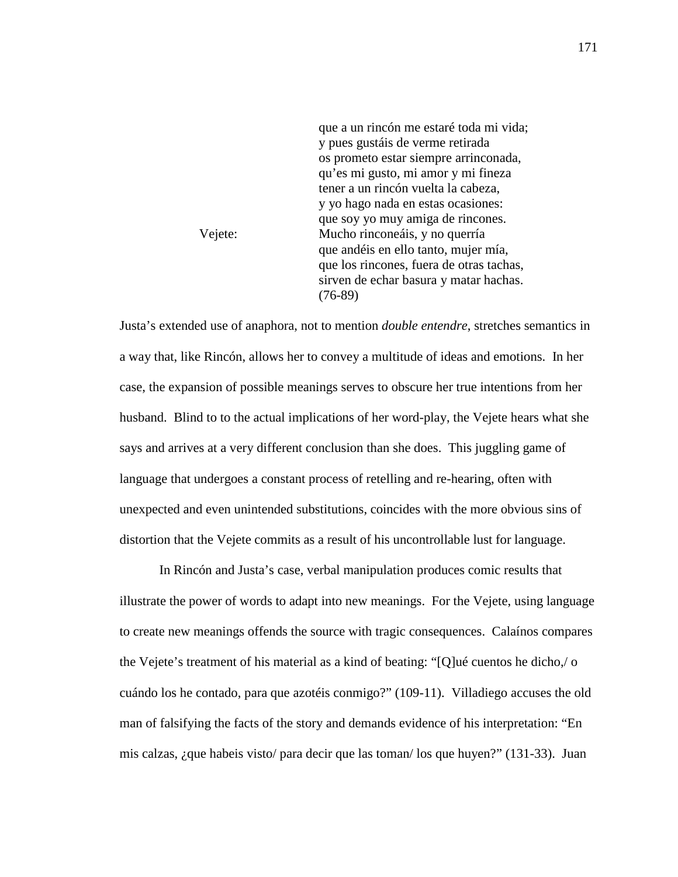que a un rincón me estaré toda mi vida;
y pues gustáis de verme retirada
os prometo estar siempre arrinconada,
qu'es mi gusto, mi amor y mi fineza
tener a un rincón vuelta la cabeza,
y yo hago nada en estas ocasiones:
que soy yo muy amiga de rincones.

Vejete: Mucho rinconeáis, y no querría
que andéis en ello tanto, mujer mía,
que los rincones, fuera de otras tachas,
sirven de echar basura y matar hachas.
(76-89)

Justa's extended use of anaphora, not to mention *double entendre*, stretches semantics in a way that, like Rincón, allows her to convey a multitude of ideas and emotions. In her case, the expansion of possible meanings serves to obscure her true intentions from her husband. Blind to to the actual implications of her word-play, the Vejete hears what she says and arrives at a very different conclusion than she does. This juggling game of language that undergoes a constant process of retelling and re-hearing, often with unexpected and even unintended substitutions, coincides with the more obvious sins of distortion that the Vejete commits as a result of his uncontrollable lust for language.

In Rincón and Justa's case, verbal manipulation produces comic results that illustrate the power of words to adapt into new meanings. For the Vejete, using language to create new meanings offends the source with tragic consequences. Calaínos compares the Vejete's treatment of his material as a kind of beating: "[Q]ué cuentos he dicho,/ o cuándo los he contado, para que azotéis conmigo?" (109-11). Villadiego accuses the old man of falsifying the facts of the story and demands evidence of his interpretation: "En mis calzas, ¿que habeis visto/ para decir que las toman/ los que huyen?" (131-33). Juan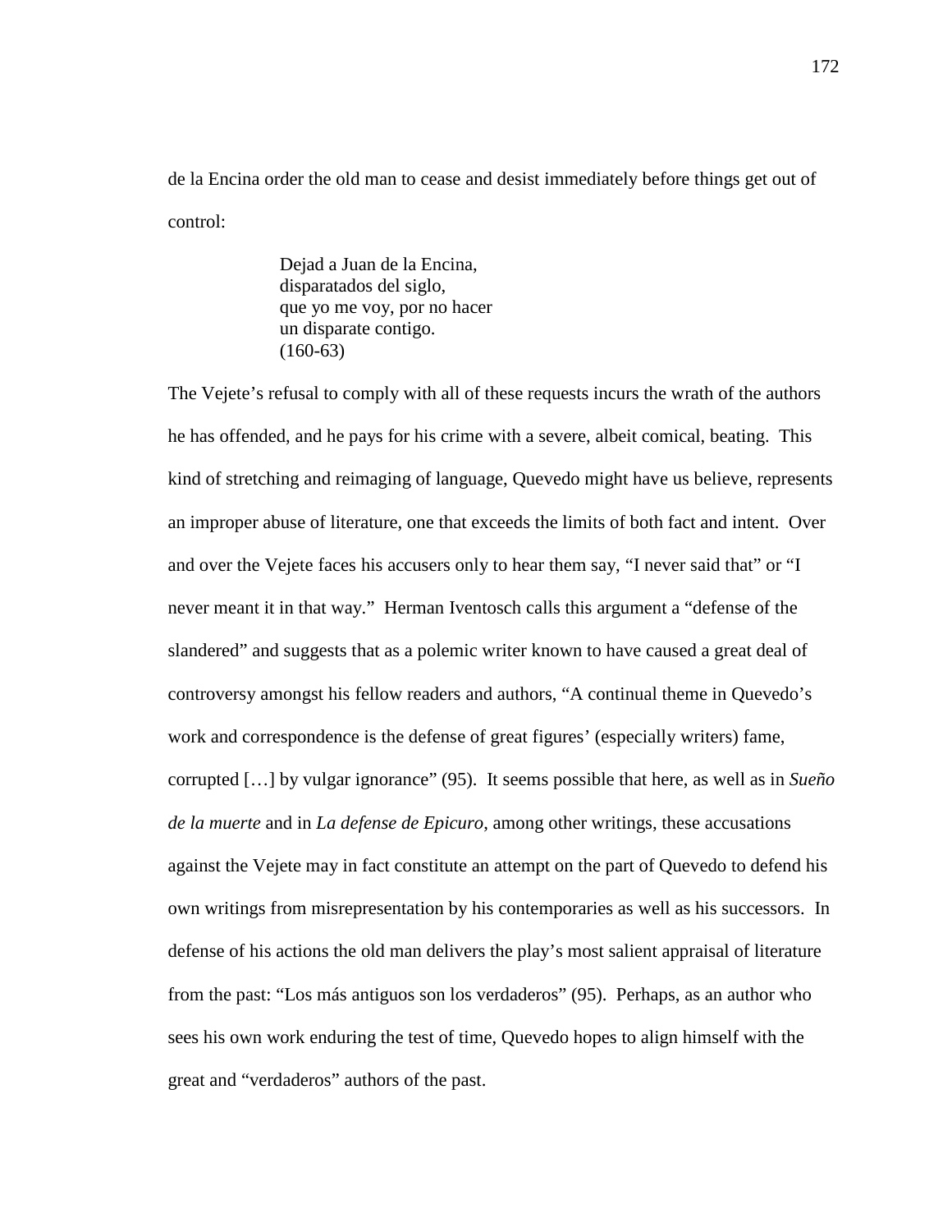de la Encina order the old man to cease and desist immediately before things get out of control:

> Dejad a Juan de la Encina,
> disparatados del siglo,
> que yo me voy, por no hacer
> un disparate contigo.
> (160-63)

The Vejete's refusal to comply with all of these requests incurs the wrath of the authors he has offended, and he pays for his crime with a severe, albeit comical, beating. This kind of stretching and reimaging of language, Quevedo might have us believe, represents an improper abuse of literature, one that exceeds the limits of both fact and intent. Over and over the Vejete faces his accusers only to hear them say, "I never said that" or "I never meant it in that way." Herman Iventosch calls this argument a "defense of the slandered" and suggests that as a polemic writer known to have caused a great deal of controversy amongst his fellow readers and authors, "A continual theme in Quevedo's work and correspondence is the defense of great figures' (especially writers) fame, corrupted […] by vulgar ignorance" (95). It seems possible that here, as well as in *Sueño de la muerte* and in *La defense de Epicuro*, among other writings, these accusations against the Vejete may in fact constitute an attempt on the part of Quevedo to defend his own writings from misrepresentation by his contemporaries as well as his successors. In defense of his actions the old man delivers the play's most salient appraisal of literature from the past: "Los más antiguos son los verdaderos" (95). Perhaps, as an author who sees his own work enduring the test of time, Quevedo hopes to align himself with the great and "verdaderos" authors of the past.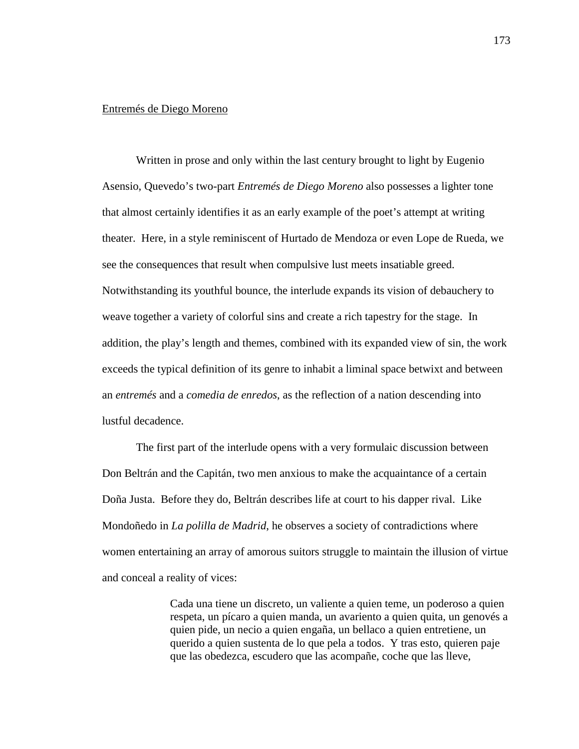Entremés de Diego Moreno

Written in prose and only within the last century brought to light by Eugenio Asensio, Quevedo's two-part *Entremés de Diego Moreno* also possesses a lighter tone that almost certainly identifies it as an early example of the poet's attempt at writing theater. Here, in a style reminiscent of Hurtado de Mendoza or even Lope de Rueda, we see the consequences that result when compulsive lust meets insatiable greed. Notwithstanding its youthful bounce, the interlude expands its vision of debauchery to weave together a variety of colorful sins and create a rich tapestry for the stage. In addition, the play's length and themes, combined with its expanded view of sin, the work exceeds the typical definition of its genre to inhabit a liminal space betwixt and between an *entremés* and a *comedia de enredos*, as the reflection of a nation descending into lustful decadence.

The first part of the interlude opens with a very formulaic discussion between Don Beltrán and the Capitán, two men anxious to make the acquaintance of a certain Doña Justa. Before they do, Beltrán describes life at court to his dapper rival. Like Mondoñedo in *La polilla de Madrid*, he observes a society of contradictions where women entertaining an array of amorous suitors struggle to maintain the illusion of virtue and conceal a reality of vices:

> Cada una tiene un discreto, un valiente a quien teme, un poderoso a quien respeta, un pícaro a quien manda, un avariento a quien quita, un genovés a quien pide, un necio a quien engaña, un bellaco a quien entretiene, un querido a quien sustenta de lo que pela a todos. Y tras esto, quieren paje que las obedezca, escudero que las acompañe, coche que las lleve,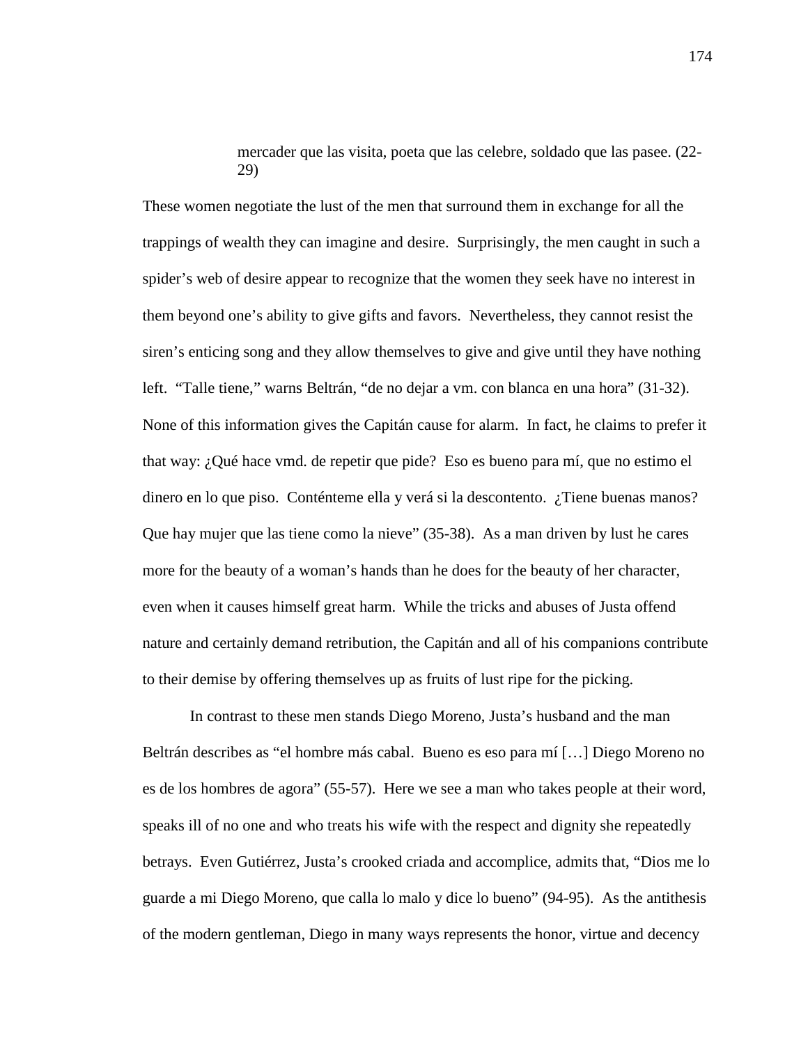> mercader que las visita, poeta que las celebre, soldado que las pasee. (22-29)

These women negotiate the lust of the men that surround them in exchange for all the trappings of wealth they can imagine and desire. Surprisingly, the men caught in such a spider's web of desire appear to recognize that the women they seek have no interest in them beyond one's ability to give gifts and favors. Nevertheless, they cannot resist the siren's enticing song and they allow themselves to give and give until they have nothing left. "Talle tiene," warns Beltrán, "de no dejar a vm. con blanca en una hora" (31-32). None of this information gives the Capitán cause for alarm. In fact, he claims to prefer it that way: ¿Qué hace vmd. de repetir que pide? Eso es bueno para mí, que no estimo el dinero en lo que piso. Conténteme ella y verá si la descontento. ¿Tiene buenas manos? Que hay mujer que las tiene como la nieve" (35-38). As a man driven by lust he cares more for the beauty of a woman's hands than he does for the beauty of her character, even when it causes himself great harm. While the tricks and abuses of Justa offend nature and certainly demand retribution, the Capitán and all of his companions contribute to their demise by offering themselves up as fruits of lust ripe for the picking.

In contrast to these men stands Diego Moreno, Justa's husband and the man Beltrán describes as "el hombre más cabal. Bueno es eso para mí […] Diego Moreno no es de los hombres de agora" (55-57). Here we see a man who takes people at their word, speaks ill of no one and who treats his wife with the respect and dignity she repeatedly betrays. Even Gutiérrez, Justa's crooked criada and accomplice, admits that, "Dios me lo guarde a mi Diego Moreno, que calla lo malo y dice lo bueno" (94-95). As the antithesis of the modern gentleman, Diego in many ways represents the honor, virtue and decency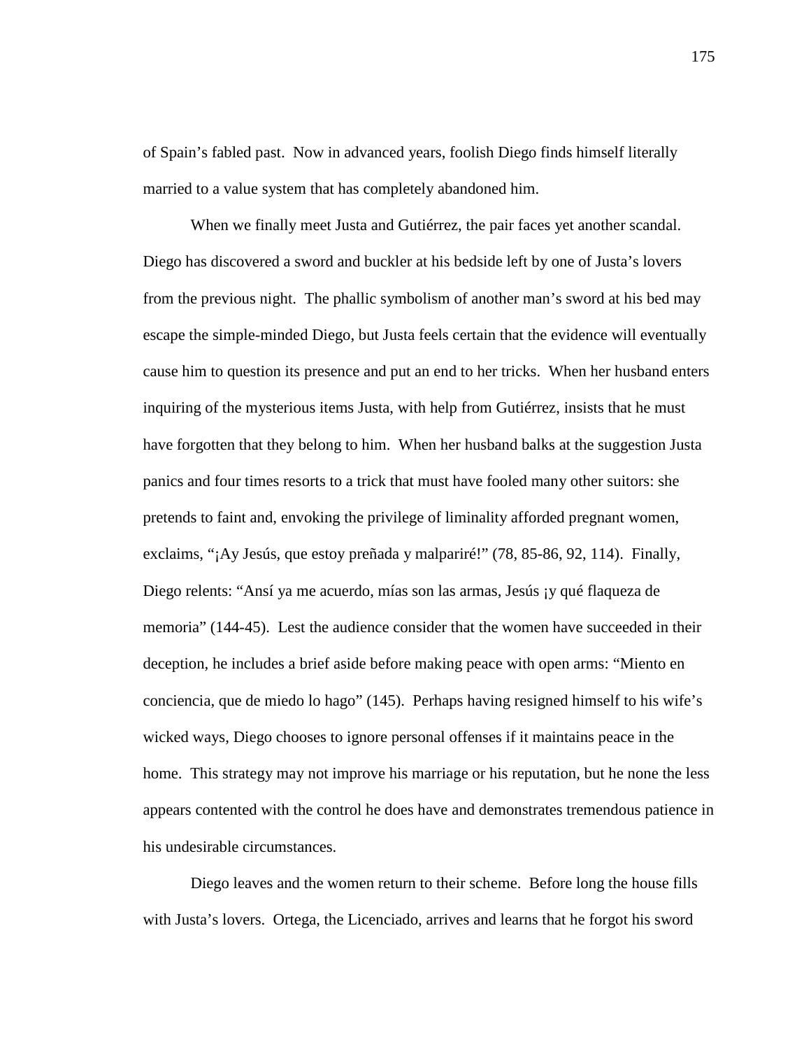of Spain's fabled past. Now in advanced years, foolish Diego finds himself literally married to a value system that has completely abandoned him.

When we finally meet Justa and Gutiérrez, the pair faces yet another scandal. Diego has discovered a sword and buckler at his bedside left by one of Justa's lovers from the previous night. The phallic symbolism of another man's sword at his bed may escape the simple-minded Diego, but Justa feels certain that the evidence will eventually cause him to question its presence and put an end to her tricks. When her husband enters inquiring of the mysterious items Justa, with help from Gutiérrez, insists that he must have forgotten that they belong to him. When her husband balks at the suggestion Justa panics and four times resorts to a trick that must have fooled many other suitors: she pretends to faint and, envoking the privilege of liminality afforded pregnant women, exclaims, "¡Ay Jesús, que estoy preñada y malpariré!" (78, 85-86, 92, 114). Finally, Diego relents: "Ansí ya me acuerdo, mías son las armas, Jesús ¡y qué flaqueza de memoria" (144-45). Lest the audience consider that the women have succeeded in their deception, he includes a brief aside before making peace with open arms: "Miento en conciencia, que de miedo lo hago" (145). Perhaps having resigned himself to his wife's wicked ways, Diego chooses to ignore personal offenses if it maintains peace in the home. This strategy may not improve his marriage or his reputation, but he none the less appears contented with the control he does have and demonstrates tremendous patience in his undesirable circumstances.

Diego leaves and the women return to their scheme. Before long the house fills with Justa's lovers. Ortega, the Licenciado, arrives and learns that he forgot his sword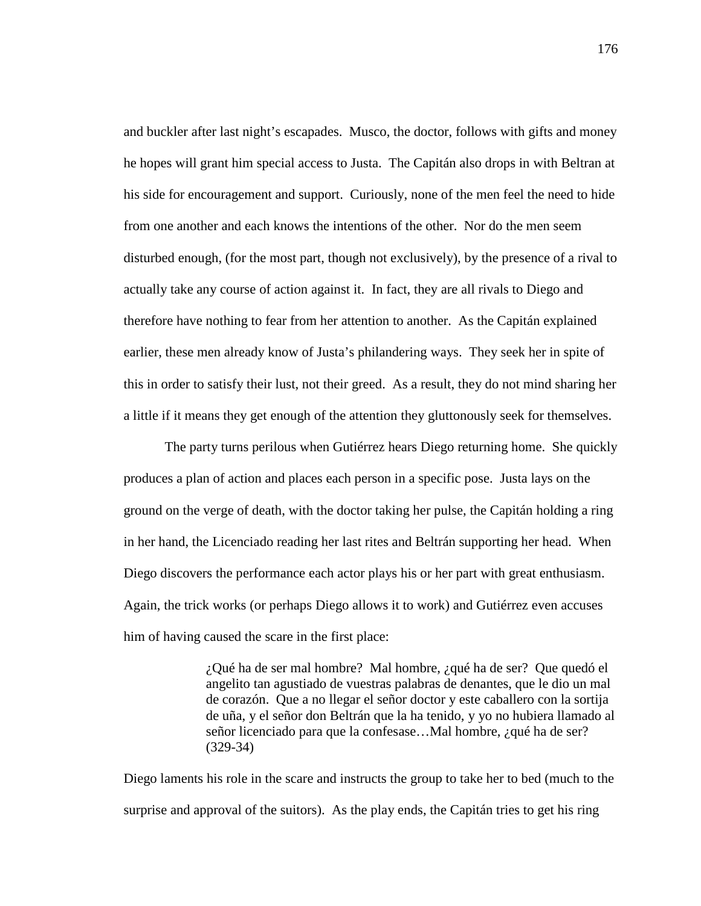and buckler after last night's escapades. Musco, the doctor, follows with gifts and money he hopes will grant him special access to Justa. The Capitán also drops in with Beltran at his side for encouragement and support. Curiously, none of the men feel the need to hide from one another and each knows the intentions of the other. Nor do the men seem disturbed enough, (for the most part, though not exclusively), by the presence of a rival to actually take any course of action against it. In fact, they are all rivals to Diego and therefore have nothing to fear from her attention to another. As the Capitán explained earlier, these men already know of Justa's philandering ways. They seek her in spite of this in order to satisfy their lust, not their greed. As a result, they do not mind sharing her a little if it means they get enough of the attention they gluttonously seek for themselves.

The party turns perilous when Gutiérrez hears Diego returning home. She quickly produces a plan of action and places each person in a specific pose. Justa lays on the ground on the verge of death, with the doctor taking her pulse, the Capitán holding a ring in her hand, the Licenciado reading her last rites and Beltrán supporting her head. When Diego discovers the performance each actor plays his or her part with great enthusiasm. Again, the trick works (or perhaps Diego allows it to work) and Gutiérrez even accuses him of having caused the scare in the first place:

> ¿Qué ha de ser mal hombre? Mal hombre, ¿qué ha de ser? Que quedó el angelito tan agustiado de vuestras palabras de denantes, que le dio un mal de corazón. Que a no llegar el señor doctor y este caballero con la sortija de uña, y el señor don Beltrán que la ha tenido, y yo no hubiera llamado al señor licenciado para que la confesase…Mal hombre, ¿qué ha de ser? (329-34)

Diego laments his role in the scare and instructs the group to take her to bed (much to the surprise and approval of the suitors). As the play ends, the Capitán tries to get his ring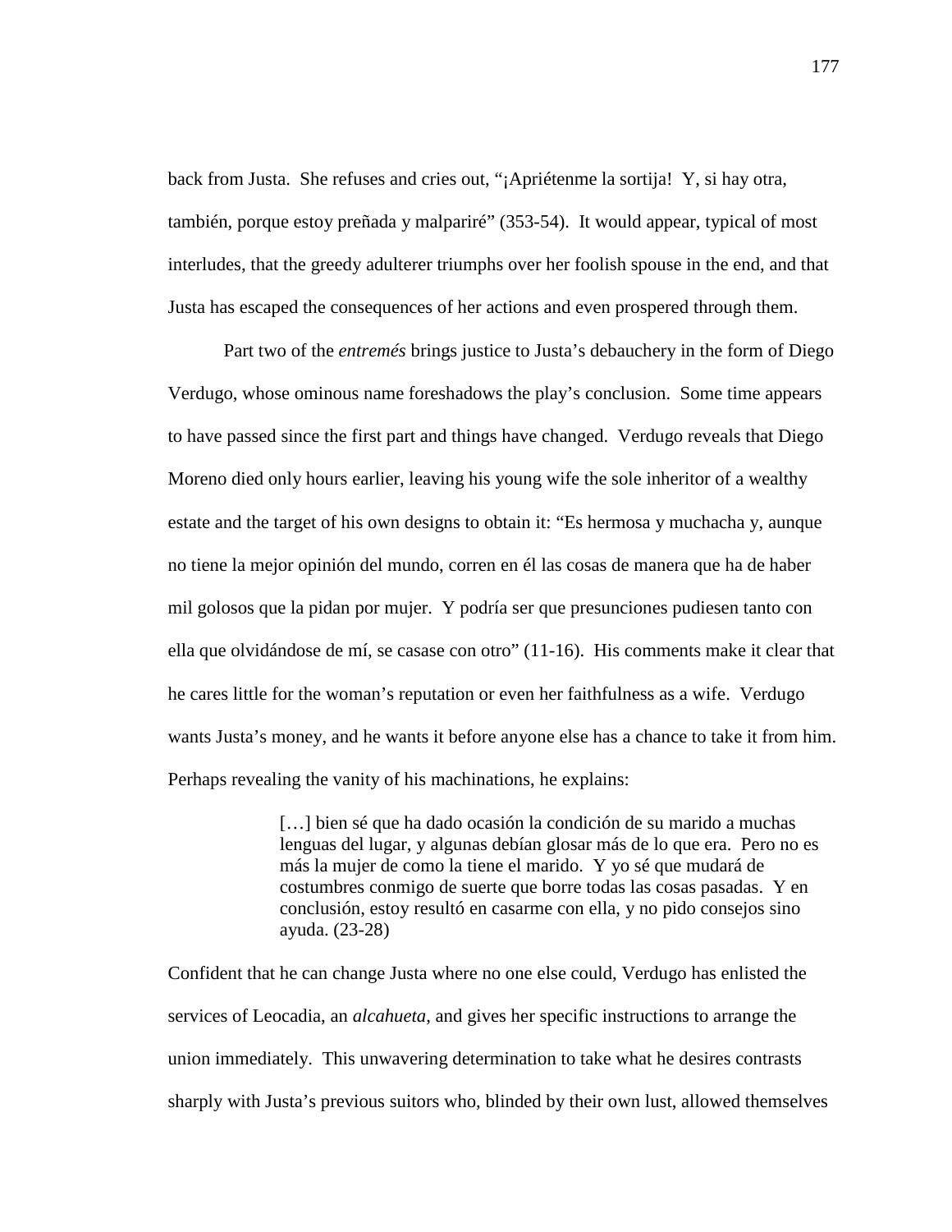back from Justa. She refuses and cries out, "¡Apriétenme la sortija! Y, si hay otra, también, porque estoy preñada y malpariré" (353-54). It would appear, typical of most interludes, that the greedy adulterer triumphs over her foolish spouse in the end, and that Justa has escaped the consequences of her actions and even prospered through them.

Part two of the *entremés* brings justice to Justa's debauchery in the form of Diego Verdugo, whose ominous name foreshadows the play's conclusion. Some time appears to have passed since the first part and things have changed. Verdugo reveals that Diego Moreno died only hours earlier, leaving his young wife the sole inheritor of a wealthy estate and the target of his own designs to obtain it: "Es hermosa y muchacha y, aunque no tiene la mejor opinión del mundo, corren en él las cosas de manera que ha de haber mil golosos que la pidan por mujer. Y podría ser que presunciones pudiesen tanto con ella que olvidándose de mí, se casase con otro" (11-16). His comments make it clear that he cares little for the woman's reputation or even her faithfulness as a wife. Verdugo wants Justa's money, and he wants it before anyone else has a chance to take it from him. Perhaps revealing the vanity of his machinations, he explains:

> […] bien sé que ha dado ocasión la condición de su marido a muchas lenguas del lugar, y algunas debían glosar más de lo que era. Pero no es más la mujer de como la tiene el marido. Y yo sé que mudará de costumbres conmigo de suerte que borre todas las cosas pasadas. Y en conclusión, estoy resultó en casarme con ella, y no pido consejos sino ayuda. (23-28)

Confident that he can change Justa where no one else could, Verdugo has enlisted the services of Leocadia, an *alcahueta*, and gives her specific instructions to arrange the union immediately. This unwavering determination to take what he desires contrasts sharply with Justa's previous suitors who, blinded by their own lust, allowed themselves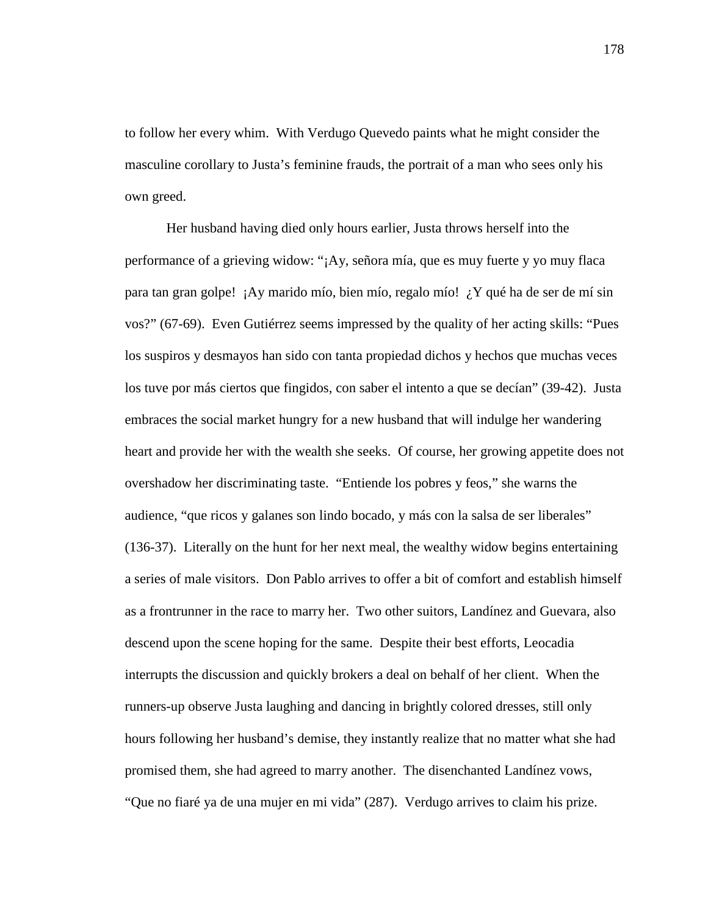to follow her every whim. With Verdugo Quevedo paints what he might consider the masculine corollary to Justa's feminine frauds, the portrait of a man who sees only his own greed.

Her husband having died only hours earlier, Justa throws herself into the performance of a grieving widow: "¡Ay, señora mía, que es muy fuerte y yo muy flaca para tan gran golpe! ¡Ay marido mío, bien mío, regalo mío! ¿Y qué ha de ser de mí sin vos?" (67-69). Even Gutiérrez seems impressed by the quality of her acting skills: "Pues los suspiros y desmayos han sido con tanta propiedad dichos y hechos que muchas veces los tuve por más ciertos que fingidos, con saber el intento a que se decían" (39-42). Justa embraces the social market hungry for a new husband that will indulge her wandering heart and provide her with the wealth she seeks. Of course, her growing appetite does not overshadow her discriminating taste. "Entiende los pobres y feos," she warns the audience, "que ricos y galanes son lindo bocado, y más con la salsa de ser liberales" (136-37). Literally on the hunt for her next meal, the wealthy widow begins entertaining a series of male visitors. Don Pablo arrives to offer a bit of comfort and establish himself as a frontrunner in the race to marry her. Two other suitors, Landínez and Guevara, also descend upon the scene hoping for the same. Despite their best efforts, Leocadia interrupts the discussion and quickly brokers a deal on behalf of her client. When the runners-up observe Justa laughing and dancing in brightly colored dresses, still only hours following her husband's demise, they instantly realize that no matter what she had promised them, she had agreed to marry another. The disenchanted Landínez vows, "Que no fiaré ya de una mujer en mi vida" (287). Verdugo arrives to claim his prize.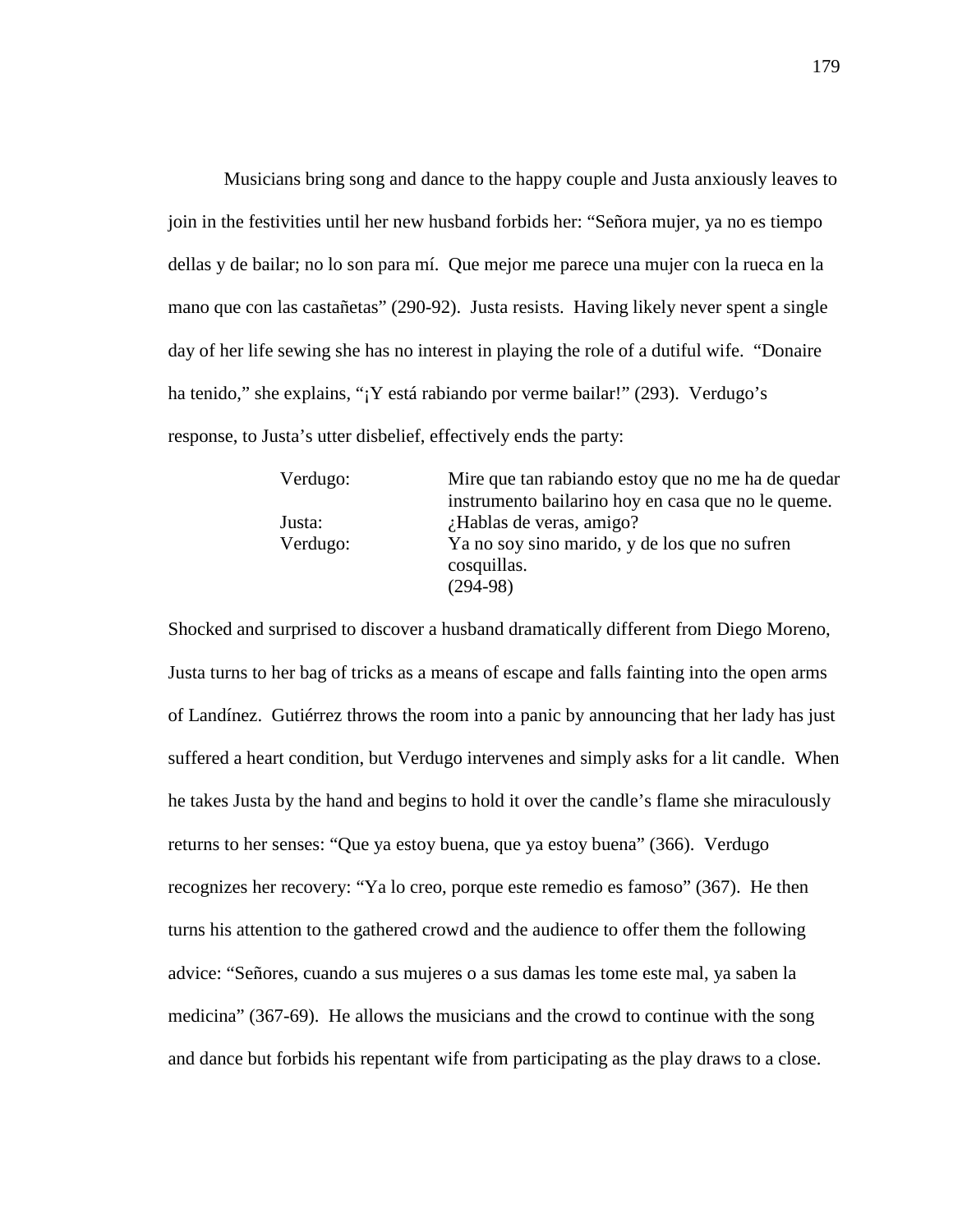Musicians bring song and dance to the happy couple and Justa anxiously leaves to join in the festivities until her new husband forbids her: “Señora mujer, ya no es tiempo dellas y de bailar; no lo son para mí. Que mejor me parece una mujer con la rueca en la mano que con las castañetas” (290-92). Justa resists. Having likely never spent a single day of her life sewing she has no interest in playing the role of a dutiful wife. “Donaire ha tenido,” she explains, “¡Y está rabiando por verme bailar!” (293). Verdugo’s response, to Justa’s utter disbelief, effectively ends the party:

| | |
|---|---|
| Verdugo: | Mire que tan rabiando estoy que no me ha de quedar instrumento bailarino hoy en casa que no le queme. |
| Justa: | ¿Hablas de veras, amigo? |
| Verdugo: | Ya no soy sino marido, y de los que no sufren cosquillas. |
| | (294-98) |

Shocked and surprised to discover a husband dramatically different from Diego Moreno, Justa turns to her bag of tricks as a means of escape and falls fainting into the open arms of Landínez. Gutiérrez throws the room into a panic by announcing that her lady has just suffered a heart condition, but Verdugo intervenes and simply asks for a lit candle. When he takes Justa by the hand and begins to hold it over the candle’s flame she miraculously returns to her senses: “Que ya estoy buena, que ya estoy buena” (366). Verdugo recognizes her recovery: “Ya lo creo, porque este remedio es famoso” (367). He then turns his attention to the gathered crowd and the audience to offer them the following advice: “Señores, cuando a sus mujeres o a sus damas les tome este mal, ya saben la medicina” (367-69). He allows the musicians and the crowd to continue with the song and dance but forbids his repentant wife from participating as the play draws to a close.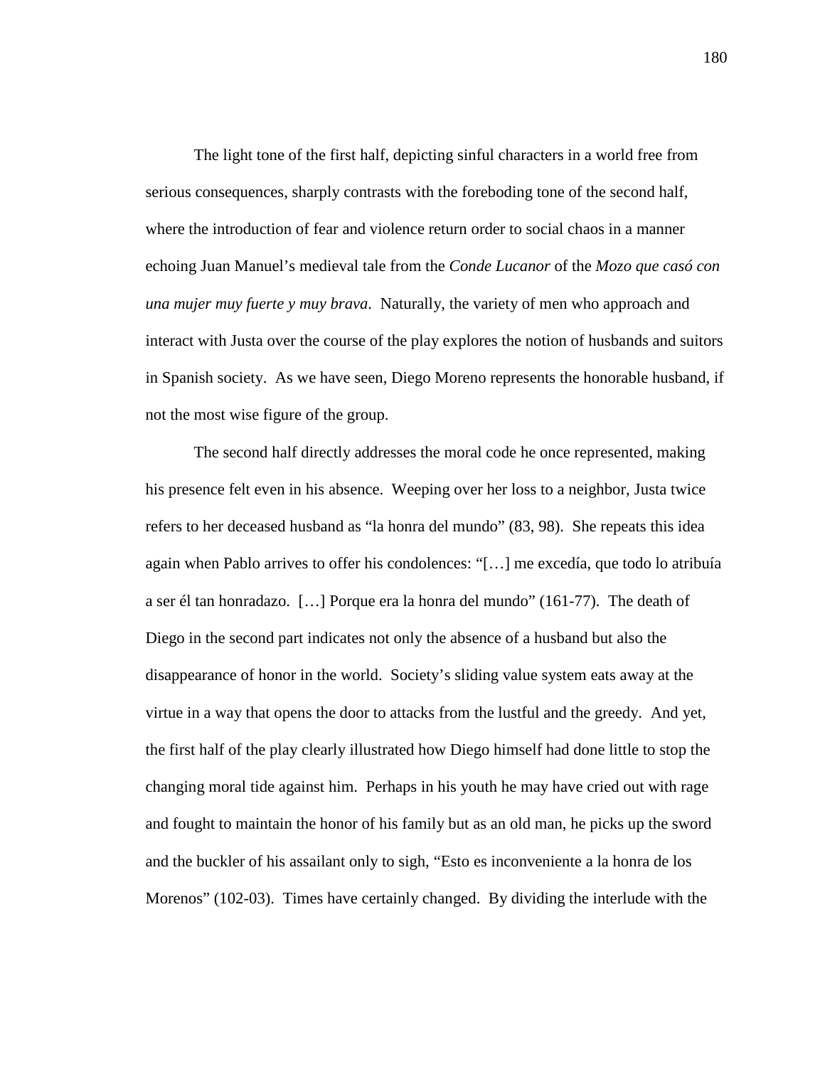The light tone of the first half, depicting sinful characters in a world free from serious consequences, sharply contrasts with the foreboding tone of the second half, where the introduction of fear and violence return order to social chaos in a manner echoing Juan Manuel's medieval tale from the *Conde Lucanor* of the *Mozo que casó con una mujer muy fuerte y muy brava*. Naturally, the variety of men who approach and interact with Justa over the course of the play explores the notion of husbands and suitors in Spanish society. As we have seen, Diego Moreno represents the honorable husband, if not the most wise figure of the group.

The second half directly addresses the moral code he once represented, making his presence felt even in his absence. Weeping over her loss to a neighbor, Justa twice refers to her deceased husband as "la honra del mundo" (83, 98). She repeats this idea again when Pablo arrives to offer his condolences: "[…] me excedía, que todo lo atribuía a ser él tan honradazo. […] Porque era la honra del mundo" (161-77). The death of Diego in the second part indicates not only the absence of a husband but also the disappearance of honor in the world. Society's sliding value system eats away at the virtue in a way that opens the door to attacks from the lustful and the greedy. And yet, the first half of the play clearly illustrated how Diego himself had done little to stop the changing moral tide against him. Perhaps in his youth he may have cried out with rage and fought to maintain the honor of his family but as an old man, he picks up the sword and the buckler of his assailant only to sigh, "Esto es inconveniente a la honra de los Morenos" (102-03). Times have certainly changed. By dividing the interlude with the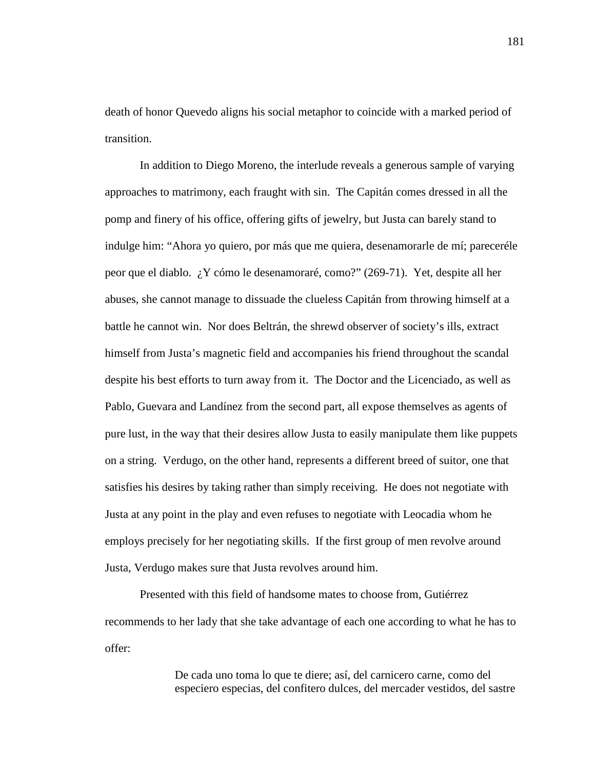death of honor Quevedo aligns his social metaphor to coincide with a marked period of transition.

In addition to Diego Moreno, the interlude reveals a generous sample of varying approaches to matrimony, each fraught with sin. The Capitán comes dressed in all the pomp and finery of his office, offering gifts of jewelry, but Justa can barely stand to indulge him: "Ahora yo quiero, por más que me quiera, desenamorarle de mí; pareceréle peor que el diablo. ¿Y cómo le desenamoraré, como?" (269-71). Yet, despite all her abuses, she cannot manage to dissuade the clueless Capitán from throwing himself at a battle he cannot win. Nor does Beltrán, the shrewd observer of society's ills, extract himself from Justa's magnetic field and accompanies his friend throughout the scandal despite his best efforts to turn away from it. The Doctor and the Licenciado, as well as Pablo, Guevara and Landínez from the second part, all expose themselves as agents of pure lust, in the way that their desires allow Justa to easily manipulate them like puppets on a string. Verdugo, on the other hand, represents a different breed of suitor, one that satisfies his desires by taking rather than simply receiving. He does not negotiate with Justa at any point in the play and even refuses to negotiate with Leocadia whom he employs precisely for her negotiating skills. If the first group of men revolve around Justa, Verdugo makes sure that Justa revolves around him.

Presented with this field of handsome mates to choose from, Gutiérrez recommends to her lady that she take advantage of each one according to what he has to offer:

> De cada uno toma lo que te diere; así, del carnicero carne, como del especiero especias, del confitero dulces, del mercader vestidos, del sastre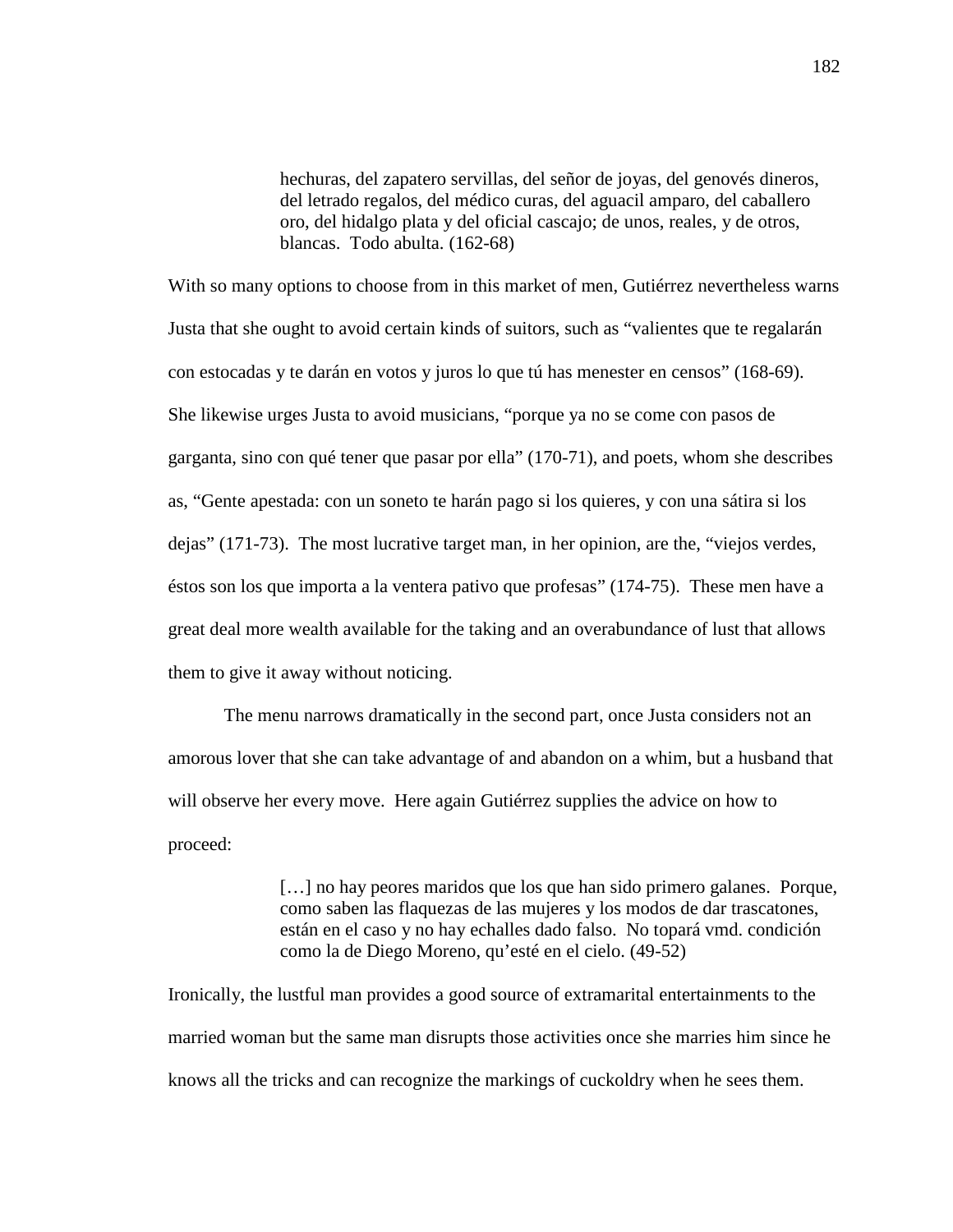> hechuras, del zapatero servillas, del señor de joyas, del genovés dineros, del letrado regalos, del médico curas, del aguacil amparo, del caballero oro, del hidalgo plata y del oficial cascajo; de unos, reales, y de otros, blancas. Todo abulta. (162-68)

With so many options to choose from in this market of men, Gutiérrez nevertheless warns Justa that she ought to avoid certain kinds of suitors, such as "valientes que te regalarán con estocadas y te darán en votos y juros lo que tú has menester en censos" (168-69). She likewise urges Justa to avoid musicians, "porque ya no se come con pasos de garganta, sino con qué tener que pasar por ella" (170-71), and poets, whom she describes as, "Gente apestada: con un soneto te harán pago si los quieres, y con una sátira si los dejas" (171-73). The most lucrative target man, in her opinion, are the, "viejos verdes, éstos son los que importa a la ventera pativo que profesas" (174-75). These men have a great deal more wealth available for the taking and an overabundance of lust that allows them to give it away without noticing.

The menu narrows dramatically in the second part, once Justa considers not an amorous lover that she can take advantage of and abandon on a whim, but a husband that will observe her every move. Here again Gutiérrez supplies the advice on how to proceed:

> […] no hay peores maridos que los que han sido primero galanes. Porque, como saben las flaquezas de las mujeres y los modos de dar trascatones, están en el caso y no hay echalles dado falso. No topará vmd. condición como la de Diego Moreno, qu'esté en el cielo. (49-52)

Ironically, the lustful man provides a good source of extramarital entertainments to the married woman but the same man disrupts those activities once she marries him since he knows all the tricks and can recognize the markings of cuckoldry when he sees them.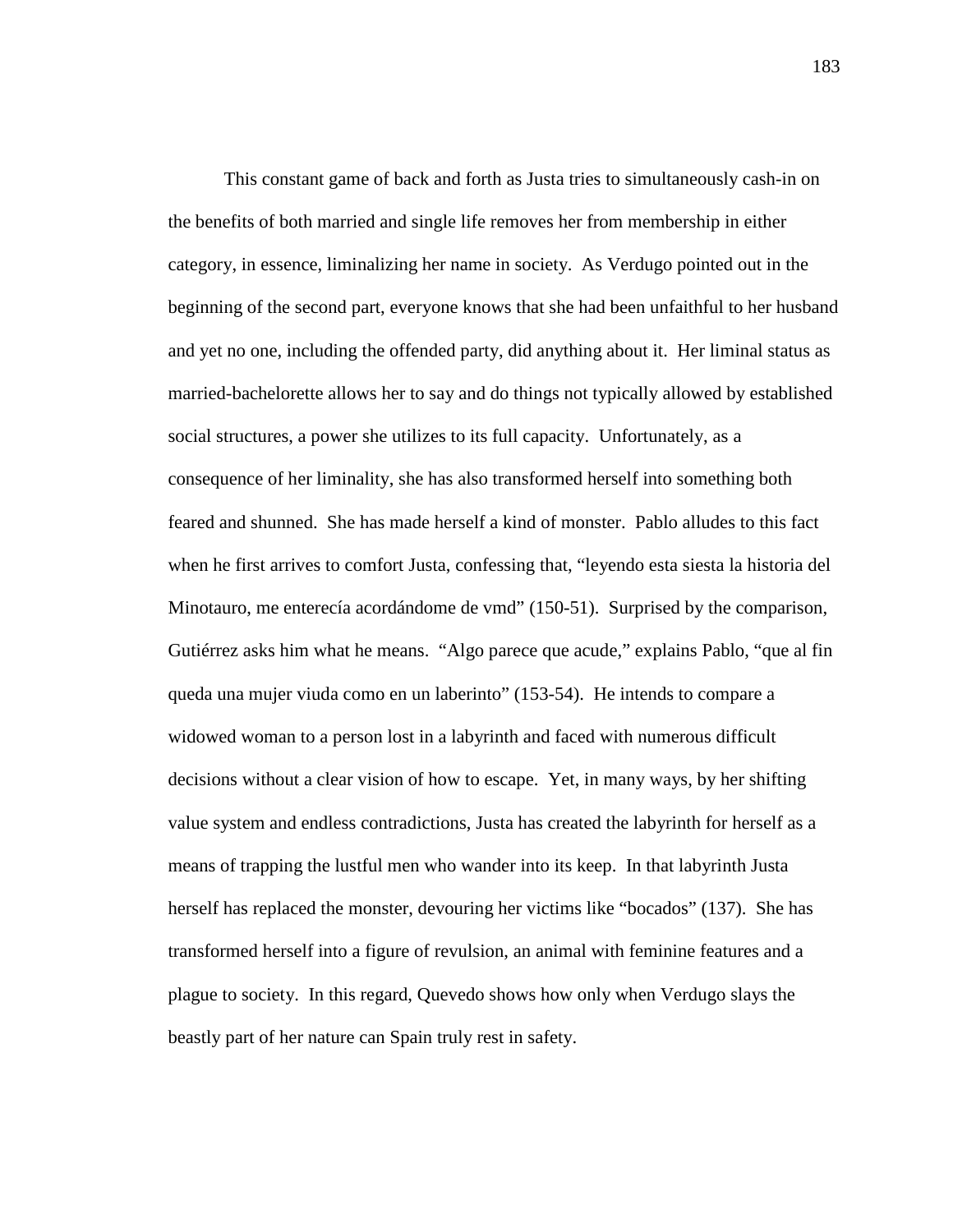This constant game of back and forth as Justa tries to simultaneously cash-in on the benefits of both married and single life removes her from membership in either category, in essence, liminalizing her name in society. As Verdugo pointed out in the beginning of the second part, everyone knows that she had been unfaithful to her husband and yet no one, including the offended party, did anything about it. Her liminal status as married-bachelorette allows her to say and do things not typically allowed by established social structures, a power she utilizes to its full capacity. Unfortunately, as a consequence of her liminality, she has also transformed herself into something both feared and shunned. She has made herself a kind of monster. Pablo alludes to this fact when he first arrives to comfort Justa, confessing that, "leyendo esta siesta la historia del Minotauro, me enterecía acordándome de vmd" (150-51). Surprised by the comparison, Gutiérrez asks him what he means. "Algo parece que acude," explains Pablo, "que al fin queda una mujer viuda como en un laberinto" (153-54). He intends to compare a widowed woman to a person lost in a labyrinth and faced with numerous difficult decisions without a clear vision of how to escape. Yet, in many ways, by her shifting value system and endless contradictions, Justa has created the labyrinth for herself as a means of trapping the lustful men who wander into its keep. In that labyrinth Justa herself has replaced the monster, devouring her victims like "bocados" (137). She has transformed herself into a figure of revulsion, an animal with feminine features and a plague to society. In this regard, Quevedo shows how only when Verdugo slays the beastly part of her nature can Spain truly rest in safety.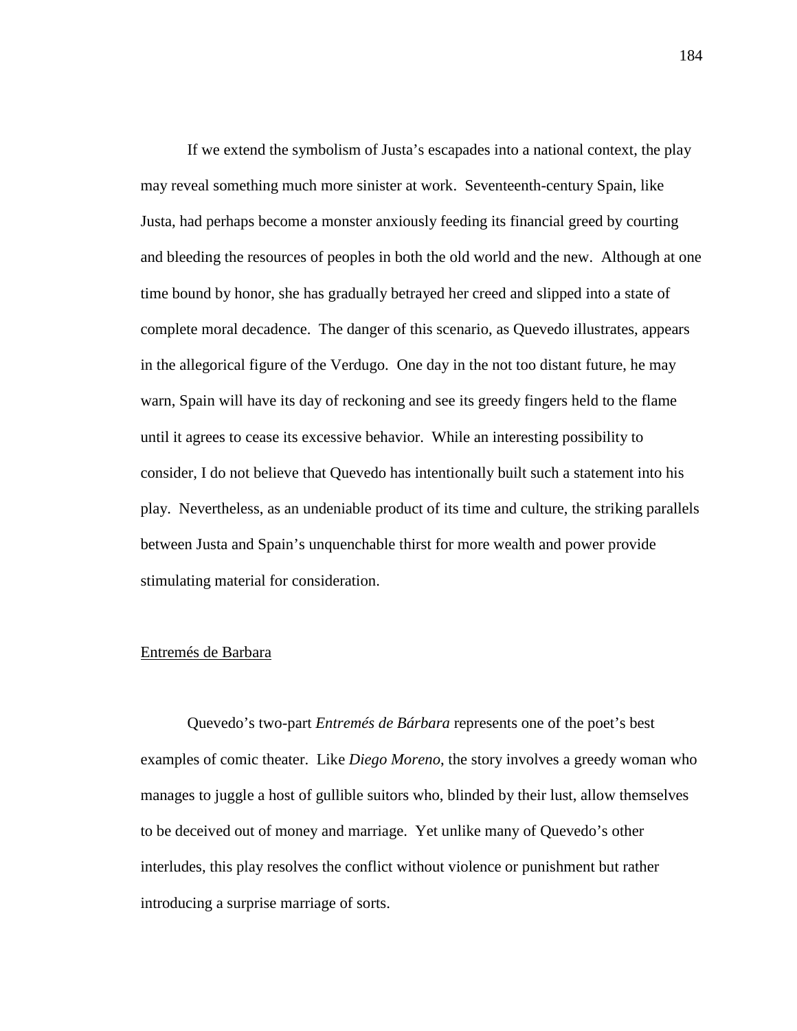If we extend the symbolism of Justa's escapades into a national context, the play may reveal something much more sinister at work. Seventeenth-century Spain, like Justa, had perhaps become a monster anxiously feeding its financial greed by courting and bleeding the resources of peoples in both the old world and the new. Although at one time bound by honor, she has gradually betrayed her creed and slipped into a state of complete moral decadence. The danger of this scenario, as Quevedo illustrates, appears in the allegorical figure of the Verdugo. One day in the not too distant future, he may warn, Spain will have its day of reckoning and see its greedy fingers held to the flame until it agrees to cease its excessive behavior. While an interesting possibility to consider, I do not believe that Quevedo has intentionally built such a statement into his play. Nevertheless, as an undeniable product of its time and culture, the striking parallels between Justa and Spain's unquenchable thirst for more wealth and power provide stimulating material for consideration.

## Entremés de Barbara

Quevedo's two-part *Entremés de Bárbara* represents one of the poet's best examples of comic theater. Like *Diego Moreno*, the story involves a greedy woman who manages to juggle a host of gullible suitors who, blinded by their lust, allow themselves to be deceived out of money and marriage. Yet unlike many of Quevedo's other interludes, this play resolves the conflict without violence or punishment but rather introducing a surprise marriage of sorts.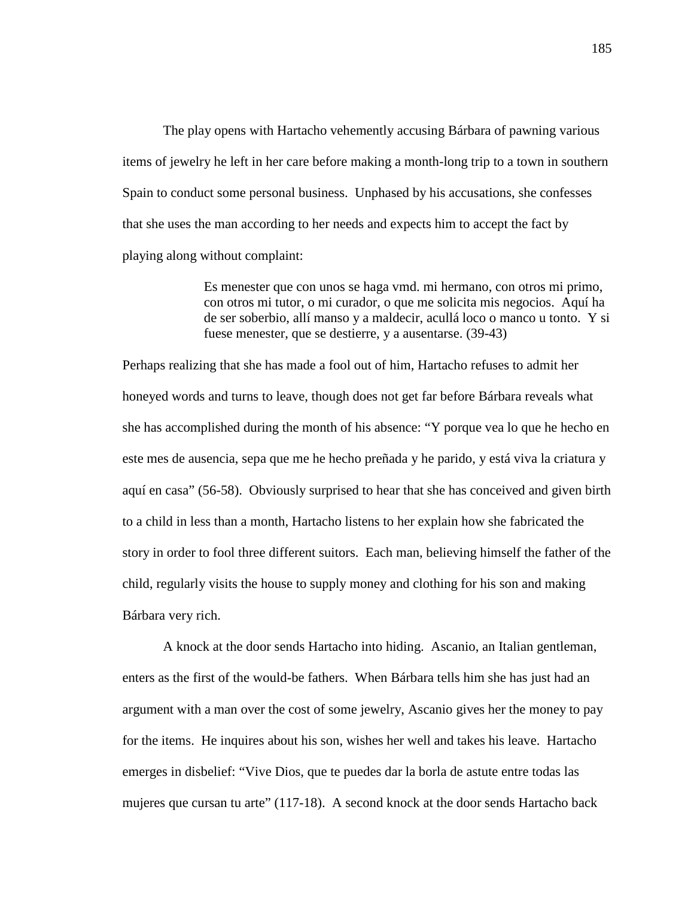The play opens with Hartacho vehemently accusing Bárbara of pawning various items of jewelry he left in her care before making a month-long trip to a town in southern Spain to conduct some personal business. Unphased by his accusations, she confesses that she uses the man according to her needs and expects him to accept the fact by playing along without complaint:

> Es menester que con unos se haga vmd. mi hermano, con otros mi primo, con otros mi tutor, o mi curador, o que me solicita mis negocios. Aquí ha de ser soberbio, allí manso y a maldecir, acullá loco o manco u tonto. Y si fuese menester, que se destierre, y a ausentarse. (39-43)

Perhaps realizing that she has made a fool out of him, Hartacho refuses to admit her honeyed words and turns to leave, though does not get far before Bárbara reveals what she has accomplished during the month of his absence: "Y porque vea lo que he hecho en este mes de ausencia, sepa que me he hecho preñada y he parido, y está viva la criatura y aquí en casa" (56-58). Obviously surprised to hear that she has conceived and given birth to a child in less than a month, Hartacho listens to her explain how she fabricated the story in order to fool three different suitors. Each man, believing himself the father of the child, regularly visits the house to supply money and clothing for his son and making Bárbara very rich.

A knock at the door sends Hartacho into hiding. Ascanio, an Italian gentleman, enters as the first of the would-be fathers. When Bárbara tells him she has just had an argument with a man over the cost of some jewelry, Ascanio gives her the money to pay for the items. He inquires about his son, wishes her well and takes his leave. Hartacho emerges in disbelief: "Vive Dios, que te puedes dar la borla de astute entre todas las mujeres que cursan tu arte" (117-18). A second knock at the door sends Hartacho back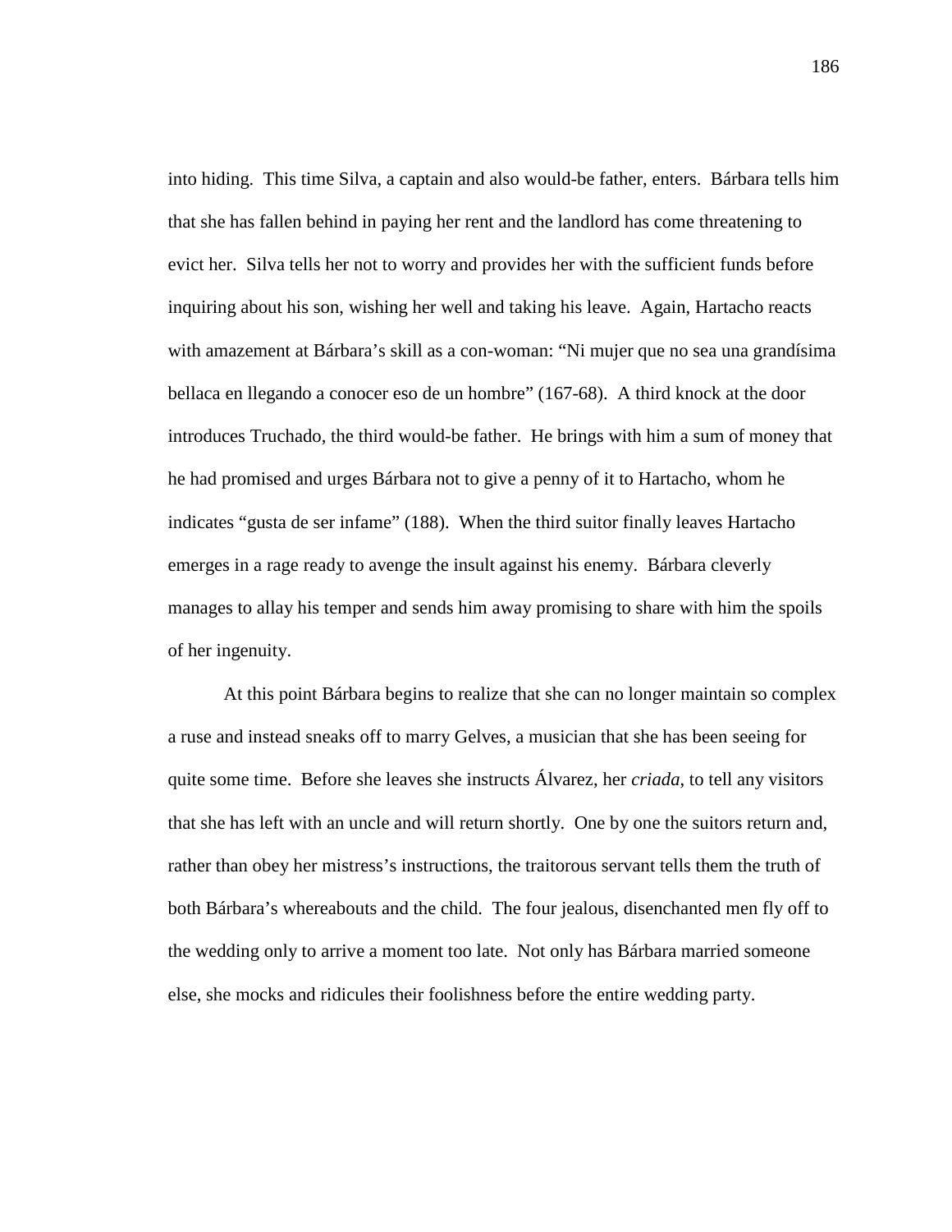into hiding. This time Silva, a captain and also would-be father, enters. Bárbara tells him that she has fallen behind in paying her rent and the landlord has come threatening to evict her. Silva tells her not to worry and provides her with the sufficient funds before inquiring about his son, wishing her well and taking his leave. Again, Hartacho reacts with amazement at Bárbara's skill as a con-woman: "Ni mujer que no sea una grandísima bellaca en llegando a conocer eso de un hombre" (167-68). A third knock at the door introduces Truchado, the third would-be father. He brings with him a sum of money that he had promised and urges Bárbara not to give a penny of it to Hartacho, whom he indicates "gusta de ser infame" (188). When the third suitor finally leaves Hartacho emerges in a rage ready to avenge the insult against his enemy. Bárbara cleverly manages to allay his temper and sends him away promising to share with him the spoils of her ingenuity.

At this point Bárbara begins to realize that she can no longer maintain so complex a ruse and instead sneaks off to marry Gelves, a musician that she has been seeing for quite some time. Before she leaves she instructs Álvarez, her *criada*, to tell any visitors that she has left with an uncle and will return shortly. One by one the suitors return and, rather than obey her mistress's instructions, the traitorous servant tells them the truth of both Bárbara's whereabouts and the child. The four jealous, disenchanted men fly off to the wedding only to arrive a moment too late. Not only has Bárbara married someone else, she mocks and ridicules their foolishness before the entire wedding party.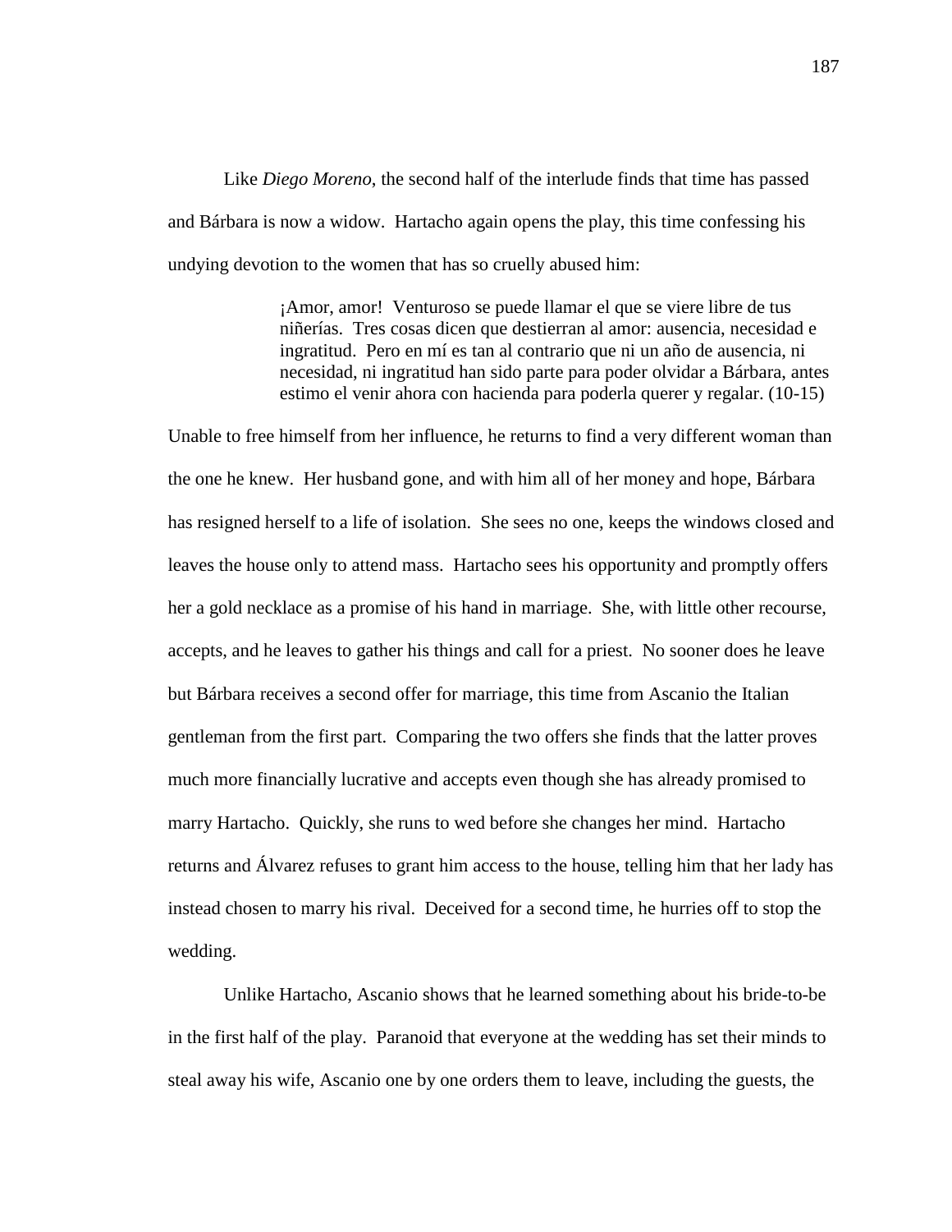Like *Diego Moreno*, the second half of the interlude finds that time has passed and Bárbara is now a widow. Hartacho again opens the play, this time confessing his undying devotion to the women that has so cruelly abused him:

> ¡Amor, amor! Venturoso se puede llamar el que se viere libre de tus niñerías. Tres cosas dicen que destierran al amor: ausencia, necesidad e ingratitud. Pero en mí es tan al contrario que ni un año de ausencia, ni necesidad, ni ingratitud han sido parte para poder olvidar a Bárbara, antes estimo el venir ahora con hacienda para poderla querer y regalar. (10-15)

Unable to free himself from her influence, he returns to find a very different woman than the one he knew. Her husband gone, and with him all of her money and hope, Bárbara has resigned herself to a life of isolation. She sees no one, keeps the windows closed and leaves the house only to attend mass. Hartacho sees his opportunity and promptly offers her a gold necklace as a promise of his hand in marriage. She, with little other recourse, accepts, and he leaves to gather his things and call for a priest. No sooner does he leave but Bárbara receives a second offer for marriage, this time from Ascanio the Italian gentleman from the first part. Comparing the two offers she finds that the latter proves much more financially lucrative and accepts even though she has already promised to marry Hartacho. Quickly, she runs to wed before she changes her mind. Hartacho returns and Álvarez refuses to grant him access to the house, telling him that her lady has instead chosen to marry his rival. Deceived for a second time, he hurries off to stop the wedding.

Unlike Hartacho, Ascanio shows that he learned something about his bride-to-be in the first half of the play. Paranoid that everyone at the wedding has set their minds to steal away his wife, Ascanio one by one orders them to leave, including the guests, the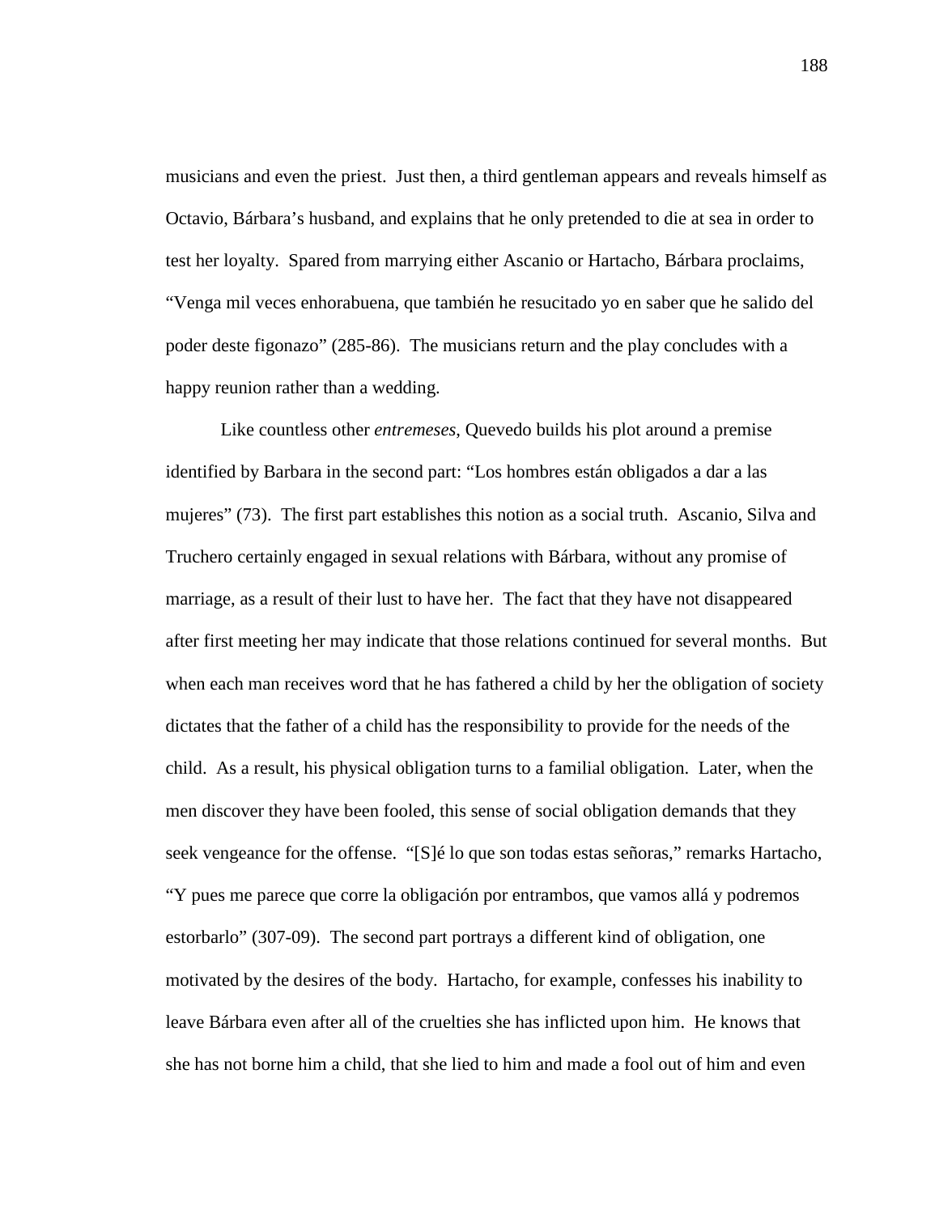musicians and even the priest. Just then, a third gentleman appears and reveals himself as Octavio, Bárbara's husband, and explains that he only pretended to die at sea in order to test her loyalty. Spared from marrying either Ascanio or Hartacho, Bárbara proclaims, "Venga mil veces enhorabuena, que también he resucitado yo en saber que he salido del poder deste figonazo" (285-86). The musicians return and the play concludes with a happy reunion rather than a wedding.

Like countless other *entremeses*, Quevedo builds his plot around a premise identified by Barbara in the second part: "Los hombres están obligados a dar a las mujeres" (73). The first part establishes this notion as a social truth. Ascanio, Silva and Truchero certainly engaged in sexual relations with Bárbara, without any promise of marriage, as a result of their lust to have her. The fact that they have not disappeared after first meeting her may indicate that those relations continued for several months. But when each man receives word that he has fathered a child by her the obligation of society dictates that the father of a child has the responsibility to provide for the needs of the child. As a result, his physical obligation turns to a familial obligation. Later, when the men discover they have been fooled, this sense of social obligation demands that they seek vengeance for the offense. "[S]é lo que son todas estas señoras," remarks Hartacho, "Y pues me parece que corre la obligación por entrambos, que vamos allá y podremos estorbarlo" (307-09). The second part portrays a different kind of obligation, one motivated by the desires of the body. Hartacho, for example, confesses his inability to leave Bárbara even after all of the cruelties she has inflicted upon him. He knows that she has not borne him a child, that she lied to him and made a fool out of him and even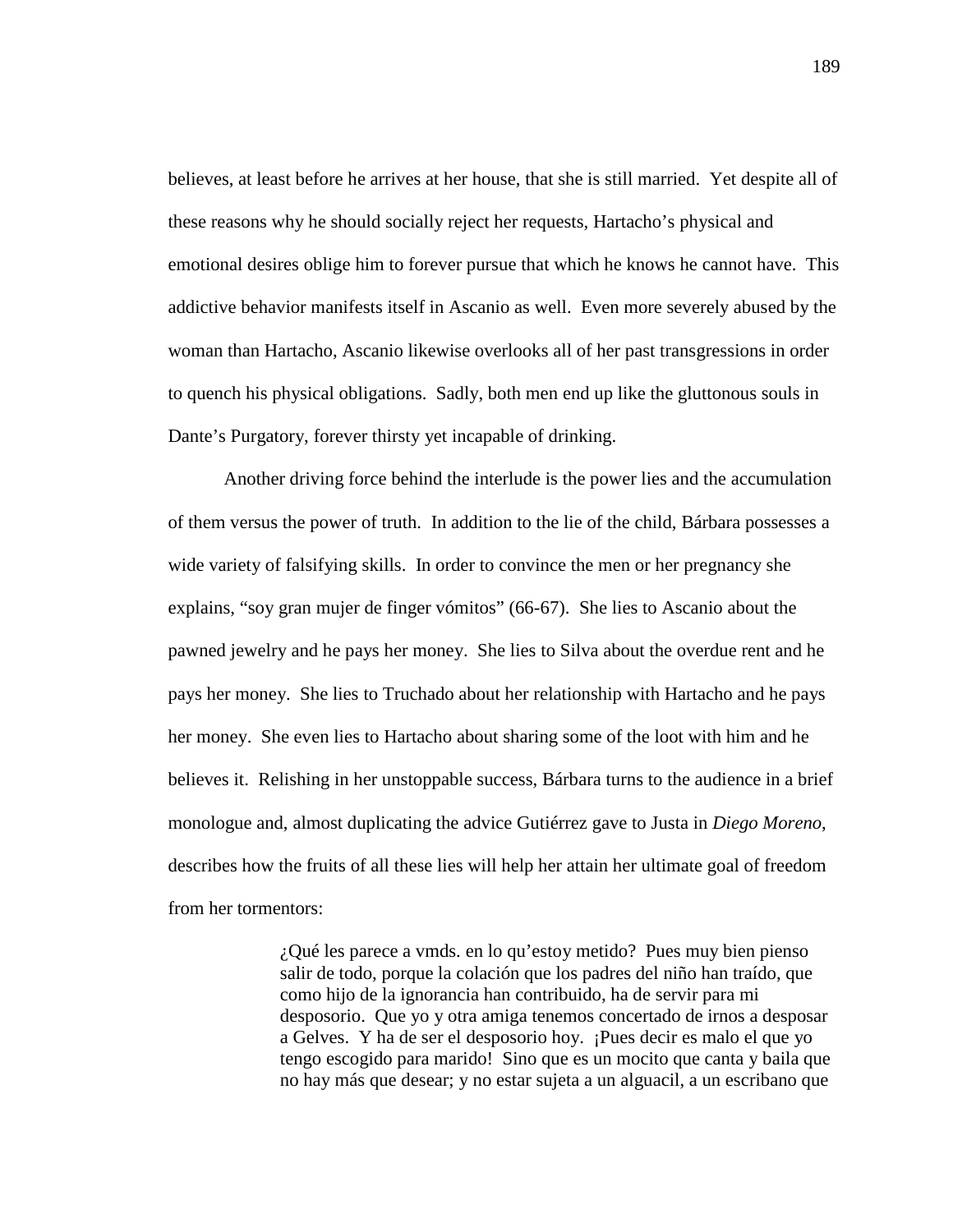believes, at least before he arrives at her house, that she is still married. Yet despite all of these reasons why he should socially reject her requests, Hartacho's physical and emotional desires oblige him to forever pursue that which he knows he cannot have. This addictive behavior manifests itself in Ascanio as well. Even more severely abused by the woman than Hartacho, Ascanio likewise overlooks all of her past transgressions in order to quench his physical obligations. Sadly, both men end up like the gluttonous souls in Dante's Purgatory, forever thirsty yet incapable of drinking.

Another driving force behind the interlude is the power lies and the accumulation of them versus the power of truth. In addition to the lie of the child, Bárbara possesses a wide variety of falsifying skills. In order to convince the men or her pregnancy she explains, "soy gran mujer de finger vómitos" (66-67). She lies to Ascanio about the pawned jewelry and he pays her money. She lies to Silva about the overdue rent and he pays her money. She lies to Truchado about her relationship with Hartacho and he pays her money. She even lies to Hartacho about sharing some of the loot with him and he believes it. Relishing in her unstoppable success, Bárbara turns to the audience in a brief monologue and, almost duplicating the advice Gutiérrez gave to Justa in *Diego Moreno,* describes how the fruits of all these lies will help her attain her ultimate goal of freedom from her tormentors:

> ¿Qué les parece a vmds. en lo qu'estoy metido? Pues muy bien pienso salir de todo, porque la colación que los padres del niño han traído, que como hijo de la ignorancia han contribuido, ha de servir para mi desposorio. Que yo y otra amiga tenemos concertado de irnos a desposar a Gelves. Y ha de ser el desposorio hoy. ¡Pues decir es malo el que yo tengo escogido para marido! Sino que es un mocito que canta y baila que no hay más que desear; y no estar sujeta a un alguacil, a un escribano que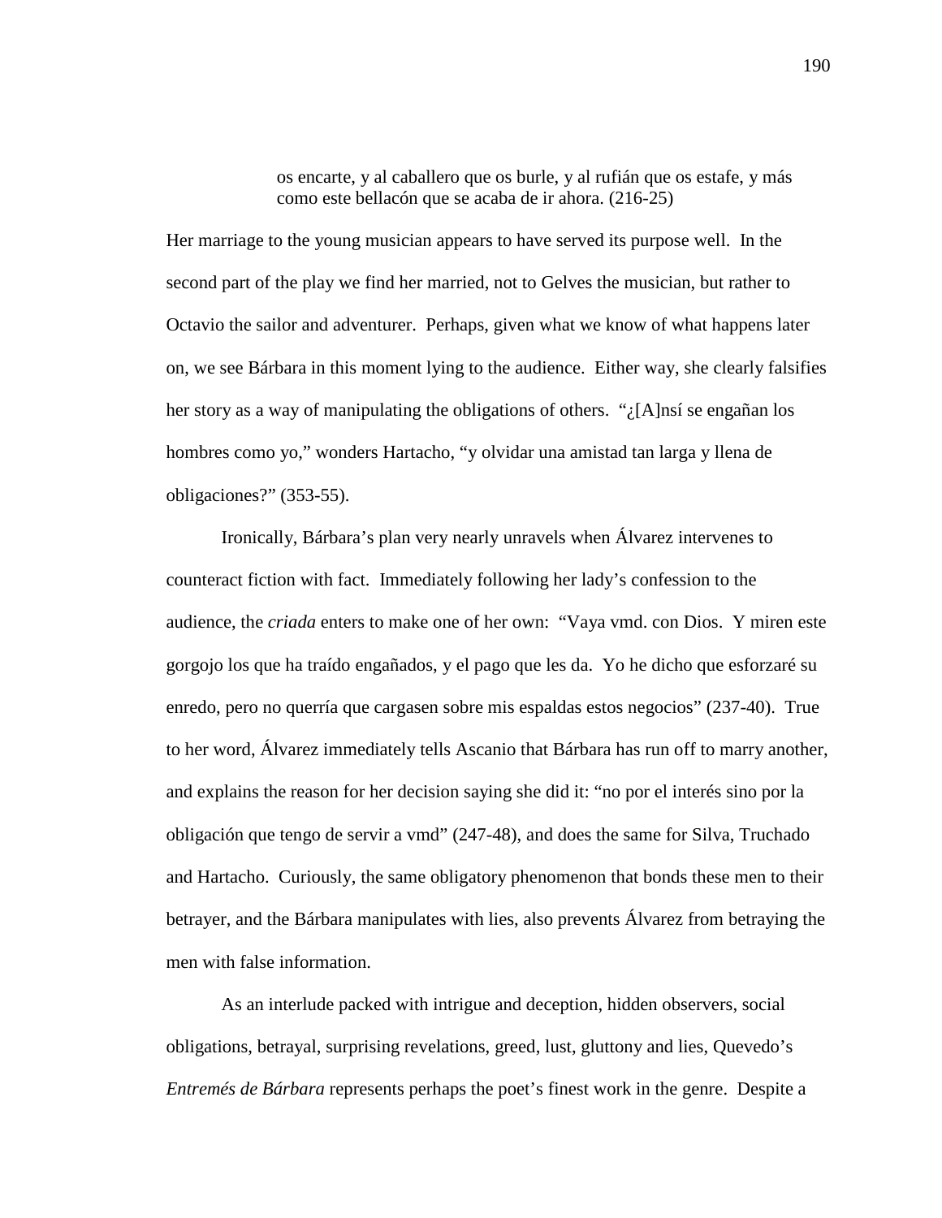> os encarte, y al caballero que os burle, y al rufián que os estafe, y más como este bellacón que se acaba de ir ahora. (216-25)

Her marriage to the young musician appears to have served its purpose well. In the second part of the play we find her married, not to Gelves the musician, but rather to Octavio the sailor and adventurer. Perhaps, given what we know of what happens later on, we see Bárbara in this moment lying to the audience. Either way, she clearly falsifies her story as a way of manipulating the obligations of others. "¿[A]nsí se engañan los hombres como yo," wonders Hartacho, "y olvidar una amistad tan larga y llena de obligaciones?" (353-55).

Ironically, Bárbara's plan very nearly unravels when Álvarez intervenes to counteract fiction with fact. Immediately following her lady's confession to the audience, the *criada* enters to make one of her own: "Vaya vmd. con Dios. Y miren este gorgojo los que ha traído engañados, y el pago que les da. Yo he dicho que esforzaré su enredo, pero no querría que cargasen sobre mis espaldas estos negocios" (237-40). True to her word, Álvarez immediately tells Ascanio that Bárbara has run off to marry another, and explains the reason for her decision saying she did it: "no por el interés sino por la obligación que tengo de servir a vmd" (247-48), and does the same for Silva, Truchado and Hartacho. Curiously, the same obligatory phenomenon that bonds these men to their betrayer, and the Bárbara manipulates with lies, also prevents Álvarez from betraying the men with false information.

As an interlude packed with intrigue and deception, hidden observers, social obligations, betrayal, surprising revelations, greed, lust, gluttony and lies, Quevedo's *Entremés de Bárbara* represents perhaps the poet's finest work in the genre. Despite a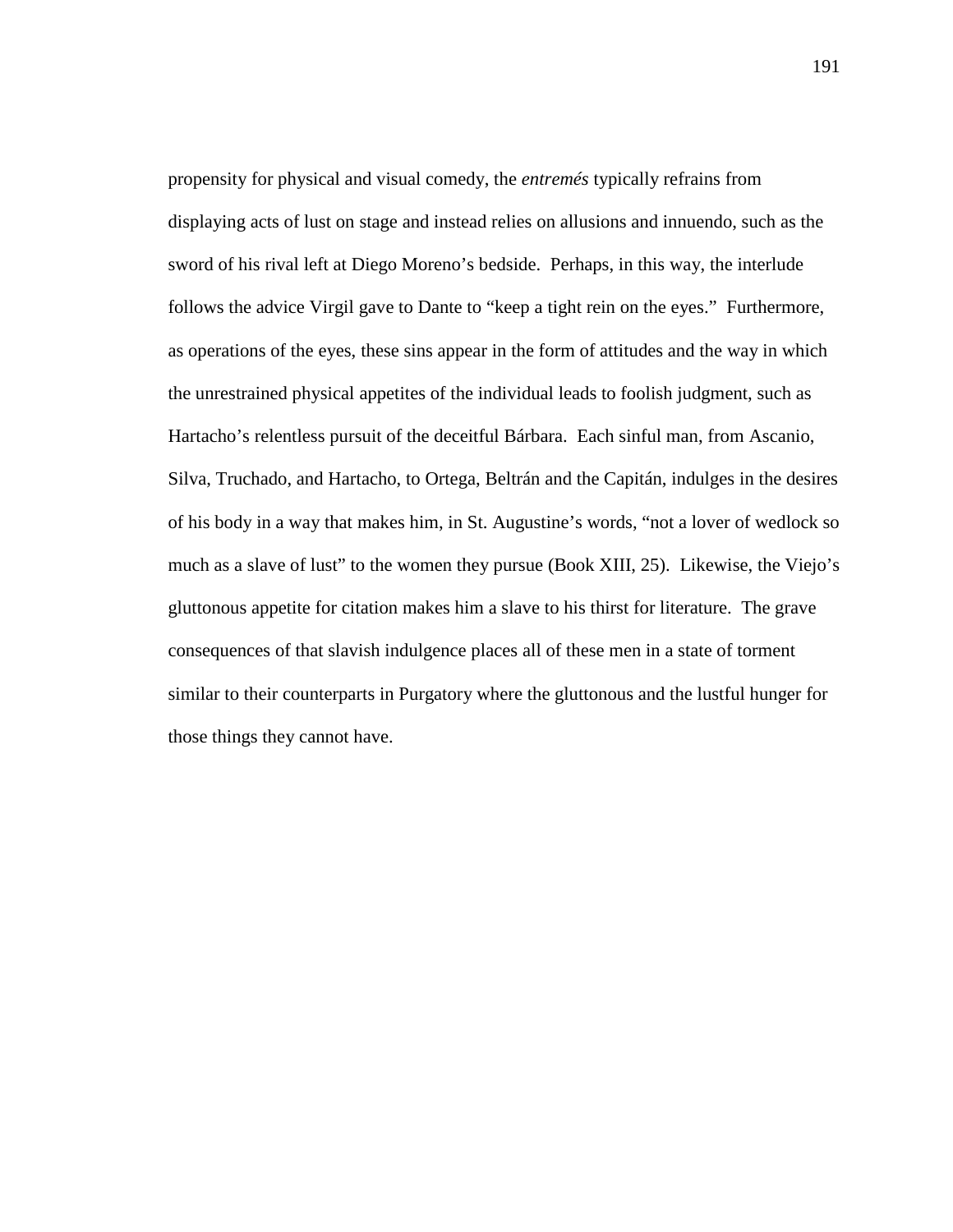propensity for physical and visual comedy, the *entremés* typically refrains from displaying acts of lust on stage and instead relies on allusions and innuendo, such as the sword of his rival left at Diego Moreno's bedside. Perhaps, in this way, the interlude follows the advice Virgil gave to Dante to "keep a tight rein on the eyes." Furthermore, as operations of the eyes, these sins appear in the form of attitudes and the way in which the unrestrained physical appetites of the individual leads to foolish judgment, such as Hartacho's relentless pursuit of the deceitful Bárbara. Each sinful man, from Ascanio, Silva, Truchado, and Hartacho, to Ortega, Beltrán and the Capitán, indulges in the desires of his body in a way that makes him, in St. Augustine's words, "not a lover of wedlock so much as a slave of lust" to the women they pursue (Book XIII, 25). Likewise, the Viejo's gluttonous appetite for citation makes him a slave to his thirst for literature. The grave consequences of that slavish indulgence places all of these men in a state of torment similar to their counterparts in Purgatory where the gluttonous and the lustful hunger for those things they cannot have.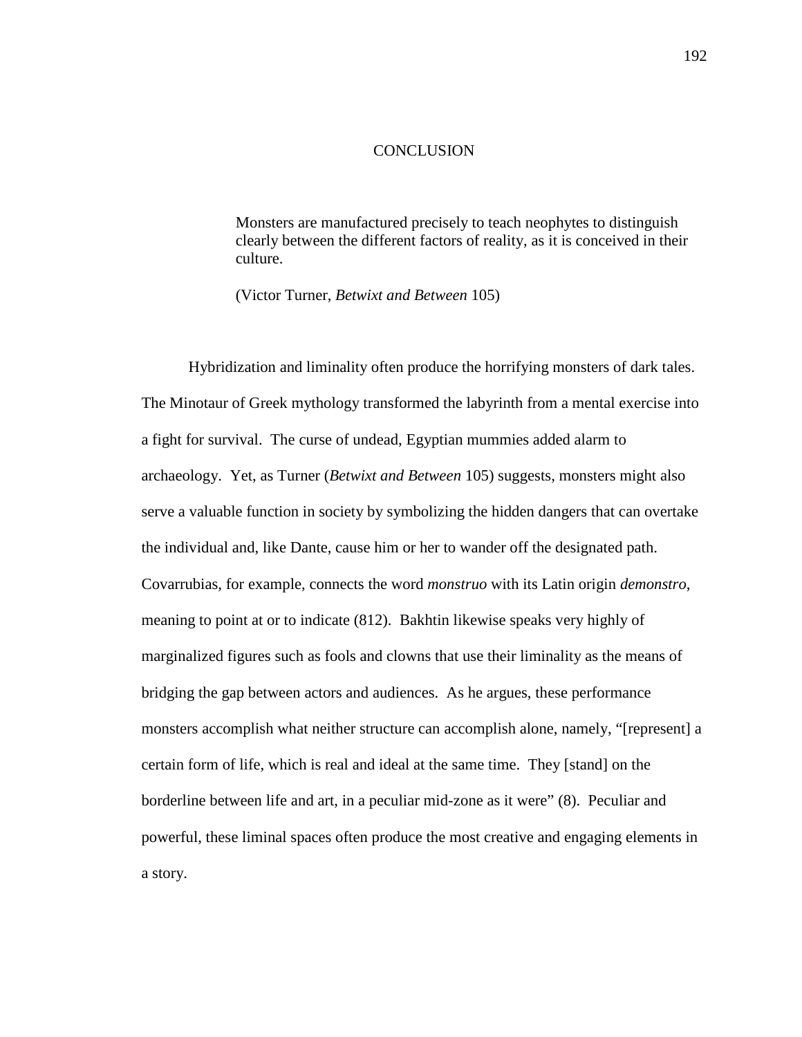# CONCLUSION

> Monsters are manufactured precisely to teach neophytes to distinguish clearly between the different factors of reality, as it is conceived in their culture.
>
> (Victor Turner, *Betwixt and Between* 105)

Hybridization and liminality often produce the horrifying monsters of dark tales. The Minotaur of Greek mythology transformed the labyrinth from a mental exercise into a fight for survival. The curse of undead, Egyptian mummies added alarm to archaeology. Yet, as Turner (*Betwixt and Between* 105) suggests, monsters might also serve a valuable function in society by symbolizing the hidden dangers that can overtake the individual and, like Dante, cause him or her to wander off the designated path. Covarrubias, for example, connects the word *monstruo* with its Latin origin *demonstro*, meaning to point at or to indicate (812). Bakhtin likewise speaks very highly of marginalized figures such as fools and clowns that use their liminality as the means of bridging the gap between actors and audiences. As he argues, these performance monsters accomplish what neither structure can accomplish alone, namely, "[represent] a certain form of life, which is real and ideal at the same time. They [stand] on the borderline between life and art, in a peculiar mid-zone as it were" (8). Peculiar and powerful, these liminal spaces often produce the most creative and engaging elements in a story.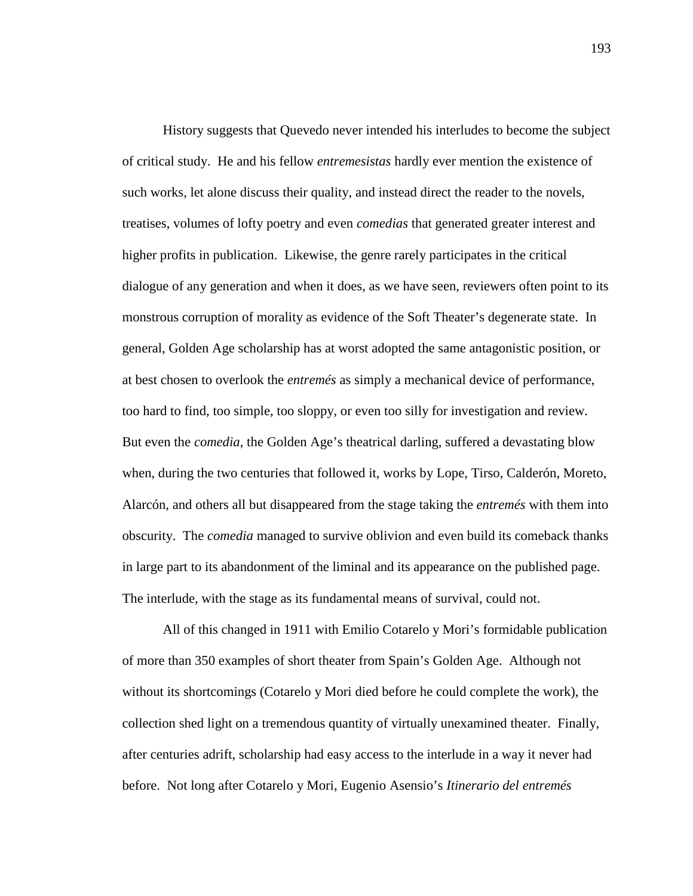History suggests that Quevedo never intended his interludes to become the subject of critical study. He and his fellow *entremesistas* hardly ever mention the existence of such works, let alone discuss their quality, and instead direct the reader to the novels, treatises, volumes of lofty poetry and even *comedias* that generated greater interest and higher profits in publication. Likewise, the genre rarely participates in the critical dialogue of any generation and when it does, as we have seen, reviewers often point to its monstrous corruption of morality as evidence of the Soft Theater's degenerate state. In general, Golden Age scholarship has at worst adopted the same antagonistic position, or at best chosen to overlook the *entremés* as simply a mechanical device of performance, too hard to find, too simple, too sloppy, or even too silly for investigation and review. But even the *comedia*, the Golden Age's theatrical darling, suffered a devastating blow when, during the two centuries that followed it, works by Lope, Tirso, Calderón, Moreto, Alarcón, and others all but disappeared from the stage taking the *entremés* with them into obscurity. The *comedia* managed to survive oblivion and even build its comeback thanks in large part to its abandonment of the liminal and its appearance on the published page. The interlude, with the stage as its fundamental means of survival, could not.

All of this changed in 1911 with Emilio Cotarelo y Mori's formidable publication of more than 350 examples of short theater from Spain's Golden Age. Although not without its shortcomings (Cotarelo y Mori died before he could complete the work), the collection shed light on a tremendous quantity of virtually unexamined theater. Finally, after centuries adrift, scholarship had easy access to the interlude in a way it never had before. Not long after Cotarelo y Mori, Eugenio Asensio's *Itinerario del entremés*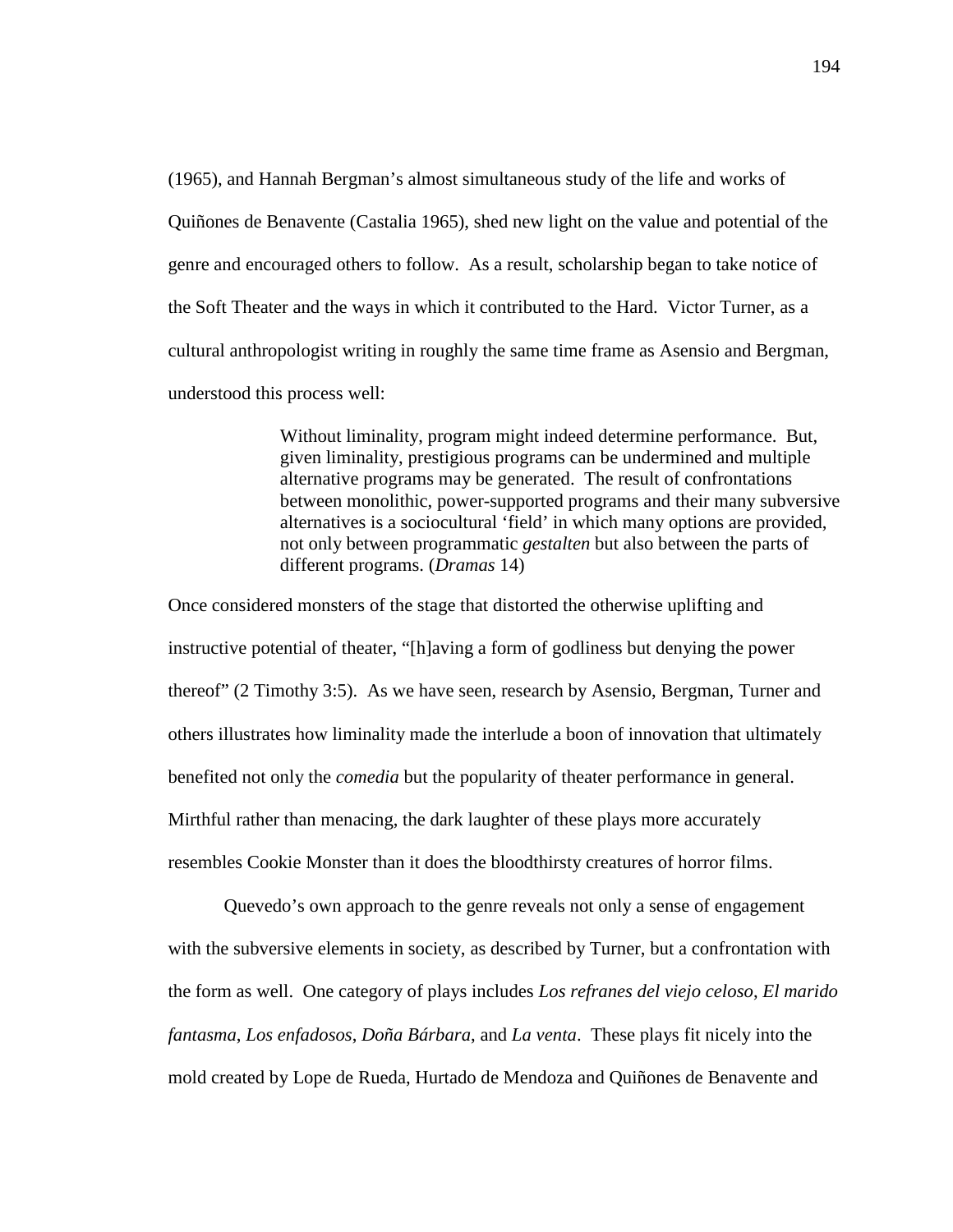(1965), and Hannah Bergman's almost simultaneous study of the life and works of Quiñones de Benavente (Castalia 1965), shed new light on the value and potential of the genre and encouraged others to follow. As a result, scholarship began to take notice of the Soft Theater and the ways in which it contributed to the Hard. Victor Turner, as a cultural anthropologist writing in roughly the same time frame as Asensio and Bergman, understood this process well:

> Without liminality, program might indeed determine performance. But, given liminality, prestigious programs can be undermined and multiple alternative programs may be generated. The result of confrontations between monolithic, power-supported programs and their many subversive alternatives is a sociocultural 'field' in which many options are provided, not only between programmatic *gestalten* but also between the parts of different programs. (*Dramas* 14)

Once considered monsters of the stage that distorted the otherwise uplifting and instructive potential of theater, "[h]aving a form of godliness but denying the power thereof" (2 Timothy 3:5). As we have seen, research by Asensio, Bergman, Turner and others illustrates how liminality made the interlude a boon of innovation that ultimately benefited not only the *comedia* but the popularity of theater performance in general. Mirthful rather than menacing, the dark laughter of these plays more accurately resembles Cookie Monster than it does the bloodthirsty creatures of horror films.

Quevedo's own approach to the genre reveals not only a sense of engagement with the subversive elements in society, as described by Turner, but a confrontation with the form as well. One category of plays includes *Los refranes del viejo celoso*, *El marido fantasma*, *Los enfadosos*, *Doña Bárbara*, and *La venta*. These plays fit nicely into the mold created by Lope de Rueda, Hurtado de Mendoza and Quiñones de Benavente and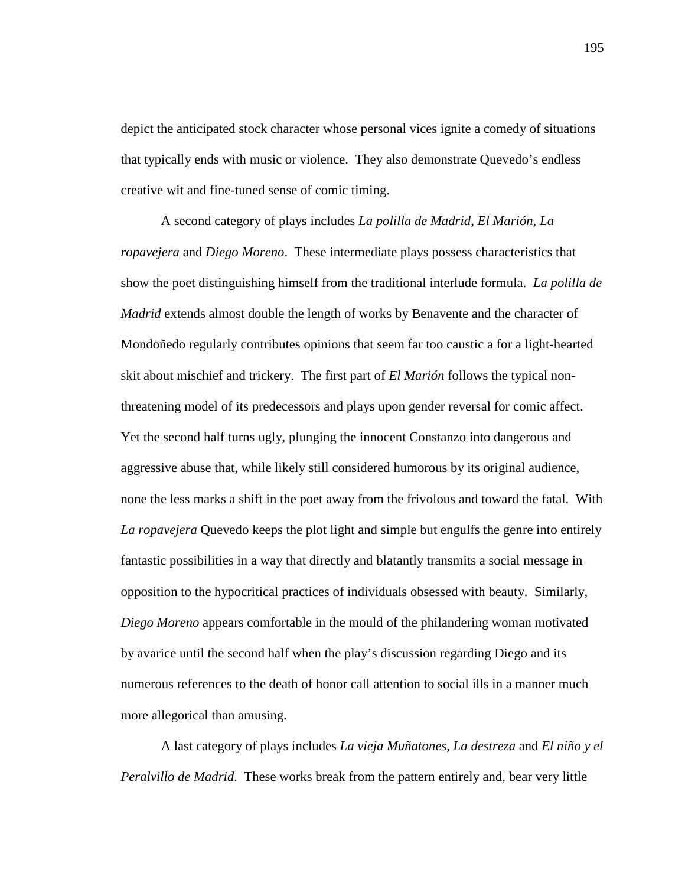depict the anticipated stock character whose personal vices ignite a comedy of situations that typically ends with music or violence. They also demonstrate Quevedo's endless creative wit and fine-tuned sense of comic timing.

A second category of plays includes *La polilla de Madrid*, *El Marión*, *La ropavejera* and *Diego Moreno*. These intermediate plays possess characteristics that show the poet distinguishing himself from the traditional interlude formula. *La polilla de Madrid* extends almost double the length of works by Benavente and the character of Mondoñedo regularly contributes opinions that seem far too caustic a for a light-hearted skit about mischief and trickery. The first part of *El Marión* follows the typical non-threatening model of its predecessors and plays upon gender reversal for comic affect. Yet the second half turns ugly, plunging the innocent Constanzo into dangerous and aggressive abuse that, while likely still considered humorous by its original audience, none the less marks a shift in the poet away from the frivolous and toward the fatal. With *La ropavejera* Quevedo keeps the plot light and simple but engulfs the genre into entirely fantastic possibilities in a way that directly and blatantly transmits a social message in opposition to the hypocritical practices of individuals obsessed with beauty. Similarly, *Diego Moreno* appears comfortable in the mould of the philandering woman motivated by avarice until the second half when the play's discussion regarding Diego and its numerous references to the death of honor call attention to social ills in a manner much more allegorical than amusing.

A last category of plays includes *La vieja Muñatones*, *La destreza* and *El niño y el Peralvillo de Madrid*. These works break from the pattern entirely and, bear very little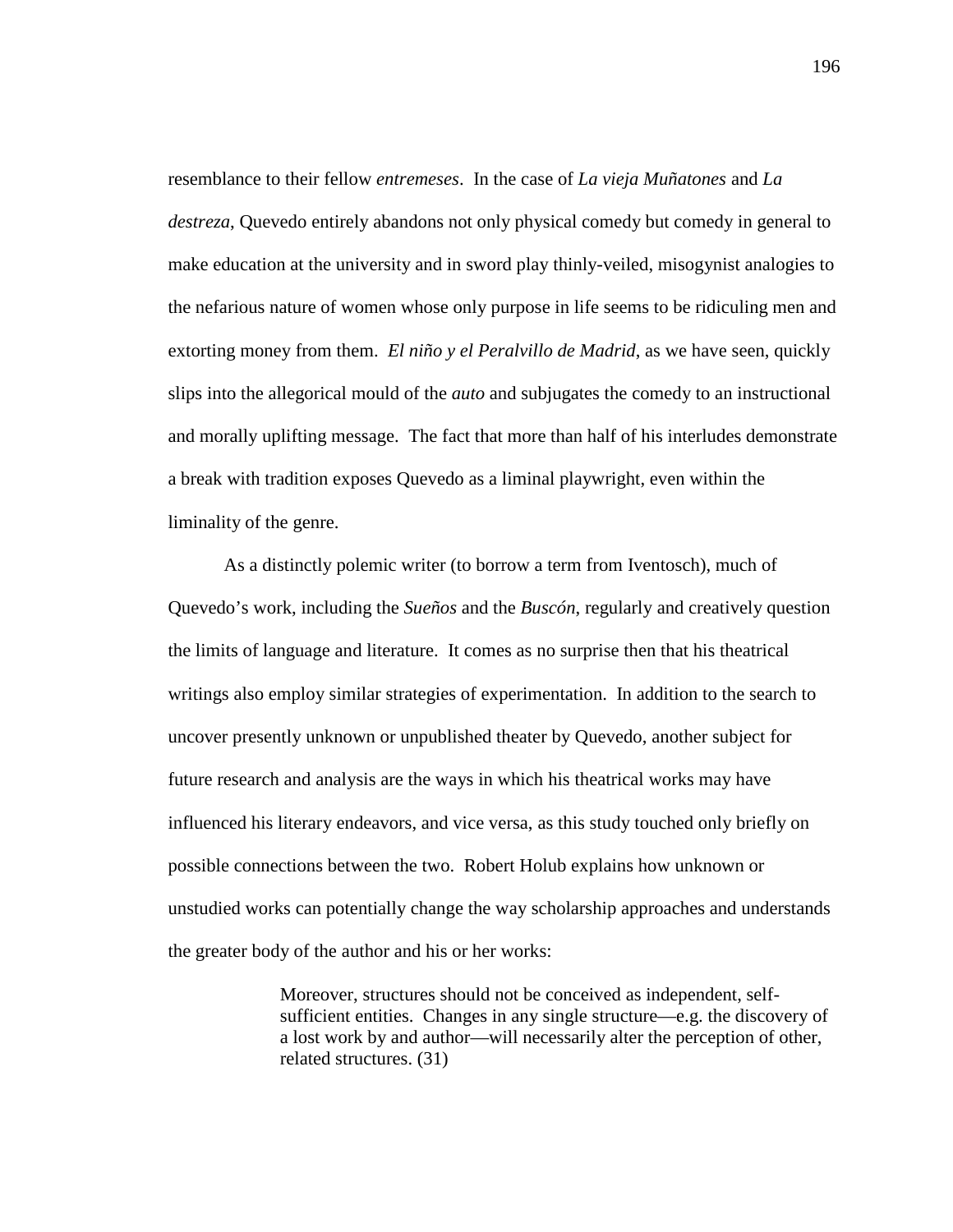resemblance to their fellow *entremeses*. In the case of *La vieja Muñatones* and *La destreza*, Quevedo entirely abandons not only physical comedy but comedy in general to make education at the university and in sword play thinly-veiled, misogynist analogies to the nefarious nature of women whose only purpose in life seems to be ridiculing men and extorting money from them. *El niño y el Peralvillo de Madrid*, as we have seen, quickly slips into the allegorical mould of the *auto* and subjugates the comedy to an instructional and morally uplifting message. The fact that more than half of his interludes demonstrate a break with tradition exposes Quevedo as a liminal playwright, even within the liminality of the genre.

As a distinctly polemic writer (to borrow a term from Iventosch), much of Quevedo's work, including the *Sueños* and the *Buscón*, regularly and creatively question the limits of language and literature. It comes as no surprise then that his theatrical writings also employ similar strategies of experimentation. In addition to the search to uncover presently unknown or unpublished theater by Quevedo, another subject for future research and analysis are the ways in which his theatrical works may have influenced his literary endeavors, and vice versa, as this study touched only briefly on possible connections between the two. Robert Holub explains how unknown or unstudied works can potentially change the way scholarship approaches and understands the greater body of the author and his or her works:

> Moreover, structures should not be conceived as independent, self-sufficient entities. Changes in any single structure—e.g. the discovery of a lost work by and author—will necessarily alter the perception of other, related structures. (31)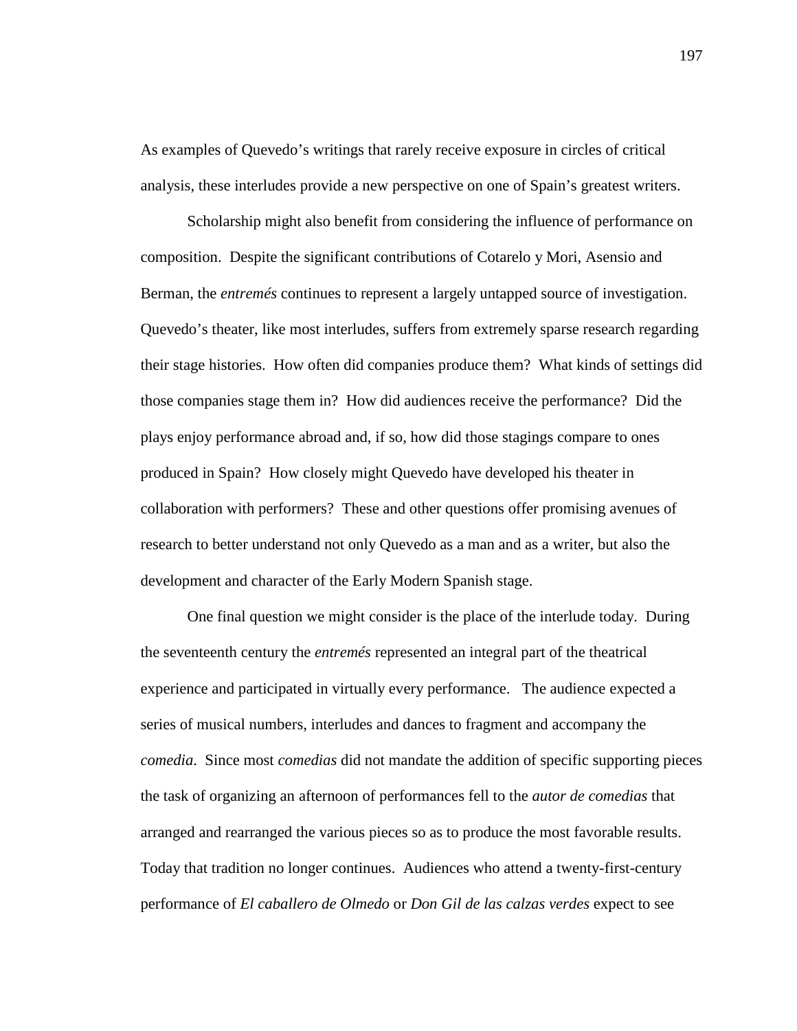As examples of Quevedo's writings that rarely receive exposure in circles of critical analysis, these interludes provide a new perspective on one of Spain's greatest writers.

Scholarship might also benefit from considering the influence of performance on composition. Despite the significant contributions of Cotarelo y Mori, Asensio and Berman, the *entremés* continues to represent a largely untapped source of investigation. Quevedo's theater, like most interludes, suffers from extremely sparse research regarding their stage histories. How often did companies produce them? What kinds of settings did those companies stage them in? How did audiences receive the performance? Did the plays enjoy performance abroad and, if so, how did those stagings compare to ones produced in Spain? How closely might Quevedo have developed his theater in collaboration with performers? These and other questions offer promising avenues of research to better understand not only Quevedo as a man and as a writer, but also the development and character of the Early Modern Spanish stage.

One final question we might consider is the place of the interlude today. During the seventeenth century the *entremés* represented an integral part of the theatrical experience and participated in virtually every performance. The audience expected a series of musical numbers, interludes and dances to fragment and accompany the *comedia*. Since most *comedias* did not mandate the addition of specific supporting pieces the task of organizing an afternoon of performances fell to the *autor de comedias* that arranged and rearranged the various pieces so as to produce the most favorable results. Today that tradition no longer continues. Audiences who attend a twenty-first-century performance of *El caballero de Olmedo* or *Don Gil de las calzas verdes* expect to see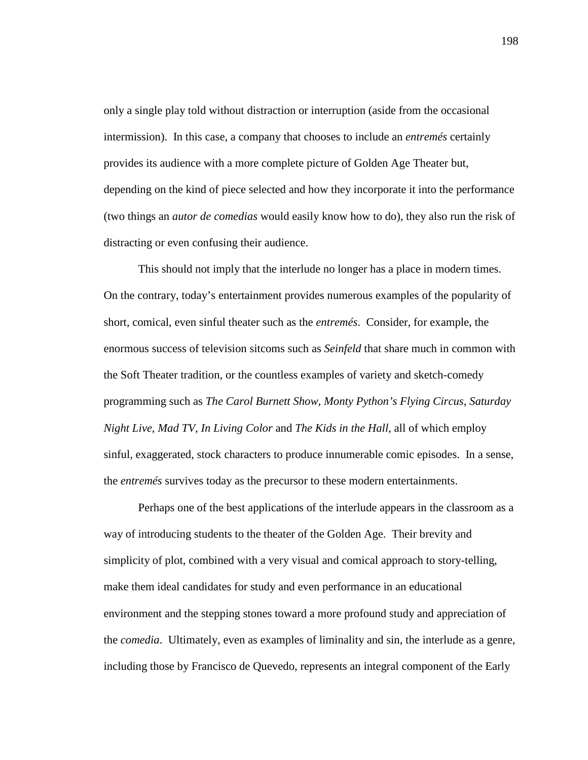only a single play told without distraction or interruption (aside from the occasional intermission). In this case, a company that chooses to include an *entremés* certainly provides its audience with a more complete picture of Golden Age Theater but, depending on the kind of piece selected and how they incorporate it into the performance (two things an *autor de comedias* would easily know how to do), they also run the risk of distracting or even confusing their audience.

This should not imply that the interlude no longer has a place in modern times. On the contrary, today's entertainment provides numerous examples of the popularity of short, comical, even sinful theater such as the *entremés*. Consider, for example, the enormous success of television sitcoms such as *Seinfeld* that share much in common with the Soft Theater tradition, or the countless examples of variety and sketch-comedy programming such as *The Carol Burnett Show*, *Monty Python's Flying Circus*, *Saturday Night Live*, *Mad TV*, *In Living Color* and *The Kids in the Hall*, all of which employ sinful, exaggerated, stock characters to produce innumerable comic episodes. In a sense, the *entremés* survives today as the precursor to these modern entertainments.

Perhaps one of the best applications of the interlude appears in the classroom as a way of introducing students to the theater of the Golden Age. Their brevity and simplicity of plot, combined with a very visual and comical approach to story-telling, make them ideal candidates for study and even performance in an educational environment and the stepping stones toward a more profound study and appreciation of the *comedia*. Ultimately, even as examples of liminality and sin, the interlude as a genre, including those by Francisco de Quevedo, represents an integral component of the Early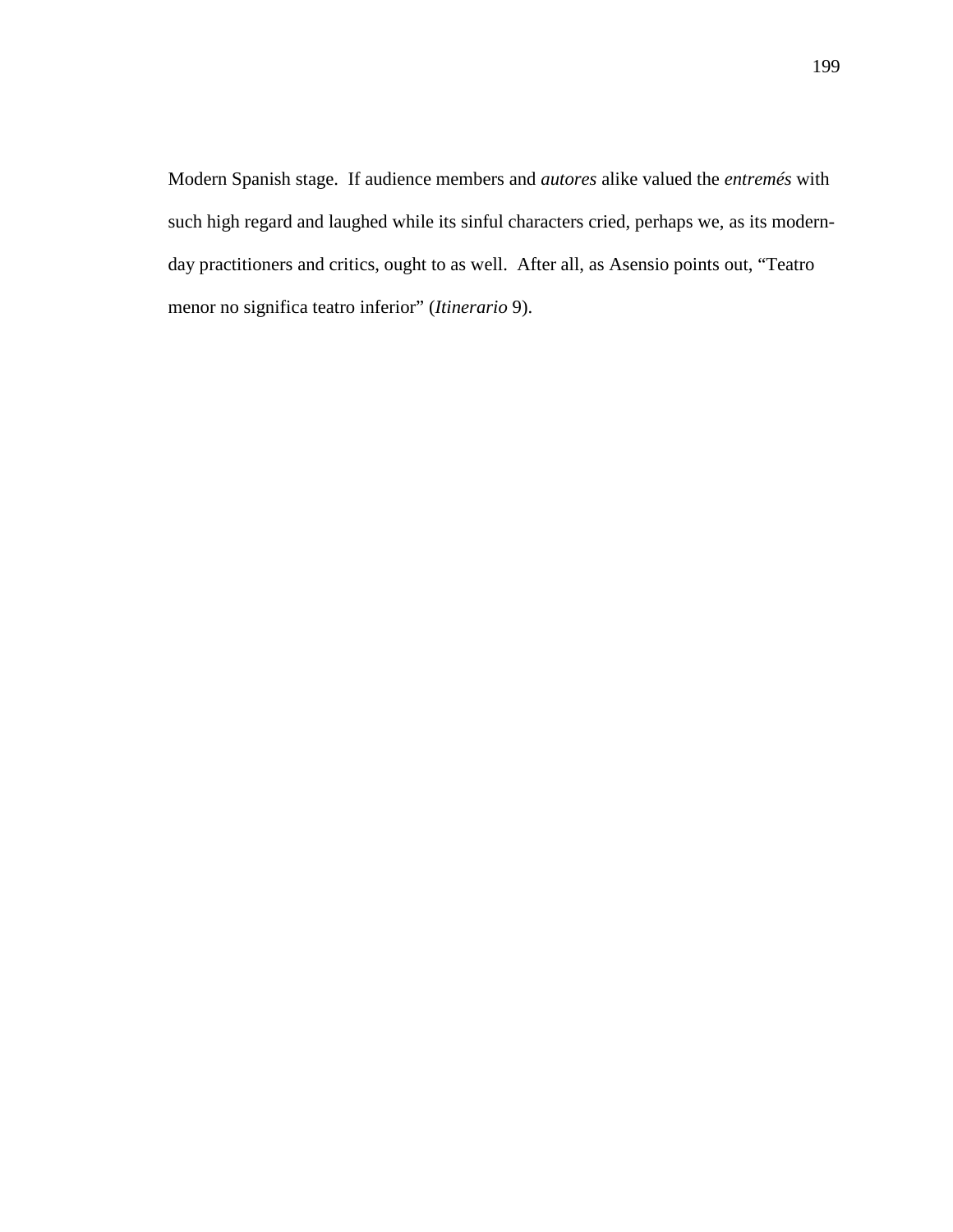Modern Spanish stage. If audience members and *autores* alike valued the *entremés* with such high regard and laughed while its sinful characters cried, perhaps we, as its modern-day practitioners and critics, ought to as well. After all, as Asensio points out, "Teatro menor no significa teatro inferior" (*Itinerario* 9).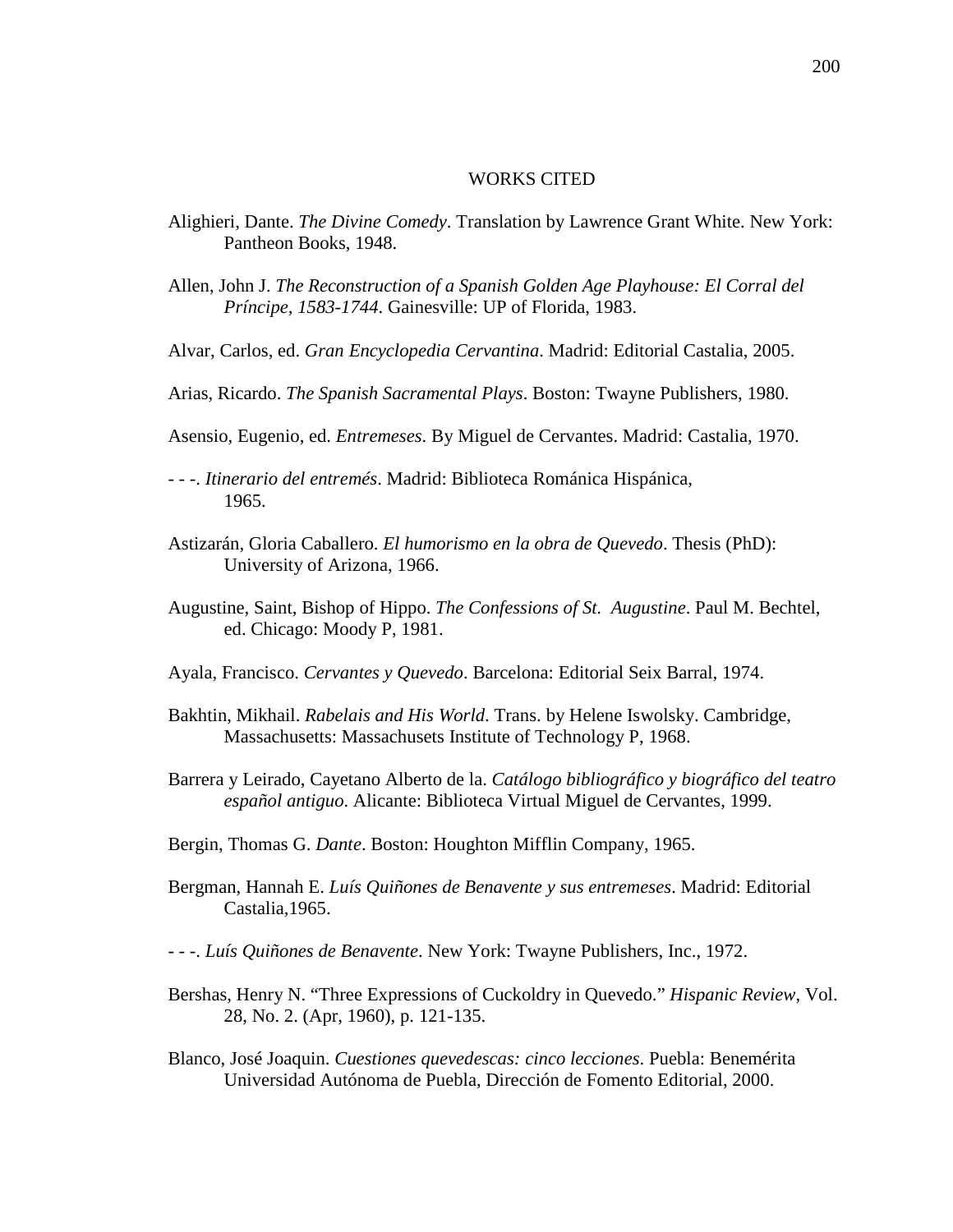# WORKS CITED

Alighieri, Dante. *The Divine Comedy*. Translation by Lawrence Grant White. New York: Pantheon Books, 1948.

Allen, John J. *The Reconstruction of a Spanish Golden Age Playhouse: El Corral del Príncipe, 1583-1744*. Gainesville: UP of Florida, 1983.

Alvar, Carlos, ed. *Gran Encyclopedia Cervantina*. Madrid: Editorial Castalia, 2005.

Arias, Ricardo. *The Spanish Sacramental Plays*. Boston: Twayne Publishers, 1980.

Asensio, Eugenio, ed. *Entremeses*. By Miguel de Cervantes. Madrid: Castalia, 1970.

- - -. *Itinerario del entremés*. Madrid: Biblioteca Románica Hispánica, 1965.

Astizarán, Gloria Caballero. *El humorismo en la obra de Quevedo*. Thesis (PhD): University of Arizona, 1966.

Augustine, Saint, Bishop of Hippo. *The Confessions of St. Augustine*. Paul M. Bechtel, ed. Chicago: Moody P, 1981.

Ayala, Francisco. *Cervantes y Quevedo*. Barcelona: Editorial Seix Barral, 1974.

Bakhtin, Mikhail. *Rabelais and His World*. Trans. by Helene Iswolsky. Cambridge, Massachusetts: Massachusets Institute of Technology P, 1968.

Barrera y Leirado, Cayetano Alberto de la. *Catálogo bibliográfico y biográfico del teatro español antiguo*. Alicante: Biblioteca Virtual Miguel de Cervantes, 1999.

Bergin, Thomas G. *Dante*. Boston: Houghton Mifflin Company, 1965.

Bergman, Hannah E. *Luís Quiñones de Benavente y sus entremeses*. Madrid: Editorial Castalia,1965.

- - -. *Luís Quiñones de Benavente*. New York: Twayne Publishers, Inc., 1972.

Bershas, Henry N. "Three Expressions of Cuckoldry in Quevedo." *Hispanic Review*, Vol. 28, No. 2. (Apr, 1960), p. 121-135.

Blanco, José Joaquin. *Cuestiones quevedescas: cinco lecciones*. Puebla: Benemérita Universidad Autónoma de Puebla, Dirección de Fomento Editorial, 2000.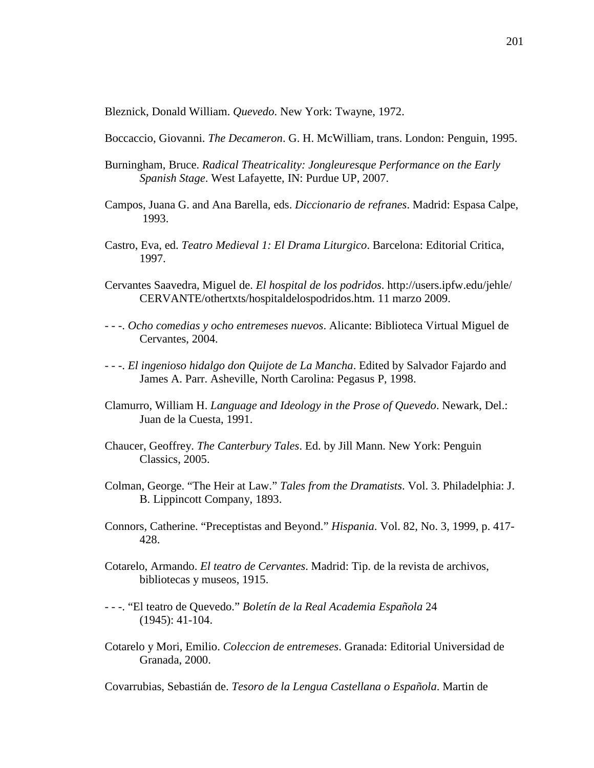Bleznick, Donald William. *Quevedo*. New York: Twayne, 1972.

Boccaccio, Giovanni. *The Decameron*. G. H. McWilliam, trans. London: Penguin, 1995.

Burningham, Bruce. *Radical Theatricality: Jongleuresque Performance on the Early Spanish Stage*. West Lafayette, IN: Purdue UP, 2007.

Campos, Juana G. and Ana Barella, eds. *Diccionario de refranes*. Madrid: Espasa Calpe, 1993.

Castro, Eva, ed. *Teatro Medieval 1: El Drama Liturgico*. Barcelona: Editorial Critica, 1997.

Cervantes Saavedra, Miguel de. *El hospital de los podridos*. http://users.ipfw.edu/jehle/CERVANTE/othertxts/hospitaldelospodridos.htm. 11 marzo 2009.

- - -. *Ocho comedias y ocho entremeses nuevos*. Alicante: Biblioteca Virtual Miguel de Cervantes, 2004.

- - -. *El ingenioso hidalgo don Quijote de La Mancha*. Edited by Salvador Fajardo and James A. Parr. Asheville, North Carolina: Pegasus P, 1998.

Clamurro, William H. *Language and Ideology in the Prose of Quevedo*. Newark, Del.: Juan de la Cuesta, 1991.

Chaucer, Geoffrey. *The Canterbury Tales*. Ed. by Jill Mann. New York: Penguin Classics, 2005.

Colman, George. "The Heir at Law." *Tales from the Dramatists*. Vol. 3. Philadelphia: J. B. Lippincott Company, 1893.

Connors, Catherine. "Preceptistas and Beyond." *Hispania*. Vol. 82, No. 3, 1999, p. 417-428.

Cotarelo, Armando. *El teatro de Cervantes*. Madrid: Tip. de la revista de archivos, bibliotecas y museos, 1915.

- - -. "El teatro de Quevedo." *Boletín de la Real Academia Española* 24 (1945): 41-104.

Cotarelo y Mori, Emilio. *Coleccion de entremeses*. Granada: Editorial Universidad de Granada, 2000.

Covarrubias, Sebastián de. *Tesoro de la Lengua Castellana o Española*. Martin de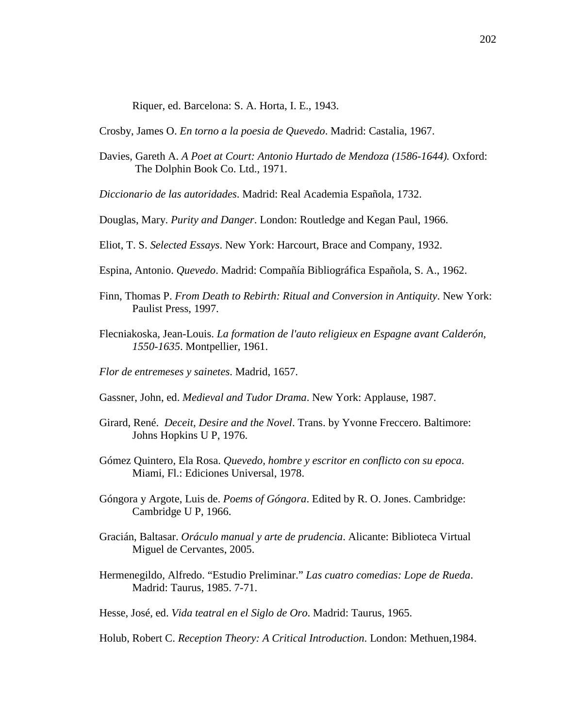Riquer, ed. Barcelona: S. A. Horta, I. E., 1943.

Crosby, James O. *En torno a la poesia de Quevedo*. Madrid: Castalia, 1967.

Davies, Gareth A. *A Poet at Court: Antonio Hurtado de Mendoza (1586-1644).* Oxford: The Dolphin Book Co. Ltd., 1971.

*Diccionario de las autoridades*. Madrid: Real Academia Española, 1732.

Douglas, Mary. *Purity and Danger*. London: Routledge and Kegan Paul, 1966.

Eliot, T. S. *Selected Essays*. New York: Harcourt, Brace and Company, 1932.

Espina, Antonio. *Quevedo*. Madrid: Compañía Bibliográfica Española, S. A., 1962.

Finn, Thomas P. *From Death to Rebirth: Ritual and Conversion in Antiquity*. New York: Paulist Press, 1997.

Flecniakoska, Jean-Louis. *La formation de l'auto religieux en Espagne avant Calderón, 1550-1635*. Montpellier, 1961.

*Flor de entremeses y sainetes*. Madrid, 1657.

Gassner, John, ed. *Medieval and Tudor Drama*. New York: Applause, 1987.

Girard, René. *Deceit, Desire and the Novel*. Trans. by Yvonne Freccero. Baltimore: Johns Hopkins U P, 1976.

Gómez Quintero, Ela Rosa. *Quevedo, hombre y escritor en conflicto con su epoca*. Miami, Fl.: Ediciones Universal, 1978.

Góngora y Argote, Luis de. *Poems of Góngora*. Edited by R. O. Jones. Cambridge: Cambridge U P, 1966.

Gracián, Baltasar. *Oráculo manual y arte de prudencia*. Alicante: Biblioteca Virtual Miguel de Cervantes, 2005.

Hermenegildo, Alfredo. "Estudio Preliminar." *Las cuatro comedias: Lope de Rueda*. Madrid: Taurus, 1985. 7-71.

Hesse, José, ed. *Vida teatral en el Siglo de Oro*. Madrid: Taurus, 1965.

Holub, Robert C. *Reception Theory: A Critical Introduction*. London: Methuen,1984.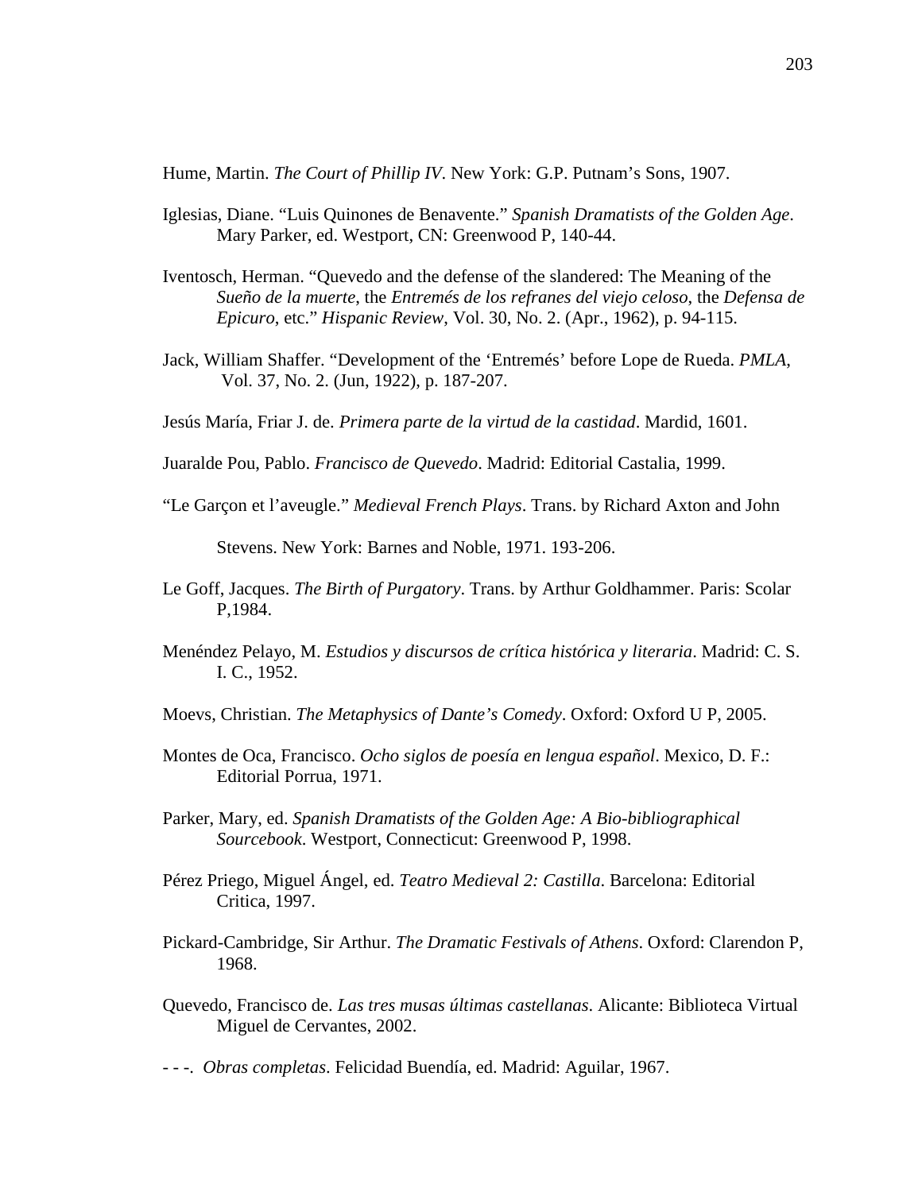Hume, Martin. *The Court of Phillip IV*. New York: G.P. Putnam's Sons, 1907.

Iglesias, Diane. "Luis Quinones de Benavente." *Spanish Dramatists of the Golden Age*. Mary Parker, ed. Westport, CN: Greenwood P, 140-44.

Iventosch, Herman. "Quevedo and the defense of the slandered: The Meaning of the *Sueño de la muerte*, the *Entremés de los refranes del viejo celoso*, the *Defensa de Epicuro*, etc." *Hispanic Review*, Vol. 30, No. 2. (Apr., 1962), p. 94-115.

Jack, William Shaffer. "Development of the 'Entremés' before Lope de Rueda. *PMLA*, Vol. 37, No. 2. (Jun, 1922), p. 187-207.

Jesús María, Friar J. de. *Primera parte de la virtud de la castidad*. Mardid, 1601.

Juaralde Pou, Pablo. *Francisco de Quevedo*. Madrid: Editorial Castalia, 1999.

"Le Garçon et l'aveugle." *Medieval French Plays*. Trans. by Richard Axton and John Stevens. New York: Barnes and Noble, 1971. 193-206.

Le Goff, Jacques. *The Birth of Purgatory*. Trans. by Arthur Goldhammer. Paris: Scolar P,1984.

Menéndez Pelayo, M. *Estudios y discursos de crítica histórica y literaria*. Madrid: C. S. I. C., 1952.

Moevs, Christian. *The Metaphysics of Dante's Comedy*. Oxford: Oxford U P, 2005.

Montes de Oca, Francisco. *Ocho siglos de poesía en lengua español*. Mexico, D. F.: Editorial Porrua, 1971.

Parker, Mary, ed. *Spanish Dramatists of the Golden Age: A Bio-bibliographical Sourcebook*. Westport, Connecticut: Greenwood P, 1998.

Pérez Priego, Miguel Ángel, ed. *Teatro Medieval 2: Castilla*. Barcelona: Editorial Critica, 1997.

Pickard-Cambridge, Sir Arthur. *The Dramatic Festivals of Athens*. Oxford: Clarendon P, 1968.

Quevedo, Francisco de. *Las tres musas últimas castellanas*. Alicante: Biblioteca Virtual Miguel de Cervantes, 2002.

- - -. *Obras completas*. Felicidad Buendía, ed. Madrid: Aguilar, 1967.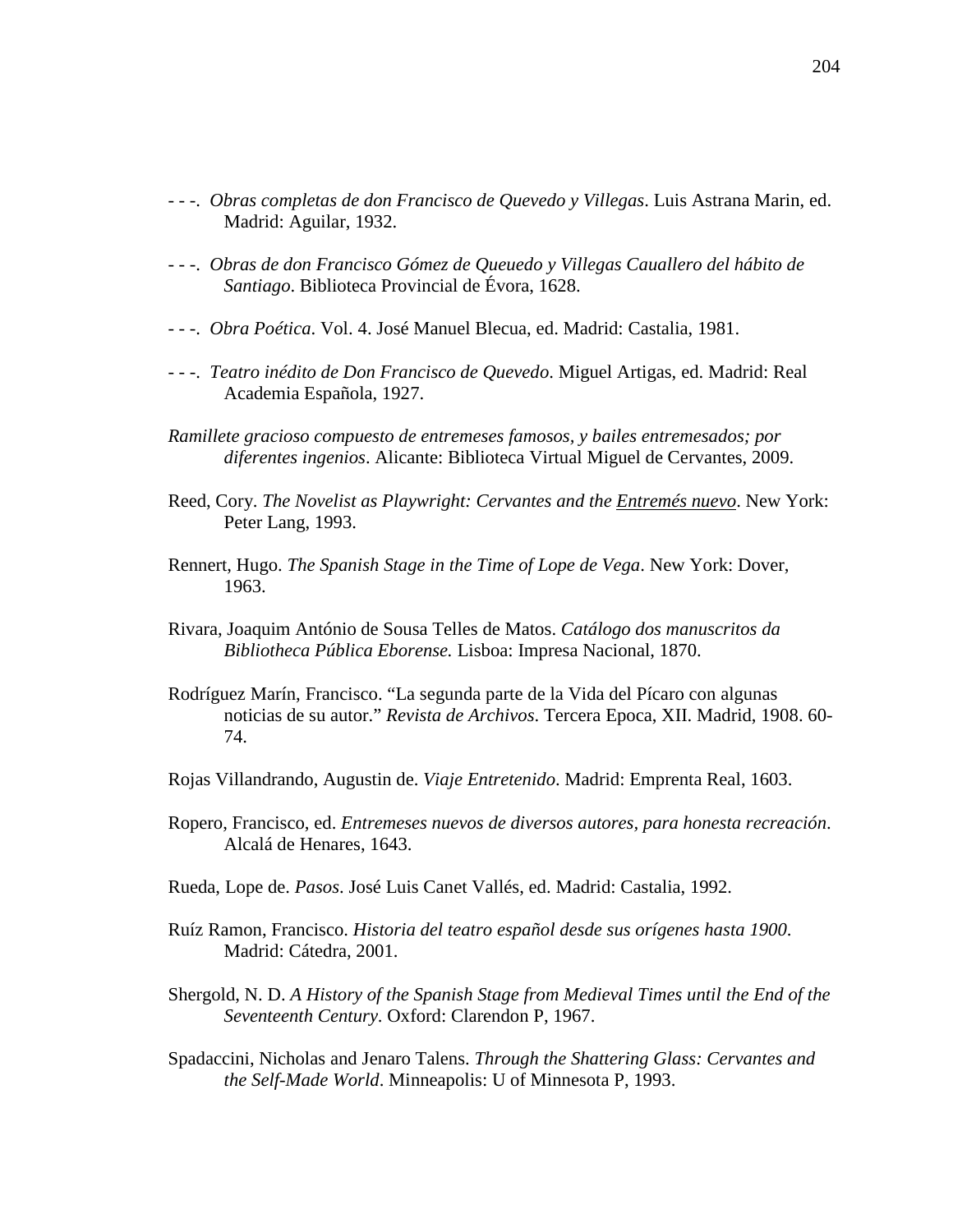- - -. *Obras completas de don Francisco de Quevedo y Villegas*. Luis Astrana Marin, ed. Madrid: Aguilar, 1932.

- - -. *Obras de don Francisco Gómez de Queuedo y Villegas Cauallero del hábito de Santiago*. Biblioteca Provincial de Évora, 1628.

- - -. *Obra Poética*. Vol. 4. José Manuel Blecua, ed. Madrid: Castalia, 1981.

- - -. *Teatro inédito de Don Francisco de Quevedo*. Miguel Artigas, ed. Madrid: Real Academia Española, 1927.

*Ramillete gracioso compuesto de entremeses famosos, y bailes entremesados; por diferentes ingenios*. Alicante: Biblioteca Virtual Miguel de Cervantes, 2009.

Reed, Cory. *The Novelist as Playwright: Cervantes and the* <u>Entremés nuevo</u>. New York: Peter Lang, 1993.

Rennert, Hugo. *The Spanish Stage in the Time of Lope de Vega*. New York: Dover, 1963.

Rivara, Joaquim António de Sousa Telles de Matos. *Catálogo dos manuscritos da Bibliotheca Pública Eborense.* Lisboa: Impresa Nacional, 1870.

Rodríguez Marín, Francisco. "La segunda parte de la Vida del Pícaro con algunas noticias de su autor." *Revista de Archivos*. Tercera Epoca, XII. Madrid, 1908. 60-74.

Rojas Villandrando, Augustin de. *Viaje Entretenido*. Madrid: Emprenta Real, 1603.

Ropero, Francisco, ed. *Entremeses nuevos de diversos autores, para honesta recreación*. Alcalá de Henares, 1643.

Rueda, Lope de. *Pasos*. José Luis Canet Vallés, ed. Madrid: Castalia, 1992.

Ruíz Ramon, Francisco. *Historia del teatro español desde sus orígenes hasta 1900*. Madrid: Cátedra, 2001.

Shergold, N. D. *A History of the Spanish Stage from Medieval Times until the End of the Seventeenth Century*. Oxford: Clarendon P, 1967.

Spadaccini, Nicholas and Jenaro Talens. *Through the Shattering Glass: Cervantes and the Self-Made World*. Minneapolis: U of Minnesota P, 1993.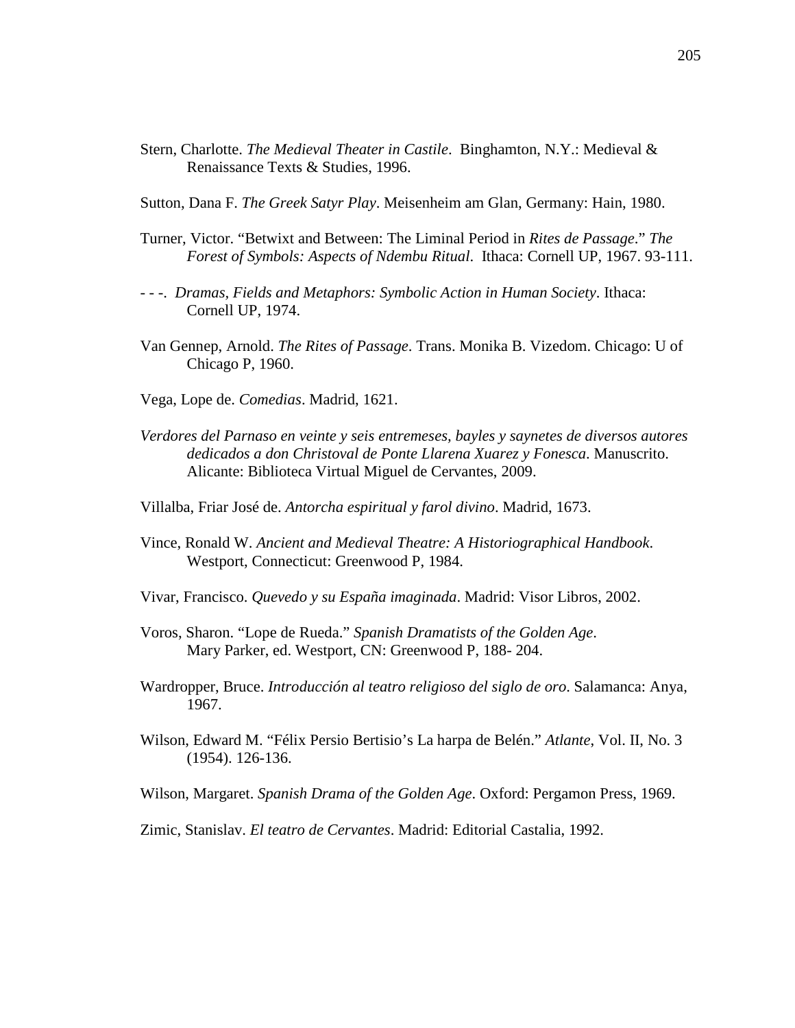Stern, Charlotte. *The Medieval Theater in Castile*. Binghamton, N.Y.: Medieval & Renaissance Texts & Studies, 1996.

Sutton, Dana F. *The Greek Satyr Play*. Meisenheim am Glan, Germany: Hain, 1980.

Turner, Victor. "Betwixt and Between: The Liminal Period in *Rites de Passage*." *The Forest of Symbols: Aspects of Ndembu Ritual*. Ithaca: Cornell UP, 1967. 93-111.

- - -. *Dramas, Fields and Metaphors: Symbolic Action in Human Society*. Ithaca: Cornell UP, 1974.

Van Gennep, Arnold. *The Rites of Passage*. Trans. Monika B. Vizedom. Chicago: U of Chicago P, 1960.

Vega, Lope de. *Comedias*. Madrid, 1621.

*Verdores del Parnaso en veinte y seis entremeses, bayles y saynetes de diversos autores dedicados a don Christoval de Ponte Llarena Xuarez y Fonesca*. Manuscrito. Alicante: Biblioteca Virtual Miguel de Cervantes, 2009.

Villalba, Friar José de. *Antorcha espiritual y farol divino*. Madrid, 1673.

Vince, Ronald W. *Ancient and Medieval Theatre: A Historiographical Handbook*. Westport, Connecticut: Greenwood P, 1984.

Vivar, Francisco. *Quevedo y su España imaginada*. Madrid: Visor Libros, 2002.

Voros, Sharon. "Lope de Rueda." *Spanish Dramatists of the Golden Age*. Mary Parker, ed. Westport, CN: Greenwood P, 188- 204.

Wardropper, Bruce. *Introducción al teatro religioso del siglo de oro*. Salamanca: Anya, 1967.

Wilson, Edward M. "Félix Persio Bertisio's La harpa de Belén." *Atlante*, Vol. II, No. 3 (1954). 126-136.

Wilson, Margaret. *Spanish Drama of the Golden Age*. Oxford: Pergamon Press, 1969.

Zimic, Stanislav. *El teatro de Cervantes*. Madrid: Editorial Castalia, 1992.